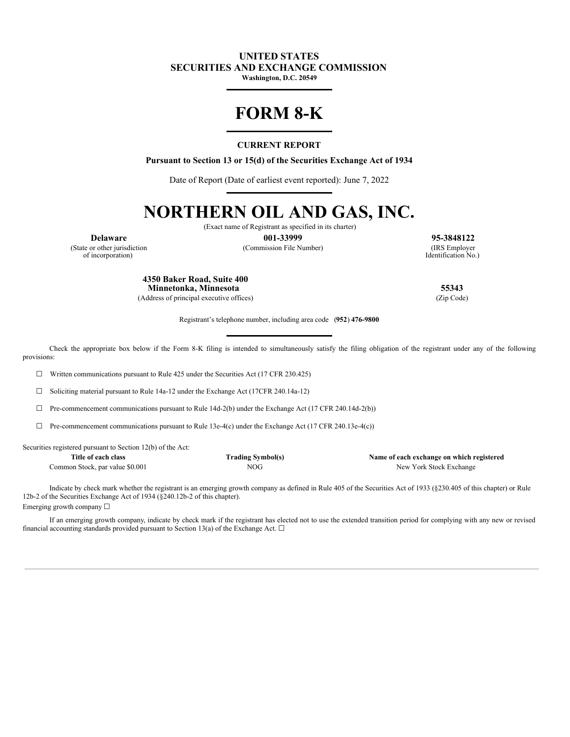**UNITED STATES**
**SECURITIES AND EXCHANGE COMMISSION**
**Washington, D.C. 20549**

# FORM 8-K

**CURRENT REPORT**

**Pursuant to Section 13 or 15(d) of the Securities Exchange Act of 1934**

Date of Report (Date of earliest event reported): June 7, 2022

# NORTHERN OIL AND GAS, INC.

(Exact name of Registrant as specified in its charter)

| **Delaware** | **001-33999** | **95-3848122** |
|---|---|---|
| (State or other jurisdiction of incorporation) | (Commission File Number) | (IRS Employer Identification No.) |

| **4350 Baker Road, Suite 400 Minnetonka, Minnesota** | **55343** |
|---|---|
| (Address of principal executive offices) | (Zip Code) |

Registrant's telephone number, including area code **(952) 476-9800**

Check the appropriate box below if the Form 8-K filing is intended to simultaneously satisfy the filing obligation of the registrant under any of the following provisions:

☐ Written communications pursuant to Rule 425 under the Securities Act (17 CFR 230.425)

☐ Soliciting material pursuant to Rule 14a-12 under the Exchange Act (17CFR 240.14a-12)

☐ Pre-commencement communications pursuant to Rule 14d-2(b) under the Exchange Act (17 CFR 240.14d-2(b))

☐ Pre-commencement communications pursuant to Rule 13e-4(c) under the Exchange Act (17 CFR 240.13e-4(c))

Securities registered pursuant to Section 12(b) of the Act:

| **Title of each class** | **Trading Symbol(s)** | **Name of each exchange on which registered** |
|---|---|---|
| Common Stock, par value $0.001 | NOG | New York Stock Exchange |

Indicate by check mark whether the registrant is an emerging growth company as defined in Rule 405 of the Securities Act of 1933 (§230.405 of this chapter) or Rule 12b-2 of the Securities Exchange Act of 1934 (§240.12b-2 of this chapter).

Emerging growth company ☐

If an emerging growth company, indicate by check mark if the registrant has elected not to use the extended transition period for complying with any new or revised financial accounting standards provided pursuant to Section 13(a) of the Exchange Act. ☐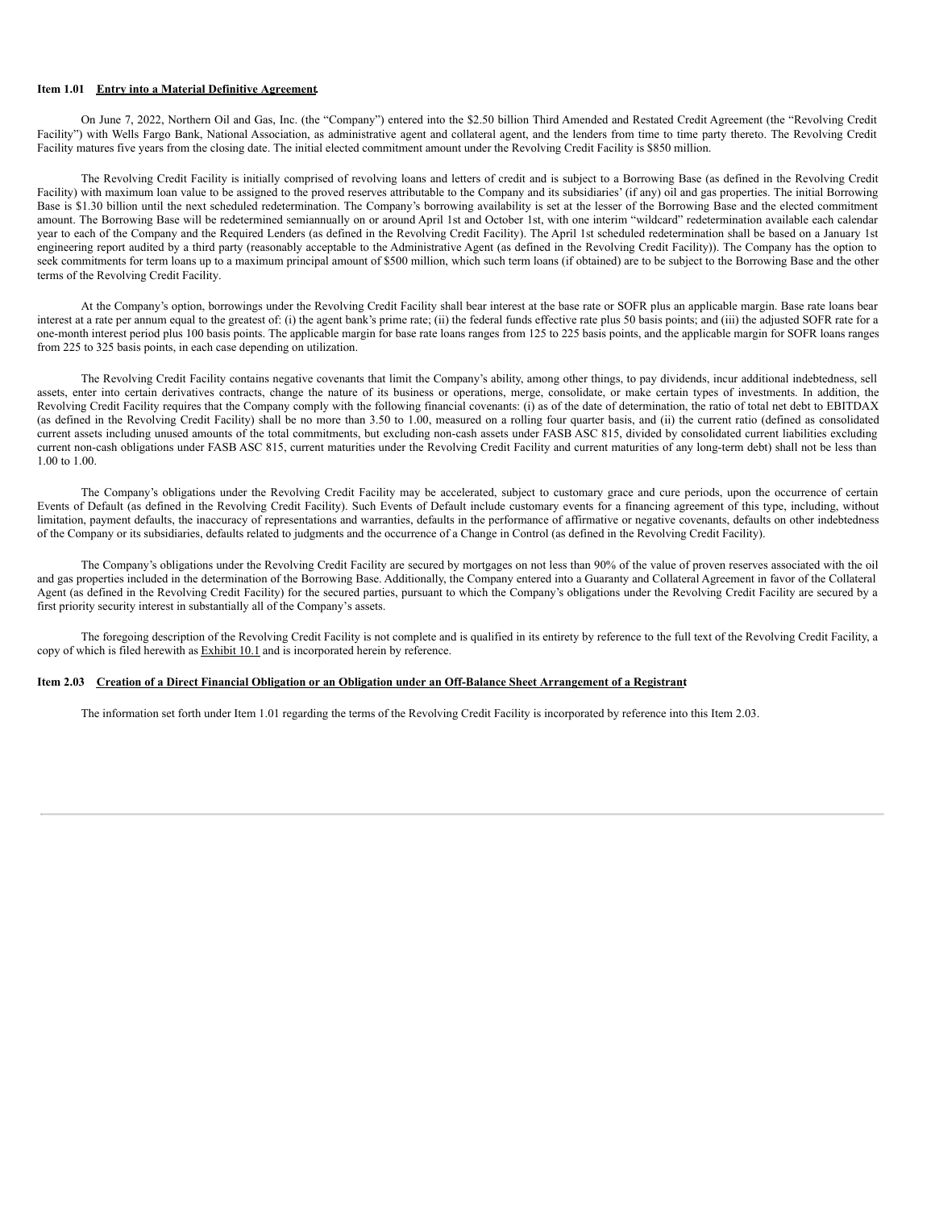**Item 1.01 Entry into a Material Definitive Agreement.**

On June 7, 2022, Northern Oil and Gas, Inc. (the "Company") entered into the $2.50 billion Third Amended and Restated Credit Agreement (the "Revolving Credit Facility") with Wells Fargo Bank, National Association, as administrative agent and collateral agent, and the lenders from time to time party thereto. The Revolving Credit Facility matures five years from the closing date. The initial elected commitment amount under the Revolving Credit Facility is $850 million.

The Revolving Credit Facility is initially comprised of revolving loans and letters of credit and is subject to a Borrowing Base (as defined in the Revolving Credit Facility) with maximum loan value to be assigned to the proved reserves attributable to the Company and its subsidiaries' (if any) oil and gas properties. The initial Borrowing Base is $1.30 billion until the next scheduled redetermination. The Company's borrowing availability is set at the lesser of the Borrowing Base and the elected commitment amount. The Borrowing Base will be redetermined semiannually on or around April 1st and October 1st, with one interim "wildcard" redetermination available each calendar year to each of the Company and the Required Lenders (as defined in the Revolving Credit Facility). The April 1st scheduled redetermination shall be based on a January 1st engineering report audited by a third party (reasonably acceptable to the Administrative Agent (as defined in the Revolving Credit Facility)). The Company has the option to seek commitments for term loans up to a maximum principal amount of $500 million, which such term loans (if obtained) are to be subject to the Borrowing Base and the other terms of the Revolving Credit Facility.

At the Company's option, borrowings under the Revolving Credit Facility shall bear interest at the base rate or SOFR plus an applicable margin. Base rate loans bear interest at a rate per annum equal to the greatest of: (i) the agent bank's prime rate; (ii) the federal funds effective rate plus 50 basis points; and (iii) the adjusted SOFR rate for a one-month interest period plus 100 basis points. The applicable margin for base rate loans ranges from 125 to 225 basis points, and the applicable margin for SOFR loans ranges from 225 to 325 basis points, in each case depending on utilization.

The Revolving Credit Facility contains negative covenants that limit the Company's ability, among other things, to pay dividends, incur additional indebtedness, sell assets, enter into certain derivatives contracts, change the nature of its business or operations, merge, consolidate, or make certain types of investments. In addition, the Revolving Credit Facility requires that the Company comply with the following financial covenants: (i) as of the date of determination, the ratio of total net debt to EBITDAX (as defined in the Revolving Credit Facility) shall be no more than 3.50 to 1.00, measured on a rolling four quarter basis, and (ii) the current ratio (defined as consolidated current assets including unused amounts of the total commitments, but excluding non-cash assets under FASB ASC 815, divided by consolidated current liabilities excluding current non-cash obligations under FASB ASC 815, current maturities under the Revolving Credit Facility and current maturities of any long-term debt) shall not be less than 1.00 to 1.00.

The Company's obligations under the Revolving Credit Facility may be accelerated, subject to customary grace and cure periods, upon the occurrence of certain Events of Default (as defined in the Revolving Credit Facility). Such Events of Default include customary events for a financing agreement of this type, including, without limitation, payment defaults, the inaccuracy of representations and warranties, defaults in the performance of affirmative or negative covenants, defaults on other indebtedness of the Company or its subsidiaries, defaults related to judgments and the occurrence of a Change in Control (as defined in the Revolving Credit Facility).

The Company's obligations under the Revolving Credit Facility are secured by mortgages on not less than 90% of the value of proven reserves associated with the oil and gas properties included in the determination of the Borrowing Base. Additionally, the Company entered into a Guaranty and Collateral Agreement in favor of the Collateral Agent (as defined in the Revolving Credit Facility) for the secured parties, pursuant to which the Company's obligations under the Revolving Credit Facility are secured by a first priority security interest in substantially all of the Company's assets.

The foregoing description of the Revolving Credit Facility is not complete and is qualified in its entirety by reference to the full text of the Revolving Credit Facility, a copy of which is filed herewith as Exhibit 10.1 and is incorporated herein by reference.

**Item 2.03 Creation of a Direct Financial Obligation or an Obligation under an Off-Balance Sheet Arrangement of a Registrant**

The information set forth under Item 1.01 regarding the terms of the Revolving Credit Facility is incorporated by reference into this Item 2.03.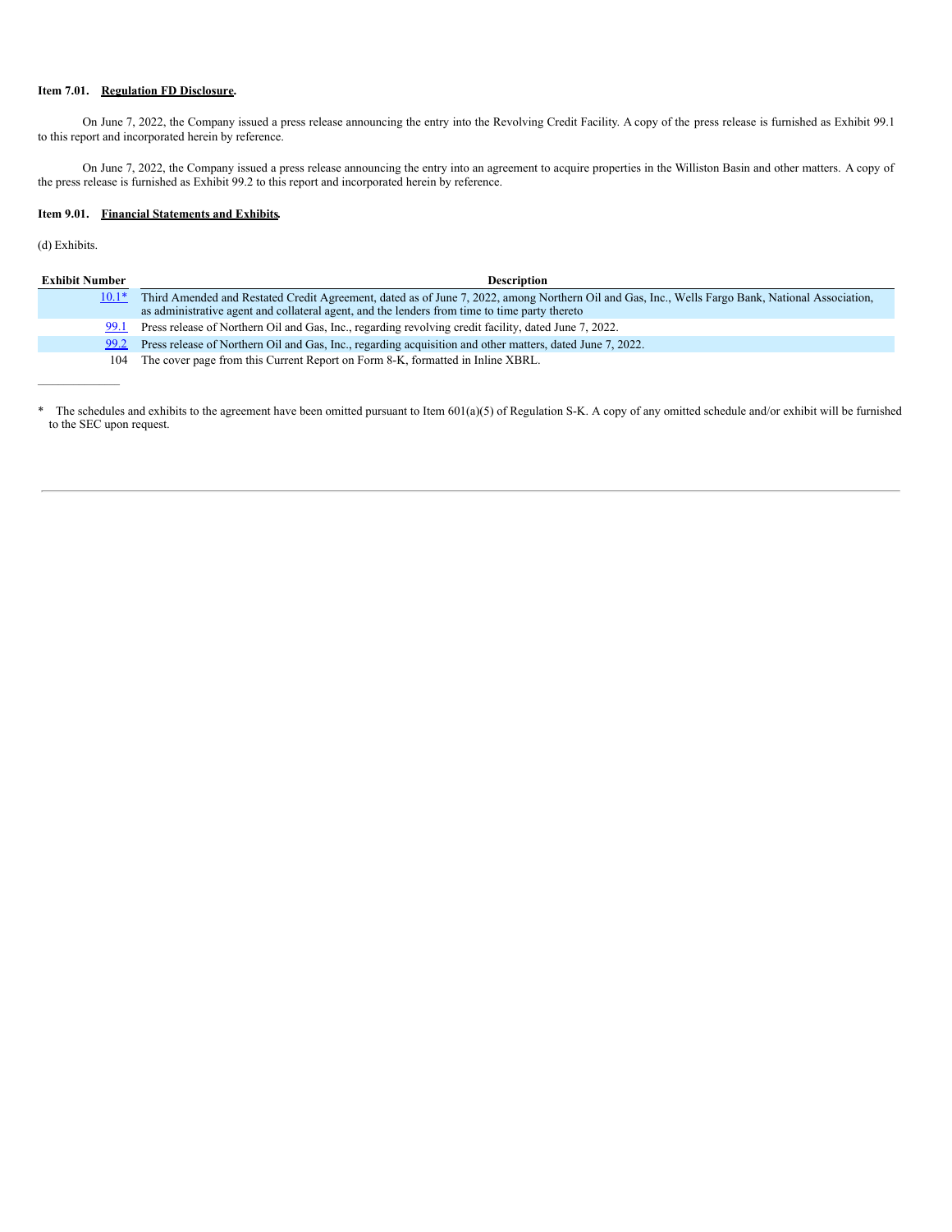**Item 7.01. Regulation FD Disclosure.**

On June 7, 2022, the Company issued a press release announcing the entry into the Revolving Credit Facility. A copy of the press release is furnished as Exhibit 99.1 to this report and incorporated herein by reference.

On June 7, 2022, the Company issued a press release announcing the entry into an agreement to acquire properties in the Williston Basin and other matters. A copy of the press release is furnished as Exhibit 99.2 to this report and incorporated herein by reference.

**Item 9.01. Financial Statements and Exhibits.**

(d) Exhibits.

| Exhibit Number | Description |
|---|---|
| 10.1* | Third Amended and Restated Credit Agreement, dated as of June 7, 2022, among Northern Oil and Gas, Inc., Wells Fargo Bank, National Association, as administrative agent and collateral agent, and the lenders from time to time party thereto |
| 99.1 | Press release of Northern Oil and Gas, Inc., regarding revolving credit facility, dated June 7, 2022. |
| 99.2 | Press release of Northern Oil and Gas, Inc., regarding acquisition and other matters, dated June 7, 2022. |
| 104 | The cover page from this Current Report on Form 8-K, formatted in Inline XBRL. |

---

\* The schedules and exhibits to the agreement have been omitted pursuant to Item 601(a)(5) of Regulation S-K. A copy of any omitted schedule and/or exhibit will be furnished to the SEC upon request.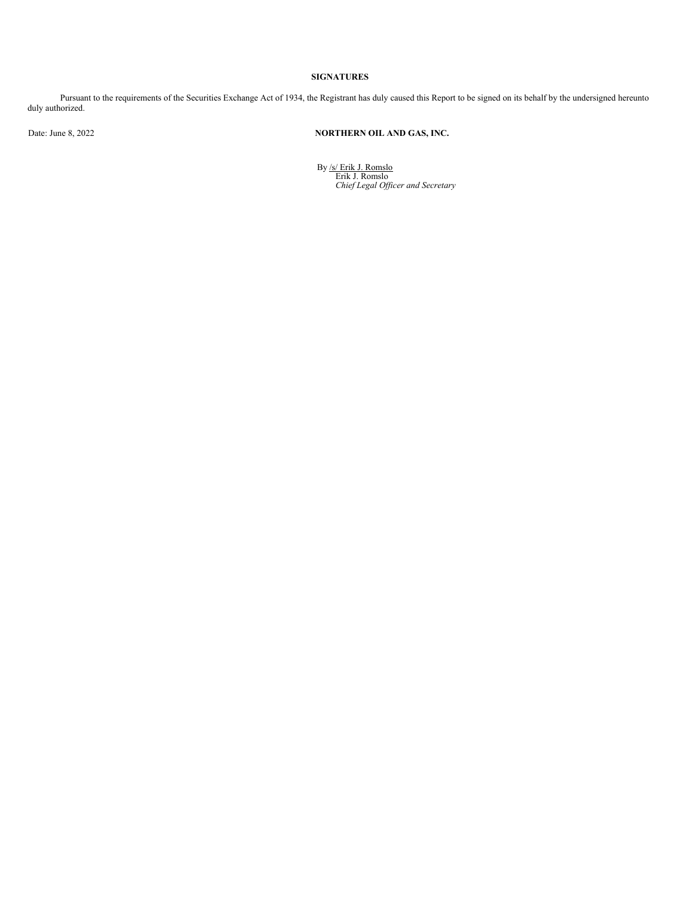**SIGNATURES**

Pursuant to the requirements of the Securities Exchange Act of 1934, the Registrant has duly caused this Report to be signed on its behalf by the undersigned hereunto duly authorized.

Date: June 8, 2022

**NORTHERN OIL AND GAS, INC.**

By /s/ Erik J. Romslo
Erik J. Romslo
*Chief Legal Officer and Secretary*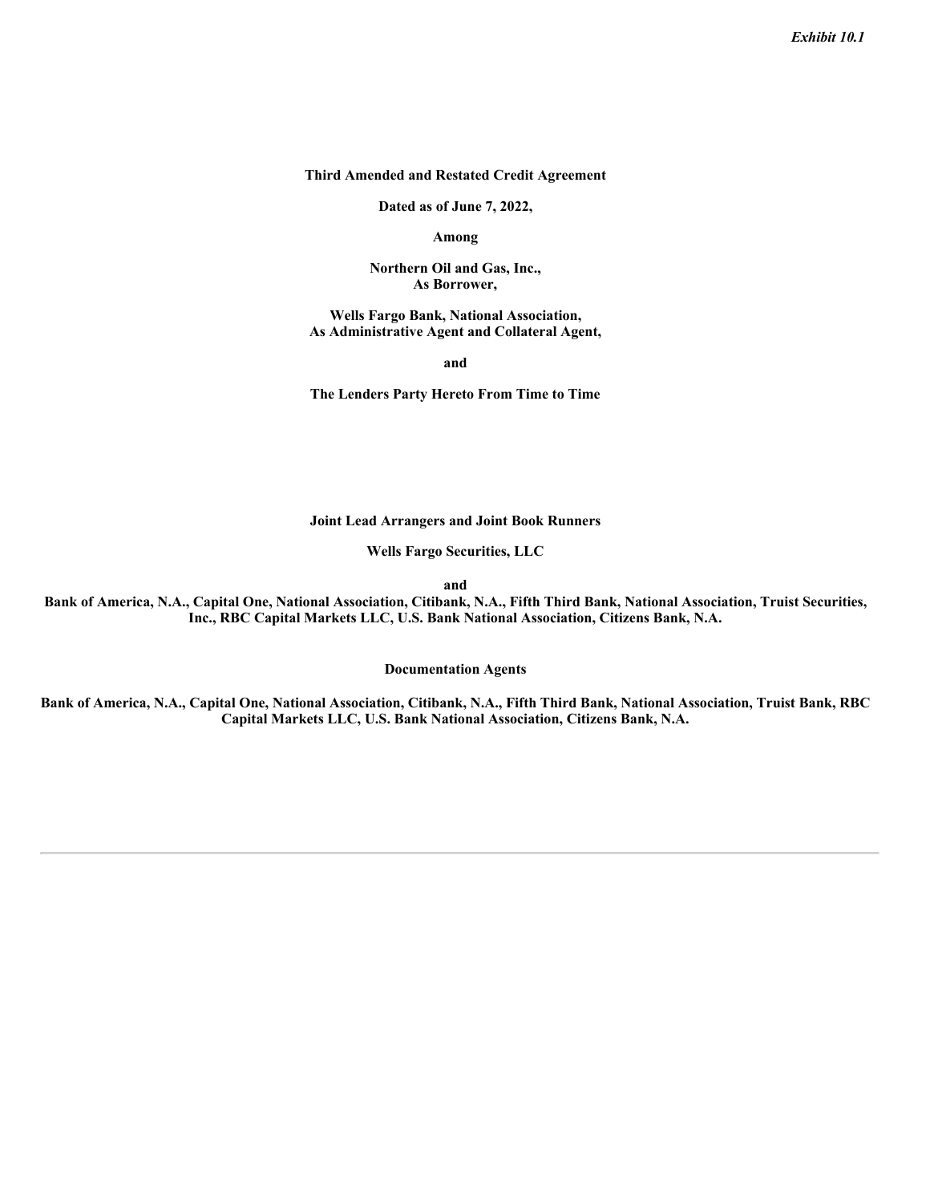*Exhibit 10.1*

**Third Amended and Restated Credit Agreement**

**Dated as of June 7, 2022,**

**Among**

**Northern Oil and Gas, Inc.,**
**As Borrower,**

**Wells Fargo Bank, National Association,**
**As Administrative Agent and Collateral Agent,**

**and**

**The Lenders Party Hereto From Time to Time**

**Joint Lead Arrangers and Joint Book Runners**

**Wells Fargo Securities, LLC**

**and**

**Bank of America, N.A., Capital One, National Association, Citibank, N.A., Fifth Third Bank, National Association, Truist Securities, Inc., RBC Capital Markets LLC, U.S. Bank National Association, Citizens Bank, N.A.**

**Documentation Agents**

**Bank of America, N.A., Capital One, National Association, Citibank, N.A., Fifth Third Bank, National Association, Truist Bank, RBC Capital Markets LLC, U.S. Bank National Association, Citizens Bank, N.A.**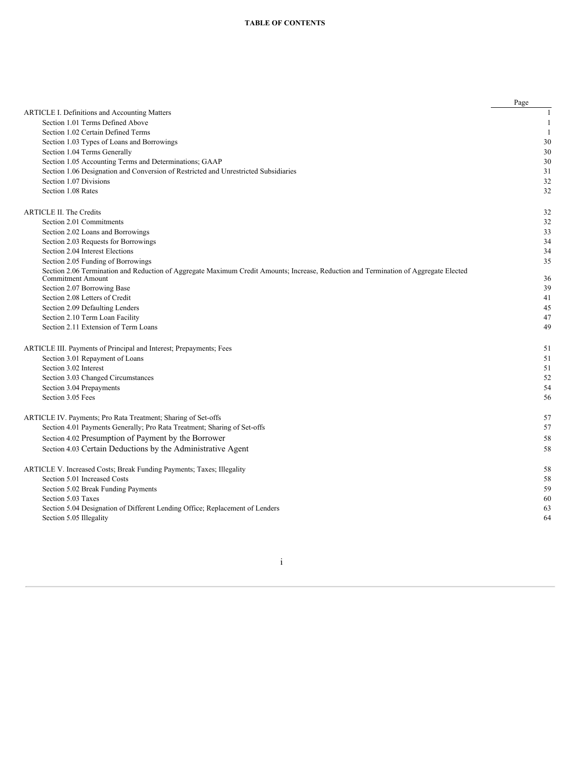**TABLE OF CONTENTS**

| | Page |
|---|---|
| ARTICLE I. Definitions and Accounting Matters | 1 |
| Section 1.01 Terms Defined Above | 1 |
| Section 1.02 Certain Defined Terms | 1 |
| Section 1.03 Types of Loans and Borrowings | 30 |
| Section 1.04 Terms Generally | 30 |
| Section 1.05 Accounting Terms and Determinations; GAAP | 30 |
| Section 1.06 Designation and Conversion of Restricted and Unrestricted Subsidiaries | 31 |
| Section 1.07 Divisions | 32 |
| Section 1.08 Rates | 32 |
| ARTICLE II. The Credits | 32 |
| Section 2.01 Commitments | 32 |
| Section 2.02 Loans and Borrowings | 33 |
| Section 2.03 Requests for Borrowings | 34 |
| Section 2.04 Interest Elections | 34 |
| Section 2.05 Funding of Borrowings | 35 |
| Section 2.06 Termination and Reduction of Aggregate Maximum Credit Amounts; Increase, Reduction and Termination of Aggregate Elected Commitment Amount | 36 |
| Section 2.07 Borrowing Base | 39 |
| Section 2.08 Letters of Credit | 41 |
| Section 2.09 Defaulting Lenders | 45 |
| Section 2.10 Term Loan Facility | 47 |
| Section 2.11 Extension of Term Loans | 49 |
| ARTICLE III. Payments of Principal and Interest; Prepayments; Fees | 51 |
| Section 3.01 Repayment of Loans | 51 |
| Section 3.02 Interest | 51 |
| Section 3.03 Changed Circumstances | 52 |
| Section 3.04 Prepayments | 54 |
| Section 3.05 Fees | 56 |
| ARTICLE IV. Payments; Pro Rata Treatment; Sharing of Set-offs | 57 |
| Section 4.01 Payments Generally; Pro Rata Treatment; Sharing of Set-offs | 57 |
| Section 4.02 Presumption of Payment by the Borrower | 58 |
| Section 4.03 Certain Deductions by the Administrative Agent | 58 |
| ARTICLE V. Increased Costs; Break Funding Payments; Taxes; Illegality | 58 |
| Section 5.01 Increased Costs | 58 |
| Section 5.02 Break Funding Payments | 59 |
| Section 5.03 Taxes | 60 |
| Section 5.04 Designation of Different Lending Office; Replacement of Lenders | 63 |
| Section 5.05 Illegality | 64 |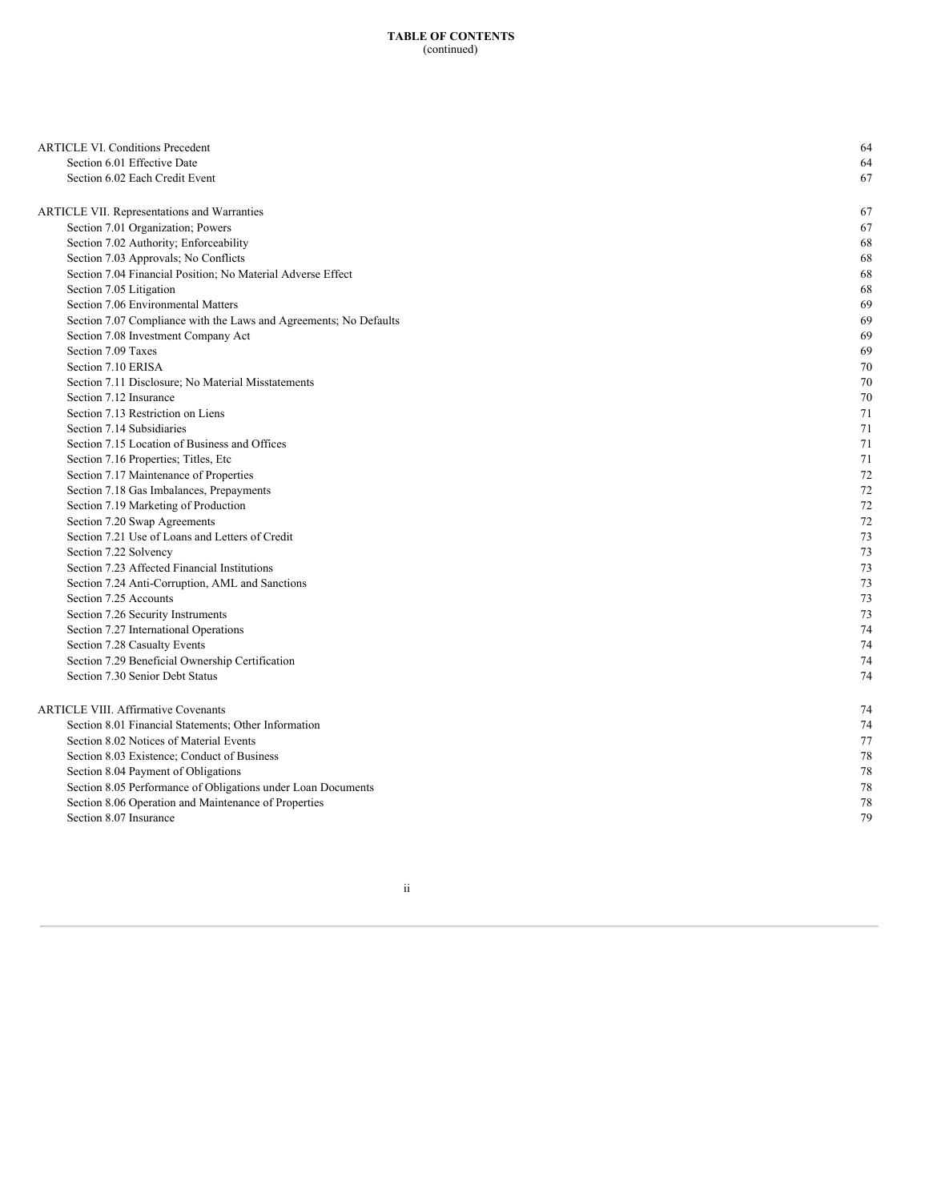**TABLE OF CONTENTS**
(continued)

| | |
|---|---|
| ARTICLE VI. Conditions Precedent | 64 |
| Section 6.01 Effective Date | 64 |
| Section 6.02 Each Credit Event | 67 |
| | |
| ARTICLE VII. Representations and Warranties | 67 |
| Section 7.01 Organization; Powers | 67 |
| Section 7.02 Authority; Enforceability | 68 |
| Section 7.03 Approvals; No Conflicts | 68 |
| Section 7.04 Financial Position; No Material Adverse Effect | 68 |
| Section 7.05 Litigation | 68 |
| Section 7.06 Environmental Matters | 69 |
| Section 7.07 Compliance with the Laws and Agreements; No Defaults | 69 |
| Section 7.08 Investment Company Act | 69 |
| Section 7.09 Taxes | 69 |
| Section 7.10 ERISA | 70 |
| Section 7.11 Disclosure; No Material Misstatements | 70 |
| Section 7.12 Insurance | 70 |
| Section 7.13 Restriction on Liens | 71 |
| Section 7.14 Subsidiaries | 71 |
| Section 7.15 Location of Business and Offices | 71 |
| Section 7.16 Properties; Titles, Etc | 71 |
| Section 7.17 Maintenance of Properties | 72 |
| Section 7.18 Gas Imbalances, Prepayments | 72 |
| Section 7.19 Marketing of Production | 72 |
| Section 7.20 Swap Agreements | 72 |
| Section 7.21 Use of Loans and Letters of Credit | 73 |
| Section 7.22 Solvency | 73 |
| Section 7.23 Affected Financial Institutions | 73 |
| Section 7.24 Anti-Corruption, AML and Sanctions | 73 |
| Section 7.25 Accounts | 73 |
| Section 7.26 Security Instruments | 73 |
| Section 7.27 International Operations | 74 |
| Section 7.28 Casualty Events | 74 |
| Section 7.29 Beneficial Ownership Certification | 74 |
| Section 7.30 Senior Debt Status | 74 |
| | |
| ARTICLE VIII. Affirmative Covenants | 74 |
| Section 8.01 Financial Statements; Other Information | 74 |
| Section 8.02 Notices of Material Events | 77 |
| Section 8.03 Existence; Conduct of Business | 78 |
| Section 8.04 Payment of Obligations | 78 |
| Section 8.05 Performance of Obligations under Loan Documents | 78 |
| Section 8.06 Operation and Maintenance of Properties | 78 |
| Section 8.07 Insurance | 79 |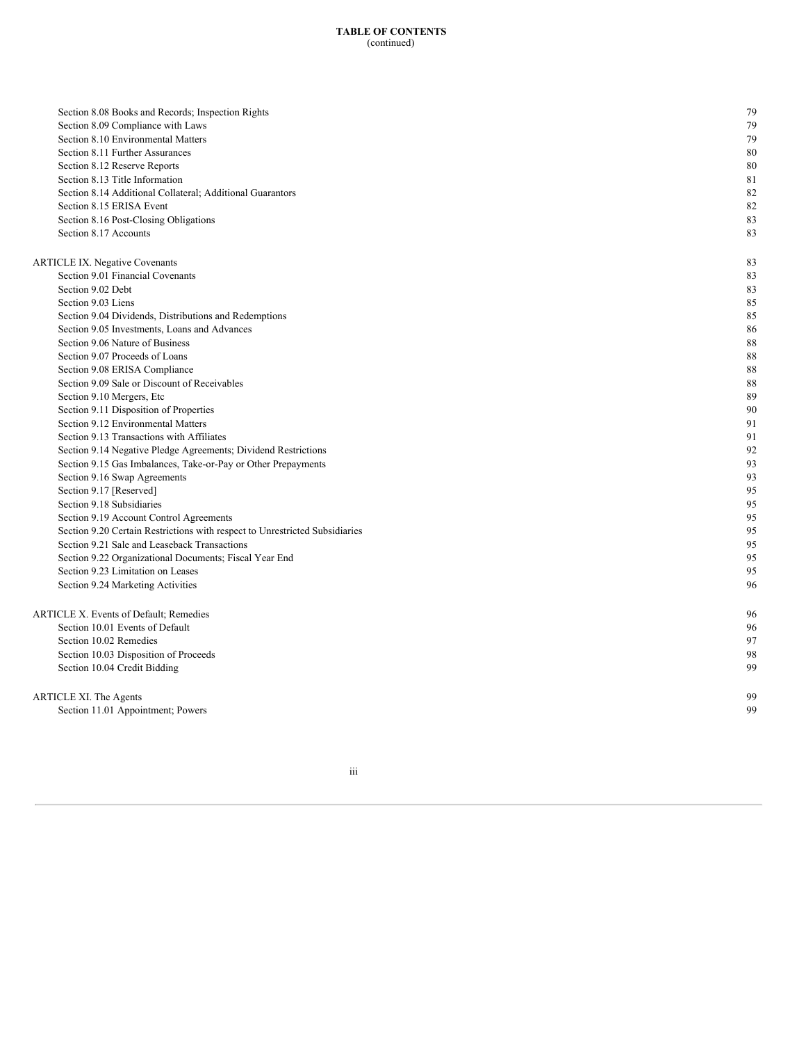**TABLE OF CONTENTS**
(continued)

| | |
|---|---|
| Section 8.08 Books and Records; Inspection Rights | 79 |
| Section 8.09 Compliance with Laws | 79 |
| Section 8.10 Environmental Matters | 79 |
| Section 8.11 Further Assurances | 80 |
| Section 8.12 Reserve Reports | 80 |
| Section 8.13 Title Information | 81 |
| Section 8.14 Additional Collateral; Additional Guarantors | 82 |
| Section 8.15 ERISA Event | 82 |
| Section 8.16 Post-Closing Obligations | 83 |
| Section 8.17 Accounts | 83 |
| | |
| ARTICLE IX. Negative Covenants | 83 |
| Section 9.01 Financial Covenants | 83 |
| Section 9.02 Debt | 83 |
| Section 9.03 Liens | 85 |
| Section 9.04 Dividends, Distributions and Redemptions | 85 |
| Section 9.05 Investments, Loans and Advances | 86 |
| Section 9.06 Nature of Business | 88 |
| Section 9.07 Proceeds of Loans | 88 |
| Section 9.08 ERISA Compliance | 88 |
| Section 9.09 Sale or Discount of Receivables | 88 |
| Section 9.10 Mergers, Etc | 89 |
| Section 9.11 Disposition of Properties | 90 |
| Section 9.12 Environmental Matters | 91 |
| Section 9.13 Transactions with Affiliates | 91 |
| Section 9.14 Negative Pledge Agreements; Dividend Restrictions | 92 |
| Section 9.15 Gas Imbalances, Take-or-Pay or Other Prepayments | 93 |
| Section 9.16 Swap Agreements | 93 |
| Section 9.17 [Reserved] | 95 |
| Section 9.18 Subsidiaries | 95 |
| Section 9.19 Account Control Agreements | 95 |
| Section 9.20 Certain Restrictions with respect to Unrestricted Subsidiaries | 95 |
| Section 9.21 Sale and Leaseback Transactions | 95 |
| Section 9.22 Organizational Documents; Fiscal Year End | 95 |
| Section 9.23 Limitation on Leases | 95 |
| Section 9.24 Marketing Activities | 96 |
| | |
| ARTICLE X. Events of Default; Remedies | 96 |
| Section 10.01 Events of Default | 96 |
| Section 10.02 Remedies | 97 |
| Section 10.03 Disposition of Proceeds | 98 |
| Section 10.04 Credit Bidding | 99 |
| | |
| ARTICLE XI. The Agents | 99 |
| Section 11.01 Appointment; Powers | 99 |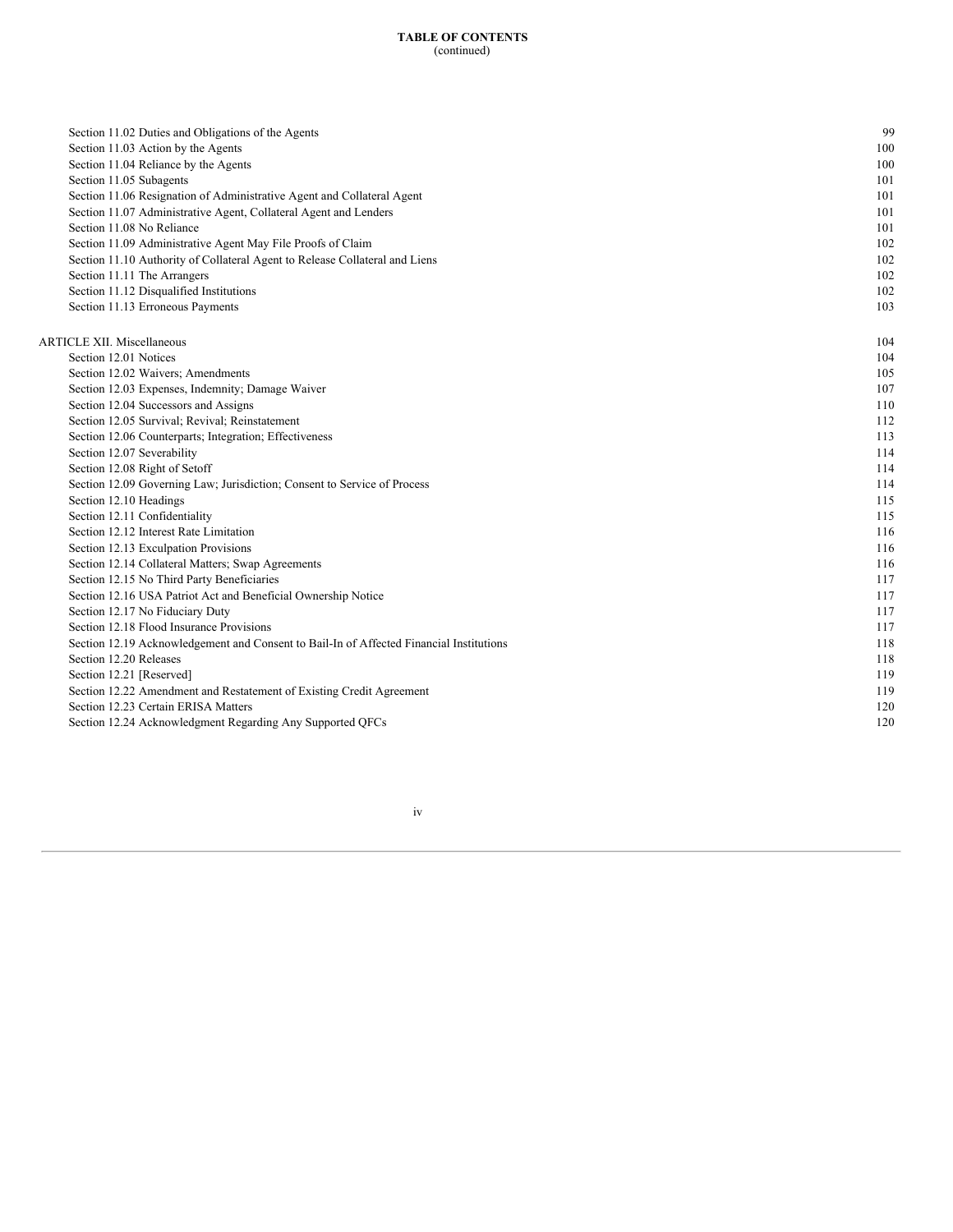**TABLE OF CONTENTS**
(continued)

| | |
|---|---|
| Section 11.02 Duties and Obligations of the Agents | 99 |
| Section 11.03 Action by the Agents | 100 |
| Section 11.04 Reliance by the Agents | 100 |
| Section 11.05 Subagents | 101 |
| Section 11.06 Resignation of Administrative Agent and Collateral Agent | 101 |
| Section 11.07 Administrative Agent, Collateral Agent and Lenders | 101 |
| Section 11.08 No Reliance | 101 |
| Section 11.09 Administrative Agent May File Proofs of Claim | 102 |
| Section 11.10 Authority of Collateral Agent to Release Collateral and Liens | 102 |
| Section 11.11 The Arrangers | 102 |
| Section 11.12 Disqualified Institutions | 102 |
| Section 11.13 Erroneous Payments | 103 |
| | |
| ARTICLE XII. Miscellaneous | 104 |
| Section 12.01 Notices | 104 |
| Section 12.02 Waivers; Amendments | 105 |
| Section 12.03 Expenses, Indemnity; Damage Waiver | 107 |
| Section 12.04 Successors and Assigns | 110 |
| Section 12.05 Survival; Revival; Reinstatement | 112 |
| Section 12.06 Counterparts; Integration; Effectiveness | 113 |
| Section 12.07 Severability | 114 |
| Section 12.08 Right of Setoff | 114 |
| Section 12.09 Governing Law; Jurisdiction; Consent to Service of Process | 114 |
| Section 12.10 Headings | 115 |
| Section 12.11 Confidentiality | 115 |
| Section 12.12 Interest Rate Limitation | 116 |
| Section 12.13 Exculpation Provisions | 116 |
| Section 12.14 Collateral Matters; Swap Agreements | 116 |
| Section 12.15 No Third Party Beneficiaries | 117 |
| Section 12.16 USA Patriot Act and Beneficial Ownership Notice | 117 |
| Section 12.17 No Fiduciary Duty | 117 |
| Section 12.18 Flood Insurance Provisions | 117 |
| Section 12.19 Acknowledgement and Consent to Bail-In of Affected Financial Institutions | 118 |
| Section 12.20 Releases | 118 |
| Section 12.21 [Reserved] | 119 |
| Section 12.22 Amendment and Restatement of Existing Credit Agreement | 119 |
| Section 12.23 Certain ERISA Matters | 120 |
| Section 12.24 Acknowledgment Regarding Any Supported QFCs | 120 |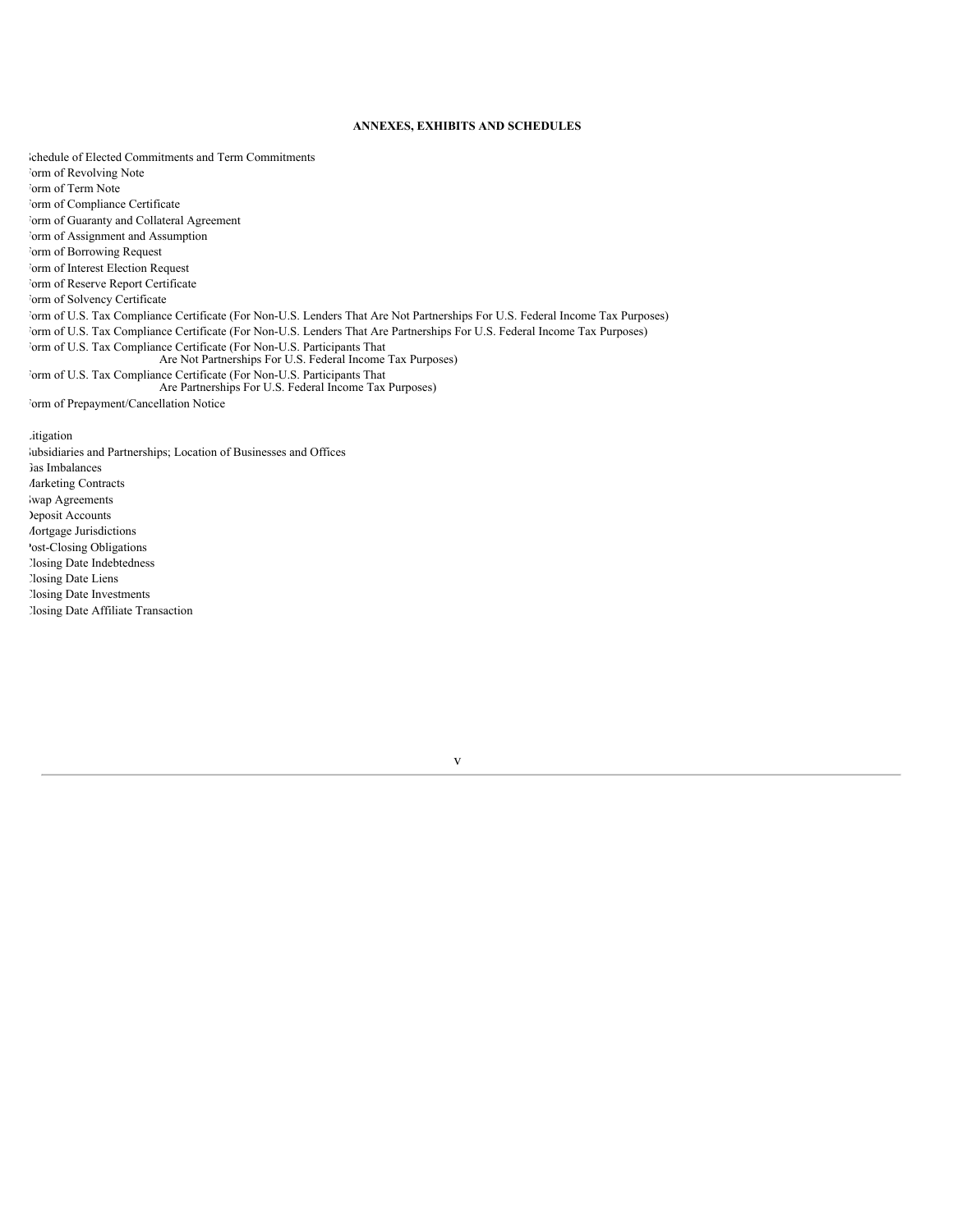**ANNEXES, EXHIBITS AND SCHEDULES**

Schedule of Elected Commitments and Term Commitments
Form of Revolving Note
Form of Term Note
Form of Compliance Certificate
Form of Guaranty and Collateral Agreement
Form of Assignment and Assumption
Form of Borrowing Request
Form of Interest Election Request
Form of Reserve Report Certificate
Form of Solvency Certificate
Form of U.S. Tax Compliance Certificate (For Non-U.S. Lenders That Are Not Partnerships For U.S. Federal Income Tax Purposes)
Form of U.S. Tax Compliance Certificate (For Non-U.S. Lenders That Are Partnerships For U.S. Federal Income Tax Purposes)
Form of U.S. Tax Compliance Certificate (For Non-U.S. Participants That Are Not Partnerships For U.S. Federal Income Tax Purposes)
Form of U.S. Tax Compliance Certificate (For Non-U.S. Participants That Are Partnerships For U.S. Federal Income Tax Purposes)
Form of Prepayment/Cancellation Notice

Litigation
Subsidiaries and Partnerships; Location of Businesses and Offices
Gas Imbalances
Marketing Contracts
Swap Agreements
Deposit Accounts
Mortgage Jurisdictions
Post-Closing Obligations
Closing Date Indebtedness
Closing Date Liens
Closing Date Investments
Closing Date Affiliate Transaction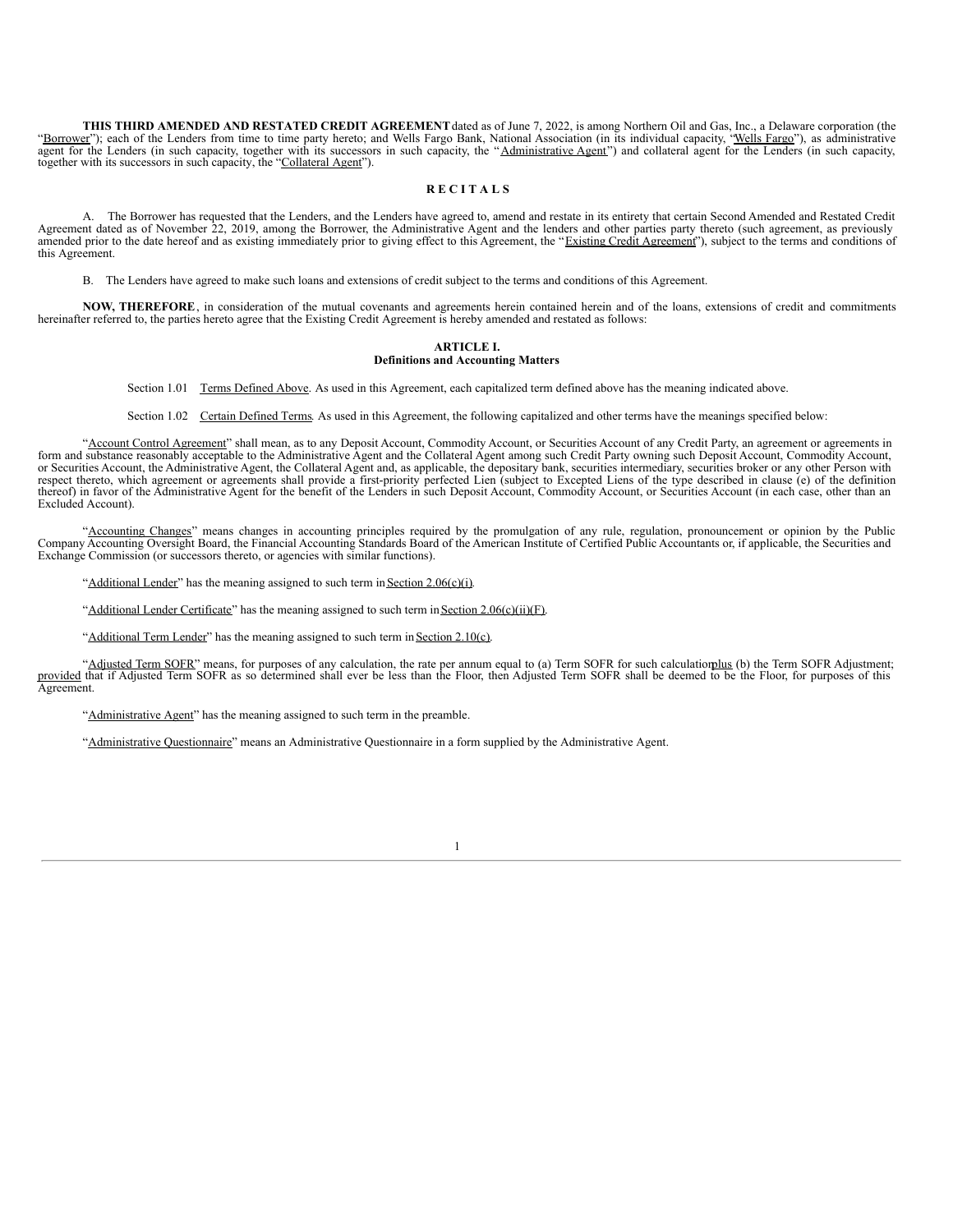**THIS THIRD AMENDED AND RESTATED CREDIT AGREEMENT** dated as of June 7, 2022, is among Northern Oil and Gas, Inc., a Delaware corporation (the "Borrower"); each of the Lenders from time to time party hereto; and Wells Fargo Bank, National Association (in its individual capacity, "Wells Fargo"), as administrative agent for the Lenders (in such capacity, together with its successors in such capacity, the "Administrative Agent") and collateral agent for the Lenders (in such capacity, together with its successors in such capacity, the "Collateral Agent").

## R E C I T A L S

A. The Borrower has requested that the Lenders, and the Lenders have agreed to, amend and restate in its entirety that certain Second Amended and Restated Credit Agreement dated as of November 22, 2019, among the Borrower, the Administrative Agent and the lenders and other parties party thereto (such agreement, as previously amended prior to the date hereof and as existing immediately prior to giving effect to this Agreement, the "Existing Credit Agreement"), subject to the terms and conditions of this Agreement.

B. The Lenders have agreed to make such loans and extensions of credit subject to the terms and conditions of this Agreement.

**NOW, THEREFORE**, in consideration of the mutual covenants and agreements herein contained herein and of the loans, extensions of credit and commitments hereinafter referred to, the parties hereto agree that the Existing Credit Agreement is hereby amended and restated as follows:

## ARTICLE I.
## Definitions and Accounting Matters

Section 1.01 Terms Defined Above. As used in this Agreement, each capitalized term defined above has the meaning indicated above.

Section 1.02 Certain Defined Terms. As used in this Agreement, the following capitalized and other terms have the meanings specified below:

"Account Control Agreement" shall mean, as to any Deposit Account, Commodity Account, or Securities Account of any Credit Party, an agreement or agreements in form and substance reasonably acceptable to the Administrative Agent and the Collateral Agent among such Credit Party owning such Deposit Account, Commodity Account, or Securities Account, the Administrative Agent, the Collateral Agent and, as applicable, the depositary bank, securities intermediary, securities broker or any other Person with respect thereto, which agreement or agreements shall provide a first-priority perfected Lien (subject to Excepted Liens of the type described in clause (e) of the definition thereof) in favor of the Administrative Agent for the benefit of the Lenders in such Deposit Account, Commodity Account, or Securities Account (in each case, other than an Excluded Account).

"Accounting Changes" means changes in accounting principles required by the promulgation of any rule, regulation, pronouncement or opinion by the Public Company Accounting Oversight Board, the Financial Accounting Standards Board of the American Institute of Certified Public Accountants or, if applicable, the Securities and Exchange Commission (or successors thereto, or agencies with similar functions).

"Additional Lender" has the meaning assigned to such term in Section 2.06(c)(i).

"Additional Lender Certificate" has the meaning assigned to such term in Section 2.06(c)(ii)(F).

"Additional Term Lender" has the meaning assigned to such term in Section 2.10(c).

"Adjusted Term SOFR" means, for purposes of any calculation, the rate per annum equal to (a) Term SOFR for such calculation plus (b) the Term SOFR Adjustment; provided that if Adjusted Term SOFR as so determined shall ever be less than the Floor, then Adjusted Term SOFR shall be deemed to be the Floor, for purposes of this Agreement.

"Administrative Agent" has the meaning assigned to such term in the preamble.

"Administrative Questionnaire" means an Administrative Questionnaire in a form supplied by the Administrative Agent.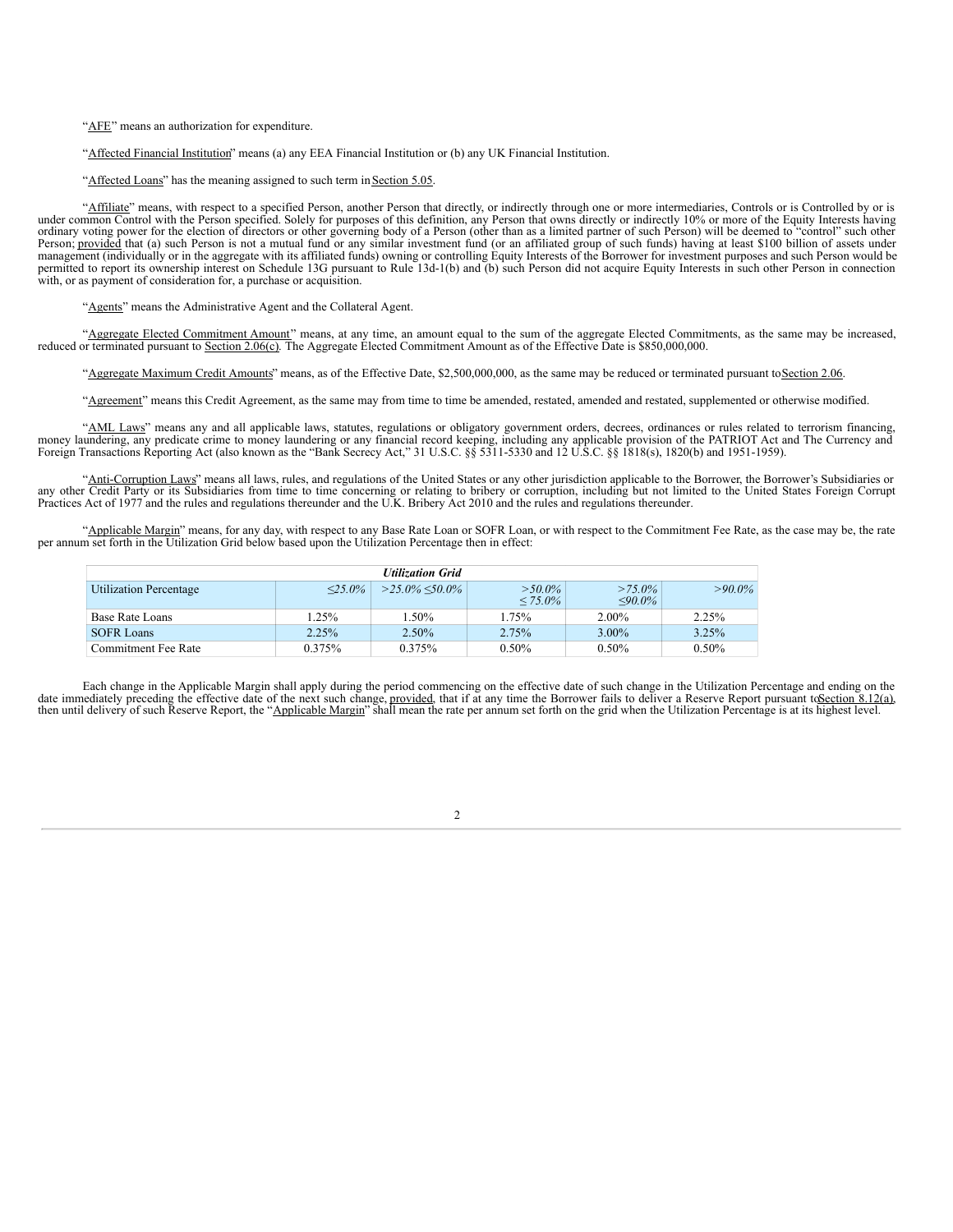"AFE" means an authorization for expenditure.

"Affected Financial Institution" means (a) any EEA Financial Institution or (b) any UK Financial Institution.

"Affected Loans" has the meaning assigned to such term in Section 5.05.

"Affiliate" means, with respect to a specified Person, another Person that directly, or indirectly through one or more intermediaries, Controls or is Controlled by or is under common Control with the Person specified. Solely for purposes of this definition, any Person that owns directly or indirectly 10% or more of the Equity Interests having ordinary voting power for the election of directors or other governing body of a Person (other than as a limited partner of such Person) will be deemed to "control" such other Person; provided that (a) such Person is not a mutual fund or any similar investment fund (or an affiliated group of such funds) having at least $100 billion of assets under management (individually or in the aggregate with its affiliated funds) owning or controlling Equity Interests of the Borrower for investment purposes and such Person would be permitted to report its ownership interest on Schedule 13G pursuant to Rule 13d-1(b) and (b) such Person did not acquire Equity Interests in such other Person in connection with, or as payment of consideration for, a purchase or acquisition.

"Agents" means the Administrative Agent and the Collateral Agent.

"Aggregate Elected Commitment Amount" means, at any time, an amount equal to the sum of the aggregate Elected Commitments, as the same may be increased, reduced or terminated pursuant to Section 2.06(c). The Aggregate Elected Commitment Amount as of the Effective Date is $850,000,000.

"Aggregate Maximum Credit Amounts" means, as of the Effective Date, $2,500,000,000, as the same may be reduced or terminated pursuant to Section 2.06.

"Agreement" means this Credit Agreement, as the same may from time to time be amended, restated, amended and restated, supplemented or otherwise modified.

"AML Laws" means any and all applicable laws, statutes, regulations or obligatory government orders, decrees, ordinances or rules related to terrorism financing, money laundering, any predicate crime to money laundering or any financial record keeping, including any applicable provision of the PATRIOT Act and The Currency and Foreign Transactions Reporting Act (also known as the "Bank Secrecy Act," 31 U.S.C. §§ 5311-5330 and 12 U.S.C. §§ 1818(s), 1820(b) and 1951-1959).

"Anti-Corruption Laws" means all laws, rules, and regulations of the United States or any other jurisdiction applicable to the Borrower, the Borrower's Subsidiaries or any other Credit Party or its Subsidiaries from time to time concerning or relating to bribery or corruption, including but not limited to the United States Foreign Corrupt Practices Act of 1977 and the rules and regulations thereunder and the U.K. Bribery Act 2010 and the rules and regulations thereunder.

"Applicable Margin" means, for any day, with respect to any Base Rate Loan or SOFR Loan, or with respect to the Commitment Fee Rate, as the case may be, the rate per annum set forth in the Utilization Grid below based upon the Utilization Percentage then in effect:

| *Utilization Grid* | | | | | |
|---|---|---|---|---|---|
| Utilization Percentage | *≤25.0%* | *>25.0% ≤50.0%* | *>50.0% ≤ 75.0%* | *>75.0% ≤90.0%* | *>90.0%* |
| Base Rate Loans | 1.25% | 1.50% | 1.75% | 2.00% | 2.25% |
| SOFR Loans | 2.25% | 2.50% | 2.75% | 3.00% | 3.25% |
| Commitment Fee Rate | 0.375% | 0.375% | 0.50% | 0.50% | 0.50% |

Each change in the Applicable Margin shall apply during the period commencing on the effective date of such change in the Utilization Percentage and ending on the date immediately preceding the effective date of the next such change, provided, that if at any time the Borrower fails to deliver a Reserve Report pursuant to Section 8.12(a), then until delivery of such Reserve Report, the "Applicable Margin" shall mean the rate per annum set forth on the grid when the Utilization Percentage is at its highest level.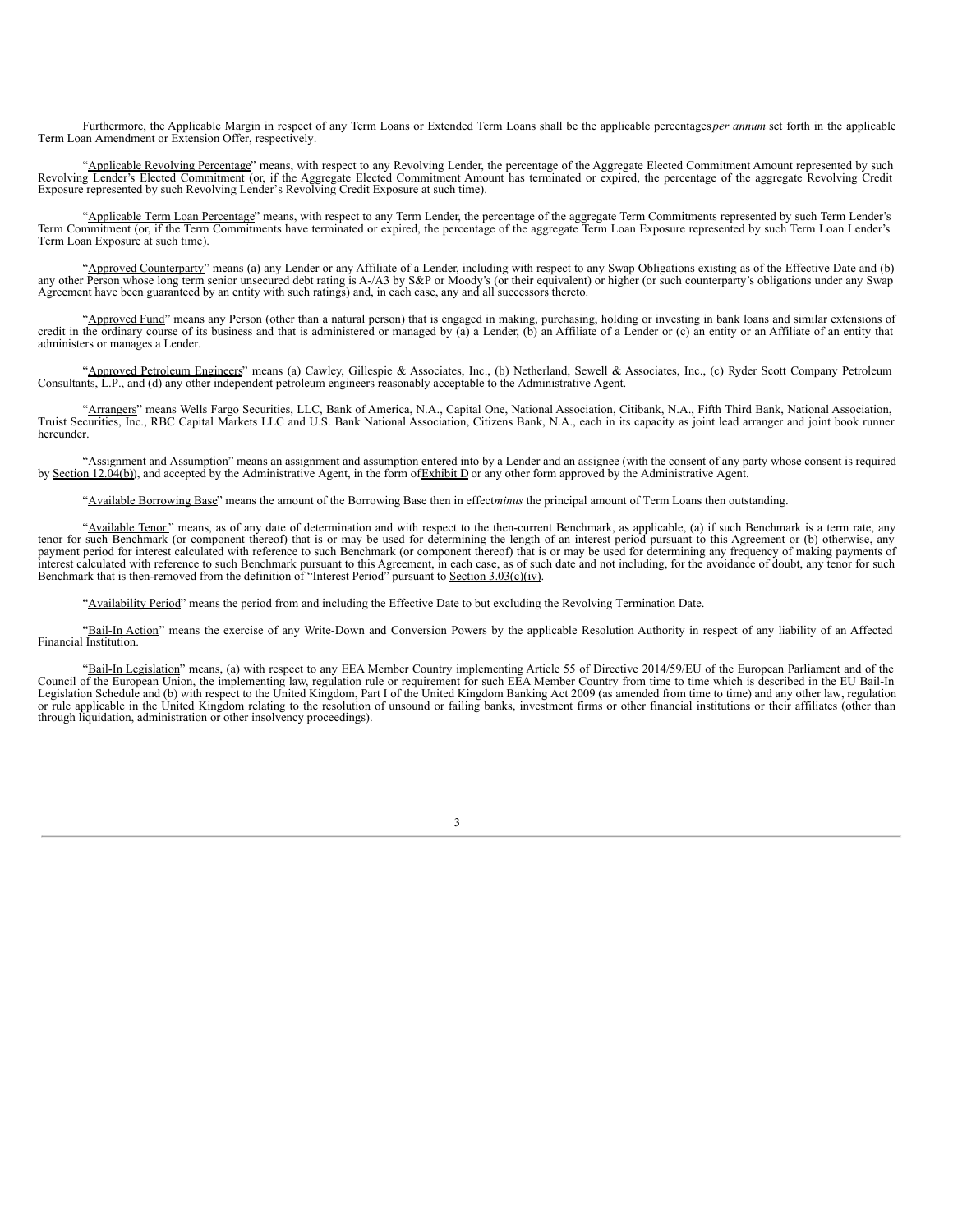Furthermore, the Applicable Margin in respect of any Term Loans or Extended Term Loans shall be the applicable percentages *per annum* set forth in the applicable Term Loan Amendment or Extension Offer, respectively.

"Applicable Revolving Percentage" means, with respect to any Revolving Lender, the percentage of the Aggregate Elected Commitment Amount represented by such Revolving Lender's Elected Commitment (or, if the Aggregate Elected Commitment Amount has terminated or expired, the percentage of the aggregate Revolving Credit Exposure represented by such Revolving Lender's Revolving Credit Exposure at such time).

"Applicable Term Loan Percentage" means, with respect to any Term Lender, the percentage of the aggregate Term Commitments represented by such Term Lender's Term Commitment (or, if the Term Commitments have terminated or expired, the percentage of the aggregate Term Loan Exposure represented by such Term Loan Lender's Term Loan Exposure at such time).

"Approved Counterparty" means (a) any Lender or any Affiliate of a Lender, including with respect to any Swap Obligations existing as of the Effective Date and (b) any other Person whose long term senior unsecured debt rating is A-/A3 by S&P or Moody's (or their equivalent) or higher (or such counterparty's obligations under any Swap Agreement have been guaranteed by an entity with such ratings) and, in each case, any and all successors thereto.

"Approved Fund" means any Person (other than a natural person) that is engaged in making, purchasing, holding or investing in bank loans and similar extensions of credit in the ordinary course of its business and that is administered or managed by (a) a Lender, (b) an Affiliate of a Lender or (c) an entity or an Affiliate of an entity that administers or manages a Lender.

"Approved Petroleum Engineers" means (a) Cawley, Gillespie & Associates, Inc., (b) Netherland, Sewell & Associates, Inc., (c) Ryder Scott Company Petroleum Consultants, L.P., and (d) any other independent petroleum engineers reasonably acceptable to the Administrative Agent.

"Arrangers" means Wells Fargo Securities, LLC, Bank of America, N.A., Capital One, National Association, Citibank, N.A., Fifth Third Bank, National Association, Truist Securities, Inc., RBC Capital Markets LLC and U.S. Bank National Association, Citizens Bank, N.A., each in its capacity as joint lead arranger and joint book runner hereunder.

"Assignment and Assumption" means an assignment and assumption entered into by a Lender and an assignee (with the consent of any party whose consent is required by Section 12.04(b)), and accepted by the Administrative Agent, in the form of Exhibit D or any other form approved by the Administrative Agent.

"Available Borrowing Base" means the amount of the Borrowing Base then in effect *minus* the principal amount of Term Loans then outstanding.

"Available Tenor" means, as of any date of determination and with respect to the then-current Benchmark, as applicable, (a) if such Benchmark is a term rate, any tenor for such Benchmark (or component thereof) that is or may be used for determining the length of an interest period pursuant to this Agreement or (b) otherwise, any payment period for interest calculated with reference to such Benchmark (or component thereof) that is or may be used for determining any frequency of making payments of interest calculated with reference to such Benchmark pursuant to this Agreement, in each case, as of such date and not including, for the avoidance of doubt, any tenor for such Benchmark that is then-removed from the definition of "Interest Period" pursuant to Section 3.03(c)(iv).

"Availability Period" means the period from and including the Effective Date to but excluding the Revolving Termination Date.

"Bail-In Action" means the exercise of any Write-Down and Conversion Powers by the applicable Resolution Authority in respect of any liability of an Affected Financial Institution.

"Bail-In Legislation" means, (a) with respect to any EEA Member Country implementing Article 55 of Directive 2014/59/EU of the European Parliament and of the Council of the European Union, the implementing law, regulation rule or requirement for such EEA Member Country from time to time which is described in the EU Bail-In Legislation Schedule and (b) with respect to the United Kingdom, Part I of the United Kingdom Banking Act 2009 (as amended from time to time) and any other law, regulation or rule applicable in the United Kingdom relating to the resolution of unsound or failing banks, investment firms or other financial institutions or their affiliates (other than through liquidation, administration or other insolvency proceedings).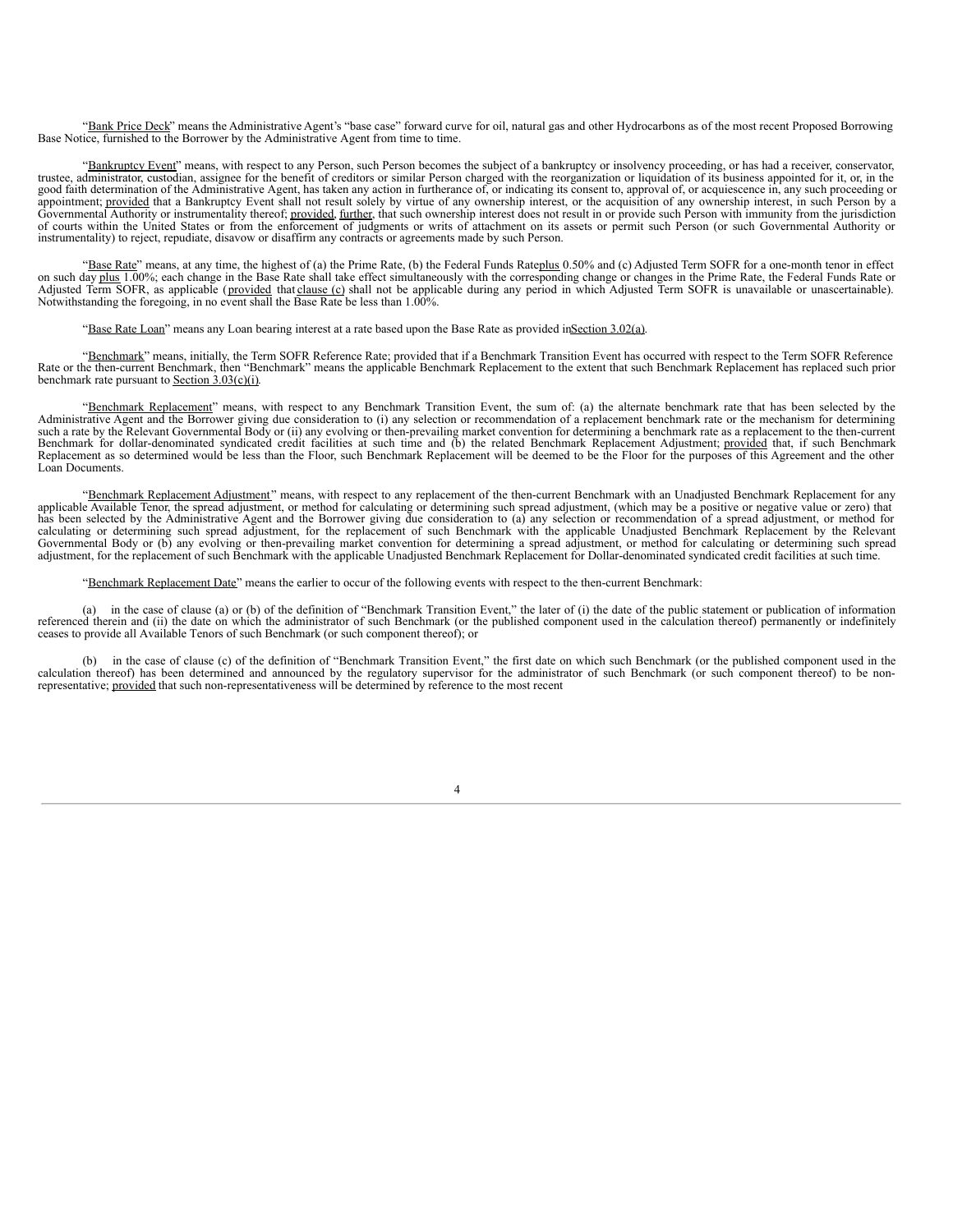"Bank Price Deck" means the Administrative Agent's "base case" forward curve for oil, natural gas and other Hydrocarbons as of the most recent Proposed Borrowing Base Notice, furnished to the Borrower by the Administrative Agent from time to time.

"Bankruptcy Event" means, with respect to any Person, such Person becomes the subject of a bankruptcy or insolvency proceeding, or has had a receiver, conservator, trustee, administrator, custodian, assignee for the benefit of creditors or similar Person charged with the reorganization or liquidation of its business appointed for it, or, in the good faith determination of the Administrative Agent, has taken any action in furtherance of, or indicating its consent to, approval of, or acquiescence in, any such proceeding or appointment; provided that a Bankruptcy Event shall not result solely by virtue of any ownership interest, or the acquisition of any ownership interest, in such Person by a Governmental Authority or instrumentality thereof; provided, further, that such ownership interest does not result in or provide such Person with immunity from the jurisdiction of courts within the United States or from the enforcement of judgments or writs of attachment on its assets or permit such Person (or such Governmental Authority or instrumentality) to reject, repudiate, disavow or disaffirm any contracts or agreements made by such Person.

"Base Rate" means, at any time, the highest of (a) the Prime Rate, (b) the Federal Funds Rate plus 0.50% and (c) Adjusted Term SOFR for a one-month tenor in effect on such day plus 1.00%; each change in the Base Rate shall take effect simultaneously with the corresponding change or changes in the Prime Rate, the Federal Funds Rate or Adjusted Term SOFR, as applicable (provided that clause (c) shall not be applicable during any period in which Adjusted Term SOFR is unavailable or unascertainable). Notwithstanding the foregoing, in no event shall the Base Rate be less than 1.00%.

"Base Rate Loan" means any Loan bearing interest at a rate based upon the Base Rate as provided in Section 3.02(a).

"Benchmark" means, initially, the Term SOFR Reference Rate; provided that if a Benchmark Transition Event has occurred with respect to the Term SOFR Reference Rate or the then-current Benchmark, then "Benchmark" means the applicable Benchmark Replacement to the extent that such Benchmark Replacement has replaced such prior benchmark rate pursuant to Section 3.03(c)(i).

"Benchmark Replacement" means, with respect to any Benchmark Transition Event, the sum of: (a) the alternate benchmark rate that has been selected by the Administrative Agent and the Borrower giving due consideration to (i) any selection or recommendation of a replacement benchmark rate or the mechanism for determining such a rate by the Relevant Governmental Body or (ii) any evolving or then-prevailing market convention for determining a benchmark rate as a replacement to the then-current Benchmark for dollar-denominated syndicated credit facilities at such time and (b) the related Benchmark Replacement Adjustment; provided that, if such Benchmark Replacement as so determined would be less than the Floor, such Benchmark Replacement will be deemed to be the Floor for the purposes of this Agreement and the other Loan Documents.

"Benchmark Replacement Adjustment" means, with respect to any replacement of the then-current Benchmark with an Unadjusted Benchmark Replacement for any applicable Available Tenor, the spread adjustment, or method for calculating or determining such spread adjustment, (which may be a positive or negative value or zero) that has been selected by the Administrative Agent and the Borrower giving due consideration to (a) any selection or recommendation of a spread adjustment, or method for calculating or determining such spread adjustment, for the replacement of such Benchmark with the applicable Unadjusted Benchmark Replacement by the Relevant Governmental Body or (b) any evolving or then-prevailing market convention for determining a spread adjustment, or method for calculating or determining such spread adjustment, for the replacement of such Benchmark with the applicable Unadjusted Benchmark Replacement for Dollar-denominated syndicated credit facilities at such time.

"Benchmark Replacement Date" means the earlier to occur of the following events with respect to the then-current Benchmark:

(a) in the case of clause (a) or (b) of the definition of "Benchmark Transition Event," the later of (i) the date of the public statement or publication of information referenced therein and (ii) the date on which the administrator of such Benchmark (or the published component used in the calculation thereof) permanently or indefinitely ceases to provide all Available Tenors of such Benchmark (or such component thereof); or

(b) in the case of clause (c) of the definition of "Benchmark Transition Event," the first date on which such Benchmark (or the published component used in the calculation thereof) has been determined and announced by the regulatory supervisor for the administrator of such Benchmark (or such component thereof) to be non-representative; provided that such non-representativeness will be determined by reference to the most recent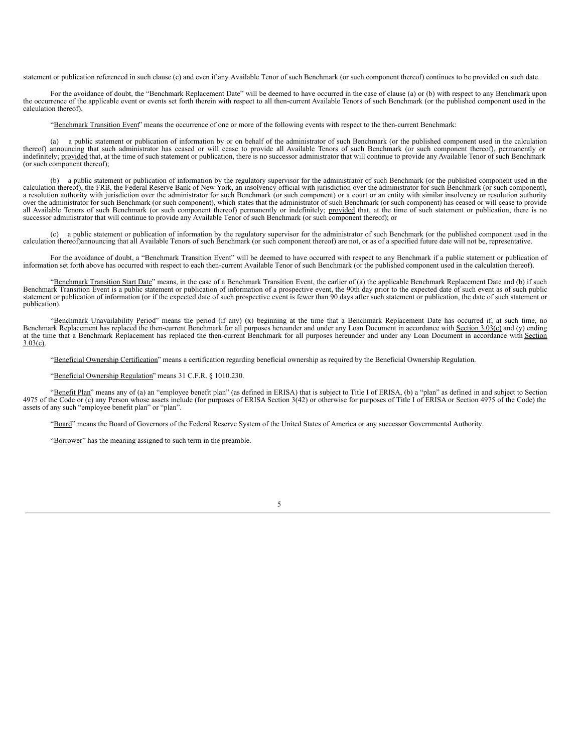statement or publication referenced in such clause (c) and even if any Available Tenor of such Benchmark (or such component thereof) continues to be provided on such date.

For the avoidance of doubt, the "Benchmark Replacement Date" will be deemed to have occurred in the case of clause (a) or (b) with respect to any Benchmark upon the occurrence of the applicable event or events set forth therein with respect to all then-current Available Tenors of such Benchmark (or the published component used in the calculation thereof).

"Benchmark Transition Event" means the occurrence of one or more of the following events with respect to the then-current Benchmark:

(a) a public statement or publication of information by or on behalf of the administrator of such Benchmark (or the published component used in the calculation thereof) announcing that such administrator has ceased or will cease to provide all Available Tenors of such Benchmark (or such component thereof), permanently or indefinitely; provided that, at the time of such statement or publication, there is no successor administrator that will continue to provide any Available Tenor of such Benchmark (or such component thereof);

(b) a public statement or publication of information by the regulatory supervisor for the administrator of such Benchmark (or the published component used in the calculation thereof), the FRB, the Federal Reserve Bank of New York, an insolvency official with jurisdiction over the administrator for such Benchmark (or such component), a resolution authority with jurisdiction over the administrator for such Benchmark (or such component) or a court or an entity with similar insolvency or resolution authority over the administrator for such Benchmark (or such component), which states that the administrator of such Benchmark (or such component) has ceased or will cease to provide all Available Tenors of such Benchmark (or such component thereof) permanently or indefinitely; provided that, at the time of such statement or publication, there is no successor administrator that will continue to provide any Available Tenor of such Benchmark (or such component thereof); or

(c) a public statement or publication of information by the regulatory supervisor for the administrator of such Benchmark (or the published component used in the calculation thereof)announcing that all Available Tenors of such Benchmark (or such component thereof) are not, or as of a specified future date will not be, representative.

For the avoidance of doubt, a "Benchmark Transition Event" will be deemed to have occurred with respect to any Benchmark if a public statement or publication of information set forth above has occurred with respect to each then-current Available Tenor of such Benchmark (or the published component used in the calculation thereof).

"Benchmark Transition Start Date" means, in the case of a Benchmark Transition Event, the earlier of (a) the applicable Benchmark Replacement Date and (b) if such Benchmark Transition Event is a public statement or publication of information of a prospective event, the 90th day prior to the expected date of such event as of such public statement or publication of information (or if the expected date of such prospective event is fewer than 90 days after such statement or publication, the date of such statement or publication).

"Benchmark Unavailability Period" means the period (if any) (x) beginning at the time that a Benchmark Replacement Date has occurred if, at such time, no Benchmark Replacement has replaced the then-current Benchmark for all purposes hereunder and under any Loan Document in accordance with Section 3.03(c) and (y) ending at the time that a Benchmark Replacement has replaced the then-current Benchmark for all purposes hereunder and under any Loan Document in accordance with Section 3.03(c).

"Beneficial Ownership Certification" means a certification regarding beneficial ownership as required by the Beneficial Ownership Regulation.

"Beneficial Ownership Regulation" means 31 C.F.R. § 1010.230.

"Benefit Plan" means any of (a) an "employee benefit plan" (as defined in ERISA) that is subject to Title I of ERISA, (b) a "plan" as defined in and subject to Section 4975 of the Code or (c) any Person whose assets include (for purposes of ERISA Section 3(42) or otherwise for purposes of Title I of ERISA or Section 4975 of the Code) the assets of any such "employee benefit plan" or "plan".

"Board" means the Board of Governors of the Federal Reserve System of the United States of America or any successor Governmental Authority.

"Borrower" has the meaning assigned to such term in the preamble.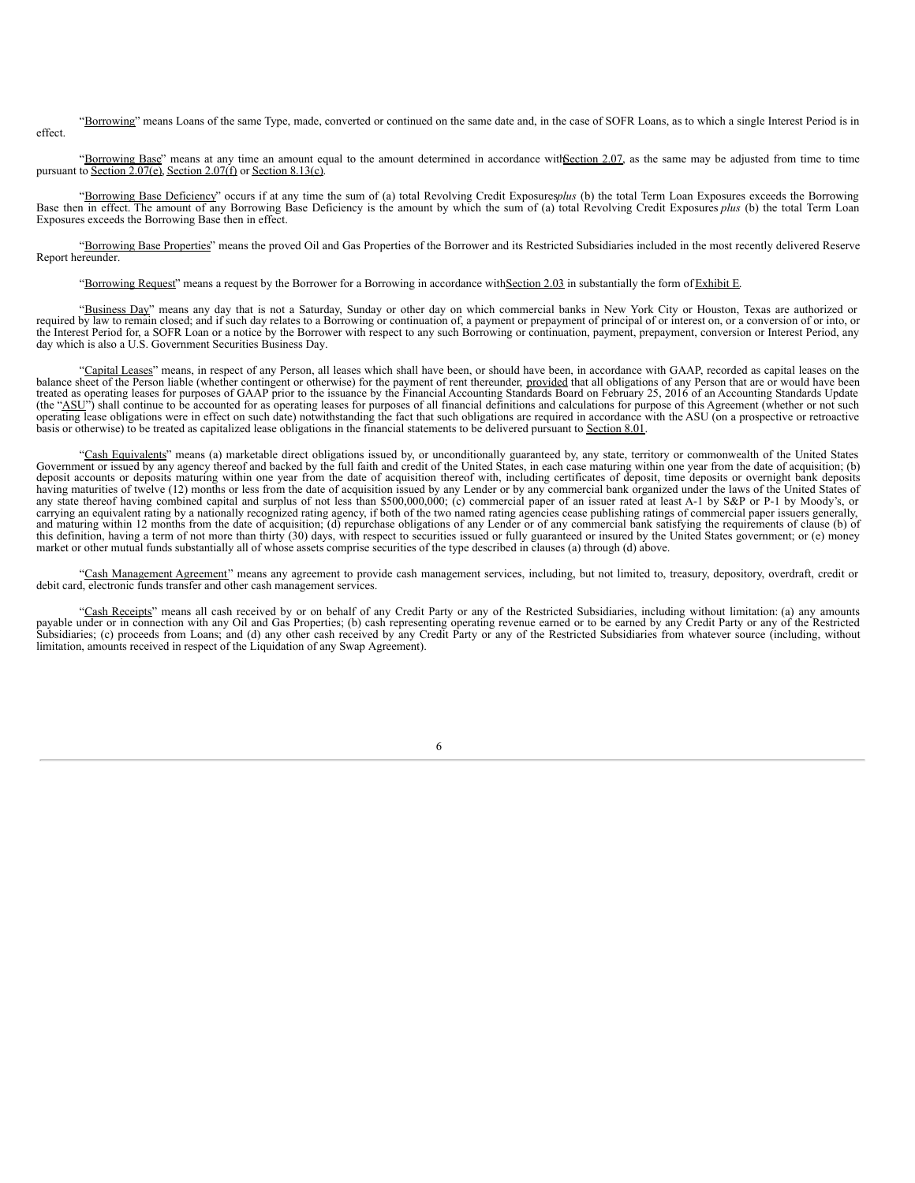"Borrowing" means Loans of the same Type, made, converted or continued on the same date and, in the case of SOFR Loans, as to which a single Interest Period is in effect.

"Borrowing Base" means at any time an amount equal to the amount determined in accordance with Section 2.07, as the same may be adjusted from time to time pursuant to Section 2.07(e), Section 2.07(f) or Section 8.13(c).

"Borrowing Base Deficiency" occurs if at any time the sum of (a) total Revolving Credit Exposures *plus* (b) the total Term Loan Exposures exceeds the Borrowing Base then in effect. The amount of any Borrowing Base Deficiency is the amount by which the sum of (a) total Revolving Credit Exposures *plus* (b) the total Term Loan Exposures exceeds the Borrowing Base then in effect.

"Borrowing Base Properties" means the proved Oil and Gas Properties of the Borrower and its Restricted Subsidiaries included in the most recently delivered Reserve Report hereunder.

"Borrowing Request" means a request by the Borrower for a Borrowing in accordance with Section 2.03 in substantially the form of Exhibit E.

"Business Day" means any day that is not a Saturday, Sunday or other day on which commercial banks in New York City or Houston, Texas are authorized or required by law to remain closed; and if such day relates to a Borrowing or continuation of, a payment or prepayment of principal of or interest on, or a conversion of or into, or the Interest Period for, a SOFR Loan or a notice by the Borrower with respect to any such Borrowing or continuation, payment, prepayment, conversion or Interest Period, any day which is also a U.S. Government Securities Business Day.

"Capital Leases" means, in respect of any Person, all leases which shall have been, or should have been, in accordance with GAAP, recorded as capital leases on the balance sheet of the Person liable (whether contingent or otherwise) for the payment of rent thereunder, provided that all obligations of any Person that are or would have been treated as operating leases for purposes of GAAP prior to the issuance by the Financial Accounting Standards Board on February 25, 2016 of an Accounting Standards Update (the "ASU") shall continue to be accounted for as operating leases for purposes of all financial definitions and calculations for purpose of this Agreement (whether or not such operating lease obligations were in effect on such date) notwithstanding the fact that such obligations are required in accordance with the ASU (on a prospective or retroactive basis or otherwise) to be treated as capitalized lease obligations in the financial statements to be delivered pursuant to Section 8.01.

"Cash Equivalents" means (a) marketable direct obligations issued by, or unconditionally guaranteed by, any state, territory or commonwealth of the United States Government or issued by any agency thereof and backed by the full faith and credit of the United States, in each case maturing within one year from the date of acquisition; (b) deposit accounts or deposits maturing within one year from the date of acquisition thereof with, including certificates of deposit, time deposits or overnight bank deposits having maturities of twelve (12) months or less from the date of acquisition issued by any Lender or by any commercial bank organized under the laws of the United States of any state thereof having combined capital and surplus of not less than $500,000,000; (c) commercial paper of an issuer rated at least A-1 by S&P or P-1 by Moody's, or carrying an equivalent rating by a nationally recognized rating agency, if both of the two named rating agencies cease publishing ratings of commercial paper issuers generally, and maturing within 12 months from the date of acquisition; (d) repurchase obligations of any Lender or of any commercial bank satisfying the requirements of clause (b) of this definition, having a term of not more than thirty (30) days, with respect to securities issued or fully guaranteed or insured by the United States government; or (e) money market or other mutual funds substantially all of whose assets comprise securities of the type described in clauses (a) through (d) above.

"Cash Management Agreement" means any agreement to provide cash management services, including, but not limited to, treasury, depository, overdraft, credit or debit card, electronic funds transfer and other cash management services.

"Cash Receipts" means all cash received by or on behalf of any Credit Party or any of the Restricted Subsidiaries, including without limitation: (a) any amounts payable under or in connection with any Oil and Gas Properties; (b) cash representing operating revenue earned or to be earned by any Credit Party or any of the Restricted Subsidiaries; (c) proceeds from Loans; and (d) any other cash received by any Credit Party or any of the Restricted Subsidiaries from whatever source (including, without limitation, amounts received in respect of the Liquidation of any Swap Agreement).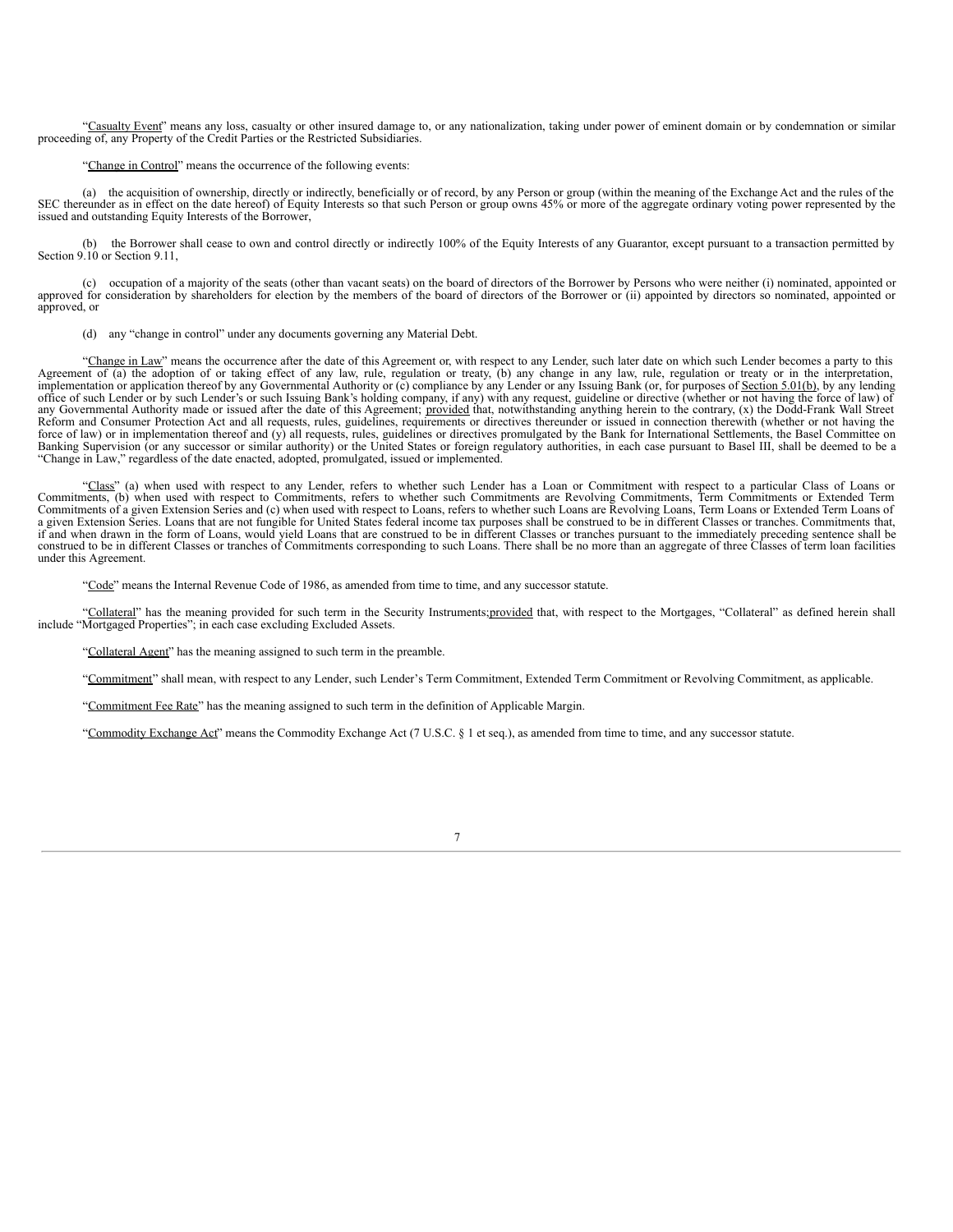"Casualty Event" means any loss, casualty or other insured damage to, or any nationalization, taking under power of eminent domain or by condemnation or similar proceeding of, any Property of the Credit Parties or the Restricted Subsidiaries.

"Change in Control" means the occurrence of the following events:

(a) the acquisition of ownership, directly or indirectly, beneficially or of record, by any Person or group (within the meaning of the Exchange Act and the rules of the SEC thereunder as in effect on the date hereof) of Equity Interests so that such Person or group owns 45% or more of the aggregate ordinary voting power represented by the issued and outstanding Equity Interests of the Borrower,

(b) the Borrower shall cease to own and control directly or indirectly 100% of the Equity Interests of any Guarantor, except pursuant to a transaction permitted by Section 9.10 or Section 9.11,

(c) occupation of a majority of the seats (other than vacant seats) on the board of directors of the Borrower by Persons who were neither (i) nominated, appointed or approved for consideration by shareholders for election by the members of the board of directors of the Borrower or (ii) appointed by directors so nominated, appointed or approved, or

(d) any "change in control" under any documents governing any Material Debt.

"Change in Law" means the occurrence after the date of this Agreement or, with respect to any Lender, such later date on which such Lender becomes a party to this Agreement of (a) the adoption of or taking effect of any law, rule, regulation or treaty, (b) any change in any law, rule, regulation or treaty or in the interpretation, implementation or application thereof by any Governmental Authority or (c) compliance by any Lender or any Issuing Bank (or, for purposes of Section 5.01(b), by any lending office of such Lender or by such Lender's or such Issuing Bank's holding company, if any) with any request, guideline or directive (whether or not having the force of law) of any Governmental Authority made or issued after the date of this Agreement; provided that, notwithstanding anything herein to the contrary, (x) the Dodd-Frank Wall Street Reform and Consumer Protection Act and all requests, rules, guidelines, requirements or directives thereunder or issued in connection therewith (whether or not having the force of law) or in implementation thereof and (y) all requests, rules, guidelines or directives promulgated by the Bank for International Settlements, the Basel Committee on Banking Supervision (or any successor or similar authority) or the United States or foreign regulatory authorities, in each case pursuant to Basel III, shall be deemed to be a "Change in Law," regardless of the date enacted, adopted, promulgated, issued or implemented.

"Class" (a) when used with respect to any Lender, refers to whether such Lender has a Loan or Commitment with respect to a particular Class of Loans or Commitments, (b) when used with respect to Commitments, refers to whether such Commitments are Revolving Commitments, Term Commitments or Extended Term Commitments of a given Extension Series and (c) when used with respect to Loans, refers to whether such Loans are Revolving Loans, Term Loans or Extended Term Loans of a given Extension Series. Loans that are not fungible for United States federal income tax purposes shall be construed to be in different Classes or tranches. Commitments that, if and when drawn in the form of Loans, would yield Loans that are construed to be in different Classes or tranches pursuant to the immediately preceding sentence shall be construed to be in different Classes or tranches of Commitments corresponding to such Loans. There shall be no more than an aggregate of three Classes of term loan facilities under this Agreement.

"Code" means the Internal Revenue Code of 1986, as amended from time to time, and any successor statute.

"Collateral" has the meaning provided for such term in the Security Instruments; provided that, with respect to the Mortgages, "Collateral" as defined herein shall include "Mortgaged Properties"; in each case excluding Excluded Assets.

"Collateral Agent" has the meaning assigned to such term in the preamble.

"Commitment" shall mean, with respect to any Lender, such Lender's Term Commitment, Extended Term Commitment or Revolving Commitment, as applicable.

"Commitment Fee Rate" has the meaning assigned to such term in the definition of Applicable Margin.

"Commodity Exchange Act" means the Commodity Exchange Act (7 U.S.C. § 1 et seq.), as amended from time to time, and any successor statute.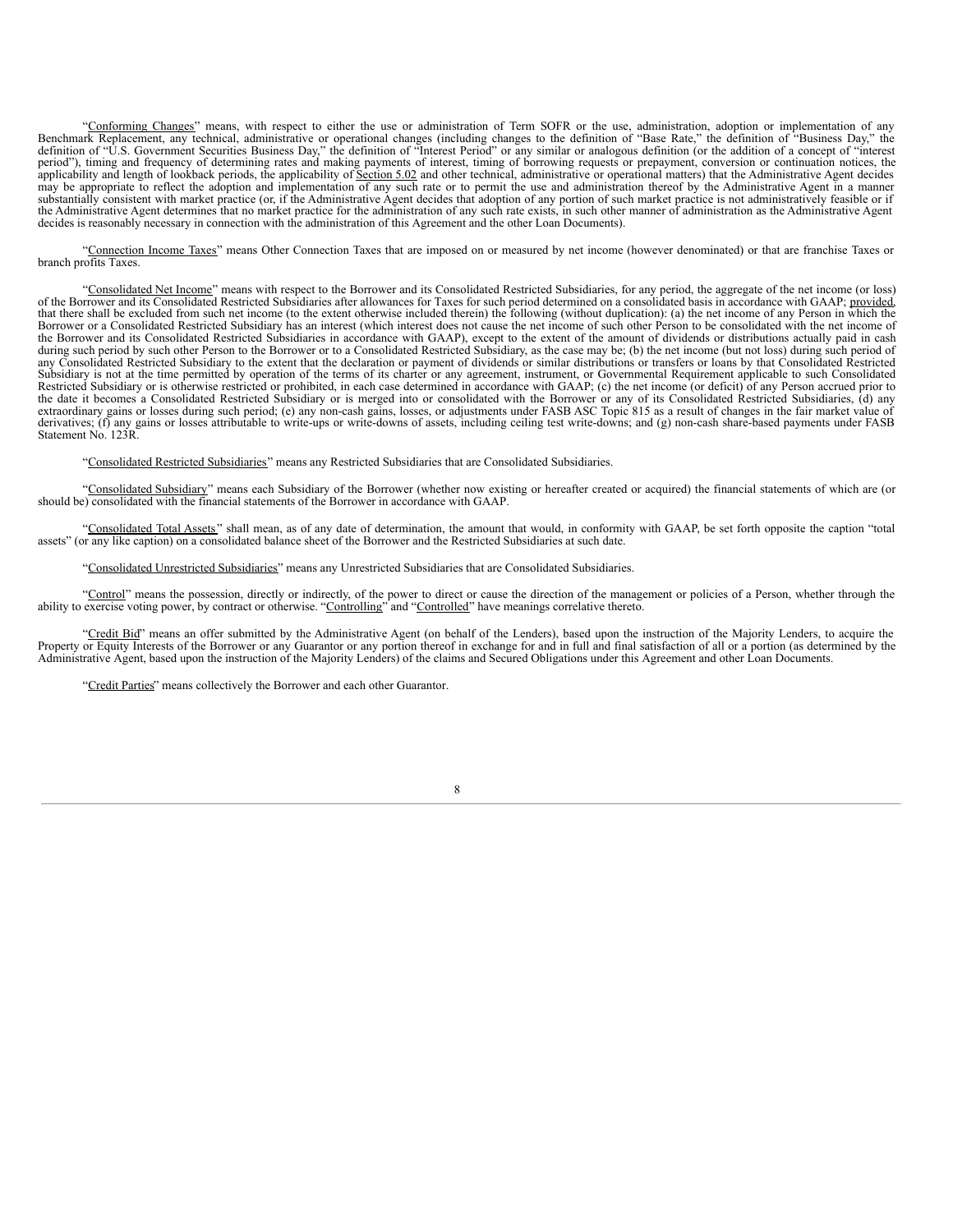"Conforming Changes" means, with respect to either the use or administration of Term SOFR or the use, administration, adoption or implementation of any Benchmark Replacement, any technical, administrative or operational changes (including changes to the definition of "Base Rate," the definition of "Business Day," the definition of "U.S. Government Securities Business Day," the definition of "Interest Period" or any similar or analogous definition (or the addition of a concept of "interest period"), timing and frequency of determining rates and making payments of interest, timing of borrowing requests or prepayment, conversion or continuation notices, the applicability and length of lookback periods, the applicability of Section 5.02 and other technical, administrative or operational matters) that the Administrative Agent decides may be appropriate to reflect the adoption and implementation of any such rate or to permit the use and administration thereof by the Administrative Agent in a manner substantially consistent with market practice (or, if the Administrative Agent decides that adoption of any portion of such market practice is not administratively feasible or if the Administrative Agent determines that no market practice for the administration of any such rate exists, in such other manner of administration as the Administrative Agent decides is reasonably necessary in connection with the administration of this Agreement and the other Loan Documents).

"Connection Income Taxes" means Other Connection Taxes that are imposed on or measured by net income (however denominated) or that are franchise Taxes or branch profits Taxes.

"Consolidated Net Income" means with respect to the Borrower and its Consolidated Restricted Subsidiaries, for any period, the aggregate of the net income (or loss) of the Borrower and its Consolidated Restricted Subsidiaries after allowances for Taxes for such period determined on a consolidated basis in accordance with GAAP; provided, that there shall be excluded from such net income (to the extent otherwise included therein) the following (without duplication): (a) the net income of any Person in which the Borrower or a Consolidated Restricted Subsidiary has an interest (which interest does not cause the net income of such other Person to be consolidated with the net income of the Borrower and its Consolidated Restricted Subsidiaries in accordance with GAAP), except to the extent of the amount of dividends or distributions actually paid in cash during such period by such other Person to the Borrower or to a Consolidated Restricted Subsidiary, as the case may be; (b) the net income (but not loss) during such period of any Consolidated Restricted Subsidiary to the extent that the declaration or payment of dividends or similar distributions or transfers or loans by that Consolidated Restricted Subsidiary is not at the time permitted by operation of the terms of its charter or any agreement, instrument, or Governmental Requirement applicable to such Consolidated Restricted Subsidiary or is otherwise restricted or prohibited, in each case determined in accordance with GAAP; (c) the net income (or deficit) of any Person accrued prior to the date it becomes a Consolidated Restricted Subsidiary or is merged into or consolidated with the Borrower or any of its Consolidated Restricted Subsidiaries, (d) any extraordinary gains or losses during such period; (e) any non-cash gains, losses, or adjustments under FASB ASC Topic 815 as a result of changes in the fair market value of derivatives; (f) any gains or losses attributable to write-ups or write-downs of assets, including ceiling test write-downs; and (g) non-cash share-based payments under FASB Statement No. 123R.

"Consolidated Restricted Subsidiaries" means any Restricted Subsidiaries that are Consolidated Subsidiaries.

"Consolidated Subsidiary" means each Subsidiary of the Borrower (whether now existing or hereafter created or acquired) the financial statements of which are (or should be) consolidated with the financial statements of the Borrower in accordance with GAAP.

"Consolidated Total Assets" shall mean, as of any date of determination, the amount that would, in conformity with GAAP, be set forth opposite the caption "total assets" (or any like caption) on a consolidated balance sheet of the Borrower and the Restricted Subsidiaries at such date.

"Consolidated Unrestricted Subsidiaries" means any Unrestricted Subsidiaries that are Consolidated Subsidiaries.

"Control" means the possession, directly or indirectly, of the power to direct or cause the direction of the management or policies of a Person, whether through the ability to exercise voting power, by contract or otherwise. "Controlling" and "Controlled" have meanings correlative thereto.

"Credit Bid" means an offer submitted by the Administrative Agent (on behalf of the Lenders), based upon the instruction of the Majority Lenders, to acquire the Property or Equity Interests of the Borrower or any Guarantor or any portion thereof in exchange for and in full and final satisfaction of all or a portion (as determined by the Administrative Agent, based upon the instruction of the Majority Lenders) of the claims and Secured Obligations under this Agreement and other Loan Documents.

"Credit Parties" means collectively the Borrower and each other Guarantor.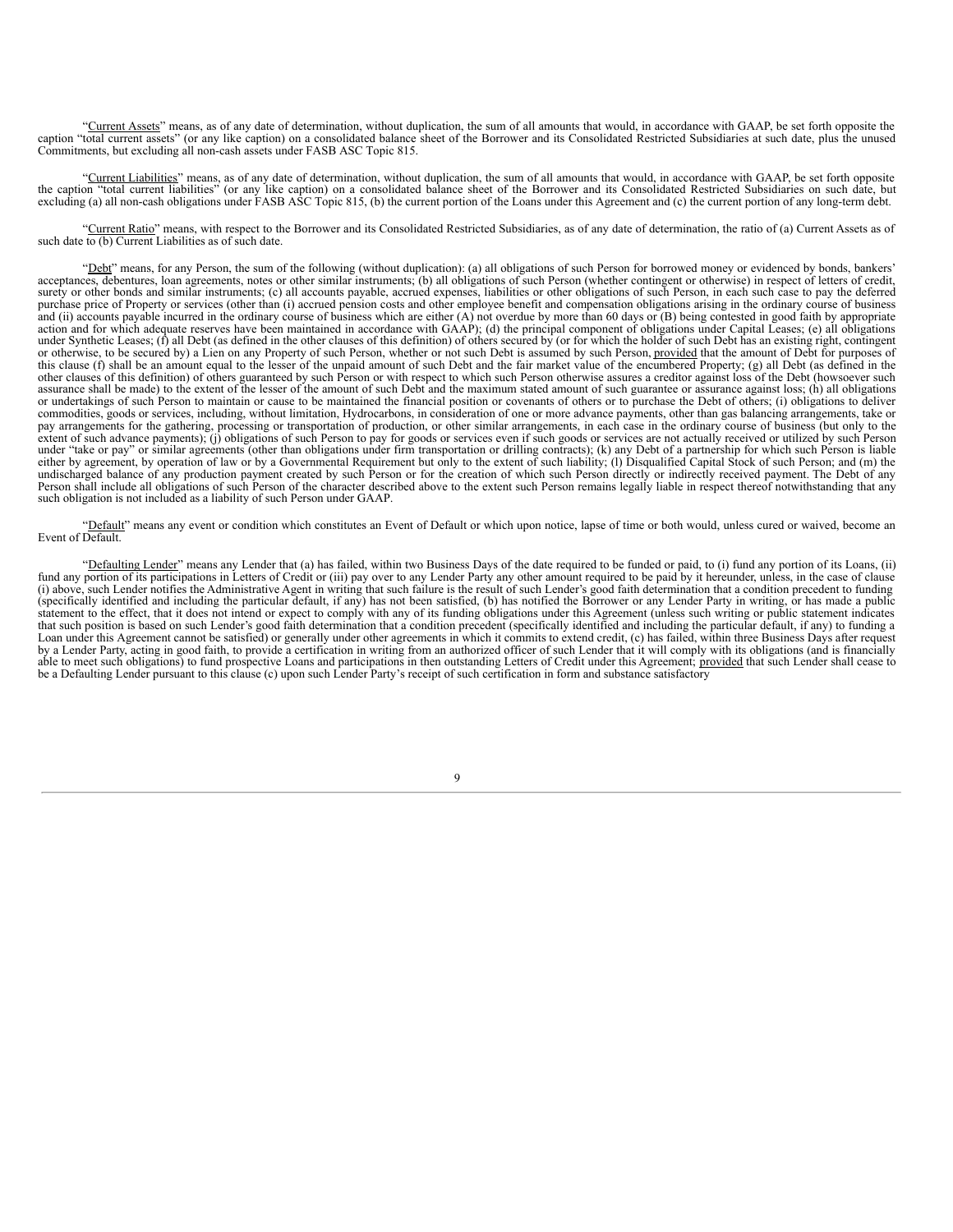"Current Assets" means, as of any date of determination, without duplication, the sum of all amounts that would, in accordance with GAAP, be set forth opposite the caption "total current assets" (or any like caption) on a consolidated balance sheet of the Borrower and its Consolidated Restricted Subsidiaries at such date, plus the unused Commitments, but excluding all non-cash assets under FASB ASC Topic 815.

"Current Liabilities" means, as of any date of determination, without duplication, the sum of all amounts that would, in accordance with GAAP, be set forth opposite the caption "total current liabilities" (or any like caption) on a consolidated balance sheet of the Borrower and its Consolidated Restricted Subsidiaries on such date, but excluding (a) all non-cash obligations under FASB ASC Topic 815, (b) the current portion of the Loans under this Agreement and (c) the current portion of any long-term debt.

"Current Ratio" means, with respect to the Borrower and its Consolidated Restricted Subsidiaries, as of any date of determination, the ratio of (a) Current Assets as of such date to (b) Current Liabilities as of such date.

"Debt" means, for any Person, the sum of the following (without duplication): (a) all obligations of such Person for borrowed money or evidenced by bonds, bankers' acceptances, debentures, loan agreements, notes or other similar instruments; (b) all obligations of such Person (whether contingent or otherwise) in respect of letters of credit, surety or other bonds and similar instruments; (c) all accounts payable, accrued expenses, liabilities or other obligations of such Person, in each such case to pay the deferred purchase price of Property or services (other than (i) accrued pension costs and other employee benefit and compensation obligations arising in the ordinary course of business and (ii) accounts payable incurred in the ordinary course of business which are either (A) not overdue by more than 60 days or (B) being contested in good faith by appropriate action and for which adequate reserves have been maintained in accordance with GAAP); (d) the principal component of obligations under Capital Leases; (e) all obligations under Synthetic Leases; (f) all Debt (as defined in the other clauses of this definition) of others secured by (or for which the holder of such Debt has an existing right, contingent or otherwise, to be secured by) a Lien on any Property of such Person, whether or not such Debt is assumed by such Person, provided that the amount of Debt for purposes of this clause (f) shall be an amount equal to the lesser of the unpaid amount of such Debt and the fair market value of the encumbered Property; (g) all Debt (as defined in the other clauses of this definition) of others guaranteed by such Person or with respect to which such Person otherwise assures a creditor against loss of the Debt (howsoever such assurance shall be made) to the extent of the lesser of the amount of such Debt and the maximum stated amount of such guarantee or assurance against loss; (h) all obligations or undertakings of such Person to maintain or cause to be maintained the financial position or covenants of others or to purchase the Debt of others; (i) obligations to deliver commodities, goods or services, including, without limitation, Hydrocarbons, in consideration of one or more advance payments, other than gas balancing arrangements, take or pay arrangements for the gathering, processing or transportation of production, or other similar arrangements, in each case in the ordinary course of business (but only to the extent of such advance payments); (j) obligations of such Person to pay for goods or services even if such goods or services are not actually received or utilized by such Person under "take or pay" or similar agreements (other than obligations under firm transportation or drilling contracts); (k) any Debt of a partnership for which such Person is liable either by agreement, by operation of law or by a Governmental Requirement but only to the extent of such liability; (l) Disqualified Capital Stock of such Person; and (m) the undischarged balance of any production payment created by such Person or for the creation of which such Person directly or indirectly received payment. The Debt of any Person shall include all obligations of such Person of the character described above to the extent such Person remains legally liable in respect thereof notwithstanding that any such obligation is not included as a liability of such Person under GAAP.

"Default" means any event or condition which constitutes an Event of Default or which upon notice, lapse of time or both would, unless cured or waived, become an Event of Default.

"Defaulting Lender" means any Lender that (a) has failed, within two Business Days of the date required to be funded or paid, to (i) fund any portion of its Loans, (ii) fund any portion of its participations in Letters of Credit or (iii) pay over to any Lender Party any other amount required to be paid by it hereunder, unless, in the case of clause (i) above, such Lender notifies the Administrative Agent in writing that such failure is the result of such Lender's good faith determination that a condition precedent to funding (specifically identified and including the particular default, if any) has not been satisfied, (b) has notified the Borrower or any Lender Party in writing, or has made a public statement to the effect, that it does not intend or expect to comply with any of its funding obligations under this Agreement (unless such writing or public statement indicates that such position is based on such Lender's good faith determination that a condition precedent (specifically identified and including the particular default, if any) to funding a Loan under this Agreement cannot be satisfied) or generally under other agreements in which it commits to extend credit, (c) has failed, within three Business Days after request by a Lender Party, acting in good faith, to provide a certification in writing from an authorized officer of such Lender that it will comply with its obligations (and is financially able to meet such obligations) to fund prospective Loans and participations in then outstanding Letters of Credit under this Agreement; provided that such Lender shall cease to be a Defaulting Lender pursuant to this clause (c) upon such Lender Party's receipt of such certification in form and substance satisfactory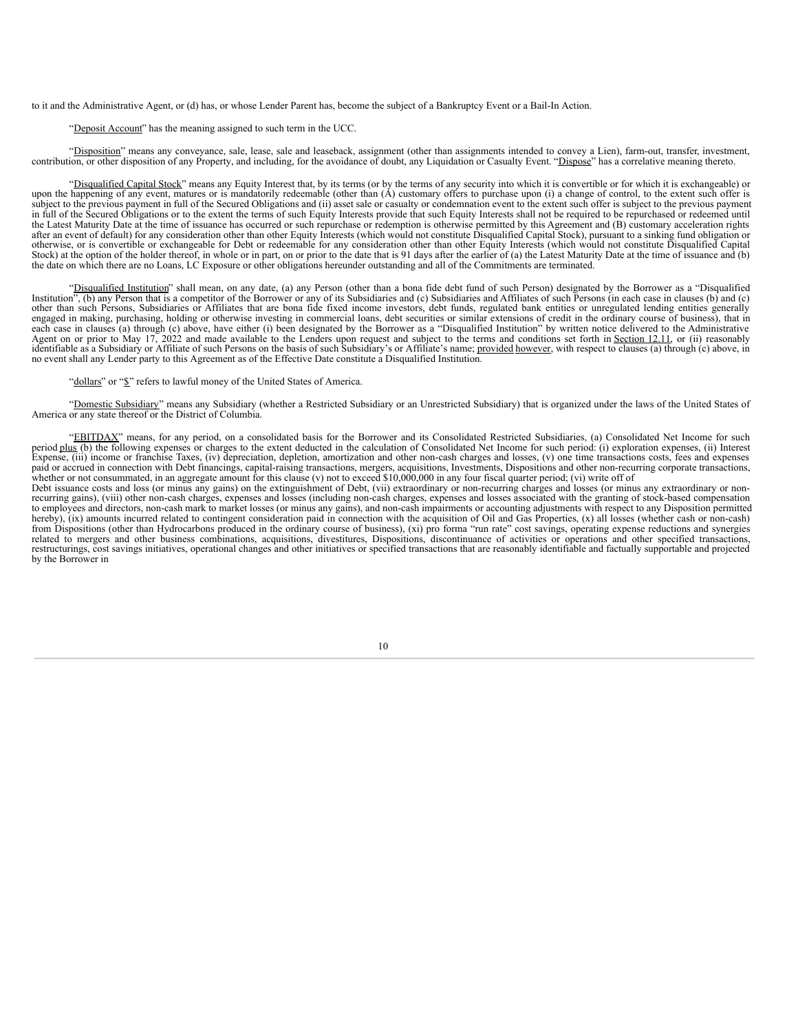to it and the Administrative Agent, or (d) has, or whose Lender Parent has, become the subject of a Bankruptcy Event or a Bail-In Action.

"Deposit Account" has the meaning assigned to such term in the UCC.

"Disposition" means any conveyance, sale, lease, sale and leaseback, assignment (other than assignments intended to convey a Lien), farm-out, transfer, investment, contribution, or other disposition of any Property, and including, for the avoidance of doubt, any Liquidation or Casualty Event. "Dispose" has a correlative meaning thereto.

"Disqualified Capital Stock" means any Equity Interest that, by its terms (or by the terms of any security into which it is convertible or for which it is exchangeable) or upon the happening of any event, matures or is mandatorily redeemable (other than (A) customary offers to purchase upon (i) a change of control, to the extent such offer is subject to the previous payment in full of the Secured Obligations and (ii) asset sale or casualty or condemnation event to the extent such offer is subject to the previous payment in full of the Secured Obligations or to the extent the terms of such Equity Interests provide that such Equity Interests shall not be required to be repurchased or redeemed until the Latest Maturity Date at the time of issuance has occurred or such repurchase or redemption is otherwise permitted by this Agreement and (B) customary acceleration rights after an event of default) for any consideration other than other Equity Interests (which would not constitute Disqualified Capital Stock), pursuant to a sinking fund obligation or otherwise, or is convertible or exchangeable for Debt or redeemable for any consideration other than other Equity Interests (which would not constitute Disqualified Capital Stock) at the option of the holder thereof, in whole or in part, on or prior to the date that is 91 days after the earlier of (a) the Latest Maturity Date at the time of issuance and (b) the date on which there are no Loans, LC Exposure or other obligations hereunder outstanding and all of the Commitments are terminated.

"Disqualified Institution" shall mean, on any date, (a) any Person (other than a bona fide debt fund of such Person) designated by the Borrower as a "Disqualified Institution", (b) any Person that is a competitor of the Borrower or any of its Subsidiaries and (c) Subsidiaries and Affiliates of such Persons (in each case in clauses (b) and (c) other than such Persons, Subsidiaries or Affiliates that are bona fide fixed income investors, debt funds, regulated bank entities or unregulated lending entities generally engaged in making, purchasing, holding or otherwise investing in commercial loans, debt securities or similar extensions of credit in the ordinary course of business), that in each case in clauses (a) through (c) above, have either (i) been designated by the Borrower as a "Disqualified Institution" by written notice delivered to the Administrative Agent on or prior to May 17, 2022 and made available to the Lenders upon request and subject to the terms and conditions set forth in Section 12.11, or (ii) reasonably identifiable as a Subsidiary or Affiliate of such Persons on the basis of such Subsidiary's or Affiliate's name; provided however, with respect to clauses (a) through (c) above, in no event shall any Lender party to this Agreement as of the Effective Date constitute a Disqualified Institution.

"dollars" or "$" refers to lawful money of the United States of America.

"Domestic Subsidiary" means any Subsidiary (whether a Restricted Subsidiary or an Unrestricted Subsidiary) that is organized under the laws of the United States of America or any state thereof or the District of Columbia.

"EBITDAX" means, for any period, on a consolidated basis for the Borrower and its Consolidated Restricted Subsidiaries, (a) Consolidated Net Income for such period plus (b) the following expenses or charges to the extent deducted in the calculation of Consolidated Net Income for such period: (i) exploration expenses, (ii) Interest Expense, (iii) income or franchise Taxes, (iv) depreciation, depletion, amortization and other non-cash charges and losses, (v) one time transactions costs, fees and expenses paid or accrued in connection with Debt financings, capital-raising transactions, mergers, acquisitions, Investments, Dispositions and other non-recurring corporate transactions, whether or not consummated, in an aggregate amount for this clause (v) not to exceed $10,000,000 in any four fiscal quarter period; (vi) write off of Debt issuance costs and loss (or minus any gains) on the extinguishment of Debt, (vii) extraordinary or non-recurring charges and losses (or minus any extraordinary or non-recurring gains), (viii) other non-cash charges, expenses and losses (including non-cash charges, expenses and losses associated with the granting of stock-based compensation to employees and directors, non-cash mark to market losses (or minus any gains), and non-cash impairments or accounting adjustments with respect to any Disposition permitted hereby), (ix) amounts incurred related to contingent consideration paid in connection with the acquisition of Oil and Gas Properties, (x) all losses (whether cash or non-cash) from Dispositions (other than Hydrocarbons produced in the ordinary course of business), (xi) pro forma "run rate" cost savings, operating expense reductions and synergies related to mergers and other business combinations, acquisitions, divestitures, Dispositions, discontinuance of activities or operations and other specified transactions, restructurings, cost savings initiatives, operational changes and other initiatives or specified transactions that are reasonably identifiable and factually supportable and projected by the Borrower in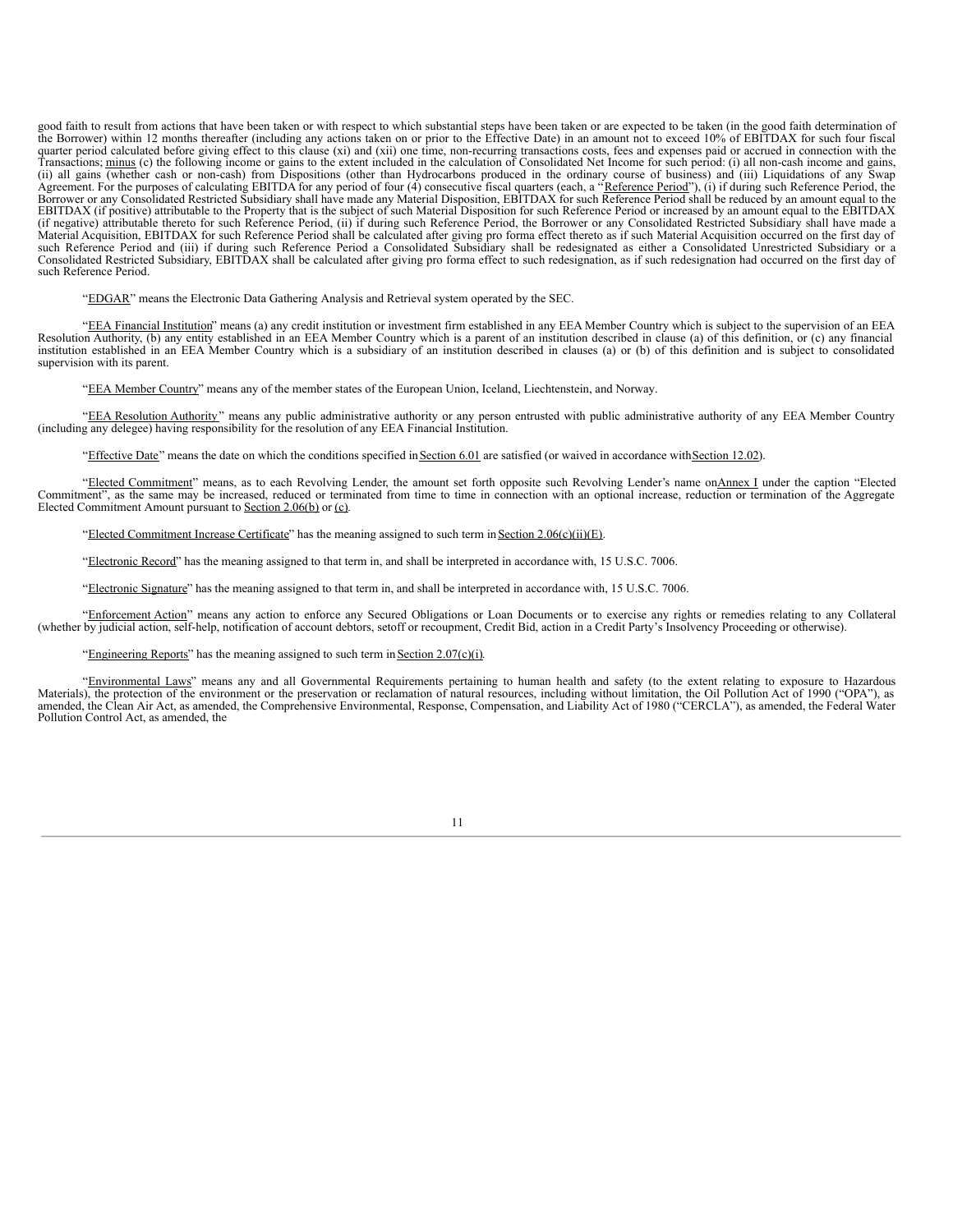good faith to result from actions that have been taken or with respect to which substantial steps have been taken or are expected to be taken (in the good faith determination of the Borrower) within 12 months thereafter (including any actions taken on or prior to the Effective Date) in an amount not to exceed 10% of EBITDAX for such four fiscal quarter period calculated before giving effect to this clause (xi) and (xii) one time, non-recurring transactions costs, fees and expenses paid or accrued in connection with the Transactions; minus (c) the following income or gains to the extent included in the calculation of Consolidated Net Income for such period: (i) all non-cash income and gains, (ii) all gains (whether cash or non-cash) from Dispositions (other than Hydrocarbons produced in the ordinary course of business) and (iii) Liquidations of any Swap Agreement. For the purposes of calculating EBITDA for any period of four (4) consecutive fiscal quarters (each, a "Reference Period"), (i) if during such Reference Period, the Borrower or any Consolidated Restricted Subsidiary shall have made any Material Disposition, EBITDAX for such Reference Period shall be reduced by an amount equal to the EBITDAX (if positive) attributable to the Property that is the subject of such Material Disposition for such Reference Period or increased by an amount equal to the EBITDAX (if negative) attributable thereto for such Reference Period, (ii) if during such Reference Period, the Borrower or any Consolidated Restricted Subsidiary shall have made a Material Acquisition, EBITDAX for such Reference Period shall be calculated after giving pro forma effect thereto as if such Material Acquisition occurred on the first day of such Reference Period and (iii) if during such Reference Period a Consolidated Subsidiary shall be redesignated as either a Consolidated Unrestricted Subsidiary or a Consolidated Restricted Subsidiary, EBITDAX shall be calculated after giving pro forma effect to such redesignation, as if such redesignation had occurred on the first day of such Reference Period.

"EDGAR" means the Electronic Data Gathering Analysis and Retrieval system operated by the SEC.

"EEA Financial Institution" means (a) any credit institution or investment firm established in any EEA Member Country which is subject to the supervision of an EEA Resolution Authority, (b) any entity established in an EEA Member Country which is a parent of an institution described in clause (a) of this definition, or (c) any financial institution established in an EEA Member Country which is a subsidiary of an institution described in clauses (a) or (b) of this definition and is subject to consolidated supervision with its parent.

"EEA Member Country" means any of the member states of the European Union, Iceland, Liechtenstein, and Norway.

"EEA Resolution Authority" means any public administrative authority or any person entrusted with public administrative authority of any EEA Member Country (including any delegee) having responsibility for the resolution of any EEA Financial Institution.

"Effective Date" means the date on which the conditions specified in Section 6.01 are satisfied (or waived in accordance with Section 12.02).

"Elected Commitment" means, as to each Revolving Lender, the amount set forth opposite such Revolving Lender's name on Annex I under the caption "Elected Commitment", as the same may be increased, reduced or terminated from time to time in connection with an optional increase, reduction or termination of the Aggregate Elected Commitment Amount pursuant to Section 2.06(b) or (c).

"Elected Commitment Increase Certificate" has the meaning assigned to such term in Section 2.06(c)(ii)(E).

"Electronic Record" has the meaning assigned to that term in, and shall be interpreted in accordance with, 15 U.S.C. 7006.

"Electronic Signature" has the meaning assigned to that term in, and shall be interpreted in accordance with, 15 U.S.C. 7006.

"Enforcement Action" means any action to enforce any Secured Obligations or Loan Documents or to exercise any rights or remedies relating to any Collateral (whether by judicial action, self-help, notification of account debtors, setoff or recoupment, Credit Bid, action in a Credit Party's Insolvency Proceeding or otherwise).

"Engineering Reports" has the meaning assigned to such term in Section 2.07(c)(i).

"Environmental Laws" means any and all Governmental Requirements pertaining to human health and safety (to the extent relating to exposure to Hazardous Materials), the protection of the environment or the preservation or reclamation of natural resources, including without limitation, the Oil Pollution Act of 1990 ("OPA"), as amended, the Clean Air Act, as amended, the Comprehensive Environmental, Response, Compensation, and Liability Act of 1980 ("CERCLA"), as amended, the Federal Water Pollution Control Act, as amended, the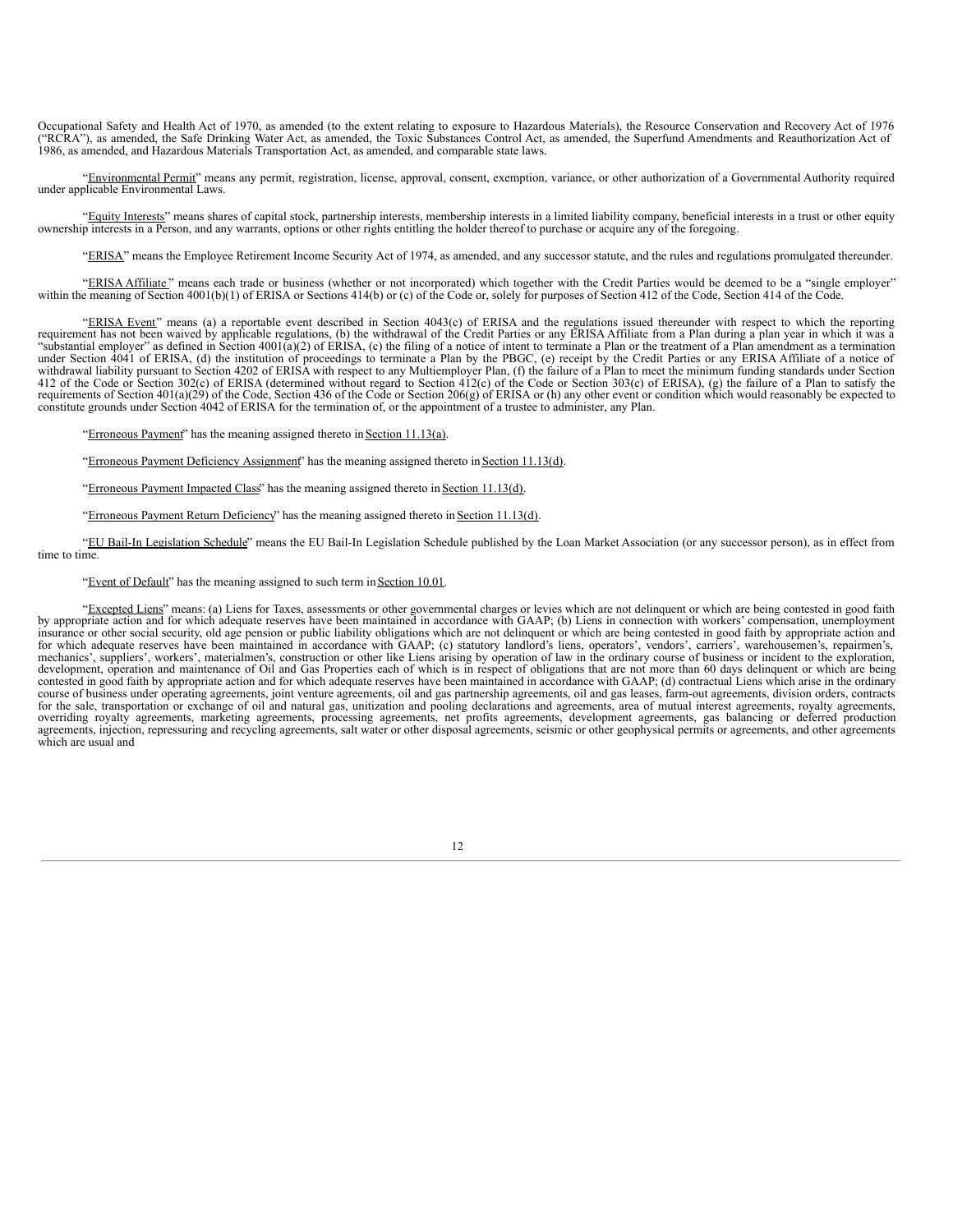Occupational Safety and Health Act of 1970, as amended (to the extent relating to exposure to Hazardous Materials), the Resource Conservation and Recovery Act of 1976 ("RCRA"), as amended, the Safe Drinking Water Act, as amended, the Toxic Substances Control Act, as amended, the Superfund Amendments and Reauthorization Act of 1986, as amended, and Hazardous Materials Transportation Act, as amended, and comparable state laws.

"Environmental Permit" means any permit, registration, license, approval, consent, exemption, variance, or other authorization of a Governmental Authority required under applicable Environmental Laws.

"Equity Interests" means shares of capital stock, partnership interests, membership interests in a limited liability company, beneficial interests in a trust or other equity ownership interests in a Person, and any warrants, options or other rights entitling the holder thereof to purchase or acquire any of the foregoing.

"ERISA" means the Employee Retirement Income Security Act of 1974, as amended, and any successor statute, and the rules and regulations promulgated thereunder.

"ERISA Affiliate" means each trade or business (whether or not incorporated) which together with the Credit Parties would be deemed to be a "single employer" within the meaning of Section 4001(b)(1) of ERISA or Sections 414(b) or (c) of the Code or, solely for purposes of Section 412 of the Code, Section 414 of the Code.

"ERISA Event" means (a) a reportable event described in Section 4043(c) of ERISA and the regulations issued thereunder with respect to which the reporting requirement has not been waived by applicable regulations, (b) the withdrawal of the Credit Parties or any ERISA Affiliate from a Plan during a plan year in which it was a "substantial employer" as defined in Section 4001(a)(2) of ERISA, (c) the filing of a notice of intent to terminate a Plan or the treatment of a Plan amendment as a termination under Section 4041 of ERISA, (d) the institution of proceedings to terminate a Plan by the PBGC, (e) receipt by the Credit Parties or any ERISA Affiliate of a notice of withdrawal liability pursuant to Section 4202 of ERISA with respect to any Multiemployer Plan, (f) the failure of a Plan to meet the minimum funding standards under Section 412 of the Code or Section 302(c) of ERISA (determined without regard to Section 412(c) of the Code or Section 303(c) of ERISA), (g) the failure of a Plan to satisfy the requirements of Section 401(a)(29) of the Code, Section 436 of the Code or Section 206(g) of ERISA or (h) any other event or condition which would reasonably be expected to constitute grounds under Section 4042 of ERISA for the termination of, or the appointment of a trustee to administer, any Plan.

"Erroneous Payment" has the meaning assigned thereto in Section 11.13(a).

"Erroneous Payment Deficiency Assignment" has the meaning assigned thereto in Section 11.13(d).

"Erroneous Payment Impacted Class" has the meaning assigned thereto in Section 11.13(d).

"Erroneous Payment Return Deficiency" has the meaning assigned thereto in Section 11.13(d).

"EU Bail-In Legislation Schedule" means the EU Bail-In Legislation Schedule published by the Loan Market Association (or any successor person), as in effect from time to time.

"Event of Default" has the meaning assigned to such term in Section 10.01.

"Excepted Liens" means: (a) Liens for Taxes, assessments or other governmental charges or levies which are not delinquent or which are being contested in good faith by appropriate action and for which adequate reserves have been maintained in accordance with GAAP; (b) Liens in connection with workers' compensation, unemployment insurance or other social security, old age pension or public liability obligations which are not delinquent or which are being contested in good faith by appropriate action and for which adequate reserves have been maintained in accordance with GAAP; (c) statutory landlord's liens, operators', vendors', carriers', warehousemen's, repairmen's, mechanics', suppliers', workers', materialmen's, construction or other like Liens arising by operation of law in the ordinary course of business or incident to the exploration, development, operation and maintenance of Oil and Gas Properties each of which is in respect of obligations that are not more than 60 days delinquent or which are being contested in good faith by appropriate action and for which adequate reserves have been maintained in accordance with GAAP; (d) contractual Liens which arise in the ordinary course of business under operating agreements, joint venture agreements, oil and gas partnership agreements, oil and gas leases, farm-out agreements, division orders, contracts for the sale, transportation or exchange of oil and natural gas, unitization and pooling declarations and agreements, area of mutual interest agreements, royalty agreements, overriding royalty agreements, marketing agreements, processing agreements, net profits agreements, development agreements, gas balancing or deferred production agreements, injection, repressuring and recycling agreements, salt water or other disposal agreements, seismic or other geophysical permits or agreements, and other agreements which are usual and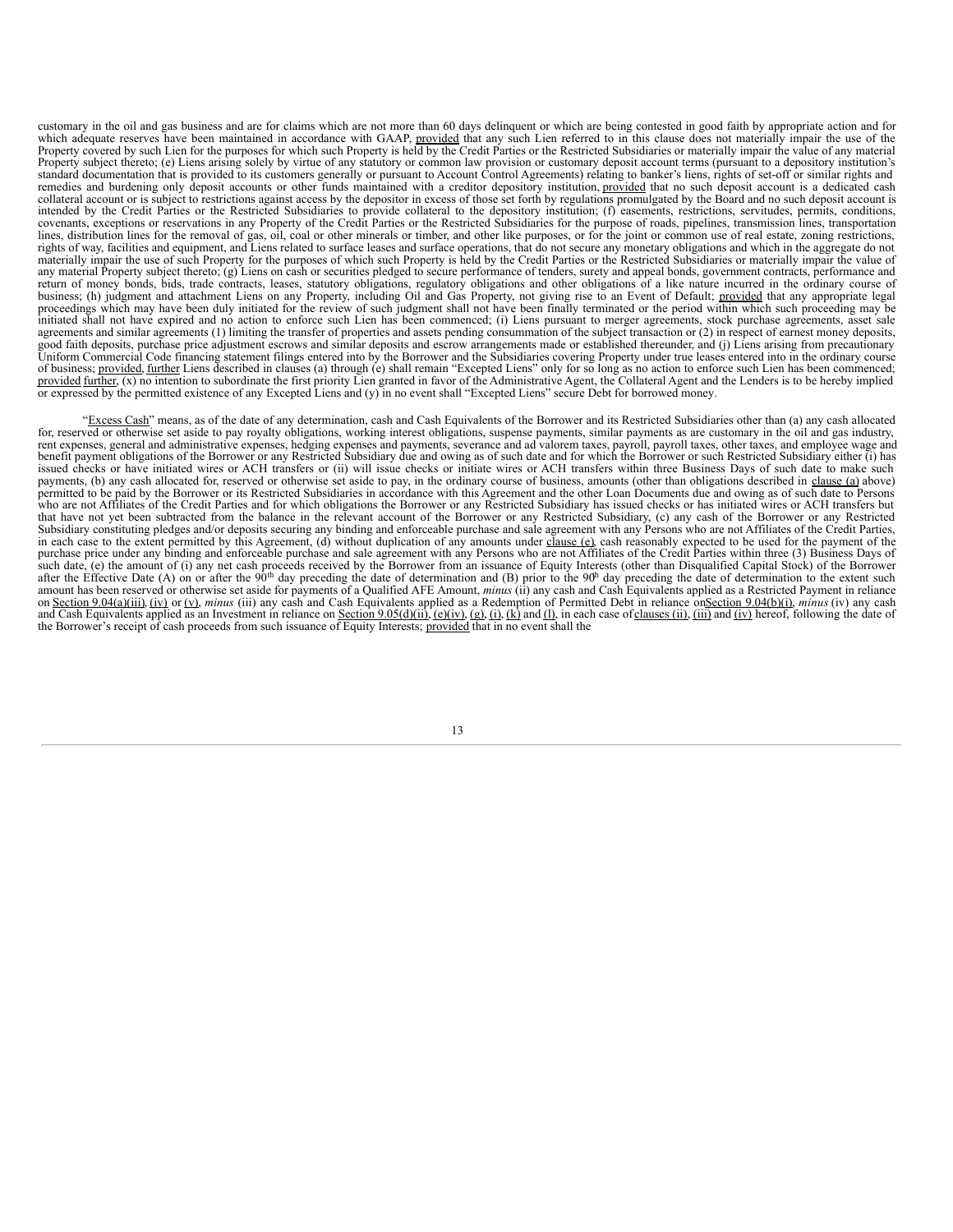customary in the oil and gas business and are for claims which are not more than 60 days delinquent or which are being contested in good faith by appropriate action and for which adequate reserves have been maintained in accordance with GAAP, provided that any such Lien referred to in this clause does not materially impair the use of the Property covered by such Lien for the purposes for which such Property is held by the Credit Parties or the Restricted Subsidiaries or materially impair the value of any material Property subject thereto; (e) Liens arising solely by virtue of any statutory or common law provision or customary deposit account terms (pursuant to a depository institution's standard documentation that is provided to its customers generally or pursuant to Account Control Agreements) relating to banker's liens, rights of set-off or similar rights and remedies and burdening only deposit accounts or other funds maintained with a creditor depository institution, provided that no such deposit account is a dedicated cash collateral account or is subject to restrictions against access by the depositor in excess of those set forth by regulations promulgated by the Board and no such deposit account is intended by the Credit Parties or the Restricted Subsidiaries to provide collateral to the depository institution; (f) easements, restrictions, servitudes, permits, conditions, covenants, exceptions or reservations in any Property of the Credit Parties or the Restricted Subsidiaries for the purpose of roads, pipelines, transmission lines, transportation lines, distribution lines for the removal of gas, oil, coal or other minerals or timber, and other like purposes, or for the joint or common use of real estate, zoning restrictions, rights of way, facilities and equipment, and Liens related to surface leases and surface operations, that do not secure any monetary obligations and which in the aggregate do not materially impair the use of such Property for the purposes of which such Property is held by the Credit Parties or the Restricted Subsidiaries or materially impair the value of any material Property subject thereto; (g) Liens on cash or securities pledged to secure performance of tenders, surety and appeal bonds, government contracts, performance and return of money bonds, bids, trade contracts, leases, statutory obligations, regulatory obligations and other obligations of a like nature incurred in the ordinary course of business; (h) judgment and attachment Liens on any Property, including Oil and Gas Property, not giving rise to an Event of Default; provided that any appropriate legal proceedings which may have been duly initiated for the review of such judgment shall not have been finally terminated or the period within which such proceeding may be initiated shall not have expired and no action to enforce such Lien has been commenced; (i) Liens pursuant to merger agreements, stock purchase agreements, asset sale agreements and similar agreements (1) limiting the transfer of properties and assets pending consummation of the subject transaction or (2) in respect of earnest money deposits, good faith deposits, purchase price adjustment escrows and similar deposits and escrow arrangements made or established thereunder, and (j) Liens arising from precautionary Uniform Commercial Code financing statement filings entered into by the Borrower and the Subsidiaries covering Property under true leases entered into in the ordinary course of business; provided, further Liens described in clauses (a) through (e) shall remain "Excepted Liens" only for so long as no action to enforce such Lien has been commenced; provided further, (x) no intention to subordinate the first priority Lien granted in favor of the Administrative Agent, the Collateral Agent and the Lenders is to be hereby implied or expressed by the permitted existence of any Excepted Liens and (y) in no event shall "Excepted Liens" secure Debt for borrowed money.

"Excess Cash" means, as of the date of any determination, cash and Cash Equivalents of the Borrower and its Restricted Subsidiaries other than (a) any cash allocated for, reserved or otherwise set aside to pay royalty obligations, working interest obligations, suspense payments, similar payments as are customary in the oil and gas industry, rent expenses, general and administrative expenses, hedging expenses and payments, severance and ad valorem taxes, payroll, payroll taxes, other taxes, and employee wage and benefit payment obligations of the Borrower or any Restricted Subsidiary due and owing as of such date and for which the Borrower or such Restricted Subsidiary either (i) has issued checks or have initiated wires or ACH transfers or (ii) will issue checks or initiate wires or ACH transfers within three Business Days of such date to make such payments, (b) any cash allocated for, reserved or otherwise set aside to pay, in the ordinary course of business, amounts (other than obligations described in clause (a) above) permitted to be paid by the Borrower or its Restricted Subsidiaries in accordance with this Agreement and the other Loan Documents due and owing as of such date to Persons who are not Affiliates of the Credit Parties and for which obligations the Borrower or any Restricted Subsidiary has issued checks or has initiated wires or ACH transfers but that have not yet been subtracted from the balance in the relevant account of the Borrower or any Restricted Subsidiary, (c) any cash of the Borrower or any Restricted Subsidiary constituting pledges and/or deposits securing any binding and enforceable purchase and sale agreement with any Persons who are not Affiliates of the Credit Parties, in each case to the extent permitted by this Agreement, (d) without duplication of any amounts under clause (e), cash reasonably expected to be used for the payment of the purchase price under any binding and enforceable purchase and sale agreement with any Persons who are not Affiliates of the Credit Parties within three (3) Business Days of such date, (e) the amount of (i) any net cash proceeds received by the Borrower from an issuance of Equity Interests (other than Disqualified Capital Stock) of the Borrower after the Effective Date (A) on or after the 90th day preceding the date of determination and (B) prior to the 90th day preceding the date of determination to the extent such amount has been reserved or otherwise set aside for payments of a Qualified AFE Amount, *minus* (ii) any cash and Cash Equivalents applied as a Restricted Payment in reliance on Section 9.04(a)(iii), (iv) or (v), *minus* (iii) any cash and Cash Equivalents applied as a Redemption of Permitted Debt in reliance on Section 9.04(b)(i), *minus* (iv) any cash and Cash Equivalents applied as an Investment in reliance on Section 9.05(d)(ii), (e)(iv), (g), (i), (k) and (l), in each case of clauses (ii), (iii) and (iv) hereof, following the date of the Borrower's receipt of cash proceeds from such issuance of Equity Interests; provided that in no event shall the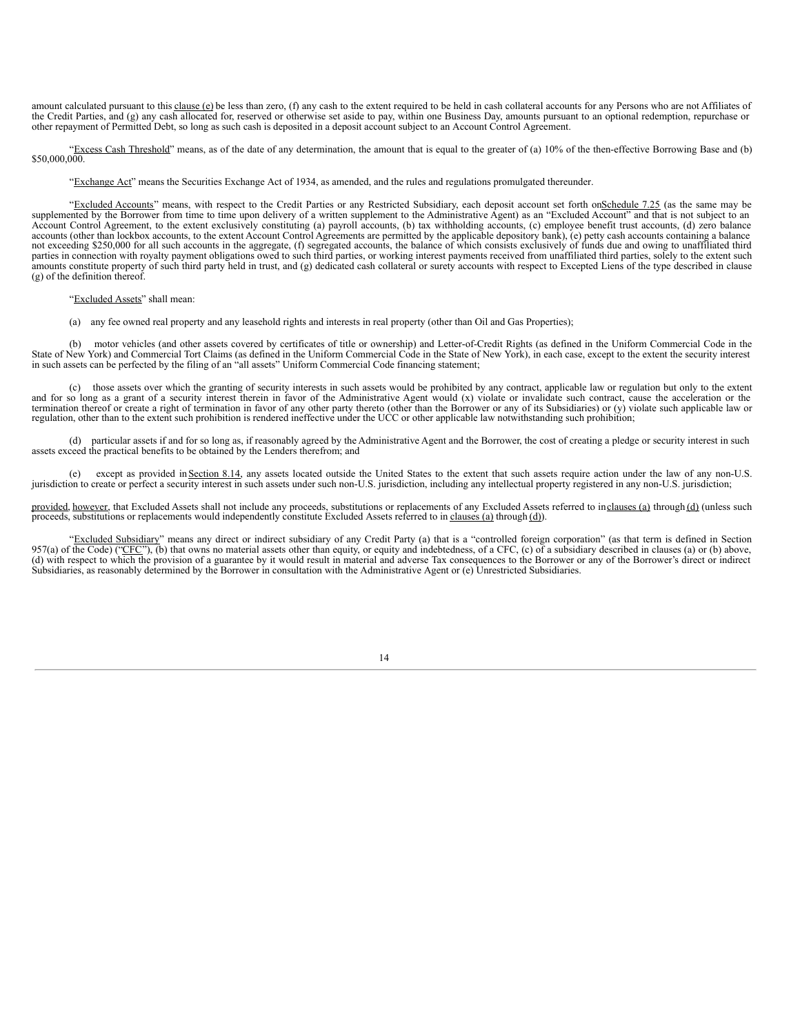amount calculated pursuant to this clause (e) be less than zero, (f) any cash to the extent required to be held in cash collateral accounts for any Persons who are not Affiliates of the Credit Parties, and (g) any cash allocated for, reserved or otherwise set aside to pay, within one Business Day, amounts pursuant to an optional redemption, repurchase or other repayment of Permitted Debt, so long as such cash is deposited in a deposit account subject to an Account Control Agreement.

"Excess Cash Threshold" means, as of the date of any determination, the amount that is equal to the greater of (a) 10% of the then-effective Borrowing Base and (b) $50,000,000.

"Exchange Act" means the Securities Exchange Act of 1934, as amended, and the rules and regulations promulgated thereunder.

"Excluded Accounts" means, with respect to the Credit Parties or any Restricted Subsidiary, each deposit account set forth on Schedule 7.25 (as the same may be supplemented by the Borrower from time to time upon delivery of a written supplement to the Administrative Agent) as an "Excluded Account" and that is not subject to an Account Control Agreement, to the extent exclusively constituting (a) payroll accounts, (b) tax withholding accounts, (c) employee benefit trust accounts, (d) zero balance accounts (other than lockbox accounts, to the extent Account Control Agreements are permitted by the applicable depository bank), (e) petty cash accounts containing a balance not exceeding $250,000 for all such accounts in the aggregate, (f) segregated accounts, the balance of which consists exclusively of funds due and owing to unaffiliated third parties in connection with royalty payment obligations owed to such third parties, or working interest payments received from unaffiliated third parties, solely to the extent such amounts constitute property of such third party held in trust, and (g) dedicated cash collateral or surety accounts with respect to Excepted Liens of the type described in clause (g) of the definition thereof.

"Excluded Assets" shall mean:

(a) any fee owned real property and any leasehold rights and interests in real property (other than Oil and Gas Properties);

(b) motor vehicles (and other assets covered by certificates of title or ownership) and Letter-of-Credit Rights (as defined in the Uniform Commercial Code in the State of New York) and Commercial Tort Claims (as defined in the Uniform Commercial Code in the State of New York), in each case, except to the extent the security interest in such assets can be perfected by the filing of an "all assets" Uniform Commercial Code financing statement;

(c) those assets over which the granting of security interests in such assets would be prohibited by any contract, applicable law or regulation but only to the extent and for so long as a grant of a security interest therein in favor of the Administrative Agent would (x) violate or invalidate such contract, cause the acceleration or the termination thereof or create a right of termination in favor of any other party thereto (other than the Borrower or any of its Subsidiaries) or (y) violate such applicable law or regulation, other than to the extent such prohibition is rendered ineffective under the UCC or other applicable law notwithstanding such prohibition;

(d) particular assets if and for so long as, if reasonably agreed by the Administrative Agent and the Borrower, the cost of creating a pledge or security interest in such assets exceed the practical benefits to be obtained by the Lenders therefrom; and

(e) except as provided in Section 8.14, any assets located outside the United States to the extent that such assets require action under the law of any non-U.S. jurisdiction to create or perfect a security interest in such assets under such non-U.S. jurisdiction, including any intellectual property registered in any non-U.S. jurisdiction;

provided, however, that Excluded Assets shall not include any proceeds, substitutions or replacements of any Excluded Assets referred to in clauses (a) through (d) (unless such proceeds, substitutions or replacements would independently constitute Excluded Assets referred to in clauses (a) through (d)).

"Excluded Subsidiary" means any direct or indirect subsidiary of any Credit Party (a) that is a "controlled foreign corporation" (as that term is defined in Section 957(a) of the Code) ("CFC"), (b) that owns no material assets other than equity, or equity and indebtedness, of a CFC, (c) of a subsidiary described in clauses (a) or (b) above, (d) with respect to which the provision of a guarantee by it would result in material and adverse Tax consequences to the Borrower or any of the Borrower's direct or indirect Subsidiaries, as reasonably determined by the Borrower in consultation with the Administrative Agent or (e) Unrestricted Subsidiaries.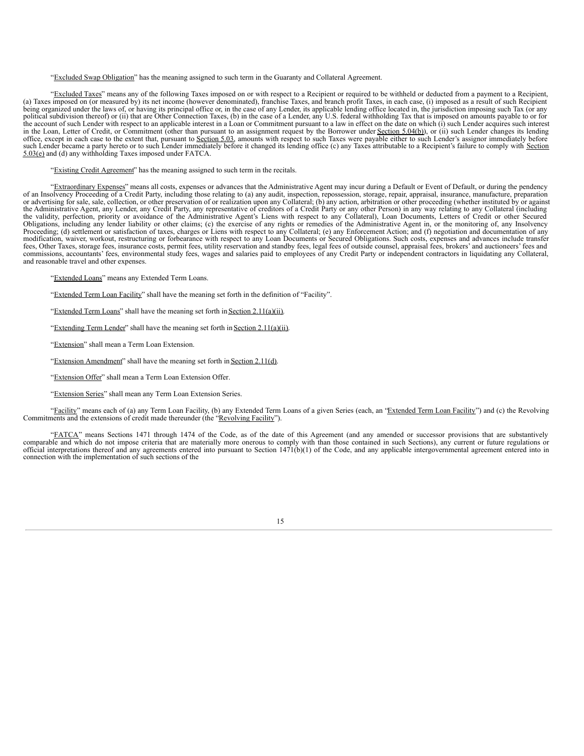"Excluded Swap Obligation" has the meaning assigned to such term in the Guaranty and Collateral Agreement.

"Excluded Taxes" means any of the following Taxes imposed on or with respect to a Recipient or required to be withheld or deducted from a payment to a Recipient, (a) Taxes imposed on (or measured by) its net income (however denominated), franchise Taxes, and branch profit Taxes, in each case, (i) imposed as a result of such Recipient being organized under the laws of, or having its principal office or, in the case of any Lender, its applicable lending office located in, the jurisdiction imposing such Tax (or any political subdivision thereof) or (ii) that are Other Connection Taxes, (b) in the case of a Lender, any U.S. federal withholding Tax that is imposed on amounts payable to or for the account of such Lender with respect to an applicable interest in a Loan or Commitment pursuant to a law in effect on the date on which (i) such Lender acquires such interest in the Loan, Letter of Credit, or Commitment (other than pursuant to an assignment request by the Borrower under Section 5.04(b)), or (ii) such Lender changes its lending office, except in each case to the extent that, pursuant to Section 5.03, amounts with respect to such Taxes were payable either to such Lender's assignor immediately before such Lender became a party hereto or to such Lender immediately before it changed its lending office (c) any Taxes attributable to a Recipient's failure to comply with Section 5.03(e) and (d) any withholding Taxes imposed under FATCA.

"Existing Credit Agreement" has the meaning assigned to such term in the recitals.

"Extraordinary Expenses" means all costs, expenses or advances that the Administrative Agent may incur during a Default or Event of Default, or during the pendency of an Insolvency Proceeding of a Credit Party, including those relating to (a) any audit, inspection, repossession, storage, repair, appraisal, insurance, manufacture, preparation or advertising for sale, sale, collection, or other preservation of or realization upon any Collateral; (b) any action, arbitration or other proceeding (whether instituted by or against the Administrative Agent, any Lender, any Credit Party, any representative of creditors of a Credit Party or any other Person) in any way relating to any Collateral (including the validity, perfection, priority or avoidance of the Administrative Agent's Liens with respect to any Collateral), Loan Documents, Letters of Credit or other Secured Obligations, including any lender liability or other claims; (c) the exercise of any rights or remedies of the Administrative Agent in, or the monitoring of, any Insolvency Proceeding; (d) settlement or satisfaction of taxes, charges or Liens with respect to any Collateral; (e) any Enforcement Action; and (f) negotiation and documentation of any modification, waiver, workout, restructuring or forbearance with respect to any Loan Documents or Secured Obligations. Such costs, expenses and advances include transfer fees, Other Taxes, storage fees, insurance costs, permit fees, utility reservation and standby fees, legal fees of outside counsel, appraisal fees, brokers' and auctioneers' fees and commissions, accountants' fees, environmental study fees, wages and salaries paid to employees of any Credit Party or independent contractors in liquidating any Collateral, and reasonable travel and other expenses.

"Extended Loans" means any Extended Term Loans.

"Extended Term Loan Facility" shall have the meaning set forth in the definition of "Facility".

"Extended Term Loans" shall have the meaning set forth in Section 2.11(a)(ii).

"Extending Term Lender" shall have the meaning set forth in Section 2.11(a)(ii).

"Extension" shall mean a Term Loan Extension.

"Extension Amendment" shall have the meaning set forth in Section 2.11(d).

"Extension Offer" shall mean a Term Loan Extension Offer.

"Extension Series" shall mean any Term Loan Extension Series.

"Facility" means each of (a) any Term Loan Facility, (b) any Extended Term Loans of a given Series (each, an "Extended Term Loan Facility") and (c) the Revolving Commitments and the extensions of credit made thereunder (the "Revolving Facility").

"FATCA" means Sections 1471 through 1474 of the Code, as of the date of this Agreement (and any amended or successor provisions that are substantively comparable and which do not impose criteria that are materially more onerous to comply with than those contained in such Sections), any current or future regulations or official interpretations thereof and any agreements entered into pursuant to Section 1471(b)(1) of the Code, and any applicable intergovernmental agreement entered into in connection with the implementation of such sections of the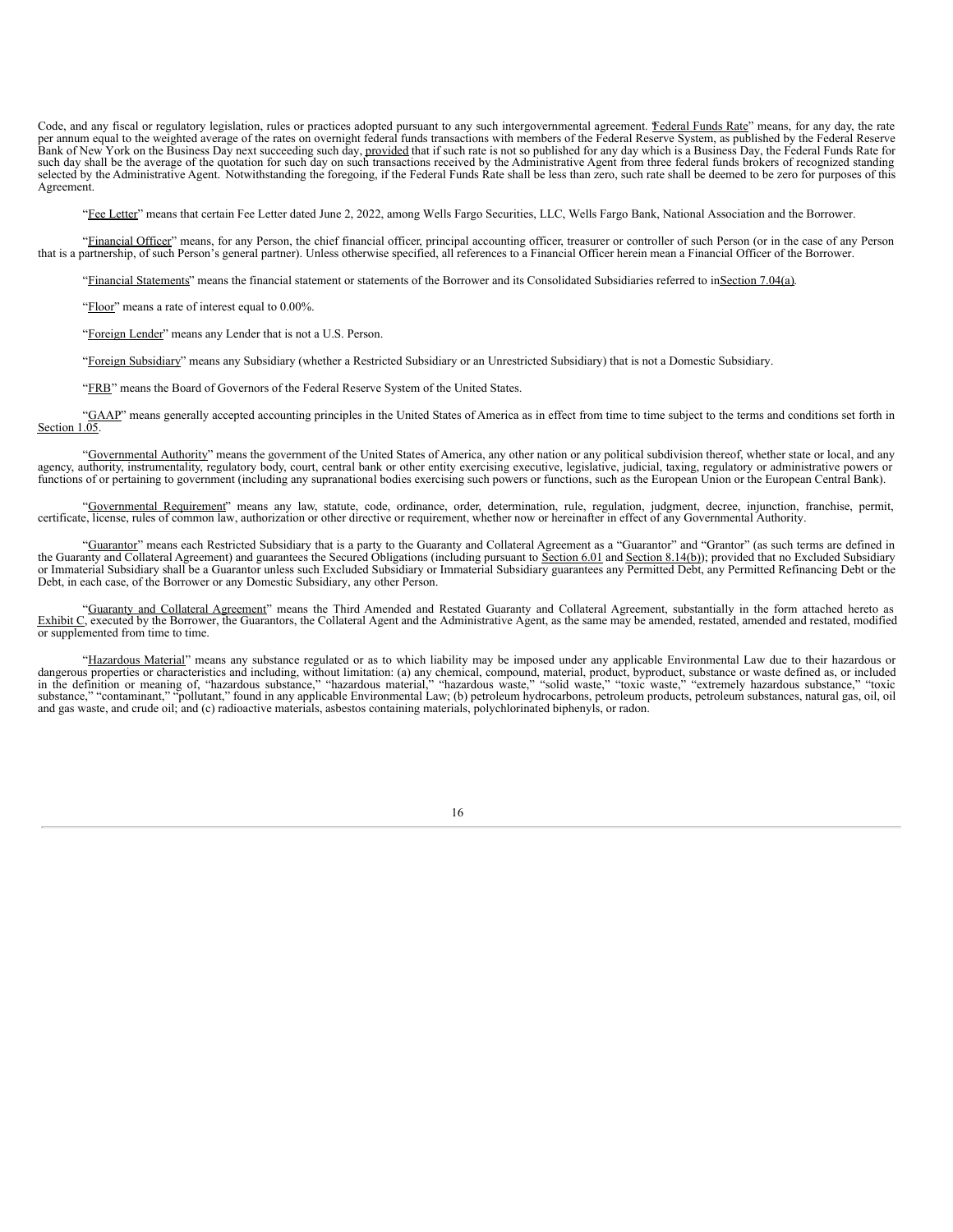Code, and any fiscal or regulatory legislation, rules or practices adopted pursuant to any such intergovernmental agreement. "Federal Funds Rate" means, for any day, the rate per annum equal to the weighted average of the rates on overnight federal funds transactions with members of the Federal Reserve System, as published by the Federal Reserve Bank of New York on the Business Day next succeeding such day, provided that if such rate is not so published for any day which is a Business Day, the Federal Funds Rate for such day shall be the average of the quotation for such day on such transactions received by the Administrative Agent from three federal funds brokers of recognized standing selected by the Administrative Agent. Notwithstanding the foregoing, if the Federal Funds Rate shall be less than zero, such rate shall be deemed to be zero for purposes of this Agreement.

"Fee Letter" means that certain Fee Letter dated June 2, 2022, among Wells Fargo Securities, LLC, Wells Fargo Bank, National Association and the Borrower.

"Financial Officer" means, for any Person, the chief financial officer, principal accounting officer, treasurer or controller of such Person (or in the case of any Person that is a partnership, of such Person's general partner). Unless otherwise specified, all references to a Financial Officer herein mean a Financial Officer of the Borrower.

"Financial Statements" means the financial statement or statements of the Borrower and its Consolidated Subsidiaries referred to in Section 7.04(a).

"Floor" means a rate of interest equal to 0.00%.

"Foreign Lender" means any Lender that is not a U.S. Person.

"Foreign Subsidiary" means any Subsidiary (whether a Restricted Subsidiary or an Unrestricted Subsidiary) that is not a Domestic Subsidiary.

"FRB" means the Board of Governors of the Federal Reserve System of the United States.

"GAAP" means generally accepted accounting principles in the United States of America as in effect from time to time subject to the terms and conditions set forth in Section 1.05.

"Governmental Authority" means the government of the United States of America, any other nation or any political subdivision thereof, whether state or local, and any agency, authority, instrumentality, regulatory body, court, central bank or other entity exercising executive, legislative, judicial, taxing, regulatory or administrative powers or functions of or pertaining to government (including any supranational bodies exercising such powers or functions, such as the European Union or the European Central Bank).

"Governmental Requirement" means any law, statute, code, ordinance, order, determination, rule, regulation, judgment, decree, injunction, franchise, permit, certificate, license, rules of common law, authorization or other directive or requirement, whether now or hereinafter in effect of any Governmental Authority.

"Guarantor" means each Restricted Subsidiary that is a party to the Guaranty and Collateral Agreement as a "Guarantor" and "Grantor" (as such terms are defined in the Guaranty and Collateral Agreement) and guarantees the Secured Obligations (including pursuant to Section 6.01 and Section 8.14(b)); provided that no Excluded Subsidiary or Immaterial Subsidiary shall be a Guarantor unless such Excluded Subsidiary or Immaterial Subsidiary guarantees any Permitted Debt, any Permitted Refinancing Debt or the Debt, in each case, of the Borrower or any Domestic Subsidiary, any other Person.

"Guaranty and Collateral Agreement" means the Third Amended and Restated Guaranty and Collateral Agreement, substantially in the form attached hereto as Exhibit C, executed by the Borrower, the Guarantors, the Collateral Agent and the Administrative Agent, as the same may be amended, restated, amended and restated, modified or supplemented from time to time.

"Hazardous Material" means any substance regulated or as to which liability may be imposed under any applicable Environmental Law due to their hazardous or dangerous properties or characteristics and including, without limitation: (a) any chemical, compound, material, product, byproduct, substance or waste defined as, or included in the definition or meaning of, "hazardous substance," "hazardous material," "hazardous waste," "solid waste," "toxic waste," "extremely hazardous substance," "toxic substance," "contaminant," "pollutant," found in any applicable Environmental Law; (b) petroleum hydrocarbons, petroleum products, petroleum substances, natural gas, oil, oil and gas waste, and crude oil; and (c) radioactive materials, asbestos containing materials, polychlorinated biphenyls, or radon.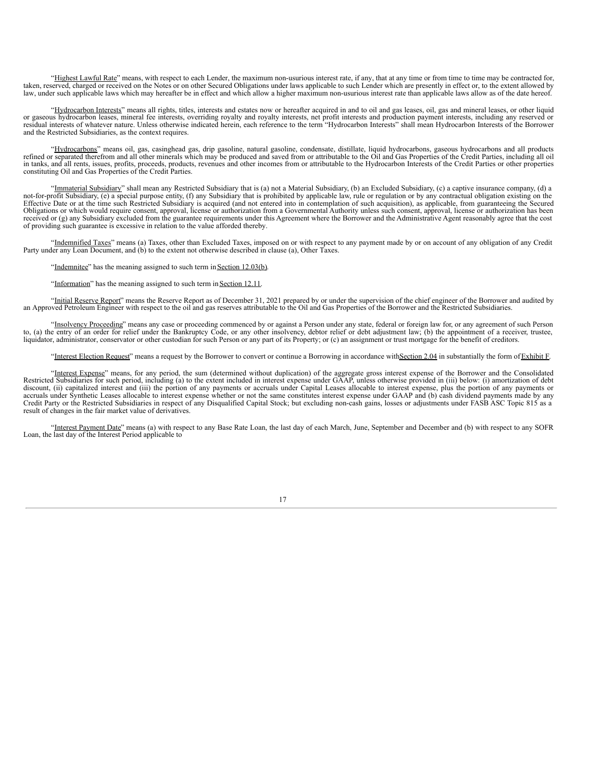"Highest Lawful Rate" means, with respect to each Lender, the maximum non-usurious interest rate, if any, that at any time or from time to time may be contracted for, taken, reserved, charged or received on the Notes or on other Secured Obligations under laws applicable to such Lender which are presently in effect or, to the extent allowed by law, under such applicable laws which may hereafter be in effect and which allow a higher maximum non-usurious interest rate than applicable laws allow as of the date hereof.

"Hydrocarbon Interests" means all rights, titles, interests and estates now or hereafter acquired in and to oil and gas leases, oil, gas and mineral leases, or other liquid or gaseous hydrocarbon leases, mineral fee interests, overriding royalty and royalty interests, net profit interests and production payment interests, including any reserved or residual interests of whatever nature. Unless otherwise indicated herein, each reference to the term "Hydrocarbon Interests" shall mean Hydrocarbon Interests of the Borrower and the Restricted Subsidiaries, as the context requires.

"Hydrocarbons" means oil, gas, casinghead gas, drip gasoline, natural gasoline, condensate, distillate, liquid hydrocarbons, gaseous hydrocarbons and all products refined or separated therefrom and all other minerals which may be produced and saved from or attributable to the Oil and Gas Properties of the Credit Parties, including all oil in tanks, and all rents, issues, profits, proceeds, products, revenues and other incomes from or attributable to the Hydrocarbon Interests of the Credit Parties or other properties constituting Oil and Gas Properties of the Credit Parties.

"Immaterial Subsidiary" shall mean any Restricted Subsidiary that is (a) not a Material Subsidiary, (b) an Excluded Subsidiary, (c) a captive insurance company, (d) a not-for-profit Subsidiary, (e) a special purpose entity, (f) any Subsidiary that is prohibited by applicable law, rule or regulation or by any contractual obligation existing on the Effective Date or at the time such Restricted Subsidiary is acquired (and not entered into in contemplation of such acquisition), as applicable, from guaranteeing the Secured Obligations or which would require consent, approval, license or authorization from a Governmental Authority unless such consent, approval, license or authorization has been received or (g) any Subsidiary excluded from the guarantee requirements under this Agreement where the Borrower and the Administrative Agent reasonably agree that the cost of providing such guarantee is excessive in relation to the value afforded thereby.

"Indemnified Taxes" means (a) Taxes, other than Excluded Taxes, imposed on or with respect to any payment made by or on account of any obligation of any Credit Party under any Loan Document, and (b) to the extent not otherwise described in clause (a), Other Taxes.

"Indemnitee" has the meaning assigned to such term in Section 12.03(b).

"Information" has the meaning assigned to such term in Section 12.11.

"Initial Reserve Report" means the Reserve Report as of December 31, 2021 prepared by or under the supervision of the chief engineer of the Borrower and audited by an Approved Petroleum Engineer with respect to the oil and gas reserves attributable to the Oil and Gas Properties of the Borrower and the Restricted Subsidiaries.

"Insolvency Proceeding" means any case or proceeding commenced by or against a Person under any state, federal or foreign law for, or any agreement of such Person to, (a) the entry of an order for relief under the Bankruptcy Code, or any other insolvency, debtor relief or debt adjustment law; (b) the appointment of a receiver, trustee, liquidator, administrator, conservator or other custodian for such Person or any part of its Property; or (c) an assignment or trust mortgage for the benefit of creditors.

"Interest Election Request" means a request by the Borrower to convert or continue a Borrowing in accordance with Section 2.04 in substantially the form of Exhibit F.

"Interest Expense" means, for any period, the sum (determined without duplication) of the aggregate gross interest expense of the Borrower and the Consolidated Restricted Subsidiaries for such period, including (a) to the extent included in interest expense under GAAP, unless otherwise provided in (iii) below: (i) amortization of debt discount, (ii) capitalized interest and (iii) the portion of any payments or accruals under Capital Leases allocable to interest expense, plus the portion of any payments or accruals under Synthetic Leases allocable to interest expense whether or not the same constitutes interest expense under GAAP and (b) cash dividend payments made by any Credit Party or the Restricted Subsidiaries in respect of any Disqualified Capital Stock; but excluding non-cash gains, losses or adjustments under FASB ASC Topic 815 as a result of changes in the fair market value of derivatives.

"Interest Payment Date" means (a) with respect to any Base Rate Loan, the last day of each March, June, September and December and (b) with respect to any SOFR Loan, the last day of the Interest Period applicable to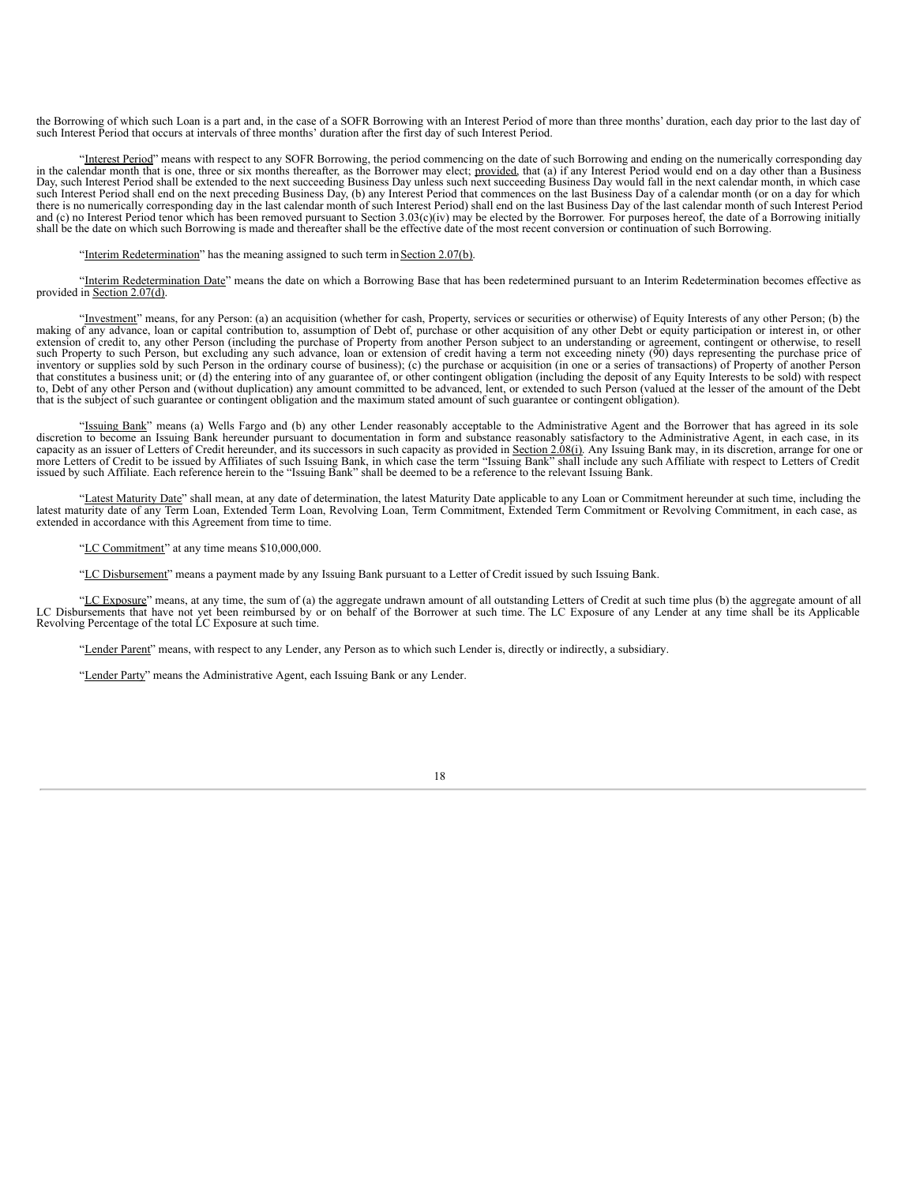the Borrowing of which such Loan is a part and, in the case of a SOFR Borrowing with an Interest Period of more than three months' duration, each day prior to the last day of such Interest Period that occurs at intervals of three months' duration after the first day of such Interest Period.

"Interest Period" means with respect to any SOFR Borrowing, the period commencing on the date of such Borrowing and ending on the numerically corresponding day in the calendar month that is one, three or six months thereafter, as the Borrower may elect; provided, that (a) if any Interest Period would end on a day other than a Business Day, such Interest Period shall be extended to the next succeeding Business Day unless such next succeeding Business Day would fall in the next calendar month, in which case such Interest Period shall end on the next preceding Business Day, (b) any Interest Period that commences on the last Business Day of a calendar month (or on a day for which there is no numerically corresponding day in the last calendar month of such Interest Period) shall end on the last Business Day of the last calendar month of such Interest Period and (c) no Interest Period tenor which has been removed pursuant to Section 3.03(c)(iv) may be elected by the Borrower. For purposes hereof, the date of a Borrowing initially shall be the date on which such Borrowing is made and thereafter shall be the effective date of the most recent conversion or continuation of such Borrowing.

"Interim Redetermination" has the meaning assigned to such term in Section 2.07(b).

"Interim Redetermination Date" means the date on which a Borrowing Base that has been redetermined pursuant to an Interim Redetermination becomes effective as provided in Section 2.07(d).

"Investment" means, for any Person: (a) an acquisition (whether for cash, Property, services or securities or otherwise) of Equity Interests of any other Person; (b) the making of any advance, loan or capital contribution to, assumption of Debt of, purchase or other acquisition of any other Debt or equity participation or interest in, or other extension of credit to, any other Person (including the purchase of Property from another Person subject to an understanding or agreement, contingent or otherwise, to resell such Property to such Person, but excluding any such advance, loan or extension of credit having a term not exceeding ninety (90) days representing the purchase price of inventory or supplies sold by such Person in the ordinary course of business); (c) the purchase or acquisition (in one or a series of transactions) of Property of another Person that constitutes a business unit; or (d) the entering into of any guarantee of, or other contingent obligation (including the deposit of any Equity Interests to be sold) with respect to, Debt of any other Person and (without duplication) any amount committed to be advanced, lent, or extended to such Person (valued at the lesser of the amount of the Debt that is the subject of such guarantee or contingent obligation and the maximum stated amount of such guarantee or contingent obligation).

"Issuing Bank" means (a) Wells Fargo and (b) any other Lender reasonably acceptable to the Administrative Agent and the Borrower that has agreed in its sole discretion to become an Issuing Bank hereunder pursuant to documentation in form and substance reasonably satisfactory to the Administrative Agent, in each case, in its capacity as an issuer of Letters of Credit hereunder, and its successors in such capacity as provided in Section 2.08(i). Any Issuing Bank may, in its discretion, arrange for one or more Letters of Credit to be issued by Affiliates of such Issuing Bank, in which case the term "Issuing Bank" shall include any such Affiliate with respect to Letters of Credit issued by such Affiliate. Each reference herein to the "Issuing Bank" shall be deemed to be a reference to the relevant Issuing Bank.

"Latest Maturity Date" shall mean, at any date of determination, the latest Maturity Date applicable to any Loan or Commitment hereunder at such time, including the latest maturity date of any Term Loan, Extended Term Loan, Revolving Loan, Term Commitment, Extended Term Commitment or Revolving Commitment, in each case, as extended in accordance with this Agreement from time to time.

"LC Commitment" at any time means $10,000,000.

"LC Disbursement" means a payment made by any Issuing Bank pursuant to a Letter of Credit issued by such Issuing Bank.

"LC Exposure" means, at any time, the sum of (a) the aggregate undrawn amount of all outstanding Letters of Credit at such time plus (b) the aggregate amount of all LC Disbursements that have not yet been reimbursed by or on behalf of the Borrower at such time. The LC Exposure of any Lender at any time shall be its Applicable Revolving Percentage of the total LC Exposure at such time.

"Lender Parent" means, with respect to any Lender, any Person as to which such Lender is, directly or indirectly, a subsidiary.

"Lender Party" means the Administrative Agent, each Issuing Bank or any Lender.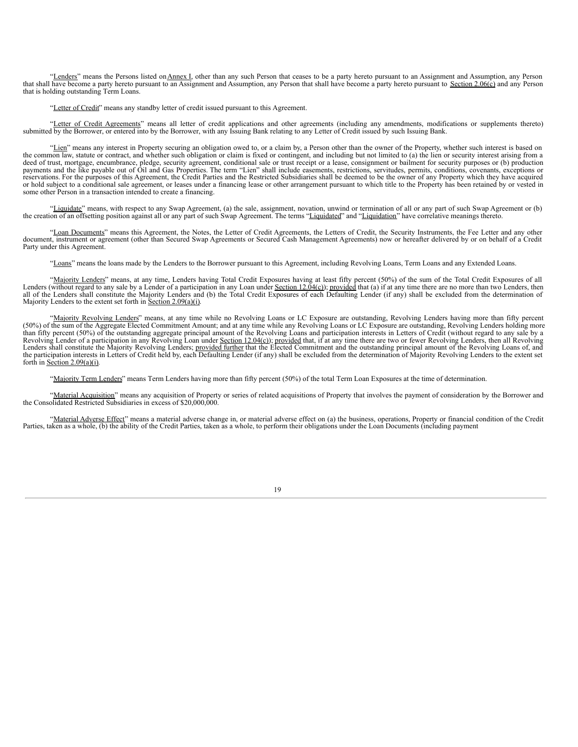"Lenders" means the Persons listed on Annex I, other than any such Person that ceases to be a party hereto pursuant to an Assignment and Assumption, any Person that shall have become a party hereto pursuant to an Assignment and Assumption, any Person that shall have become a party hereto pursuant to Section 2.06(c) and any Person that is holding outstanding Term Loans.

"Letter of Credit" means any standby letter of credit issued pursuant to this Agreement.

"Letter of Credit Agreements" means all letter of credit applications and other agreements (including any amendments, modifications or supplements thereto) submitted by the Borrower, or entered into by the Borrower, with any Issuing Bank relating to any Letter of Credit issued by such Issuing Bank.

"Lien" means any interest in Property securing an obligation owed to, or a claim by, a Person other than the owner of the Property, whether such interest is based on the common law, statute or contract, and whether such obligation or claim is fixed or contingent, and including but not limited to (a) the lien or security interest arising from a deed of trust, mortgage, encumbrance, pledge, security agreement, conditional sale or trust receipt or a lease, consignment or bailment for security purposes or (b) production payments and the like payable out of Oil and Gas Properties. The term "Lien" shall include easements, restrictions, servitudes, permits, conditions, covenants, exceptions or reservations. For the purposes of this Agreement, the Credit Parties and the Restricted Subsidiaries shall be deemed to be the owner of any Property which they have acquired or hold subject to a conditional sale agreement, or leases under a financing lease or other arrangement pursuant to which title to the Property has been retained by or vested in some other Person in a transaction intended to create a financing.

"Liquidate" means, with respect to any Swap Agreement, (a) the sale, assignment, novation, unwind or termination of all or any part of such Swap Agreement or (b) the creation of an offsetting position against all or any part of such Swap Agreement. The terms "Liquidated" and "Liquidation" have correlative meanings thereto.

"Loan Documents" means this Agreement, the Notes, the Letter of Credit Agreements, the Letters of Credit, the Security Instruments, the Fee Letter and any other document, instrument or agreement (other than Secured Swap Agreements or Secured Cash Management Agreements) now or hereafter delivered by or on behalf of a Credit Party under this Agreement.

"Loans" means the loans made by the Lenders to the Borrower pursuant to this Agreement, including Revolving Loans, Term Loans and any Extended Loans.

"Majority Lenders" means, at any time, Lenders having Total Credit Exposures having at least fifty percent (50%) of the sum of the Total Credit Exposures of all Lenders (without regard to any sale by a Lender of a participation in any Loan under Section 12.04(c)); provided that (a) if at any time there are no more than two Lenders, then all of the Lenders shall constitute the Majority Lenders and (b) the Total Credit Exposures of each Defaulting Lender (if any) shall be excluded from the determination of Majority Lenders to the extent set forth in Section 2.09(a)(i).

"Majority Revolving Lenders" means, at any time while no Revolving Loans or LC Exposure are outstanding, Revolving Lenders having more than fifty percent (50%) of the sum of the Aggregate Elected Commitment Amount; and at any time while any Revolving Loans or LC Exposure are outstanding, Revolving Lenders holding more than fifty percent (50%) of the outstanding aggregate principal amount of the Revolving Loans and participation interests in Letters of Credit (without regard to any sale by a Revolving Lender of a participation in any Revolving Loan under Section 12.04(c)); provided that, if at any time there are two or fewer Revolving Lenders, then all Revolving Lenders shall constitute the Majority Revolving Lenders; provided further that the Elected Commitment and the outstanding principal amount of the Revolving Loans of, and the participation interests in Letters of Credit held by, each Defaulting Lender (if any) shall be excluded from the determination of Majority Revolving Lenders to the extent set forth in Section 2.09(a)(i).

"Majority Term Lenders" means Term Lenders having more than fifty percent (50%) of the total Term Loan Exposures at the time of determination.

"Material Acquisition" means any acquisition of Property or series of related acquisitions of Property that involves the payment of consideration by the Borrower and the Consolidated Restricted Subsidiaries in excess of $20,000,000.

"Material Adverse Effect" means a material adverse change in, or material adverse effect on (a) the business, operations, Property or financial condition of the Credit Parties, taken as a whole, (b) the ability of the Credit Parties, taken as a whole, to perform their obligations under the Loan Documents (including payment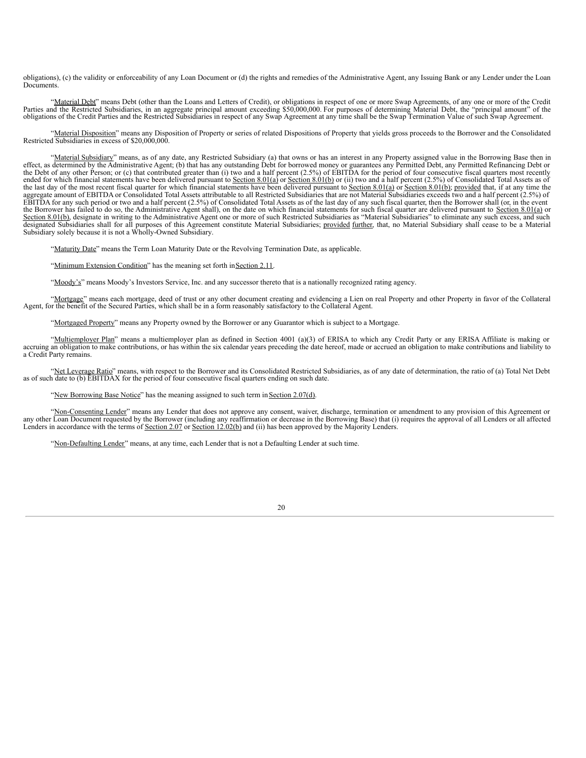obligations), (c) the validity or enforceability of any Loan Document or (d) the rights and remedies of the Administrative Agent, any Issuing Bank or any Lender under the Loan Documents.

"Material Debt" means Debt (other than the Loans and Letters of Credit), or obligations in respect of one or more Swap Agreements, of any one or more of the Credit Parties and the Restricted Subsidiaries, in an aggregate principal amount exceeding $50,000,000. For purposes of determining Material Debt, the "principal amount" of the obligations of the Credit Parties and the Restricted Subsidiaries in respect of any Swap Agreement at any time shall be the Swap Termination Value of such Swap Agreement.

"Material Disposition" means any Disposition of Property or series of related Dispositions of Property that yields gross proceeds to the Borrower and the Consolidated Restricted Subsidiaries in excess of $20,000,000.

"Material Subsidiary" means, as of any date, any Restricted Subsidiary (a) that owns or has an interest in any Property assigned value in the Borrowing Base then in effect, as determined by the Administrative Agent; (b) that has any outstanding Debt for borrowed money or guarantees any Permitted Debt, any Permitted Refinancing Debt or the Debt of any other Person; or (c) that contributed greater than (i) two and a half percent (2.5%) of EBITDA for the period of four consecutive fiscal quarters most recently ended for which financial statements have been delivered pursuant to Section 8.01(a) or Section 8.01(b) or (ii) two and a half percent (2.5%) of Consolidated Total Assets as of the last day of the most recent fiscal quarter for which financial statements have been delivered pursuant to Section 8.01(a) or Section 8.01(b); provided that, if at any time the aggregate amount of EBITDA or Consolidated Total Assets attributable to all Restricted Subsidiaries that are not Material Subsidiaries exceeds two and a half percent (2.5%) of EBITDA for any such period or two and a half percent (2.5%) of Consolidated Total Assets as of the last day of any such fiscal quarter, then the Borrower shall (or, in the event the Borrower has failed to do so, the Administrative Agent shall), on the date on which financial statements for such fiscal quarter are delivered pursuant to Section 8.01(a) or Section 8.01(b), designate in writing to the Administrative Agent one or more of such Restricted Subsidiaries as "Material Subsidiaries" to eliminate any such excess, and such designated Subsidiaries shall for all purposes of this Agreement constitute Material Subsidiaries; provided further, that, no Material Subsidiary shall cease to be a Material Subsidiary solely because it is not a Wholly-Owned Subsidiary.

"Maturity Date" means the Term Loan Maturity Date or the Revolving Termination Date, as applicable.

"Minimum Extension Condition" has the meaning set forth in Section 2.11.

"Moody's" means Moody's Investors Service, Inc. and any successor thereto that is a nationally recognized rating agency.

"Mortgage" means each mortgage, deed of trust or any other document creating and evidencing a Lien on real Property and other Property in favor of the Collateral Agent, for the benefit of the Secured Parties, which shall be in a form reasonably satisfactory to the Collateral Agent.

"Mortgaged Property" means any Property owned by the Borrower or any Guarantor which is subject to a Mortgage.

"Multiemployer Plan" means a multiemployer plan as defined in Section 4001 (a)(3) of ERISA to which any Credit Party or any ERISA Affiliate is making or accruing an obligation to make contributions, or has within the six calendar years preceding the date hereof, made or accrued an obligation to make contributions and liability to a Credit Party remains.

"Net Leverage Ratio" means, with respect to the Borrower and its Consolidated Restricted Subsidiaries, as of any date of determination, the ratio of (a) Total Net Debt as of such date to (b) EBITDAX for the period of four consecutive fiscal quarters ending on such date.

"New Borrowing Base Notice" has the meaning assigned to such term in Section 2.07(d).

"Non-Consenting Lender" means any Lender that does not approve any consent, waiver, discharge, termination or amendment to any provision of this Agreement or any other Loan Document requested by the Borrower (including any reaffirmation or decrease in the Borrowing Base) that (i) requires the approval of all Lenders or all affected Lenders in accordance with the terms of Section 2.07 or Section 12.02(b) and (ii) has been approved by the Majority Lenders.

"Non-Defaulting Lender" means, at any time, each Lender that is not a Defaulting Lender at such time.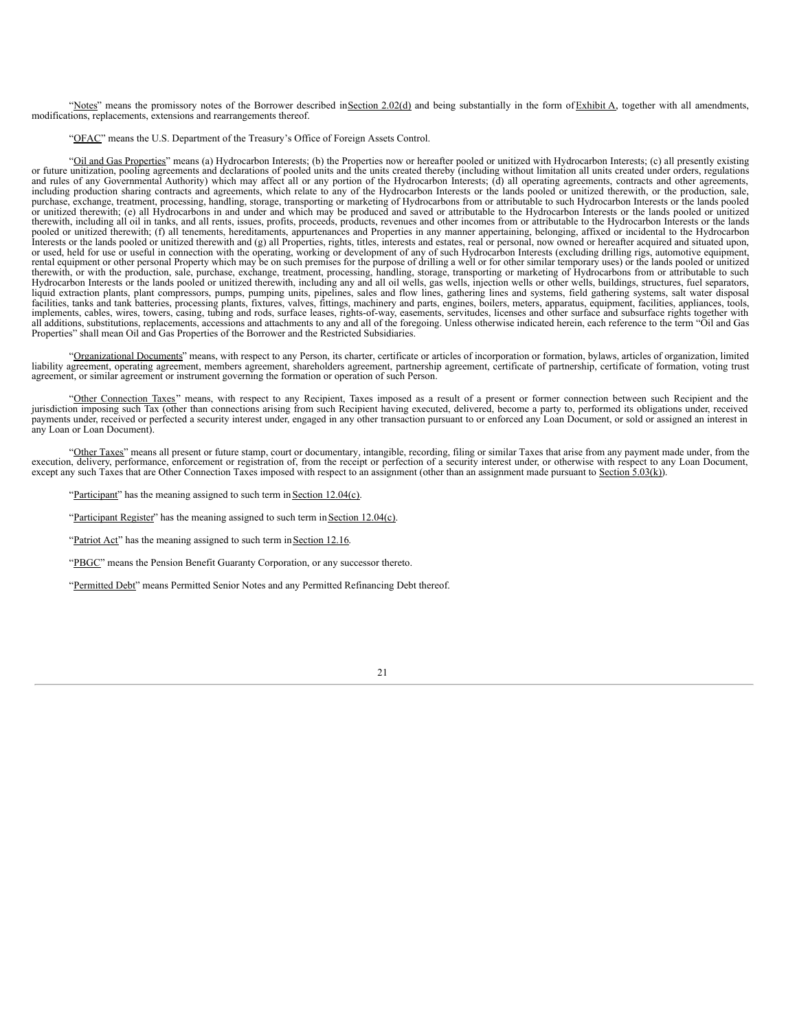"Notes" means the promissory notes of the Borrower described in Section 2.02(d) and being substantially in the form of Exhibit A, together with all amendments, modifications, replacements, extensions and rearrangements thereof.

"OFAC" means the U.S. Department of the Treasury's Office of Foreign Assets Control.

"Oil and Gas Properties" means (a) Hydrocarbon Interests; (b) the Properties now or hereafter pooled or unitized with Hydrocarbon Interests; (c) all presently existing or future unitization, pooling agreements and declarations of pooled units and the units created thereby (including without limitation all units created under orders, regulations and rules of any Governmental Authority) which may affect all or any portion of the Hydrocarbon Interests; (d) all operating agreements, contracts and other agreements, including production sharing contracts and agreements, which relate to any of the Hydrocarbon Interests or the lands pooled or unitized therewith, or the production, sale, purchase, exchange, treatment, processing, handling, storage, transporting or marketing of Hydrocarbons from or attributable to such Hydrocarbon Interests or the lands pooled or unitized therewith; (e) all Hydrocarbons in and under and which may be produced and saved or attributable to the Hydrocarbon Interests or the lands pooled or unitized therewith, including all oil in tanks, and all rents, issues, profits, proceeds, products, revenues and other incomes from or attributable to the Hydrocarbon Interests or the lands pooled or unitized therewith; (f) all tenements, hereditaments, appurtenances and Properties in any manner appertaining, belonging, affixed or incidental to the Hydrocarbon Interests or the lands pooled or unitized therewith and (g) all Properties, rights, titles, interests and estates, real or personal, now owned or hereafter acquired and situated upon, or used, held for use or useful in connection with the operating, working or development of any of such Hydrocarbon Interests (excluding drilling rigs, automotive equipment, rental equipment or other personal Property which may be on such premises for the purpose of drilling a well or for other similar temporary uses) or the lands pooled or unitized therewith, or with the production, sale, purchase, exchange, treatment, processing, handling, storage, transporting or marketing of Hydrocarbons from or attributable to such Hydrocarbon Interests or the lands pooled or unitized therewith, including any and all oil wells, gas wells, injection wells or other wells, buildings, structures, fuel separators, liquid extraction plants, plant compressors, pumps, pumping units, pipelines, sales and flow lines, gathering lines and systems, field gathering systems, salt water disposal facilities, tanks and tank batteries, processing plants, fixtures, valves, fittings, machinery and parts, engines, boilers, meters, apparatus, equipment, facilities, appliances, tools, implements, cables, wires, towers, casing, tubing and rods, surface leases, rights-of-way, easements, servitudes, licenses and other surface and subsurface rights together with all additions, substitutions, replacements, accessions and attachments to any and all of the foregoing. Unless otherwise indicated herein, each reference to the term "Oil and Gas Properties" shall mean Oil and Gas Properties of the Borrower and the Restricted Subsidiaries.

"Organizational Documents" means, with respect to any Person, its charter, certificate or articles of incorporation or formation, bylaws, articles of organization, limited liability agreement, operating agreement, members agreement, shareholders agreement, partnership agreement, certificate of partnership, certificate of formation, voting trust agreement, or similar agreement or instrument governing the formation or operation of such Person.

"Other Connection Taxes" means, with respect to any Recipient, Taxes imposed as a result of a present or former connection between such Recipient and the jurisdiction imposing such Tax (other than connections arising from such Recipient having executed, delivered, become a party to, performed its obligations under, received payments under, received or perfected a security interest under, engaged in any other transaction pursuant to or enforced any Loan Document, or sold or assigned an interest in any Loan or Loan Document).

"Other Taxes" means all present or future stamp, court or documentary, intangible, recording, filing or similar Taxes that arise from any payment made under, from the execution, delivery, performance, enforcement or registration of, from the receipt or perfection of a security interest under, or otherwise with respect to any Loan Document, except any such Taxes that are Other Connection Taxes imposed with respect to an assignment (other than an assignment made pursuant to Section 5.03(k)).

"Participant" has the meaning assigned to such term in Section 12.04(c).

"Participant Register" has the meaning assigned to such term in Section 12.04(c).

"Patriot Act" has the meaning assigned to such term in Section 12.16.

"PBGC" means the Pension Benefit Guaranty Corporation, or any successor thereto.

"Permitted Debt" means Permitted Senior Notes and any Permitted Refinancing Debt thereof.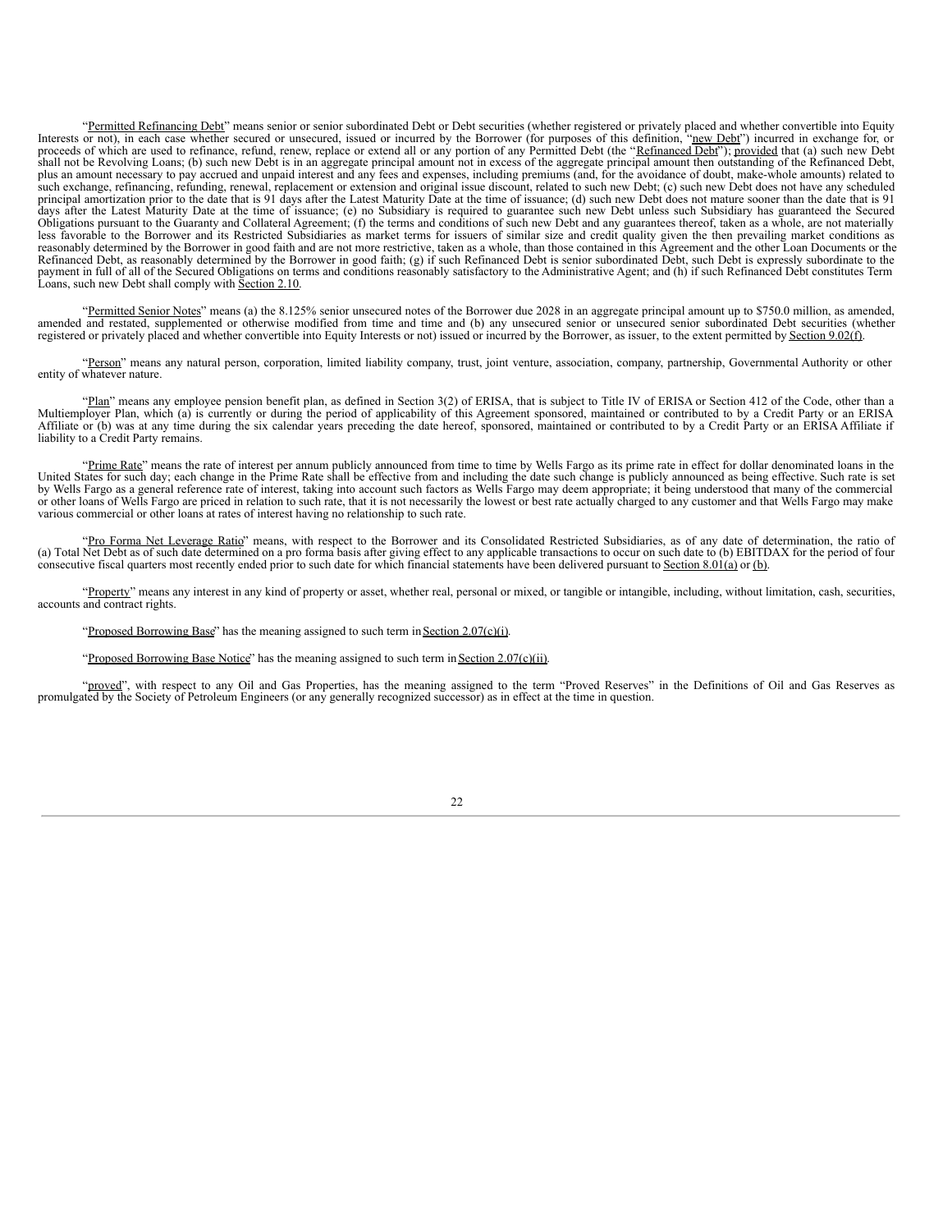"Permitted Refinancing Debt" means senior or senior subordinated Debt or Debt securities (whether registered or privately placed and whether convertible into Equity Interests or not), in each case whether secured or unsecured, issued or incurred by the Borrower (for purposes of this definition, "new Debt") incurred in exchange for, or proceeds of which are used to refinance, refund, renew, replace or extend all or any portion of any Permitted Debt (the "Refinanced Debt"); provided that (a) such new Debt shall not be Revolving Loans; (b) such new Debt is in an aggregate principal amount not in excess of the aggregate principal amount then outstanding of the Refinanced Debt, plus an amount necessary to pay accrued and unpaid interest and any fees and expenses, including premiums (and, for the avoidance of doubt, make-whole amounts) related to such exchange, refinancing, refunding, renewal, replacement or extension and original issue discount, related to such new Debt; (c) such new Debt does not have any scheduled principal amortization prior to the date that is 91 days after the Latest Maturity Date at the time of issuance; (d) such new Debt does not mature sooner than the date that is 91 days after the Latest Maturity Date at the time of issuance; (e) no Subsidiary is required to guarantee such new Debt unless such Subsidiary has guaranteed the Secured Obligations pursuant to the Guaranty and Collateral Agreement; (f) the terms and conditions of such new Debt and any guarantees thereof, taken as a whole, are not materially less favorable to the Borrower and its Restricted Subsidiaries as market terms for issuers of similar size and credit quality given the then prevailing market conditions as reasonably determined by the Borrower in good faith and are not more restrictive, taken as a whole, than those contained in this Agreement and the other Loan Documents or the Refinanced Debt, as reasonably determined by the Borrower in good faith; (g) if such Refinanced Debt is senior subordinated Debt, such Debt is expressly subordinate to the payment in full of all of the Secured Obligations on terms and conditions reasonably satisfactory to the Administrative Agent; and (h) if such Refinanced Debt constitutes Term Loans, such new Debt shall comply with Section 2.10.

"Permitted Senior Notes" means (a) the 8.125% senior unsecured notes of the Borrower due 2028 in an aggregate principal amount up to $750.0 million, as amended, amended and restated, supplemented or otherwise modified from time and time and (b) any unsecured senior or unsecured senior subordinated Debt securities (whether registered or privately placed and whether convertible into Equity Interests or not) issued or incurred by the Borrower, as issuer, to the extent permitted by Section 9.02(f).

"Person" means any natural person, corporation, limited liability company, trust, joint venture, association, company, partnership, Governmental Authority or other entity of whatever nature.

"Plan" means any employee pension benefit plan, as defined in Section 3(2) of ERISA, that is subject to Title IV of ERISA or Section 412 of the Code, other than a Multiemployer Plan, which (a) is currently or during the period of applicability of this Agreement sponsored, maintained or contributed to by a Credit Party or an ERISA Affiliate or (b) was at any time during the six calendar years preceding the date hereof, sponsored, maintained or contributed to by a Credit Party or an ERISA Affiliate if liability to a Credit Party remains.

"Prime Rate" means the rate of interest per annum publicly announced from time to time by Wells Fargo as its prime rate in effect for dollar denominated loans in the United States for such day; each change in the Prime Rate shall be effective from and including the date such change is publicly announced as being effective. Such rate is set by Wells Fargo as a general reference rate of interest, taking into account such factors as Wells Fargo may deem appropriate; it being understood that many of the commercial or other loans of Wells Fargo are priced in relation to such rate, that it is not necessarily the lowest or best rate actually charged to any customer and that Wells Fargo may make various commercial or other loans at rates of interest having no relationship to such rate.

"Pro Forma Net Leverage Ratio" means, with respect to the Borrower and its Consolidated Restricted Subsidiaries, as of any date of determination, the ratio of (a) Total Net Debt as of such date determined on a pro forma basis after giving effect to any applicable transactions to occur on such date to (b) EBITDAX for the period of four consecutive fiscal quarters most recently ended prior to such date for which financial statements have been delivered pursuant to Section 8.01(a) or (b).

"Property" means any interest in any kind of property or asset, whether real, personal or mixed, or tangible or intangible, including, without limitation, cash, securities, accounts and contract rights.

"Proposed Borrowing Base" has the meaning assigned to such term in Section 2.07(c)(i).

"Proposed Borrowing Base Notice" has the meaning assigned to such term in Section 2.07(c)(ii).

"proved", with respect to any Oil and Gas Properties, has the meaning assigned to the term "Proved Reserves" in the Definitions of Oil and Gas Reserves as promulgated by the Society of Petroleum Engineers (or any generally recognized successor) as in effect at the time in question.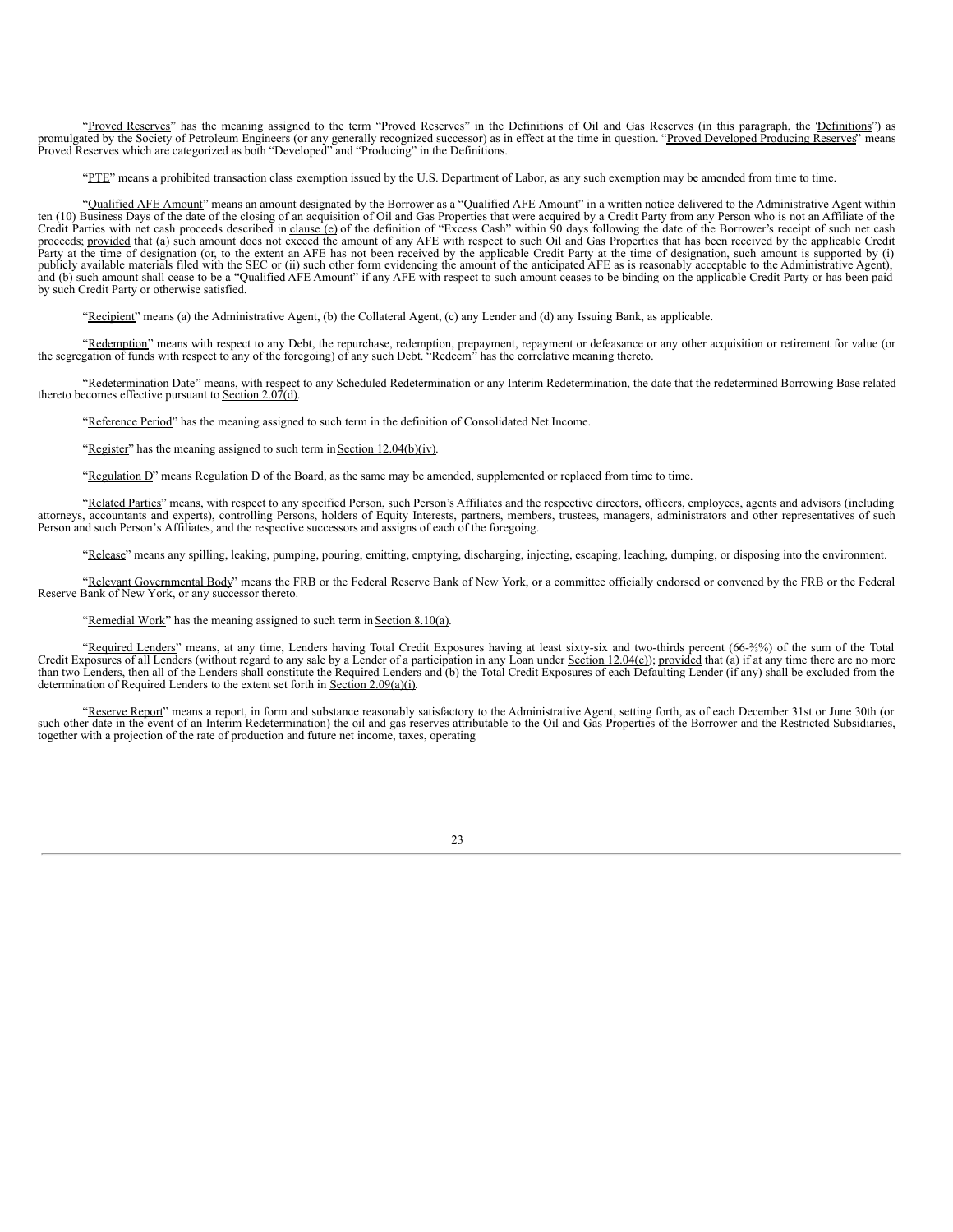"Proved Reserves" has the meaning assigned to the term "Proved Reserves" in the Definitions of Oil and Gas Reserves (in this paragraph, the "Definitions") as promulgated by the Society of Petroleum Engineers (or any generally recognized successor) as in effect at the time in question. "Proved Developed Producing Reserves" means Proved Reserves which are categorized as both "Developed" and "Producing" in the Definitions.

"PTE" means a prohibited transaction class exemption issued by the U.S. Department of Labor, as any such exemption may be amended from time to time.

"Qualified AFE Amount" means an amount designated by the Borrower as a "Qualified AFE Amount" in a written notice delivered to the Administrative Agent within ten (10) Business Days of the date of the closing of an acquisition of Oil and Gas Properties that were acquired by a Credit Party from any Person who is not an Affiliate of the Credit Parties with net cash proceeds described in clause (e) of the definition of "Excess Cash" within 90 days following the date of the Borrower's receipt of such net cash proceeds; provided that (a) such amount does not exceed the amount of any AFE with respect to such Oil and Gas Properties that has been received by the applicable Credit Party at the time of designation (or, to the extent an AFE has not been received by the applicable Credit Party at the time of designation, such amount is supported by (i) publicly available materials filed with the SEC or (ii) such other form evidencing the amount of the anticipated AFE as is reasonably acceptable to the Administrative Agent), and (b) such amount shall cease to be a "Qualified AFE Amount" if any AFE with respect to such amount ceases to be binding on the applicable Credit Party or has been paid by such Credit Party or otherwise satisfied.

"Recipient" means (a) the Administrative Agent, (b) the Collateral Agent, (c) any Lender and (d) any Issuing Bank, as applicable.

"Redemption" means with respect to any Debt, the repurchase, redemption, prepayment, repayment or defeasance or any other acquisition or retirement for value (or the segregation of funds with respect to any of the foregoing) of any such Debt. "Redeem" has the correlative meaning thereto.

"Redetermination Date" means, with respect to any Scheduled Redetermination or any Interim Redetermination, the date that the redetermined Borrowing Base related thereto becomes effective pursuant to Section 2.07(d).

"Reference Period" has the meaning assigned to such term in the definition of Consolidated Net Income.

"Register" has the meaning assigned to such term in Section 12.04(b)(iv).

"Regulation D" means Regulation D of the Board, as the same may be amended, supplemented or replaced from time to time.

"Related Parties" means, with respect to any specified Person, such Person's Affiliates and the respective directors, officers, employees, agents and advisors (including attorneys, accountants and experts), controlling Persons, holders of Equity Interests, partners, members, trustees, managers, administrators and other representatives of such Person and such Person's Affiliates, and the respective successors and assigns of each of the foregoing.

"Release" means any spilling, leaking, pumping, pouring, emitting, emptying, discharging, injecting, escaping, leaching, dumping, or disposing into the environment.

"Relevant Governmental Body" means the FRB or the Federal Reserve Bank of New York, or a committee officially endorsed or convened by the FRB or the Federal Reserve Bank of New York, or any successor thereto.

"Remedial Work" has the meaning assigned to such term in Section 8.10(a).

"Required Lenders" means, at any time, Lenders having Total Credit Exposures having at least sixty-six and two-thirds percent (66-⅔%) of the sum of the Total Credit Exposures of all Lenders (without regard to any sale by a Lender of a participation in any Loan under Section 12.04(c)); provided that (a) if at any time there are no more than two Lenders, then all of the Lenders shall constitute the Required Lenders and (b) the Total Credit Exposures of each Defaulting Lender (if any) shall be excluded from the determination of Required Lenders to the extent set forth in Section 2.09(a)(i).

"Reserve Report" means a report, in form and substance reasonably satisfactory to the Administrative Agent, setting forth, as of each December 31st or June 30th (or such other date in the event of an Interim Redetermination) the oil and gas reserves attributable to the Oil and Gas Properties of the Borrower and the Restricted Subsidiaries, together with a projection of the rate of production and future net income, taxes, operating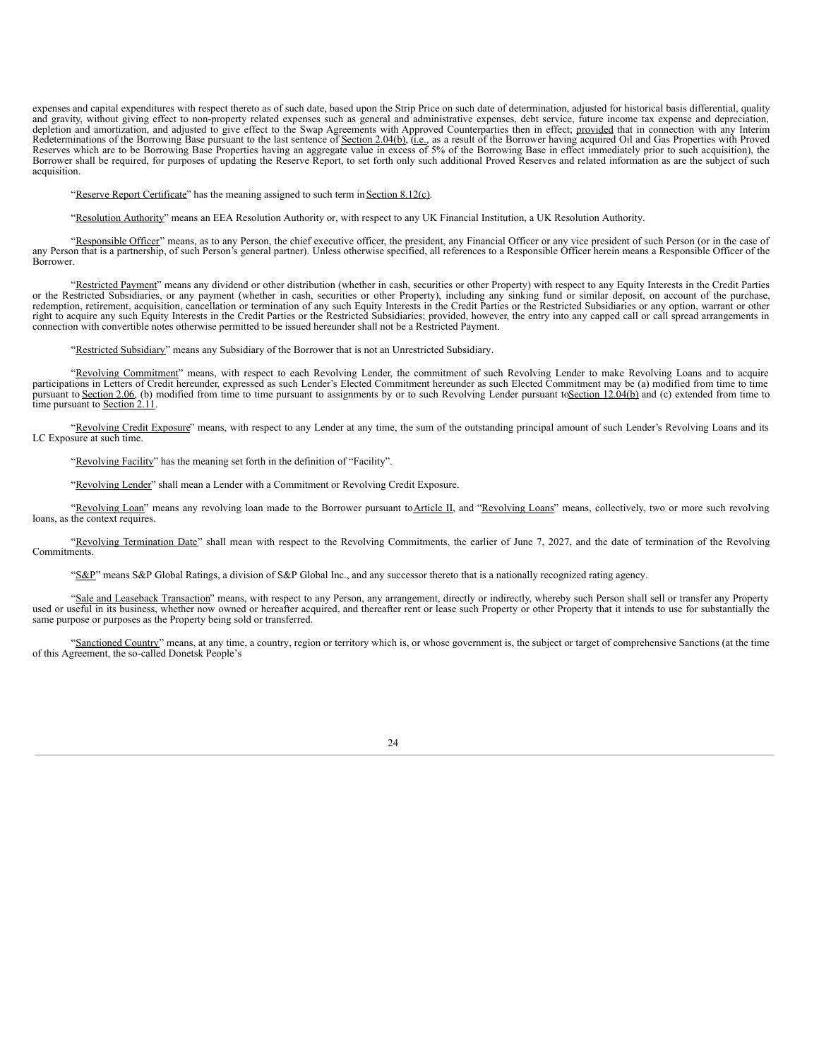expenses and capital expenditures with respect thereto as of such date, based upon the Strip Price on such date of determination, adjusted for historical basis differential, quality and gravity, without giving effect to non-property related expenses such as general and administrative expenses, debt service, future income tax expense and depreciation, depletion and amortization, and adjusted to give effect to the Swap Agreements with Approved Counterparties then in effect; provided that in connection with any Interim Redeterminations of the Borrowing Base pursuant to the last sentence of Section 2.04(b), (i.e., as a result of the Borrower having acquired Oil and Gas Properties with Proved Reserves which are to be Borrowing Base Properties having an aggregate value in excess of 5% of the Borrowing Base in effect immediately prior to such acquisition), the Borrower shall be required, for purposes of updating the Reserve Report, to set forth only such additional Proved Reserves and related information as are the subject of such acquisition.

"Reserve Report Certificate" has the meaning assigned to such term in Section 8.12(c).

"Resolution Authority" means an EEA Resolution Authority or, with respect to any UK Financial Institution, a UK Resolution Authority.

"Responsible Officer" means, as to any Person, the chief executive officer, the president, any Financial Officer or any vice president of such Person (or in the case of any Person that is a partnership, of such Person's general partner). Unless otherwise specified, all references to a Responsible Officer herein means a Responsible Officer of the Borrower.

"Restricted Payment" means any dividend or other distribution (whether in cash, securities or other Property) with respect to any Equity Interests in the Credit Parties or the Restricted Subsidiaries, or any payment (whether in cash, securities or other Property), including any sinking fund or similar deposit, on account of the purchase, redemption, retirement, acquisition, cancellation or termination of any such Equity Interests in the Credit Parties or the Restricted Subsidiaries or any option, warrant or other right to acquire any such Equity Interests in the Credit Parties or the Restricted Subsidiaries; provided, however, the entry into any capped call or call spread arrangements in connection with convertible notes otherwise permitted to be issued hereunder shall not be a Restricted Payment.

"Restricted Subsidiary" means any Subsidiary of the Borrower that is not an Unrestricted Subsidiary.

"Revolving Commitment" means, with respect to each Revolving Lender, the commitment of such Revolving Lender to make Revolving Loans and to acquire participations in Letters of Credit hereunder, expressed as such Lender's Elected Commitment hereunder as such Elected Commitment may be (a) modified from time to time pursuant to Section 2.06, (b) modified from time to time pursuant to assignments by or to such Revolving Lender pursuant to Section 12.04(b) and (c) extended from time to time pursuant to Section 2.11.

"Revolving Credit Exposure" means, with respect to any Lender at any time, the sum of the outstanding principal amount of such Lender's Revolving Loans and its LC Exposure at such time.

"Revolving Facility" has the meaning set forth in the definition of "Facility".

"Revolving Lender" shall mean a Lender with a Commitment or Revolving Credit Exposure.

"Revolving Loan" means any revolving loan made to the Borrower pursuant to Article II, and "Revolving Loans" means, collectively, two or more such revolving loans, as the context requires.

"Revolving Termination Date" shall mean with respect to the Revolving Commitments, the earlier of June 7, 2027, and the date of termination of the Revolving Commitments.

"S&P" means S&P Global Ratings, a division of S&P Global Inc., and any successor thereto that is a nationally recognized rating agency.

"Sale and Leaseback Transaction" means, with respect to any Person, any arrangement, directly or indirectly, whereby such Person shall sell or transfer any Property used or useful in its business, whether now owned or hereafter acquired, and thereafter rent or lease such Property or other Property that it intends to use for substantially the same purpose or purposes as the Property being sold or transferred.

"Sanctioned Country" means, at any time, a country, region or territory which is, or whose government is, the subject or target of comprehensive Sanctions (at the time of this Agreement, the so-called Donetsk People's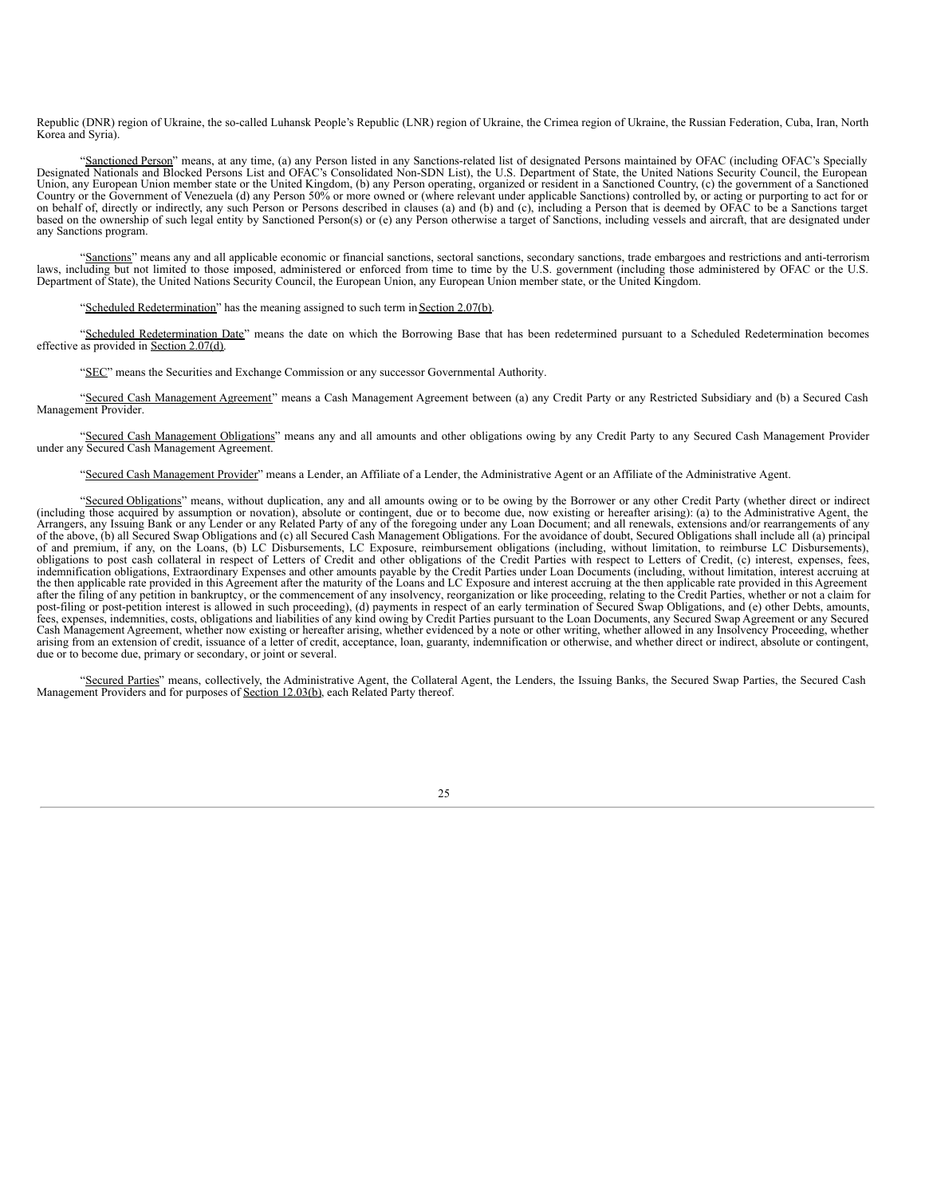Republic (DNR) region of Ukraine, the so-called Luhansk People's Republic (LNR) region of Ukraine, the Crimea region of Ukraine, the Russian Federation, Cuba, Iran, North Korea and Syria).

"Sanctioned Person" means, at any time, (a) any Person listed in any Sanctions-related list of designated Persons maintained by OFAC (including OFAC's Specially Designated Nationals and Blocked Persons List and OFAC's Consolidated Non-SDN List), the U.S. Department of State, the United Nations Security Council, the European Union, any European Union member state or the United Kingdom, (b) any Person operating, organized or resident in a Sanctioned Country, (c) the government of a Sanctioned Country or the Government of Venezuela (d) any Person 50% or more owned or (where relevant under applicable Sanctions) controlled by, or acting or purporting to act for or on behalf of, directly or indirectly, any such Person or Persons described in clauses (a) and (b) and (c), including a Person that is deemed by OFAC to be a Sanctions target based on the ownership of such legal entity by Sanctioned Person(s) or (e) any Person otherwise a target of Sanctions, including vessels and aircraft, that are designated under any Sanctions program.

"Sanctions" means any and all applicable economic or financial sanctions, sectoral sanctions, secondary sanctions, trade embargoes and restrictions and anti-terrorism laws, including but not limited to those imposed, administered or enforced from time to time by the U.S. government (including those administered by OFAC or the U.S. Department of State), the United Nations Security Council, the European Union, any European Union member state, or the United Kingdom.

"Scheduled Redetermination" has the meaning assigned to such term in Section 2.07(b).

"Scheduled Redetermination Date" means the date on which the Borrowing Base that has been redetermined pursuant to a Scheduled Redetermination becomes effective as provided in Section 2.07(d).

"SEC" means the Securities and Exchange Commission or any successor Governmental Authority.

"Secured Cash Management Agreement" means a Cash Management Agreement between (a) any Credit Party or any Restricted Subsidiary and (b) a Secured Cash Management Provider.

"Secured Cash Management Obligations" means any and all amounts and other obligations owing by any Credit Party to any Secured Cash Management Provider under any Secured Cash Management Agreement.

"Secured Cash Management Provider" means a Lender, an Affiliate of a Lender, the Administrative Agent or an Affiliate of the Administrative Agent.

"Secured Obligations" means, without duplication, any and all amounts owing or to be owing by the Borrower or any other Credit Party (whether direct or indirect (including those acquired by assumption or novation), absolute or contingent, due or to become due, now existing or hereafter arising): (a) to the Administrative Agent, the Arrangers, any Issuing Bank or any Lender or any Related Party of any of the foregoing under any Loan Document; and all renewals, extensions and/or rearrangements of any of the above, (b) all Secured Swap Obligations and (c) all Secured Cash Management Obligations. For the avoidance of doubt, Secured Obligations shall include all (a) principal of and premium, if any, on the Loans, (b) LC Disbursements, LC Exposure, reimbursement obligations (including, without limitation, to reimburse LC Disbursements), obligations to post cash collateral in respect of Letters of Credit and other obligations of the Credit Parties with respect to Letters of Credit, (c) interest, expenses, fees, indemnification obligations, Extraordinary Expenses and other amounts payable by the Credit Parties under Loan Documents (including, without limitation, interest accruing at the then applicable rate provided in this Agreement after the maturity of the Loans and LC Exposure and interest accruing at the then applicable rate provided in this Agreement after the filing of any petition in bankruptcy, or the commencement of any insolvency, reorganization or like proceeding, relating to the Credit Parties, whether or not a claim for post-filing or post-petition interest is allowed in such proceeding), (d) payments in respect of an early termination of Secured Swap Obligations, and (e) other Debts, amounts, fees, expenses, indemnities, costs, obligations and liabilities of any kind owing by Credit Parties pursuant to the Loan Documents, any Secured Swap Agreement or any Secured Cash Management Agreement, whether now existing or hereafter arising, whether evidenced by a note or other writing, whether allowed in any Insolvency Proceeding, whether arising from an extension of credit, issuance of a letter of credit, acceptance, loan, guaranty, indemnification or otherwise, and whether direct or indirect, absolute or contingent, due or to become due, primary or secondary, or joint or several.

"Secured Parties" means, collectively, the Administrative Agent, the Collateral Agent, the Lenders, the Issuing Banks, the Secured Swap Parties, the Secured Cash Management Providers and for purposes of Section 12.03(b), each Related Party thereof.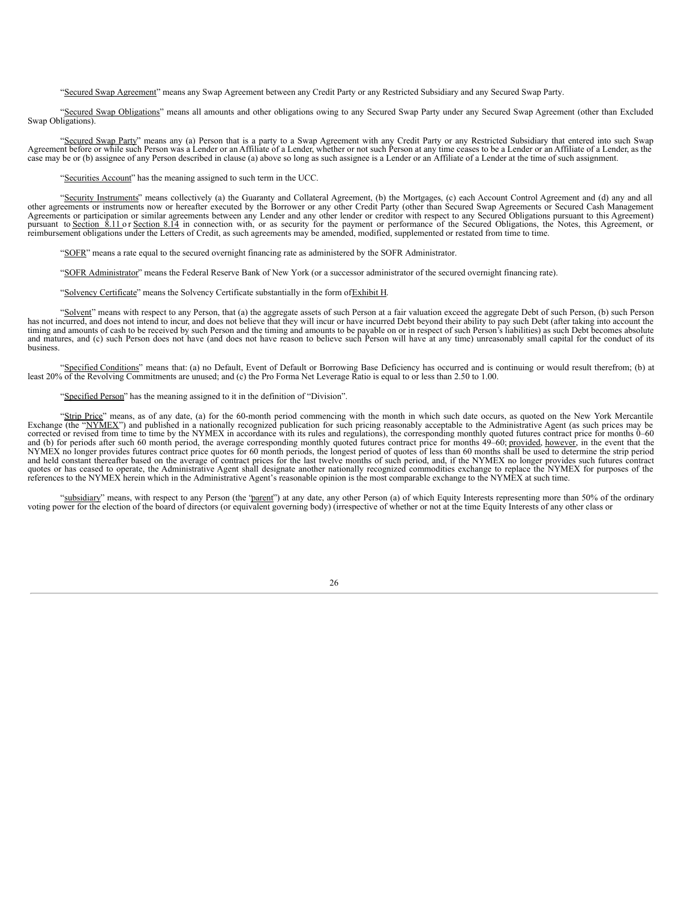"Secured Swap Agreement" means any Swap Agreement between any Credit Party or any Restricted Subsidiary and any Secured Swap Party.

"Secured Swap Obligations" means all amounts and other obligations owing to any Secured Swap Party under any Secured Swap Agreement (other than Excluded Swap Obligations).

"Secured Swap Party" means any (a) Person that is a party to a Swap Agreement with any Credit Party or any Restricted Subsidiary that entered into such Swap Agreement before or while such Person was a Lender or an Affiliate of a Lender, whether or not such Person at any time ceases to be a Lender or an Affiliate of a Lender, as the case may be or (b) assignee of any Person described in clause (a) above so long as such assignee is a Lender or an Affiliate of a Lender at the time of such assignment.

"Securities Account" has the meaning assigned to such term in the UCC.

"Security Instruments" means collectively (a) the Guaranty and Collateral Agreement, (b) the Mortgages, (c) each Account Control Agreement and (d) any and all other agreements or instruments now or hereafter executed by the Borrower or any other Credit Party (other than Secured Swap Agreements or Secured Cash Management Agreements or participation or similar agreements between any Lender and any other lender or creditor with respect to any Secured Obligations pursuant to this Agreement) pursuant to Section 8.11 or Section 8.14 in connection with, or as security for the payment or performance of the Secured Obligations, the Notes, this Agreement, or reimbursement obligations under the Letters of Credit, as such agreements may be amended, modified, supplemented or restated from time to time.

"SOFR" means a rate equal to the secured overnight financing rate as administered by the SOFR Administrator.

"SOFR Administrator" means the Federal Reserve Bank of New York (or a successor administrator of the secured overnight financing rate).

"Solvency Certificate" means the Solvency Certificate substantially in the form of Exhibit H.

"Solvent" means with respect to any Person, that (a) the aggregate assets of such Person at a fair valuation exceed the aggregate Debt of such Person, (b) such Person has not incurred, and does not intend to incur, and does not believe that they will incur or have incurred Debt beyond their ability to pay such Debt (after taking into account the timing and amounts of cash to be received by such Person and the timing and amounts to be payable on or in respect of such Person's liabilities) as such Debt becomes absolute and matures, and (c) such Person does not have (and does not have reason to believe such Person will have at any time) unreasonably small capital for the conduct of its business.

"Specified Conditions" means that: (a) no Default, Event of Default or Borrowing Base Deficiency has occurred and is continuing or would result therefrom; (b) at least 20% of the Revolving Commitments are unused; and (c) the Pro Forma Net Leverage Ratio is equal to or less than 2.50 to 1.00.

"Specified Person" has the meaning assigned to it in the definition of "Division".

"Strip Price" means, as of any date, (a) for the 60-month period commencing with the month in which such date occurs, as quoted on the New York Mercantile Exchange (the "NYMEX") and published in a nationally recognized publication for such pricing reasonably acceptable to the Administrative Agent (as such prices may be corrected or revised from time to time by the NYMEX in accordance with its rules and regulations), the corresponding monthly quoted futures contract price for months 0–60 and (b) for periods after such 60 month period, the average corresponding monthly quoted futures contract price for months 49–60; provided, however, in the event that the NYMEX no longer provides futures contract price quotes for 60 month periods, the longest period of quotes of less than 60 months shall be used to determine the strip period and held constant thereafter based on the average of contract prices for the last twelve months of such period, and, if the NYMEX no longer provides such futures contract quotes or has ceased to operate, the Administrative Agent shall designate another nationally recognized commodities exchange to replace the NYMEX for purposes of the references to the NYMEX herein which in the Administrative Agent's reasonable opinion is the most comparable exchange to the NYMEX at such time.

"subsidiary" means, with respect to any Person (the "parent") at any date, any other Person (a) of which Equity Interests representing more than 50% of the ordinary voting power for the election of the board of directors (or equivalent governing body) (irrespective of whether or not at the time Equity Interests of any other class or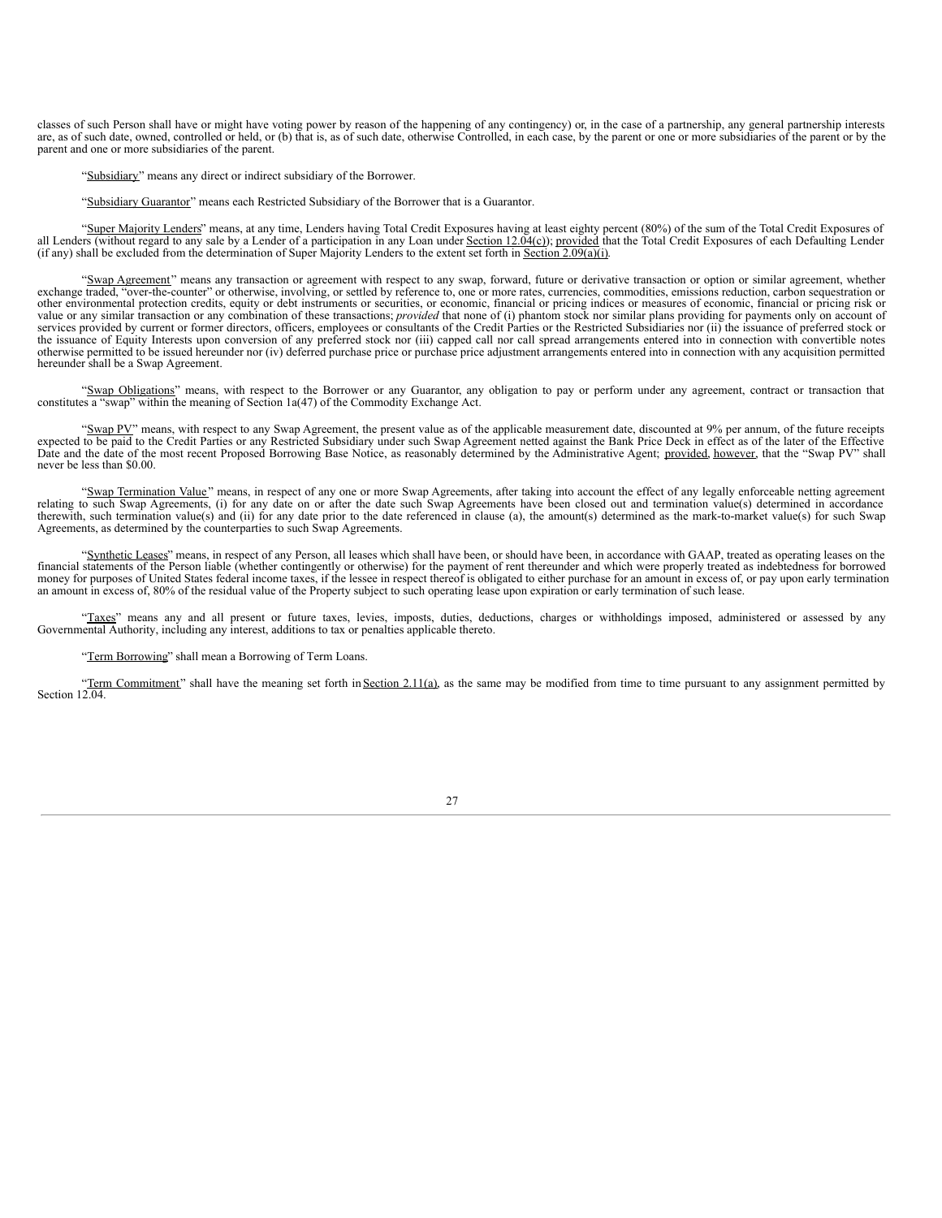classes of such Person shall have or might have voting power by reason of the happening of any contingency) or, in the case of a partnership, any general partnership interests are, as of such date, owned, controlled or held, or (b) that is, as of such date, otherwise Controlled, in each case, by the parent or one or more subsidiaries of the parent or by the parent and one or more subsidiaries of the parent.

"Subsidiary" means any direct or indirect subsidiary of the Borrower.

"Subsidiary Guarantor" means each Restricted Subsidiary of the Borrower that is a Guarantor.

"Super Majority Lenders" means, at any time, Lenders having Total Credit Exposures having at least eighty percent (80%) of the sum of the Total Credit Exposures of all Lenders (without regard to any sale by a Lender of a participation in any Loan under Section 12.04(c)); provided that the Total Credit Exposures of each Defaulting Lender (if any) shall be excluded from the determination of Super Majority Lenders to the extent set forth in Section 2.09(a)(i).

"Swap Agreement" means any transaction or agreement with respect to any swap, forward, future or derivative transaction or option or similar agreement, whether exchange traded, "over-the-counter" or otherwise, involving, or settled by reference to, one or more rates, currencies, commodities, emissions reduction, carbon sequestration or other environmental protection credits, equity or debt instruments or securities, or economic, financial or pricing indices or measures of economic, financial or pricing risk or value or any similar transaction or any combination of these transactions; *provided* that none of (i) phantom stock nor similar plans providing for payments only on account of services provided by current or former directors, officers, employees or consultants of the Credit Parties or the Restricted Subsidiaries nor (ii) the issuance of preferred stock or the issuance of Equity Interests upon conversion of any preferred stock nor (iii) capped call nor call spread arrangements entered into in connection with convertible notes otherwise permitted to be issued hereunder nor (iv) deferred purchase price or purchase price adjustment arrangements entered into in connection with any acquisition permitted hereunder shall be a Swap Agreement.

"Swap Obligations" means, with respect to the Borrower or any Guarantor, any obligation to pay or perform under any agreement, contract or transaction that constitutes a "swap" within the meaning of Section 1a(47) of the Commodity Exchange Act.

"Swap PV" means, with respect to any Swap Agreement, the present value as of the applicable measurement date, discounted at 9% per annum, of the future receipts expected to be paid to the Credit Parties or any Restricted Subsidiary under such Swap Agreement netted against the Bank Price Deck in effect as of the later of the Effective Date and the date of the most recent Proposed Borrowing Base Notice, as reasonably determined by the Administrative Agent; provided, however, that the "Swap PV" shall never be less than $0.00.

"Swap Termination Value" means, in respect of any one or more Swap Agreements, after taking into account the effect of any legally enforceable netting agreement relating to such Swap Agreements, (i) for any date on or after the date such Swap Agreements have been closed out and termination value(s) determined in accordance therewith, such termination value(s) and (ii) for any date prior to the date referenced in clause (a), the amount(s) determined as the mark-to-market value(s) for such Swap Agreements, as determined by the counterparties to such Swap Agreements.

"Synthetic Leases" means, in respect of any Person, all leases which shall have been, or should have been, in accordance with GAAP, treated as operating leases on the financial statements of the Person liable (whether contingently or otherwise) for the payment of rent thereunder and which were properly treated as indebtedness for borrowed money for purposes of United States federal income taxes, if the lessee in respect thereof is obligated to either purchase for an amount in excess of, or pay upon early termination an amount in excess of, 80% of the residual value of the Property subject to such operating lease upon expiration or early termination of such lease.

"Taxes" means any and all present or future taxes, levies, imposts, duties, deductions, charges or withholdings imposed, administered or assessed by any Governmental Authority, including any interest, additions to tax or penalties applicable thereto.

"Term Borrowing" shall mean a Borrowing of Term Loans.

"Term Commitment" shall have the meaning set forth in Section 2.11(a), as the same may be modified from time to time pursuant to any assignment permitted by Section 12.04.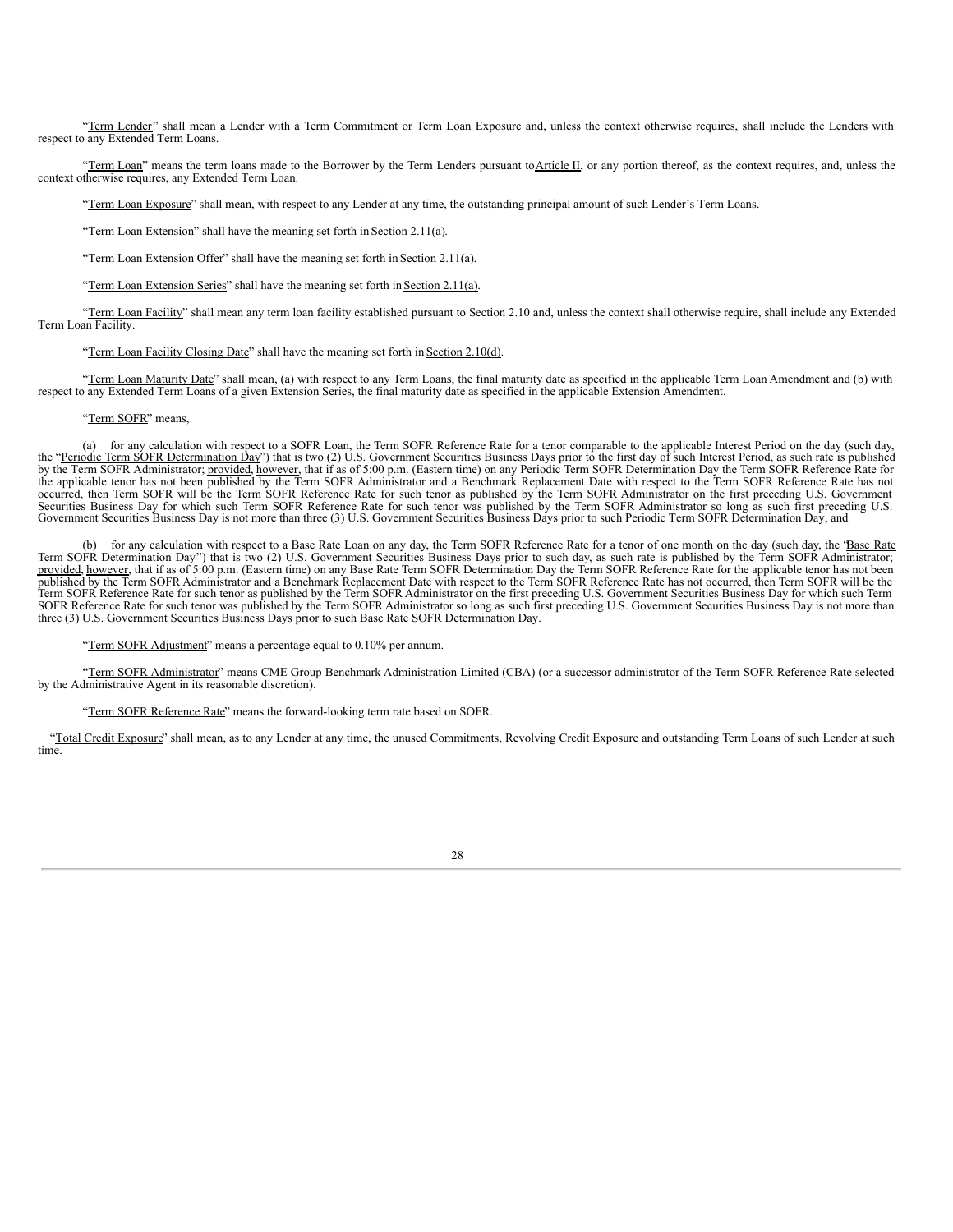"Term Lender" shall mean a Lender with a Term Commitment or Term Loan Exposure and, unless the context otherwise requires, shall include the Lenders with respect to any Extended Term Loans.

"Term Loan" means the term loans made to the Borrower by the Term Lenders pursuant to Article II, or any portion thereof, as the context requires, and, unless the context otherwise requires, any Extended Term Loan.

"Term Loan Exposure" shall mean, with respect to any Lender at any time, the outstanding principal amount of such Lender's Term Loans.

"Term Loan Extension" shall have the meaning set forth in Section 2.11(a).

"Term Loan Extension Offer" shall have the meaning set forth in Section 2.11(a).

"Term Loan Extension Series" shall have the meaning set forth in Section 2.11(a).

"Term Loan Facility" shall mean any term loan facility established pursuant to Section 2.10 and, unless the context shall otherwise require, shall include any Extended Term Loan Facility.

"Term Loan Facility Closing Date" shall have the meaning set forth in Section 2.10(d).

"Term Loan Maturity Date" shall mean, (a) with respect to any Term Loans, the final maturity date as specified in the applicable Term Loan Amendment and (b) with respect to any Extended Term Loans of a given Extension Series, the final maturity date as specified in the applicable Extension Amendment.

"Term SOFR" means,

(a) for any calculation with respect to a SOFR Loan, the Term SOFR Reference Rate for a tenor comparable to the applicable Interest Period on the day (such day, the "Periodic Term SOFR Determination Day") that is two (2) U.S. Government Securities Business Days prior to the first day of such Interest Period, as such rate is published by the Term SOFR Administrator; provided, however, that if as of 5:00 p.m. (Eastern time) on any Periodic Term SOFR Determination Day the Term SOFR Reference Rate for the applicable tenor has not been published by the Term SOFR Administrator and a Benchmark Replacement Date with respect to the Term SOFR Reference Rate has not occurred, then Term SOFR will be the Term SOFR Reference Rate for such tenor as published by the Term SOFR Administrator on the first preceding U.S. Government Securities Business Day for which such Term SOFR Reference Rate for such tenor was published by the Term SOFR Administrator so long as such first preceding U.S. Government Securities Business Day is not more than three (3) U.S. Government Securities Business Days prior to such Periodic Term SOFR Determination Day, and

(b) for any calculation with respect to a Base Rate Loan on any day, the Term SOFR Reference Rate for a tenor of one month on the day (such day, the "Base Rate Term SOFR Determination Day") that is two (2) U.S. Government Securities Business Days prior to such day, as such rate is published by the Term SOFR Administrator; provided, however, that if as of 5:00 p.m. (Eastern time) on any Base Rate Term SOFR Determination Day the Term SOFR Reference Rate for the applicable tenor has not been published by the Term SOFR Administrator and a Benchmark Replacement Date with respect to the Term SOFR Reference Rate has not occurred, then Term SOFR will be the Term SOFR Reference Rate for such tenor as published by the Term SOFR Administrator on the first preceding U.S. Government Securities Business Day for which such Term SOFR Reference Rate for such tenor was published by the Term SOFR Administrator so long as such first preceding U.S. Government Securities Business Day is not more than three (3) U.S. Government Securities Business Days prior to such Base Rate SOFR Determination Day.

"Term SOFR Adjustment" means a percentage equal to 0.10% per annum.

"Term SOFR Administrator" means CME Group Benchmark Administration Limited (CBA) (or a successor administrator of the Term SOFR Reference Rate selected by the Administrative Agent in its reasonable discretion).

"Term SOFR Reference Rate" means the forward-looking term rate based on SOFR.

"Total Credit Exposure" shall mean, as to any Lender at any time, the unused Commitments, Revolving Credit Exposure and outstanding Term Loans of such Lender at such time.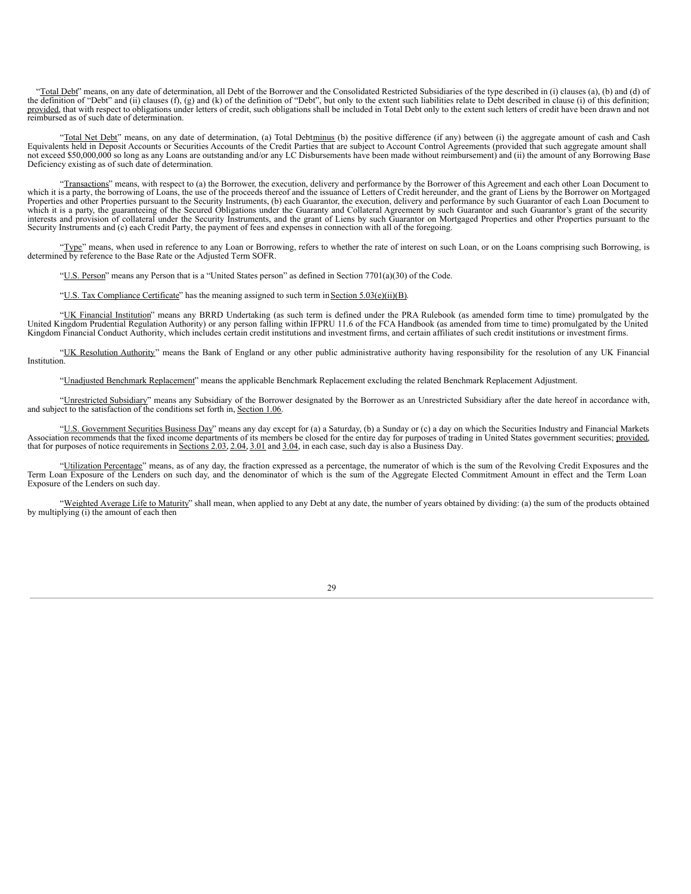"Total Debt" means, on any date of determination, all Debt of the Borrower and the Consolidated Restricted Subsidiaries of the type described in (i) clauses (a), (b) and (d) of the definition of "Debt" and (ii) clauses (f), (g) and (k) of the definition of "Debt", but only to the extent such liabilities relate to Debt described in clause (i) of this definition; provided, that with respect to obligations under letters of credit, such obligations shall be included in Total Debt only to the extent such letters of credit have been drawn and not reimbursed as of such date of determination.

"Total Net Debt" means, on any date of determination, (a) Total Debt minus (b) the positive difference (if any) between (i) the aggregate amount of cash and Cash Equivalents held in Deposit Accounts or Securities Accounts of the Credit Parties that are subject to Account Control Agreements (provided that such aggregate amount shall not exceed $50,000,000 so long as any Loans are outstanding and/or any LC Disbursements have been made without reimbursement) and (ii) the amount of any Borrowing Base Deficiency existing as of such date of determination.

"Transactions" means, with respect to (a) the Borrower, the execution, delivery and performance by the Borrower of this Agreement and each other Loan Document to which it is a party, the borrowing of Loans, the use of the proceeds thereof and the issuance of Letters of Credit hereunder, and the grant of Liens by the Borrower on Mortgaged Properties and other Properties pursuant to the Security Instruments, (b) each Guarantor, the execution, delivery and performance by such Guarantor of each Loan Document to which it is a party, the guaranteeing of the Secured Obligations under the Guaranty and Collateral Agreement by such Guarantor and such Guarantor's grant of the security interests and provision of collateral under the Security Instruments, and the grant of Liens by such Guarantor on Mortgaged Properties and other Properties pursuant to the Security Instruments and (c) each Credit Party, the payment of fees and expenses in connection with all of the foregoing.

"Type" means, when used in reference to any Loan or Borrowing, refers to whether the rate of interest on such Loan, or on the Loans comprising such Borrowing, is determined by reference to the Base Rate or the Adjusted Term SOFR.

"U.S. Person" means any Person that is a "United States person" as defined in Section 7701(a)(30) of the Code.

"U.S. Tax Compliance Certificate" has the meaning assigned to such term in Section 5.03(e)(ii)(B).

"UK Financial Institution" means any BRRD Undertaking (as such term is defined under the PRA Rulebook (as amended form time to time) promulgated by the United Kingdom Prudential Regulation Authority) or any person falling within IFPRU 11.6 of the FCA Handbook (as amended from time to time) promulgated by the United Kingdom Financial Conduct Authority, which includes certain credit institutions and investment firms, and certain affiliates of such credit institutions or investment firms.

"UK Resolution Authority" means the Bank of England or any other public administrative authority having responsibility for the resolution of any UK Financial Institution.

"Unadjusted Benchmark Replacement" means the applicable Benchmark Replacement excluding the related Benchmark Replacement Adjustment.

"Unrestricted Subsidiary" means any Subsidiary of the Borrower designated by the Borrower as an Unrestricted Subsidiary after the date hereof in accordance with, and subject to the satisfaction of the conditions set forth in, Section 1.06.

"U.S. Government Securities Business Day" means any day except for (a) a Saturday, (b) a Sunday or (c) a day on which the Securities Industry and Financial Markets Association recommends that the fixed income departments of its members be closed for the entire day for purposes of trading in United States government securities; provided, that for purposes of notice requirements in Sections 2.03, 2.04, 3.01 and 3.04, in each case, such day is also a Business Day.

"Utilization Percentage" means, as of any day, the fraction expressed as a percentage, the numerator of which is the sum of the Revolving Credit Exposures and the Term Loan Exposure of the Lenders on such day, and the denominator of which is the sum of the Aggregate Elected Commitment Amount in effect and the Term Loan Exposure of the Lenders on such day.

"Weighted Average Life to Maturity" shall mean, when applied to any Debt at any date, the number of years obtained by dividing: (a) the sum of the products obtained by multiplying (i) the amount of each then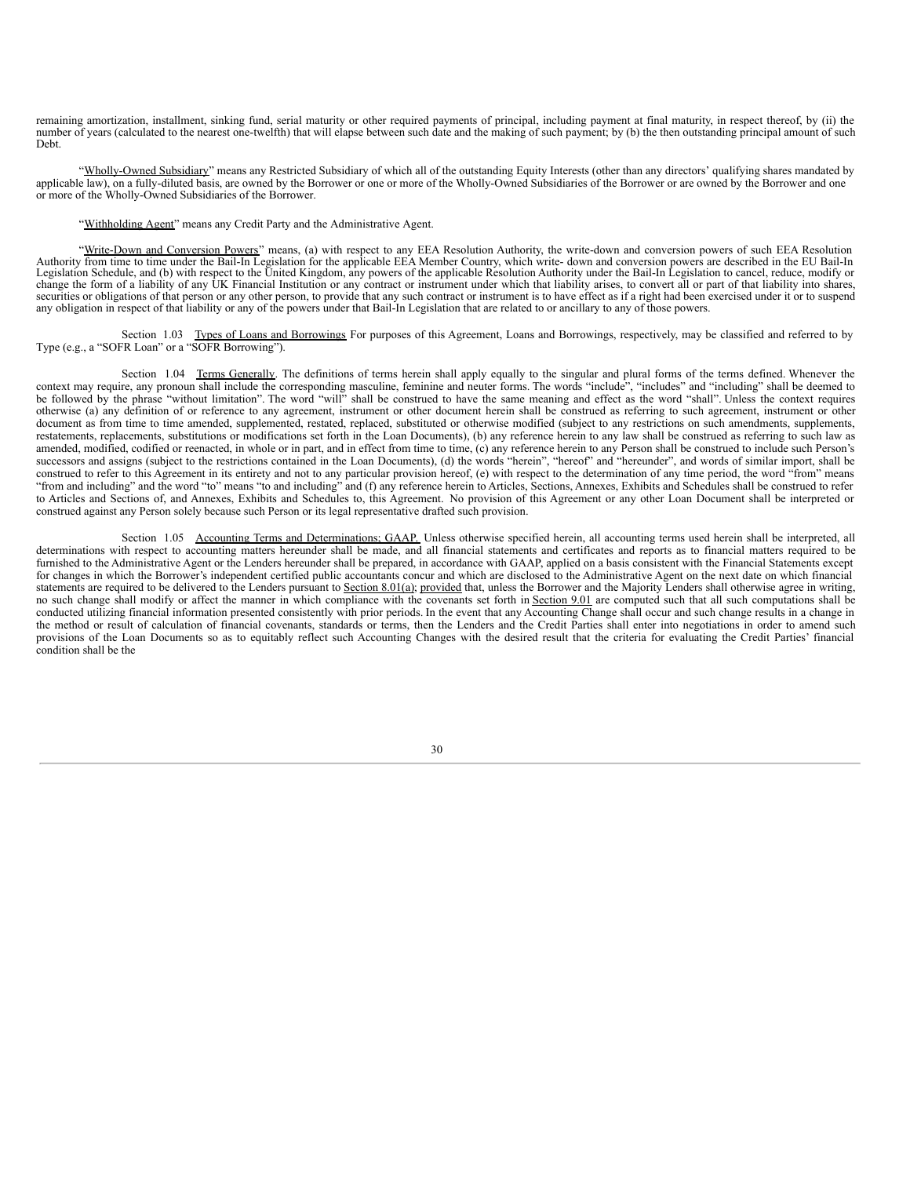remaining amortization, installment, sinking fund, serial maturity or other required payments of principal, including payment at final maturity, in respect thereof, by (ii) the number of years (calculated to the nearest one-twelfth) that will elapse between such date and the making of such payment; by (b) the then outstanding principal amount of such Debt.

"Wholly-Owned Subsidiary" means any Restricted Subsidiary of which all of the outstanding Equity Interests (other than any directors' qualifying shares mandated by applicable law), on a fully-diluted basis, are owned by the Borrower or one or more of the Wholly-Owned Subsidiaries of the Borrower or are owned by the Borrower and one or more of the Wholly-Owned Subsidiaries of the Borrower.

"Withholding Agent" means any Credit Party and the Administrative Agent.

"Write-Down and Conversion Powers" means, (a) with respect to any EEA Resolution Authority, the write-down and conversion powers of such EEA Resolution Authority from time to time under the Bail-In Legislation for the applicable EEA Member Country, which write- down and conversion powers are described in the EU Bail-In Legislation Schedule, and (b) with respect to the United Kingdom, any powers of the applicable Resolution Authority under the Bail-In Legislation to cancel, reduce, modify or change the form of a liability of any UK Financial Institution or any contract or instrument under which that liability arises, to convert all or part of that liability into shares, securities or obligations of that person or any other person, to provide that any such contract or instrument is to have effect as if a right had been exercised under it or to suspend any obligation in respect of that liability or any of the powers under that Bail-In Legislation that are related to or ancillary to any of those powers.

Section 1.03 Types of Loans and Borrowings For purposes of this Agreement, Loans and Borrowings, respectively, may be classified and referred to by Type (e.g., a "SOFR Loan" or a "SOFR Borrowing").

Section 1.04 Terms Generally. The definitions of terms herein shall apply equally to the singular and plural forms of the terms defined. Whenever the context may require, any pronoun shall include the corresponding masculine, feminine and neuter forms. The words "include", "includes" and "including" shall be deemed to be followed by the phrase "without limitation". The word "will" shall be construed to have the same meaning and effect as the word "shall". Unless the context requires otherwise (a) any definition of or reference to any agreement, instrument or other document herein shall be construed as referring to such agreement, instrument or other document as from time to time amended, supplemented, restated, replaced, substituted or otherwise modified (subject to any restrictions on such amendments, supplements, restatements, replacements, substitutions or modifications set forth in the Loan Documents), (b) any reference herein to any law shall be construed as referring to such law as amended, modified, codified or reenacted, in whole or in part, and in effect from time to time, (c) any reference herein to any Person shall be construed to include such Person's successors and assigns (subject to the restrictions contained in the Loan Documents), (d) the words "herein", "hereof" and "hereunder", and words of similar import, shall be construed to refer to this Agreement in its entirety and not to any particular provision hereof, (e) with respect to the determination of any time period, the word "from" means "from and including" and the word "to" means "to and including" and (f) any reference herein to Articles, Sections, Annexes, Exhibits and Schedules shall be construed to refer to Articles and Sections of, and Annexes, Exhibits and Schedules to, this Agreement. No provision of this Agreement or any other Loan Document shall be interpreted or construed against any Person solely because such Person or its legal representative drafted such provision.

Section 1.05 Accounting Terms and Determinations; GAAP. Unless otherwise specified herein, all accounting terms used herein shall be interpreted, all determinations with respect to accounting matters hereunder shall be made, and all financial statements and certificates and reports as to financial matters required to be furnished to the Administrative Agent or the Lenders hereunder shall be prepared, in accordance with GAAP, applied on a basis consistent with the Financial Statements except for changes in which the Borrower's independent certified public accountants concur and which are disclosed to the Administrative Agent on the next date on which financial statements are required to be delivered to the Lenders pursuant to Section 8.01(a); provided that, unless the Borrower and the Majority Lenders shall otherwise agree in writing, no such change shall modify or affect the manner in which compliance with the covenants set forth in Section 9.01 are computed such that all such computations shall be conducted utilizing financial information presented consistently with prior periods. In the event that any Accounting Change shall occur and such change results in a change in the method or result of calculation of financial covenants, standards or terms, then the Lenders and the Credit Parties shall enter into negotiations in order to amend such provisions of the Loan Documents so as to equitably reflect such Accounting Changes with the desired result that the criteria for evaluating the Credit Parties' financial condition shall be the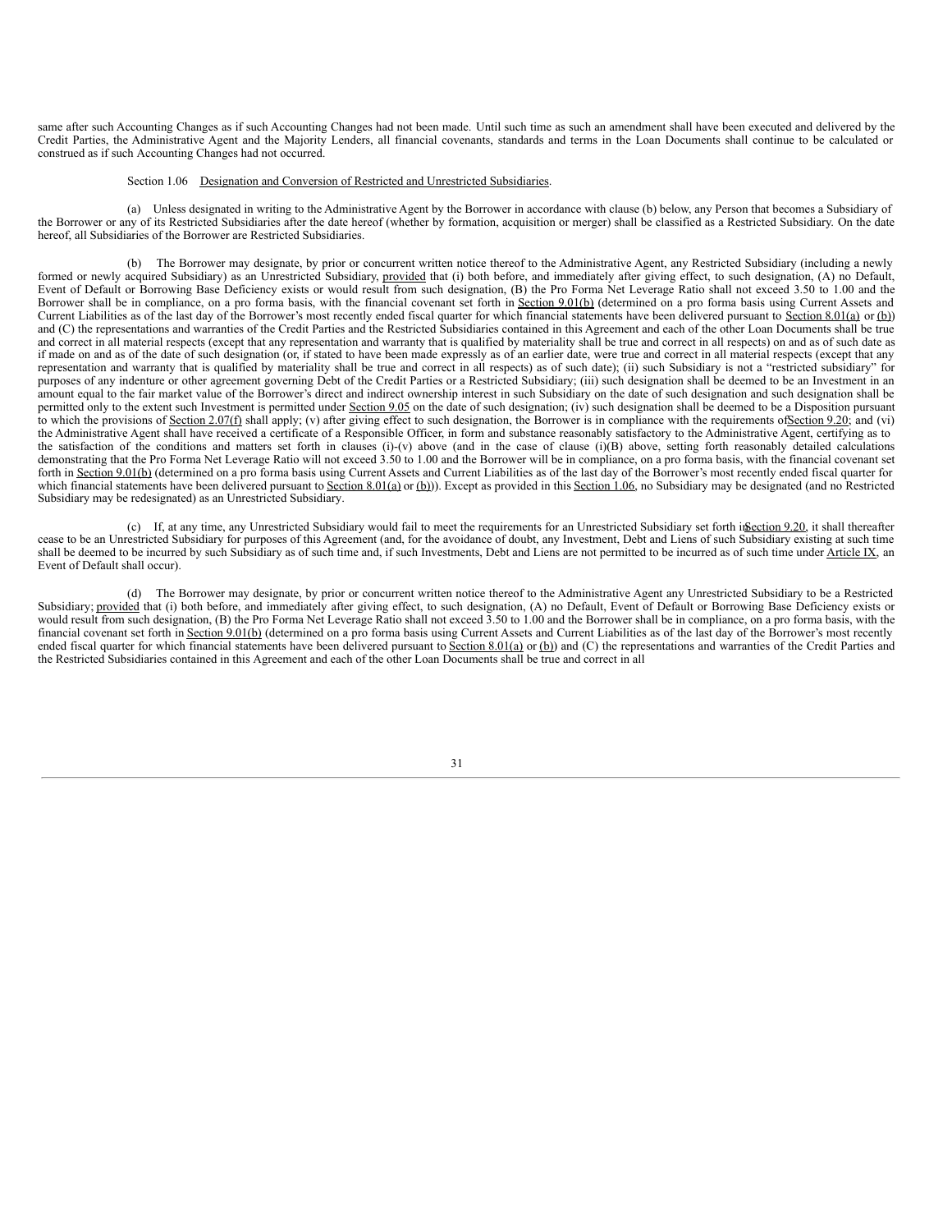same after such Accounting Changes as if such Accounting Changes had not been made. Until such time as such an amendment shall have been executed and delivered by the Credit Parties, the Administrative Agent and the Majority Lenders, all financial covenants, standards and terms in the Loan Documents shall continue to be calculated or construed as if such Accounting Changes had not occurred.

Section 1.06 Designation and Conversion of Restricted and Unrestricted Subsidiaries.

(a) Unless designated in writing to the Administrative Agent by the Borrower in accordance with clause (b) below, any Person that becomes a Subsidiary of the Borrower or any of its Restricted Subsidiaries after the date hereof (whether by formation, acquisition or merger) shall be classified as a Restricted Subsidiary. On the date hereof, all Subsidiaries of the Borrower are Restricted Subsidiaries.

(b) The Borrower may designate, by prior or concurrent written notice thereof to the Administrative Agent, any Restricted Subsidiary (including a newly formed or newly acquired Subsidiary) as an Unrestricted Subsidiary, provided that (i) both before, and immediately after giving effect, to such designation, (A) no Default, Event of Default or Borrowing Base Deficiency exists or would result from such designation, (B) the Pro Forma Net Leverage Ratio shall not exceed 3.50 to 1.00 and the Borrower shall be in compliance, on a pro forma basis, with the financial covenant set forth in Section 9.01(b) (determined on a pro forma basis using Current Assets and Current Liabilities as of the last day of the Borrower's most recently ended fiscal quarter for which financial statements have been delivered pursuant to Section 8.01(a) or (b)) and (C) the representations and warranties of the Credit Parties and the Restricted Subsidiaries contained in this Agreement and each of the other Loan Documents shall be true and correct in all material respects (except that any representation and warranty that is qualified by materiality shall be true and correct in all respects) on and as of such date as if made on and as of the date of such designation (or, if stated to have been made expressly as of an earlier date, were true and correct in all material respects (except that any representation and warranty that is qualified by materiality shall be true and correct in all respects) as of such date); (ii) such Subsidiary is not a "restricted subsidiary" for purposes of any indenture or other agreement governing Debt of the Credit Parties or a Restricted Subsidiary; (iii) such designation shall be deemed to be an Investment in an amount equal to the fair market value of the Borrower's direct and indirect ownership interest in such Subsidiary on the date of such designation and such designation shall be permitted only to the extent such Investment is permitted under Section 9.05 on the date of such designation; (iv) such designation shall be deemed to be a Disposition pursuant to which the provisions of Section 2.07(f) shall apply; (v) after giving effect to such designation, the Borrower is in compliance with the requirements of Section 9.20; and (vi) the Administrative Agent shall have received a certificate of a Responsible Officer, in form and substance reasonably satisfactory to the Administrative Agent, certifying as to the satisfaction of the conditions and matters set forth in clauses (i)-(v) above (and in the case of clause (i)(B) above, setting forth reasonably detailed calculations demonstrating that the Pro Forma Net Leverage Ratio will not exceed 3.50 to 1.00 and the Borrower will be in compliance, on a pro forma basis, with the financial covenant set forth in Section 9.01(b) (determined on a pro forma basis using Current Assets and Current Liabilities as of the last day of the Borrower's most recently ended fiscal quarter for which financial statements have been delivered pursuant to Section 8.01(a) or (b))). Except as provided in this Section 1.06, no Subsidiary may be designated (and no Restricted Subsidiary may be redesignated) as an Unrestricted Subsidiary.

(c) If, at any time, any Unrestricted Subsidiary would fail to meet the requirements for an Unrestricted Subsidiary set forth in Section 9.20, it shall thereafter cease to be an Unrestricted Subsidiary for purposes of this Agreement (and, for the avoidance of doubt, any Investment, Debt and Liens of such Subsidiary existing at such time shall be deemed to be incurred by such Subsidiary as of such time and, if such Investments, Debt and Liens are not permitted to be incurred as of such time under Article IX, an Event of Default shall occur).

(d) The Borrower may designate, by prior or concurrent written notice thereof to the Administrative Agent any Unrestricted Subsidiary to be a Restricted Subsidiary; provided that (i) both before, and immediately after giving effect, to such designation, (A) no Default, Event of Default or Borrowing Base Deficiency exists or would result from such designation, (B) the Pro Forma Net Leverage Ratio shall not exceed 3.50 to 1.00 and the Borrower shall be in compliance, on a pro forma basis, with the financial covenant set forth in Section 9.01(b) (determined on a pro forma basis using Current Assets and Current Liabilities as of the last day of the Borrower's most recently ended fiscal quarter for which financial statements have been delivered pursuant to Section 8.01(a) or (b)) and (C) the representations and warranties of the Credit Parties and the Restricted Subsidiaries contained in this Agreement and each of the other Loan Documents shall be true and correct in all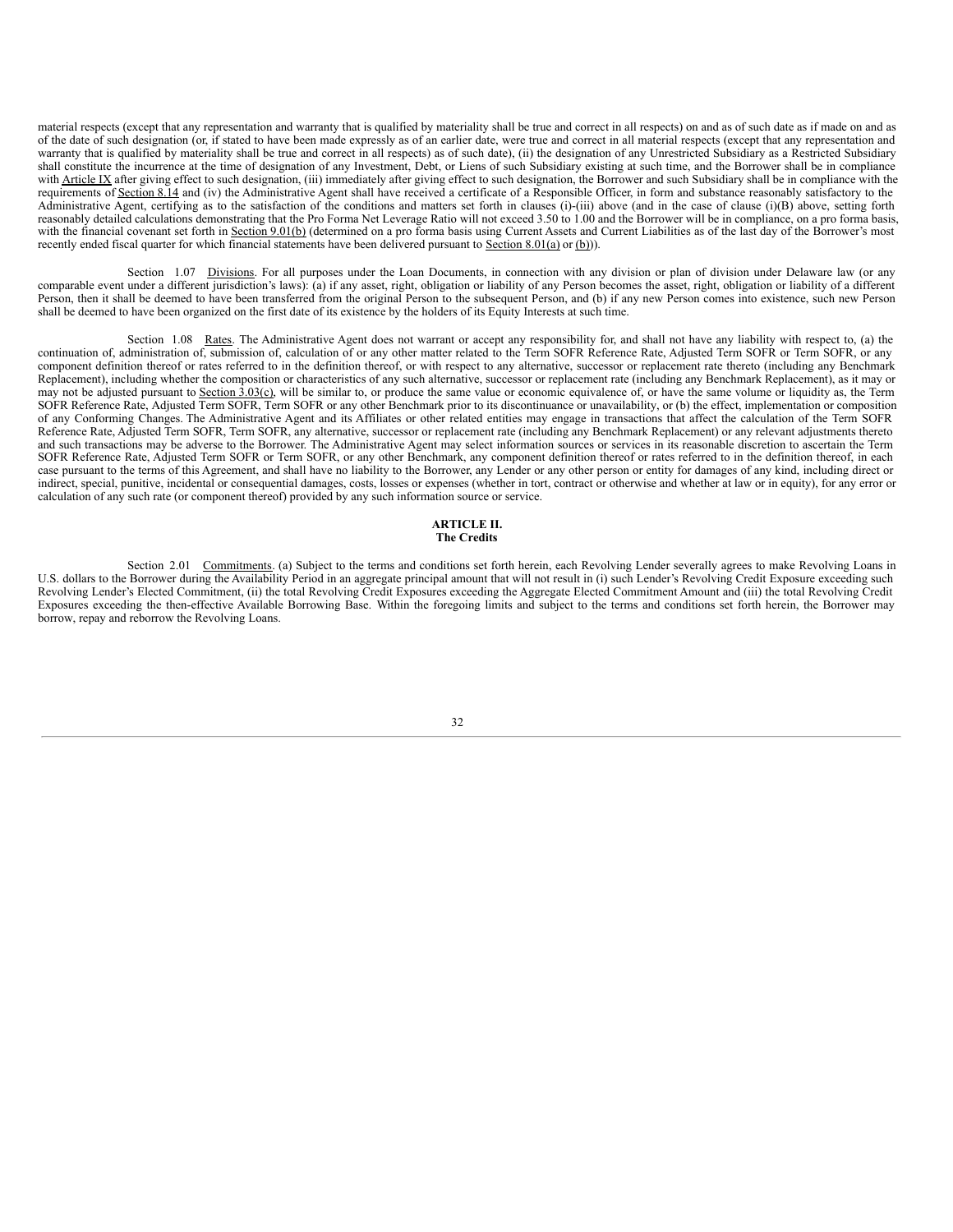material respects (except that any representation and warranty that is qualified by materiality shall be true and correct in all respects) on and as of such date as if made on and as of the date of such designation (or, if stated to have been made expressly as of an earlier date, were true and correct in all material respects (except that any representation and warranty that is qualified by materiality shall be true and correct in all respects) as of such date), (ii) the designation of any Unrestricted Subsidiary as a Restricted Subsidiary shall constitute the incurrence at the time of designation of any Investment, Debt, or Liens of such Subsidiary existing at such time, and the Borrower shall be in compliance with Article IX after giving effect to such designation, (iii) immediately after giving effect to such designation, the Borrower and such Subsidiary shall be in compliance with the requirements of Section 8.14 and (iv) the Administrative Agent shall have received a certificate of a Responsible Officer, in form and substance reasonably satisfactory to the Administrative Agent, certifying as to the satisfaction of the conditions and matters set forth in clauses (i)-(iii) above (and in the case of clause (i)(B) above, setting forth reasonably detailed calculations demonstrating that the Pro Forma Net Leverage Ratio will not exceed 3.50 to 1.00 and the Borrower will be in compliance, on a pro forma basis, with the financial covenant set forth in Section 9.01(b) (determined on a pro forma basis using Current Assets and Current Liabilities as of the last day of the Borrower's most recently ended fiscal quarter for which financial statements have been delivered pursuant to Section 8.01(a) or (b))).

Section 1.07 Divisions. For all purposes under the Loan Documents, in connection with any division or plan of division under Delaware law (or any comparable event under a different jurisdiction's laws): (a) if any asset, right, obligation or liability of any Person becomes the asset, right, obligation or liability of a different Person, then it shall be deemed to have been transferred from the original Person to the subsequent Person, and (b) if any new Person comes into existence, such new Person shall be deemed to have been organized on the first date of its existence by the holders of its Equity Interests at such time.

Section 1.08 Rates. The Administrative Agent does not warrant or accept any responsibility for, and shall not have any liability with respect to, (a) the continuation of, administration of, submission of, calculation of or any other matter related to the Term SOFR Reference Rate, Adjusted Term SOFR or Term SOFR, or any component definition thereof or rates referred to in the definition thereof, or with respect to any alternative, successor or replacement rate thereto (including any Benchmark Replacement), including whether the composition or characteristics of any such alternative, successor or replacement rate (including any Benchmark Replacement), as it may or may not be adjusted pursuant to Section 3.03(c), will be similar to, or produce the same value or economic equivalence of, or have the same volume or liquidity as, the Term SOFR Reference Rate, Adjusted Term SOFR, Term SOFR or any other Benchmark prior to its discontinuance or unavailability, or (b) the effect, implementation or composition of any Conforming Changes. The Administrative Agent and its Affiliates or other related entities may engage in transactions that affect the calculation of the Term SOFR Reference Rate, Adjusted Term SOFR, Term SOFR, any alternative, successor or replacement rate (including any Benchmark Replacement) or any relevant adjustments thereto and such transactions may be adverse to the Borrower. The Administrative Agent may select information sources or services in its reasonable discretion to ascertain the Term SOFR Reference Rate, Adjusted Term SOFR or Term SOFR, or any other Benchmark, any component definition thereof or rates referred to in the definition thereof, in each case pursuant to the terms of this Agreement, and shall have no liability to the Borrower, any Lender or any other person or entity for damages of any kind, including direct or indirect, special, punitive, incidental or consequential damages, costs, losses or expenses (whether in tort, contract or otherwise and whether at law or in equity), for any error or calculation of any such rate (or component thereof) provided by any such information source or service.

## ARTICLE II.
## The Credits

Section 2.01 Commitments. (a) Subject to the terms and conditions set forth herein, each Revolving Lender severally agrees to make Revolving Loans in U.S. dollars to the Borrower during the Availability Period in an aggregate principal amount that will not result in (i) such Lender's Revolving Credit Exposure exceeding such Revolving Lender's Elected Commitment, (ii) the total Revolving Credit Exposures exceeding the Aggregate Elected Commitment Amount and (iii) the total Revolving Credit Exposures exceeding the then-effective Available Borrowing Base. Within the foregoing limits and subject to the terms and conditions set forth herein, the Borrower may borrow, repay and reborrow the Revolving Loans.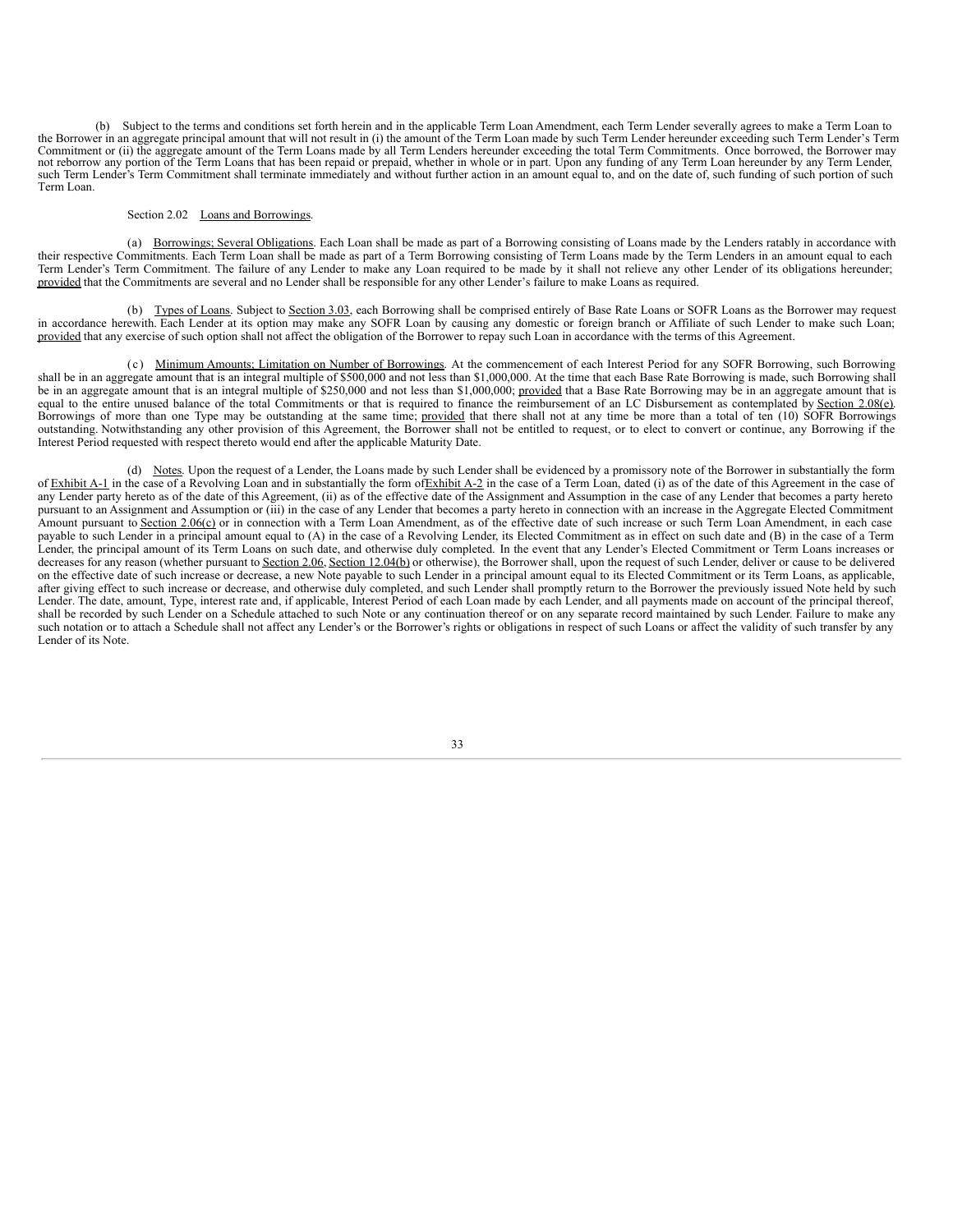(b) Subject to the terms and conditions set forth herein and in the applicable Term Loan Amendment, each Term Lender severally agrees to make a Term Loan to the Borrower in an aggregate principal amount that will not result in (i) the amount of the Term Loan made by such Term Lender hereunder exceeding such Term Lender's Term Commitment or (ii) the aggregate amount of the Term Loans made by all Term Lenders hereunder exceeding the total Term Commitments. Once borrowed, the Borrower may not reborrow any portion of the Term Loans that has been repaid or prepaid, whether in whole or in part. Upon any funding of any Term Loan hereunder by any Term Lender, such Term Lender's Term Commitment shall terminate immediately and without further action in an amount equal to, and on the date of, such funding of such portion of such Term Loan.

Section 2.02 Loans and Borrowings.

(a) Borrowings; Several Obligations. Each Loan shall be made as part of a Borrowing consisting of Loans made by the Lenders ratably in accordance with their respective Commitments. Each Term Loan shall be made as part of a Term Borrowing consisting of Term Loans made by the Term Lenders in an amount equal to each Term Lender's Term Commitment. The failure of any Lender to make any Loan required to be made by it shall not relieve any other Lender of its obligations hereunder; provided that the Commitments are several and no Lender shall be responsible for any other Lender's failure to make Loans as required.

(b) Types of Loans. Subject to Section 3.03, each Borrowing shall be comprised entirely of Base Rate Loans or SOFR Loans as the Borrower may request in accordance herewith. Each Lender at its option may make any SOFR Loan by causing any domestic or foreign branch or Affiliate of such Lender to make such Loan; provided that any exercise of such option shall not affect the obligation of the Borrower to repay such Loan in accordance with the terms of this Agreement.

(c) Minimum Amounts; Limitation on Number of Borrowings. At the commencement of each Interest Period for any SOFR Borrowing, such Borrowing shall be in an aggregate amount that is an integral multiple of $500,000 and not less than $1,000,000. At the time that each Base Rate Borrowing is made, such Borrowing shall be in an aggregate amount that is an integral multiple of $250,000 and not less than $1,000,000; provided that a Base Rate Borrowing may be in an aggregate amount that is equal to the entire unused balance of the total Commitments or that is required to finance the reimbursement of an LC Disbursement as contemplated by Section 2.08(e). Borrowings of more than one Type may be outstanding at the same time; provided that there shall not at any time be more than a total of ten (10) SOFR Borrowings outstanding. Notwithstanding any other provision of this Agreement, the Borrower shall not be entitled to request, or to elect to convert or continue, any Borrowing if the Interest Period requested with respect thereto would end after the applicable Maturity Date.

(d) Notes. Upon the request of a Lender, the Loans made by such Lender shall be evidenced by a promissory note of the Borrower in substantially the form of Exhibit A-1 in the case of a Revolving Loan and in substantially the form of Exhibit A-2 in the case of a Term Loan, dated (i) as of the date of this Agreement in the case of any Lender party hereto as of the date of this Agreement, (ii) as of the effective date of the Assignment and Assumption in the case of any Lender that becomes a party hereto pursuant to an Assignment and Assumption or (iii) in the case of any Lender that becomes a party hereto in connection with an increase in the Aggregate Elected Commitment Amount pursuant to Section 2.06(c) or in connection with a Term Loan Amendment, as of the effective date of such increase or such Term Loan Amendment, in each case payable to such Lender in a principal amount equal to (A) in the case of a Revolving Lender, its Elected Commitment as in effect on such date and (B) in the case of a Term Lender, the principal amount of its Term Loans on such date, and otherwise duly completed. In the event that any Lender's Elected Commitment or Term Loans increases or decreases for any reason (whether pursuant to Section 2.06, Section 12.04(b) or otherwise), the Borrower shall, upon the request of such Lender, deliver or cause to be delivered on the effective date of such increase or decrease, a new Note payable to such Lender in a principal amount equal to its Elected Commitment or its Term Loans, as applicable, after giving effect to such increase or decrease, and otherwise duly completed, and such Lender shall promptly return to the Borrower the previously issued Note held by such Lender. The date, amount, Type, interest rate and, if applicable, Interest Period of each Loan made by each Lender, and all payments made on account of the principal thereof, shall be recorded by such Lender on a Schedule attached to such Note or any continuation thereof or on any separate record maintained by such Lender. Failure to make any such notation or to attach a Schedule shall not affect any Lender's or the Borrower's rights or obligations in respect of such Loans or affect the validity of such transfer by any Lender of its Note.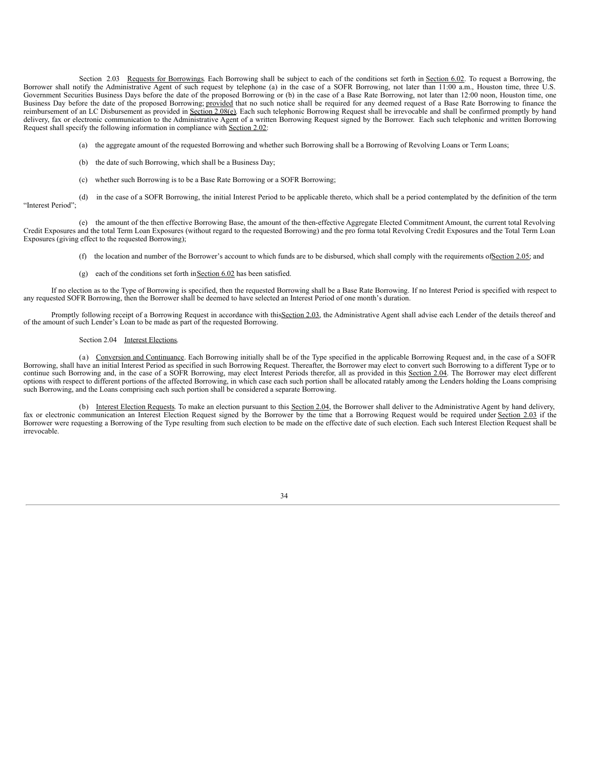Section 2.03 Requests for Borrowings. Each Borrowing shall be subject to each of the conditions set forth in Section 6.02. To request a Borrowing, the Borrower shall notify the Administrative Agent of such request by telephone (a) in the case of a SOFR Borrowing, not later than 11:00 a.m., Houston time, three U.S. Government Securities Business Days before the date of the proposed Borrowing or (b) in the case of a Base Rate Borrowing, not later than 12:00 noon, Houston time, one Business Day before the date of the proposed Borrowing; provided that no such notice shall be required for any deemed request of a Base Rate Borrowing to finance the reimbursement of an LC Disbursement as provided in Section 2.08(e). Each such telephonic Borrowing Request shall be irrevocable and shall be confirmed promptly by hand delivery, fax or electronic communication to the Administrative Agent of a written Borrowing Request signed by the Borrower. Each such telephonic and written Borrowing Request shall specify the following information in compliance with Section 2.02:

(a) the aggregate amount of the requested Borrowing and whether such Borrowing shall be a Borrowing of Revolving Loans or Term Loans;

(b) the date of such Borrowing, which shall be a Business Day;

(c) whether such Borrowing is to be a Base Rate Borrowing or a SOFR Borrowing;

(d) in the case of a SOFR Borrowing, the initial Interest Period to be applicable thereto, which shall be a period contemplated by the definition of the term "Interest Period";

(e) the amount of the then effective Borrowing Base, the amount of the then-effective Aggregate Elected Commitment Amount, the current total Revolving Credit Exposures and the total Term Loan Exposures (without regard to the requested Borrowing) and the pro forma total Revolving Credit Exposures and the Total Term Loan Exposures (giving effect to the requested Borrowing);

(f) the location and number of the Borrower's account to which funds are to be disbursed, which shall comply with the requirements of Section 2.05; and

(g) each of the conditions set forth in Section 6.02 has been satisfied.

If no election as to the Type of Borrowing is specified, then the requested Borrowing shall be a Base Rate Borrowing. If no Interest Period is specified with respect to any requested SOFR Borrowing, then the Borrower shall be deemed to have selected an Interest Period of one month's duration.

Promptly following receipt of a Borrowing Request in accordance with this Section 2.03, the Administrative Agent shall advise each Lender of the details thereof and of the amount of such Lender's Loan to be made as part of the requested Borrowing.

Section 2.04 Interest Elections.

(a) Conversion and Continuance. Each Borrowing initially shall be of the Type specified in the applicable Borrowing Request and, in the case of a SOFR Borrowing, shall have an initial Interest Period as specified in such Borrowing Request. Thereafter, the Borrower may elect to convert such Borrowing to a different Type or to continue such Borrowing and, in the case of a SOFR Borrowing, may elect Interest Periods therefor, all as provided in this Section 2.04. The Borrower may elect different options with respect to different portions of the affected Borrowing, in which case each such portion shall be allocated ratably among the Lenders holding the Loans comprising such Borrowing, and the Loans comprising each such portion shall be considered a separate Borrowing.

(b) Interest Election Requests. To make an election pursuant to this Section 2.04, the Borrower shall deliver to the Administrative Agent by hand delivery, fax or electronic communication an Interest Election Request signed by the Borrower by the time that a Borrowing Request would be required under Section 2.03 if the Borrower were requesting a Borrowing of the Type resulting from such election to be made on the effective date of such election. Each such Interest Election Request shall be irrevocable.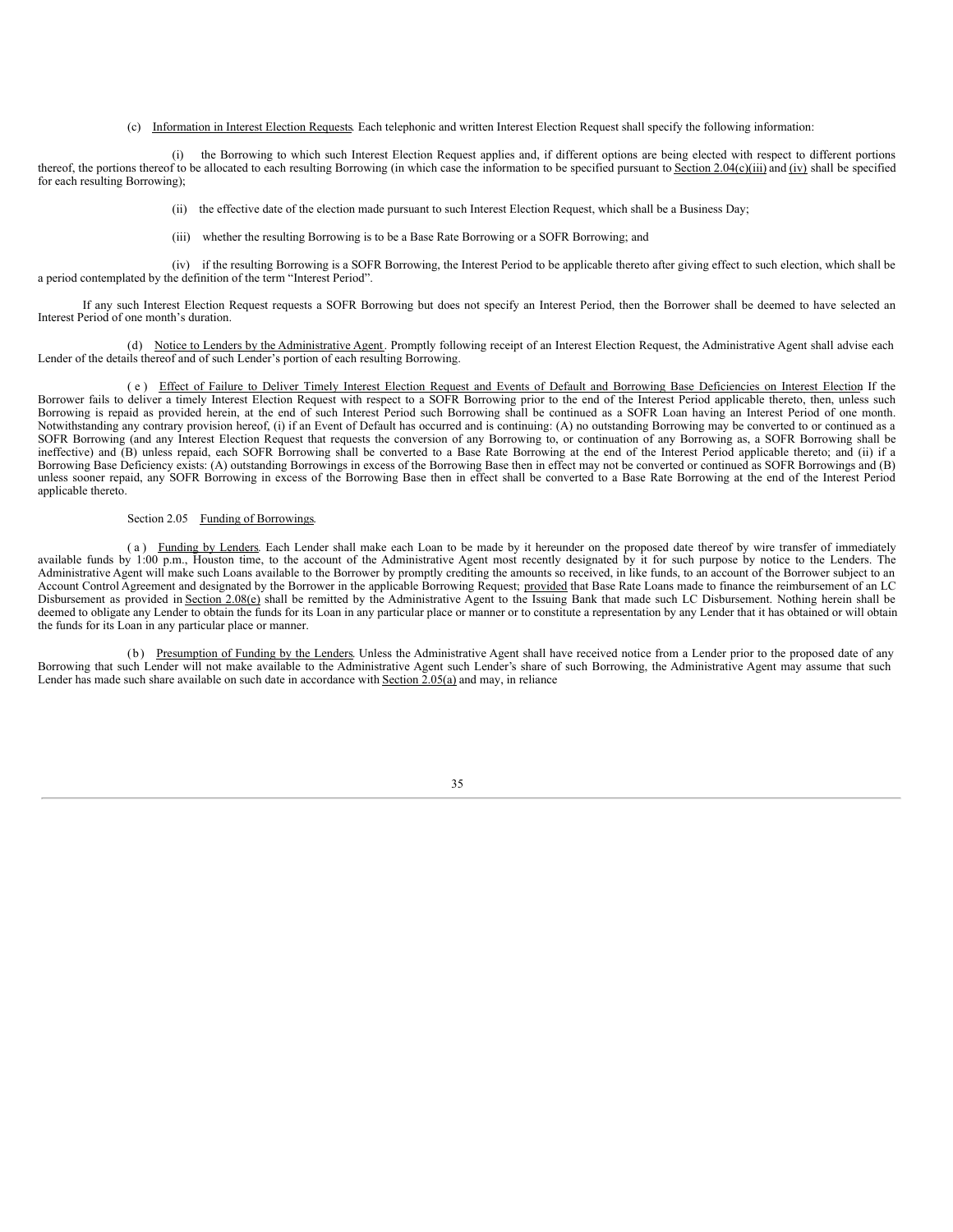(c) Information in Interest Election Requests. Each telephonic and written Interest Election Request shall specify the following information:

(i) the Borrowing to which such Interest Election Request applies and, if different options are being elected with respect to different portions thereof, the portions thereof to be allocated to each resulting Borrowing (in which case the information to be specified pursuant to Section 2.04(c)(iii) and (iv) shall be specified for each resulting Borrowing);

(ii) the effective date of the election made pursuant to such Interest Election Request, which shall be a Business Day;

(iii) whether the resulting Borrowing is to be a Base Rate Borrowing or a SOFR Borrowing; and

(iv) if the resulting Borrowing is a SOFR Borrowing, the Interest Period to be applicable thereto after giving effect to such election, which shall be a period contemplated by the definition of the term "Interest Period".

If any such Interest Election Request requests a SOFR Borrowing but does not specify an Interest Period, then the Borrower shall be deemed to have selected an Interest Period of one month's duration.

(d) Notice to Lenders by the Administrative Agent. Promptly following receipt of an Interest Election Request, the Administrative Agent shall advise each Lender of the details thereof and of such Lender's portion of each resulting Borrowing.

(e) Effect of Failure to Deliver Timely Interest Election Request and Events of Default and Borrowing Base Deficiencies on Interest Election. If the Borrower fails to deliver a timely Interest Election Request with respect to a SOFR Borrowing prior to the end of the Interest Period applicable thereto, then, unless such Borrowing is repaid as provided herein, at the end of such Interest Period such Borrowing shall be continued as a SOFR Loan having an Interest Period of one month. Notwithstanding any contrary provision hereof, (i) if an Event of Default has occurred and is continuing: (A) no outstanding Borrowing may be converted to or continued as a SOFR Borrowing (and any Interest Election Request that requests the conversion of any Borrowing to, or continuation of any Borrowing as, a SOFR Borrowing shall be ineffective) and (B) unless repaid, each SOFR Borrowing shall be converted to a Base Rate Borrowing at the end of the Interest Period applicable thereto; and (ii) if a Borrowing Base Deficiency exists: (A) outstanding Borrowings in excess of the Borrowing Base then in effect may not be converted or continued as SOFR Borrowings and (B) unless sooner repaid, any SOFR Borrowing in excess of the Borrowing Base then in effect shall be converted to a Base Rate Borrowing at the end of the Interest Period applicable thereto.

Section 2.05 Funding of Borrowings.

(a) Funding by Lenders. Each Lender shall make each Loan to be made by it hereunder on the proposed date thereof by wire transfer of immediately available funds by 1:00 p.m., Houston time, to the account of the Administrative Agent most recently designated by it for such purpose by notice to the Lenders. The Administrative Agent will make such Loans available to the Borrower by promptly crediting the amounts so received, in like funds, to an account of the Borrower subject to an Account Control Agreement and designated by the Borrower in the applicable Borrowing Request; provided that Base Rate Loans made to finance the reimbursement of an LC Disbursement as provided in Section 2.08(e) shall be remitted by the Administrative Agent to the Issuing Bank that made such LC Disbursement. Nothing herein shall be deemed to obligate any Lender to obtain the funds for its Loan in any particular place or manner or to constitute a representation by any Lender that it has obtained or will obtain the funds for its Loan in any particular place or manner.

(b) Presumption of Funding by the Lenders. Unless the Administrative Agent shall have received notice from a Lender prior to the proposed date of any Borrowing that such Lender will not make available to the Administrative Agent such Lender's share of such Borrowing, the Administrative Agent may assume that such Lender has made such share available on such date in accordance with Section 2.05(a) and may, in reliance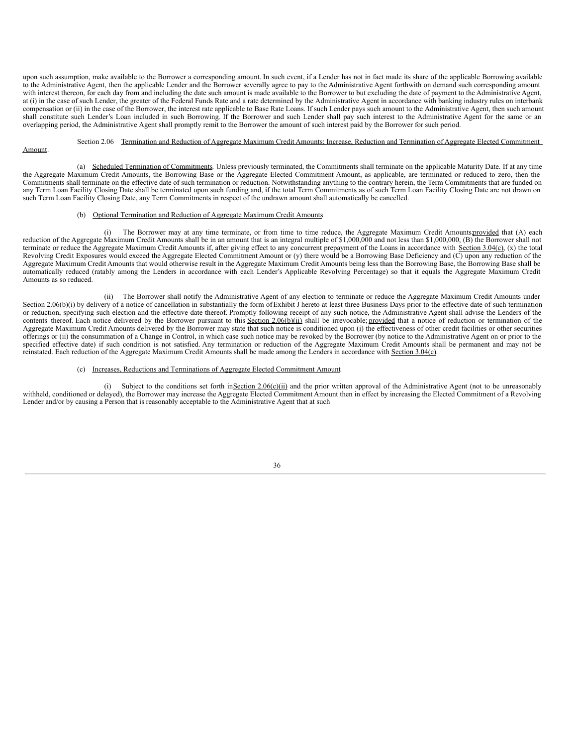upon such assumption, make available to the Borrower a corresponding amount. In such event, if a Lender has not in fact made its share of the applicable Borrowing available to the Administrative Agent, then the applicable Lender and the Borrower severally agree to pay to the Administrative Agent forthwith on demand such corresponding amount with interest thereon, for each day from and including the date such amount is made available to the Borrower to but excluding the date of payment to the Administrative Agent, at (i) in the case of such Lender, the greater of the Federal Funds Rate and a rate determined by the Administrative Agent in accordance with banking industry rules on interbank compensation or (ii) in the case of the Borrower, the interest rate applicable to Base Rate Loans. If such Lender pays such amount to the Administrative Agent, then such amount shall constitute such Lender's Loan included in such Borrowing. If the Borrower and such Lender shall pay such interest to the Administrative Agent for the same or an overlapping period, the Administrative Agent shall promptly remit to the Borrower the amount of such interest paid by the Borrower for such period.

Section 2.06 Termination and Reduction of Aggregate Maximum Credit Amounts; Increase, Reduction and Termination of Aggregate Elected Commitment Amount.

(a) Scheduled Termination of Commitments. Unless previously terminated, the Commitments shall terminate on the applicable Maturity Date. If at any time the Aggregate Maximum Credit Amounts, the Borrowing Base or the Aggregate Elected Commitment Amount, as applicable, are terminated or reduced to zero, then the Commitments shall terminate on the effective date of such termination or reduction. Notwithstanding anything to the contrary herein, the Term Commitments that are funded on any Term Loan Facility Closing Date shall be terminated upon such funding and, if the total Term Commitments as of such Term Loan Facility Closing Date are not drawn on such Term Loan Facility Closing Date, any Term Commitments in respect of the undrawn amount shall automatically be cancelled.

(b) Optional Termination and Reduction of Aggregate Maximum Credit Amounts.

(i) The Borrower may at any time terminate, or from time to time reduce, the Aggregate Maximum Credit Amounts; provided that (A) each reduction of the Aggregate Maximum Credit Amounts shall be in an amount that is an integral multiple of $1,000,000 and not less than $1,000,000, (B) the Borrower shall not terminate or reduce the Aggregate Maximum Credit Amounts if, after giving effect to any concurrent prepayment of the Loans in accordance with Section 3.04(c), (x) the total Revolving Credit Exposures would exceed the Aggregate Elected Commitment Amount or (y) there would be a Borrowing Base Deficiency and (C) upon any reduction of the Aggregate Maximum Credit Amounts that would otherwise result in the Aggregate Maximum Credit Amounts being less than the Borrowing Base, the Borrowing Base shall be automatically reduced (ratably among the Lenders in accordance with each Lender's Applicable Revolving Percentage) so that it equals the Aggregate Maximum Credit Amounts as so reduced.

(ii) The Borrower shall notify the Administrative Agent of any election to terminate or reduce the Aggregate Maximum Credit Amounts under Section 2.06(b)(i) by delivery of a notice of cancellation in substantially the form of Exhibit J hereto at least three Business Days prior to the effective date of such termination or reduction, specifying such election and the effective date thereof. Promptly following receipt of any such notice, the Administrative Agent shall advise the Lenders of the contents thereof. Each notice delivered by the Borrower pursuant to this Section 2.06(b)(ii) shall be irrevocable; provided that a notice of reduction or termination of the Aggregate Maximum Credit Amounts delivered by the Borrower may state that such notice is conditioned upon (i) the effectiveness of other credit facilities or other securities offerings or (ii) the consummation of a Change in Control, in which case such notice may be revoked by the Borrower (by notice to the Administrative Agent on or prior to the specified effective date) if such condition is not satisfied. Any termination or reduction of the Aggregate Maximum Credit Amounts shall be permanent and may not be reinstated. Each reduction of the Aggregate Maximum Credit Amounts shall be made among the Lenders in accordance with Section 3.04(c).

(c) Increases, Reductions and Terminations of Aggregate Elected Commitment Amount.

(i) Subject to the conditions set forth in Section 2.06(c)(ii) and the prior written approval of the Administrative Agent (not to be unreasonably withheld, conditioned or delayed), the Borrower may increase the Aggregate Elected Commitment Amount then in effect by increasing the Elected Commitment of a Revolving Lender and/or by causing a Person that is reasonably acceptable to the Administrative Agent that at such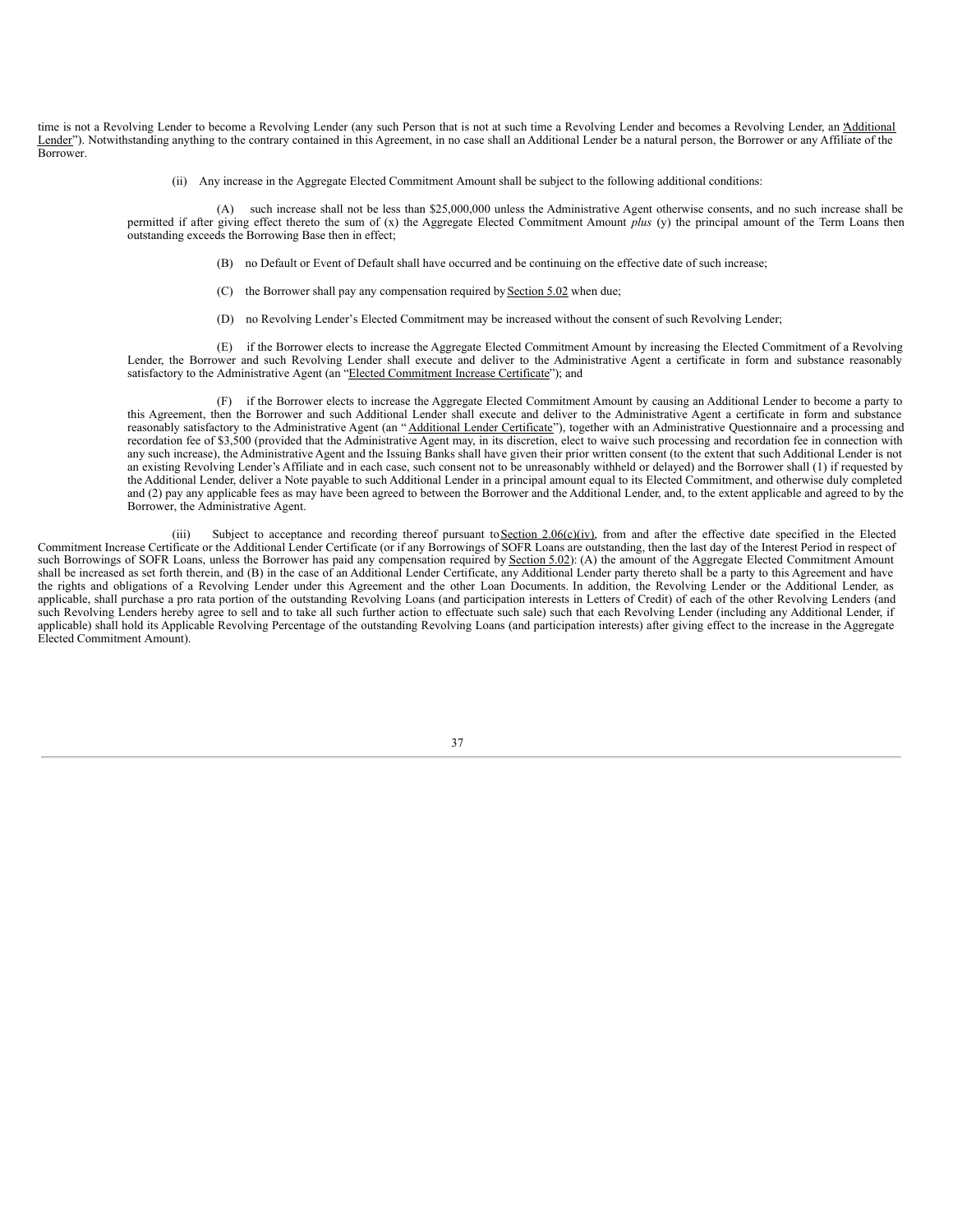time is not a Revolving Lender to become a Revolving Lender (any such Person that is not at such time a Revolving Lender and becomes a Revolving Lender, an "Additional Lender"). Notwithstanding anything to the contrary contained in this Agreement, in no case shall an Additional Lender be a natural person, the Borrower or any Affiliate of the Borrower.

(ii) Any increase in the Aggregate Elected Commitment Amount shall be subject to the following additional conditions:

(A) such increase shall not be less than $25,000,000 unless the Administrative Agent otherwise consents, and no such increase shall be permitted if after giving effect thereto the sum of (x) the Aggregate Elected Commitment Amount *plus* (y) the principal amount of the Term Loans then outstanding exceeds the Borrowing Base then in effect;

(B) no Default or Event of Default shall have occurred and be continuing on the effective date of such increase;

(C) the Borrower shall pay any compensation required by Section 5.02 when due;

(D) no Revolving Lender's Elected Commitment may be increased without the consent of such Revolving Lender;

(E) if the Borrower elects to increase the Aggregate Elected Commitment Amount by increasing the Elected Commitment of a Revolving Lender, the Borrower and such Revolving Lender shall execute and deliver to the Administrative Agent a certificate in form and substance reasonably satisfactory to the Administrative Agent (an "Elected Commitment Increase Certificate"); and

(F) if the Borrower elects to increase the Aggregate Elected Commitment Amount by causing an Additional Lender to become a party to this Agreement, then the Borrower and such Additional Lender shall execute and deliver to the Administrative Agent a certificate in form and substance reasonably satisfactory to the Administrative Agent (an "Additional Lender Certificate"), together with an Administrative Questionnaire and a processing and recordation fee of $3,500 (provided that the Administrative Agent may, in its discretion, elect to waive such processing and recordation fee in connection with any such increase), the Administrative Agent and the Issuing Banks shall have given their prior written consent (to the extent that such Additional Lender is not an existing Revolving Lender's Affiliate and in each case, such consent not to be unreasonably withheld or delayed) and the Borrower shall (1) if requested by the Additional Lender, deliver a Note payable to such Additional Lender in a principal amount equal to its Elected Commitment, and otherwise duly completed and (2) pay any applicable fees as may have been agreed to between the Borrower and the Additional Lender, and, to the extent applicable and agreed to by the Borrower, the Administrative Agent.

(iii) Subject to acceptance and recording thereof pursuant to Section 2.06(c)(iv), from and after the effective date specified in the Elected Commitment Increase Certificate or the Additional Lender Certificate (or if any Borrowings of SOFR Loans are outstanding, then the last day of the Interest Period in respect of such Borrowings of SOFR Loans, unless the Borrower has paid any compensation required by Section 5.02): (A) the amount of the Aggregate Elected Commitment Amount shall be increased as set forth therein, and (B) in the case of an Additional Lender Certificate, any Additional Lender party thereto shall be a party to this Agreement and have the rights and obligations of a Revolving Lender under this Agreement and the other Loan Documents. In addition, the Revolving Lender or the Additional Lender, as applicable, shall purchase a pro rata portion of the outstanding Revolving Loans (and participation interests in Letters of Credit) of each of the other Revolving Lenders (and such Revolving Lenders hereby agree to sell and to take all such further action to effectuate such sale) such that each Revolving Lender (including any Additional Lender, if applicable) shall hold its Applicable Revolving Percentage of the outstanding Revolving Loans (and participation interests) after giving effect to the increase in the Aggregate Elected Commitment Amount).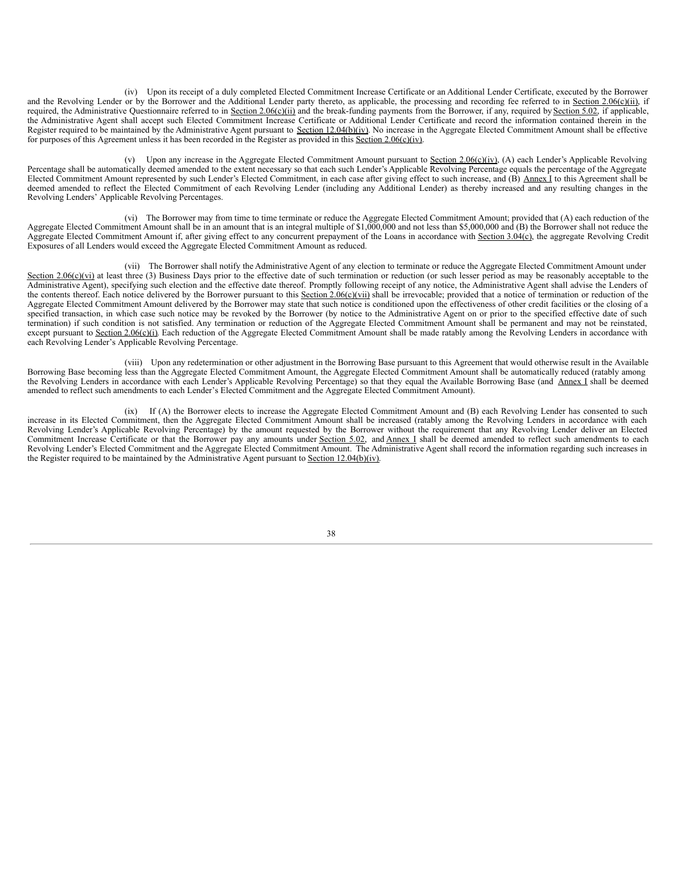(iv) Upon its receipt of a duly completed Elected Commitment Increase Certificate or an Additional Lender Certificate, executed by the Borrower and the Revolving Lender or by the Borrower and the Additional Lender party thereto, as applicable, the processing and recording fee referred to in Section 2.06(c)(ii), if required, the Administrative Questionnaire referred to in Section 2.06(c)(ii) and the break-funding payments from the Borrower, if any, required by Section 5.02, if applicable, the Administrative Agent shall accept such Elected Commitment Increase Certificate or Additional Lender Certificate and record the information contained therein in the Register required to be maintained by the Administrative Agent pursuant to Section 12.04(b)(iv). No increase in the Aggregate Elected Commitment Amount shall be effective for purposes of this Agreement unless it has been recorded in the Register as provided in this Section 2.06(c)(iv).

(v) Upon any increase in the Aggregate Elected Commitment Amount pursuant to Section 2.06(c)(iv), (A) each Lender's Applicable Revolving Percentage shall be automatically deemed amended to the extent necessary so that each such Lender's Applicable Revolving Percentage equals the percentage of the Aggregate Elected Commitment Amount represented by such Lender's Elected Commitment, in each case after giving effect to such increase, and (B) Annex I to this Agreement shall be deemed amended to reflect the Elected Commitment of each Revolving Lender (including any Additional Lender) as thereby increased and any resulting changes in the Revolving Lenders' Applicable Revolving Percentages.

(vi) The Borrower may from time to time terminate or reduce the Aggregate Elected Commitment Amount; provided that (A) each reduction of the Aggregate Elected Commitment Amount shall be in an amount that is an integral multiple of $1,000,000 and not less than $5,000,000 and (B) the Borrower shall not reduce the Aggregate Elected Commitment Amount if, after giving effect to any concurrent prepayment of the Loans in accordance with Section 3.04(c), the aggregate Revolving Credit Exposures of all Lenders would exceed the Aggregate Elected Commitment Amount as reduced.

(vii) The Borrower shall notify the Administrative Agent of any election to terminate or reduce the Aggregate Elected Commitment Amount under Section 2.06(c)(vi) at least three (3) Business Days prior to the effective date of such termination or reduction (or such lesser period as may be reasonably acceptable to the Administrative Agent), specifying such election and the effective date thereof. Promptly following receipt of any notice, the Administrative Agent shall advise the Lenders of the contents thereof. Each notice delivered by the Borrower pursuant to this Section 2.06(c)(vii) shall be irrevocable; provided that a notice of termination or reduction of the Aggregate Elected Commitment Amount delivered by the Borrower may state that such notice is conditioned upon the effectiveness of other credit facilities or the closing of a specified transaction, in which case such notice may be revoked by the Borrower (by notice to the Administrative Agent on or prior to the specified effective date of such termination) if such condition is not satisfied. Any termination or reduction of the Aggregate Elected Commitment Amount shall be permanent and may not be reinstated, except pursuant to Section 2.06(c)(i). Each reduction of the Aggregate Elected Commitment Amount shall be made ratably among the Revolving Lenders in accordance with each Revolving Lender's Applicable Revolving Percentage.

(viii) Upon any redetermination or other adjustment in the Borrowing Base pursuant to this Agreement that would otherwise result in the Available Borrowing Base becoming less than the Aggregate Elected Commitment Amount, the Aggregate Elected Commitment Amount shall be automatically reduced (ratably among the Revolving Lenders in accordance with each Lender's Applicable Revolving Percentage) so that they equal the Available Borrowing Base (and Annex I shall be deemed amended to reflect such amendments to each Lender's Elected Commitment and the Aggregate Elected Commitment Amount).

(ix) If (A) the Borrower elects to increase the Aggregate Elected Commitment Amount and (B) each Revolving Lender has consented to such increase in its Elected Commitment, then the Aggregate Elected Commitment Amount shall be increased (ratably among the Revolving Lenders in accordance with each Revolving Lender's Applicable Revolving Percentage) by the amount requested by the Borrower without the requirement that any Revolving Lender deliver an Elected Commitment Increase Certificate or that the Borrower pay any amounts under Section 5.02, and Annex I shall be deemed amended to reflect such amendments to each Revolving Lender's Elected Commitment and the Aggregate Elected Commitment Amount. The Administrative Agent shall record the information regarding such increases in the Register required to be maintained by the Administrative Agent pursuant to Section 12.04(b)(iv).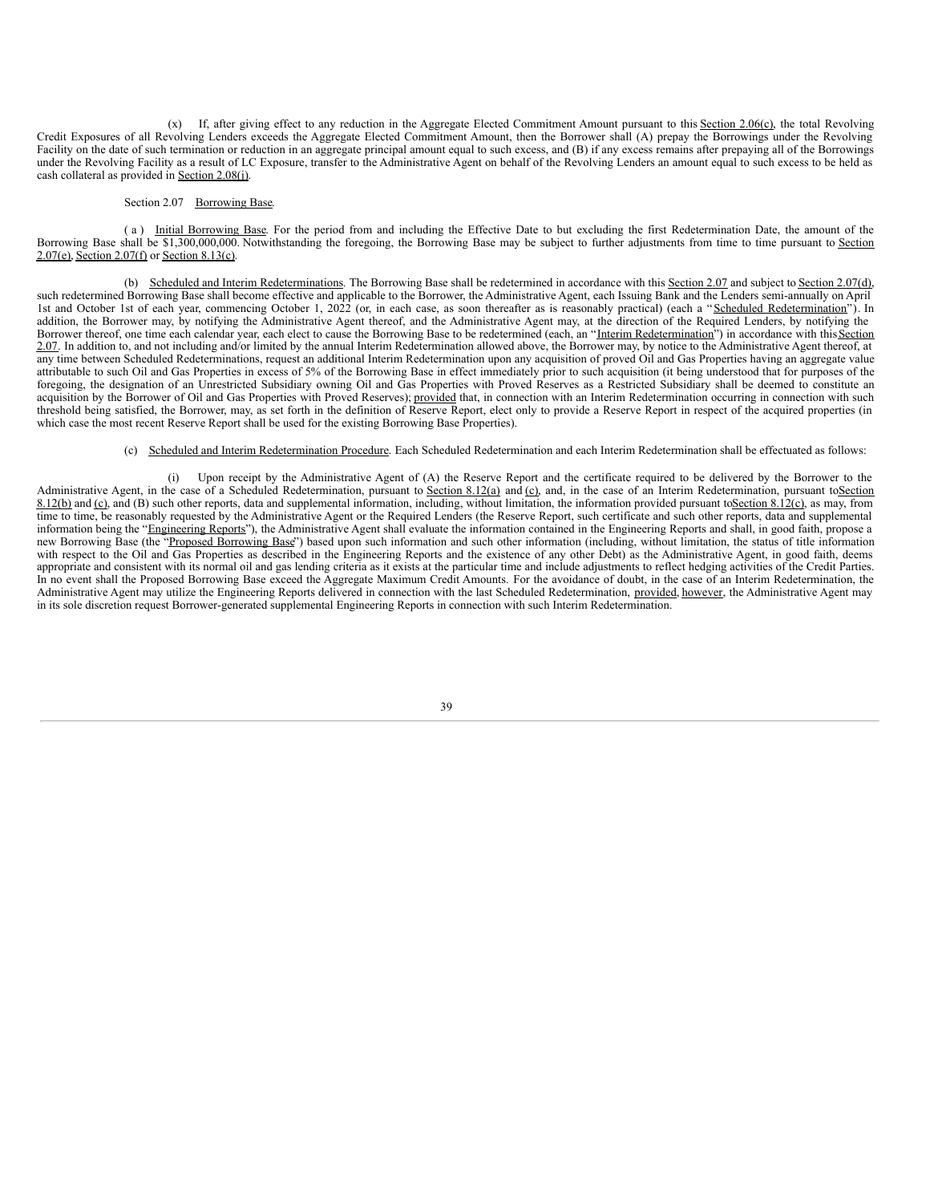(x) If, after giving effect to any reduction in the Aggregate Elected Commitment Amount pursuant to this Section 2.06(c), the total Revolving Credit Exposures of all Revolving Lenders exceeds the Aggregate Elected Commitment Amount, then the Borrower shall (A) prepay the Borrowings under the Revolving Facility on the date of such termination or reduction in an aggregate principal amount equal to such excess, and (B) if any excess remains after prepaying all of the Borrowings under the Revolving Facility as a result of LC Exposure, transfer to the Administrative Agent on behalf of the Revolving Lenders an amount equal to such excess to be held as cash collateral as provided in Section 2.08(j).

Section 2.07 Borrowing Base.

(a) Initial Borrowing Base. For the period from and including the Effective Date to but excluding the first Redetermination Date, the amount of the Borrowing Base shall be $1,300,000,000. Notwithstanding the foregoing, the Borrowing Base may be subject to further adjustments from time to time pursuant to Section 2.07(e), Section 2.07(f) or Section 8.13(c).

(b) Scheduled and Interim Redeterminations. The Borrowing Base shall be redetermined in accordance with this Section 2.07 and subject to Section 2.07(d), such redetermined Borrowing Base shall become effective and applicable to the Borrower, the Administrative Agent, each Issuing Bank and the Lenders semi-annually on April 1st and October 1st of each year, commencing October 1, 2022 (or, in each case, as soon thereafter as is reasonably practical) (each a "Scheduled Redetermination"). In addition, the Borrower may, by notifying the Administrative Agent thereof, and the Administrative Agent may, at the direction of the Required Lenders, by notifying the Borrower thereof, one time each calendar year, each elect to cause the Borrowing Base to be redetermined (each, an "Interim Redetermination") in accordance with this Section 2.07. In addition to, and not including and/or limited by the annual Interim Redetermination allowed above, the Borrower may, by notice to the Administrative Agent thereof, at any time between Scheduled Redeterminations, request an additional Interim Redetermination upon any acquisition of proved Oil and Gas Properties having an aggregate value attributable to such Oil and Gas Properties in excess of 5% of the Borrowing Base in effect immediately prior to such acquisition (it being understood that for purposes of the foregoing, the designation of an Unrestricted Subsidiary owning Oil and Gas Properties with Proved Reserves as a Restricted Subsidiary shall be deemed to constitute an acquisition by the Borrower of Oil and Gas Properties with Proved Reserves); provided that, in connection with an Interim Redetermination occurring in connection with such threshold being satisfied, the Borrower, may, as set forth in the definition of Reserve Report, elect only to provide a Reserve Report in respect of the acquired properties (in which case the most recent Reserve Report shall be used for the existing Borrowing Base Properties).

(c) Scheduled and Interim Redetermination Procedure. Each Scheduled Redetermination and each Interim Redetermination shall be effectuated as follows:

(i) Upon receipt by the Administrative Agent of (A) the Reserve Report and the certificate required to be delivered by the Borrower to the Administrative Agent, in the case of a Scheduled Redetermination, pursuant to Section 8.12(a) and (c), and, in the case of an Interim Redetermination, pursuant to Section 8.12(b) and (c), and (B) such other reports, data and supplemental information, including, without limitation, the information provided pursuant to Section 8.12(c), as may, from time to time, be reasonably requested by the Administrative Agent or the Required Lenders (the Reserve Report, such certificate and such other reports, data and supplemental information being the "Engineering Reports"), the Administrative Agent shall evaluate the information contained in the Engineering Reports and shall, in good faith, propose a new Borrowing Base (the "Proposed Borrowing Base") based upon such information and such other information (including, without limitation, the status of title information with respect to the Oil and Gas Properties as described in the Engineering Reports and the existence of any other Debt) as the Administrative Agent, in good faith, deems appropriate and consistent with its normal oil and gas lending criteria as it exists at the particular time and include adjustments to reflect hedging activities of the Credit Parties. In no event shall the Proposed Borrowing Base exceed the Aggregate Maximum Credit Amounts. For the avoidance of doubt, in the case of an Interim Redetermination, the Administrative Agent may utilize the Engineering Reports delivered in connection with the last Scheduled Redetermination, provided, however, the Administrative Agent may in its sole discretion request Borrower-generated supplemental Engineering Reports in connection with such Interim Redetermination.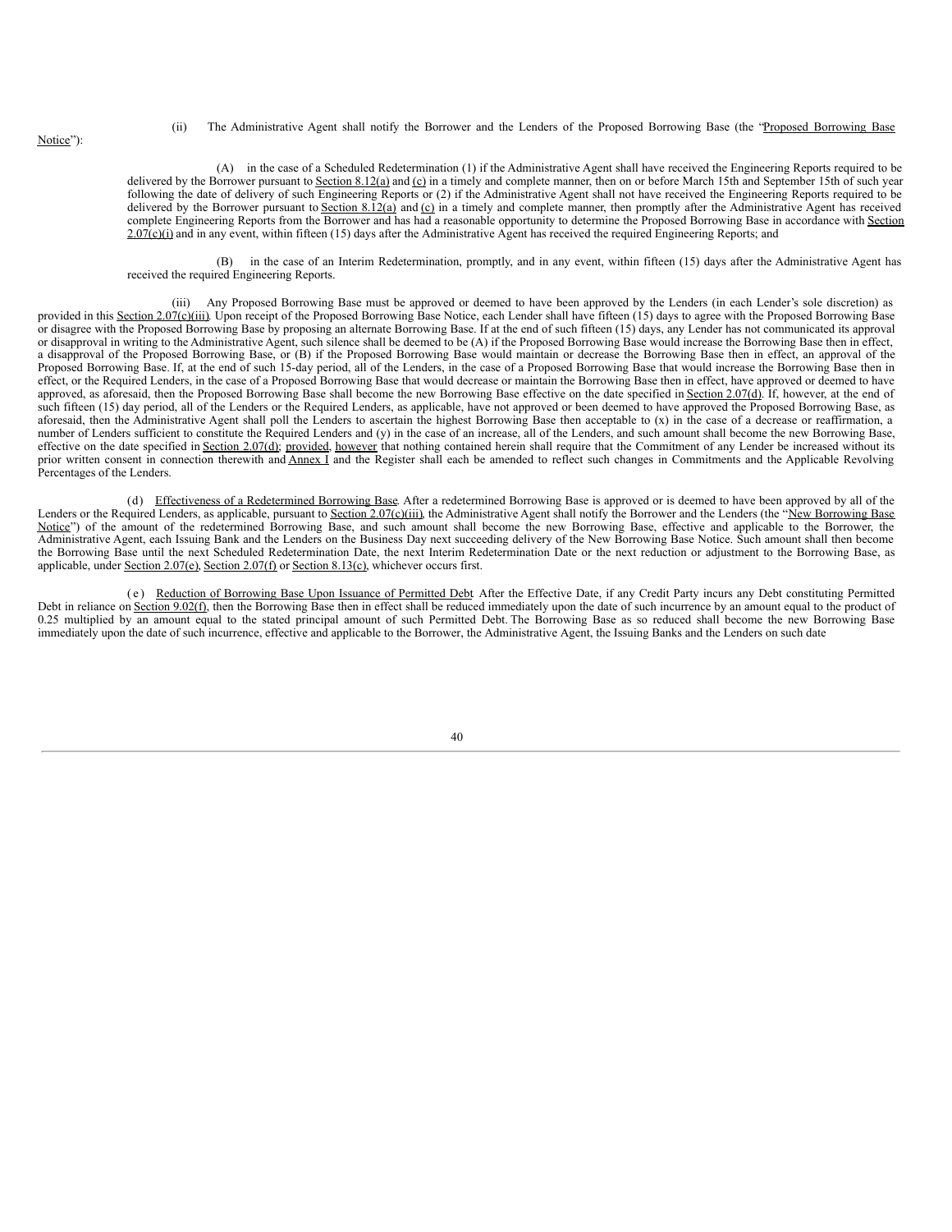(ii) The Administrative Agent shall notify the Borrower and the Lenders of the Proposed Borrowing Base (the "Proposed Borrowing Base Notice"):

(A) in the case of a Scheduled Redetermination (1) if the Administrative Agent shall have received the Engineering Reports required to be delivered by the Borrower pursuant to Section 8.12(a) and (c) in a timely and complete manner, then on or before March 15th and September 15th of such year following the date of delivery of such Engineering Reports or (2) if the Administrative Agent shall not have received the Engineering Reports required to be delivered by the Borrower pursuant to Section 8.12(a) and (c) in a timely and complete manner, then promptly after the Administrative Agent has received complete Engineering Reports from the Borrower and has had a reasonable opportunity to determine the Proposed Borrowing Base in accordance with Section 2.07(c)(i) and in any event, within fifteen (15) days after the Administrative Agent has received the required Engineering Reports; and

(B) in the case of an Interim Redetermination, promptly, and in any event, within fifteen (15) days after the Administrative Agent has received the required Engineering Reports.

(iii) Any Proposed Borrowing Base must be approved or deemed to have been approved by the Lenders (in each Lender's sole discretion) as provided in this Section 2.07(c)(iii). Upon receipt of the Proposed Borrowing Base Notice, each Lender shall have fifteen (15) days to agree with the Proposed Borrowing Base or disagree with the Proposed Borrowing Base by proposing an alternate Borrowing Base. If at the end of such fifteen (15) days, any Lender has not communicated its approval or disapproval in writing to the Administrative Agent, such silence shall be deemed to be (A) if the Proposed Borrowing Base would increase the Borrowing Base then in effect, a disapproval of the Proposed Borrowing Base, or (B) if the Proposed Borrowing Base would maintain or decrease the Borrowing Base then in effect, an approval of the Proposed Borrowing Base. If, at the end of such 15-day period, all of the Lenders, in the case of a Proposed Borrowing Base that would increase the Borrowing Base then in effect, or the Required Lenders, in the case of a Proposed Borrowing Base that would decrease or maintain the Borrowing Base then in effect, have approved or deemed to have approved, as aforesaid, then the Proposed Borrowing Base shall become the new Borrowing Base effective on the date specified in Section 2.07(d). If, however, at the end of such fifteen (15) day period, all of the Lenders or the Required Lenders, as applicable, have not approved or been deemed to have approved the Proposed Borrowing Base, as aforesaid, then the Administrative Agent shall poll the Lenders to ascertain the highest Borrowing Base then acceptable to (x) in the case of a decrease or reaffirmation, a number of Lenders sufficient to constitute the Required Lenders and (y) in the case of an increase, all of the Lenders, and such amount shall become the new Borrowing Base, effective on the date specified in Section 2.07(d); provided, however that nothing contained herein shall require that the Commitment of any Lender be increased without its prior written consent in connection therewith and Annex I and the Register shall each be amended to reflect such changes in Commitments and the Applicable Revolving Percentages of the Lenders.

(d) Effectiveness of a Redetermined Borrowing Base. After a redetermined Borrowing Base is approved or is deemed to have been approved by all of the Lenders or the Required Lenders, as applicable, pursuant to Section 2.07(c)(iii), the Administrative Agent shall notify the Borrower and the Lenders (the "New Borrowing Base Notice") of the amount of the redetermined Borrowing Base, and such amount shall become the new Borrowing Base, effective and applicable to the Borrower, the Administrative Agent, each Issuing Bank and the Lenders on the Business Day next succeeding delivery of the New Borrowing Base Notice. Such amount shall then become the Borrowing Base until the next Scheduled Redetermination Date, the next Interim Redetermination Date or the next reduction or adjustment to the Borrowing Base, as applicable, under Section 2.07(e), Section 2.07(f) or Section 8.13(c), whichever occurs first.

(e) Reduction of Borrowing Base Upon Issuance of Permitted Debt. After the Effective Date, if any Credit Party incurs any Debt constituting Permitted Debt in reliance on Section 9.02(f), then the Borrowing Base then in effect shall be reduced immediately upon the date of such incurrence by an amount equal to the product of 0.25 multiplied by an amount equal to the stated principal amount of such Permitted Debt. The Borrowing Base as so reduced shall become the new Borrowing Base immediately upon the date of such incurrence, effective and applicable to the Borrower, the Administrative Agent, the Issuing Banks and the Lenders on such date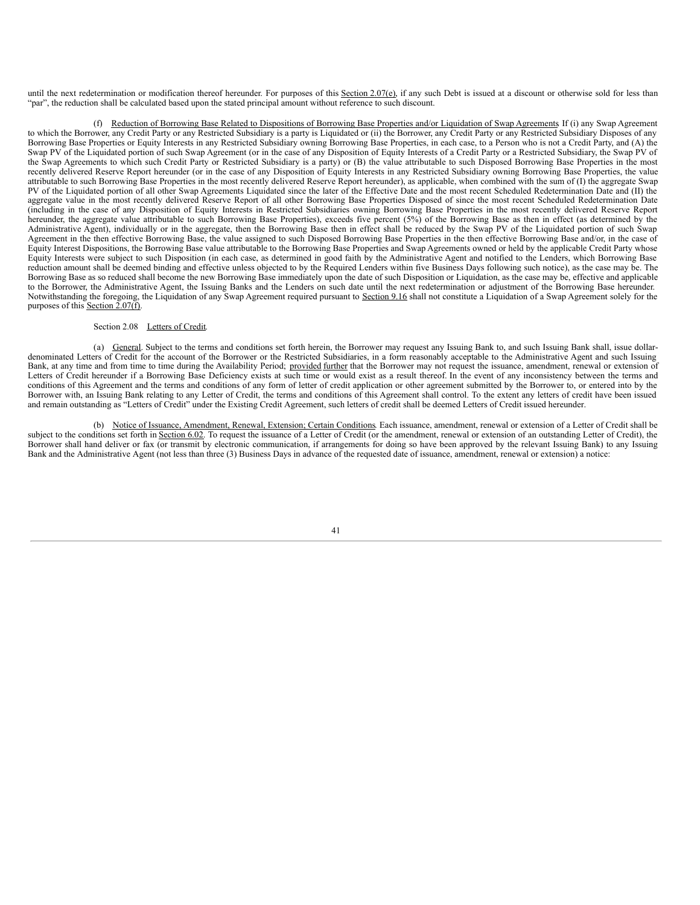until the next redetermination or modification thereof hereunder. For purposes of this Section 2.07(e), if any such Debt is issued at a discount or otherwise sold for less than "par", the reduction shall be calculated based upon the stated principal amount without reference to such discount.

(f) Reduction of Borrowing Base Related to Dispositions of Borrowing Base Properties and/or Liquidation of Swap Agreements. If (i) any Swap Agreement to which the Borrower, any Credit Party or any Restricted Subsidiary is a party is Liquidated or (ii) the Borrower, any Credit Party or any Restricted Subsidiary Disposes of any Borrowing Base Properties or Equity Interests in any Restricted Subsidiary owning Borrowing Base Properties, in each case, to a Person who is not a Credit Party, and (A) the Swap PV of the Liquidated portion of such Swap Agreement (or in the case of any Disposition of Equity Interests of a Credit Party or a Restricted Subsidiary, the Swap PV of the Swap Agreements to which such Credit Party or Restricted Subsidiary is a party) or (B) the value attributable to such Disposed Borrowing Base Properties in the most recently delivered Reserve Report hereunder (or in the case of any Disposition of Equity Interests in any Restricted Subsidiary owning Borrowing Base Properties, the value attributable to such Borrowing Base Properties in the most recently delivered Reserve Report hereunder), as applicable, when combined with the sum of (I) the aggregate Swap PV of the Liquidated portion of all other Swap Agreements Liquidated since the later of the Effective Date and the most recent Scheduled Redetermination Date and (II) the aggregate value in the most recently delivered Reserve Report of all other Borrowing Base Properties Disposed of since the most recent Scheduled Redetermination Date (including in the case of any Disposition of Equity Interests in Restricted Subsidiaries owning Borrowing Base Properties in the most recently delivered Reserve Report hereunder, the aggregate value attributable to such Borrowing Base Properties), exceeds five percent (5%) of the Borrowing Base as then in effect (as determined by the Administrative Agent), individually or in the aggregate, then the Borrowing Base then in effect shall be reduced by the Swap PV of the Liquidated portion of such Swap Agreement in the then effective Borrowing Base, the value assigned to such Disposed Borrowing Base Properties in the then effective Borrowing Base and/or, in the case of Equity Interest Dispositions, the Borrowing Base value attributable to the Borrowing Base Properties and Swap Agreements owned or held by the applicable Credit Party whose Equity Interests were subject to such Disposition (in each case, as determined in good faith by the Administrative Agent and notified to the Lenders, which Borrowing Base reduction amount shall be deemed binding and effective unless objected to by the Required Lenders within five Business Days following such notice), as the case may be. The Borrowing Base as so reduced shall become the new Borrowing Base immediately upon the date of such Disposition or Liquidation, as the case may be, effective and applicable to the Borrower, the Administrative Agent, the Issuing Banks and the Lenders on such date until the next redetermination or adjustment of the Borrowing Base hereunder. Notwithstanding the foregoing, the Liquidation of any Swap Agreement required pursuant to Section 9.16 shall not constitute a Liquidation of a Swap Agreement solely for the purposes of this Section 2.07(f).

Section 2.08 Letters of Credit.

(a) General. Subject to the terms and conditions set forth herein, the Borrower may request any Issuing Bank to, and such Issuing Bank shall, issue dollar-denominated Letters of Credit for the account of the Borrower or the Restricted Subsidiaries, in a form reasonably acceptable to the Administrative Agent and such Issuing Bank, at any time and from time to time during the Availability Period; provided further that the Borrower may not request the issuance, amendment, renewal or extension of Letters of Credit hereunder if a Borrowing Base Deficiency exists at such time or would exist as a result thereof. In the event of any inconsistency between the terms and conditions of this Agreement and the terms and conditions of any form of letter of credit application or other agreement submitted by the Borrower to, or entered into by the Borrower with, an Issuing Bank relating to any Letter of Credit, the terms and conditions of this Agreement shall control. To the extent any letters of credit have been issued and remain outstanding as "Letters of Credit" under the Existing Credit Agreement, such letters of credit shall be deemed Letters of Credit issued hereunder.

(b) Notice of Issuance, Amendment, Renewal, Extension; Certain Conditions. Each issuance, amendment, renewal or extension of a Letter of Credit shall be subject to the conditions set forth in Section 6.02. To request the issuance of a Letter of Credit (or the amendment, renewal or extension of an outstanding Letter of Credit), the Borrower shall hand deliver or fax (or transmit by electronic communication, if arrangements for doing so have been approved by the relevant Issuing Bank) to any Issuing Bank and the Administrative Agent (not less than three (3) Business Days in advance of the requested date of issuance, amendment, renewal or extension) a notice: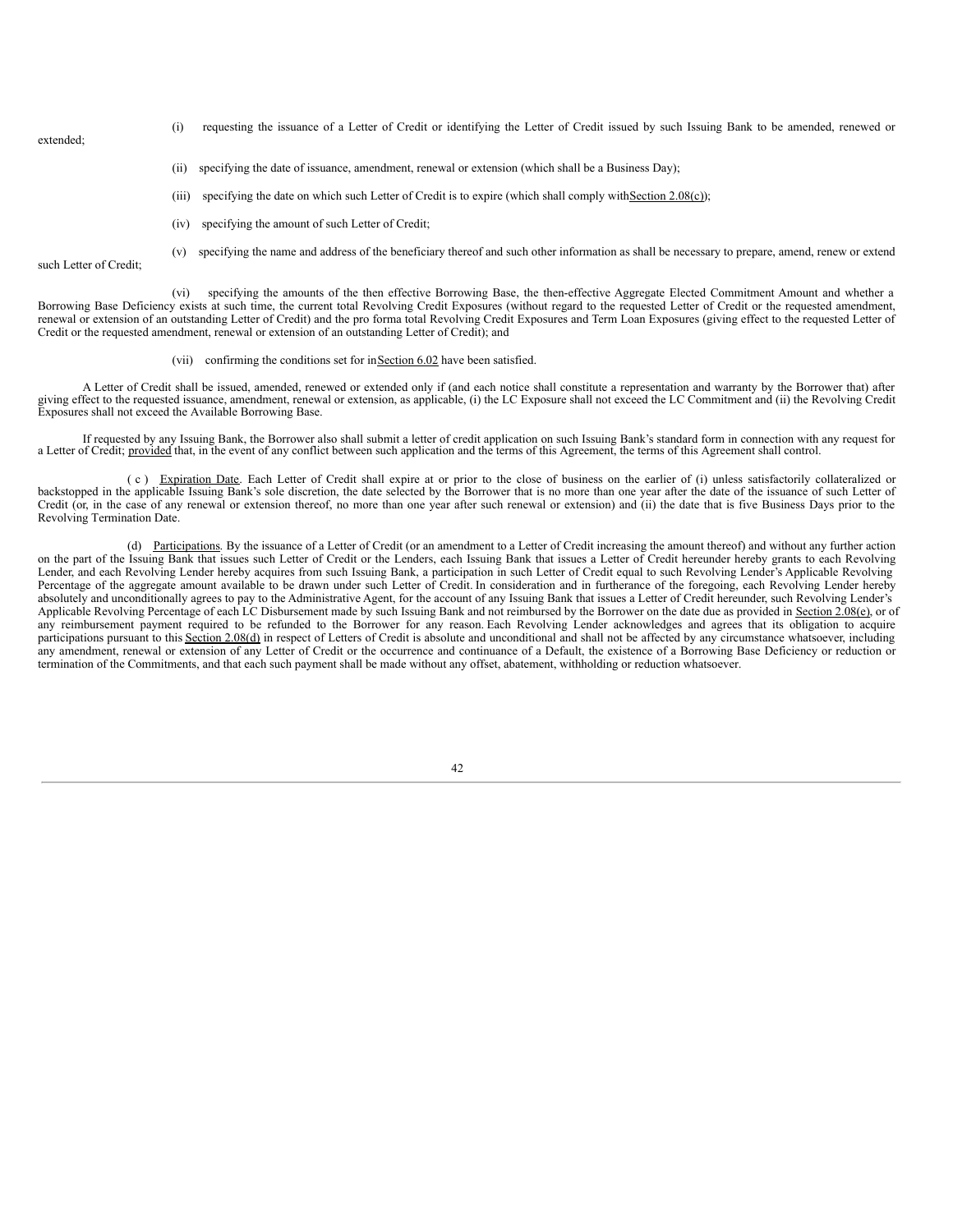(i) requesting the issuance of a Letter of Credit or identifying the Letter of Credit issued by such Issuing Bank to be amended, renewed or extended;

(ii) specifying the date of issuance, amendment, renewal or extension (which shall be a Business Day);

(iii) specifying the date on which such Letter of Credit is to expire (which shall comply with Section 2.08(c));

(iv) specifying the amount of such Letter of Credit;

(v) specifying the name and address of the beneficiary thereof and such other information as shall be necessary to prepare, amend, renew or extend such Letter of Credit;

(vi) specifying the amounts of the then effective Borrowing Base, the then-effective Aggregate Elected Commitment Amount and whether a Borrowing Base Deficiency exists at such time, the current total Revolving Credit Exposures (without regard to the requested Letter of Credit or the requested amendment, renewal or extension of an outstanding Letter of Credit) and the pro forma total Revolving Credit Exposures and Term Loan Exposures (giving effect to the requested Letter of Credit or the requested amendment, renewal or extension of an outstanding Letter of Credit); and

(vii) confirming the conditions set for in Section 6.02 have been satisfied.

A Letter of Credit shall be issued, amended, renewed or extended only if (and each notice shall constitute a representation and warranty by the Borrower that) after giving effect to the requested issuance, amendment, renewal or extension, as applicable, (i) the LC Exposure shall not exceed the LC Commitment and (ii) the Revolving Credit Exposures shall not exceed the Available Borrowing Base.

If requested by any Issuing Bank, the Borrower also shall submit a letter of credit application on such Issuing Bank's standard form in connection with any request for a Letter of Credit; provided that, in the event of any conflict between such application and the terms of this Agreement, the terms of this Agreement shall control.

(c) Expiration Date. Each Letter of Credit shall expire at or prior to the close of business on the earlier of (i) unless satisfactorily collateralized or backstopped in the applicable Issuing Bank's sole discretion, the date selected by the Borrower that is no more than one year after the date of the issuance of such Letter of Credit (or, in the case of any renewal or extension thereof, no more than one year after such renewal or extension) and (ii) the date that is five Business Days prior to the Revolving Termination Date.

(d) Participations. By the issuance of a Letter of Credit (or an amendment to a Letter of Credit increasing the amount thereof) and without any further action on the part of the Issuing Bank that issues such Letter of Credit or the Lenders, each Issuing Bank that issues a Letter of Credit hereunder hereby grants to each Revolving Lender, and each Revolving Lender hereby acquires from such Issuing Bank, a participation in such Letter of Credit equal to such Revolving Lender's Applicable Revolving Percentage of the aggregate amount available to be drawn under such Letter of Credit. In consideration and in furtherance of the foregoing, each Revolving Lender hereby absolutely and unconditionally agrees to pay to the Administrative Agent, for the account of any Issuing Bank that issues a Letter of Credit hereunder, such Revolving Lender's Applicable Revolving Percentage of each LC Disbursement made by such Issuing Bank and not reimbursed by the Borrower on the date due as provided in Section 2.08(e), or of any reimbursement payment required to be refunded to the Borrower for any reason. Each Revolving Lender acknowledges and agrees that its obligation to acquire participations pursuant to this Section 2.08(d) in respect of Letters of Credit is absolute and unconditional and shall not be affected by any circumstance whatsoever, including any amendment, renewal or extension of any Letter of Credit or the occurrence and continuance of a Default, the existence of a Borrowing Base Deficiency or reduction or termination of the Commitments, and that each such payment shall be made without any offset, abatement, withholding or reduction whatsoever.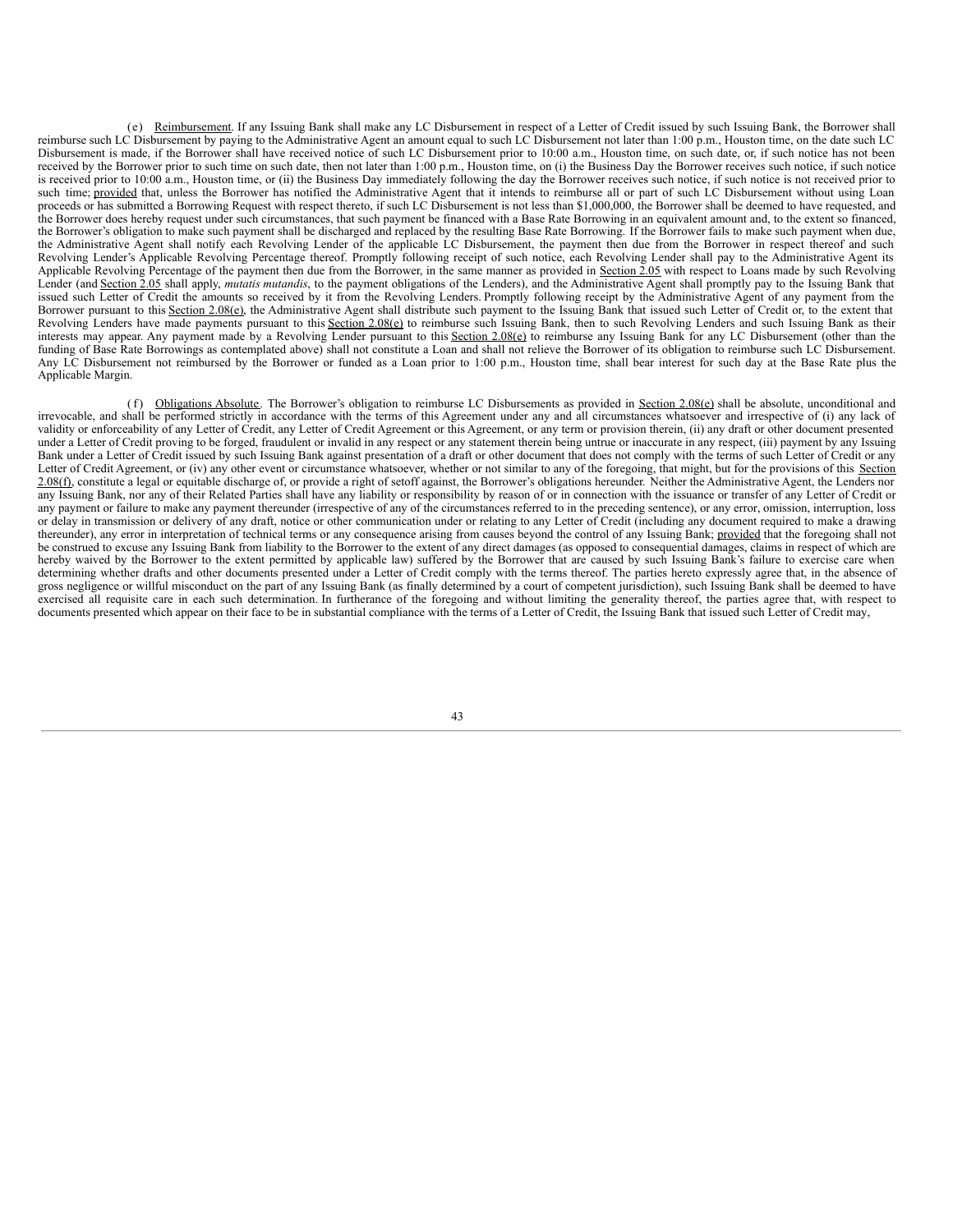(e) Reimbursement. If any Issuing Bank shall make any LC Disbursement in respect of a Letter of Credit issued by such Issuing Bank, the Borrower shall reimburse such LC Disbursement by paying to the Administrative Agent an amount equal to such LC Disbursement not later than 1:00 p.m., Houston time, on the date such LC Disbursement is made, if the Borrower shall have received notice of such LC Disbursement prior to 10:00 a.m., Houston time, on such date, or, if such notice has not been received by the Borrower prior to such time on such date, then not later than 1:00 p.m., Houston time, on (i) the Business Day the Borrower receives such notice, if such notice is received prior to 10:00 a.m., Houston time, or (ii) the Business Day immediately following the day the Borrower receives such notice, if such notice is not received prior to such time; provided that, unless the Borrower has notified the Administrative Agent that it intends to reimburse all or part of such LC Disbursement without using Loan proceeds or has submitted a Borrowing Request with respect thereto, if such LC Disbursement is not less than $1,000,000, the Borrower shall be deemed to have requested, and the Borrower does hereby request under such circumstances, that such payment be financed with a Base Rate Borrowing in an equivalent amount and, to the extent so financed, the Borrower's obligation to make such payment shall be discharged and replaced by the resulting Base Rate Borrowing. If the Borrower fails to make such payment when due, the Administrative Agent shall notify each Revolving Lender of the applicable LC Disbursement, the payment then due from the Borrower in respect thereof and such Revolving Lender's Applicable Revolving Percentage thereof. Promptly following receipt of such notice, each Revolving Lender shall pay to the Administrative Agent its Applicable Revolving Percentage of the payment then due from the Borrower, in the same manner as provided in Section 2.05 with respect to Loans made by such Revolving Lender (and Section 2.05 shall apply, *mutatis mutandis*, to the payment obligations of the Lenders), and the Administrative Agent shall promptly pay to the Issuing Bank that issued such Letter of Credit the amounts so received by it from the Revolving Lenders. Promptly following receipt by the Administrative Agent of any payment from the Borrower pursuant to this Section 2.08(e), the Administrative Agent shall distribute such payment to the Issuing Bank that issued such Letter of Credit or, to the extent that Revolving Lenders have made payments pursuant to this Section 2.08(e) to reimburse such Issuing Bank, then to such Revolving Lenders and such Issuing Bank as their interests may appear. Any payment made by a Revolving Lender pursuant to this Section 2.08(e) to reimburse any Issuing Bank for any LC Disbursement (other than the funding of Base Rate Borrowings as contemplated above) shall not constitute a Loan and shall not relieve the Borrower of its obligation to reimburse such LC Disbursement. Any LC Disbursement not reimbursed by the Borrower or funded as a Loan prior to 1:00 p.m., Houston time, shall bear interest for such day at the Base Rate plus the Applicable Margin.

(f) Obligations Absolute. The Borrower's obligation to reimburse LC Disbursements as provided in Section 2.08(e) shall be absolute, unconditional and irrevocable, and shall be performed strictly in accordance with the terms of this Agreement under any and all circumstances whatsoever and irrespective of (i) any lack of validity or enforceability of any Letter of Credit, any Letter of Credit Agreement or this Agreement, or any term or provision therein, (ii) any draft or other document presented under a Letter of Credit proving to be forged, fraudulent or invalid in any respect or any statement therein being untrue or inaccurate in any respect, (iii) payment by any Issuing Bank under a Letter of Credit issued by such Issuing Bank against presentation of a draft or other document that does not comply with the terms of such Letter of Credit or any Letter of Credit Agreement, or (iv) any other event or circumstance whatsoever, whether or not similar to any of the foregoing, that might, but for the provisions of this Section 2.08(f), constitute a legal or equitable discharge of, or provide a right of setoff against, the Borrower's obligations hereunder. Neither the Administrative Agent, the Lenders nor any Issuing Bank, nor any of their Related Parties shall have any liability or responsibility by reason of or in connection with the issuance or transfer of any Letter of Credit or any payment or failure to make any payment thereunder (irrespective of any of the circumstances referred to in the preceding sentence), or any error, omission, interruption, loss or delay in transmission or delivery of any draft, notice or other communication under or relating to any Letter of Credit (including any document required to make a drawing thereunder), any error in interpretation of technical terms or any consequence arising from causes beyond the control of any Issuing Bank; provided that the foregoing shall not be construed to excuse any Issuing Bank from liability to the Borrower to the extent of any direct damages (as opposed to consequential damages, claims in respect of which are hereby waived by the Borrower to the extent permitted by applicable law) suffered by the Borrower that are caused by such Issuing Bank's failure to exercise care when determining whether drafts and other documents presented under a Letter of Credit comply with the terms thereof. The parties hereto expressly agree that, in the absence of gross negligence or willful misconduct on the part of any Issuing Bank (as finally determined by a court of competent jurisdiction), such Issuing Bank shall be deemed to have exercised all requisite care in each such determination. In furtherance of the foregoing and without limiting the generality thereof, the parties agree that, with respect to documents presented which appear on their face to be in substantial compliance with the terms of a Letter of Credit, the Issuing Bank that issued such Letter of Credit may,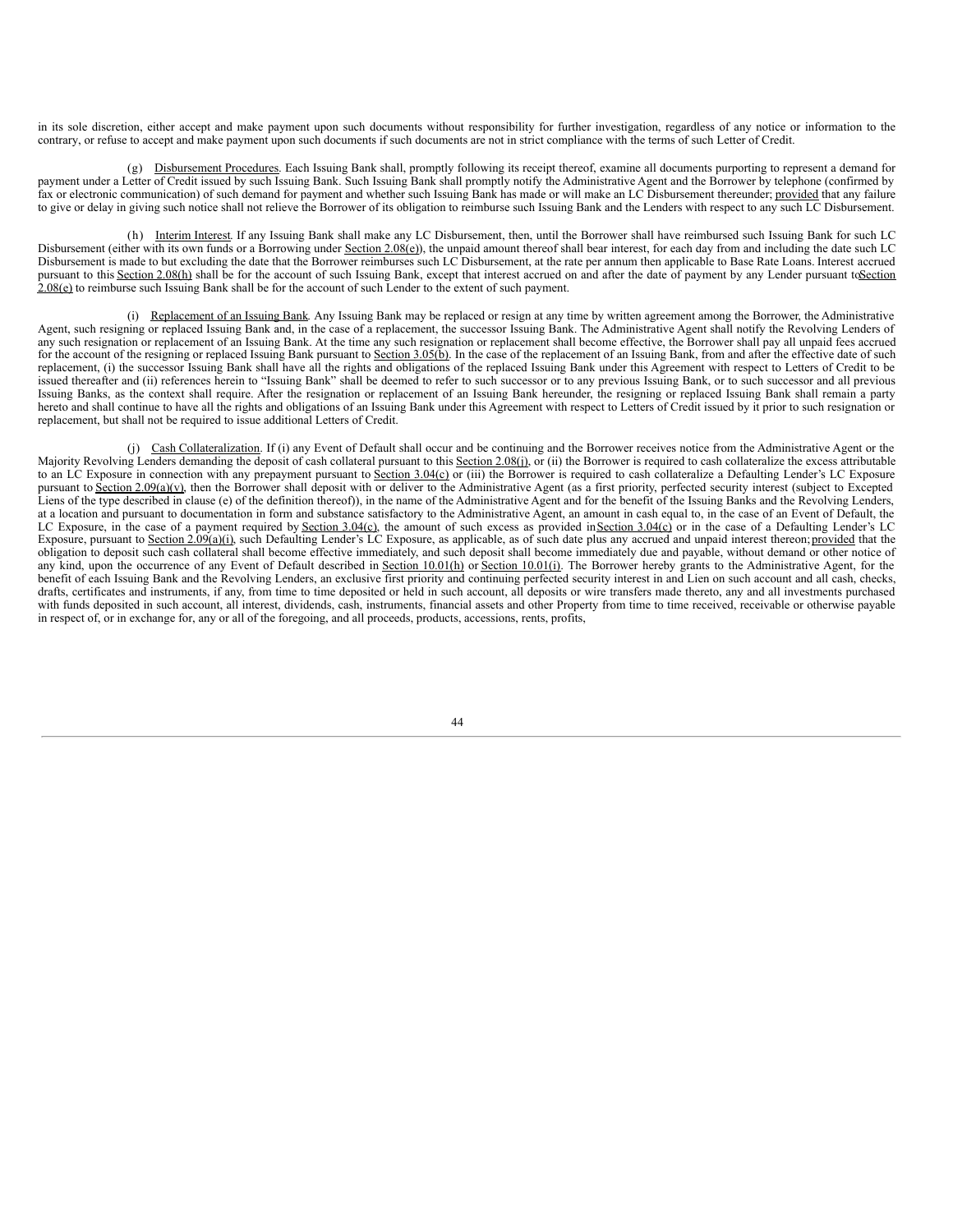in its sole discretion, either accept and make payment upon such documents without responsibility for further investigation, regardless of any notice or information to the contrary, or refuse to accept and make payment upon such documents if such documents are not in strict compliance with the terms of such Letter of Credit.

(g) Disbursement Procedures. Each Issuing Bank shall, promptly following its receipt thereof, examine all documents purporting to represent a demand for payment under a Letter of Credit issued by such Issuing Bank. Such Issuing Bank shall promptly notify the Administrative Agent and the Borrower by telephone (confirmed by fax or electronic communication) of such demand for payment and whether such Issuing Bank has made or will make an LC Disbursement thereunder; provided that any failure to give or delay in giving such notice shall not relieve the Borrower of its obligation to reimburse such Issuing Bank and the Lenders with respect to any such LC Disbursement.

(h) Interim Interest. If any Issuing Bank shall make any LC Disbursement, then, until the Borrower shall have reimbursed such Issuing Bank for such LC Disbursement (either with its own funds or a Borrowing under Section 2.08(e)), the unpaid amount thereof shall bear interest, for each day from and including the date such LC Disbursement is made to but excluding the date that the Borrower reimburses such LC Disbursement, at the rate per annum then applicable to Base Rate Loans. Interest accrued pursuant to this Section 2.08(h) shall be for the account of such Issuing Bank, except that interest accrued on and after the date of payment by any Lender pursuant to Section 2.08(e) to reimburse such Issuing Bank shall be for the account of such Lender to the extent of such payment.

(i) Replacement of an Issuing Bank. Any Issuing Bank may be replaced or resign at any time by written agreement among the Borrower, the Administrative Agent, such resigning or replaced Issuing Bank and, in the case of a replacement, the successor Issuing Bank. The Administrative Agent shall notify the Revolving Lenders of any such resignation or replacement of an Issuing Bank. At the time any such resignation or replacement shall become effective, the Borrower shall pay all unpaid fees accrued for the account of the resigning or replaced Issuing Bank pursuant to Section 3.05(b). In the case of the replacement of an Issuing Bank, from and after the effective date of such replacement, (i) the successor Issuing Bank shall have all the rights and obligations of the replaced Issuing Bank under this Agreement with respect to Letters of Credit to be issued thereafter and (ii) references herein to "Issuing Bank" shall be deemed to refer to such successor or to any previous Issuing Bank, or to such successor and all previous Issuing Banks, as the context shall require. After the resignation or replacement of an Issuing Bank hereunder, the resigning or replaced Issuing Bank shall remain a party hereto and shall continue to have all the rights and obligations of an Issuing Bank under this Agreement with respect to Letters of Credit issued by it prior to such resignation or replacement, but shall not be required to issue additional Letters of Credit.

(j) Cash Collateralization. If (i) any Event of Default shall occur and be continuing and the Borrower receives notice from the Administrative Agent or the Majority Revolving Lenders demanding the deposit of cash collateral pursuant to this Section 2.08(j), or (ii) the Borrower is required to cash collateralize the excess attributable to an LC Exposure in connection with any prepayment pursuant to Section 3.04(c) or (iii) the Borrower is required to cash collateralize a Defaulting Lender's LC Exposure pursuant to Section 2.09(a)(v), then the Borrower shall deposit with or deliver to the Administrative Agent (as a first priority, perfected security interest (subject to Excepted Liens of the type described in clause (e) of the definition thereof)), in the name of the Administrative Agent and for the benefit of the Issuing Banks and the Revolving Lenders, at a location and pursuant to documentation in form and substance satisfactory to the Administrative Agent, an amount in cash equal to, in the case of an Event of Default, the LC Exposure, in the case of a payment required by Section 3.04(c), the amount of such excess as provided in Section 3.04(c) or in the case of a Defaulting Lender's LC Exposure, pursuant to Section 2.09(a)(i), such Defaulting Lender's LC Exposure, as applicable, as of such date plus any accrued and unpaid interest thereon; provided that the obligation to deposit such cash collateral shall become effective immediately, and such deposit shall become immediately due and payable, without demand or other notice of any kind, upon the occurrence of any Event of Default described in Section 10.01(h) or Section 10.01(i). The Borrower hereby grants to the Administrative Agent, for the benefit of each Issuing Bank and the Revolving Lenders, an exclusive first priority and continuing perfected security interest in and Lien on such account and all cash, checks, drafts, certificates and instruments, if any, from time to time deposited or held in such account, all deposits or wire transfers made thereto, any and all investments purchased with funds deposited in such account, all interest, dividends, cash, instruments, financial assets and other Property from time to time received, receivable or otherwise payable in respect of, or in exchange for, any or all of the foregoing, and all proceeds, products, accessions, rents, profits,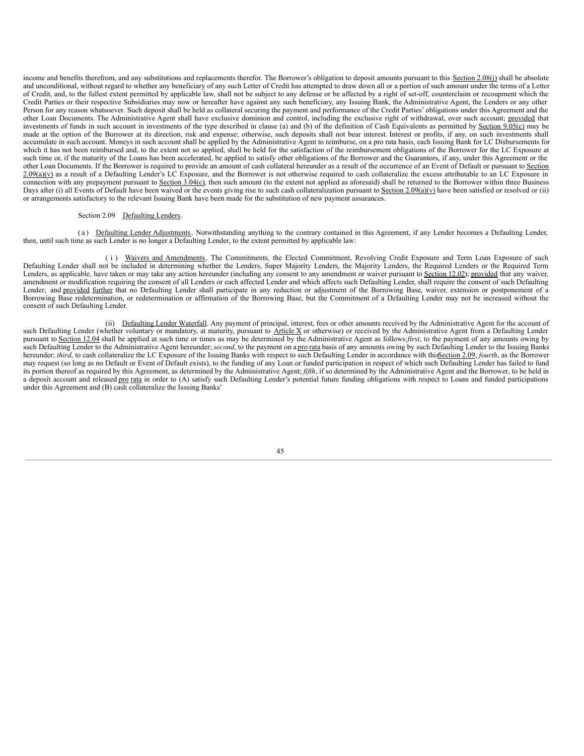income and benefits therefrom, and any substitutions and replacements therefor. The Borrower's obligation to deposit amounts pursuant to this Section 2.08(j) shall be absolute and unconditional, without regard to whether any beneficiary of any such Letter of Credit has attempted to draw down all or a portion of such amount under the terms of a Letter of Credit, and, to the fullest extent permitted by applicable law, shall not be subject to any defense or be affected by a right of set-off, counterclaim or recoupment which the Credit Parties or their respective Subsidiaries may now or hereafter have against any such beneficiary, any Issuing Bank, the Administrative Agent, the Lenders or any other Person for any reason whatsoever. Such deposit shall be held as collateral securing the payment and performance of the Credit Parties' obligations under this Agreement and the other Loan Documents. The Administrative Agent shall have exclusive dominion and control, including the exclusive right of withdrawal, over such account; provided that investments of funds in such account in investments of the type described in clause (a) and (b) of the definition of Cash Equivalents as permitted by Section 9.05(c) may be made at the option of the Borrower at its direction, risk and expense; otherwise, such deposits shall not bear interest. Interest or profits, if any, on such investments shall accumulate in such account. Moneys in such account shall be applied by the Administrative Agent to reimburse, on a pro rata basis, each Issuing Bank for LC Disbursements for which it has not been reimbursed and, to the extent not so applied, shall be held for the satisfaction of the reimbursement obligations of the Borrower for the LC Exposure at such time or, if the maturity of the Loans has been accelerated, be applied to satisfy other obligations of the Borrower and the Guarantors, if any, under this Agreement or the other Loan Documents. If the Borrower is required to provide an amount of cash collateral hereunder as a result of the occurrence of an Event of Default or pursuant to Section 2.09(a)(v) as a result of a Defaulting Lender's LC Exposure, and the Borrower is not otherwise required to cash collateralize the excess attributable to an LC Exposure in connection with any prepayment pursuant to Section 3.04(c), then such amount (to the extent not applied as aforesaid) shall be returned to the Borrower within three Business Days after (i) all Events of Default have been waived or the events giving rise to such cash collateralization pursuant to Section 2.09(a)(v) have been satisfied or resolved or (ii) or arrangements satisfactory to the relevant Issuing Bank have been made for the substitution of new payment assurances.

Section 2.09 Defaulting Lenders.

(a) Defaulting Lender Adjustments. Notwithstanding anything to the contrary contained in this Agreement, if any Lender becomes a Defaulting Lender, then, until such time as such Lender is no longer a Defaulting Lender, to the extent permitted by applicable law:

(i) Waivers and Amendments. The Commitments, the Elected Commitment, Revolving Credit Exposure and Term Loan Exposure of such Defaulting Lender shall not be included in determining whether the Lenders, Super Majority Lenders, the Majority Lenders, the Required Lenders or the Required Term Lenders, as applicable, have taken or may take any action hereunder (including any consent to any amendment or waiver pursuant to Section 12.02); provided that any waiver, amendment or modification requiring the consent of all Lenders or each affected Lender and which affects such Defaulting Lender, shall require the consent of such Defaulting Lender; and provided further that no Defaulting Lender shall participate in any reduction or adjustment of the Borrowing Base, waiver, extension or postponement of a Borrowing Base redetermination, or redetermination or affirmation of the Borrowing Base, but the Commitment of a Defaulting Lender may not be increased without the consent of such Defaulting Lender.

(ii) Defaulting Lender Waterfall. Any payment of principal, interest, fees or other amounts received by the Administrative Agent for the account of such Defaulting Lender (whether voluntary or mandatory, at maturity, pursuant to Article X or otherwise) or received by the Administrative Agent from a Defaulting Lender pursuant to Section 12.04 shall be applied at such time or times as may be determined by the Administrative Agent as follows: *first*, to the payment of any amounts owing by such Defaulting Lender to the Administrative Agent hereunder; *second*, to the payment on a pro rata basis of any amounts owing by such Defaulting Lender to the Issuing Banks hereunder; *third*, to cash collateralize the LC Exposure of the Issuing Banks with respect to such Defaulting Lender in accordance with this Section 2.09; *fourth*, as the Borrower may request (so long as no Default or Event of Default exists), to the funding of any Loan or funded participation in respect of which such Defaulting Lender has failed to fund its portion thereof as required by this Agreement, as determined by the Administrative Agent; *fifth*, if so determined by the Administrative Agent and the Borrower, to be held in a deposit account and released pro rata in order to (A) satisfy such Defaulting Lender's potential future funding obligations with respect to Loans and funded participations under this Agreement and (B) cash collateralize the Issuing Banks'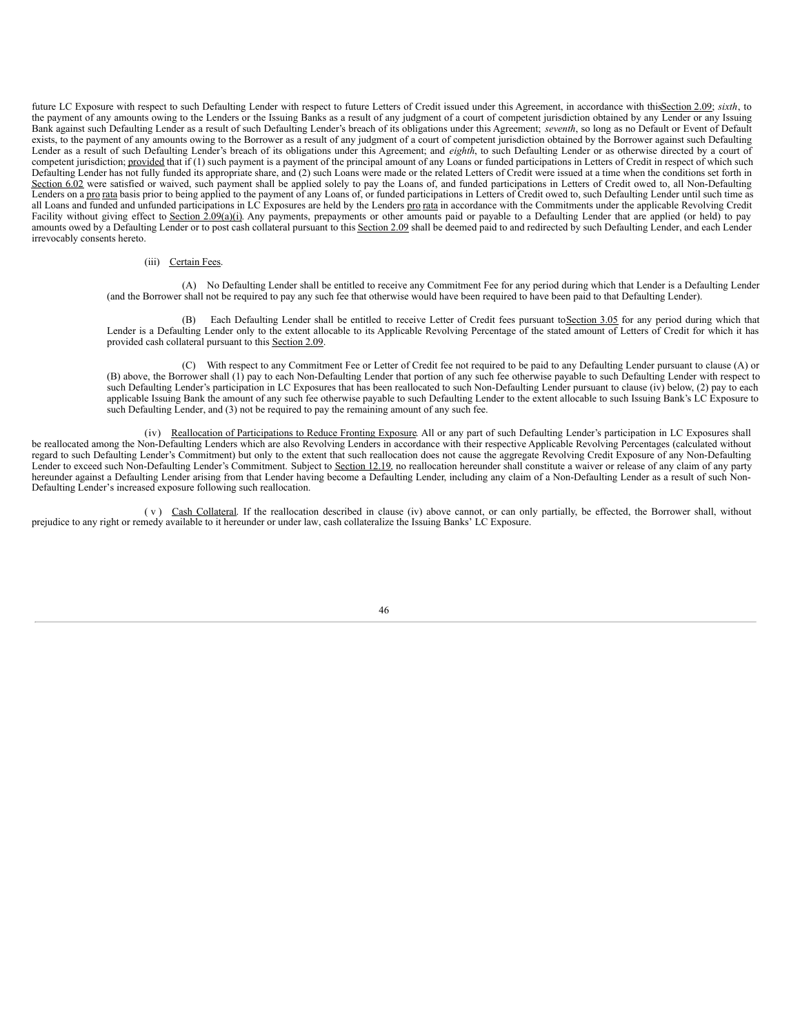future LC Exposure with respect to such Defaulting Lender with respect to future Letters of Credit issued under this Agreement, in accordance with this Section 2.09; *sixth*, to the payment of any amounts owing to the Lenders or the Issuing Banks as a result of any judgment of a court of competent jurisdiction obtained by any Lender or any Issuing Bank against such Defaulting Lender as a result of such Defaulting Lender's breach of its obligations under this Agreement; *seventh*, so long as no Default or Event of Default exists, to the payment of any amounts owing to the Borrower as a result of any judgment of a court of competent jurisdiction obtained by the Borrower against such Defaulting Lender as a result of such Defaulting Lender's breach of its obligations under this Agreement; and *eighth*, to such Defaulting Lender or as otherwise directed by a court of competent jurisdiction; provided that if (1) such payment is a payment of the principal amount of any Loans or funded participations in Letters of Credit in respect of which such Defaulting Lender has not fully funded its appropriate share, and (2) such Loans were made or the related Letters of Credit were issued at a time when the conditions set forth in Section 6.02 were satisfied or waived, such payment shall be applied solely to pay the Loans of, and funded participations in Letters of Credit owed to, all Non-Defaulting Lenders on a pro rata basis prior to being applied to the payment of any Loans of, or funded participations in Letters of Credit owed to, such Defaulting Lender until such time as all Loans and funded and unfunded participations in LC Exposures are held by the Lenders pro rata in accordance with the Commitments under the applicable Revolving Credit Facility without giving effect to Section 2.09(a)(i). Any payments, prepayments or other amounts paid or payable to a Defaulting Lender that are applied (or held) to pay amounts owed by a Defaulting Lender or to post cash collateral pursuant to this Section 2.09 shall be deemed paid to and redirected by such Defaulting Lender, and each Lender irrevocably consents hereto.

(iii) Certain Fees.

(A) No Defaulting Lender shall be entitled to receive any Commitment Fee for any period during which that Lender is a Defaulting Lender (and the Borrower shall not be required to pay any such fee that otherwise would have been required to have been paid to that Defaulting Lender).

(B) Each Defaulting Lender shall be entitled to receive Letter of Credit fees pursuant to Section 3.05 for any period during which that Lender is a Defaulting Lender only to the extent allocable to its Applicable Revolving Percentage of the stated amount of Letters of Credit for which it has provided cash collateral pursuant to this Section 2.09.

(C) With respect to any Commitment Fee or Letter of Credit fee not required to be paid to any Defaulting Lender pursuant to clause (A) or (B) above, the Borrower shall (1) pay to each Non-Defaulting Lender that portion of any such fee otherwise payable to such Defaulting Lender with respect to such Defaulting Lender's participation in LC Exposures that has been reallocated to such Non-Defaulting Lender pursuant to clause (iv) below, (2) pay to each applicable Issuing Bank the amount of any such fee otherwise payable to such Defaulting Lender to the extent allocable to such Issuing Bank's LC Exposure to such Defaulting Lender, and (3) not be required to pay the remaining amount of any such fee.

(iv) Reallocation of Participations to Reduce Fronting Exposure. All or any part of such Defaulting Lender's participation in LC Exposures shall be reallocated among the Non-Defaulting Lenders which are also Revolving Lenders in accordance with their respective Applicable Revolving Percentages (calculated without regard to such Defaulting Lender's Commitment) but only to the extent that such reallocation does not cause the aggregate Revolving Credit Exposure of any Non-Defaulting Lender to exceed such Non-Defaulting Lender's Commitment. Subject to Section 12.19, no reallocation hereunder shall constitute a waiver or release of any claim of any party hereunder against a Defaulting Lender arising from that Lender having become a Defaulting Lender, including any claim of a Non-Defaulting Lender as a result of such Non-Defaulting Lender's increased exposure following such reallocation.

(v) Cash Collateral. If the reallocation described in clause (iv) above cannot, or can only partially, be effected, the Borrower shall, without prejudice to any right or remedy available to it hereunder or under law, cash collateralize the Issuing Banks' LC Exposure.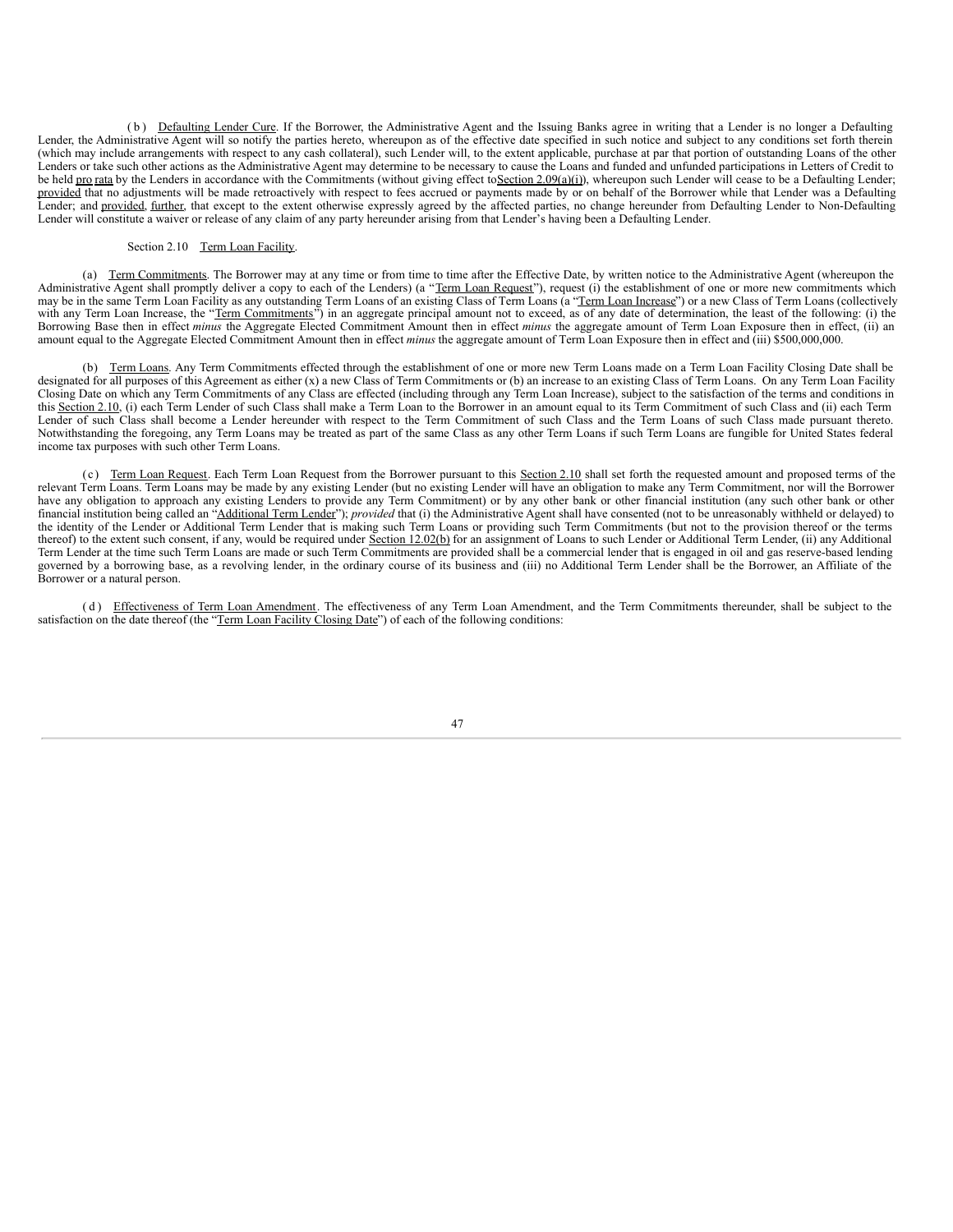(b) Defaulting Lender Cure. If the Borrower, the Administrative Agent and the Issuing Banks agree in writing that a Lender is no longer a Defaulting Lender, the Administrative Agent will so notify the parties hereto, whereupon as of the effective date specified in such notice and subject to any conditions set forth therein (which may include arrangements with respect to any cash collateral), such Lender will, to the extent applicable, purchase at par that portion of outstanding Loans of the other Lenders or take such other actions as the Administrative Agent may determine to be necessary to cause the Loans and funded and unfunded participations in Letters of Credit to be held pro rata by the Lenders in accordance with the Commitments (without giving effect to Section 2.09(a)(i)), whereupon such Lender will cease to be a Defaulting Lender; provided that no adjustments will be made retroactively with respect to fees accrued or payments made by or on behalf of the Borrower while that Lender was a Defaulting Lender; and provided, further, that except to the extent otherwise expressly agreed by the affected parties, no change hereunder from Defaulting Lender to Non-Defaulting Lender will constitute a waiver or release of any claim of any party hereunder arising from that Lender's having been a Defaulting Lender.

Section 2.10 Term Loan Facility.

(a) Term Commitments. The Borrower may at any time or from time to time after the Effective Date, by written notice to the Administrative Agent (whereupon the Administrative Agent shall promptly deliver a copy to each of the Lenders) (a "Term Loan Request"), request (i) the establishment of one or more new commitments which may be in the same Term Loan Facility as any outstanding Term Loans of an existing Class of Term Loans (a "Term Loan Increase") or a new Class of Term Loans (collectively with any Term Loan Increase, the "Term Commitments") in an aggregate principal amount not to exceed, as of any date of determination, the least of the following: (i) the Borrowing Base then in effect *minus* the Aggregate Elected Commitment Amount then in effect *minus* the aggregate amount of Term Loan Exposure then in effect, (ii) an amount equal to the Aggregate Elected Commitment Amount then in effect *minus* the aggregate amount of Term Loan Exposure then in effect and (iii) $500,000,000.

(b) Term Loans. Any Term Commitments effected through the establishment of one or more new Term Loans made on a Term Loan Facility Closing Date shall be designated for all purposes of this Agreement as either (x) a new Class of Term Commitments or (b) an increase to an existing Class of Term Loans. On any Term Loan Facility Closing Date on which any Term Commitments of any Class are effected (including through any Term Loan Increase), subject to the satisfaction of the terms and conditions in this Section 2.10, (i) each Term Lender of such Class shall make a Term Loan to the Borrower in an amount equal to its Term Commitment of such Class and (ii) each Term Lender of such Class shall become a Lender hereunder with respect to the Term Commitment of such Class and the Term Loans of such Class made pursuant thereto. Notwithstanding the foregoing, any Term Loans may be treated as part of the same Class as any other Term Loans if such Term Loans are fungible for United States federal income tax purposes with such other Term Loans.

(c) Term Loan Request. Each Term Loan Request from the Borrower pursuant to this Section 2.10 shall set forth the requested amount and proposed terms of the relevant Term Loans. Term Loans may be made by any existing Lender (but no existing Lender will have an obligation to make any Term Commitment, nor will the Borrower have any obligation to approach any existing Lenders to provide any Term Commitment) or by any other bank or other financial institution (any such other bank or other financial institution being called an "Additional Term Lender"); *provided* that (i) the Administrative Agent shall have consented (not to be unreasonably withheld or delayed) to the identity of the Lender or Additional Term Lender that is making such Term Loans or providing such Term Commitments (but not to the provision thereof or the terms thereof) to the extent such consent, if any, would be required under Section 12.02(b) for an assignment of Loans to such Lender or Additional Term Lender, (ii) any Additional Term Lender at the time such Term Loans are made or such Term Commitments are provided shall be a commercial lender that is engaged in oil and gas reserve-based lending governed by a borrowing base, as a revolving lender, in the ordinary course of its business and (iii) no Additional Term Lender shall be the Borrower, an Affiliate of the Borrower or a natural person.

(d) Effectiveness of Term Loan Amendment. The effectiveness of any Term Loan Amendment, and the Term Commitments thereunder, shall be subject to the satisfaction on the date thereof (the "Term Loan Facility Closing Date") of each of the following conditions: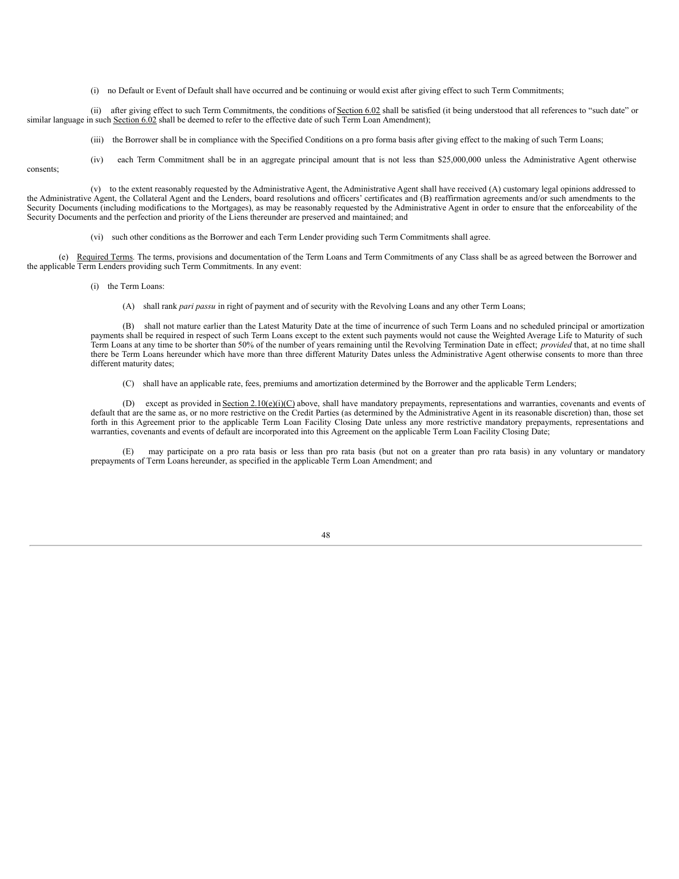(i) no Default or Event of Default shall have occurred and be continuing or would exist after giving effect to such Term Commitments;

(ii) after giving effect to such Term Commitments, the conditions of Section 6.02 shall be satisfied (it being understood that all references to "such date" or similar language in such Section 6.02 shall be deemed to refer to the effective date of such Term Loan Amendment);

(iii) the Borrower shall be in compliance with the Specified Conditions on a pro forma basis after giving effect to the making of such Term Loans;

(iv) each Term Commitment shall be in an aggregate principal amount that is not less than $25,000,000 unless the Administrative Agent otherwise consents;

(v) to the extent reasonably requested by the Administrative Agent, the Administrative Agent shall have received (A) customary legal opinions addressed to the Administrative Agent, the Collateral Agent and the Lenders, board resolutions and officers' certificates and (B) reaffirmation agreements and/or such amendments to the Security Documents (including modifications to the Mortgages), as may be reasonably requested by the Administrative Agent in order to ensure that the enforceability of the Security Documents and the perfection and priority of the Liens thereunder are preserved and maintained; and

(vi) such other conditions as the Borrower and each Term Lender providing such Term Commitments shall agree.

(e) Required Terms. The terms, provisions and documentation of the Term Loans and Term Commitments of any Class shall be as agreed between the Borrower and the applicable Term Lenders providing such Term Commitments. In any event:

(i) the Term Loans:

(A) shall rank *pari passu* in right of payment and of security with the Revolving Loans and any other Term Loans;

(B) shall not mature earlier than the Latest Maturity Date at the time of incurrence of such Term Loans and no scheduled principal or amortization payments shall be required in respect of such Term Loans except to the extent such payments would not cause the Weighted Average Life to Maturity of such Term Loans at any time to be shorter than 50% of the number of years remaining until the Revolving Termination Date in effect; *provided* that, at no time shall there be Term Loans hereunder which have more than three different Maturity Dates unless the Administrative Agent otherwise consents to more than three different maturity dates;

(C) shall have an applicable rate, fees, premiums and amortization determined by the Borrower and the applicable Term Lenders;

(D) except as provided in Section 2.10(e)(i)(C) above, shall have mandatory prepayments, representations and warranties, covenants and events of default that are the same as, or no more restrictive on the Credit Parties (as determined by the Administrative Agent in its reasonable discretion) than, those set forth in this Agreement prior to the applicable Term Loan Facility Closing Date unless any more restrictive mandatory prepayments, representations and warranties, covenants and events of default are incorporated into this Agreement on the applicable Term Loan Facility Closing Date;

(E) may participate on a pro rata basis or less than pro rata basis (but not on a greater than pro rata basis) in any voluntary or mandatory prepayments of Term Loans hereunder, as specified in the applicable Term Loan Amendment; and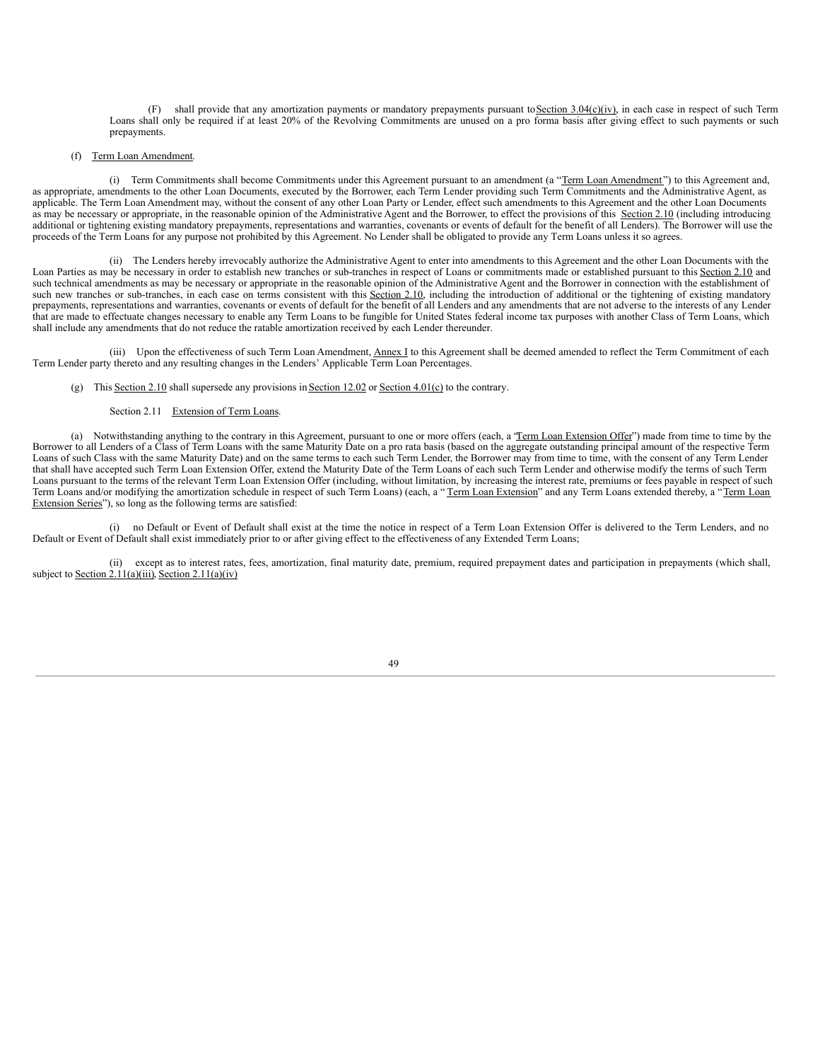(F) shall provide that any amortization payments or mandatory prepayments pursuant to Section 3.04(c)(iv), in each case in respect of such Term Loans shall only be required if at least 20% of the Revolving Commitments are unused on a pro forma basis after giving effect to such payments or such prepayments.

(f) Term Loan Amendment.

(i) Term Commitments shall become Commitments under this Agreement pursuant to an amendment (a "Term Loan Amendment") to this Agreement and, as appropriate, amendments to the other Loan Documents, executed by the Borrower, each Term Lender providing such Term Commitments and the Administrative Agent, as applicable. The Term Loan Amendment may, without the consent of any other Loan Party or Lender, effect such amendments to this Agreement and the other Loan Documents as may be necessary or appropriate, in the reasonable opinion of the Administrative Agent and the Borrower, to effect the provisions of this Section 2.10 (including introducing additional or tightening existing mandatory prepayments, representations and warranties, covenants or events of default for the benefit of all Lenders). The Borrower will use the proceeds of the Term Loans for any purpose not prohibited by this Agreement. No Lender shall be obligated to provide any Term Loans unless it so agrees.

(ii) The Lenders hereby irrevocably authorize the Administrative Agent to enter into amendments to this Agreement and the other Loan Documents with the Loan Parties as may be necessary in order to establish new tranches or sub-tranches in respect of Loans or commitments made or established pursuant to this Section 2.10 and such technical amendments as may be necessary or appropriate in the reasonable opinion of the Administrative Agent and the Borrower in connection with the establishment of such new tranches or sub-tranches, in each case on terms consistent with this Section 2.10, including the introduction of additional or the tightening of existing mandatory prepayments, representations and warranties, covenants or events of default for the benefit of all Lenders and any amendments that are not adverse to the interests of any Lender that are made to effectuate changes necessary to enable any Term Loans to be fungible for United States federal income tax purposes with another Class of Term Loans, which shall include any amendments that do not reduce the ratable amortization received by each Lender thereunder.

(iii) Upon the effectiveness of such Term Loan Amendment, Annex I to this Agreement shall be deemed amended to reflect the Term Commitment of each Term Lender party thereto and any resulting changes in the Lenders' Applicable Term Loan Percentages.

(g) This Section 2.10 shall supersede any provisions in Section 12.02 or Section 4.01(c) to the contrary.

Section 2.11 Extension of Term Loans.

(a) Notwithstanding anything to the contrary in this Agreement, pursuant to one or more offers (each, a "Term Loan Extension Offer") made from time to time by the Borrower to all Lenders of a Class of Term Loans with the same Maturity Date on a pro rata basis (based on the aggregate outstanding principal amount of the respective Term Loans of such Class with the same Maturity Date) and on the same terms to each such Term Lender, the Borrower may from time to time, with the consent of any Term Lender that shall have accepted such Term Loan Extension Offer, extend the Maturity Date of the Term Loans of each such Term Lender and otherwise modify the terms of such Term Loans pursuant to the terms of the relevant Term Loan Extension Offer (including, without limitation, by increasing the interest rate, premiums or fees payable in respect of such Term Loans and/or modifying the amortization schedule in respect of such Term Loans) (each, a "Term Loan Extension" and any Term Loans extended thereby, a "Term Loan Extension Series"), so long as the following terms are satisfied:

(i) no Default or Event of Default shall exist at the time the notice in respect of a Term Loan Extension Offer is delivered to the Term Lenders, and no Default or Event of Default shall exist immediately prior to or after giving effect to the effectiveness of any Extended Term Loans;

(ii) except as to interest rates, fees, amortization, final maturity date, premium, required prepayment dates and participation in prepayments (which shall, subject to Section 2.11(a)(iii), Section 2.11(a)(iv)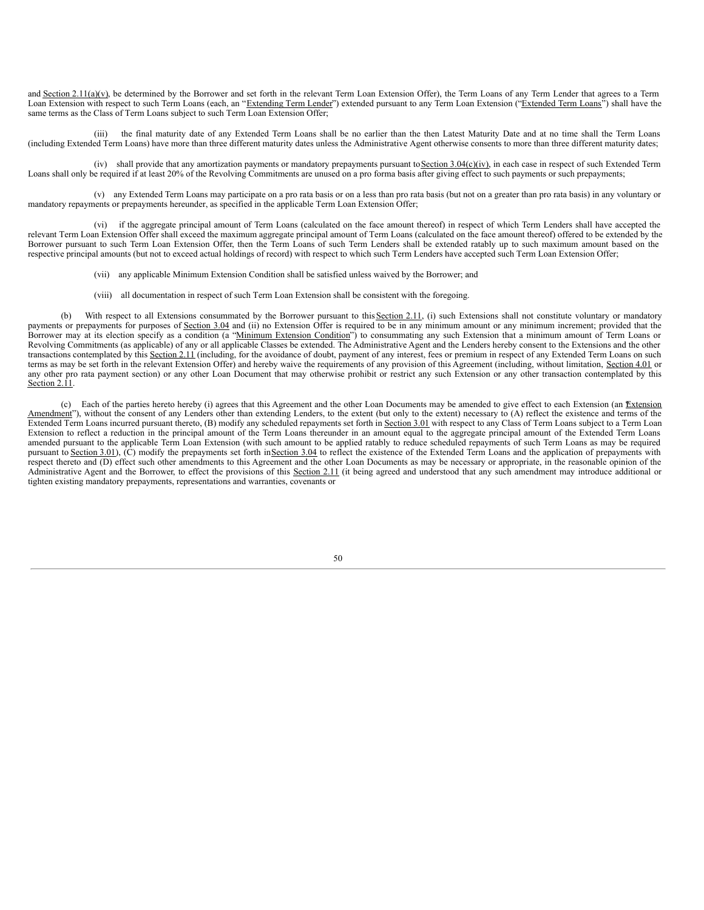and Section 2.11(a)(v), be determined by the Borrower and set forth in the relevant Term Loan Extension Offer), the Term Loans of any Term Lender that agrees to a Term Loan Extension with respect to such Term Loans (each, an "Extending Term Lender") extended pursuant to any Term Loan Extension ("Extended Term Loans") shall have the same terms as the Class of Term Loans subject to such Term Loan Extension Offer;

(iii) the final maturity date of any Extended Term Loans shall be no earlier than the then Latest Maturity Date and at no time shall the Term Loans (including Extended Term Loans) have more than three different maturity dates unless the Administrative Agent otherwise consents to more than three different maturity dates;

(iv) shall provide that any amortization payments or mandatory prepayments pursuant to Section 3.04(c)(iv), in each case in respect of such Extended Term Loans shall only be required if at least 20% of the Revolving Commitments are unused on a pro forma basis after giving effect to such payments or such prepayments;

(v) any Extended Term Loans may participate on a pro rata basis or on a less than pro rata basis (but not on a greater than pro rata basis) in any voluntary or mandatory repayments or prepayments hereunder, as specified in the applicable Term Loan Extension Offer;

(vi) if the aggregate principal amount of Term Loans (calculated on the face amount thereof) in respect of which Term Lenders shall have accepted the relevant Term Loan Extension Offer shall exceed the maximum aggregate principal amount of Term Loans (calculated on the face amount thereof) offered to be extended by the Borrower pursuant to such Term Loan Extension Offer, then the Term Loans of such Term Lenders shall be extended ratably up to such maximum amount based on the respective principal amounts (but not to exceed actual holdings of record) with respect to which such Term Lenders have accepted such Term Loan Extension Offer;

(vii) any applicable Minimum Extension Condition shall be satisfied unless waived by the Borrower; and

(viii) all documentation in respect of such Term Loan Extension shall be consistent with the foregoing.

(b) With respect to all Extensions consummated by the Borrower pursuant to this Section 2.11, (i) such Extensions shall not constitute voluntary or mandatory payments or prepayments for purposes of Section 3.04 and (ii) no Extension Offer is required to be in any minimum amount or any minimum increment; provided that the Borrower may at its election specify as a condition (a "Minimum Extension Condition") to consummating any such Extension that a minimum amount of Term Loans or Revolving Commitments (as applicable) of any or all applicable Classes be extended. The Administrative Agent and the Lenders hereby consent to the Extensions and the other transactions contemplated by this Section 2.11 (including, for the avoidance of doubt, payment of any interest, fees or premium in respect of any Extended Term Loans on such terms as may be set forth in the relevant Extension Offer) and hereby waive the requirements of any provision of this Agreement (including, without limitation, Section 4.01 or any other pro rata payment section) or any other Loan Document that may otherwise prohibit or restrict any such Extension or any other transaction contemplated by this Section 2.11.

(c) Each of the parties hereto hereby (i) agrees that this Agreement and the other Loan Documents may be amended to give effect to each Extension (an "Extension Amendment"), without the consent of any Lenders other than extending Lenders, to the extent (but only to the extent) necessary to (A) reflect the existence and terms of the Extended Term Loans incurred pursuant thereto, (B) modify any scheduled repayments set forth in Section 3.01 with respect to any Class of Term Loans subject to a Term Loan Extension to reflect a reduction in the principal amount of the Term Loans thereunder in an amount equal to the aggregate principal amount of the Extended Term Loans amended pursuant to the applicable Term Loan Extension (with such amount to be applied ratably to reduce scheduled repayments of such Term Loans as may be required pursuant to Section 3.01), (C) modify the prepayments set forth in Section 3.04 to reflect the existence of the Extended Term Loans and the application of prepayments with respect thereto and (D) effect such other amendments to this Agreement and the other Loan Documents as may be necessary or appropriate, in the reasonable opinion of the Administrative Agent and the Borrower, to effect the provisions of this Section 2.11 (it being agreed and understood that any such amendment may introduce additional or tighten existing mandatory prepayments, representations and warranties, covenants or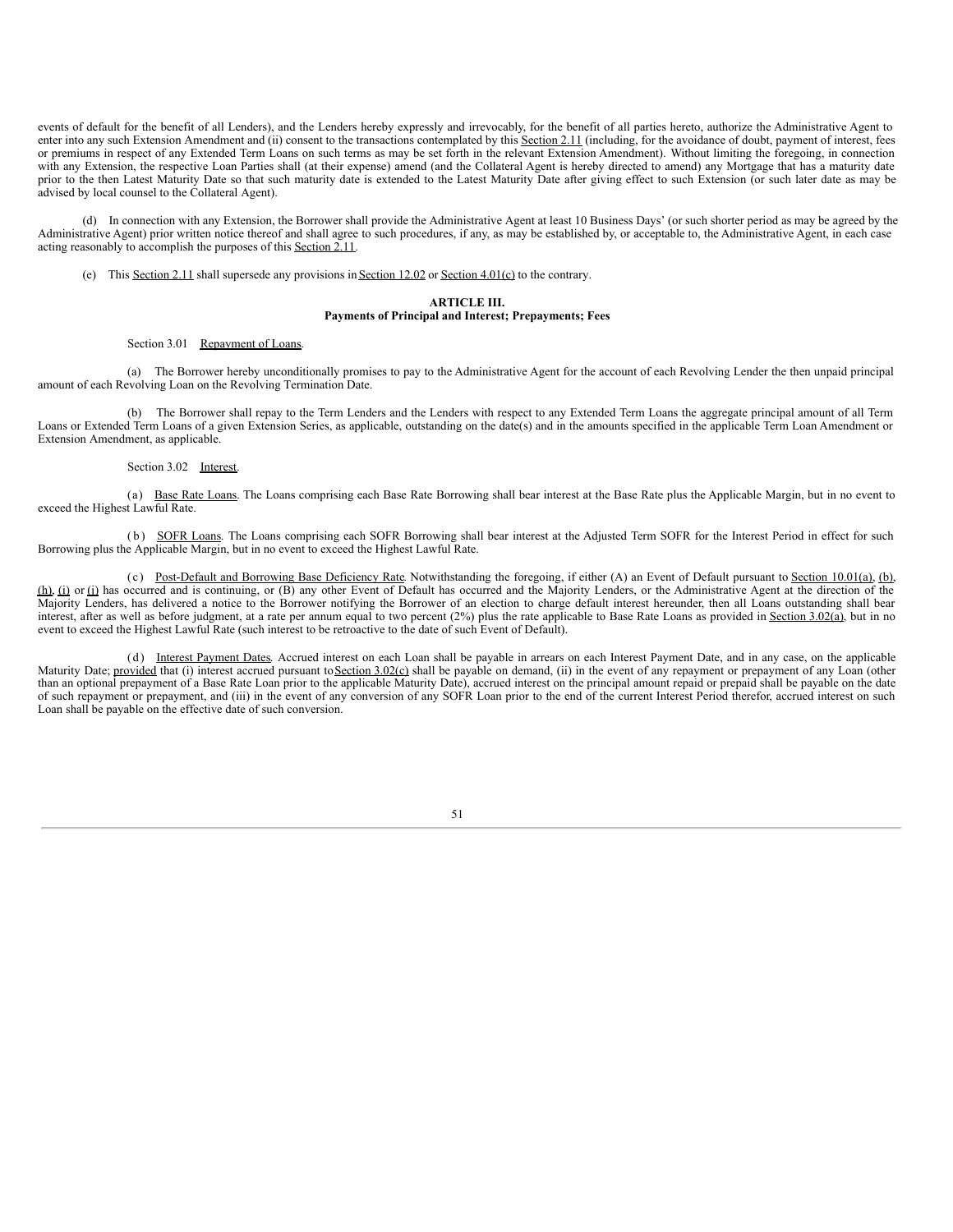events of default for the benefit of all Lenders), and the Lenders hereby expressly and irrevocably, for the benefit of all parties hereto, authorize the Administrative Agent to enter into any such Extension Amendment and (ii) consent to the transactions contemplated by this Section 2.11 (including, for the avoidance of doubt, payment of interest, fees or premiums in respect of any Extended Term Loans on such terms as may be set forth in the relevant Extension Amendment). Without limiting the foregoing, in connection with any Extension, the respective Loan Parties shall (at their expense) amend (and the Collateral Agent is hereby directed to amend) any Mortgage that has a maturity date prior to the then Latest Maturity Date so that such maturity date is extended to the Latest Maturity Date after giving effect to such Extension (or such later date as may be advised by local counsel to the Collateral Agent).

(d) In connection with any Extension, the Borrower shall provide the Administrative Agent at least 10 Business Days' (or such shorter period as may be agreed by the Administrative Agent) prior written notice thereof and shall agree to such procedures, if any, as may be established by, or acceptable to, the Administrative Agent, in each case acting reasonably to accomplish the purposes of this Section 2.11.

(e) This Section 2.11 shall supersede any provisions in Section 12.02 or Section 4.01(c) to the contrary.

## ARTICLE III.
## Payments of Principal and Interest; Prepayments; Fees

Section 3.01 Repayment of Loans.

(a) The Borrower hereby unconditionally promises to pay to the Administrative Agent for the account of each Revolving Lender the then unpaid principal amount of each Revolving Loan on the Revolving Termination Date.

(b) The Borrower shall repay to the Term Lenders and the Lenders with respect to any Extended Term Loans the aggregate principal amount of all Term Loans or Extended Term Loans of a given Extension Series, as applicable, outstanding on the date(s) and in the amounts specified in the applicable Term Loan Amendment or Extension Amendment, as applicable.

Section 3.02 Interest.

(a) Base Rate Loans. The Loans comprising each Base Rate Borrowing shall bear interest at the Base Rate plus the Applicable Margin, but in no event to exceed the Highest Lawful Rate.

(b) SOFR Loans. The Loans comprising each SOFR Borrowing shall bear interest at the Adjusted Term SOFR for the Interest Period in effect for such Borrowing plus the Applicable Margin, but in no event to exceed the Highest Lawful Rate.

(c) Post-Default and Borrowing Base Deficiency Rate. Notwithstanding the foregoing, if either (A) an Event of Default pursuant to Section 10.01(a), (b), (h), (i) or (j) has occurred and is continuing, or (B) any other Event of Default has occurred and the Majority Lenders, or the Administrative Agent at the direction of the Majority Lenders, has delivered a notice to the Borrower notifying the Borrower of an election to charge default interest hereunder, then all Loans outstanding shall bear interest, after as well as before judgment, at a rate per annum equal to two percent (2%) plus the rate applicable to Base Rate Loans as provided in Section 3.02(a), but in no event to exceed the Highest Lawful Rate (such interest to be retroactive to the date of such Event of Default).

(d) Interest Payment Dates. Accrued interest on each Loan shall be payable in arrears on each Interest Payment Date, and in any case, on the applicable Maturity Date; provided that (i) interest accrued pursuant to Section 3.02(c) shall be payable on demand, (ii) in the event of any repayment or prepayment of any Loan (other than an optional prepayment of a Base Rate Loan prior to the applicable Maturity Date), accrued interest on the principal amount repaid or prepaid shall be payable on the date of such repayment or prepayment, and (iii) in the event of any conversion of any SOFR Loan prior to the end of the current Interest Period therefor, accrued interest on such Loan shall be payable on the effective date of such conversion.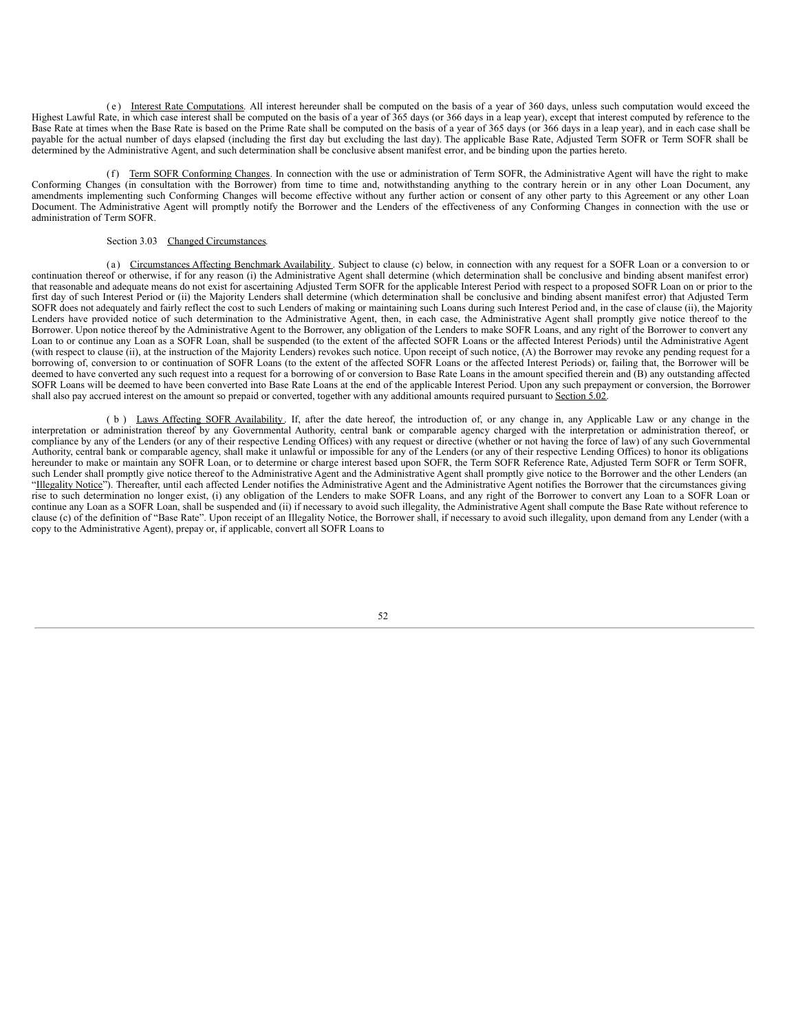(e) Interest Rate Computations. All interest hereunder shall be computed on the basis of a year of 360 days, unless such computation would exceed the Highest Lawful Rate, in which case interest shall be computed on the basis of a year of 365 days (or 366 days in a leap year), except that interest computed by reference to the Base Rate at times when the Base Rate is based on the Prime Rate shall be computed on the basis of a year of 365 days (or 366 days in a leap year), and in each case shall be payable for the actual number of days elapsed (including the first day but excluding the last day). The applicable Base Rate, Adjusted Term SOFR or Term SOFR shall be determined by the Administrative Agent, and such determination shall be conclusive absent manifest error, and be binding upon the parties hereto.

(f) Term SOFR Conforming Changes. In connection with the use or administration of Term SOFR, the Administrative Agent will have the right to make Conforming Changes (in consultation with the Borrower) from time to time and, notwithstanding anything to the contrary herein or in any other Loan Document, any amendments implementing such Conforming Changes will become effective without any further action or consent of any other party to this Agreement or any other Loan Document. The Administrative Agent will promptly notify the Borrower and the Lenders of the effectiveness of any Conforming Changes in connection with the use or administration of Term SOFR.

Section 3.03 Changed Circumstances.

(a) Circumstances Affecting Benchmark Availability. Subject to clause (c) below, in connection with any request for a SOFR Loan or a conversion to or continuation thereof or otherwise, if for any reason (i) the Administrative Agent shall determine (which determination shall be conclusive and binding absent manifest error) that reasonable and adequate means do not exist for ascertaining Adjusted Term SOFR for the applicable Interest Period with respect to a proposed SOFR Loan on or prior to the first day of such Interest Period or (ii) the Majority Lenders shall determine (which determination shall be conclusive and binding absent manifest error) that Adjusted Term SOFR does not adequately and fairly reflect the cost to such Lenders of making or maintaining such Loans during such Interest Period and, in the case of clause (ii), the Majority Lenders have provided notice of such determination to the Administrative Agent, then, in each case, the Administrative Agent shall promptly give notice thereof to the Borrower. Upon notice thereof by the Administrative Agent to the Borrower, any obligation of the Lenders to make SOFR Loans, and any right of the Borrower to convert any Loan to or continue any Loan as a SOFR Loan, shall be suspended (to the extent of the affected SOFR Loans or the affected Interest Periods) until the Administrative Agent (with respect to clause (ii), at the instruction of the Majority Lenders) revokes such notice. Upon receipt of such notice, (A) the Borrower may revoke any pending request for a borrowing of, conversion to or continuation of SOFR Loans (to the extent of the affected SOFR Loans or the affected Interest Periods) or, failing that, the Borrower will be deemed to have converted any such request into a request for a borrowing of or conversion to Base Rate Loans in the amount specified therein and (B) any outstanding affected SOFR Loans will be deemed to have been converted into Base Rate Loans at the end of the applicable Interest Period. Upon any such prepayment or conversion, the Borrower shall also pay accrued interest on the amount so prepaid or converted, together with any additional amounts required pursuant to Section 5.02.

(b) Laws Affecting SOFR Availability. If, after the date hereof, the introduction of, or any change in, any Applicable Law or any change in the interpretation or administration thereof by any Governmental Authority, central bank or comparable agency charged with the interpretation or administration thereof, or compliance by any of the Lenders (or any of their respective Lending Offices) with any request or directive (whether or not having the force of law) of any such Governmental Authority, central bank or comparable agency, shall make it unlawful or impossible for any of the Lenders (or any of their respective Lending Offices) to honor its obligations hereunder to make or maintain any SOFR Loan, or to determine or charge interest based upon SOFR, the Term SOFR Reference Rate, Adjusted Term SOFR or Term SOFR, such Lender shall promptly give notice thereof to the Administrative Agent and the Administrative Agent shall promptly give notice to the Borrower and the other Lenders (an "Illegality Notice"). Thereafter, until each affected Lender notifies the Administrative Agent and the Administrative Agent notifies the Borrower that the circumstances giving rise to such determination no longer exist, (i) any obligation of the Lenders to make SOFR Loans, and any right of the Borrower to convert any Loan to a SOFR Loan or continue any Loan as a SOFR Loan, shall be suspended and (ii) if necessary to avoid such illegality, the Administrative Agent shall compute the Base Rate without reference to clause (c) of the definition of "Base Rate". Upon receipt of an Illegality Notice, the Borrower shall, if necessary to avoid such illegality, upon demand from any Lender (with a copy to the Administrative Agent), prepay or, if applicable, convert all SOFR Loans to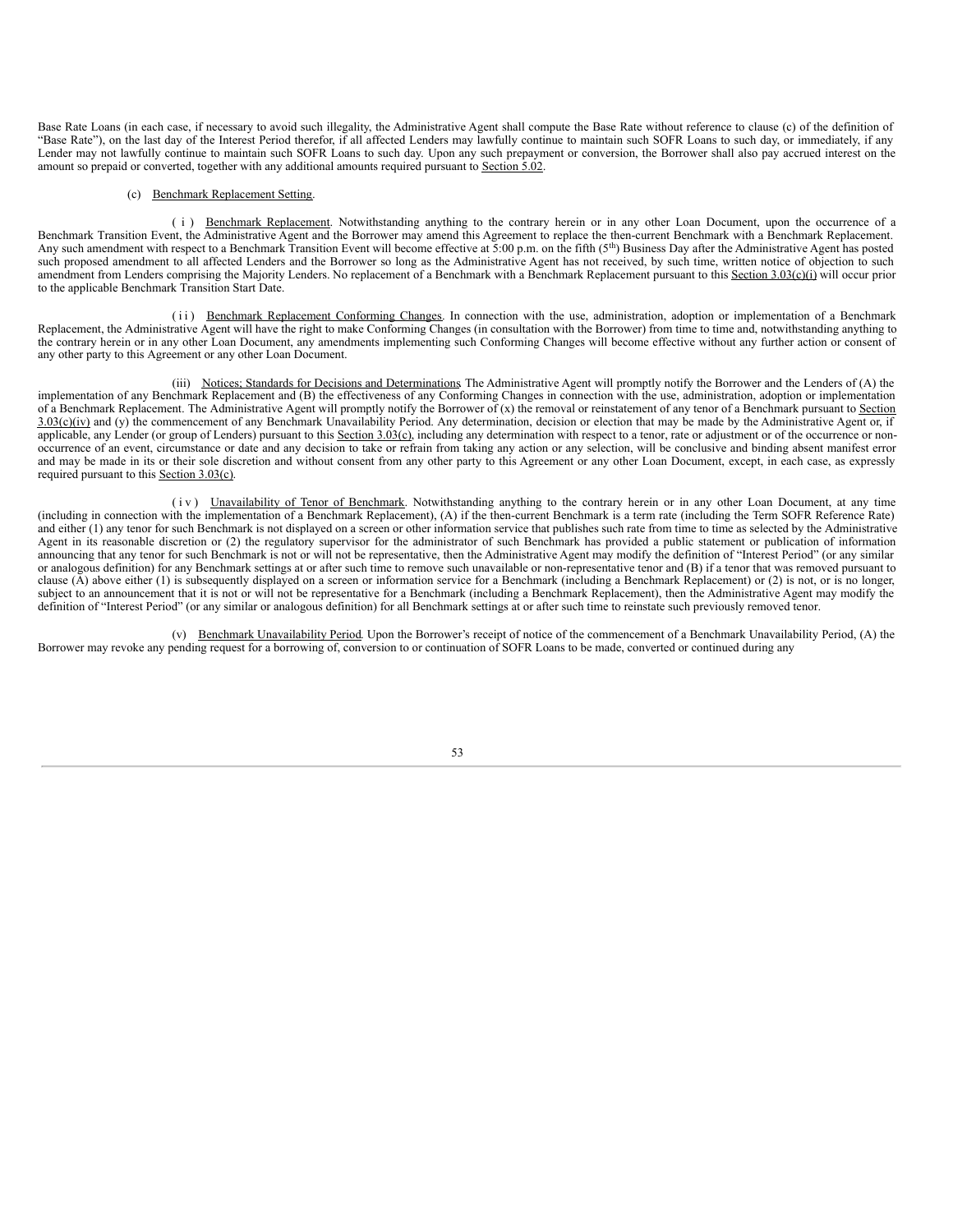Base Rate Loans (in each case, if necessary to avoid such illegality, the Administrative Agent shall compute the Base Rate without reference to clause (c) of the definition of "Base Rate"), on the last day of the Interest Period therefor, if all affected Lenders may lawfully continue to maintain such SOFR Loans to such day, or immediately, if any Lender may not lawfully continue to maintain such SOFR Loans to such day. Upon any such prepayment or conversion, the Borrower shall also pay accrued interest on the amount so prepaid or converted, together with any additional amounts required pursuant to Section 5.02.

(c) Benchmark Replacement Setting.

(i) Benchmark Replacement. Notwithstanding anything to the contrary herein or in any other Loan Document, upon the occurrence of a Benchmark Transition Event, the Administrative Agent and the Borrower may amend this Agreement to replace the then-current Benchmark with a Benchmark Replacement. Any such amendment with respect to a Benchmark Transition Event will become effective at 5:00 p.m. on the fifth (5th) Business Day after the Administrative Agent has posted such proposed amendment to all affected Lenders and the Borrower so long as the Administrative Agent has not received, by such time, written notice of objection to such amendment from Lenders comprising the Majority Lenders. No replacement of a Benchmark with a Benchmark Replacement pursuant to this Section 3.03(c)(i) will occur prior to the applicable Benchmark Transition Start Date.

(ii) Benchmark Replacement Conforming Changes. In connection with the use, administration, adoption or implementation of a Benchmark Replacement, the Administrative Agent will have the right to make Conforming Changes (in consultation with the Borrower) from time to time and, notwithstanding anything to the contrary herein or in any other Loan Document, any amendments implementing such Conforming Changes will become effective without any further action or consent of any other party to this Agreement or any other Loan Document.

(iii) Notices; Standards for Decisions and Determinations. The Administrative Agent will promptly notify the Borrower and the Lenders of (A) the implementation of any Benchmark Replacement and (B) the effectiveness of any Conforming Changes in connection with the use, administration, adoption or implementation of a Benchmark Replacement. The Administrative Agent will promptly notify the Borrower of (x) the removal or reinstatement of any tenor of a Benchmark pursuant to Section 3.03(c)(iv) and (y) the commencement of any Benchmark Unavailability Period. Any determination, decision or election that may be made by the Administrative Agent or, if applicable, any Lender (or group of Lenders) pursuant to this Section 3.03(c), including any determination with respect to a tenor, rate or adjustment or of the occurrence or non-occurrence of an event, circumstance or date and any decision to take or refrain from taking any action or any selection, will be conclusive and binding absent manifest error and may be made in its or their sole discretion and without consent from any other party to this Agreement or any other Loan Document, except, in each case, as expressly required pursuant to this Section 3.03(c).

(iv) Unavailability of Tenor of Benchmark. Notwithstanding anything to the contrary herein or in any other Loan Document, at any time (including in connection with the implementation of a Benchmark Replacement), (A) if the then-current Benchmark is a term rate (including the Term SOFR Reference Rate) and either (1) any tenor for such Benchmark is not displayed on a screen or other information service that publishes such rate from time to time as selected by the Administrative Agent in its reasonable discretion or (2) the regulatory supervisor for the administrator of such Benchmark has provided a public statement or publication of information announcing that any tenor for such Benchmark is not or will not be representative, then the Administrative Agent may modify the definition of "Interest Period" (or any similar or analogous definition) for any Benchmark settings at or after such time to remove such unavailable or non-representative tenor and (B) if a tenor that was removed pursuant to clause (A) above either (1) is subsequently displayed on a screen or information service for a Benchmark (including a Benchmark Replacement) or (2) is not, or is no longer, subject to an announcement that it is not or will not be representative for a Benchmark (including a Benchmark Replacement), then the Administrative Agent may modify the definition of "Interest Period" (or any similar or analogous definition) for all Benchmark settings at or after such time to reinstate such previously removed tenor.

(v) Benchmark Unavailability Period. Upon the Borrower's receipt of notice of the commencement of a Benchmark Unavailability Period, (A) the Borrower may revoke any pending request for a borrowing of, conversion to or continuation of SOFR Loans to be made, converted or continued during any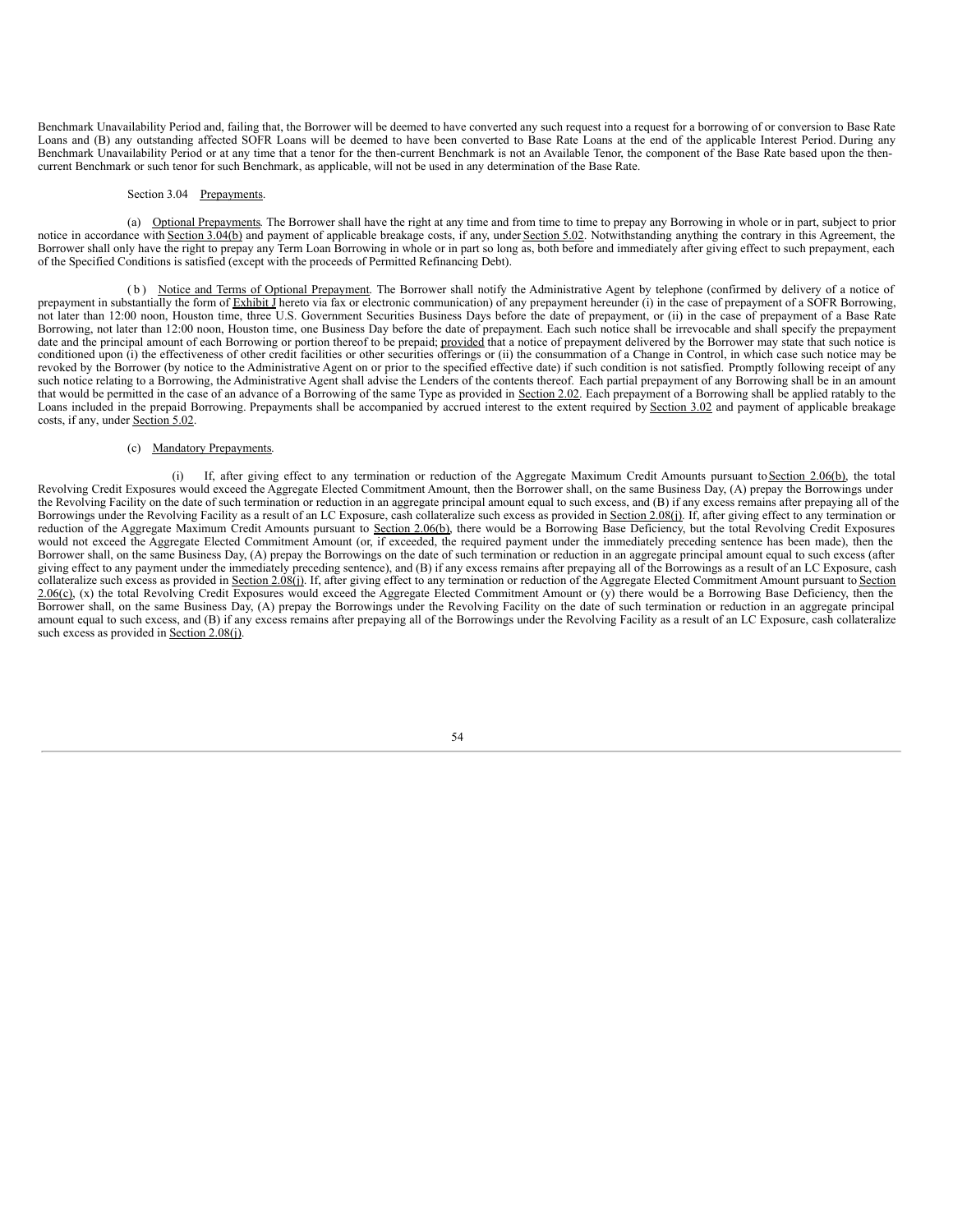Benchmark Unavailability Period and, failing that, the Borrower will be deemed to have converted any such request into a request for a borrowing of or conversion to Base Rate Loans and (B) any outstanding affected SOFR Loans will be deemed to have been converted to Base Rate Loans at the end of the applicable Interest Period. During any Benchmark Unavailability Period or at any time that a tenor for the then-current Benchmark is not an Available Tenor, the component of the Base Rate based upon the then-current Benchmark or such tenor for such Benchmark, as applicable, will not be used in any determination of the Base Rate.

Section 3.04 Prepayments.

(a) Optional Prepayments. The Borrower shall have the right at any time and from time to time to prepay any Borrowing in whole or in part, subject to prior notice in accordance with Section 3.04(b) and payment of applicable breakage costs, if any, under Section 5.02. Notwithstanding anything the contrary in this Agreement, the Borrower shall only have the right to prepay any Term Loan Borrowing in whole or in part so long as, both before and immediately after giving effect to such prepayment, each of the Specified Conditions is satisfied (except with the proceeds of Permitted Refinancing Debt).

(b) Notice and Terms of Optional Prepayment. The Borrower shall notify the Administrative Agent by telephone (confirmed by delivery of a notice of prepayment in substantially the form of Exhibit J hereto via fax or electronic communication) of any prepayment hereunder (i) in the case of prepayment of a SOFR Borrowing, not later than 12:00 noon, Houston time, three U.S. Government Securities Business Days before the date of prepayment, or (ii) in the case of prepayment of a Base Rate Borrowing, not later than 12:00 noon, Houston time, one Business Day before the date of prepayment. Each such notice shall be irrevocable and shall specify the prepayment date and the principal amount of each Borrowing or portion thereof to be prepaid; provided that a notice of prepayment delivered by the Borrower may state that such notice is conditioned upon (i) the effectiveness of other credit facilities or other securities offerings or (ii) the consummation of a Change in Control, in which case such notice may be revoked by the Borrower (by notice to the Administrative Agent on or prior to the specified effective date) if such condition is not satisfied. Promptly following receipt of any such notice relating to a Borrowing, the Administrative Agent shall advise the Lenders of the contents thereof. Each partial prepayment of any Borrowing shall be in an amount that would be permitted in the case of an advance of a Borrowing of the same Type as provided in Section 2.02. Each prepayment of a Borrowing shall be applied ratably to the Loans included in the prepaid Borrowing. Prepayments shall be accompanied by accrued interest to the extent required by Section 3.02 and payment of applicable breakage costs, if any, under Section 5.02.

(c) Mandatory Prepayments.

(i) If, after giving effect to any termination or reduction of the Aggregate Maximum Credit Amounts pursuant to Section 2.06(b), the total Revolving Credit Exposures would exceed the Aggregate Elected Commitment Amount, then the Borrower shall, on the same Business Day, (A) prepay the Borrowings under the Revolving Facility on the date of such termination or reduction in an aggregate principal amount equal to such excess, and (B) if any excess remains after prepaying all of the Borrowings under the Revolving Facility as a result of an LC Exposure, cash collateralize such excess as provided in Section 2.08(j). If, after giving effect to any termination or reduction of the Aggregate Maximum Credit Amounts pursuant to Section 2.06(b), there would be a Borrowing Base Deficiency, but the total Revolving Credit Exposures would not exceed the Aggregate Elected Commitment Amount (or, if exceeded, the required payment under the immediately preceding sentence has been made), then the Borrower shall, on the same Business Day, (A) prepay the Borrowings on the date of such termination or reduction in an aggregate principal amount equal to such excess (after giving effect to any payment under the immediately preceding sentence), and (B) if any excess remains after prepaying all of the Borrowings as a result of an LC Exposure, cash collateralize such excess as provided in Section 2.08(j). If, after giving effect to any termination or reduction of the Aggregate Elected Commitment Amount pursuant to Section 2.06(c), (x) the total Revolving Credit Exposures would exceed the Aggregate Elected Commitment Amount or (y) there would be a Borrowing Base Deficiency, then the Borrower shall, on the same Business Day, (A) prepay the Borrowings under the Revolving Facility on the date of such termination or reduction in an aggregate principal amount equal to such excess, and (B) if any excess remains after prepaying all of the Borrowings under the Revolving Facility as a result of an LC Exposure, cash collateralize such excess as provided in Section 2.08(j).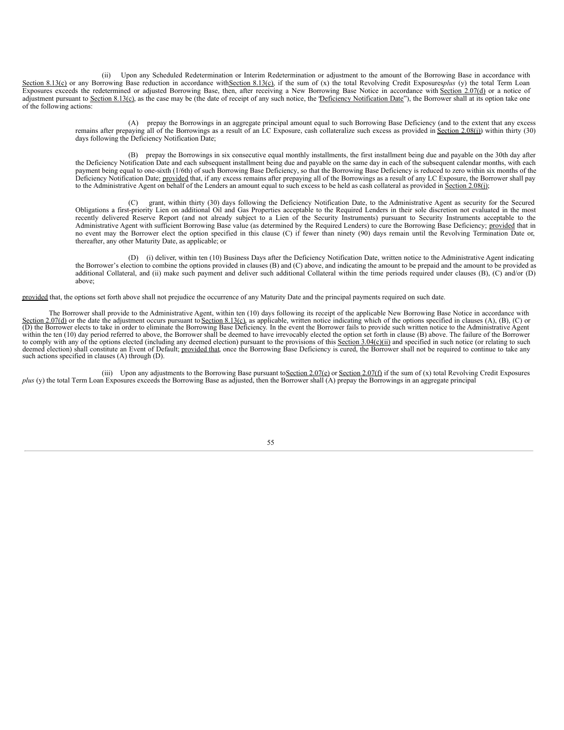(ii) Upon any Scheduled Redetermination or Interim Redetermination or adjustment to the amount of the Borrowing Base in accordance with Section 8.13(c) or any Borrowing Base reduction in accordance with Section 8.13(c), if the sum of (x) the total Revolving Credit Exposures *plus* (y) the total Term Loan Exposures exceeds the redetermined or adjusted Borrowing Base, then, after receiving a New Borrowing Base Notice in accordance with Section 2.07(d) or a notice of adjustment pursuant to Section 8.13(c), as the case may be (the date of receipt of any such notice, the "Deficiency Notification Date"), the Borrower shall at its option take one of the following actions:

(A) prepay the Borrowings in an aggregate principal amount equal to such Borrowing Base Deficiency (and to the extent that any excess remains after prepaying all of the Borrowings as a result of an LC Exposure, cash collateralize such excess as provided in Section 2.08(j)) within thirty (30) days following the Deficiency Notification Date;

(B) prepay the Borrowings in six consecutive equal monthly installments, the first installment being due and payable on the 30th day after the Deficiency Notification Date and each subsequent installment being due and payable on the same day in each of the subsequent calendar months, with each payment being equal to one-sixth (1/6th) of such Borrowing Base Deficiency, so that the Borrowing Base Deficiency is reduced to zero within six months of the Deficiency Notification Date; provided that, if any excess remains after prepaying all of the Borrowings as a result of any LC Exposure, the Borrower shall pay to the Administrative Agent on behalf of the Lenders an amount equal to such excess to be held as cash collateral as provided in Section 2.08(j);

(C) grant, within thirty (30) days following the Deficiency Notification Date, to the Administrative Agent as security for the Secured Obligations a first-priority Lien on additional Oil and Gas Properties acceptable to the Required Lenders in their sole discretion not evaluated in the most recently delivered Reserve Report (and not already subject to a Lien of the Security Instruments) pursuant to Security Instruments acceptable to the Administrative Agent with sufficient Borrowing Base value (as determined by the Required Lenders) to cure the Borrowing Base Deficiency; provided that in no event may the Borrower elect the option specified in this clause (C) if fewer than ninety (90) days remain until the Revolving Termination Date or, thereafter, any other Maturity Date, as applicable; or

(D) (i) deliver, within ten (10) Business Days after the Deficiency Notification Date, written notice to the Administrative Agent indicating the Borrower's election to combine the options provided in clauses (B) and (C) above, and indicating the amount to be prepaid and the amount to be provided as additional Collateral, and (ii) make such payment and deliver such additional Collateral within the time periods required under clauses (B), (C) and/or (D) above;

provided that, the options set forth above shall not prejudice the occurrence of any Maturity Date and the principal payments required on such date.

The Borrower shall provide to the Administrative Agent, within ten (10) days following its receipt of the applicable New Borrowing Base Notice in accordance with Section 2.07(d) or the date the adjustment occurs pursuant to Section 8.13(c), as applicable, written notice indicating which of the options specified in clauses (A), (B), (C) or (D) the Borrower elects to take in order to eliminate the Borrowing Base Deficiency. In the event the Borrower fails to provide such written notice to the Administrative Agent within the ten (10) day period referred to above, the Borrower shall be deemed to have irrevocably elected the option set forth in clause (B) above. The failure of the Borrower to comply with any of the options elected (including any deemed election) pursuant to the provisions of this Section 3.04(c)(ii) and specified in such notice (or relating to such deemed election) shall constitute an Event of Default; provided that, once the Borrowing Base Deficiency is cured, the Borrower shall not be required to continue to take any such actions specified in clauses (A) through (D).

(iii) Upon any adjustments to the Borrowing Base pursuant to Section 2.07(e) or Section 2.07(f) if the sum of (x) total Revolving Credit Exposures *plus* (y) the total Term Loan Exposures exceeds the Borrowing Base as adjusted, then the Borrower shall (A) prepay the Borrowings in an aggregate principal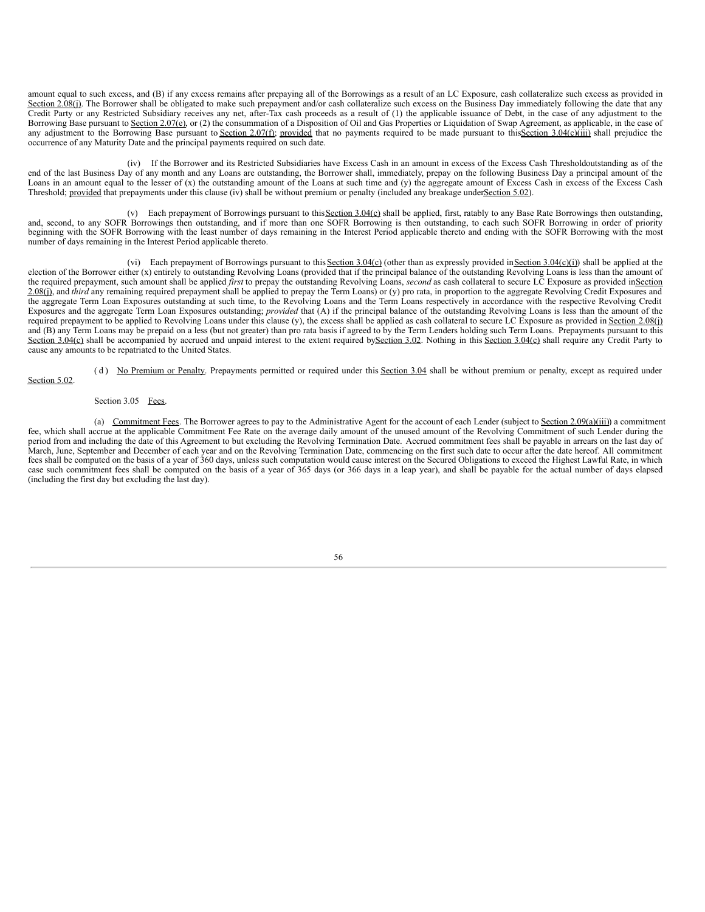amount equal to such excess, and (B) if any excess remains after prepaying all of the Borrowings as a result of an LC Exposure, cash collateralize such excess as provided in Section 2.08(j). The Borrower shall be obligated to make such prepayment and/or cash collateralize such excess on the Business Day immediately following the date that any Credit Party or any Restricted Subsidiary receives any net, after-Tax cash proceeds as a result of (1) the applicable issuance of Debt, in the case of any adjustment to the Borrowing Base pursuant to Section 2.07(e), or (2) the consummation of a Disposition of Oil and Gas Properties or Liquidation of Swap Agreement, as applicable, in the case of any adjustment to the Borrowing Base pursuant to Section 2.07(f); provided that no payments required to be made pursuant to this Section 3.04(c)(iii) shall prejudice the occurrence of any Maturity Date and the principal payments required on such date.

(iv) If the Borrower and its Restricted Subsidiaries have Excess Cash in an amount in excess of the Excess Cash Threshold outstanding as of the end of the last Business Day of any month and any Loans are outstanding, the Borrower shall, immediately, prepay on the following Business Day a principal amount of the Loans in an amount equal to the lesser of (x) the outstanding amount of the Loans at such time and (y) the aggregate amount of Excess Cash in excess of the Excess Cash Threshold; provided that prepayments under this clause (iv) shall be without premium or penalty (included any breakage under Section 5.02).

(v) Each prepayment of Borrowings pursuant to this Section 3.04(c) shall be applied, first, ratably to any Base Rate Borrowings then outstanding, and, second, to any SOFR Borrowings then outstanding, and if more than one SOFR Borrowing is then outstanding, to each such SOFR Borrowing in order of priority beginning with the SOFR Borrowing with the least number of days remaining in the Interest Period applicable thereto and ending with the SOFR Borrowing with the most number of days remaining in the Interest Period applicable thereto.

(vi) Each prepayment of Borrowings pursuant to this Section 3.04(c) (other than as expressly provided in Section 3.04(c)(i)) shall be applied at the election of the Borrower either (x) entirely to outstanding Revolving Loans (provided that if the principal balance of the outstanding Revolving Loans is less than the amount of the required prepayment, such amount shall be applied *first* to prepay the outstanding Revolving Loans, *second* as cash collateral to secure LC Exposure as provided in Section 2.08(j), and *third* any remaining required prepayment shall be applied to prepay the Term Loans) or (y) pro rata, in proportion to the aggregate Revolving Credit Exposures and the aggregate Term Loan Exposures outstanding at such time, to the Revolving Loans and the Term Loans respectively in accordance with the respective Revolving Credit Exposures and the aggregate Term Loan Exposures outstanding; *provided* that (A) if the principal balance of the outstanding Revolving Loans is less than the amount of the required prepayment to be applied to Revolving Loans under this clause (y), the excess shall be applied as cash collateral to secure LC Exposure as provided in Section 2.08(j) and (B) any Term Loans may be prepaid on a less (but not greater) than pro rata basis if agreed to by the Term Lenders holding such Term Loans. Prepayments pursuant to this Section 3.04(c) shall be accompanied by accrued and unpaid interest to the extent required by Section 3.02. Nothing in this Section 3.04(c) shall require any Credit Party to cause any amounts to be repatriated to the United States.

(d) No Premium or Penalty. Prepayments permitted or required under this Section 3.04 shall be without premium or penalty, except as required under Section 5.02.

Section 3.05 Fees.

(a) Commitment Fees. The Borrower agrees to pay to the Administrative Agent for the account of each Lender (subject to Section 2.09(a)(iii)) a commitment fee, which shall accrue at the applicable Commitment Fee Rate on the average daily amount of the unused amount of the Revolving Commitment of such Lender during the period from and including the date of this Agreement to but excluding the Revolving Termination Date. Accrued commitment fees shall be payable in arrears on the last day of March, June, September and December of each year and on the Revolving Termination Date, commencing on the first such date to occur after the date hereof. All commitment fees shall be computed on the basis of a year of 360 days, unless such computation would cause interest on the Secured Obligations to exceed the Highest Lawful Rate, in which case such commitment fees shall be computed on the basis of a year of 365 days (or 366 days in a leap year), and shall be payable for the actual number of days elapsed (including the first day but excluding the last day).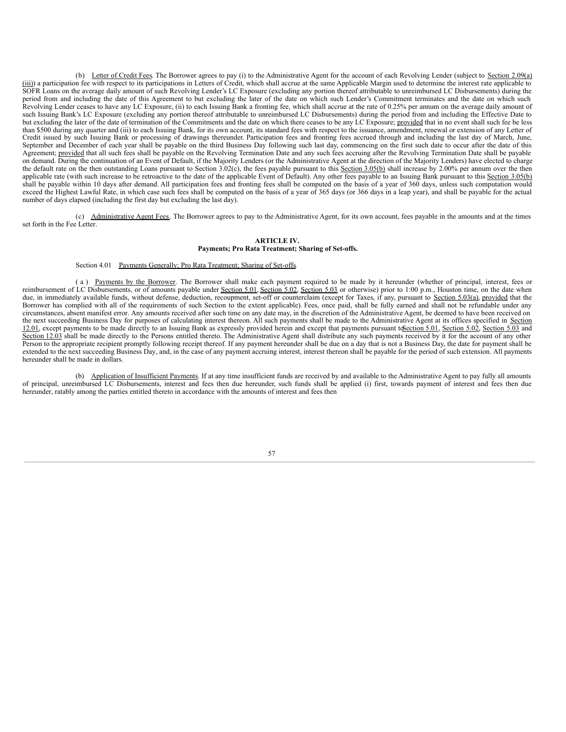(b) Letter of Credit Fees. The Borrower agrees to pay (i) to the Administrative Agent for the account of each Revolving Lender (subject to Section 2.09(a)(iii)) a participation fee with respect to its participations in Letters of Credit, which shall accrue at the same Applicable Margin used to determine the interest rate applicable to SOFR Loans on the average daily amount of such Revolving Lender's LC Exposure (excluding any portion thereof attributable to unreimbursed LC Disbursements) during the period from and including the date of this Agreement to but excluding the later of the date on which such Lender's Commitment terminates and the date on which such Revolving Lender ceases to have any LC Exposure, (ii) to each Issuing Bank a fronting fee, which shall accrue at the rate of 0.25% per annum on the average daily amount of such Issuing Bank's LC Exposure (excluding any portion thereof attributable to unreimbursed LC Disbursements) during the period from and including the Effective Date to but excluding the later of the date of termination of the Commitments and the date on which there ceases to be any LC Exposure; provided that in no event shall such fee be less than $500 during any quarter and (iii) to each Issuing Bank, for its own account, its standard fees with respect to the issuance, amendment, renewal or extension of any Letter of Credit issued by such Issuing Bank or processing of drawings thereunder. Participation fees and fronting fees accrued through and including the last day of March, June, September and December of each year shall be payable on the third Business Day following such last day, commencing on the first such date to occur after the date of this Agreement; provided that all such fees shall be payable on the Revolving Termination Date and any such fees accruing after the Revolving Termination Date shall be payable on demand. During the continuation of an Event of Default, if the Majority Lenders (or the Administrative Agent at the direction of the Majority Lenders) have elected to charge the default rate on the then outstanding Loans pursuant to Section 3.02(c), the fees payable pursuant to this Section 3.05(b) shall increase by 2.00% per annum over the then applicable rate (with such increase to be retroactive to the date of the applicable Event of Default). Any other fees payable to an Issuing Bank pursuant to this Section 3.05(b) shall be payable within 10 days after demand. All participation fees and fronting fees shall be computed on the basis of a year of 360 days, unless such computation would exceed the Highest Lawful Rate, in which case such fees shall be computed on the basis of a year of 365 days (or 366 days in a leap year), and shall be payable for the actual number of days elapsed (including the first day but excluding the last day).

(c) Administrative Agent Fees. The Borrower agrees to pay to the Administrative Agent, for its own account, fees payable in the amounts and at the times set forth in the Fee Letter.

**ARTICLE IV.**
**Payments; Pro Rata Treatment; Sharing of Set-offs.**

Section 4.01 Payments Generally; Pro Rata Treatment; Sharing of Set-offs.

(a) Payments by the Borrower. The Borrower shall make each payment required to be made by it hereunder (whether of principal, interest, fees or reimbursement of LC Disbursements, or of amounts payable under Section 5.01, Section 5.02, Section 5.03 or otherwise) prior to 1:00 p.m., Houston time, on the date when due, in immediately available funds, without defense, deduction, recoupment, set-off or counterclaim (except for Taxes, if any, pursuant to Section 5.03(a), provided that the Borrower has complied with all of the requirements of such Section to the extent applicable). Fees, once paid, shall be fully earned and shall not be refundable under any circumstances, absent manifest error. Any amounts received after such time on any date may, in the discretion of the Administrative Agent, be deemed to have been received on the next succeeding Business Day for purposes of calculating interest thereon. All such payments shall be made to the Administrative Agent at its offices specified in Section 12.01, except payments to be made directly to an Issuing Bank as expressly provided herein and except that payments pursuant to Section 5.01, Section 5.02, Section 5.03 and Section 12.03 shall be made directly to the Persons entitled thereto. The Administrative Agent shall distribute any such payments received by it for the account of any other Person to the appropriate recipient promptly following receipt thereof. If any payment hereunder shall be due on a day that is not a Business Day, the date for payment shall be extended to the next succeeding Business Day, and, in the case of any payment accruing interest, interest thereon shall be payable for the period of such extension. All payments hereunder shall be made in dollars.

(b) Application of Insufficient Payments. If at any time insufficient funds are received by and available to the Administrative Agent to pay fully all amounts of principal, unreimbursed LC Disbursements, interest and fees then due hereunder, such funds shall be applied (i) first, towards payment of interest and fees then due hereunder, ratably among the parties entitled thereto in accordance with the amounts of interest and fees then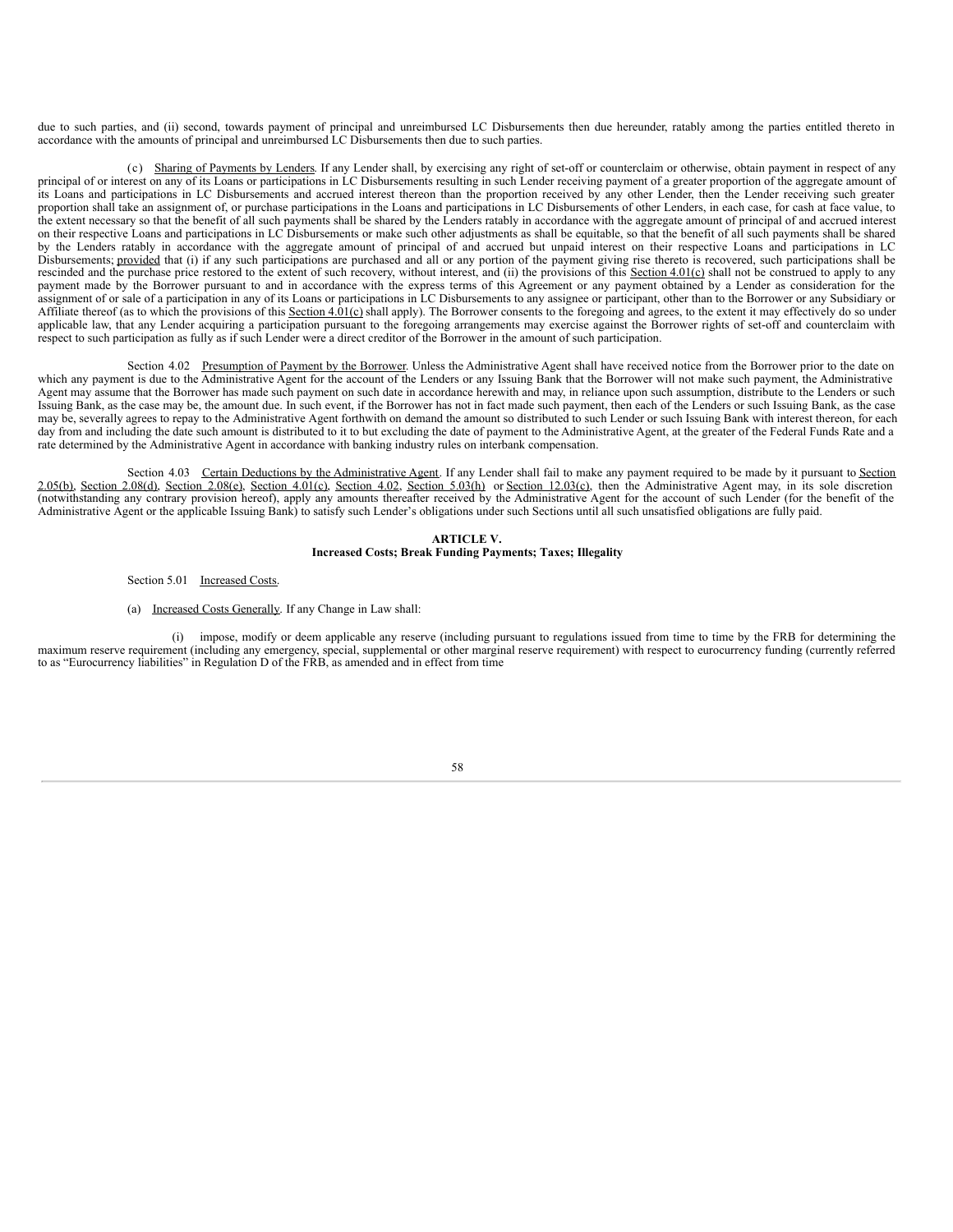due to such parties, and (ii) second, towards payment of principal and unreimbursed LC Disbursements then due hereunder, ratably among the parties entitled thereto in accordance with the amounts of principal and unreimbursed LC Disbursements then due to such parties.

(c) Sharing of Payments by Lenders. If any Lender shall, by exercising any right of set-off or counterclaim or otherwise, obtain payment in respect of any principal of or interest on any of its Loans or participations in LC Disbursements resulting in such Lender receiving payment of a greater proportion of the aggregate amount of its Loans and participations in LC Disbursements and accrued interest thereon than the proportion received by any other Lender, then the Lender receiving such greater proportion shall take an assignment of, or purchase participations in the Loans and participations in LC Disbursements of other Lenders, in each case, for cash at face value, to the extent necessary so that the benefit of all such payments shall be shared by the Lenders ratably in accordance with the aggregate amount of principal of and accrued interest on their respective Loans and participations in LC Disbursements or make such other adjustments as shall be equitable, so that the benefit of all such payments shall be shared by the Lenders ratably in accordance with the aggregate amount of principal of and accrued but unpaid interest on their respective Loans and participations in LC Disbursements; provided that (i) if any such participations are purchased and all or any portion of the payment giving rise thereto is recovered, such participations shall be rescinded and the purchase price restored to the extent of such recovery, without interest, and (ii) the provisions of this Section 4.01(c) shall not be construed to apply to any payment made by the Borrower pursuant to and in accordance with the express terms of this Agreement or any payment obtained by a Lender as consideration for the assignment of or sale of a participation in any of its Loans or participations in LC Disbursements to any assignee or participant, other than to the Borrower or any Subsidiary or Affiliate thereof (as to which the provisions of this Section 4.01(c) shall apply). The Borrower consents to the foregoing and agrees, to the extent it may effectively do so under applicable law, that any Lender acquiring a participation pursuant to the foregoing arrangements may exercise against the Borrower rights of set-off and counterclaim with respect to such participation as fully as if such Lender were a direct creditor of the Borrower in the amount of such participation.

Section 4.02 Presumption of Payment by the Borrower. Unless the Administrative Agent shall have received notice from the Borrower prior to the date on which any payment is due to the Administrative Agent for the account of the Lenders or any Issuing Bank that the Borrower will not make such payment, the Administrative Agent may assume that the Borrower has made such payment on such date in accordance herewith and may, in reliance upon such assumption, distribute to the Lenders or such Issuing Bank, as the case may be, the amount due. In such event, if the Borrower has not in fact made such payment, then each of the Lenders or such Issuing Bank, as the case may be, severally agrees to repay to the Administrative Agent forthwith on demand the amount so distributed to such Lender or such Issuing Bank with interest thereon, for each day from and including the date such amount is distributed to it to but excluding the date of payment to the Administrative Agent, at the greater of the Federal Funds Rate and a rate determined by the Administrative Agent in accordance with banking industry rules on interbank compensation.

Section 4.03 Certain Deductions by the Administrative Agent. If any Lender shall fail to make any payment required to be made by it pursuant to Section 2.05(b), Section 2.08(d), Section 2.08(e), Section 4.01(c), Section 4.02, Section 5.03(h) or Section 12.03(c), then the Administrative Agent may, in its sole discretion (notwithstanding any contrary provision hereof), apply any amounts thereafter received by the Administrative Agent for the account of such Lender (for the benefit of the Administrative Agent or the applicable Issuing Bank) to satisfy such Lender's obligations under such Sections until all such unsatisfied obligations are fully paid.

## ARTICLE V.
## Increased Costs; Break Funding Payments; Taxes; Illegality

Section 5.01 Increased Costs.

(a) Increased Costs Generally. If any Change in Law shall:

(i) impose, modify or deem applicable any reserve (including pursuant to regulations issued from time to time by the FRB for determining the maximum reserve requirement (including any emergency, special, supplemental or other marginal reserve requirement) with respect to eurocurrency funding (currently referred to as "Eurocurrency liabilities" in Regulation D of the FRB, as amended and in effect from time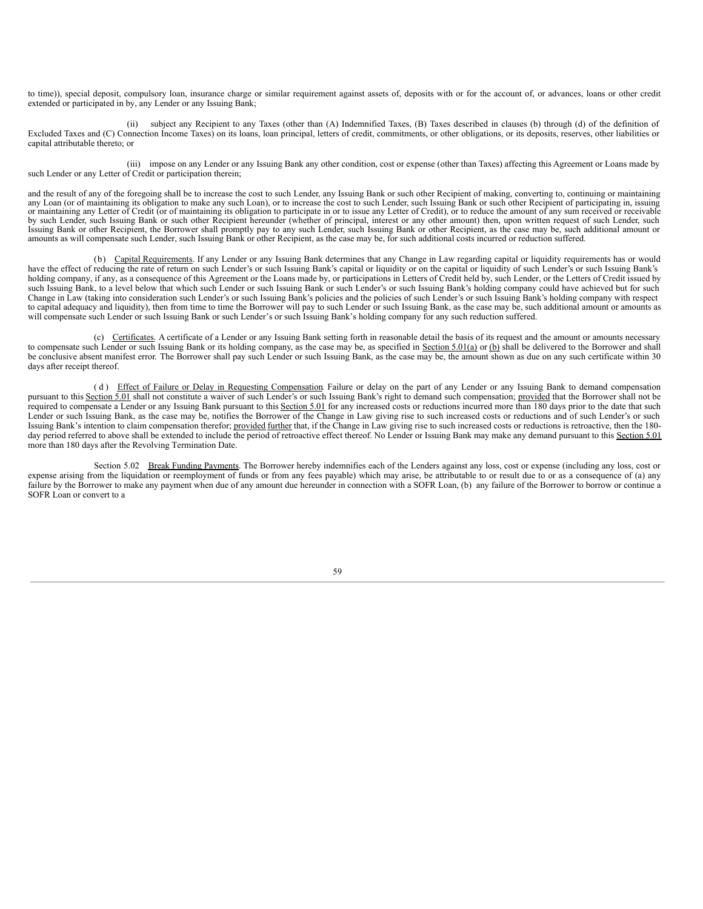to time)), special deposit, compulsory loan, insurance charge or similar requirement against assets of, deposits with or for the account of, or advances, loans or other credit extended or participated in by, any Lender or any Issuing Bank;

(ii) subject any Recipient to any Taxes (other than (A) Indemnified Taxes, (B) Taxes described in clauses (b) through (d) of the definition of Excluded Taxes and (C) Connection Income Taxes) on its loans, loan principal, letters of credit, commitments, or other obligations, or its deposits, reserves, other liabilities or capital attributable thereto; or

(iii) impose on any Lender or any Issuing Bank any other condition, cost or expense (other than Taxes) affecting this Agreement or Loans made by such Lender or any Letter of Credit or participation therein;

and the result of any of the foregoing shall be to increase the cost to such Lender, any Issuing Bank or such other Recipient of making, converting to, continuing or maintaining any Loan (or of maintaining its obligation to make any such Loan), or to increase the cost to such Lender, such Issuing Bank or such other Recipient of participating in, issuing or maintaining any Letter of Credit (or of maintaining its obligation to participate in or to issue any Letter of Credit), or to reduce the amount of any sum received or receivable by such Lender, such Issuing Bank or such other Recipient hereunder (whether of principal, interest or any other amount) then, upon written request of such Lender, such Issuing Bank or other Recipient, the Borrower shall promptly pay to any such Lender, such Issuing Bank or other Recipient, as the case may be, such additional amount or amounts as will compensate such Lender, such Issuing Bank or other Recipient, as the case may be, for such additional costs incurred or reduction suffered.

(b) Capital Requirements. If any Lender or any Issuing Bank determines that any Change in Law regarding capital or liquidity requirements has or would have the effect of reducing the rate of return on such Lender's or such Issuing Bank's capital or liquidity or on the capital or liquidity of such Lender's or such Issuing Bank's holding company, if any, as a consequence of this Agreement or the Loans made by, or participations in Letters of Credit held by, such Lender, or the Letters of Credit issued by such Issuing Bank, to a level below that which such Lender or such Issuing Bank or such Lender's or such Issuing Bank's holding company could have achieved but for such Change in Law (taking into consideration such Lender's or such Issuing Bank's policies and the policies of such Lender's or such Issuing Bank's holding company with respect to capital adequacy and liquidity), then from time to time the Borrower will pay to such Lender or such Issuing Bank, as the case may be, such additional amount or amounts as will compensate such Lender or such Issuing Bank or such Lender's or such Issuing Bank's holding company for any such reduction suffered.

(c) Certificates. A certificate of a Lender or any Issuing Bank setting forth in reasonable detail the basis of its request and the amount or amounts necessary to compensate such Lender or such Issuing Bank or its holding company, as the case may be, as specified in Section 5.01(a) or (b) shall be delivered to the Borrower and shall be conclusive absent manifest error. The Borrower shall pay such Lender or such Issuing Bank, as the case may be, the amount shown as due on any such certificate within 30 days after receipt thereof.

(d) Effect of Failure or Delay in Requesting Compensation. Failure or delay on the part of any Lender or any Issuing Bank to demand compensation pursuant to this Section 5.01 shall not constitute a waiver of such Lender's or such Issuing Bank's right to demand such compensation; provided that the Borrower shall not be required to compensate a Lender or any Issuing Bank pursuant to this Section 5.01 for any increased costs or reductions incurred more than 180 days prior to the date that such Lender or such Issuing Bank, as the case may be, notifies the Borrower of the Change in Law giving rise to such increased costs or reductions and of such Lender's or such Issuing Bank's intention to claim compensation therefor; provided further that, if the Change in Law giving rise to such increased costs or reductions is retroactive, then the 180-day period referred to above shall be extended to include the period of retroactive effect thereof. No Lender or Issuing Bank may make any demand pursuant to this Section 5.01 more than 180 days after the Revolving Termination Date.

Section 5.02 Break Funding Payments. The Borrower hereby indemnifies each of the Lenders against any loss, cost or expense (including any loss, cost or expense arising from the liquidation or reemployment of funds or from any fees payable) which may arise, be attributable to or result due to or as a consequence of (a) any failure by the Borrower to make any payment when due of any amount due hereunder in connection with a SOFR Loan, (b) any failure of the Borrower to borrow or continue a SOFR Loan or convert to a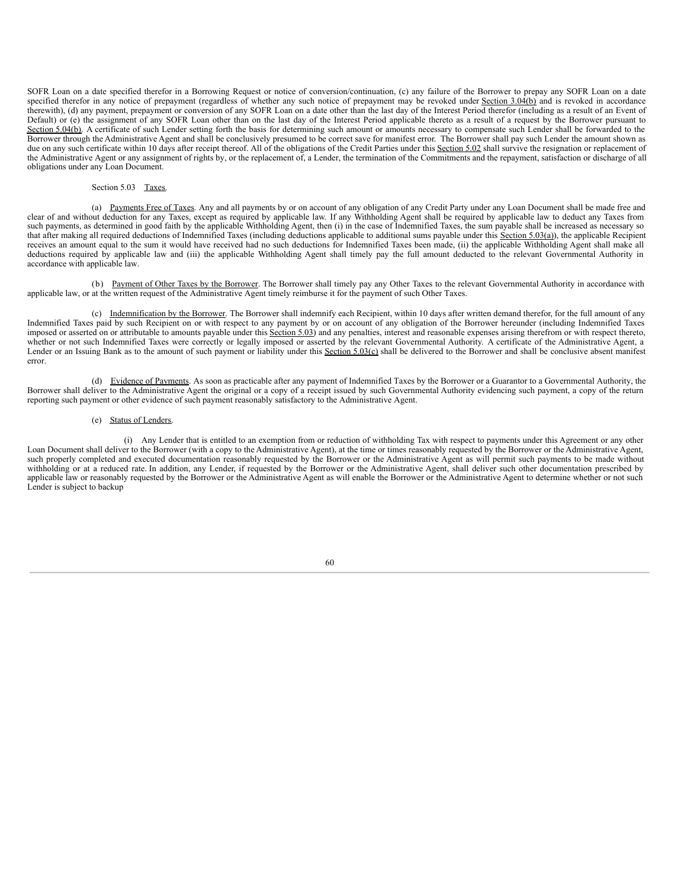SOFR Loan on a date specified therefor in a Borrowing Request or notice of conversion/continuation, (c) any failure of the Borrower to prepay any SOFR Loan on a date specified therefor in any notice of prepayment (regardless of whether any such notice of prepayment may be revoked under Section 3.04(b) and is revoked in accordance therewith), (d) any payment, prepayment or conversion of any SOFR Loan on a date other than the last day of the Interest Period therefor (including as a result of an Event of Default) or (e) the assignment of any SOFR Loan other than on the last day of the Interest Period applicable thereto as a result of a request by the Borrower pursuant to Section 5.04(b). A certificate of such Lender setting forth the basis for determining such amount or amounts necessary to compensate such Lender shall be forwarded to the Borrower through the Administrative Agent and shall be conclusively presumed to be correct save for manifest error. The Borrower shall pay such Lender the amount shown as due on any such certificate within 10 days after receipt thereof. All of the obligations of the Credit Parties under this Section 5.02 shall survive the resignation or replacement of the Administrative Agent or any assignment of rights by, or the replacement of, a Lender, the termination of the Commitments and the repayment, satisfaction or discharge of all obligations under any Loan Document.

Section 5.03 Taxes.

(a) Payments Free of Taxes. Any and all payments by or on account of any obligation of any Credit Party under any Loan Document shall be made free and clear of and without deduction for any Taxes, except as required by applicable law. If any Withholding Agent shall be required by applicable law to deduct any Taxes from such payments, as determined in good faith by the applicable Withholding Agent, then (i) in the case of Indemnified Taxes, the sum payable shall be increased as necessary so that after making all required deductions of Indemnified Taxes (including deductions applicable to additional sums payable under this Section 5.03(a)), the applicable Recipient receives an amount equal to the sum it would have received had no such deductions for Indemnified Taxes been made, (ii) the applicable Withholding Agent shall make all deductions required by applicable law and (iii) the applicable Withholding Agent shall timely pay the full amount deducted to the relevant Governmental Authority in accordance with applicable law.

(b) Payment of Other Taxes by the Borrower. The Borrower shall timely pay any Other Taxes to the relevant Governmental Authority in accordance with applicable law, or at the written request of the Administrative Agent timely reimburse it for the payment of such Other Taxes.

(c) Indemnification by the Borrower. The Borrower shall indemnify each Recipient, within 10 days after written demand therefor, for the full amount of any Indemnified Taxes paid by such Recipient on or with respect to any payment by or on account of any obligation of the Borrower hereunder (including Indemnified Taxes imposed or asserted on or attributable to amounts payable under this Section 5.03) and any penalties, interest and reasonable expenses arising therefrom or with respect thereto, whether or not such Indemnified Taxes were correctly or legally imposed or asserted by the relevant Governmental Authority. A certificate of the Administrative Agent, a Lender or an Issuing Bank as to the amount of such payment or liability under this Section 5.03(c) shall be delivered to the Borrower and shall be conclusive absent manifest error.

(d) Evidence of Payments. As soon as practicable after any payment of Indemnified Taxes by the Borrower or a Guarantor to a Governmental Authority, the Borrower shall deliver to the Administrative Agent the original or a copy of a receipt issued by such Governmental Authority evidencing such payment, a copy of the return reporting such payment or other evidence of such payment reasonably satisfactory to the Administrative Agent.

(e) Status of Lenders.

(i) Any Lender that is entitled to an exemption from or reduction of withholding Tax with respect to payments under this Agreement or any other Loan Document shall deliver to the Borrower (with a copy to the Administrative Agent), at the time or times reasonably requested by the Borrower or the Administrative Agent, such properly completed and executed documentation reasonably requested by the Borrower or the Administrative Agent as will permit such payments to be made without withholding or at a reduced rate. In addition, any Lender, if requested by the Borrower or the Administrative Agent, shall deliver such other documentation prescribed by applicable law or reasonably requested by the Borrower or the Administrative Agent as will enable the Borrower or the Administrative Agent to determine whether or not such Lender is subject to backup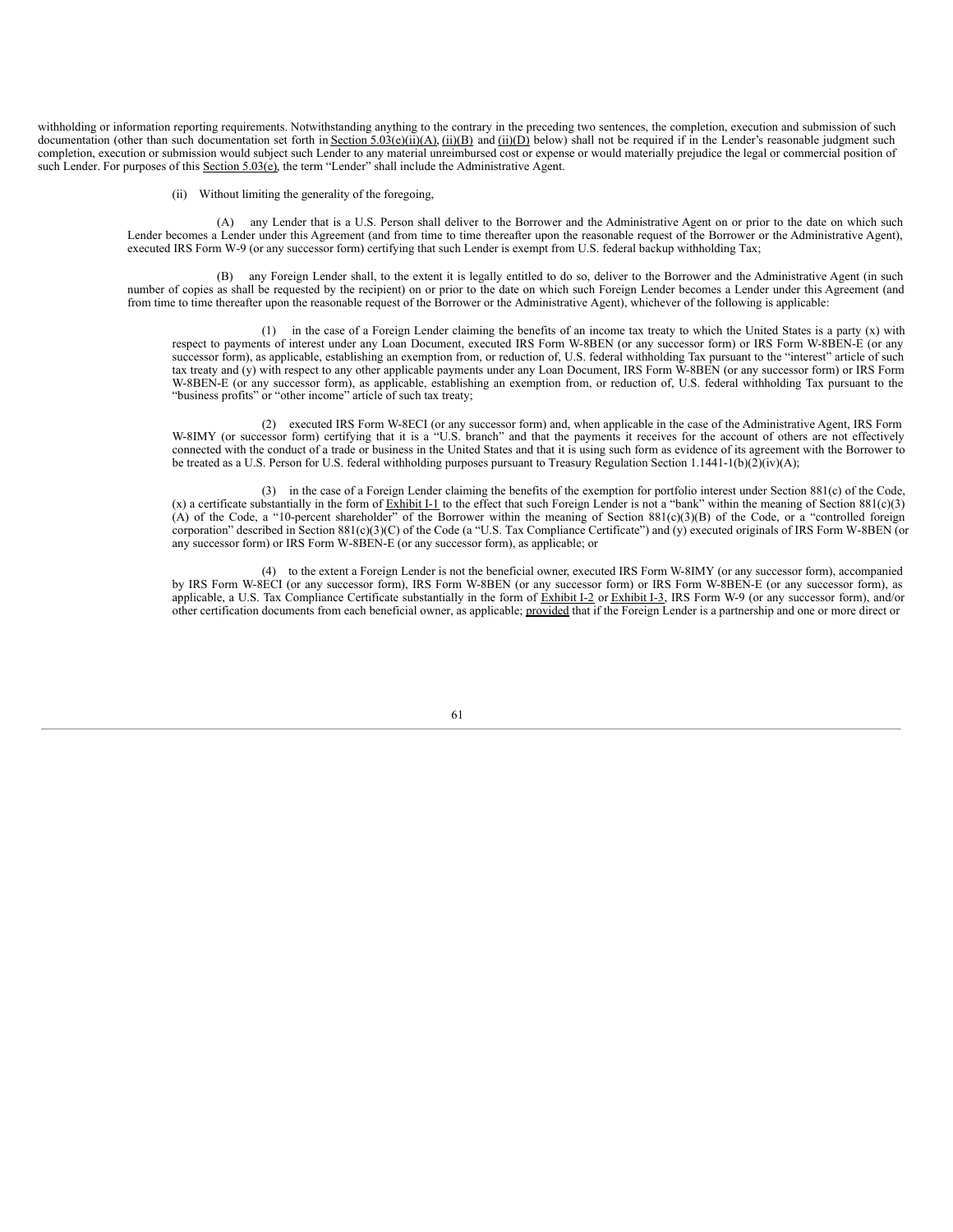withholding or information reporting requirements. Notwithstanding anything to the contrary in the preceding two sentences, the completion, execution and submission of such documentation (other than such documentation set forth in Section 5.03(e)(ii)(A), (ii)(B) and (ii)(D) below) shall not be required if in the Lender's reasonable judgment such completion, execution or submission would subject such Lender to any material unreimbursed cost or expense or would materially prejudice the legal or commercial position of such Lender. For purposes of this Section 5.03(e), the term "Lender" shall include the Administrative Agent.

(ii) Without limiting the generality of the foregoing,

(A) any Lender that is a U.S. Person shall deliver to the Borrower and the Administrative Agent on or prior to the date on which such Lender becomes a Lender under this Agreement (and from time to time thereafter upon the reasonable request of the Borrower or the Administrative Agent), executed IRS Form W-9 (or any successor form) certifying that such Lender is exempt from U.S. federal backup withholding Tax;

(B) any Foreign Lender shall, to the extent it is legally entitled to do so, deliver to the Borrower and the Administrative Agent (in such number of copies as shall be requested by the recipient) on or prior to the date on which such Foreign Lender becomes a Lender under this Agreement (and from time to time thereafter upon the reasonable request of the Borrower or the Administrative Agent), whichever of the following is applicable:

(1) in the case of a Foreign Lender claiming the benefits of an income tax treaty to which the United States is a party (x) with respect to payments of interest under any Loan Document, executed IRS Form W-8BEN (or any successor form) or IRS Form W-8BEN-E (or any successor form), as applicable, establishing an exemption from, or reduction of, U.S. federal withholding Tax pursuant to the "interest" article of such tax treaty and (y) with respect to any other applicable payments under any Loan Document, IRS Form W-8BEN (or any successor form) or IRS Form W-8BEN-E (or any successor form), as applicable, establishing an exemption from, or reduction of, U.S. federal withholding Tax pursuant to the "business profits" or "other income" article of such tax treaty;

(2) executed IRS Form W-8ECI (or any successor form) and, when applicable in the case of the Administrative Agent, IRS Form W-8IMY (or successor form) certifying that it is a "U.S. branch" and that the payments it receives for the account of others are not effectively connected with the conduct of a trade or business in the United States and that it is using such form as evidence of its agreement with the Borrower to be treated as a U.S. Person for U.S. federal withholding purposes pursuant to Treasury Regulation Section 1.1441-1(b)(2)(iv)(A);

(3) in the case of a Foreign Lender claiming the benefits of the exemption for portfolio interest under Section 881(c) of the Code, (x) a certificate substantially in the form of Exhibit I-1 to the effect that such Foreign Lender is not a "bank" within the meaning of Section 881(c)(3)(A) of the Code, a "10-percent shareholder" of the Borrower within the meaning of Section 881(c)(3)(B) of the Code, or a "controlled foreign corporation" described in Section 881(c)(3)(C) of the Code (a "U.S. Tax Compliance Certificate") and (y) executed originals of IRS Form W-8BEN (or any successor form) or IRS Form W-8BEN-E (or any successor form), as applicable; or

(4) to the extent a Foreign Lender is not the beneficial owner, executed IRS Form W-8IMY (or any successor form), accompanied by IRS Form W-8ECI (or any successor form), IRS Form W-8BEN (or any successor form) or IRS Form W-8BEN-E (or any successor form), as applicable, a U.S. Tax Compliance Certificate substantially in the form of Exhibit I-2 or Exhibit I-3, IRS Form W-9 (or any successor form), and/or other certification documents from each beneficial owner, as applicable; provided that if the Foreign Lender is a partnership and one or more direct or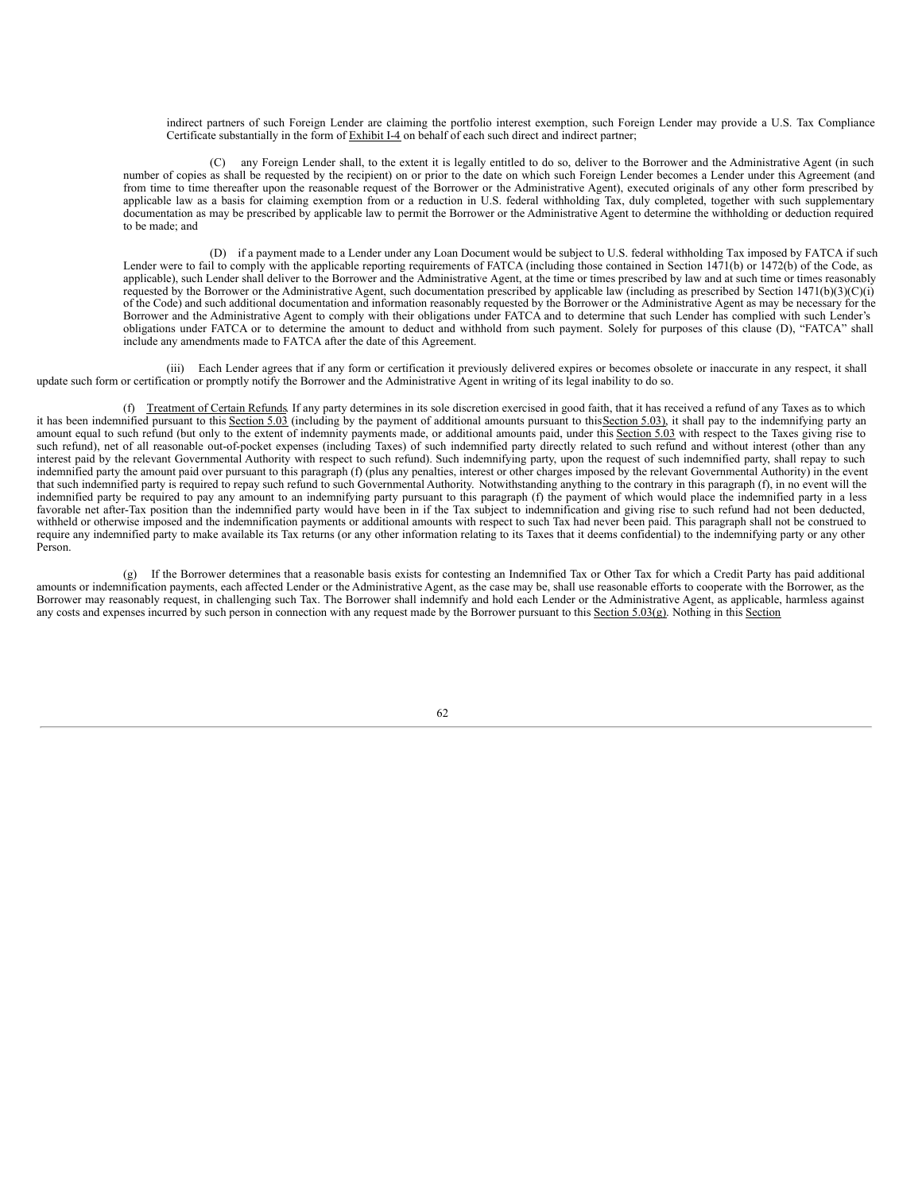indirect partners of such Foreign Lender are claiming the portfolio interest exemption, such Foreign Lender may provide a U.S. Tax Compliance Certificate substantially in the form of Exhibit I-4 on behalf of each such direct and indirect partner;

(C) any Foreign Lender shall, to the extent it is legally entitled to do so, deliver to the Borrower and the Administrative Agent (in such number of copies as shall be requested by the recipient) on or prior to the date on which such Foreign Lender becomes a Lender under this Agreement (and from time to time thereafter upon the reasonable request of the Borrower or the Administrative Agent), executed originals of any other form prescribed by applicable law as a basis for claiming exemption from or a reduction in U.S. federal withholding Tax, duly completed, together with such supplementary documentation as may be prescribed by applicable law to permit the Borrower or the Administrative Agent to determine the withholding or deduction required to be made; and

(D) if a payment made to a Lender under any Loan Document would be subject to U.S. federal withholding Tax imposed by FATCA if such Lender were to fail to comply with the applicable reporting requirements of FATCA (including those contained in Section 1471(b) or 1472(b) of the Code, as applicable), such Lender shall deliver to the Borrower and the Administrative Agent, at the time or times prescribed by law and at such time or times reasonably requested by the Borrower or the Administrative Agent, such documentation prescribed by applicable law (including as prescribed by Section 1471(b)(3)(C)(i) of the Code) and such additional documentation and information reasonably requested by the Borrower or the Administrative Agent as may be necessary for the Borrower and the Administrative Agent to comply with their obligations under FATCA and to determine that such Lender has complied with such Lender's obligations under FATCA or to determine the amount to deduct and withhold from such payment. Solely for purposes of this clause (D), "FATCA" shall include any amendments made to FATCA after the date of this Agreement.

(iii) Each Lender agrees that if any form or certification it previously delivered expires or becomes obsolete or inaccurate in any respect, it shall update such form or certification or promptly notify the Borrower and the Administrative Agent in writing of its legal inability to do so.

(f) Treatment of Certain Refunds. If any party determines in its sole discretion exercised in good faith, that it has received a refund of any Taxes as to which it has been indemnified pursuant to this Section 5.03 (including by the payment of additional amounts pursuant to this Section 5.03), it shall pay to the indemnifying party an amount equal to such refund (but only to the extent of indemnity payments made, or additional amounts paid, under this Section 5.03 with respect to the Taxes giving rise to such refund), net of all reasonable out-of-pocket expenses (including Taxes) of such indemnified party directly related to such refund and without interest (other than any interest paid by the relevant Governmental Authority with respect to such refund). Such indemnifying party, upon the request of such indemnified party, shall repay to such indemnified party the amount paid over pursuant to this paragraph (f) (plus any penalties, interest or other charges imposed by the relevant Governmental Authority) in the event that such indemnified party is required to repay such refund to such Governmental Authority. Notwithstanding anything to the contrary in this paragraph (f), in no event will the indemnified party be required to pay any amount to an indemnifying party pursuant to this paragraph (f) the payment of which would place the indemnified party in a less favorable net after-Tax position than the indemnified party would have been in if the Tax subject to indemnification and giving rise to such refund had not been deducted, withheld or otherwise imposed and the indemnification payments or additional amounts with respect to such Tax had never been paid. This paragraph shall not be construed to require any indemnified party to make available its Tax returns (or any other information relating to its Taxes that it deems confidential) to the indemnifying party or any other Person.

(g) If the Borrower determines that a reasonable basis exists for contesting an Indemnified Tax or Other Tax for which a Credit Party has paid additional amounts or indemnification payments, each affected Lender or the Administrative Agent, as the case may be, shall use reasonable efforts to cooperate with the Borrower, as the Borrower may reasonably request, in challenging such Tax. The Borrower shall indemnify and hold each Lender or the Administrative Agent, as applicable, harmless against any costs and expenses incurred by such person in connection with any request made by the Borrower pursuant to this Section 5.03(g). Nothing in this Section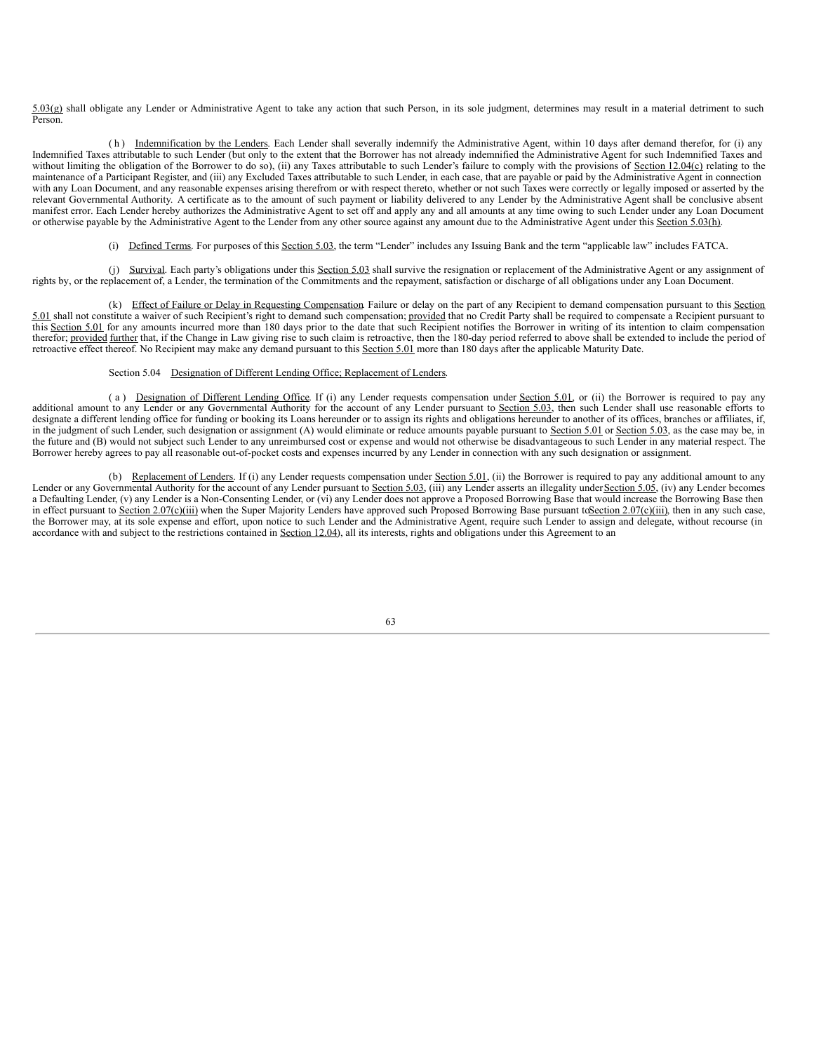5.03(g) shall obligate any Lender or Administrative Agent to take any action that such Person, in its sole judgment, determines may result in a material detriment to such Person.

(h) Indemnification by the Lenders. Each Lender shall severally indemnify the Administrative Agent, within 10 days after demand therefor, for (i) any Indemnified Taxes attributable to such Lender (but only to the extent that the Borrower has not already indemnified the Administrative Agent for such Indemnified Taxes and without limiting the obligation of the Borrower to do so), (ii) any Taxes attributable to such Lender's failure to comply with the provisions of Section 12.04(c) relating to the maintenance of a Participant Register, and (iii) any Excluded Taxes attributable to such Lender, in each case, that are payable or paid by the Administrative Agent in connection with any Loan Document, and any reasonable expenses arising therefrom or with respect thereto, whether or not such Taxes were correctly or legally imposed or asserted by the relevant Governmental Authority. A certificate as to the amount of such payment or liability delivered to any Lender by the Administrative Agent shall be conclusive absent manifest error. Each Lender hereby authorizes the Administrative Agent to set off and apply any and all amounts at any time owing to such Lender under any Loan Document or otherwise payable by the Administrative Agent to the Lender from any other source against any amount due to the Administrative Agent under this Section 5.03(h).

(i) Defined Terms. For purposes of this Section 5.03, the term "Lender" includes any Issuing Bank and the term "applicable law" includes FATCA.

(j) Survival. Each party's obligations under this Section 5.03 shall survive the resignation or replacement of the Administrative Agent or any assignment of rights by, or the replacement of, a Lender, the termination of the Commitments and the repayment, satisfaction or discharge of all obligations under any Loan Document.

(k) Effect of Failure or Delay in Requesting Compensation. Failure or delay on the part of any Recipient to demand compensation pursuant to this Section 5.01 shall not constitute a waiver of such Recipient's right to demand such compensation; provided that no Credit Party shall be required to compensate a Recipient pursuant to this Section 5.01 for any amounts incurred more than 180 days prior to the date that such Recipient notifies the Borrower in writing of its intention to claim compensation therefor; provided further that, if the Change in Law giving rise to such claim is retroactive, then the 180-day period referred to above shall be extended to include the period of retroactive effect thereof. No Recipient may make any demand pursuant to this Section 5.01 more than 180 days after the applicable Maturity Date.

Section 5.04 Designation of Different Lending Office; Replacement of Lenders.

(a) Designation of Different Lending Office. If (i) any Lender requests compensation under Section 5.01, or (ii) the Borrower is required to pay any additional amount to any Lender or any Governmental Authority for the account of any Lender pursuant to Section 5.03, then such Lender shall use reasonable efforts to designate a different lending office for funding or booking its Loans hereunder or to assign its rights and obligations hereunder to another of its offices, branches or affiliates, if, in the judgment of such Lender, such designation or assignment (A) would eliminate or reduce amounts payable pursuant to Section 5.01 or Section 5.03, as the case may be, in the future and (B) would not subject such Lender to any unreimbursed cost or expense and would not otherwise be disadvantageous to such Lender in any material respect. The Borrower hereby agrees to pay all reasonable out-of-pocket costs and expenses incurred by any Lender in connection with any such designation or assignment.

(b) Replacement of Lenders. If (i) any Lender requests compensation under Section 5.01, (ii) the Borrower is required to pay any additional amount to any Lender or any Governmental Authority for the account of any Lender pursuant to Section 5.03, (iii) any Lender asserts an illegality under Section 5.05, (iv) any Lender becomes a Defaulting Lender, (v) any Lender is a Non-Consenting Lender, or (vi) any Lender does not approve a Proposed Borrowing Base that would increase the Borrowing Base then in effect pursuant to Section 2.07(c)(iii) when the Super Majority Lenders have approved such Proposed Borrowing Base pursuant to Section 2.07(c)(iii), then in any such case, the Borrower may, at its sole expense and effort, upon notice to such Lender and the Administrative Agent, require such Lender to assign and delegate, without recourse (in accordance with and subject to the restrictions contained in Section 12.04), all its interests, rights and obligations under this Agreement to an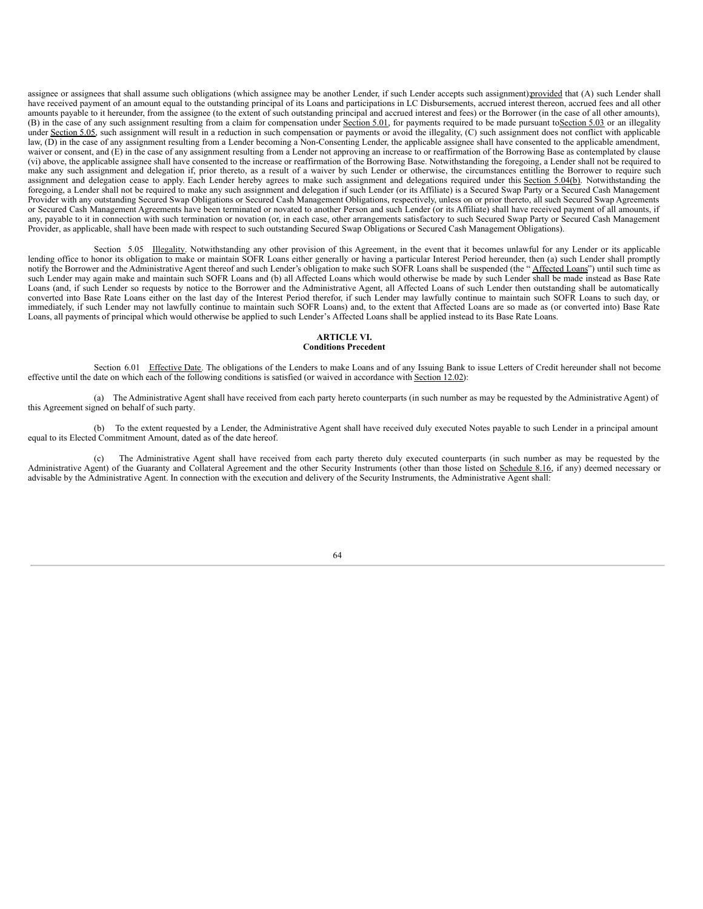assignee or assignees that shall assume such obligations (which assignee may be another Lender, if such Lender accepts such assignment); provided that (A) such Lender shall have received payment of an amount equal to the outstanding principal of its Loans and participations in LC Disbursements, accrued interest thereon, accrued fees and all other amounts payable to it hereunder, from the assignee (to the extent of such outstanding principal and accrued interest and fees) or the Borrower (in the case of all other amounts), (B) in the case of any such assignment resulting from a claim for compensation under Section 5.01, for payments required to be made pursuant to Section 5.03 or an illegality under Section 5.05, such assignment will result in a reduction in such compensation or payments or avoid the illegality, (C) such assignment does not conflict with applicable law, (D) in the case of any assignment resulting from a Lender becoming a Non-Consenting Lender, the applicable assignee shall have consented to the applicable amendment, waiver or consent, and (E) in the case of any assignment resulting from a Lender not approving an increase to or reaffirmation of the Borrowing Base as contemplated by clause (vi) above, the applicable assignee shall have consented to the increase or reaffirmation of the Borrowing Base. Notwithstanding the foregoing, a Lender shall not be required to make any such assignment and delegation if, prior thereto, as a result of a waiver by such Lender or otherwise, the circumstances entitling the Borrower to require such assignment and delegation cease to apply. Each Lender hereby agrees to make such assignment and delegations required under this Section 5.04(b). Notwithstanding the foregoing, a Lender shall not be required to make any such assignment and delegation if such Lender (or its Affiliate) is a Secured Swap Party or a Secured Cash Management Provider with any outstanding Secured Swap Obligations or Secured Cash Management Obligations, respectively, unless on or prior thereto, all such Secured Swap Agreements or Secured Cash Management Agreements have been terminated or novated to another Person and such Lender (or its Affiliate) shall have received payment of all amounts, if any, payable to it in connection with such termination or novation (or, in each case, other arrangements satisfactory to such Secured Swap Party or Secured Cash Management Provider, as applicable, shall have been made with respect to such outstanding Secured Swap Obligations or Secured Cash Management Obligations).

Section 5.05 Illegality. Notwithstanding any other provision of this Agreement, in the event that it becomes unlawful for any Lender or its applicable lending office to honor its obligation to make or maintain SOFR Loans either generally or having a particular Interest Period hereunder, then (a) such Lender shall promptly notify the Borrower and the Administrative Agent thereof and such Lender's obligation to make such SOFR Loans shall be suspended (the "Affected Loans") until such time as such Lender may again make and maintain such SOFR Loans and (b) all Affected Loans which would otherwise be made by such Lender shall be made instead as Base Rate Loans (and, if such Lender so requests by notice to the Borrower and the Administrative Agent, all Affected Loans of such Lender then outstanding shall be automatically converted into Base Rate Loans either on the last day of the Interest Period therefor, if such Lender may lawfully continue to maintain such SOFR Loans to such day, or immediately, if such Lender may not lawfully continue to maintain such SOFR Loans) and, to the extent that Affected Loans are so made as (or converted into) Base Rate Loans, all payments of principal which would otherwise be applied to such Lender's Affected Loans shall be applied instead to its Base Rate Loans.

## ARTICLE VI.
## Conditions Precedent

Section 6.01 Effective Date. The obligations of the Lenders to make Loans and of any Issuing Bank to issue Letters of Credit hereunder shall not become effective until the date on which each of the following conditions is satisfied (or waived in accordance with Section 12.02):

(a) The Administrative Agent shall have received from each party hereto counterparts (in such number as may be requested by the Administrative Agent) of this Agreement signed on behalf of such party.

(b) To the extent requested by a Lender, the Administrative Agent shall have received duly executed Notes payable to such Lender in a principal amount equal to its Elected Commitment Amount, dated as of the date hereof.

(c) The Administrative Agent shall have received from each party thereto duly executed counterparts (in such number as may be requested by the Administrative Agent) of the Guaranty and Collateral Agreement and the other Security Instruments (other than those listed on Schedule 8.16, if any) deemed necessary or advisable by the Administrative Agent. In connection with the execution and delivery of the Security Instruments, the Administrative Agent shall: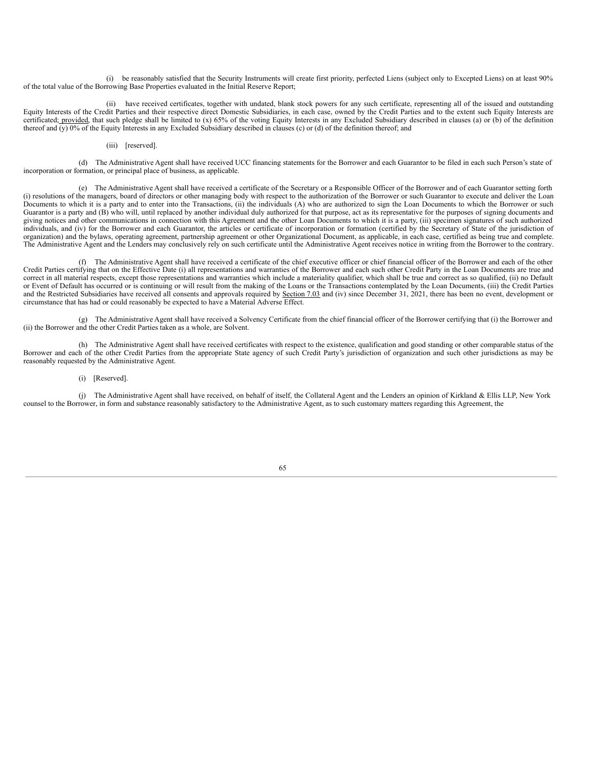(i) be reasonably satisfied that the Security Instruments will create first priority, perfected Liens (subject only to Excepted Liens) on at least 90% of the total value of the Borrowing Base Properties evaluated in the Initial Reserve Report;

(ii) have received certificates, together with undated, blank stock powers for any such certificate, representing all of the issued and outstanding Equity Interests of the Credit Parties and their respective direct Domestic Subsidiaries, in each case, owned by the Credit Parties and to the extent such Equity Interests are certificated; provided, that such pledge shall be limited to (x) 65% of the voting Equity Interests in any Excluded Subsidiary described in clauses (a) or (b) of the definition thereof and (y) 0% of the Equity Interests in any Excluded Subsidiary described in clauses (c) or (d) of the definition thereof; and

(iii) [reserved].

(d) The Administrative Agent shall have received UCC financing statements for the Borrower and each Guarantor to be filed in each such Person's state of incorporation or formation, or principal place of business, as applicable.

(e) The Administrative Agent shall have received a certificate of the Secretary or a Responsible Officer of the Borrower and of each Guarantor setting forth (i) resolutions of the managers, board of directors or other managing body with respect to the authorization of the Borrower or such Guarantor to execute and deliver the Loan Documents to which it is a party and to enter into the Transactions, (ii) the individuals (A) who are authorized to sign the Loan Documents to which the Borrower or such Guarantor is a party and (B) who will, until replaced by another individual duly authorized for that purpose, act as its representative for the purposes of signing documents and giving notices and other communications in connection with this Agreement and the other Loan Documents to which it is a party, (iii) specimen signatures of such authorized individuals, and (iv) for the Borrower and each Guarantor, the articles or certificate of incorporation or formation (certified by the Secretary of State of the jurisdiction of organization) and the bylaws, operating agreement, partnership agreement or other Organizational Document, as applicable, in each case, certified as being true and complete. The Administrative Agent and the Lenders may conclusively rely on such certificate until the Administrative Agent receives notice in writing from the Borrower to the contrary.

(f) The Administrative Agent shall have received a certificate of the chief executive officer or chief financial officer of the Borrower and each of the other Credit Parties certifying that on the Effective Date (i) all representations and warranties of the Borrower and each such other Credit Party in the Loan Documents are true and correct in all material respects, except those representations and warranties which include a materiality qualifier, which shall be true and correct as so qualified, (ii) no Default or Event of Default has occurred or is continuing or will result from the making of the Loans or the Transactions contemplated by the Loan Documents, (iii) the Credit Parties and the Restricted Subsidiaries have received all consents and approvals required by Section 7.03 and (iv) since December 31, 2021, there has been no event, development or circumstance that has had or could reasonably be expected to have a Material Adverse Effect.

(g) The Administrative Agent shall have received a Solvency Certificate from the chief financial officer of the Borrower certifying that (i) the Borrower and (ii) the Borrower and the other Credit Parties taken as a whole, are Solvent.

(h) The Administrative Agent shall have received certificates with respect to the existence, qualification and good standing or other comparable status of the Borrower and each of the other Credit Parties from the appropriate State agency of such Credit Party's jurisdiction of organization and such other jurisdictions as may be reasonably requested by the Administrative Agent.

(i) [Reserved].

(j) The Administrative Agent shall have received, on behalf of itself, the Collateral Agent and the Lenders an opinion of Kirkland & Ellis LLP, New York counsel to the Borrower, in form and substance reasonably satisfactory to the Administrative Agent, as to such customary matters regarding this Agreement, the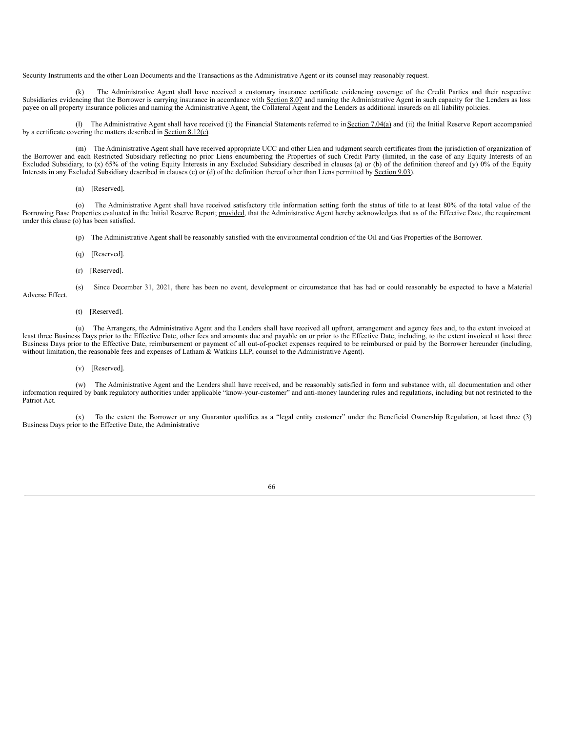Security Instruments and the other Loan Documents and the Transactions as the Administrative Agent or its counsel may reasonably request.

(k) The Administrative Agent shall have received a customary insurance certificate evidencing coverage of the Credit Parties and their respective Subsidiaries evidencing that the Borrower is carrying insurance in accordance with Section 8.07 and naming the Administrative Agent in such capacity for the Lenders as loss payee on all property insurance policies and naming the Administrative Agent, the Collateral Agent and the Lenders as additional insureds on all liability policies.

(l) The Administrative Agent shall have received (i) the Financial Statements referred to in Section 7.04(a) and (ii) the Initial Reserve Report accompanied by a certificate covering the matters described in Section 8.12(c).

(m) The Administrative Agent shall have received appropriate UCC and other Lien and judgment search certificates from the jurisdiction of organization of the Borrower and each Restricted Subsidiary reflecting no prior Liens encumbering the Properties of such Credit Party (limited, in the case of any Equity Interests of an Excluded Subsidiary, to (x) 65% of the voting Equity Interests in any Excluded Subsidiary described in clauses (a) or (b) of the definition thereof and (y) 0% of the Equity Interests in any Excluded Subsidiary described in clauses (c) or (d) of the definition thereof other than Liens permitted by Section 9.03).

(n) [Reserved].

(o) The Administrative Agent shall have received satisfactory title information setting forth the status of title to at least 80% of the total value of the Borrowing Base Properties evaluated in the Initial Reserve Report; provided, that the Administrative Agent hereby acknowledges that as of the Effective Date, the requirement under this clause (o) has been satisfied.

(p) The Administrative Agent shall be reasonably satisfied with the environmental condition of the Oil and Gas Properties of the Borrower.

(q) [Reserved].

(r) [Reserved].

(s) Since December 31, 2021, there has been no event, development or circumstance that has had or could reasonably be expected to have a Material Adverse Effect.

(t) [Reserved].

(u) The Arrangers, the Administrative Agent and the Lenders shall have received all upfront, arrangement and agency fees and, to the extent invoiced at least three Business Days prior to the Effective Date, other fees and amounts due and payable on or prior to the Effective Date, including, to the extent invoiced at least three Business Days prior to the Effective Date, reimbursement or payment of all out-of-pocket expenses required to be reimbursed or paid by the Borrower hereunder (including, without limitation, the reasonable fees and expenses of Latham & Watkins LLP, counsel to the Administrative Agent).

(v) [Reserved].

(w) The Administrative Agent and the Lenders shall have received, and be reasonably satisfied in form and substance with, all documentation and other information required by bank regulatory authorities under applicable "know-your-customer" and anti-money laundering rules and regulations, including but not restricted to the Patriot Act.

(x) To the extent the Borrower or any Guarantor qualifies as a "legal entity customer" under the Beneficial Ownership Regulation, at least three (3) Business Days prior to the Effective Date, the Administrative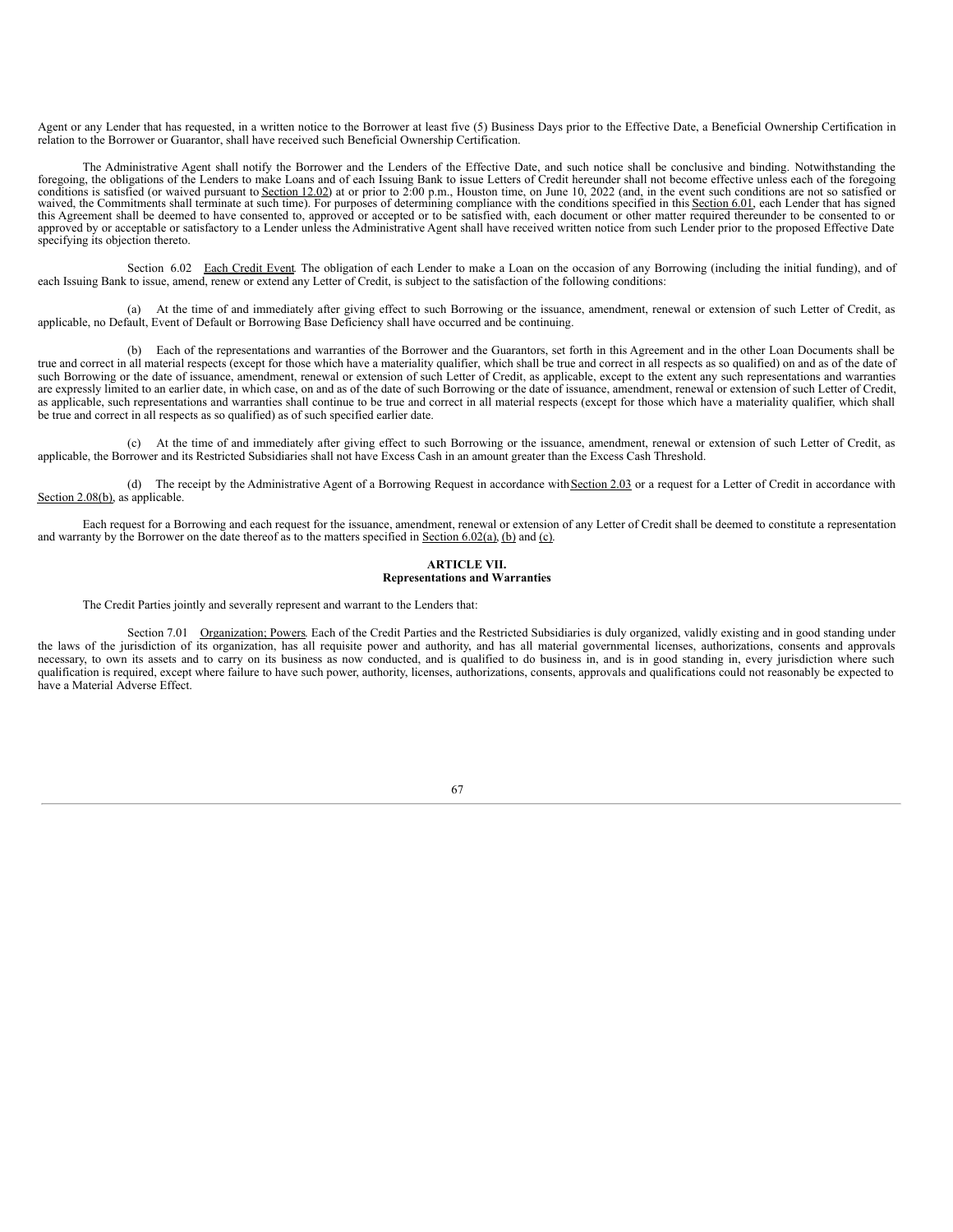Agent or any Lender that has requested, in a written notice to the Borrower at least five (5) Business Days prior to the Effective Date, a Beneficial Ownership Certification in relation to the Borrower or Guarantor, shall have received such Beneficial Ownership Certification.

The Administrative Agent shall notify the Borrower and the Lenders of the Effective Date, and such notice shall be conclusive and binding. Notwithstanding the foregoing, the obligations of the Lenders to make Loans and of each Issuing Bank to issue Letters of Credit hereunder shall not become effective unless each of the foregoing conditions is satisfied (or waived pursuant to Section 12.02) at or prior to 2:00 p.m., Houston time, on June 10, 2022 (and, in the event such conditions are not so satisfied or waived, the Commitments shall terminate at such time). For purposes of determining compliance with the conditions specified in this Section 6.01, each Lender that has signed this Agreement shall be deemed to have consented to, approved or accepted or to be satisfied with, each document or other matter required thereunder to be consented to or approved by or acceptable or satisfactory to a Lender unless the Administrative Agent shall have received written notice from such Lender prior to the proposed Effective Date specifying its objection thereto.

Section 6.02 Each Credit Event. The obligation of each Lender to make a Loan on the occasion of any Borrowing (including the initial funding), and of each Issuing Bank to issue, amend, renew or extend any Letter of Credit, is subject to the satisfaction of the following conditions:

(a) At the time of and immediately after giving effect to such Borrowing or the issuance, amendment, renewal or extension of such Letter of Credit, as applicable, no Default, Event of Default or Borrowing Base Deficiency shall have occurred and be continuing.

(b) Each of the representations and warranties of the Borrower and the Guarantors, set forth in this Agreement and in the other Loan Documents shall be true and correct in all material respects (except for those which have a materiality qualifier, which shall be true and correct in all respects as so qualified) on and as of the date of such Borrowing or the date of issuance, amendment, renewal or extension of such Letter of Credit, as applicable, except to the extent any such representations and warranties are expressly limited to an earlier date, in which case, on and as of the date of such Borrowing or the date of issuance, amendment, renewal or extension of such Letter of Credit, as applicable, such representations and warranties shall continue to be true and correct in all material respects (except for those which have a materiality qualifier, which shall be true and correct in all respects as so qualified) as of such specified earlier date.

(c) At the time of and immediately after giving effect to such Borrowing or the issuance, amendment, renewal or extension of such Letter of Credit, as applicable, the Borrower and its Restricted Subsidiaries shall not have Excess Cash in an amount greater than the Excess Cash Threshold.

(d) The receipt by the Administrative Agent of a Borrowing Request in accordance with Section 2.03 or a request for a Letter of Credit in accordance with Section 2.08(b), as applicable.

Each request for a Borrowing and each request for the issuance, amendment, renewal or extension of any Letter of Credit shall be deemed to constitute a representation and warranty by the Borrower on the date thereof as to the matters specified in Section 6.02(a), (b) and (c).

## ARTICLE VII.
## Representations and Warranties

The Credit Parties jointly and severally represent and warrant to the Lenders that:

Section 7.01 Organization; Powers. Each of the Credit Parties and the Restricted Subsidiaries is duly organized, validly existing and in good standing under the laws of the jurisdiction of its organization, has all requisite power and authority, and has all material governmental licenses, authorizations, consents and approvals necessary, to own its assets and to carry on its business as now conducted, and is qualified to do business in, and is in good standing in, every jurisdiction where such qualification is required, except where failure to have such power, authority, licenses, authorizations, consents, approvals and qualifications could not reasonably be expected to have a Material Adverse Effect.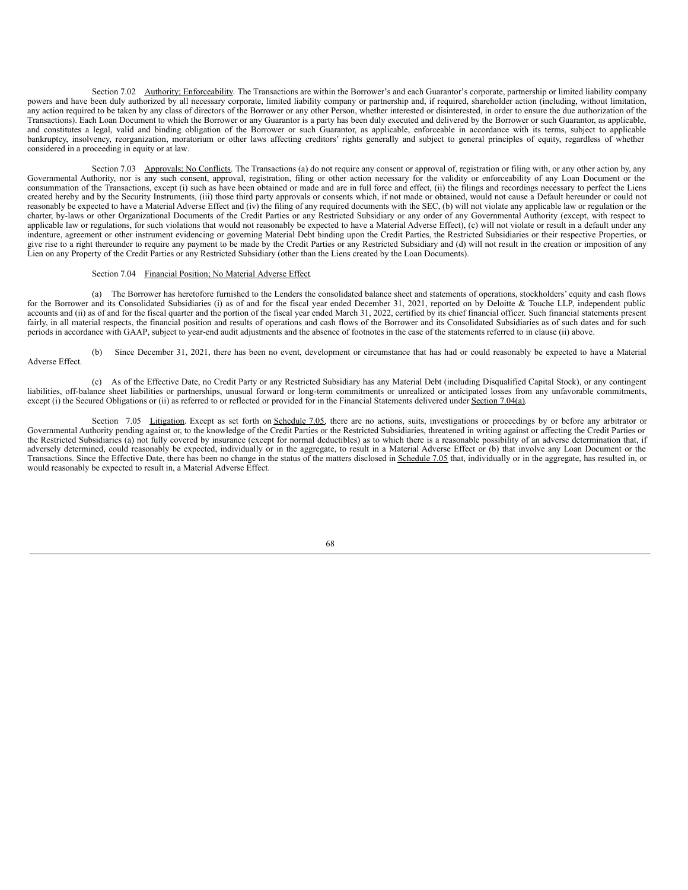Section 7.02 Authority; Enforceability. The Transactions are within the Borrower's and each Guarantor's corporate, partnership or limited liability company powers and have been duly authorized by all necessary corporate, limited liability company or partnership and, if required, shareholder action (including, without limitation, any action required to be taken by any class of directors of the Borrower or any other Person, whether interested or disinterested, in order to ensure the due authorization of the Transactions). Each Loan Document to which the Borrower or any Guarantor is a party has been duly executed and delivered by the Borrower or such Guarantor, as applicable, and constitutes a legal, valid and binding obligation of the Borrower or such Guarantor, as applicable, enforceable in accordance with its terms, subject to applicable bankruptcy, insolvency, reorganization, moratorium or other laws affecting creditors' rights generally and subject to general principles of equity, regardless of whether considered in a proceeding in equity or at law.

Section 7.03 Approvals; No Conflicts. The Transactions (a) do not require any consent or approval of, registration or filing with, or any other action by, any Governmental Authority, nor is any such consent, approval, registration, filing or other action necessary for the validity or enforceability of any Loan Document or the consummation of the Transactions, except (i) such as have been obtained or made and are in full force and effect, (ii) the filings and recordings necessary to perfect the Liens created hereby and by the Security Instruments, (iii) those third party approvals or consents which, if not made or obtained, would not cause a Default hereunder or could not reasonably be expected to have a Material Adverse Effect and (iv) the filing of any required documents with the SEC, (b) will not violate any applicable law or regulation or the charter, by-laws or other Organizational Documents of the Credit Parties or any Restricted Subsidiary or any order of any Governmental Authority (except, with respect to applicable law or regulations, for such violations that would not reasonably be expected to have a Material Adverse Effect), (c) will not violate or result in a default under any indenture, agreement or other instrument evidencing or governing Material Debt binding upon the Credit Parties, the Restricted Subsidiaries or their respective Properties, or give rise to a right thereunder to require any payment to be made by the Credit Parties or any Restricted Subsidiary and (d) will not result in the creation or imposition of any Lien on any Property of the Credit Parties or any Restricted Subsidiary (other than the Liens created by the Loan Documents).

Section 7.04 Financial Position; No Material Adverse Effect.

(a) The Borrower has heretofore furnished to the Lenders the consolidated balance sheet and statements of operations, stockholders' equity and cash flows for the Borrower and its Consolidated Subsidiaries (i) as of and for the fiscal year ended December 31, 2021, reported on by Deloitte & Touche LLP, independent public accounts and (ii) as of and for the fiscal quarter and the portion of the fiscal year ended March 31, 2022, certified by its chief financial officer. Such financial statements present fairly, in all material respects, the financial position and results of operations and cash flows of the Borrower and its Consolidated Subsidiaries as of such dates and for such periods in accordance with GAAP, subject to year-end audit adjustments and the absence of footnotes in the case of the statements referred to in clause (ii) above.

(b) Since December 31, 2021, there has been no event, development or circumstance that has had or could reasonably be expected to have a Material Adverse Effect.

(c) As of the Effective Date, no Credit Party or any Restricted Subsidiary has any Material Debt (including Disqualified Capital Stock), or any contingent liabilities, off-balance sheet liabilities or partnerships, unusual forward or long-term commitments or unrealized or anticipated losses from any unfavorable commitments, except (i) the Secured Obligations or (ii) as referred to or reflected or provided for in the Financial Statements delivered under Section 7.04(a).

Section 7.05 Litigation. Except as set forth on Schedule 7.05, there are no actions, suits, investigations or proceedings by or before any arbitrator or Governmental Authority pending against or, to the knowledge of the Credit Parties or the Restricted Subsidiaries, threatened in writing against or affecting the Credit Parties or the Restricted Subsidiaries (a) not fully covered by insurance (except for normal deductibles) as to which there is a reasonable possibility of an adverse determination that, if adversely determined, could reasonably be expected, individually or in the aggregate, to result in a Material Adverse Effect or (b) that involve any Loan Document or the Transactions. Since the Effective Date, there has been no change in the status of the matters disclosed in Schedule 7.05 that, individually or in the aggregate, has resulted in, or would reasonably be expected to result in, a Material Adverse Effect.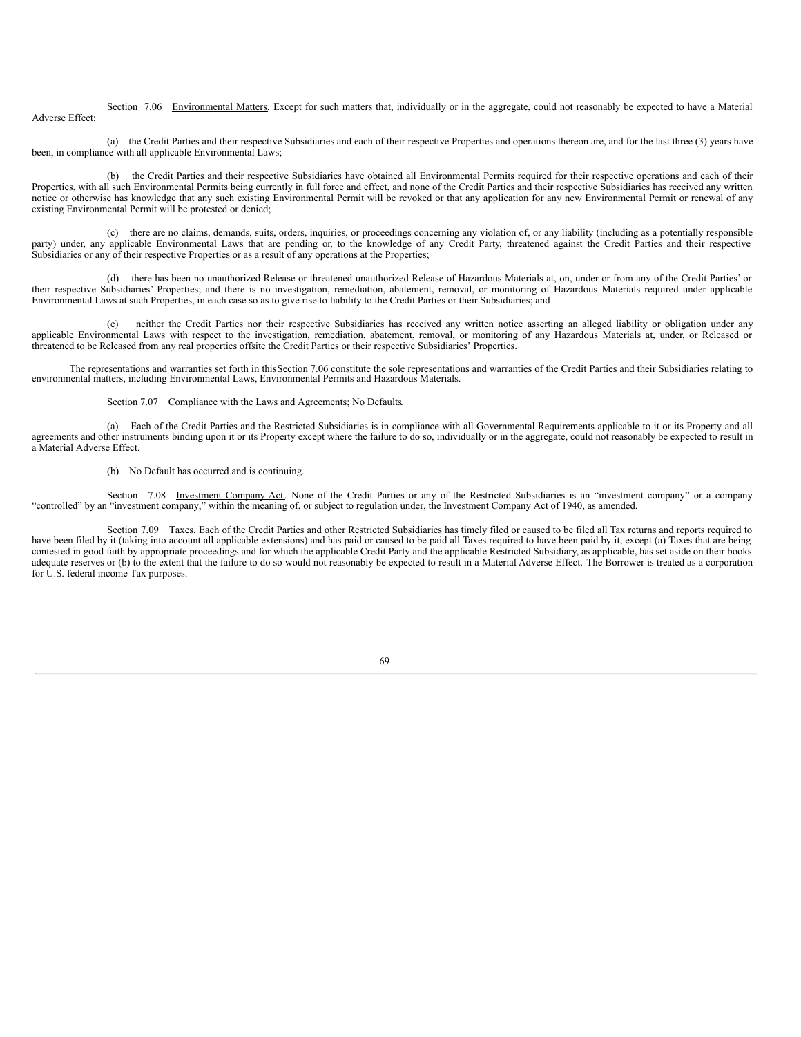Section 7.06 Environmental Matters. Except for such matters that, individually or in the aggregate, could not reasonably be expected to have a Material Adverse Effect:

(a) the Credit Parties and their respective Subsidiaries and each of their respective Properties and operations thereon are, and for the last three (3) years have been, in compliance with all applicable Environmental Laws;

(b) the Credit Parties and their respective Subsidiaries have obtained all Environmental Permits required for their respective operations and each of their Properties, with all such Environmental Permits being currently in full force and effect, and none of the Credit Parties and their respective Subsidiaries has received any written notice or otherwise has knowledge that any such existing Environmental Permit will be revoked or that any application for any new Environmental Permit or renewal of any existing Environmental Permit will be protested or denied;

(c) there are no claims, demands, suits, orders, inquiries, or proceedings concerning any violation of, or any liability (including as a potentially responsible party) under, any applicable Environmental Laws that are pending or, to the knowledge of any Credit Party, threatened against the Credit Parties and their respective Subsidiaries or any of their respective Properties or as a result of any operations at the Properties;

(d) there has been no unauthorized Release or threatened unauthorized Release of Hazardous Materials at, on, under or from any of the Credit Parties' or their respective Subsidiaries' Properties; and there is no investigation, remediation, abatement, removal, or monitoring of Hazardous Materials required under applicable Environmental Laws at such Properties, in each case so as to give rise to liability to the Credit Parties or their Subsidiaries; and

(e) neither the Credit Parties nor their respective Subsidiaries has received any written notice asserting an alleged liability or obligation under any applicable Environmental Laws with respect to the investigation, remediation, abatement, removal, or monitoring of any Hazardous Materials at, under, or Released or threatened to be Released from any real properties offsite the Credit Parties or their respective Subsidiaries' Properties.

The representations and warranties set forth in this Section 7.06 constitute the sole representations and warranties of the Credit Parties and their Subsidiaries relating to environmental matters, including Environmental Laws, Environmental Permits and Hazardous Materials.

Section 7.07 Compliance with the Laws and Agreements; No Defaults.

(a) Each of the Credit Parties and the Restricted Subsidiaries is in compliance with all Governmental Requirements applicable to it or its Property and all agreements and other instruments binding upon it or its Property except where the failure to do so, individually or in the aggregate, could not reasonably be expected to result in a Material Adverse Effect.

(b) No Default has occurred and is continuing.

Section 7.08 Investment Company Act. None of the Credit Parties or any of the Restricted Subsidiaries is an "investment company" or a company "controlled" by an "investment company," within the meaning of, or subject to regulation under, the Investment Company Act of 1940, as amended.

Section 7.09 Taxes. Each of the Credit Parties and other Restricted Subsidiaries has timely filed or caused to be filed all Tax returns and reports required to have been filed by it (taking into account all applicable extensions) and has paid or caused to be paid all Taxes required to have been paid by it, except (a) Taxes that are being contested in good faith by appropriate proceedings and for which the applicable Credit Party and the applicable Restricted Subsidiary, as applicable, has set aside on their books adequate reserves or (b) to the extent that the failure to do so would not reasonably be expected to result in a Material Adverse Effect. The Borrower is treated as a corporation for U.S. federal income Tax purposes.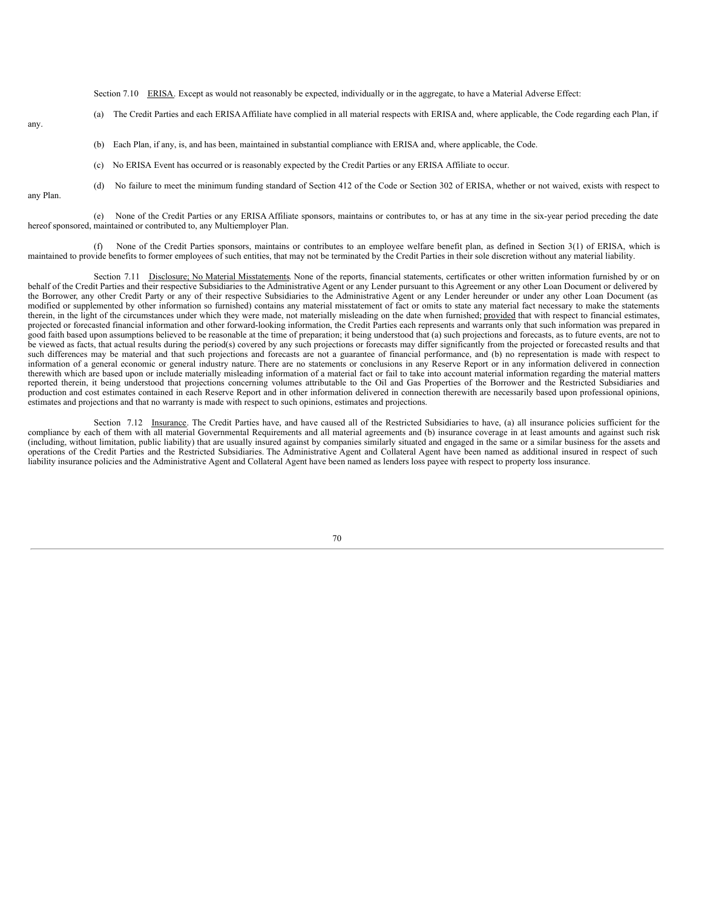Section 7.10 ERISA. Except as would not reasonably be expected, individually or in the aggregate, to have a Material Adverse Effect:

(a) The Credit Parties and each ERISA Affiliate have complied in all material respects with ERISA and, where applicable, the Code regarding each Plan, if any.

(b) Each Plan, if any, is, and has been, maintained in substantial compliance with ERISA and, where applicable, the Code.

(c) No ERISA Event has occurred or is reasonably expected by the Credit Parties or any ERISA Affiliate to occur.

(d) No failure to meet the minimum funding standard of Section 412 of the Code or Section 302 of ERISA, whether or not waived, exists with respect to any Plan.

(e) None of the Credit Parties or any ERISA Affiliate sponsors, maintains or contributes to, or has at any time in the six-year period preceding the date hereof sponsored, maintained or contributed to, any Multiemployer Plan.

(f) None of the Credit Parties sponsors, maintains or contributes to an employee welfare benefit plan, as defined in Section 3(1) of ERISA, which is maintained to provide benefits to former employees of such entities, that may not be terminated by the Credit Parties in their sole discretion without any material liability.

Section 7.11 Disclosure; No Material Misstatements. None of the reports, financial statements, certificates or other written information furnished by or on behalf of the Credit Parties and their respective Subsidiaries to the Administrative Agent or any Lender pursuant to this Agreement or any other Loan Document or delivered by the Borrower, any other Credit Party or any of their respective Subsidiaries to the Administrative Agent or any Lender hereunder or under any other Loan Document (as modified or supplemented by other information so furnished) contains any material misstatement of fact or omits to state any material fact necessary to make the statements therein, in the light of the circumstances under which they were made, not materially misleading on the date when furnished; provided that with respect to financial estimates, projected or forecasted financial information and other forward-looking information, the Credit Parties each represents and warrants only that such information was prepared in good faith based upon assumptions believed to be reasonable at the time of preparation; it being understood that (a) such projections and forecasts, as to future events, are not to be viewed as facts, that actual results during the period(s) covered by any such projections or forecasts may differ significantly from the projected or forecasted results and that such differences may be material and that such projections and forecasts are not a guarantee of financial performance, and (b) no representation is made with respect to information of a general economic or general industry nature. There are no statements or conclusions in any Reserve Report or in any information delivered in connection therewith which are based upon or include materially misleading information of a material fact or fail to take into account material information regarding the material matters reported therein, it being understood that projections concerning volumes attributable to the Oil and Gas Properties of the Borrower and the Restricted Subsidiaries and production and cost estimates contained in each Reserve Report and in other information delivered in connection therewith are necessarily based upon professional opinions, estimates and projections and that no warranty is made with respect to such opinions, estimates and projections.

Section 7.12 Insurance. The Credit Parties have, and have caused all of the Restricted Subsidiaries to have, (a) all insurance policies sufficient for the compliance by each of them with all material Governmental Requirements and all material agreements and (b) insurance coverage in at least amounts and against such risk (including, without limitation, public liability) that are usually insured against by companies similarly situated and engaged in the same or a similar business for the assets and operations of the Credit Parties and the Restricted Subsidiaries. The Administrative Agent and Collateral Agent have been named as additional insured in respect of such liability insurance policies and the Administrative Agent and Collateral Agent have been named as lenders loss payee with respect to property loss insurance.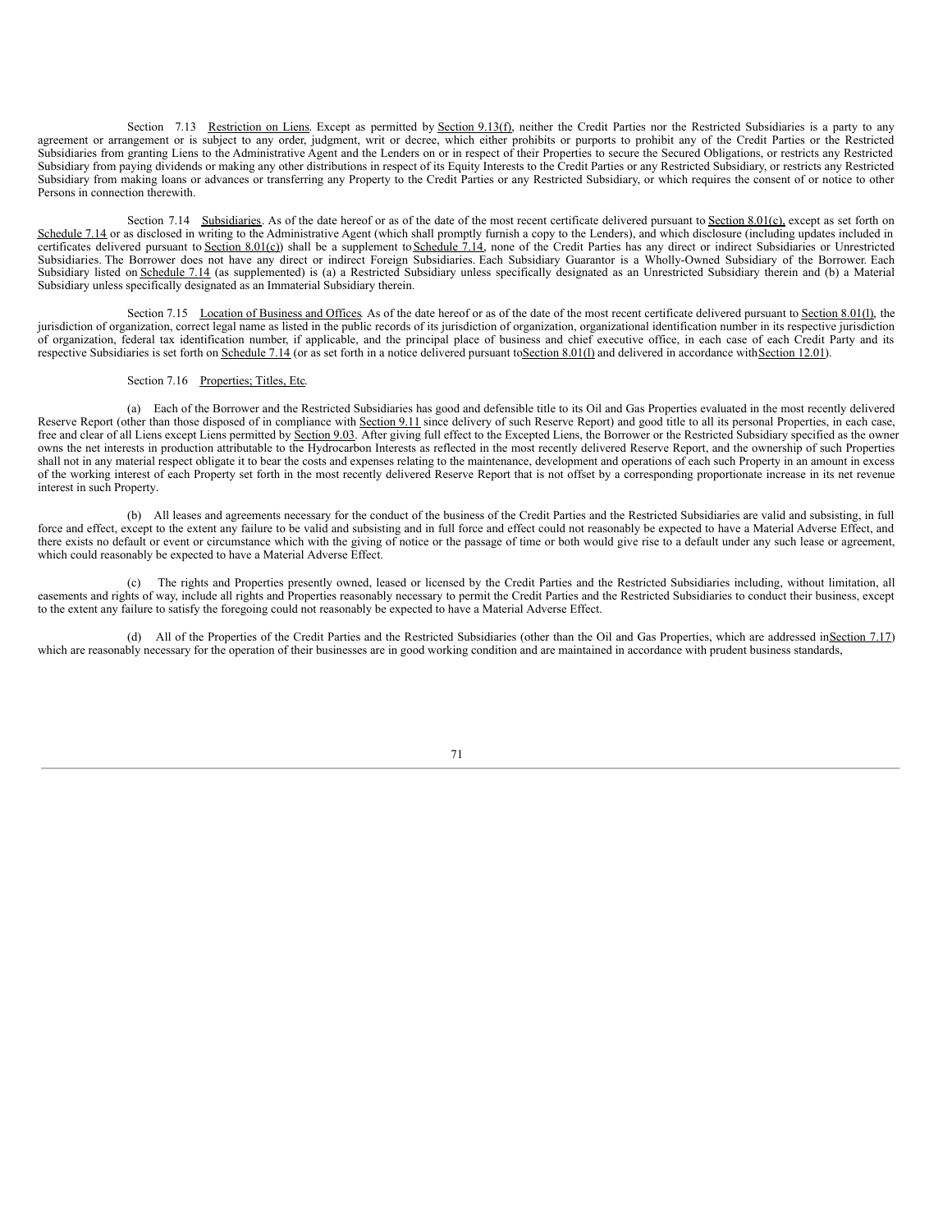Section 7.13 Restriction on Liens. Except as permitted by Section 9.13(f), neither the Credit Parties nor the Restricted Subsidiaries is a party to any agreement or arrangement or is subject to any order, judgment, writ or decree, which either prohibits or purports to prohibit any of the Credit Parties or the Restricted Subsidiaries from granting Liens to the Administrative Agent and the Lenders on or in respect of their Properties to secure the Secured Obligations, or restricts any Restricted Subsidiary from paying dividends or making any other distributions in respect of its Equity Interests to the Credit Parties or any Restricted Subsidiary, or restricts any Restricted Subsidiary from making loans or advances or transferring any Property to the Credit Parties or any Restricted Subsidiary, or which requires the consent of or notice to other Persons in connection therewith.

Section 7.14 Subsidiaries. As of the date hereof or as of the date of the most recent certificate delivered pursuant to Section 8.01(c), except as set forth on Schedule 7.14 or as disclosed in writing to the Administrative Agent (which shall promptly furnish a copy to the Lenders), and which disclosure (including updates included in certificates delivered pursuant to Section 8.01(c)) shall be a supplement to Schedule 7.14, none of the Credit Parties has any direct or indirect Subsidiaries or Unrestricted Subsidiaries. The Borrower does not have any direct or indirect Foreign Subsidiaries. Each Subsidiary Guarantor is a Wholly-Owned Subsidiary of the Borrower. Each Subsidiary listed on Schedule 7.14 (as supplemented) is (a) a Restricted Subsidiary unless specifically designated as an Unrestricted Subsidiary therein and (b) a Material Subsidiary unless specifically designated as an Immaterial Subsidiary therein.

Section 7.15 Location of Business and Offices. As of the date hereof or as of the date of the most recent certificate delivered pursuant to Section 8.01(l), the jurisdiction of organization, correct legal name as listed in the public records of its jurisdiction of organization, organizational identification number in its respective jurisdiction of organization, federal tax identification number, if applicable, and the principal place of business and chief executive office, in each case of each Credit Party and its respective Subsidiaries is set forth on Schedule 7.14 (or as set forth in a notice delivered pursuant to Section 8.01(l) and delivered in accordance with Section 12.01).

Section 7.16 Properties; Titles, Etc.

(a) Each of the Borrower and the Restricted Subsidiaries has good and defensible title to its Oil and Gas Properties evaluated in the most recently delivered Reserve Report (other than those disposed of in compliance with Section 9.11 since delivery of such Reserve Report) and good title to all its personal Properties, in each case, free and clear of all Liens except Liens permitted by Section 9.03. After giving full effect to the Excepted Liens, the Borrower or the Restricted Subsidiary specified as the owner owns the net interests in production attributable to the Hydrocarbon Interests as reflected in the most recently delivered Reserve Report, and the ownership of such Properties shall not in any material respect obligate it to bear the costs and expenses relating to the maintenance, development and operations of each such Property in an amount in excess of the working interest of each Property set forth in the most recently delivered Reserve Report that is not offset by a corresponding proportionate increase in its net revenue interest in such Property.

(b) All leases and agreements necessary for the conduct of the business of the Credit Parties and the Restricted Subsidiaries are valid and subsisting, in full force and effect, except to the extent any failure to be valid and subsisting and in full force and effect could not reasonably be expected to have a Material Adverse Effect, and there exists no default or event or circumstance which with the giving of notice or the passage of time or both would give rise to a default under any such lease or agreement, which could reasonably be expected to have a Material Adverse Effect.

(c) The rights and Properties presently owned, leased or licensed by the Credit Parties and the Restricted Subsidiaries including, without limitation, all easements and rights of way, include all rights and Properties reasonably necessary to permit the Credit Parties and the Restricted Subsidiaries to conduct their business, except to the extent any failure to satisfy the foregoing could not reasonably be expected to have a Material Adverse Effect.

(d) All of the Properties of the Credit Parties and the Restricted Subsidiaries (other than the Oil and Gas Properties, which are addressed in Section 7.17) which are reasonably necessary for the operation of their businesses are in good working condition and are maintained in accordance with prudent business standards,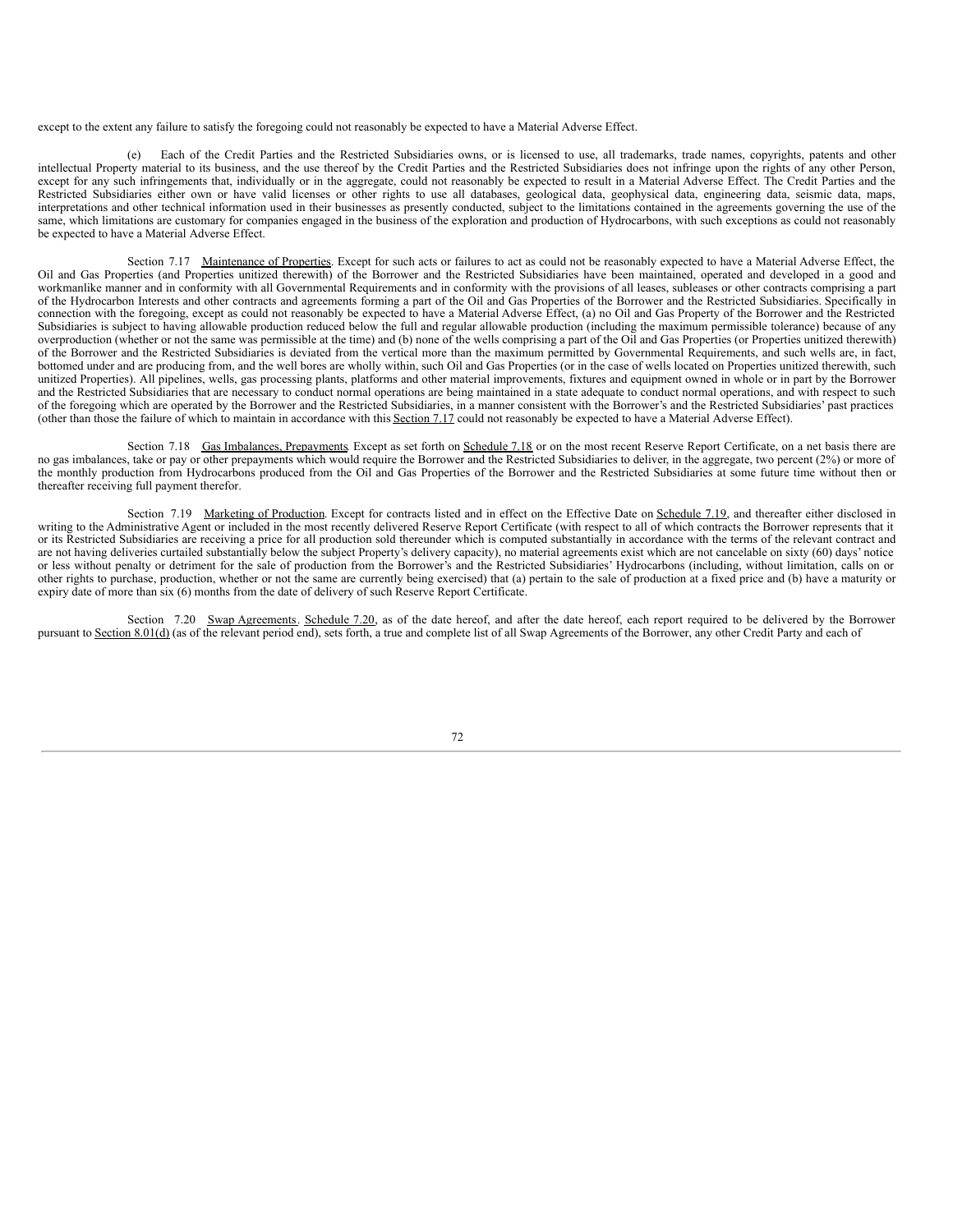except to the extent any failure to satisfy the foregoing could not reasonably be expected to have a Material Adverse Effect.

(e) Each of the Credit Parties and the Restricted Subsidiaries owns, or is licensed to use, all trademarks, trade names, copyrights, patents and other intellectual Property material to its business, and the use thereof by the Credit Parties and the Restricted Subsidiaries does not infringe upon the rights of any other Person, except for any such infringements that, individually or in the aggregate, could not reasonably be expected to result in a Material Adverse Effect. The Credit Parties and the Restricted Subsidiaries either own or have valid licenses or other rights to use all databases, geological data, geophysical data, engineering data, seismic data, maps, interpretations and other technical information used in their businesses as presently conducted, subject to the limitations contained in the agreements governing the use of the same, which limitations are customary for companies engaged in the business of the exploration and production of Hydrocarbons, with such exceptions as could not reasonably be expected to have a Material Adverse Effect.

Section 7.17 Maintenance of Properties. Except for such acts or failures to act as could not be reasonably expected to have a Material Adverse Effect, the Oil and Gas Properties (and Properties unitized therewith) of the Borrower and the Restricted Subsidiaries have been maintained, operated and developed in a good and workmanlike manner and in conformity with all Governmental Requirements and in conformity with the provisions of all leases, subleases or other contracts comprising a part of the Hydrocarbon Interests and other contracts and agreements forming a part of the Oil and Gas Properties of the Borrower and the Restricted Subsidiaries. Specifically in connection with the foregoing, except as could not reasonably be expected to have a Material Adverse Effect, (a) no Oil and Gas Property of the Borrower and the Restricted Subsidiaries is subject to having allowable production reduced below the full and regular allowable production (including the maximum permissible tolerance) because of any overproduction (whether or not the same was permissible at the time) and (b) none of the wells comprising a part of the Oil and Gas Properties (or Properties unitized therewith) of the Borrower and the Restricted Subsidiaries is deviated from the vertical more than the maximum permitted by Governmental Requirements, and such wells are, in fact, bottomed under and are producing from, and the well bores are wholly within, such Oil and Gas Properties (or in the case of wells located on Properties unitized therewith, such unitized Properties). All pipelines, wells, gas processing plants, platforms and other material improvements, fixtures and equipment owned in whole or in part by the Borrower and the Restricted Subsidiaries that are necessary to conduct normal operations are being maintained in a state adequate to conduct normal operations, and with respect to such of the foregoing which are operated by the Borrower and the Restricted Subsidiaries, in a manner consistent with the Borrower's and the Restricted Subsidiaries' past practices (other than those the failure of which to maintain in accordance with this Section 7.17 could not reasonably be expected to have a Material Adverse Effect).

Section 7.18 Gas Imbalances, Prepayments. Except as set forth on Schedule 7.18 or on the most recent Reserve Report Certificate, on a net basis there are no gas imbalances, take or pay or other prepayments which would require the Borrower and the Restricted Subsidiaries to deliver, in the aggregate, two percent (2%) or more of the monthly production from Hydrocarbons produced from the Oil and Gas Properties of the Borrower and the Restricted Subsidiaries at some future time without then or thereafter receiving full payment therefor.

Section 7.19 Marketing of Production. Except for contracts listed and in effect on the Effective Date on Schedule 7.19, and thereafter either disclosed in writing to the Administrative Agent or included in the most recently delivered Reserve Report Certificate (with respect to all of which contracts the Borrower represents that it or its Restricted Subsidiaries are receiving a price for all production sold thereunder which is computed substantially in accordance with the terms of the relevant contract and are not having deliveries curtailed substantially below the subject Property's delivery capacity), no material agreements exist which are not cancelable on sixty (60) days' notice or less without penalty or detriment for the sale of production from the Borrower's and the Restricted Subsidiaries' Hydrocarbons (including, without limitation, calls on or other rights to purchase, production, whether or not the same are currently being exercised) that (a) pertain to the sale of production at a fixed price and (b) have a maturity or expiry date of more than six (6) months from the date of delivery of such Reserve Report Certificate.

Section 7.20 Swap Agreements. Schedule 7.20, as of the date hereof, and after the date hereof, each report required to be delivered by the Borrower pursuant to Section 8.01(d) (as of the relevant period end), sets forth, a true and complete list of all Swap Agreements of the Borrower, any other Credit Party and each of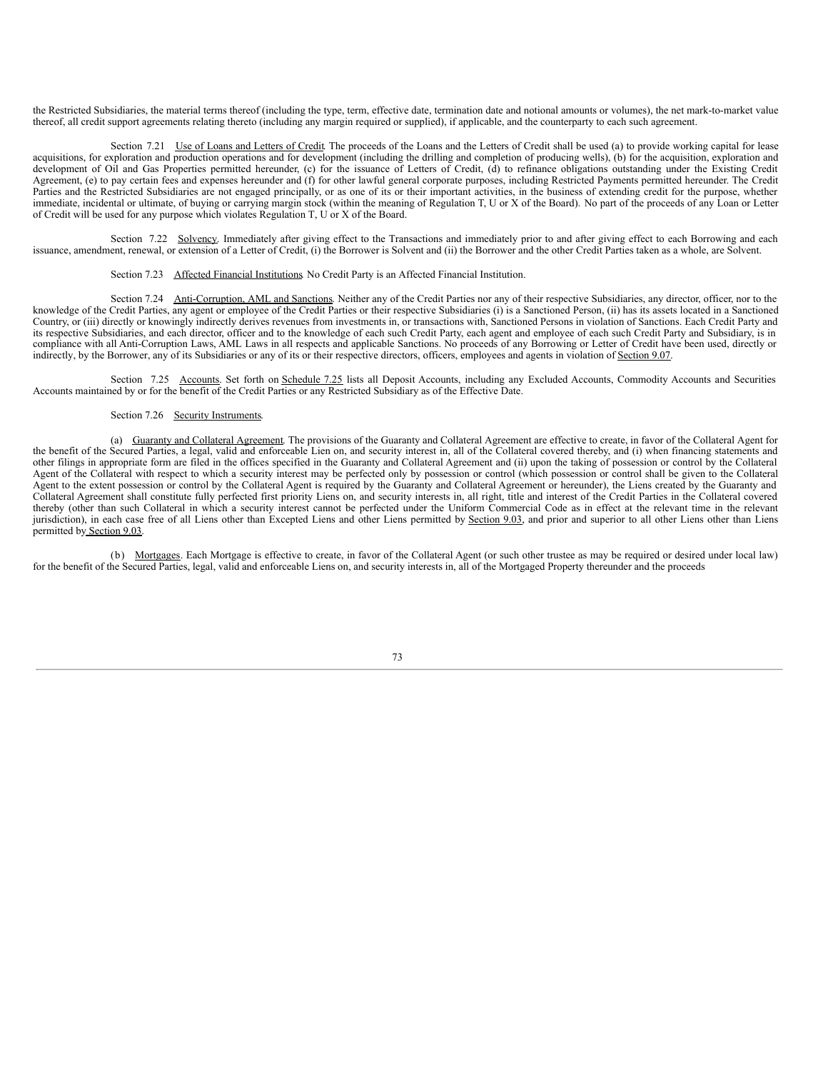the Restricted Subsidiaries, the material terms thereof (including the type, term, effective date, termination date and notional amounts or volumes), the net mark-to-market value thereof, all credit support agreements relating thereto (including any margin required or supplied), if applicable, and the counterparty to each such agreement.

Section 7.21 Use of Loans and Letters of Credit. The proceeds of the Loans and the Letters of Credit shall be used (a) to provide working capital for lease acquisitions, for exploration and production operations and for development (including the drilling and completion of producing wells), (b) for the acquisition, exploration and development of Oil and Gas Properties permitted hereunder, (c) for the issuance of Letters of Credit, (d) to refinance obligations outstanding under the Existing Credit Agreement, (e) to pay certain fees and expenses hereunder and (f) for other lawful general corporate purposes, including Restricted Payments permitted hereunder. The Credit Parties and the Restricted Subsidiaries are not engaged principally, or as one of its or their important activities, in the business of extending credit for the purpose, whether immediate, incidental or ultimate, of buying or carrying margin stock (within the meaning of Regulation T, U or X of the Board). No part of the proceeds of any Loan or Letter of Credit will be used for any purpose which violates Regulation T, U or X of the Board.

Section 7.22 Solvency. Immediately after giving effect to the Transactions and immediately prior to and after giving effect to each Borrowing and each issuance, amendment, renewal, or extension of a Letter of Credit, (i) the Borrower is Solvent and (ii) the Borrower and the other Credit Parties taken as a whole, are Solvent.

Section 7.23 Affected Financial Institutions. No Credit Party is an Affected Financial Institution.

Section 7.24 Anti-Corruption, AML and Sanctions. Neither any of the Credit Parties nor any of their respective Subsidiaries, any director, officer, nor to the knowledge of the Credit Parties, any agent or employee of the Credit Parties or their respective Subsidiaries (i) is a Sanctioned Person, (ii) has its assets located in a Sanctioned Country, or (iii) directly or knowingly indirectly derives revenues from investments in, or transactions with, Sanctioned Persons in violation of Sanctions. Each Credit Party and its respective Subsidiaries, and each director, officer and to the knowledge of each such Credit Party, each agent and employee of each such Credit Party and Subsidiary, is in compliance with all Anti-Corruption Laws, AML Laws in all respects and applicable Sanctions. No proceeds of any Borrowing or Letter of Credit have been used, directly or indirectly, by the Borrower, any of its Subsidiaries or any of its or their respective directors, officers, employees and agents in violation of Section 9.07.

Section 7.25 Accounts. Set forth on Schedule 7.25 lists all Deposit Accounts, including any Excluded Accounts, Commodity Accounts and Securities Accounts maintained by or for the benefit of the Credit Parties or any Restricted Subsidiary as of the Effective Date.

Section 7.26 Security Instruments.

(a) Guaranty and Collateral Agreement. The provisions of the Guaranty and Collateral Agreement are effective to create, in favor of the Collateral Agent for the benefit of the Secured Parties, a legal, valid and enforceable Lien on, and security interest in, all of the Collateral covered thereby, and (i) when financing statements and other filings in appropriate form are filed in the offices specified in the Guaranty and Collateral Agreement and (ii) upon the taking of possession or control by the Collateral Agent of the Collateral with respect to which a security interest may be perfected only by possession or control (which possession or control shall be given to the Collateral Agent to the extent possession or control by the Collateral Agent is required by the Guaranty and Collateral Agreement or hereunder), the Liens created by the Guaranty and Collateral Agreement shall constitute fully perfected first priority Liens on, and security interests in, all right, title and interest of the Credit Parties in the Collateral covered thereby (other than such Collateral in which a security interest cannot be perfected under the Uniform Commercial Code as in effect at the relevant time in the relevant jurisdiction), in each case free of all Liens other than Excepted Liens and other Liens permitted by Section 9.03, and prior and superior to all other Liens other than Liens permitted by Section 9.03.

(b) Mortgages. Each Mortgage is effective to create, in favor of the Collateral Agent (or such other trustee as may be required or desired under local law) for the benefit of the Secured Parties, legal, valid and enforceable Liens on, and security interests in, all of the Mortgaged Property thereunder and the proceeds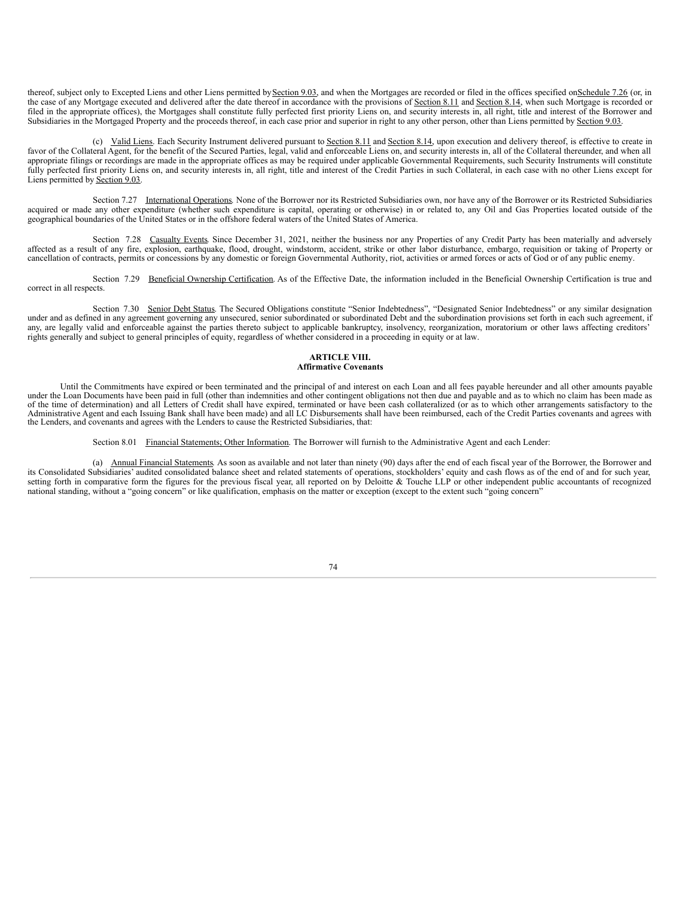thereof, subject only to Excepted Liens and other Liens permitted by Section 9.03, and when the Mortgages are recorded or filed in the offices specified on Schedule 7.26 (or, in the case of any Mortgage executed and delivered after the date thereof in accordance with the provisions of Section 8.11 and Section 8.14, when such Mortgage is recorded or filed in the appropriate offices), the Mortgages shall constitute fully perfected first priority Liens on, and security interests in, all right, title and interest of the Borrower and Subsidiaries in the Mortgaged Property and the proceeds thereof, in each case prior and superior in right to any other person, other than Liens permitted by Section 9.03.

(c) Valid Liens. Each Security Instrument delivered pursuant to Section 8.11 and Section 8.14, upon execution and delivery thereof, is effective to create in favor of the Collateral Agent, for the benefit of the Secured Parties, legal, valid and enforceable Liens on, and security interests in, all of the Collateral thereunder, and when all appropriate filings or recordings are made in the appropriate offices as may be required under applicable Governmental Requirements, such Security Instruments will constitute fully perfected first priority Liens on, and security interests in, all right, title and interest of the Credit Parties in such Collateral, in each case with no other Liens except for Liens permitted by Section 9.03.

Section 7.27 International Operations. None of the Borrower nor its Restricted Subsidiaries own, nor have any of the Borrower or its Restricted Subsidiaries acquired or made any other expenditure (whether such expenditure is capital, operating or otherwise) in or related to, any Oil and Gas Properties located outside of the geographical boundaries of the United States or in the offshore federal waters of the United States of America.

Section 7.28 Casualty Events. Since December 31, 2021, neither the business nor any Properties of any Credit Party has been materially and adversely affected as a result of any fire, explosion, earthquake, flood, drought, windstorm, accident, strike or other labor disturbance, embargo, requisition or taking of Property or cancellation of contracts, permits or concessions by any domestic or foreign Governmental Authority, riot, activities or armed forces or acts of God or of any public enemy.

Section 7.29 Beneficial Ownership Certification. As of the Effective Date, the information included in the Beneficial Ownership Certification is true and correct in all respects.

Section 7.30 Senior Debt Status. The Secured Obligations constitute "Senior Indebtedness", "Designated Senior Indebtedness" or any similar designation under and as defined in any agreement governing any unsecured, senior subordinated or subordinated Debt and the subordination provisions set forth in each such agreement, if any, are legally valid and enforceable against the parties thereto subject to applicable bankruptcy, insolvency, reorganization, moratorium or other laws affecting creditors' rights generally and subject to general principles of equity, regardless of whether considered in a proceeding in equity or at law.

## ARTICLE VIII.
## Affirmative Covenants

Until the Commitments have expired or been terminated and the principal of and interest on each Loan and all fees payable hereunder and all other amounts payable under the Loan Documents have been paid in full (other than indemnities and other contingent obligations not then due and payable and as to which no claim has been made as of the time of determination) and all Letters of Credit shall have expired, terminated or have been cash collateralized (or as to which other arrangements satisfactory to the Administrative Agent and each Issuing Bank shall have been made) and all LC Disbursements shall have been reimbursed, each of the Credit Parties covenants and agrees with the Lenders, and covenants and agrees with the Lenders to cause the Restricted Subsidiaries, that:

Section 8.01 Financial Statements; Other Information. The Borrower will furnish to the Administrative Agent and each Lender:

(a) Annual Financial Statements. As soon as available and not later than ninety (90) days after the end of each fiscal year of the Borrower, the Borrower and its Consolidated Subsidiaries' audited consolidated balance sheet and related statements of operations, stockholders' equity and cash flows as of the end of and for such year, setting forth in comparative form the figures for the previous fiscal year, all reported on by Deloitte & Touche LLP or other independent public accountants of recognized national standing, without a "going concern" or like qualification, emphasis on the matter or exception (except to the extent such "going concern"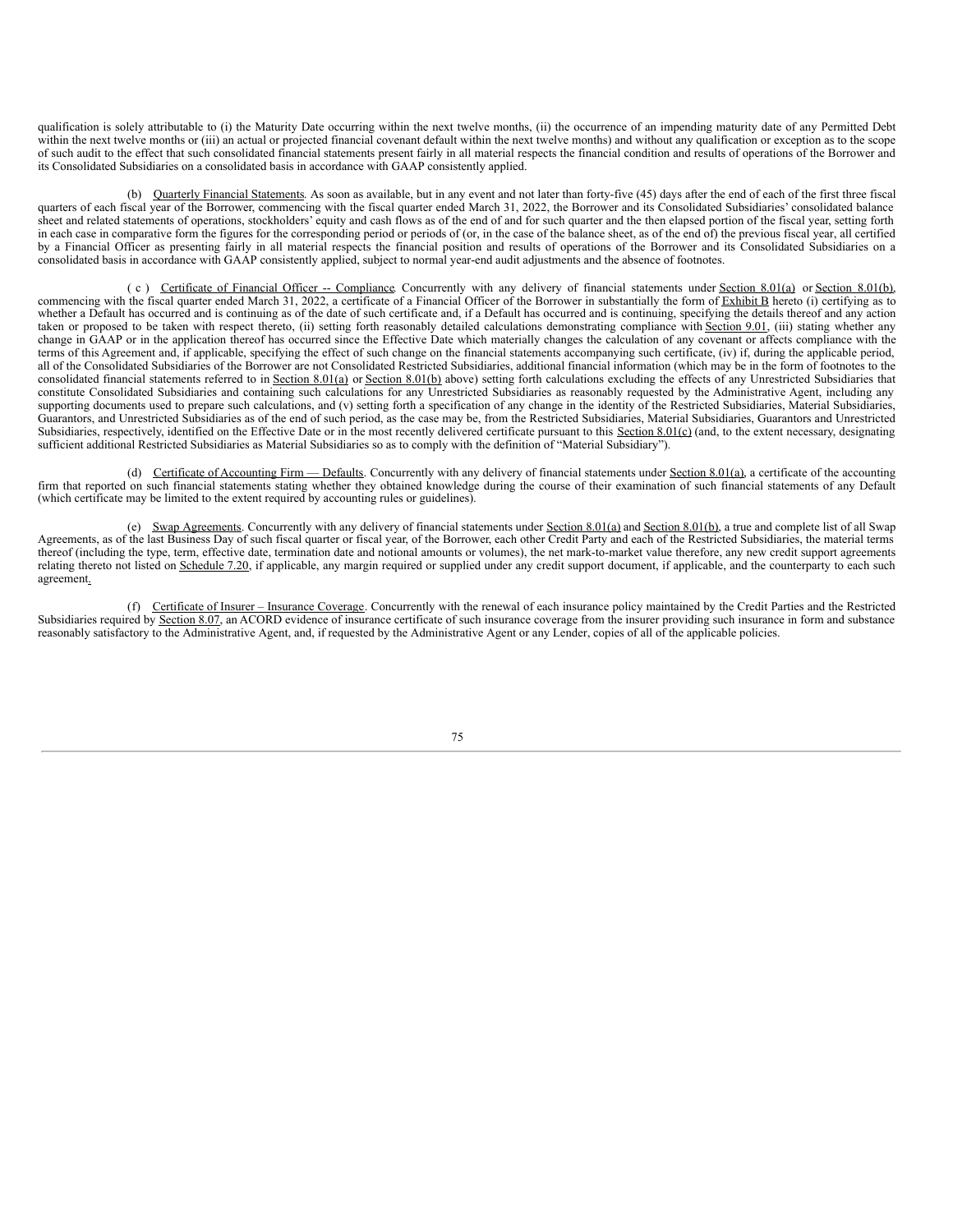qualification is solely attributable to (i) the Maturity Date occurring within the next twelve months, (ii) the occurrence of an impending maturity date of any Permitted Debt within the next twelve months or (iii) an actual or projected financial covenant default within the next twelve months) and without any qualification or exception as to the scope of such audit to the effect that such consolidated financial statements present fairly in all material respects the financial condition and results of operations of the Borrower and its Consolidated Subsidiaries on a consolidated basis in accordance with GAAP consistently applied.

(b) Quarterly Financial Statements. As soon as available, but in any event and not later than forty-five (45) days after the end of each of the first three fiscal quarters of each fiscal year of the Borrower, commencing with the fiscal quarter ended March 31, 2022, the Borrower and its Consolidated Subsidiaries' consolidated balance sheet and related statements of operations, stockholders' equity and cash flows as of the end of and for such quarter and the then elapsed portion of the fiscal year, setting forth in each case in comparative form the figures for the corresponding period or periods of (or, in the case of the balance sheet, as of the end of) the previous fiscal year, all certified by a Financial Officer as presenting fairly in all material respects the financial position and results of operations of the Borrower and its Consolidated Subsidiaries on a consolidated basis in accordance with GAAP consistently applied, subject to normal year-end audit adjustments and the absence of footnotes.

(c) Certificate of Financial Officer -- Compliance. Concurrently with any delivery of financial statements under Section 8.01(a) or Section 8.01(b), commencing with the fiscal quarter ended March 31, 2022, a certificate of a Financial Officer of the Borrower in substantially the form of Exhibit B hereto (i) certifying as to whether a Default has occurred and is continuing as of the date of such certificate and, if a Default has occurred and is continuing, specifying the details thereof and any action taken or proposed to be taken with respect thereto, (ii) setting forth reasonably detailed calculations demonstrating compliance with Section 9.01, (iii) stating whether any change in GAAP or in the application thereof has occurred since the Effective Date which materially changes the calculation of any covenant or affects compliance with the terms of this Agreement and, if applicable, specifying the effect of such change on the financial statements accompanying such certificate, (iv) if, during the applicable period, all of the Consolidated Subsidiaries of the Borrower are not Consolidated Restricted Subsidiaries, additional financial information (which may be in the form of footnotes to the consolidated financial statements referred to in Section 8.01(a) or Section 8.01(b) above) setting forth calculations excluding the effects of any Unrestricted Subsidiaries that constitute Consolidated Subsidiaries and containing such calculations for any Unrestricted Subsidiaries as reasonably requested by the Administrative Agent, including any supporting documents used to prepare such calculations, and (v) setting forth a specification of any change in the identity of the Restricted Subsidiaries, Material Subsidiaries, Guarantors, and Unrestricted Subsidiaries as of the end of such period, as the case may be, from the Restricted Subsidiaries, Material Subsidiaries, Guarantors and Unrestricted Subsidiaries, respectively, identified on the Effective Date or in the most recently delivered certificate pursuant to this Section 8.01(c) (and, to the extent necessary, designating sufficient additional Restricted Subsidiaries as Material Subsidiaries so as to comply with the definition of "Material Subsidiary").

(d) Certificate of Accounting Firm — Defaults. Concurrently with any delivery of financial statements under Section 8.01(a), a certificate of the accounting firm that reported on such financial statements stating whether they obtained knowledge during the course of their examination of such financial statements of any Default (which certificate may be limited to the extent required by accounting rules or guidelines).

(e) Swap Agreements. Concurrently with any delivery of financial statements under Section 8.01(a) and Section 8.01(b), a true and complete list of all Swap Agreements, as of the last Business Day of such fiscal quarter or fiscal year, of the Borrower, each other Credit Party and each of the Restricted Subsidiaries, the material terms thereof (including the type, term, effective date, termination date and notional amounts or volumes), the net mark-to-market value therefore, any new credit support agreements relating thereto not listed on Schedule 7.20, if applicable, any margin required or supplied under any credit support document, if applicable, and the counterparty to each such agreement.

(f) Certificate of Insurer – Insurance Coverage. Concurrently with the renewal of each insurance policy maintained by the Credit Parties and the Restricted Subsidiaries required by Section 8.07, an ACORD evidence of insurance certificate of such insurance coverage from the insurer providing such insurance in form and substance reasonably satisfactory to the Administrative Agent, and, if requested by the Administrative Agent or any Lender, copies of all of the applicable policies.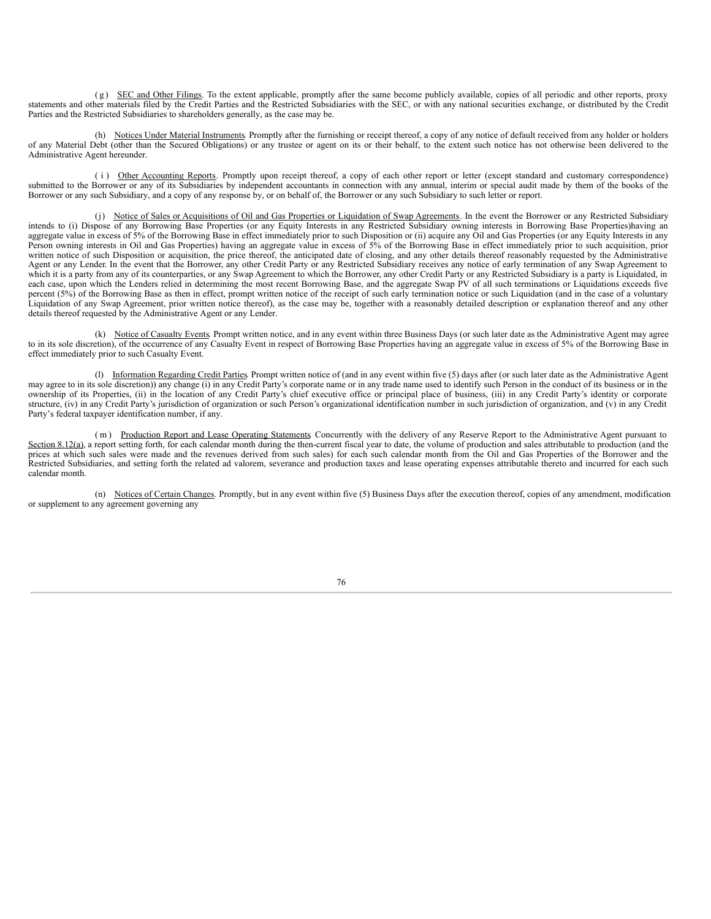(g) SEC and Other Filings. To the extent applicable, promptly after the same become publicly available, copies of all periodic and other reports, proxy statements and other materials filed by the Credit Parties and the Restricted Subsidiaries with the SEC, or with any national securities exchange, or distributed by the Credit Parties and the Restricted Subsidiaries to shareholders generally, as the case may be.

(h) Notices Under Material Instruments. Promptly after the furnishing or receipt thereof, a copy of any notice of default received from any holder or holders of any Material Debt (other than the Secured Obligations) or any trustee or agent on its or their behalf, to the extent such notice has not otherwise been delivered to the Administrative Agent hereunder.

(i) Other Accounting Reports. Promptly upon receipt thereof, a copy of each other report or letter (except standard and customary correspondence) submitted to the Borrower or any of its Subsidiaries by independent accountants in connection with any annual, interim or special audit made by them of the books of the Borrower or any such Subsidiary, and a copy of any response by, or on behalf of, the Borrower or any such Subsidiary to such letter or report.

(j) Notice of Sales or Acquisitions of Oil and Gas Properties or Liquidation of Swap Agreements. In the event the Borrower or any Restricted Subsidiary intends to (i) Dispose of any Borrowing Base Properties (or any Equity Interests in any Restricted Subsidiary owning interests in Borrowing Base Properties)having an aggregate value in excess of 5% of the Borrowing Base in effect immediately prior to such Disposition or (ii) acquire any Oil and Gas Properties (or any Equity Interests in any Person owning interests in Oil and Gas Properties) having an aggregate value in excess of 5% of the Borrowing Base in effect immediately prior to such acquisition, prior written notice of such Disposition or acquisition, the price thereof, the anticipated date of closing, and any other details thereof reasonably requested by the Administrative Agent or any Lender. In the event that the Borrower, any other Credit Party or any Restricted Subsidiary receives any notice of early termination of any Swap Agreement to which it is a party from any of its counterparties, or any Swap Agreement to which the Borrower, any other Credit Party or any Restricted Subsidiary is a party is Liquidated, in each case, upon which the Lenders relied in determining the most recent Borrowing Base, and the aggregate Swap PV of all such terminations or Liquidations exceeds five percent (5%) of the Borrowing Base as then in effect, prompt written notice of the receipt of such early termination notice or such Liquidation (and in the case of a voluntary Liquidation of any Swap Agreement, prior written notice thereof), as the case may be, together with a reasonably detailed description or explanation thereof and any other details thereof requested by the Administrative Agent or any Lender.

(k) Notice of Casualty Events. Prompt written notice, and in any event within three Business Days (or such later date as the Administrative Agent may agree to in its sole discretion), of the occurrence of any Casualty Event in respect of Borrowing Base Properties having an aggregate value in excess of 5% of the Borrowing Base in effect immediately prior to such Casualty Event.

(l) Information Regarding Credit Parties. Prompt written notice of (and in any event within five (5) days after (or such later date as the Administrative Agent may agree to in its sole discretion)) any change (i) in any Credit Party's corporate name or in any trade name used to identify such Person in the conduct of its business or in the ownership of its Properties, (ii) in the location of any Credit Party's chief executive office or principal place of business, (iii) in any Credit Party's identity or corporate structure, (iv) in any Credit Party's jurisdiction of organization or such Person's organizational identification number in such jurisdiction of organization, and (v) in any Credit Party's federal taxpayer identification number, if any.

(m) Production Report and Lease Operating Statements. Concurrently with the delivery of any Reserve Report to the Administrative Agent pursuant to Section 8.12(a), a report setting forth, for each calendar month during the then-current fiscal year to date, the volume of production and sales attributable to production (and the prices at which such sales were made and the revenues derived from such sales) for each such calendar month from the Oil and Gas Properties of the Borrower and the Restricted Subsidiaries, and setting forth the related ad valorem, severance and production taxes and lease operating expenses attributable thereto and incurred for each such calendar month.

(n) Notices of Certain Changes. Promptly, but in any event within five (5) Business Days after the execution thereof, copies of any amendment, modification or supplement to any agreement governing any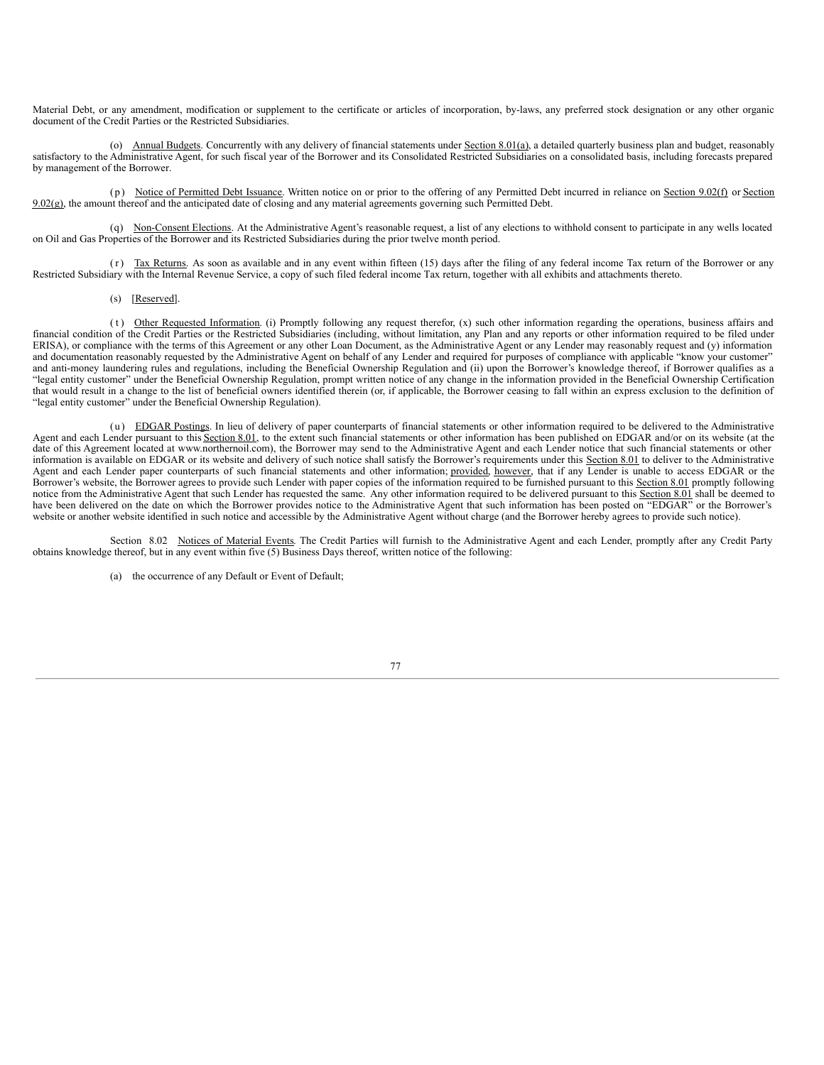Material Debt, or any amendment, modification or supplement to the certificate or articles of incorporation, by-laws, any preferred stock designation or any other organic document of the Credit Parties or the Restricted Subsidiaries.

(o) Annual Budgets. Concurrently with any delivery of financial statements under Section 8.01(a), a detailed quarterly business plan and budget, reasonably satisfactory to the Administrative Agent, for such fiscal year of the Borrower and its Consolidated Restricted Subsidiaries on a consolidated basis, including forecasts prepared by management of the Borrower.

(p) Notice of Permitted Debt Issuance. Written notice on or prior to the offering of any Permitted Debt incurred in reliance on Section 9.02(f) or Section 9.02(g), the amount thereof and the anticipated date of closing and any material agreements governing such Permitted Debt.

(q) Non-Consent Elections. At the Administrative Agent's reasonable request, a list of any elections to withhold consent to participate in any wells located on Oil and Gas Properties of the Borrower and its Restricted Subsidiaries during the prior twelve month period.

(r) Tax Returns. As soon as available and in any event within fifteen (15) days after the filing of any federal income Tax return of the Borrower or any Restricted Subsidiary with the Internal Revenue Service, a copy of such filed federal income Tax return, together with all exhibits and attachments thereto.

(s) [Reserved].

(t) Other Requested Information. (i) Promptly following any request therefor, (x) such other information regarding the operations, business affairs and financial condition of the Credit Parties or the Restricted Subsidiaries (including, without limitation, any Plan and any reports or other information required to be filed under ERISA), or compliance with the terms of this Agreement or any other Loan Document, as the Administrative Agent or any Lender may reasonably request and (y) information and documentation reasonably requested by the Administrative Agent on behalf of any Lender and required for purposes of compliance with applicable "know your customer" and anti-money laundering rules and regulations, including the Beneficial Ownership Regulation and (ii) upon the Borrower's knowledge thereof, if Borrower qualifies as a "legal entity customer" under the Beneficial Ownership Regulation, prompt written notice of any change in the information provided in the Beneficial Ownership Certification that would result in a change to the list of beneficial owners identified therein (or, if applicable, the Borrower ceasing to fall within an express exclusion to the definition of "legal entity customer" under the Beneficial Ownership Regulation).

(u) EDGAR Postings. In lieu of delivery of paper counterparts of financial statements or other information required to be delivered to the Administrative Agent and each Lender pursuant to this Section 8.01, to the extent such financial statements or other information has been published on EDGAR and/or on its website (at the date of this Agreement located at www.northernoil.com), the Borrower may send to the Administrative Agent and each Lender notice that such financial statements or other information is available on EDGAR or its website and delivery of such notice shall satisfy the Borrower's requirements under this Section 8.01 to deliver to the Administrative Agent and each Lender paper counterparts of such financial statements and other information; provided, however, that if any Lender is unable to access EDGAR or the Borrower's website, the Borrower agrees to provide such Lender with paper copies of the information required to be furnished pursuant to this Section 8.01 promptly following notice from the Administrative Agent that such Lender has requested the same. Any other information required to be delivered pursuant to this Section 8.01 shall be deemed to have been delivered on the date on which the Borrower provides notice to the Administrative Agent that such information has been posted on "EDGAR" or the Borrower's website or another website identified in such notice and accessible by the Administrative Agent without charge (and the Borrower hereby agrees to provide such notice).

Section 8.02 Notices of Material Events. The Credit Parties will furnish to the Administrative Agent and each Lender, promptly after any Credit Party obtains knowledge thereof, but in any event within five (5) Business Days thereof, written notice of the following:

(a) the occurrence of any Default or Event of Default;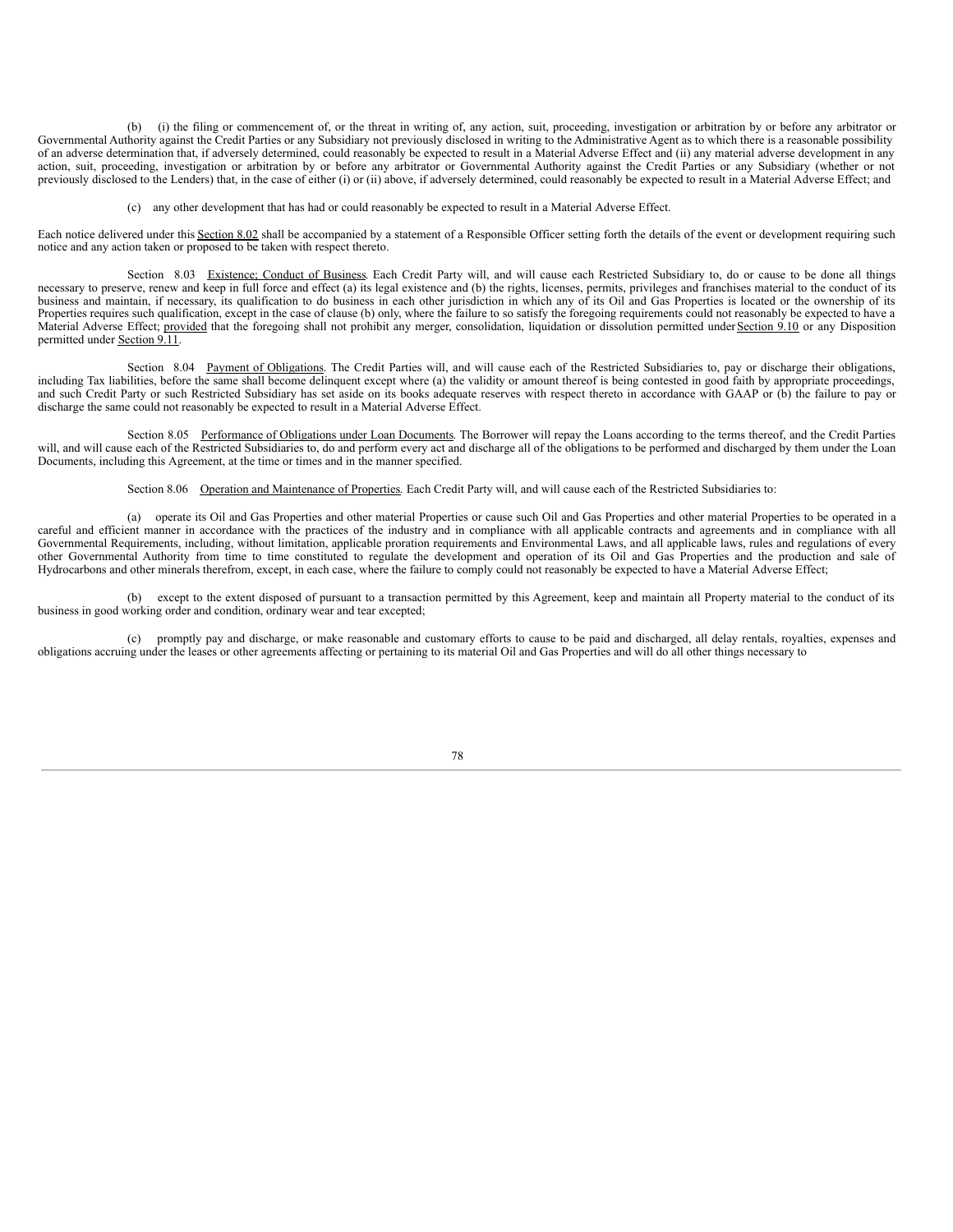(b) (i) the filing or commencement of, or the threat in writing of, any action, suit, proceeding, investigation or arbitration by or before any arbitrator or Governmental Authority against the Credit Parties or any Subsidiary not previously disclosed in writing to the Administrative Agent as to which there is a reasonable possibility of an adverse determination that, if adversely determined, could reasonably be expected to result in a Material Adverse Effect and (ii) any material adverse development in any action, suit, proceeding, investigation or arbitration by or before any arbitrator or Governmental Authority against the Credit Parties or any Subsidiary (whether or not previously disclosed to the Lenders) that, in the case of either (i) or (ii) above, if adversely determined, could reasonably be expected to result in a Material Adverse Effect; and

(c) any other development that has had or could reasonably be expected to result in a Material Adverse Effect.

Each notice delivered under this Section 8.02 shall be accompanied by a statement of a Responsible Officer setting forth the details of the event or development requiring such notice and any action taken or proposed to be taken with respect thereto.

Section 8.03 Existence; Conduct of Business. Each Credit Party will, and will cause each Restricted Subsidiary to, do or cause to be done all things necessary to preserve, renew and keep in full force and effect (a) its legal existence and (b) the rights, licenses, permits, privileges and franchises material to the conduct of its business and maintain, if necessary, its qualification to do business in each other jurisdiction in which any of its Oil and Gas Properties is located or the ownership of its Properties requires such qualification, except in the case of clause (b) only, where the failure to so satisfy the foregoing requirements could not reasonably be expected to have a Material Adverse Effect; provided that the foregoing shall not prohibit any merger, consolidation, liquidation or dissolution permitted under Section 9.10 or any Disposition permitted under Section 9.11.

Section 8.04 Payment of Obligations. The Credit Parties will, and will cause each of the Restricted Subsidiaries to, pay or discharge their obligations, including Tax liabilities, before the same shall become delinquent except where (a) the validity or amount thereof is being contested in good faith by appropriate proceedings, and such Credit Party or such Restricted Subsidiary has set aside on its books adequate reserves with respect thereto in accordance with GAAP or (b) the failure to pay or discharge the same could not reasonably be expected to result in a Material Adverse Effect.

Section 8.05 Performance of Obligations under Loan Documents. The Borrower will repay the Loans according to the terms thereof, and the Credit Parties will, and will cause each of the Restricted Subsidiaries to, do and perform every act and discharge all of the obligations to be performed and discharged by them under the Loan Documents, including this Agreement, at the time or times and in the manner specified.

Section 8.06 Operation and Maintenance of Properties. Each Credit Party will, and will cause each of the Restricted Subsidiaries to:

(a) operate its Oil and Gas Properties and other material Properties or cause such Oil and Gas Properties and other material Properties to be operated in a careful and efficient manner in accordance with the practices of the industry and in compliance with all applicable contracts and agreements and in compliance with all Governmental Requirements, including, without limitation, applicable proration requirements and Environmental Laws, and all applicable laws, rules and regulations of every other Governmental Authority from time to time constituted to regulate the development and operation of its Oil and Gas Properties and the production and sale of Hydrocarbons and other minerals therefrom, except, in each case, where the failure to comply could not reasonably be expected to have a Material Adverse Effect;

(b) except to the extent disposed of pursuant to a transaction permitted by this Agreement, keep and maintain all Property material to the conduct of its business in good working order and condition, ordinary wear and tear excepted;

(c) promptly pay and discharge, or make reasonable and customary efforts to cause to be paid and discharged, all delay rentals, royalties, expenses and obligations accruing under the leases or other agreements affecting or pertaining to its material Oil and Gas Properties and will do all other things necessary to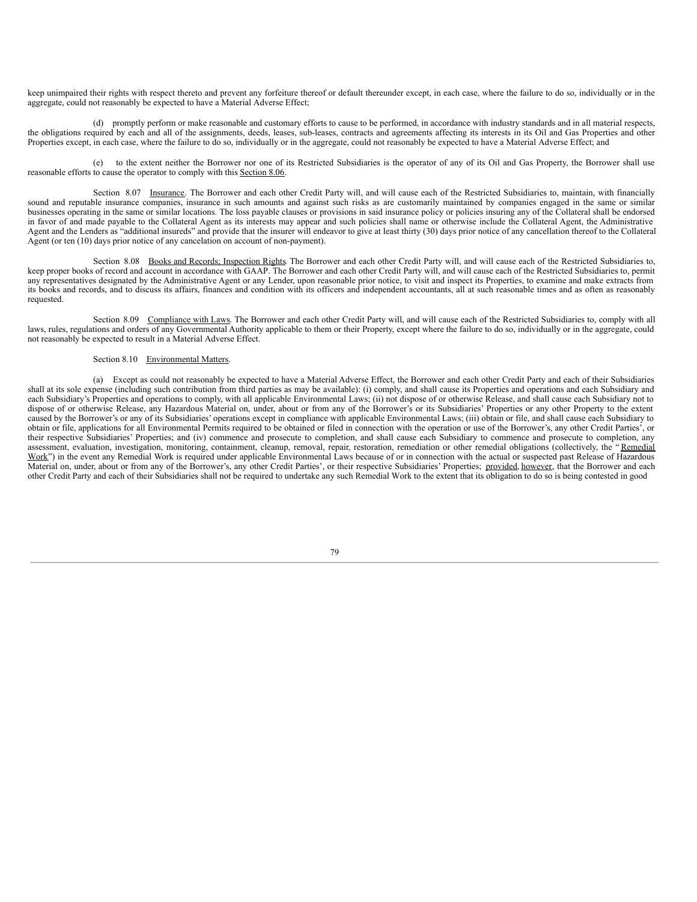keep unimpaired their rights with respect thereto and prevent any forfeiture thereof or default thereunder except, in each case, where the failure to do so, individually or in the aggregate, could not reasonably be expected to have a Material Adverse Effect;

(d) promptly perform or make reasonable and customary efforts to cause to be performed, in accordance with industry standards and in all material respects, the obligations required by each and all of the assignments, deeds, leases, sub-leases, contracts and agreements affecting its interests in its Oil and Gas Properties and other Properties except, in each case, where the failure to do so, individually or in the aggregate, could not reasonably be expected to have a Material Adverse Effect; and

(e) to the extent neither the Borrower nor one of its Restricted Subsidiaries is the operator of any of its Oil and Gas Property, the Borrower shall use reasonable efforts to cause the operator to comply with this Section 8.06.

Section 8.07 Insurance. The Borrower and each other Credit Party will, and will cause each of the Restricted Subsidiaries to, maintain, with financially sound and reputable insurance companies, insurance in such amounts and against such risks as are customarily maintained by companies engaged in the same or similar businesses operating in the same or similar locations. The loss payable clauses or provisions in said insurance policy or policies insuring any of the Collateral shall be endorsed in favor of and made payable to the Collateral Agent as its interests may appear and such policies shall name or otherwise include the Collateral Agent, the Administrative Agent and the Lenders as "additional insureds" and provide that the insurer will endeavor to give at least thirty (30) days prior notice of any cancellation thereof to the Collateral Agent (or ten (10) days prior notice of any cancelation on account of non-payment).

Section 8.08 Books and Records; Inspection Rights. The Borrower and each other Credit Party will, and will cause each of the Restricted Subsidiaries to, keep proper books of record and account in accordance with GAAP. The Borrower and each other Credit Party will, and will cause each of the Restricted Subsidiaries to, permit any representatives designated by the Administrative Agent or any Lender, upon reasonable prior notice, to visit and inspect its Properties, to examine and make extracts from its books and records, and to discuss its affairs, finances and condition with its officers and independent accountants, all at such reasonable times and as often as reasonably requested.

Section 8.09 Compliance with Laws. The Borrower and each other Credit Party will, and will cause each of the Restricted Subsidiaries to, comply with all laws, rules, regulations and orders of any Governmental Authority applicable to them or their Property, except where the failure to do so, individually or in the aggregate, could not reasonably be expected to result in a Material Adverse Effect.

Section 8.10 Environmental Matters.

(a) Except as could not reasonably be expected to have a Material Adverse Effect, the Borrower and each other Credit Party and each of their Subsidiaries shall at its sole expense (including such contribution from third parties as may be available): (i) comply, and shall cause its Properties and operations and each Subsidiary and each Subsidiary's Properties and operations to comply, with all applicable Environmental Laws; (ii) not dispose of or otherwise Release, and shall cause each Subsidiary not to dispose of or otherwise Release, any Hazardous Material on, under, about or from any of the Borrower's or its Subsidiaries' Properties or any other Property to the extent caused by the Borrower's or any of its Subsidiaries' operations except in compliance with applicable Environmental Laws; (iii) obtain or file, and shall cause each Subsidiary to obtain or file, applications for all Environmental Permits required to be obtained or filed in connection with the operation or use of the Borrower's, any other Credit Parties', or their respective Subsidiaries' Properties; and (iv) commence and prosecute to completion, and shall cause each Subsidiary to commence and prosecute to completion, any assessment, evaluation, investigation, monitoring, containment, cleanup, removal, repair, restoration, remediation or other remedial obligations (collectively, the "Remedial Work") in the event any Remedial Work is required under applicable Environmental Laws because of or in connection with the actual or suspected past Release of Hazardous Material on, under, about or from any of the Borrower's, any other Credit Parties', or their respective Subsidiaries' Properties; provided, however, that the Borrower and each other Credit Party and each of their Subsidiaries shall not be required to undertake any such Remedial Work to the extent that its obligation to do so is being contested in good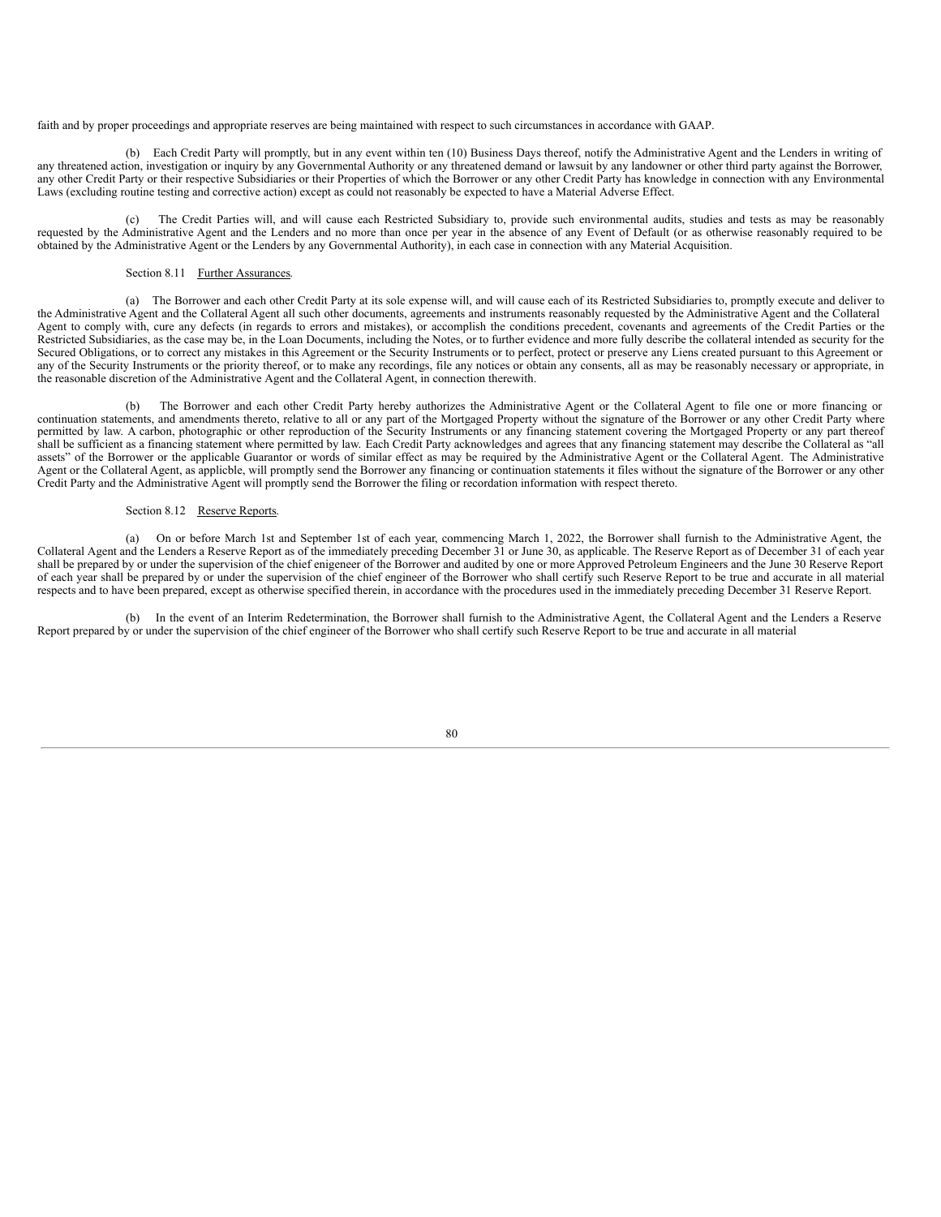faith and by proper proceedings and appropriate reserves are being maintained with respect to such circumstances in accordance with GAAP.

(b) Each Credit Party will promptly, but in any event within ten (10) Business Days thereof, notify the Administrative Agent and the Lenders in writing of any threatened action, investigation or inquiry by any Governmental Authority or any threatened demand or lawsuit by any landowner or other third party against the Borrower, any other Credit Party or their respective Subsidiaries or their Properties of which the Borrower or any other Credit Party has knowledge in connection with any Environmental Laws (excluding routine testing and corrective action) except as could not reasonably be expected to have a Material Adverse Effect.

(c) The Credit Parties will, and will cause each Restricted Subsidiary to, provide such environmental audits, studies and tests as may be reasonably requested by the Administrative Agent and the Lenders and no more than once per year in the absence of any Event of Default (or as otherwise reasonably required to be obtained by the Administrative Agent or the Lenders by any Governmental Authority), in each case in connection with any Material Acquisition.

Section 8.11 Further Assurances.

(a) The Borrower and each other Credit Party at its sole expense will, and will cause each of its Restricted Subsidiaries to, promptly execute and deliver to the Administrative Agent and the Collateral Agent all such other documents, agreements and instruments reasonably requested by the Administrative Agent and the Collateral Agent to comply with, cure any defects (in regards to errors and mistakes), or accomplish the conditions precedent, covenants and agreements of the Credit Parties or the Restricted Subsidiaries, as the case may be, in the Loan Documents, including the Notes, or to further evidence and more fully describe the collateral intended as security for the Secured Obligations, or to correct any mistakes in this Agreement or the Security Instruments or to perfect, protect or preserve any Liens created pursuant to this Agreement or any of the Security Instruments or the priority thereof, or to make any recordings, file any notices or obtain any consents, all as may be reasonably necessary or appropriate, in the reasonable discretion of the Administrative Agent and the Collateral Agent, in connection therewith.

(b) The Borrower and each other Credit Party hereby authorizes the Administrative Agent or the Collateral Agent to file one or more financing or continuation statements, and amendments thereto, relative to all or any part of the Mortgaged Property without the signature of the Borrower or any other Credit Party where permitted by law. A carbon, photographic or other reproduction of the Security Instruments or any financing statement covering the Mortgaged Property or any part thereof shall be sufficient as a financing statement where permitted by law. Each Credit Party acknowledges and agrees that any financing statement may describe the Collateral as "all assets" of the Borrower or the applicable Guarantor or words of similar effect as may be required by the Administrative Agent or the Collateral Agent. The Administrative Agent or the Collateral Agent, as applicble, will promptly send the Borrower any financing or continuation statements it files without the signature of the Borrower or any other Credit Party and the Administrative Agent will promptly send the Borrower the filing or recordation information with respect thereto.

Section 8.12 Reserve Reports.

(a) On or before March 1st and September 1st of each year, commencing March 1, 2022, the Borrower shall furnish to the Administrative Agent, the Collateral Agent and the Lenders a Reserve Report as of the immediately preceding December 31 or June 30, as applicable. The Reserve Report as of December 31 of each year shall be prepared by or under the supervision of the chief enigeneer of the Borrower and audited by one or more Approved Petroleum Engineers and the June 30 Reserve Report of each year shall be prepared by or under the supervision of the chief engineer of the Borrower who shall certify such Reserve Report to be true and accurate in all material respects and to have been prepared, except as otherwise specified therein, in accordance with the procedures used in the immediately preceding December 31 Reserve Report.

(b) In the event of an Interim Redetermination, the Borrower shall furnish to the Administrative Agent, the Collateral Agent and the Lenders a Reserve Report prepared by or under the supervision of the chief engineer of the Borrower who shall certify such Reserve Report to be true and accurate in all material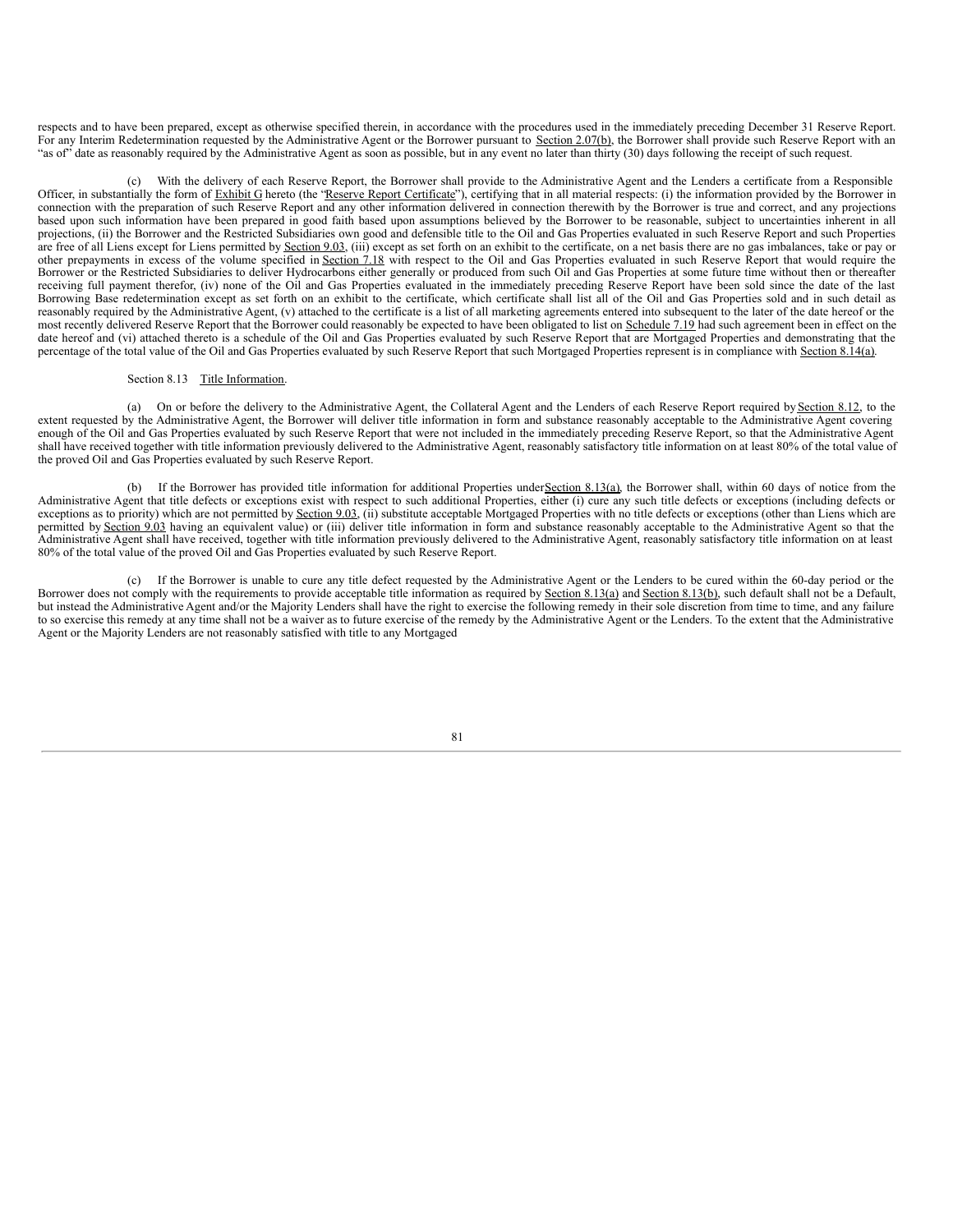respects and to have been prepared, except as otherwise specified therein, in accordance with the procedures used in the immediately preceding December 31 Reserve Report. For any Interim Redetermination requested by the Administrative Agent or the Borrower pursuant to Section 2.07(b), the Borrower shall provide such Reserve Report with an "as of" date as reasonably required by the Administrative Agent as soon as possible, but in any event no later than thirty (30) days following the receipt of such request.

(c) With the delivery of each Reserve Report, the Borrower shall provide to the Administrative Agent and the Lenders a certificate from a Responsible Officer, in substantially the form of Exhibit G hereto (the "Reserve Report Certificate"), certifying that in all material respects: (i) the information provided by the Borrower in connection with the preparation of such Reserve Report and any other information delivered in connection therewith by the Borrower is true and correct, and any projections based upon such information have been prepared in good faith based upon assumptions believed by the Borrower to be reasonable, subject to uncertainties inherent in all projections, (ii) the Borrower and the Restricted Subsidiaries own good and defensible title to the Oil and Gas Properties evaluated in such Reserve Report and such Properties are free of all Liens except for Liens permitted by Section 9.03, (iii) except as set forth on an exhibit to the certificate, on a net basis there are no gas imbalances, take or pay or other prepayments in excess of the volume specified in Section 7.18 with respect to the Oil and Gas Properties evaluated in such Reserve Report that would require the Borrower or the Restricted Subsidiaries to deliver Hydrocarbons either generally or produced from such Oil and Gas Properties at some future time without then or thereafter receiving full payment therefor, (iv) none of the Oil and Gas Properties evaluated in the immediately preceding Reserve Report have been sold since the date of the last Borrowing Base redetermination except as set forth on an exhibit to the certificate, which certificate shall list all of the Oil and Gas Properties sold and in such detail as reasonably required by the Administrative Agent, (v) attached to the certificate is a list of all marketing agreements entered into subsequent to the later of the date hereof or the most recently delivered Reserve Report that the Borrower could reasonably be expected to have been obligated to list on Schedule 7.19 had such agreement been in effect on the date hereof and (vi) attached thereto is a schedule of the Oil and Gas Properties evaluated by such Reserve Report that are Mortgaged Properties and demonstrating that the percentage of the total value of the Oil and Gas Properties evaluated by such Reserve Report that such Mortgaged Properties represent is in compliance with Section 8.14(a).

Section 8.13 Title Information.

(a) On or before the delivery to the Administrative Agent, the Collateral Agent and the Lenders of each Reserve Report required by Section 8.12, to the extent requested by the Administrative Agent, the Borrower will deliver title information in form and substance reasonably acceptable to the Administrative Agent covering enough of the Oil and Gas Properties evaluated by such Reserve Report that were not included in the immediately preceding Reserve Report, so that the Administrative Agent shall have received together with title information previously delivered to the Administrative Agent, reasonably satisfactory title information on at least 80% of the total value of the proved Oil and Gas Properties evaluated by such Reserve Report.

(b) If the Borrower has provided title information for additional Properties under Section 8.13(a), the Borrower shall, within 60 days of notice from the Administrative Agent that title defects or exceptions exist with respect to such additional Properties, either (i) cure any such title defects or exceptions (including defects or exceptions as to priority) which are not permitted by Section 9.03, (ii) substitute acceptable Mortgaged Properties with no title defects or exceptions (other than Liens which are permitted by Section 9.03 having an equivalent value) or (iii) deliver title information in form and substance reasonably acceptable to the Administrative Agent so that the Administrative Agent shall have received, together with title information previously delivered to the Administrative Agent, reasonably satisfactory title information on at least 80% of the total value of the proved Oil and Gas Properties evaluated by such Reserve Report.

(c) If the Borrower is unable to cure any title defect requested by the Administrative Agent or the Lenders to be cured within the 60-day period or the Borrower does not comply with the requirements to provide acceptable title information as required by Section 8.13(a) and Section 8.13(b), such default shall not be a Default, but instead the Administrative Agent and/or the Majority Lenders shall have the right to exercise the following remedy in their sole discretion from time to time, and any failure to so exercise this remedy at any time shall not be a waiver as to future exercise of the remedy by the Administrative Agent or the Lenders. To the extent that the Administrative Agent or the Majority Lenders are not reasonably satisfied with title to any Mortgaged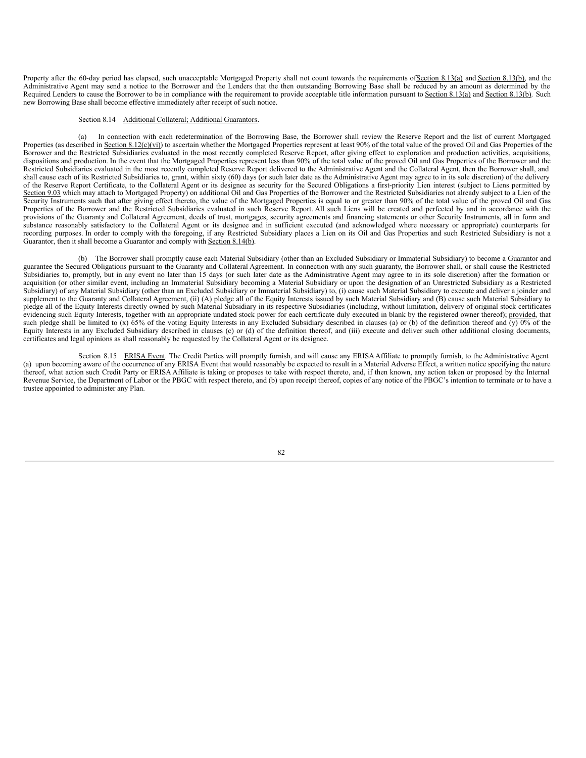Property after the 60-day period has elapsed, such unacceptable Mortgaged Property shall not count towards the requirements of Section 8.13(a) and Section 8.13(b), and the Administrative Agent may send a notice to the Borrower and the Lenders that the then outstanding Borrowing Base shall be reduced by an amount as determined by the Required Lenders to cause the Borrower to be in compliance with the requirement to provide acceptable title information pursuant to Section 8.13(a) and Section 8.13(b). Such new Borrowing Base shall become effective immediately after receipt of such notice.

Section 8.14 Additional Collateral; Additional Guarantors.

(a) In connection with each redetermination of the Borrowing Base, the Borrower shall review the Reserve Report and the list of current Mortgaged Properties (as described in Section 8.12(c)(vi)) to ascertain whether the Mortgaged Properties represent at least 90% of the total value of the proved Oil and Gas Properties of the Borrower and the Restricted Subsidiaries evaluated in the most recently completed Reserve Report, after giving effect to exploration and production activities, acquisitions, dispositions and production. In the event that the Mortgaged Properties represent less than 90% of the total value of the proved Oil and Gas Properties of the Borrower and the Restricted Subsidiaries evaluated in the most recently completed Reserve Report delivered to the Administrative Agent and the Collateral Agent, then the Borrower shall, and shall cause each of its Restricted Subsidiaries to, grant, within sixty (60) days (or such later date as the Administrative Agent may agree to in its sole discretion) of the delivery of the Reserve Report Certificate, to the Collateral Agent or its designee as security for the Secured Obligations a first-priority Lien interest (subject to Liens permitted by Section 9.03 which may attach to Mortgaged Property) on additional Oil and Gas Properties of the Borrower and the Restricted Subsidiaries not already subject to a Lien of the Security Instruments such that after giving effect thereto, the value of the Mortgaged Properties is equal to or greater than 90% of the total value of the proved Oil and Gas Properties of the Borrower and the Restricted Subsidiaries evaluated in such Reserve Report. All such Liens will be created and perfected by and in accordance with the provisions of the Guaranty and Collateral Agreement, deeds of trust, mortgages, security agreements and financing statements or other Security Instruments, all in form and substance reasonably satisfactory to the Collateral Agent or its designee and in sufficient executed (and acknowledged where necessary or appropriate) counterparts for recording purposes. In order to comply with the foregoing, if any Restricted Subsidiary places a Lien on its Oil and Gas Properties and such Restricted Subsidiary is not a Guarantor, then it shall become a Guarantor and comply with Section 8.14(b).

(b) The Borrower shall promptly cause each Material Subsidiary (other than an Excluded Subsidiary or Immaterial Subsidiary) to become a Guarantor and guarantee the Secured Obligations pursuant to the Guaranty and Collateral Agreement. In connection with any such guaranty, the Borrower shall, or shall cause the Restricted Subsidiaries to, promptly, but in any event no later than 15 days (or such later date as the Administrative Agent may agree to in its sole discretion) after the formation or acquisition (or other similar event, including an Immaterial Subsidiary becoming a Material Subsidiary or upon the designation of an Unrestricted Subsidiary as a Restricted Subsidiary) of any Material Subsidiary (other than an Excluded Subsidiary or Immaterial Subsidiary) to, (i) cause such Material Subsidiary to execute and deliver a joinder and supplement to the Guaranty and Collateral Agreement, (ii) (A) pledge all of the Equity Interests issued by such Material Subsidiary and (B) cause such Material Subsidiary to pledge all of the Equity Interests directly owned by such Material Subsidiary in its respective Subsidiaries (including, without limitation, delivery of original stock certificates evidencing such Equity Interests, together with an appropriate undated stock power for each certificate duly executed in blank by the registered owner thereof); provided, that such pledge shall be limited to (x) 65% of the voting Equity Interests in any Excluded Subsidiary described in clauses (a) or (b) of the definition thereof and (y) 0% of the Equity Interests in any Excluded Subsidiary described in clauses (c) or (d) of the definition thereof, and (iii) execute and deliver such other additional closing documents, certificates and legal opinions as shall reasonably be requested by the Collateral Agent or its designee.

Section 8.15 ERISA Event. The Credit Parties will promptly furnish, and will cause any ERISA Affiliate to promptly furnish, to the Administrative Agent (a) upon becoming aware of the occurrence of any ERISA Event that would reasonably be expected to result in a Material Adverse Effect, a written notice specifying the nature thereof, what action such Credit Party or ERISA Affiliate is taking or proposes to take with respect thereto, and, if then known, any action taken or proposed by the Internal Revenue Service, the Department of Labor or the PBGC with respect thereto, and (b) upon receipt thereof, copies of any notice of the PBGC's intention to terminate or to have a trustee appointed to administer any Plan.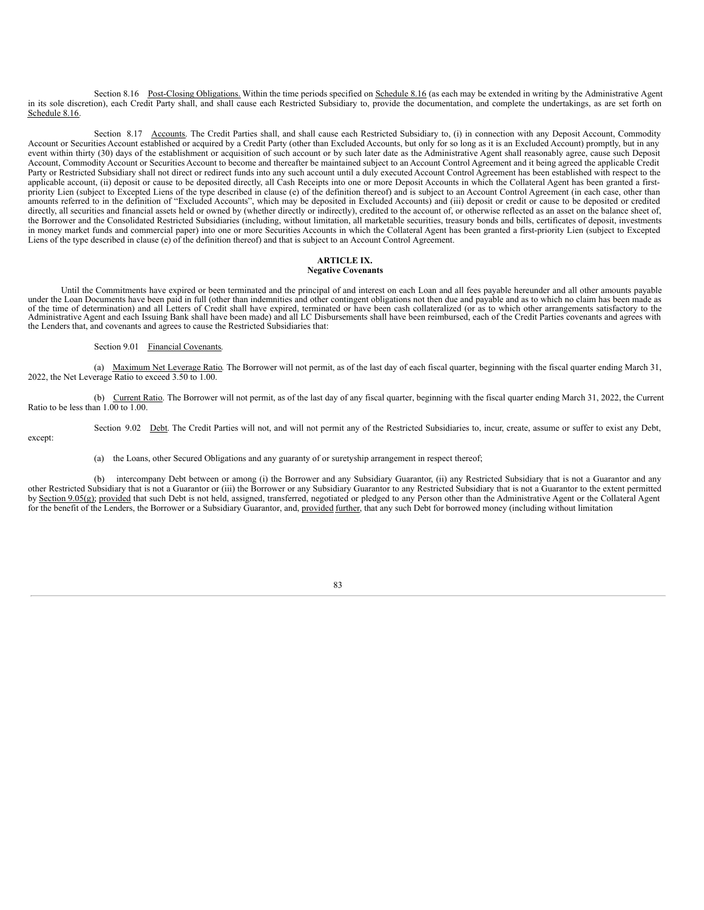Section 8.16 Post-Closing Obligations. Within the time periods specified on Schedule 8.16 (as each may be extended in writing by the Administrative Agent in its sole discretion), each Credit Party shall, and shall cause each Restricted Subsidiary to, provide the documentation, and complete the undertakings, as are set forth on Schedule 8.16.

Section 8.17 Accounts. The Credit Parties shall, and shall cause each Restricted Subsidiary to, (i) in connection with any Deposit Account, Commodity Account or Securities Account established or acquired by a Credit Party (other than Excluded Accounts, but only for so long as it is an Excluded Account) promptly, but in any event within thirty (30) days of the establishment or acquisition of such account or by such later date as the Administrative Agent shall reasonably agree, cause such Deposit Account, Commodity Account or Securities Account to become and thereafter be maintained subject to an Account Control Agreement and it being agreed the applicable Credit Party or Restricted Subsidiary shall not direct or redirect funds into any such account until a duly executed Account Control Agreement has been established with respect to the applicable account, (ii) deposit or cause to be deposited directly, all Cash Receipts into one or more Deposit Accounts in which the Collateral Agent has been granted a first-priority Lien (subject to Excepted Liens of the type described in clause (e) of the definition thereof) and is subject to an Account Control Agreement (in each case, other than amounts referred to in the definition of "Excluded Accounts", which may be deposited in Excluded Accounts) and (iii) deposit or credit or cause to be deposited or credited directly, all securities and financial assets held or owned by (whether directly or indirectly), credited to the account of, or otherwise reflected as an asset on the balance sheet of, the Borrower and the Consolidated Restricted Subsidiaries (including, without limitation, all marketable securities, treasury bonds and bills, certificates of deposit, investments in money market funds and commercial paper) into one or more Securities Accounts in which the Collateral Agent has been granted a first-priority Lien (subject to Excepted Liens of the type described in clause (e) of the definition thereof) and that is subject to an Account Control Agreement.

## ARTICLE IX.
## Negative Covenants

Until the Commitments have expired or been terminated and the principal of and interest on each Loan and all fees payable hereunder and all other amounts payable under the Loan Documents have been paid in full (other than indemnities and other contingent obligations not then due and payable and as to which no claim has been made as of the time of determination) and all Letters of Credit shall have expired, terminated or have been cash collateralized (or as to which other arrangements satisfactory to the Administrative Agent and each Issuing Bank shall have been made) and all LC Disbursements shall have been reimbursed, each of the Credit Parties covenants and agrees with the Lenders that, and covenants and agrees to cause the Restricted Subsidiaries that:

Section 9.01 Financial Covenants.

(a) Maximum Net Leverage Ratio. The Borrower will not permit, as of the last day of each fiscal quarter, beginning with the fiscal quarter ending March 31, 2022, the Net Leverage Ratio to exceed 3.50 to 1.00.

(b) Current Ratio. The Borrower will not permit, as of the last day of any fiscal quarter, beginning with the fiscal quarter ending March 31, 2022, the Current Ratio to be less than 1.00 to 1.00.

Section 9.02 Debt. The Credit Parties will not, and will not permit any of the Restricted Subsidiaries to, incur, create, assume or suffer to exist any Debt, except:

(a) the Loans, other Secured Obligations and any guaranty of or suretyship arrangement in respect thereof;

(b) intercompany Debt between or among (i) the Borrower and any Subsidiary Guarantor, (ii) any Restricted Subsidiary that is not a Guarantor and any other Restricted Subsidiary that is not a Guarantor or (iii) the Borrower or any Subsidiary Guarantor to any Restricted Subsidiary that is not a Guarantor to the extent permitted by Section 9.05(g); provided that such Debt is not held, assigned, transferred, negotiated or pledged to any Person other than the Administrative Agent or the Collateral Agent for the benefit of the Lenders, the Borrower or a Subsidiary Guarantor, and, provided further, that any such Debt for borrowed money (including without limitation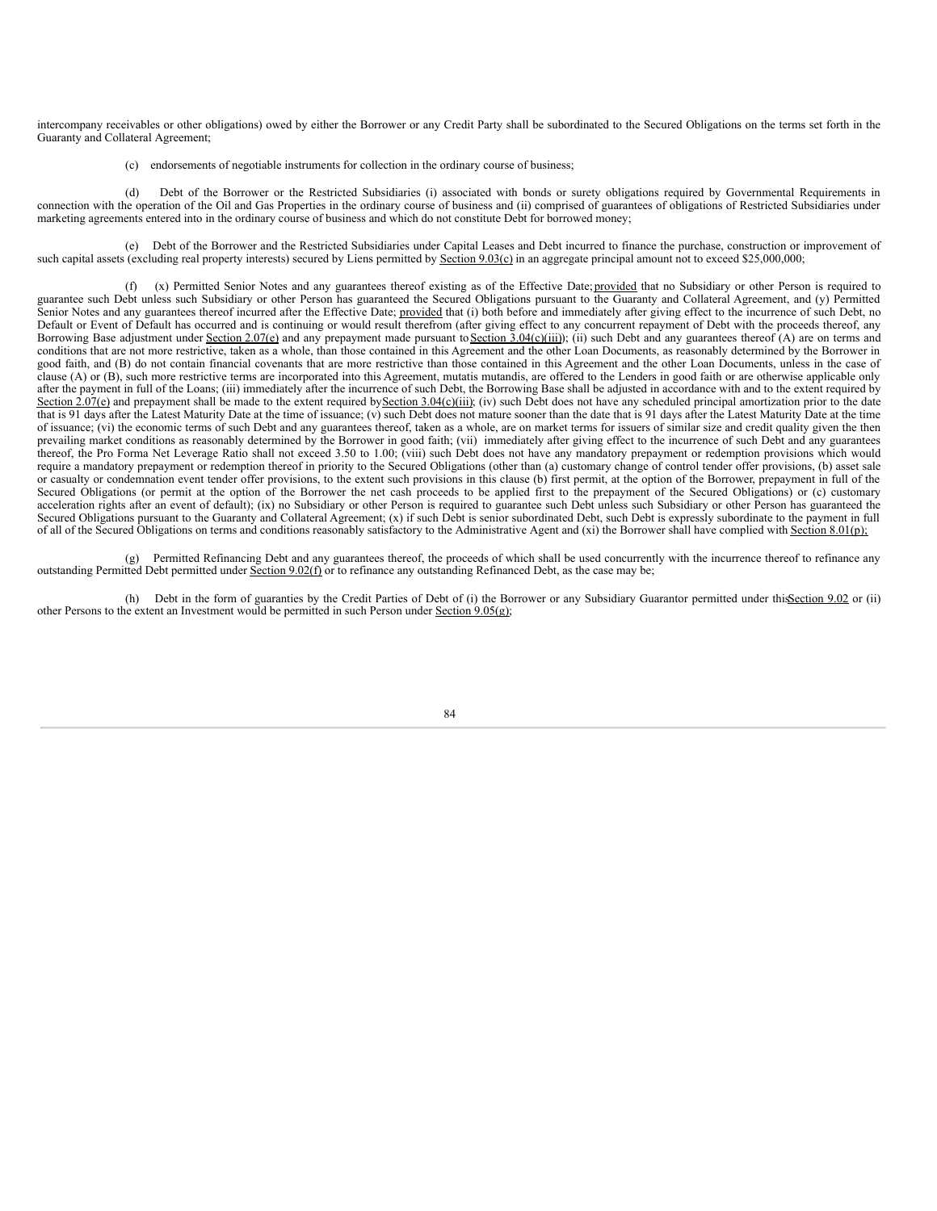intercompany receivables or other obligations) owed by either the Borrower or any Credit Party shall be subordinated to the Secured Obligations on the terms set forth in the Guaranty and Collateral Agreement;

(c) endorsements of negotiable instruments for collection in the ordinary course of business;

(d) Debt of the Borrower or the Restricted Subsidiaries (i) associated with bonds or surety obligations required by Governmental Requirements in connection with the operation of the Oil and Gas Properties in the ordinary course of business and (ii) comprised of guarantees of obligations of Restricted Subsidiaries under marketing agreements entered into in the ordinary course of business and which do not constitute Debt for borrowed money;

(e) Debt of the Borrower and the Restricted Subsidiaries under Capital Leases and Debt incurred to finance the purchase, construction or improvement of such capital assets (excluding real property interests) secured by Liens permitted by Section 9.03(c) in an aggregate principal amount not to exceed $25,000,000;

(f) (x) Permitted Senior Notes and any guarantees thereof existing as of the Effective Date; provided that no Subsidiary or other Person is required to guarantee such Debt unless such Subsidiary or other Person has guaranteed the Secured Obligations pursuant to the Guaranty and Collateral Agreement, and (y) Permitted Senior Notes and any guarantees thereof incurred after the Effective Date; provided that (i) both before and immediately after giving effect to the incurrence of such Debt, no Default or Event of Default has occurred and is continuing or would result therefrom (after giving effect to any concurrent repayment of Debt with the proceeds thereof, any Borrowing Base adjustment under Section 2.07(e) and any prepayment made pursuant to Section 3.04(c)(iii)); (ii) such Debt and any guarantees thereof (A) are on terms and conditions that are not more restrictive, taken as a whole, than those contained in this Agreement and the other Loan Documents, as reasonably determined by the Borrower in good faith, and (B) do not contain financial covenants that are more restrictive than those contained in this Agreement and the other Loan Documents, unless in the case of clause (A) or (B), such more restrictive terms are incorporated into this Agreement, mutatis mutandis, are offered to the Lenders in good faith or are otherwise applicable only after the payment in full of the Loans; (iii) immediately after the incurrence of such Debt, the Borrowing Base shall be adjusted in accordance with and to the extent required by Section 2.07(e) and prepayment shall be made to the extent required by Section 3.04(c)(iii); (iv) such Debt does not have any scheduled principal amortization prior to the date that is 91 days after the Latest Maturity Date at the time of issuance; (v) such Debt does not mature sooner than the date that is 91 days after the Latest Maturity Date at the time of issuance; (vi) the economic terms of such Debt and any guarantees thereof, taken as a whole, are on market terms for issuers of similar size and credit quality given the then prevailing market conditions as reasonably determined by the Borrower in good faith; (vii) immediately after giving effect to the incurrence of such Debt and any guarantees thereof, the Pro Forma Net Leverage Ratio shall not exceed 3.50 to 1.00; (viii) such Debt does not have any mandatory prepayment or redemption provisions which would require a mandatory prepayment or redemption thereof in priority to the Secured Obligations (other than (a) customary change of control tender offer provisions, (b) asset sale or casualty or condemnation event tender offer provisions, to the extent such provisions in this clause (b) first permit, at the option of the Borrower, prepayment in full of the Secured Obligations (or permit at the option of the Borrower the net cash proceeds to be applied first to the prepayment of the Secured Obligations) or (c) customary acceleration rights after an event of default); (ix) no Subsidiary or other Person is required to guarantee such Debt unless such Subsidiary or other Person has guaranteed the Secured Obligations pursuant to the Guaranty and Collateral Agreement; (x) if such Debt is senior subordinated Debt, such Debt is expressly subordinate to the payment in full of all of the Secured Obligations on terms and conditions reasonably satisfactory to the Administrative Agent and (xi) the Borrower shall have complied with Section 8.01(p);

(g) Permitted Refinancing Debt and any guarantees thereof, the proceeds of which shall be used concurrently with the incurrence thereof to refinance any outstanding Permitted Debt permitted under Section 9.02(f) or to refinance any outstanding Refinanced Debt, as the case may be;

(h) Debt in the form of guaranties by the Credit Parties of Debt of (i) the Borrower or any Subsidiary Guarantor permitted under this Section 9.02 or (ii) other Persons to the extent an Investment would be permitted in such Person under Section 9.05(g);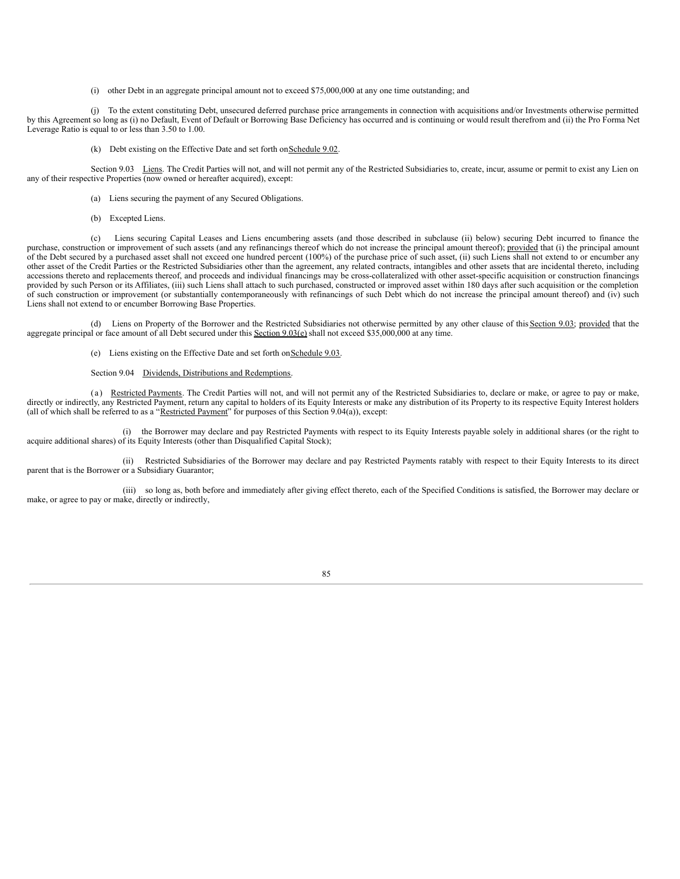(i) other Debt in an aggregate principal amount not to exceed $75,000,000 at any one time outstanding; and

(j) To the extent constituting Debt, unsecured deferred purchase price arrangements in connection with acquisitions and/or Investments otherwise permitted by this Agreement so long as (i) no Default, Event of Default or Borrowing Base Deficiency has occurred and is continuing or would result therefrom and (ii) the Pro Forma Net Leverage Ratio is equal to or less than 3.50 to 1.00.

(k) Debt existing on the Effective Date and set forth on Schedule 9.02.

Section 9.03 Liens. The Credit Parties will not, and will not permit any of the Restricted Subsidiaries to, create, incur, assume or permit to exist any Lien on any of their respective Properties (now owned or hereafter acquired), except:

(a) Liens securing the payment of any Secured Obligations.

(b) Excepted Liens.

(c) Liens securing Capital Leases and Liens encumbering assets (and those described in subclause (ii) below) securing Debt incurred to finance the purchase, construction or improvement of such assets (and any refinancings thereof which do not increase the principal amount thereof); provided that (i) the principal amount of the Debt secured by a purchased asset shall not exceed one hundred percent (100%) of the purchase price of such asset, (ii) such Liens shall not extend to or encumber any other asset of the Credit Parties or the Restricted Subsidiaries other than the agreement, any related contracts, intangibles and other assets that are incidental thereto, including accessions thereto and replacements thereof, and proceeds and individual financings may be cross-collateralized with other asset-specific acquisition or construction financings provided by such Person or its Affiliates, (iii) such Liens shall attach to such purchased, constructed or improved asset within 180 days after such acquisition or the completion of such construction or improvement (or substantially contemporaneously with refinancings of such Debt which do not increase the principal amount thereof) and (iv) such Liens shall not extend to or encumber Borrowing Base Properties.

(d) Liens on Property of the Borrower and the Restricted Subsidiaries not otherwise permitted by any other clause of this Section 9.03; provided that the aggregate principal or face amount of all Debt secured under this Section 9.03(e) shall not exceed $35,000,000 at any time.

(e) Liens existing on the Effective Date and set forth on Schedule 9.03.

Section 9.04 Dividends, Distributions and Redemptions.

(a) Restricted Payments. The Credit Parties will not, and will not permit any of the Restricted Subsidiaries to, declare or make, or agree to pay or make, directly or indirectly, any Restricted Payment, return any capital to holders of its Equity Interests or make any distribution of its Property to its respective Equity Interest holders (all of which shall be referred to as a "Restricted Payment" for purposes of this Section 9.04(a)), except:

(i) the Borrower may declare and pay Restricted Payments with respect to its Equity Interests payable solely in additional shares (or the right to acquire additional shares) of its Equity Interests (other than Disqualified Capital Stock);

(ii) Restricted Subsidiaries of the Borrower may declare and pay Restricted Payments ratably with respect to their Equity Interests to its direct parent that is the Borrower or a Subsidiary Guarantor;

(iii) so long as, both before and immediately after giving effect thereto, each of the Specified Conditions is satisfied, the Borrower may declare or make, or agree to pay or make, directly or indirectly,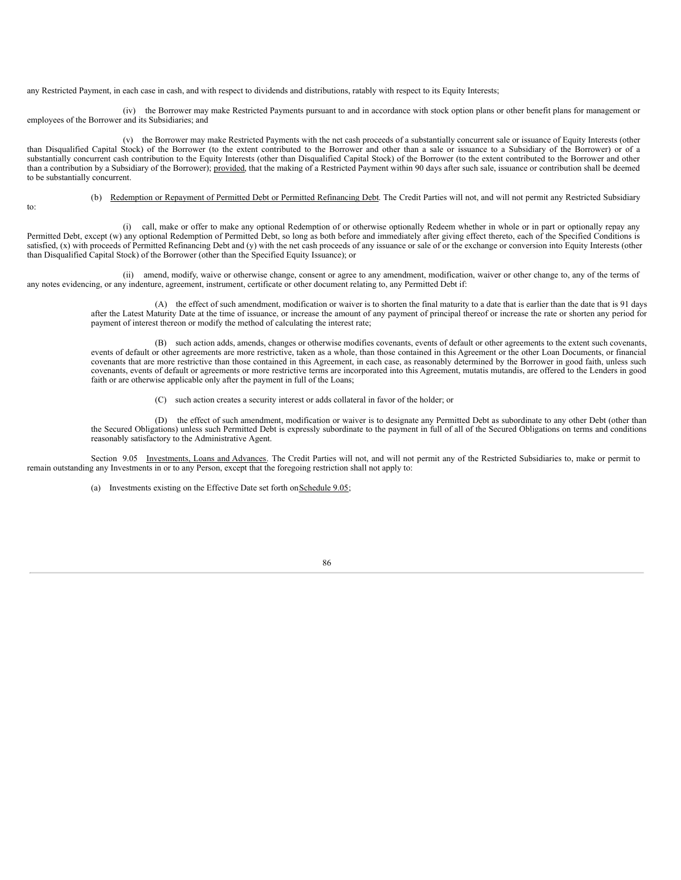any Restricted Payment, in each case in cash, and with respect to dividends and distributions, ratably with respect to its Equity Interests;

(iv) the Borrower may make Restricted Payments pursuant to and in accordance with stock option plans or other benefit plans for management or employees of the Borrower and its Subsidiaries; and

(v) the Borrower may make Restricted Payments with the net cash proceeds of a substantially concurrent sale or issuance of Equity Interests (other than Disqualified Capital Stock) of the Borrower (to the extent contributed to the Borrower and other than a sale or issuance to a Subsidiary of the Borrower) or of a substantially concurrent cash contribution to the Equity Interests (other than Disqualified Capital Stock) of the Borrower (to the extent contributed to the Borrower and other than a contribution by a Subsidiary of the Borrower); provided, that the making of a Restricted Payment within 90 days after such sale, issuance or contribution shall be deemed to be substantially concurrent.

(b) Redemption or Repayment of Permitted Debt or Permitted Refinancing Debt. The Credit Parties will not, and will not permit any Restricted Subsidiary to:

(i) call, make or offer to make any optional Redemption of or otherwise optionally Redeem whether in whole or in part or optionally repay any Permitted Debt, except (w) any optional Redemption of Permitted Debt, so long as both before and immediately after giving effect thereto, each of the Specified Conditions is satisfied, (x) with proceeds of Permitted Refinancing Debt and (y) with the net cash proceeds of any issuance or sale of or the exchange or conversion into Equity Interests (other than Disqualified Capital Stock) of the Borrower (other than the Specified Equity Issuance); or

(ii) amend, modify, waive or otherwise change, consent or agree to any amendment, modification, waiver or other change to, any of the terms of any notes evidencing, or any indenture, agreement, instrument, certificate or other document relating to, any Permitted Debt if:

(A) the effect of such amendment, modification or waiver is to shorten the final maturity to a date that is earlier than the date that is 91 days after the Latest Maturity Date at the time of issuance, or increase the amount of any payment of principal thereof or increase the rate or shorten any period for payment of interest thereon or modify the method of calculating the interest rate;

(B) such action adds, amends, changes or otherwise modifies covenants, events of default or other agreements to the extent such covenants, events of default or other agreements are more restrictive, taken as a whole, than those contained in this Agreement or the other Loan Documents, or financial covenants that are more restrictive than those contained in this Agreement, in each case, as reasonably determined by the Borrower in good faith, unless such covenants, events of default or agreements or more restrictive terms are incorporated into this Agreement, mutatis mutandis, are offered to the Lenders in good faith or are otherwise applicable only after the payment in full of the Loans;

(C) such action creates a security interest or adds collateral in favor of the holder; or

(D) the effect of such amendment, modification or waiver is to designate any Permitted Debt as subordinate to any other Debt (other than the Secured Obligations) unless such Permitted Debt is expressly subordinate to the payment in full of all of the Secured Obligations on terms and conditions reasonably satisfactory to the Administrative Agent.

Section 9.05 Investments, Loans and Advances. The Credit Parties will not, and will not permit any of the Restricted Subsidiaries to, make or permit to remain outstanding any Investments in or to any Person, except that the foregoing restriction shall not apply to:

(a) Investments existing on the Effective Date set forth on Schedule 9.05;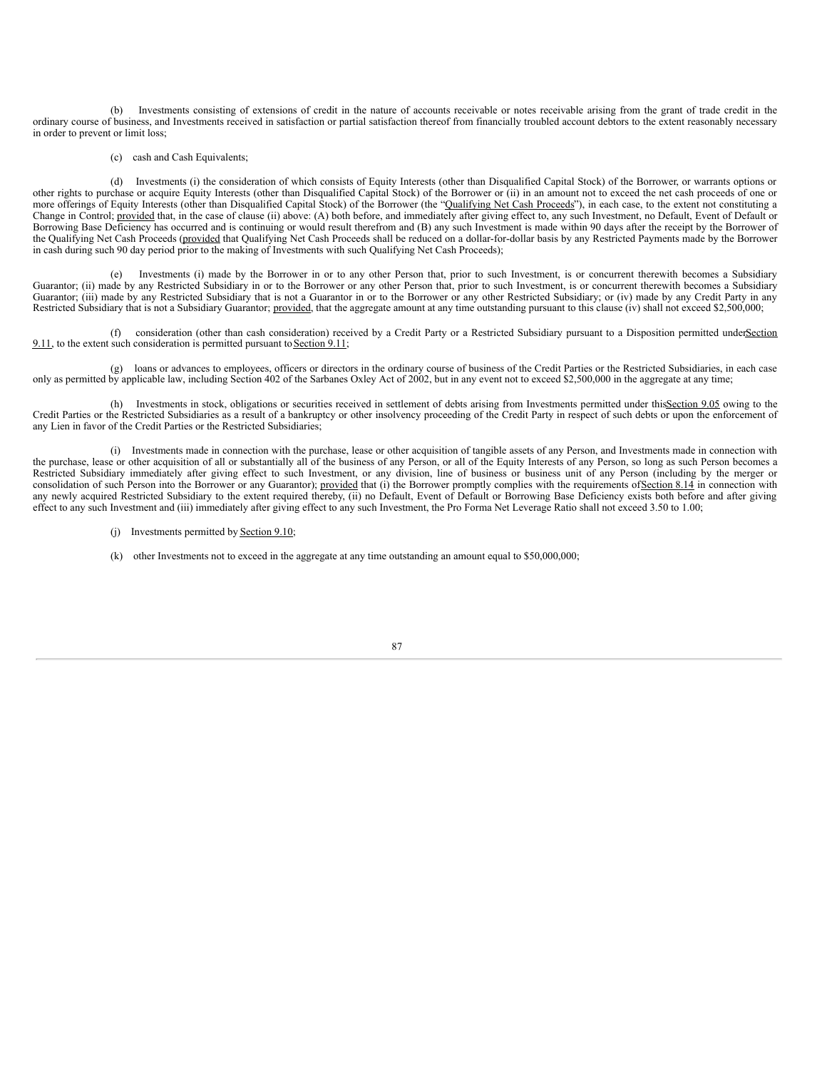(b) Investments consisting of extensions of credit in the nature of accounts receivable or notes receivable arising from the grant of trade credit in the ordinary course of business, and Investments received in satisfaction or partial satisfaction thereof from financially troubled account debtors to the extent reasonably necessary in order to prevent or limit loss;

(c) cash and Cash Equivalents;

(d) Investments (i) the consideration of which consists of Equity Interests (other than Disqualified Capital Stock) of the Borrower, or warrants options or other rights to purchase or acquire Equity Interests (other than Disqualified Capital Stock) of the Borrower or (ii) in an amount not to exceed the net cash proceeds of one or more offerings of Equity Interests (other than Disqualified Capital Stock) of the Borrower (the "Qualifying Net Cash Proceeds"), in each case, to the extent not constituting a Change in Control; provided that, in the case of clause (ii) above: (A) both before, and immediately after giving effect to, any such Investment, no Default, Event of Default or Borrowing Base Deficiency has occurred and is continuing or would result therefrom and (B) any such Investment is made within 90 days after the receipt by the Borrower of the Qualifying Net Cash Proceeds (provided that Qualifying Net Cash Proceeds shall be reduced on a dollar-for-dollar basis by any Restricted Payments made by the Borrower in cash during such 90 day period prior to the making of Investments with such Qualifying Net Cash Proceeds);

(e) Investments (i) made by the Borrower in or to any other Person that, prior to such Investment, is or concurrent therewith becomes a Subsidiary Guarantor; (ii) made by any Restricted Subsidiary in or to the Borrower or any other Person that, prior to such Investment, is or concurrent therewith becomes a Subsidiary Guarantor; (iii) made by any Restricted Subsidiary that is not a Guarantor in or to the Borrower or any other Restricted Subsidiary; or (iv) made by any Credit Party in any Restricted Subsidiary that is not a Subsidiary Guarantor; provided, that the aggregate amount at any time outstanding pursuant to this clause (iv) shall not exceed $2,500,000;

(f) consideration (other than cash consideration) received by a Credit Party or a Restricted Subsidiary pursuant to a Disposition permitted under Section 9.11, to the extent such consideration is permitted pursuant to Section 9.11;

(g) loans or advances to employees, officers or directors in the ordinary course of business of the Credit Parties or the Restricted Subsidiaries, in each case only as permitted by applicable law, including Section 402 of the Sarbanes Oxley Act of 2002, but in any event not to exceed $2,500,000 in the aggregate at any time;

(h) Investments in stock, obligations or securities received in settlement of debts arising from Investments permitted under this Section 9.05 owing to the Credit Parties or the Restricted Subsidiaries as a result of a bankruptcy or other insolvency proceeding of the Credit Party in respect of such debts or upon the enforcement of any Lien in favor of the Credit Parties or the Restricted Subsidiaries;

(i) Investments made in connection with the purchase, lease or other acquisition of tangible assets of any Person, and Investments made in connection with the purchase, lease or other acquisition of all or substantially all of the business of any Person, or all of the Equity Interests of any Person, so long as such Person becomes a Restricted Subsidiary immediately after giving effect to such Investment, or any division, line of business or business unit of any Person (including by the merger or consolidation of such Person into the Borrower or any Guarantor); provided that (i) the Borrower promptly complies with the requirements of Section 8.14 in connection with any newly acquired Restricted Subsidiary to the extent required thereby, (ii) no Default, Event of Default or Borrowing Base Deficiency exists both before and after giving effect to any such Investment and (iii) immediately after giving effect to any such Investment, the Pro Forma Net Leverage Ratio shall not exceed 3.50 to 1.00;

(j) Investments permitted by Section 9.10;

(k) other Investments not to exceed in the aggregate at any time outstanding an amount equal to $50,000,000;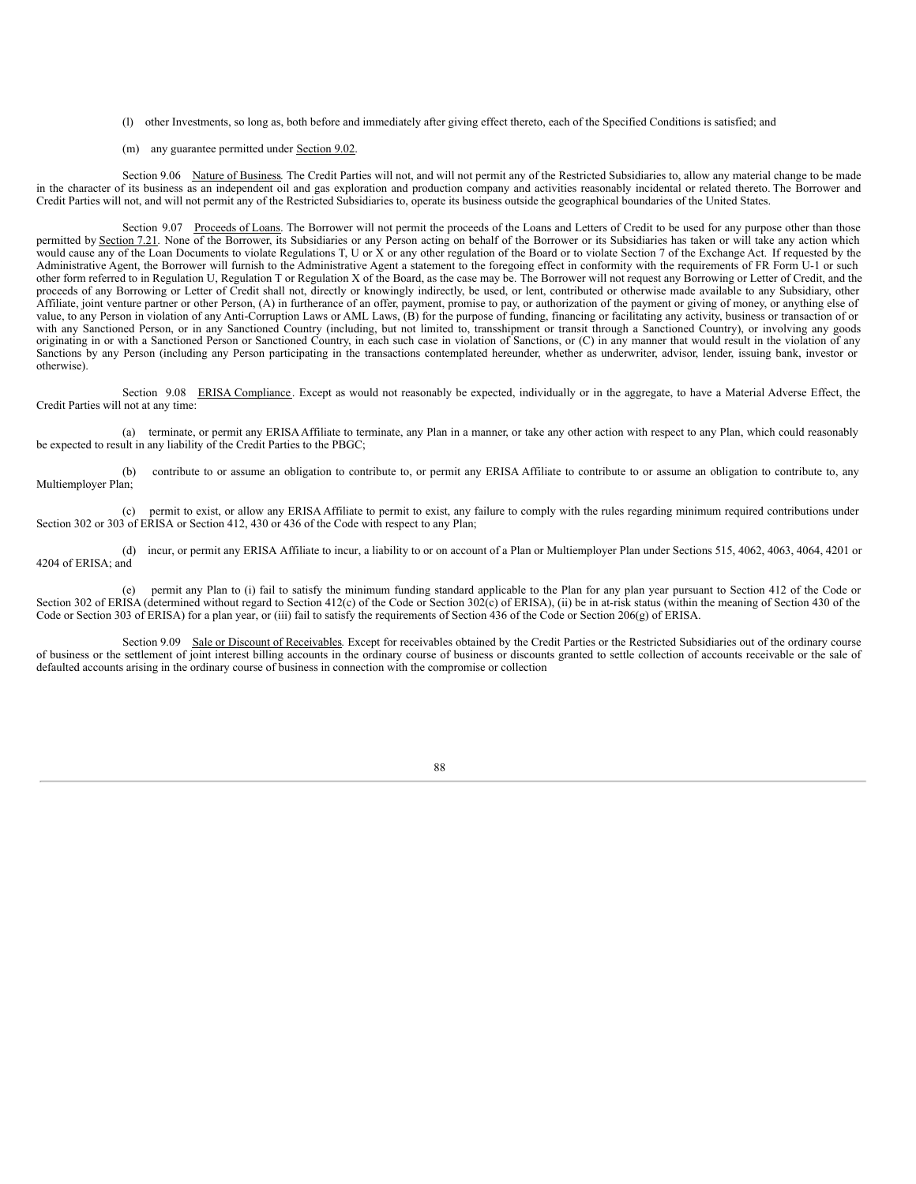(l) other Investments, so long as, both before and immediately after giving effect thereto, each of the Specified Conditions is satisfied; and

(m) any guarantee permitted under Section 9.02.

Section 9.06 Nature of Business. The Credit Parties will not, and will not permit any of the Restricted Subsidiaries to, allow any material change to be made in the character of its business as an independent oil and gas exploration and production company and activities reasonably incidental or related thereto. The Borrower and Credit Parties will not, and will not permit any of the Restricted Subsidiaries to, operate its business outside the geographical boundaries of the United States.

Section 9.07 Proceeds of Loans. The Borrower will not permit the proceeds of the Loans and Letters of Credit to be used for any purpose other than those permitted by Section 7.21. None of the Borrower, its Subsidiaries or any Person acting on behalf of the Borrower or its Subsidiaries has taken or will take any action which would cause any of the Loan Documents to violate Regulations T, U or X or any other regulation of the Board or to violate Section 7 of the Exchange Act. If requested by the Administrative Agent, the Borrower will furnish to the Administrative Agent a statement to the foregoing effect in conformity with the requirements of FR Form U-1 or such other form referred to in Regulation U, Regulation T or Regulation X of the Board, as the case may be. The Borrower will not request any Borrowing or Letter of Credit, and the proceeds of any Borrowing or Letter of Credit shall not, directly or knowingly indirectly, be used, or lent, contributed or otherwise made available to any Subsidiary, other Affiliate, joint venture partner or other Person, (A) in furtherance of an offer, payment, promise to pay, or authorization of the payment or giving of money, or anything else of value, to any Person in violation of any Anti-Corruption Laws or AML Laws, (B) for the purpose of funding, financing or facilitating any activity, business or transaction of or with any Sanctioned Person, or in any Sanctioned Country (including, but not limited to, transshipment or transit through a Sanctioned Country), or involving any goods originating in or with a Sanctioned Person or Sanctioned Country, in each such case in violation of Sanctions, or (C) in any manner that would result in the violation of any Sanctions by any Person (including any Person participating in the transactions contemplated hereunder, whether as underwriter, advisor, lender, issuing bank, investor or otherwise).

Section 9.08 ERISA Compliance. Except as would not reasonably be expected, individually or in the aggregate, to have a Material Adverse Effect, the Credit Parties will not at any time:

(a) terminate, or permit any ERISA Affiliate to terminate, any Plan in a manner, or take any other action with respect to any Plan, which could reasonably be expected to result in any liability of the Credit Parties to the PBGC;

(b) contribute to or assume an obligation to contribute to, or permit any ERISA Affiliate to contribute to or assume an obligation to contribute to, any Multiemployer Plan;

(c) permit to exist, or allow any ERISA Affiliate to permit to exist, any failure to comply with the rules regarding minimum required contributions under Section 302 or 303 of ERISA or Section 412, 430 or 436 of the Code with respect to any Plan;

(d) incur, or permit any ERISA Affiliate to incur, a liability to or on account of a Plan or Multiemployer Plan under Sections 515, 4062, 4063, 4064, 4201 or 4204 of ERISA; and

(e) permit any Plan to (i) fail to satisfy the minimum funding standard applicable to the Plan for any plan year pursuant to Section 412 of the Code or Section 302 of ERISA (determined without regard to Section 412(c) of the Code or Section 302(c) of ERISA), (ii) be in at-risk status (within the meaning of Section 430 of the Code or Section 303 of ERISA) for a plan year, or (iii) fail to satisfy the requirements of Section 436 of the Code or Section 206(g) of ERISA.

Section 9.09 Sale or Discount of Receivables. Except for receivables obtained by the Credit Parties or the Restricted Subsidiaries out of the ordinary course of business or the settlement of joint interest billing accounts in the ordinary course of business or discounts granted to settle collection of accounts receivable or the sale of defaulted accounts arising in the ordinary course of business in connection with the compromise or collection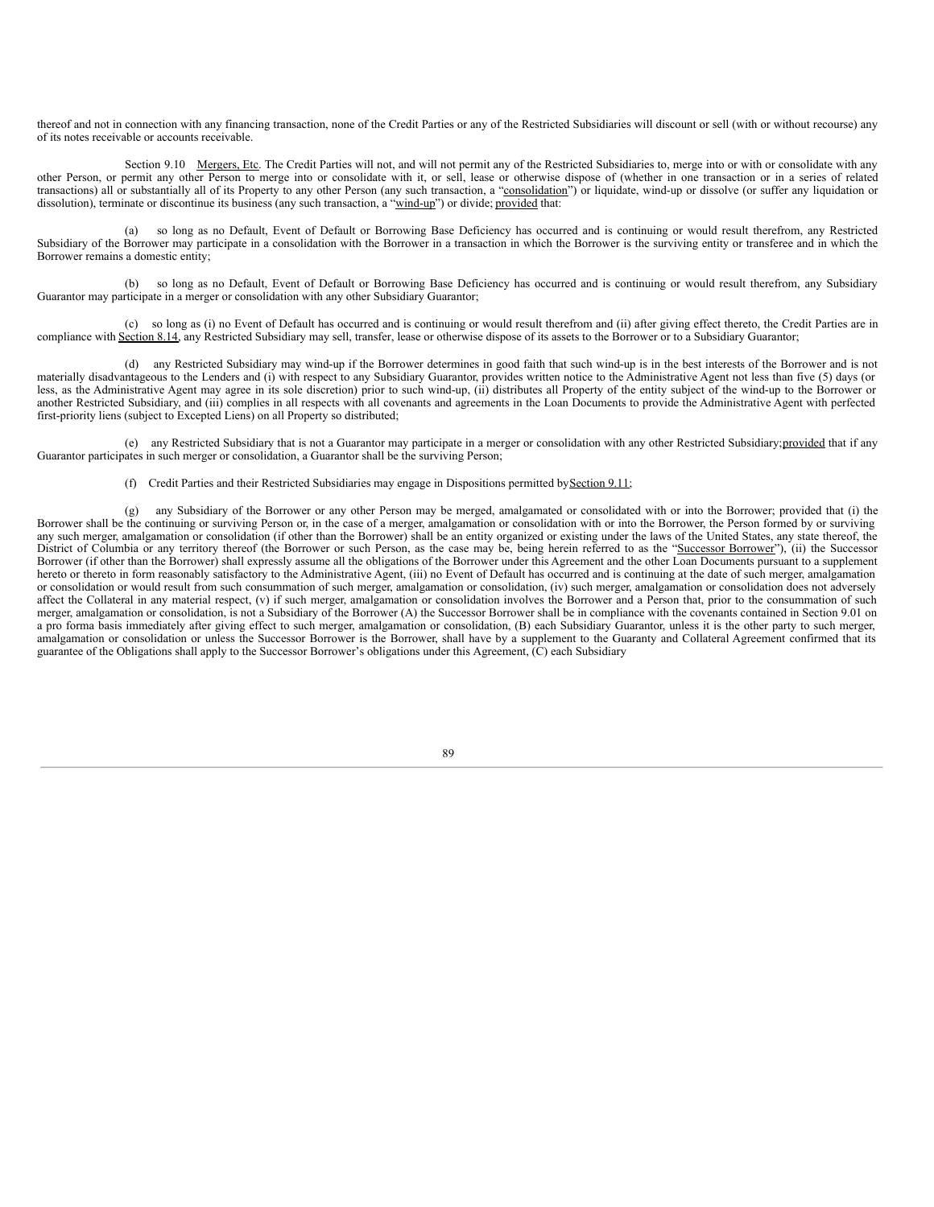thereof and not in connection with any financing transaction, none of the Credit Parties or any of the Restricted Subsidiaries will discount or sell (with or without recourse) any of its notes receivable or accounts receivable.

Section 9.10 Mergers, Etc. The Credit Parties will not, and will not permit any of the Restricted Subsidiaries to, merge into or with or consolidate with any other Person, or permit any other Person to merge into or consolidate with it, or sell, lease or otherwise dispose of (whether in one transaction or in a series of related transactions) all or substantially all of its Property to any other Person (any such transaction, a "consolidation") or liquidate, wind-up or dissolve (or suffer any liquidation or dissolution), terminate or discontinue its business (any such transaction, a "wind-up") or divide; provided that:

(a) so long as no Default, Event of Default or Borrowing Base Deficiency has occurred and is continuing or would result therefrom, any Restricted Subsidiary of the Borrower may participate in a consolidation with the Borrower in a transaction in which the Borrower is the surviving entity or transferee and in which the Borrower remains a domestic entity;

(b) so long as no Default, Event of Default or Borrowing Base Deficiency has occurred and is continuing or would result therefrom, any Subsidiary Guarantor may participate in a merger or consolidation with any other Subsidiary Guarantor;

(c) so long as (i) no Event of Default has occurred and is continuing or would result therefrom and (ii) after giving effect thereto, the Credit Parties are in compliance with Section 8.14, any Restricted Subsidiary may sell, transfer, lease or otherwise dispose of its assets to the Borrower or to a Subsidiary Guarantor;

(d) any Restricted Subsidiary may wind-up if the Borrower determines in good faith that such wind-up is in the best interests of the Borrower and is not materially disadvantageous to the Lenders and (i) with respect to any Subsidiary Guarantor, provides written notice to the Administrative Agent not less than five (5) days (or less, as the Administrative Agent may agree in its sole discretion) prior to such wind-up, (ii) distributes all Property of the entity subject of the wind-up to the Borrower or another Restricted Subsidiary, and (iii) complies in all respects with all covenants and agreements in the Loan Documents to provide the Administrative Agent with perfected first-priority liens (subject to Excepted Liens) on all Property so distributed;

(e) any Restricted Subsidiary that is not a Guarantor may participate in a merger or consolidation with any other Restricted Subsidiary; provided that if any Guarantor participates in such merger or consolidation, a Guarantor shall be the surviving Person;

(f) Credit Parties and their Restricted Subsidiaries may engage in Dispositions permitted by Section 9.11;

(g) any Subsidiary of the Borrower or any other Person may be merged, amalgamated or consolidated with or into the Borrower; provided that (i) the Borrower shall be the continuing or surviving Person or, in the case of a merger, amalgamation or consolidation with or into the Borrower, the Person formed by or surviving any such merger, amalgamation or consolidation (if other than the Borrower) shall be an entity organized or existing under the laws of the United States, any state thereof, the District of Columbia or any territory thereof (the Borrower or such Person, as the case may be, being herein referred to as the "Successor Borrower"), (ii) the Successor Borrower (if other than the Borrower) shall expressly assume all the obligations of the Borrower under this Agreement and the other Loan Documents pursuant to a supplement hereto or thereto in form reasonably satisfactory to the Administrative Agent, (iii) no Event of Default has occurred and is continuing at the date of such merger, amalgamation or consolidation or would result from such consummation of such merger, amalgamation or consolidation, (iv) such merger, amalgamation or consolidation does not adversely affect the Collateral in any material respect, (v) if such merger, amalgamation or consolidation involves the Borrower and a Person that, prior to the consummation of such merger, amalgamation or consolidation, is not a Subsidiary of the Borrower (A) the Successor Borrower shall be in compliance with the covenants contained in Section 9.01 on a pro forma basis immediately after giving effect to such merger, amalgamation or consolidation, (B) each Subsidiary Guarantor, unless it is the other party to such merger, amalgamation or consolidation or unless the Successor Borrower is the Borrower, shall have by a supplement to the Guaranty and Collateral Agreement confirmed that its guarantee of the Obligations shall apply to the Successor Borrower's obligations under this Agreement, (C) each Subsidiary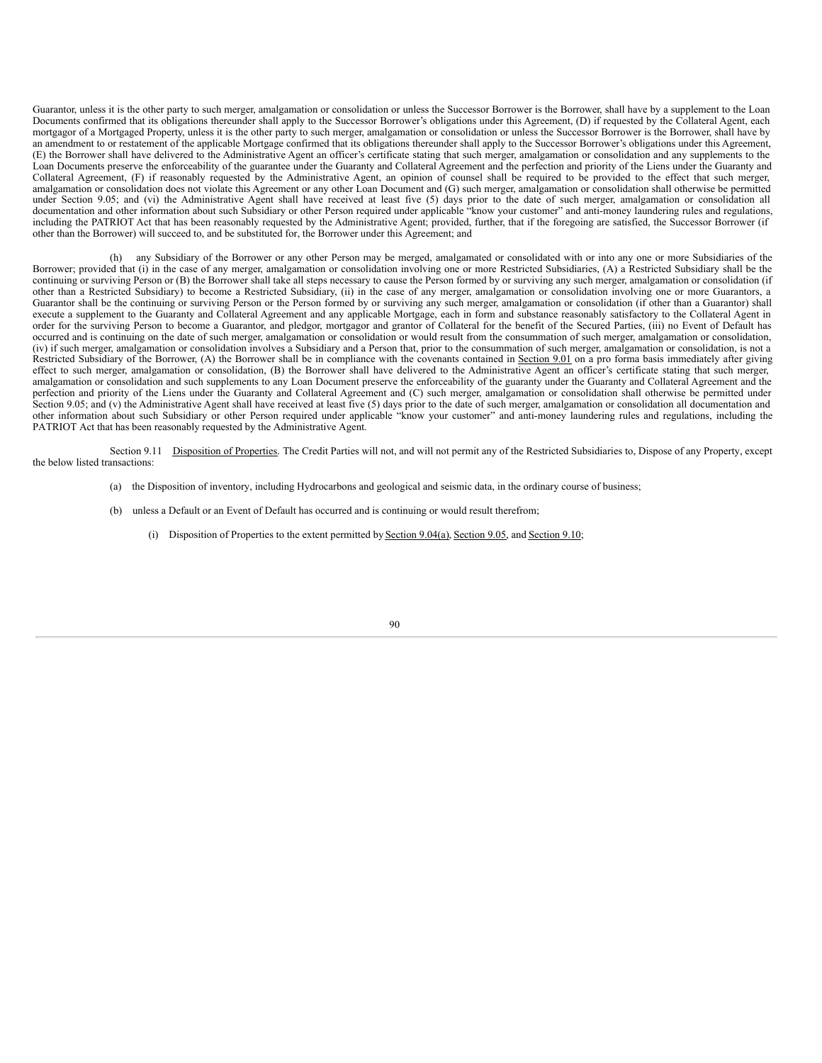Guarantor, unless it is the other party to such merger, amalgamation or consolidation or unless the Successor Borrower is the Borrower, shall have by a supplement to the Loan Documents confirmed that its obligations thereunder shall apply to the Successor Borrower's obligations under this Agreement, (D) if requested by the Collateral Agent, each mortgagor of a Mortgaged Property, unless it is the other party to such merger, amalgamation or consolidation or unless the Successor Borrower is the Borrower, shall have by an amendment to or restatement of the applicable Mortgage confirmed that its obligations thereunder shall apply to the Successor Borrower's obligations under this Agreement, (E) the Borrower shall have delivered to the Administrative Agent an officer's certificate stating that such merger, amalgamation or consolidation and any supplements to the Loan Documents preserve the enforceability of the guarantee under the Guaranty and Collateral Agreement and the perfection and priority of the Liens under the Guaranty and Collateral Agreement, (F) if reasonably requested by the Administrative Agent, an opinion of counsel shall be required to be provided to the effect that such merger, amalgamation or consolidation does not violate this Agreement or any other Loan Document and (G) such merger, amalgamation or consolidation shall otherwise be permitted under Section 9.05; and (vi) the Administrative Agent shall have received at least five (5) days prior to the date of such merger, amalgamation or consolidation all documentation and other information about such Subsidiary or other Person required under applicable "know your customer" and anti-money laundering rules and regulations, including the PATRIOT Act that has been reasonably requested by the Administrative Agent; provided, further, that if the foregoing are satisfied, the Successor Borrower (if other than the Borrower) will succeed to, and be substituted for, the Borrower under this Agreement; and

(h) any Subsidiary of the Borrower or any other Person may be merged, amalgamated or consolidated with or into any one or more Subsidiaries of the Borrower; provided that (i) in the case of any merger, amalgamation or consolidation involving one or more Restricted Subsidiaries, (A) a Restricted Subsidiary shall be the continuing or surviving Person or (B) the Borrower shall take all steps necessary to cause the Person formed by or surviving any such merger, amalgamation or consolidation (if other than a Restricted Subsidiary) to become a Restricted Subsidiary, (ii) in the case of any merger, amalgamation or consolidation involving one or more Guarantors, a Guarantor shall be the continuing or surviving Person or the Person formed by or surviving any such merger, amalgamation or consolidation (if other than a Guarantor) shall execute a supplement to the Guaranty and Collateral Agreement and any applicable Mortgage, each in form and substance reasonably satisfactory to the Collateral Agent in order for the surviving Person to become a Guarantor, and pledgor, mortgagor and grantor of Collateral for the benefit of the Secured Parties, (iii) no Event of Default has occurred and is continuing on the date of such merger, amalgamation or consolidation or would result from the consummation of such merger, amalgamation or consolidation, (iv) if such merger, amalgamation or consolidation involves a Subsidiary and a Person that, prior to the consummation of such merger, amalgamation or consolidation, is not a Restricted Subsidiary of the Borrower, (A) the Borrower shall be in compliance with the covenants contained in Section 9.01 on a pro forma basis immediately after giving effect to such merger, amalgamation or consolidation, (B) the Borrower shall have delivered to the Administrative Agent an officer's certificate stating that such merger, amalgamation or consolidation and such supplements to any Loan Document preserve the enforceability of the guaranty under the Guaranty and Collateral Agreement and the perfection and priority of the Liens under the Guaranty and Collateral Agreement and (C) such merger, amalgamation or consolidation shall otherwise be permitted under Section 9.05; and (v) the Administrative Agent shall have received at least five (5) days prior to the date of such merger, amalgamation or consolidation all documentation and other information about such Subsidiary or other Person required under applicable "know your customer" and anti-money laundering rules and regulations, including the PATRIOT Act that has been reasonably requested by the Administrative Agent.

Section 9.11 Disposition of Properties. The Credit Parties will not, and will not permit any of the Restricted Subsidiaries to, Dispose of any Property, except the below listed transactions:

(a) the Disposition of inventory, including Hydrocarbons and geological and seismic data, in the ordinary course of business;

(b) unless a Default or an Event of Default has occurred and is continuing or would result therefrom;

(i) Disposition of Properties to the extent permitted by Section 9.04(a), Section 9.05, and Section 9.10;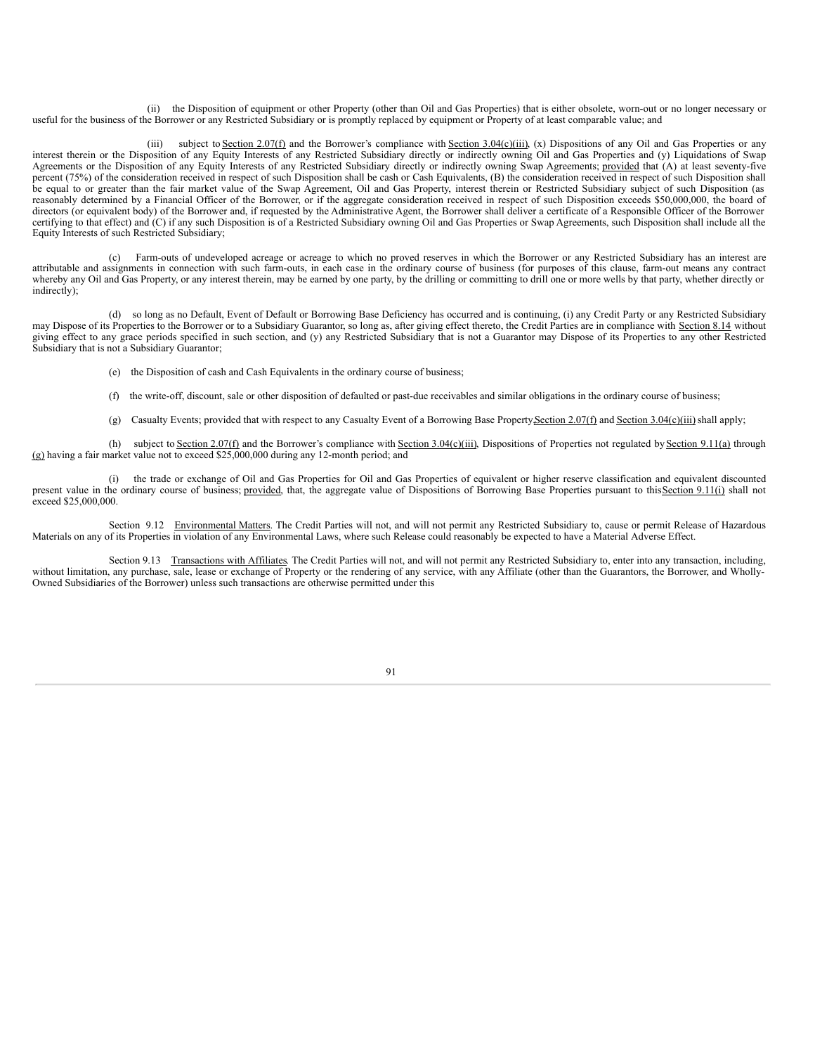(ii) the Disposition of equipment or other Property (other than Oil and Gas Properties) that is either obsolete, worn-out or no longer necessary or useful for the business of the Borrower or any Restricted Subsidiary or is promptly replaced by equipment or Property of at least comparable value; and

(iii) subject to Section 2.07(f) and the Borrower's compliance with Section 3.04(c)(iii), (x) Dispositions of any Oil and Gas Properties or any interest therein or the Disposition of any Equity Interests of any Restricted Subsidiary directly or indirectly owning Oil and Gas Properties and (y) Liquidations of Swap Agreements or the Disposition of any Equity Interests of any Restricted Subsidiary directly or indirectly owning Swap Agreements; provided that (A) at least seventy-five percent (75%) of the consideration received in respect of such Disposition shall be cash or Cash Equivalents, (B) the consideration received in respect of such Disposition shall be equal to or greater than the fair market value of the Swap Agreement, Oil and Gas Property, interest therein or Restricted Subsidiary subject of such Disposition (as reasonably determined by a Financial Officer of the Borrower, or if the aggregate consideration received in respect of such Disposition exceeds $50,000,000, the board of directors (or equivalent body) of the Borrower and, if requested by the Administrative Agent, the Borrower shall deliver a certificate of a Responsible Officer of the Borrower certifying to that effect) and (C) if any such Disposition is of a Restricted Subsidiary owning Oil and Gas Properties or Swap Agreements, such Disposition shall include all the Equity Interests of such Restricted Subsidiary;

(c) Farm-outs of undeveloped acreage or acreage to which no proved reserves in which the Borrower or any Restricted Subsidiary has an interest are attributable and assignments in connection with such farm-outs, in each case in the ordinary course of business (for purposes of this clause, farm-out means any contract whereby any Oil and Gas Property, or any interest therein, may be earned by one party, by the drilling or committing to drill one or more wells by that party, whether directly or indirectly);

(d) so long as no Default, Event of Default or Borrowing Base Deficiency has occurred and is continuing, (i) any Credit Party or any Restricted Subsidiary may Dispose of its Properties to the Borrower or to a Subsidiary Guarantor, so long as, after giving effect thereto, the Credit Parties are in compliance with Section 8.14 without giving effect to any grace periods specified in such section, and (y) any Restricted Subsidiary that is not a Guarantor may Dispose of its Properties to any other Restricted Subsidiary that is not a Subsidiary Guarantor;

(e) the Disposition of cash and Cash Equivalents in the ordinary course of business;

(f) the write-off, discount, sale or other disposition of defaulted or past-due receivables and similar obligations in the ordinary course of business;

(g) Casualty Events; provided that with respect to any Casualty Event of a Borrowing Base Property Section 2.07(f) and Section 3.04(c)(iii) shall apply;

(h) subject to Section 2.07(f) and the Borrower's compliance with Section 3.04(c)(iii), Dispositions of Properties not regulated by Section 9.11(a) through (g) having a fair market value not to exceed $25,000,000 during any 12-month period; and

(i) the trade or exchange of Oil and Gas Properties for Oil and Gas Properties of equivalent or higher reserve classification and equivalent discounted present value in the ordinary course of business; provided, that, the aggregate value of Dispositions of Borrowing Base Properties pursuant to this Section 9.11(i) shall not exceed $25,000,000.

Section 9.12 Environmental Matters. The Credit Parties will not, and will not permit any Restricted Subsidiary to, cause or permit Release of Hazardous Materials on any of its Properties in violation of any Environmental Laws, where such Release could reasonably be expected to have a Material Adverse Effect.

Section 9.13 Transactions with Affiliates. The Credit Parties will not, and will not permit any Restricted Subsidiary to, enter into any transaction, including, without limitation, any purchase, sale, lease or exchange of Property or the rendering of any service, with any Affiliate (other than the Guarantors, the Borrower, and Wholly-Owned Subsidiaries of the Borrower) unless such transactions are otherwise permitted under this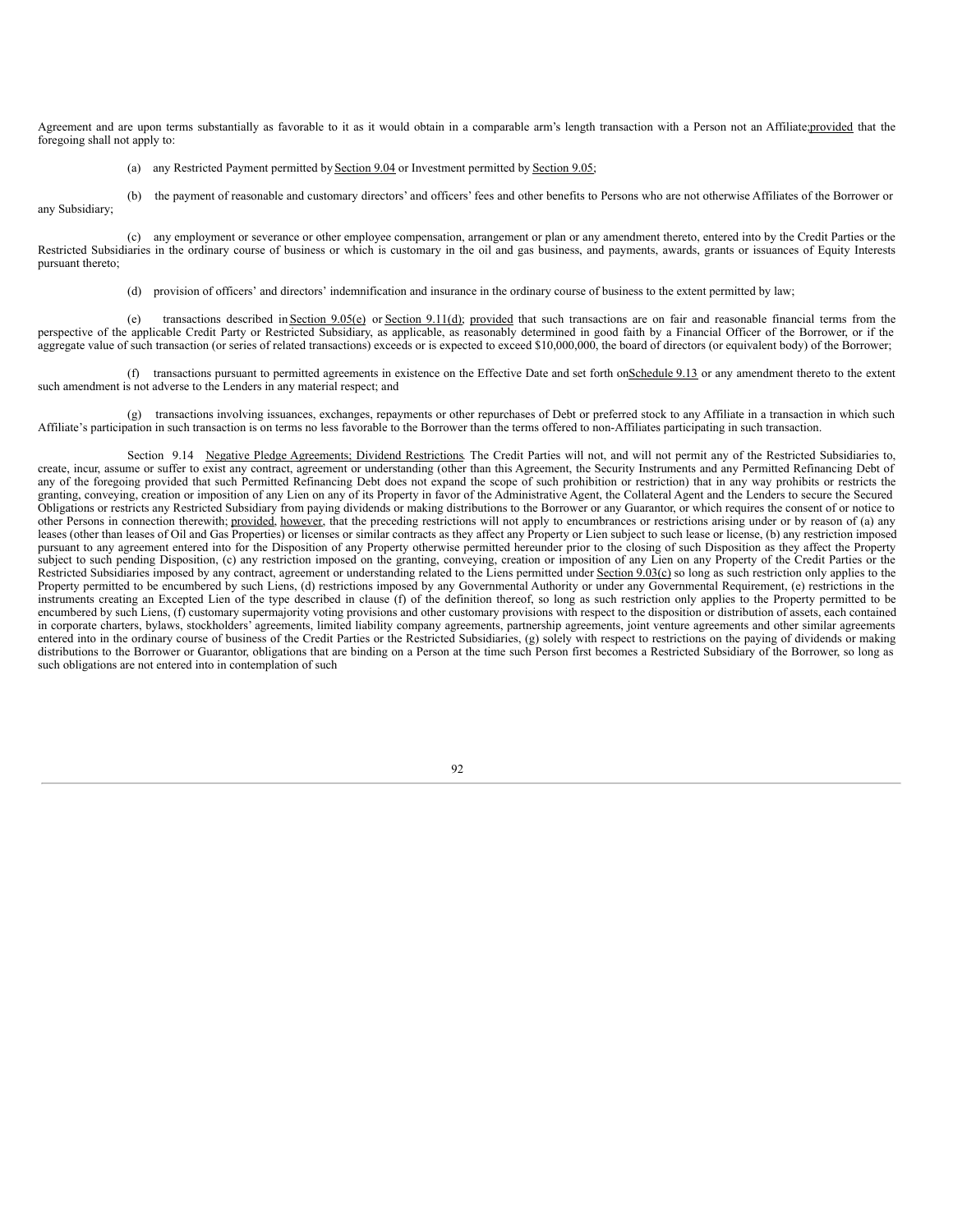Agreement and are upon terms substantially as favorable to it as it would obtain in a comparable arm's length transaction with a Person not an Affiliate; provided that the foregoing shall not apply to:

(a) any Restricted Payment permitted by Section 9.04 or Investment permitted by Section 9.05;

(b) the payment of reasonable and customary directors' and officers' fees and other benefits to Persons who are not otherwise Affiliates of the Borrower or any Subsidiary;

(c) any employment or severance or other employee compensation, arrangement or plan or any amendment thereto, entered into by the Credit Parties or the Restricted Subsidiaries in the ordinary course of business or which is customary in the oil and gas business, and payments, awards, grants or issuances of Equity Interests pursuant thereto;

(d) provision of officers' and directors' indemnification and insurance in the ordinary course of business to the extent permitted by law;

(e) transactions described in Section 9.05(e) or Section 9.11(d); provided that such transactions are on fair and reasonable financial terms from the perspective of the applicable Credit Party or Restricted Subsidiary, as applicable, as reasonably determined in good faith by a Financial Officer of the Borrower, or if the aggregate value of such transaction (or series of related transactions) exceeds or is expected to exceed $10,000,000, the board of directors (or equivalent body) of the Borrower;

(f) transactions pursuant to permitted agreements in existence on the Effective Date and set forth on Schedule 9.13 or any amendment thereto to the extent such amendment is not adverse to the Lenders in any material respect; and

(g) transactions involving issuances, exchanges, repayments or other repurchases of Debt or preferred stock to any Affiliate in a transaction in which such Affiliate's participation in such transaction is on terms no less favorable to the Borrower than the terms offered to non-Affiliates participating in such transaction.

Section 9.14 Negative Pledge Agreements; Dividend Restrictions. The Credit Parties will not, and will not permit any of the Restricted Subsidiaries to, create, incur, assume or suffer to exist any contract, agreement or understanding (other than this Agreement, the Security Instruments and any Permitted Refinancing Debt of any of the foregoing provided that such Permitted Refinancing Debt does not expand the scope of such prohibition or restriction) that in any way prohibits or restricts the granting, conveying, creation or imposition of any Lien on any of its Property in favor of the Administrative Agent, the Collateral Agent and the Lenders to secure the Secured Obligations or restricts any Restricted Subsidiary from paying dividends or making distributions to the Borrower or any Guarantor, or which requires the consent of or notice to other Persons in connection therewith; provided, however, that the preceding restrictions will not apply to encumbrances or restrictions arising under or by reason of (a) any leases (other than leases of Oil and Gas Properties) or licenses or similar contracts as they affect any Property or Lien subject to such lease or license, (b) any restriction imposed pursuant to any agreement entered into for the Disposition of any Property otherwise permitted hereunder prior to the closing of such Disposition as they affect the Property subject to such pending Disposition, (c) any restriction imposed on the granting, conveying, creation or imposition of any Lien on any Property of the Credit Parties or the Restricted Subsidiaries imposed by any contract, agreement or understanding related to the Liens permitted under Section 9.03(c) so long as such restriction only applies to the Property permitted to be encumbered by such Liens, (d) restrictions imposed by any Governmental Authority or under any Governmental Requirement, (e) restrictions in the instruments creating an Excepted Lien of the type described in clause (f) of the definition thereof, so long as such restriction only applies to the Property permitted to be encumbered by such Liens, (f) customary supermajority voting provisions and other customary provisions with respect to the disposition or distribution of assets, each contained in corporate charters, bylaws, stockholders' agreements, limited liability company agreements, partnership agreements, joint venture agreements and other similar agreements entered into in the ordinary course of business of the Credit Parties or the Restricted Subsidiaries, (g) solely with respect to restrictions on the paying of dividends or making distributions to the Borrower or Guarantor, obligations that are binding on a Person at the time such Person first becomes a Restricted Subsidiary of the Borrower, so long as such obligations are not entered into in contemplation of such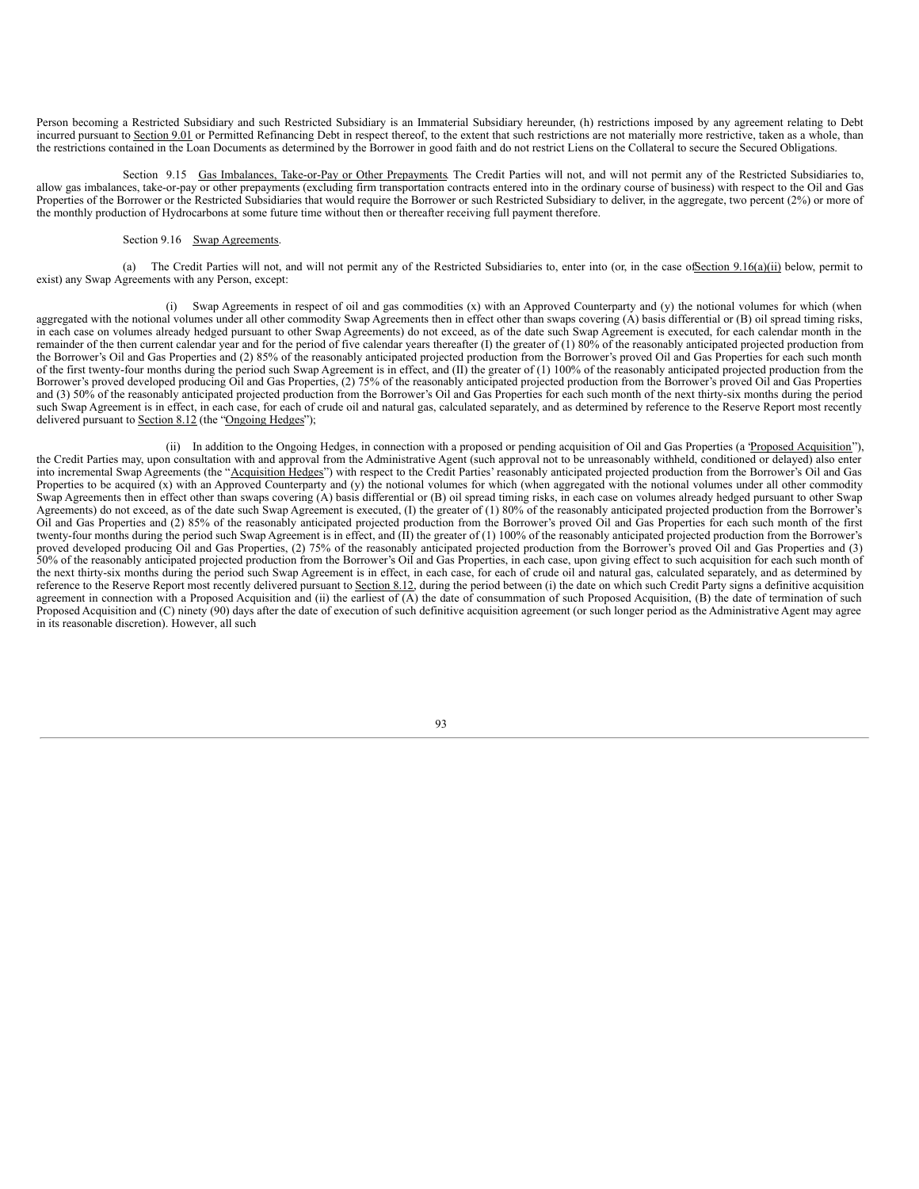Person becoming a Restricted Subsidiary and such Restricted Subsidiary is an Immaterial Subsidiary hereunder, (h) restrictions imposed by any agreement relating to Debt incurred pursuant to Section 9.01 or Permitted Refinancing Debt in respect thereof, to the extent that such restrictions are not materially more restrictive, taken as a whole, than the restrictions contained in the Loan Documents as determined by the Borrower in good faith and do not restrict Liens on the Collateral to secure the Secured Obligations.

Section 9.15 Gas Imbalances, Take-or-Pay or Other Prepayments. The Credit Parties will not, and will not permit any of the Restricted Subsidiaries to, allow gas imbalances, take-or-pay or other prepayments (excluding firm transportation contracts entered into in the ordinary course of business) with respect to the Oil and Gas Properties of the Borrower or the Restricted Subsidiaries that would require the Borrower or such Restricted Subsidiary to deliver, in the aggregate, two percent (2%) or more of the monthly production of Hydrocarbons at some future time without then or thereafter receiving full payment therefore.

Section 9.16 Swap Agreements.

(a) The Credit Parties will not, and will not permit any of the Restricted Subsidiaries to, enter into (or, in the case of Section 9.16(a)(ii) below, permit to exist) any Swap Agreements with any Person, except:

(i) Swap Agreements in respect of oil and gas commodities (x) with an Approved Counterparty and (y) the notional volumes for which (when aggregated with the notional volumes under all other commodity Swap Agreements then in effect other than swaps covering (A) basis differential or (B) oil spread timing risks, in each case on volumes already hedged pursuant to other Swap Agreements) do not exceed, as of the date such Swap Agreement is executed, for each calendar month in the remainder of the then current calendar year and for the period of five calendar years thereafter (I) the greater of (1) 80% of the reasonably anticipated projected production from the Borrower's Oil and Gas Properties and (2) 85% of the reasonably anticipated projected production from the Borrower's proved Oil and Gas Properties for each such month of the first twenty-four months during the period such Swap Agreement is in effect, and (II) the greater of (1) 100% of the reasonably anticipated projected production from the Borrower's proved developed producing Oil and Gas Properties, (2) 75% of the reasonably anticipated projected production from the Borrower's proved Oil and Gas Properties and (3) 50% of the reasonably anticipated projected production from the Borrower's Oil and Gas Properties for each such month of the next thirty-six months during the period such Swap Agreement is in effect, in each case, for each of crude oil and natural gas, calculated separately, and as determined by reference to the Reserve Report most recently delivered pursuant to Section 8.12 (the "Ongoing Hedges");

(ii) In addition to the Ongoing Hedges, in connection with a proposed or pending acquisition of Oil and Gas Properties (a "Proposed Acquisition"), the Credit Parties may, upon consultation with and approval from the Administrative Agent (such approval not to be unreasonably withheld, conditioned or delayed) also enter into incremental Swap Agreements (the "Acquisition Hedges") with respect to the Credit Parties' reasonably anticipated projected production from the Borrower's Oil and Gas Properties to be acquired (x) with an Approved Counterparty and (y) the notional volumes for which (when aggregated with the notional volumes under all other commodity Swap Agreements then in effect other than swaps covering (A) basis differential or (B) oil spread timing risks, in each case on volumes already hedged pursuant to other Swap Agreements) do not exceed, as of the date such Swap Agreement is executed, (I) the greater of (1) 80% of the reasonably anticipated projected production from the Borrower's Oil and Gas Properties and (2) 85% of the reasonably anticipated projected production from the Borrower's proved Oil and Gas Properties for each such month of the first twenty-four months during the period such Swap Agreement is in effect, and (II) the greater of (1) 100% of the reasonably anticipated projected production from the Borrower's proved developed producing Oil and Gas Properties, (2) 75% of the reasonably anticipated projected production from the Borrower's proved Oil and Gas Properties and (3) 50% of the reasonably anticipated projected production from the Borrower's Oil and Gas Properties, in each case, upon giving effect to such acquisition for each such month of the next thirty-six months during the period such Swap Agreement is in effect, in each case, for each of crude oil and natural gas, calculated separately, and as determined by reference to the Reserve Report most recently delivered pursuant to Section 8.12, during the period between (i) the date on which such Credit Party signs a definitive acquisition agreement in connection with a Proposed Acquisition and (ii) the earliest of (A) the date of consummation of such Proposed Acquisition, (B) the date of termination of such Proposed Acquisition and (C) ninety (90) days after the date of execution of such definitive acquisition agreement (or such longer period as the Administrative Agent may agree in its reasonable discretion). However, all such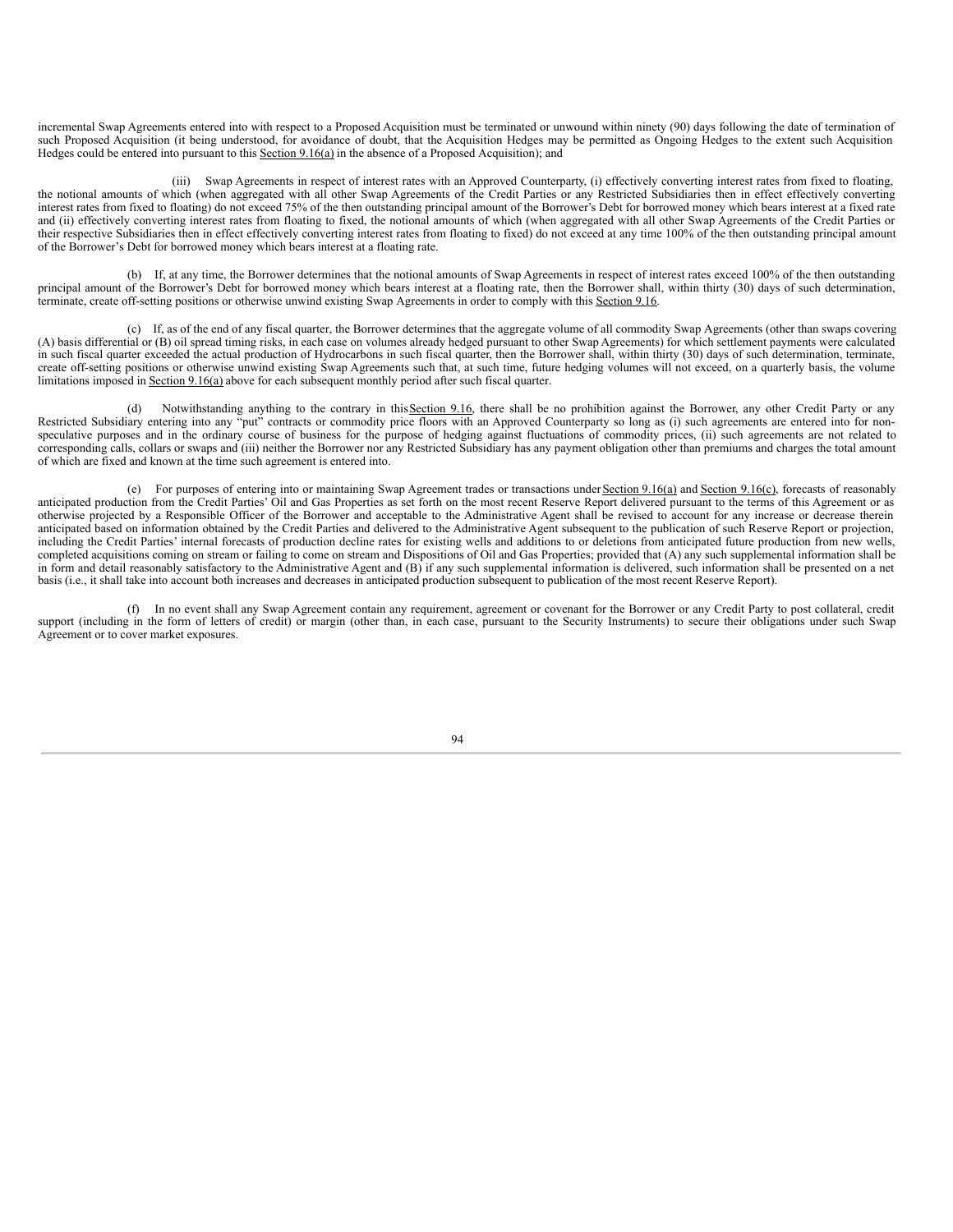incremental Swap Agreements entered into with respect to a Proposed Acquisition must be terminated or unwound within ninety (90) days following the date of termination of such Proposed Acquisition (it being understood, for avoidance of doubt, that the Acquisition Hedges may be permitted as Ongoing Hedges to the extent such Acquisition Hedges could be entered into pursuant to this Section 9.16(a) in the absence of a Proposed Acquisition); and

(iii) Swap Agreements in respect of interest rates with an Approved Counterparty, (i) effectively converting interest rates from fixed to floating, the notional amounts of which (when aggregated with all other Swap Agreements of the Credit Parties or any Restricted Subsidiaries then in effect effectively converting interest rates from fixed to floating) do not exceed 75% of the then outstanding principal amount of the Borrower's Debt for borrowed money which bears interest at a fixed rate and (ii) effectively converting interest rates from floating to fixed, the notional amounts of which (when aggregated with all other Swap Agreements of the Credit Parties or their respective Subsidiaries then in effect effectively converting interest rates from floating to fixed) do not exceed at any time 100% of the then outstanding principal amount of the Borrower's Debt for borrowed money which bears interest at a floating rate.

(b) If, at any time, the Borrower determines that the notional amounts of Swap Agreements in respect of interest rates exceed 100% of the then outstanding principal amount of the Borrower's Debt for borrowed money which bears interest at a floating rate, then the Borrower shall, within thirty (30) days of such determination, terminate, create off-setting positions or otherwise unwind existing Swap Agreements in order to comply with this Section 9.16.

(c) If, as of the end of any fiscal quarter, the Borrower determines that the aggregate volume of all commodity Swap Agreements (other than swaps covering (A) basis differential or (B) oil spread timing risks, in each case on volumes already hedged pursuant to other Swap Agreements) for which settlement payments were calculated in such fiscal quarter exceeded the actual production of Hydrocarbons in such fiscal quarter, then the Borrower shall, within thirty (30) days of such determination, terminate, create off-setting positions or otherwise unwind existing Swap Agreements such that, at such time, future hedging volumes will not exceed, on a quarterly basis, the volume limitations imposed in Section 9.16(a) above for each subsequent monthly period after such fiscal quarter.

(d) Notwithstanding anything to the contrary in this Section 9.16, there shall be no prohibition against the Borrower, any other Credit Party or any Restricted Subsidiary entering into any "put" contracts or commodity price floors with an Approved Counterparty so long as (i) such agreements are entered into for non-speculative purposes and in the ordinary course of business for the purpose of hedging against fluctuations of commodity prices, (ii) such agreements are not related to corresponding calls, collars or swaps and (iii) neither the Borrower nor any Restricted Subsidiary has any payment obligation other than premiums and charges the total amount of which are fixed and known at the time such agreement is entered into.

(e) For purposes of entering into or maintaining Swap Agreement trades or transactions under Section 9.16(a) and Section 9.16(c), forecasts of reasonably anticipated production from the Credit Parties' Oil and Gas Properties as set forth on the most recent Reserve Report delivered pursuant to the terms of this Agreement or as otherwise projected by a Responsible Officer of the Borrower and acceptable to the Administrative Agent shall be revised to account for any increase or decrease therein anticipated based on information obtained by the Credit Parties and delivered to the Administrative Agent subsequent to the publication of such Reserve Report or projection, including the Credit Parties' internal forecasts of production decline rates for existing wells and additions to or deletions from anticipated future production from new wells, completed acquisitions coming on stream or failing to come on stream and Dispositions of Oil and Gas Properties; provided that (A) any such supplemental information shall be in form and detail reasonably satisfactory to the Administrative Agent and (B) if any such supplemental information is delivered, such information shall be presented on a net basis (i.e., it shall take into account both increases and decreases in anticipated production subsequent to publication of the most recent Reserve Report).

(f) In no event shall any Swap Agreement contain any requirement, agreement or covenant for the Borrower or any Credit Party to post collateral, credit support (including in the form of letters of credit) or margin (other than, in each case, pursuant to the Security Instruments) to secure their obligations under such Swap Agreement or to cover market exposures.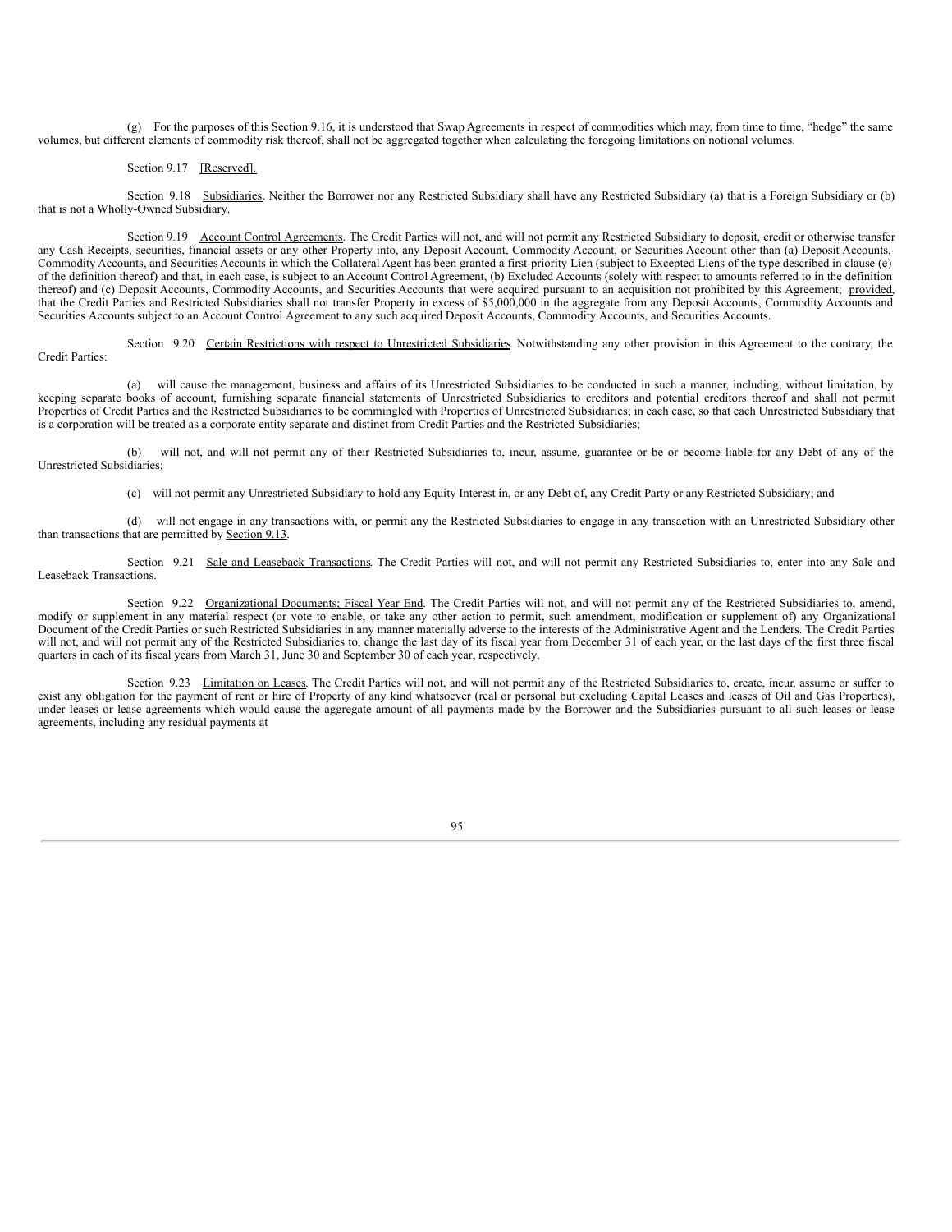(g) For the purposes of this Section 9.16, it is understood that Swap Agreements in respect of commodities which may, from time to time, "hedge" the same volumes, but different elements of commodity risk thereof, shall not be aggregated together when calculating the foregoing limitations on notional volumes.

Section 9.17 [Reserved].

Section 9.18 Subsidiaries. Neither the Borrower nor any Restricted Subsidiary shall have any Restricted Subsidiary (a) that is a Foreign Subsidiary or (b) that is not a Wholly-Owned Subsidiary.

Section 9.19 Account Control Agreements. The Credit Parties will not, and will not permit any Restricted Subsidiary to deposit, credit or otherwise transfer any Cash Receipts, securities, financial assets or any other Property into, any Deposit Account, Commodity Account, or Securities Account other than (a) Deposit Accounts, Commodity Accounts, and Securities Accounts in which the Collateral Agent has been granted a first-priority Lien (subject to Excepted Liens of the type described in clause (e) of the definition thereof) and that, in each case, is subject to an Account Control Agreement, (b) Excluded Accounts (solely with respect to amounts referred to in the definition thereof) and (c) Deposit Accounts, Commodity Accounts, and Securities Accounts that were acquired pursuant to an acquisition not prohibited by this Agreement; provided, that the Credit Parties and Restricted Subsidiaries shall not transfer Property in excess of $5,000,000 in the aggregate from any Deposit Accounts, Commodity Accounts and Securities Accounts subject to an Account Control Agreement to any such acquired Deposit Accounts, Commodity Accounts, and Securities Accounts.

Section 9.20 Certain Restrictions with respect to Unrestricted Subsidiaries. Notwithstanding any other provision in this Agreement to the contrary, the Credit Parties:

(a) will cause the management, business and affairs of its Unrestricted Subsidiaries to be conducted in such a manner, including, without limitation, by keeping separate books of account, furnishing separate financial statements of Unrestricted Subsidiaries to creditors and potential creditors thereof and shall not permit Properties of Credit Parties and the Restricted Subsidiaries to be commingled with Properties of Unrestricted Subsidiaries; in each case, so that each Unrestricted Subsidiary that is a corporation will be treated as a corporate entity separate and distinct from Credit Parties and the Restricted Subsidiaries;

(b) will not, and will not permit any of their Restricted Subsidiaries to, incur, assume, guarantee or be or become liable for any Debt of any of the Unrestricted Subsidiaries;

(c) will not permit any Unrestricted Subsidiary to hold any Equity Interest in, or any Debt of, any Credit Party or any Restricted Subsidiary; and

(d) will not engage in any transactions with, or permit any the Restricted Subsidiaries to engage in any transaction with an Unrestricted Subsidiary other than transactions that are permitted by Section 9.13.

Section 9.21 Sale and Leaseback Transactions. The Credit Parties will not, and will not permit any Restricted Subsidiaries to, enter into any Sale and Leaseback Transactions.

Section 9.22 Organizational Documents; Fiscal Year End. The Credit Parties will not, and will not permit any of the Restricted Subsidiaries to, amend, modify or supplement in any material respect (or vote to enable, or take any other action to permit, such amendment, modification or supplement of) any Organizational Document of the Credit Parties or such Restricted Subsidiaries in any manner materially adverse to the interests of the Administrative Agent and the Lenders. The Credit Parties will not, and will not permit any of the Restricted Subsidiaries to, change the last day of its fiscal year from December 31 of each year, or the last days of the first three fiscal quarters in each of its fiscal years from March 31, June 30 and September 30 of each year, respectively.

Section 9.23 Limitation on Leases. The Credit Parties will not, and will not permit any of the Restricted Subsidiaries to, create, incur, assume or suffer to exist any obligation for the payment of rent or hire of Property of any kind whatsoever (real or personal but excluding Capital Leases and leases of Oil and Gas Properties), under leases or lease agreements which would cause the aggregate amount of all payments made by the Borrower and the Subsidiaries pursuant to all such leases or lease agreements, including any residual payments at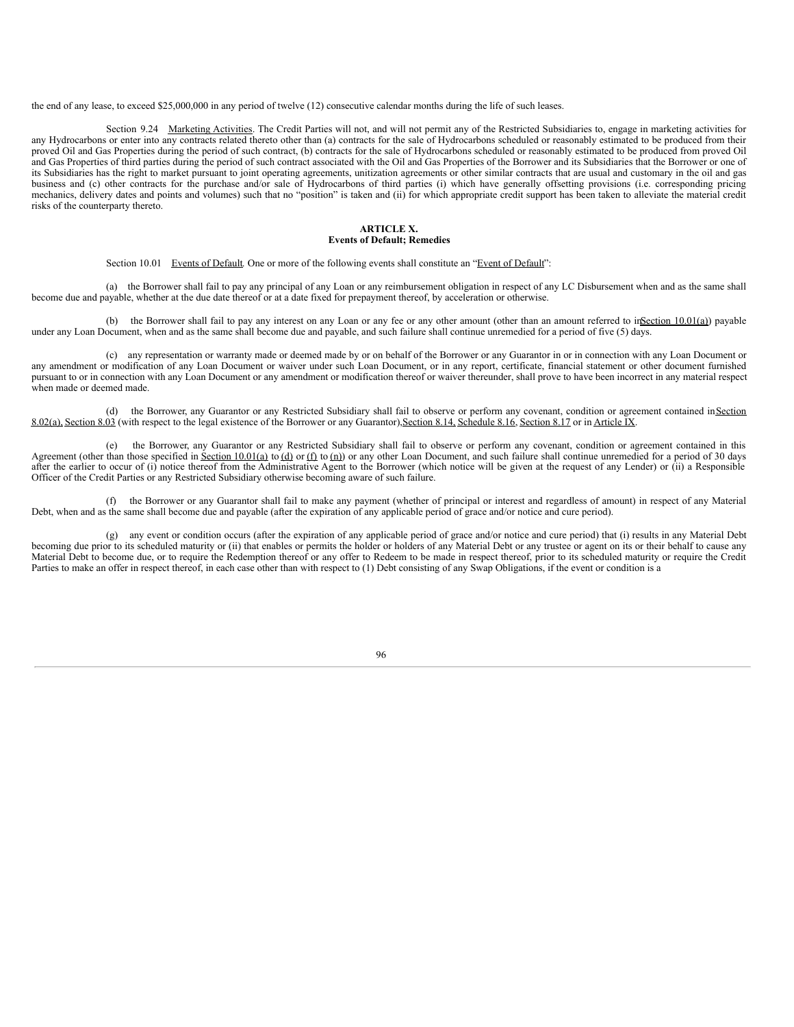the end of any lease, to exceed $25,000,000 in any period of twelve (12) consecutive calendar months during the life of such leases.

Section 9.24 Marketing Activities. The Credit Parties will not, and will not permit any of the Restricted Subsidiaries to, engage in marketing activities for any Hydrocarbons or enter into any contracts related thereto other than (a) contracts for the sale of Hydrocarbons scheduled or reasonably estimated to be produced from their proved Oil and Gas Properties during the period of such contract, (b) contracts for the sale of Hydrocarbons scheduled or reasonably estimated to be produced from proved Oil and Gas Properties of third parties during the period of such contract associated with the Oil and Gas Properties of the Borrower and its Subsidiaries that the Borrower or one of its Subsidiaries has the right to market pursuant to joint operating agreements, unitization agreements or other similar contracts that are usual and customary in the oil and gas business and (c) other contracts for the purchase and/or sale of Hydrocarbons of third parties (i) which have generally offsetting provisions (i.e. corresponding pricing mechanics, delivery dates and points and volumes) such that no "position" is taken and (ii) for which appropriate credit support has been taken to alleviate the material credit risks of the counterparty thereto.

## ARTICLE X.
## Events of Default; Remedies

Section 10.01 Events of Default. One or more of the following events shall constitute an "Event of Default":

(a) the Borrower shall fail to pay any principal of any Loan or any reimbursement obligation in respect of any LC Disbursement when and as the same shall become due and payable, whether at the due date thereof or at a date fixed for prepayment thereof, by acceleration or otherwise.

(b) the Borrower shall fail to pay any interest on any Loan or any fee or any other amount (other than an amount referred to in Section 10.01(a)) payable under any Loan Document, when and as the same shall become due and payable, and such failure shall continue unremedied for a period of five (5) days.

(c) any representation or warranty made or deemed made by or on behalf of the Borrower or any Guarantor in or in connection with any Loan Document or any amendment or modification of any Loan Document or waiver under such Loan Document, or in any report, certificate, financial statement or other document furnished pursuant to or in connection with any Loan Document or any amendment or modification thereof or waiver thereunder, shall prove to have been incorrect in any material respect when made or deemed made.

(d) the Borrower, any Guarantor or any Restricted Subsidiary shall fail to observe or perform any covenant, condition or agreement contained in Section 8.02(a), Section 8.03 (with respect to the legal existence of the Borrower or any Guarantor), Section 8.14, Schedule 8.16, Section 8.17 or in Article IX.

(e) the Borrower, any Guarantor or any Restricted Subsidiary shall fail to observe or perform any covenant, condition or agreement contained in this Agreement (other than those specified in Section 10.01(a) to (d) or (f) to (n)) or any other Loan Document, and such failure shall continue unremedied for a period of 30 days after the earlier to occur of (i) notice thereof from the Administrative Agent to the Borrower (which notice will be given at the request of any Lender) or (ii) a Responsible Officer of the Credit Parties or any Restricted Subsidiary otherwise becoming aware of such failure.

(f) the Borrower or any Guarantor shall fail to make any payment (whether of principal or interest and regardless of amount) in respect of any Material Debt, when and as the same shall become due and payable (after the expiration of any applicable period of grace and/or notice and cure period).

(g) any event or condition occurs (after the expiration of any applicable period of grace and/or notice and cure period) that (i) results in any Material Debt becoming due prior to its scheduled maturity or (ii) that enables or permits the holder or holders of any Material Debt or any trustee or agent on its or their behalf to cause any Material Debt to become due, or to require the Redemption thereof or any offer to Redeem to be made in respect thereof, prior to its scheduled maturity or require the Credit Parties to make an offer in respect thereof, in each case other than with respect to (1) Debt consisting of any Swap Obligations, if the event or condition is a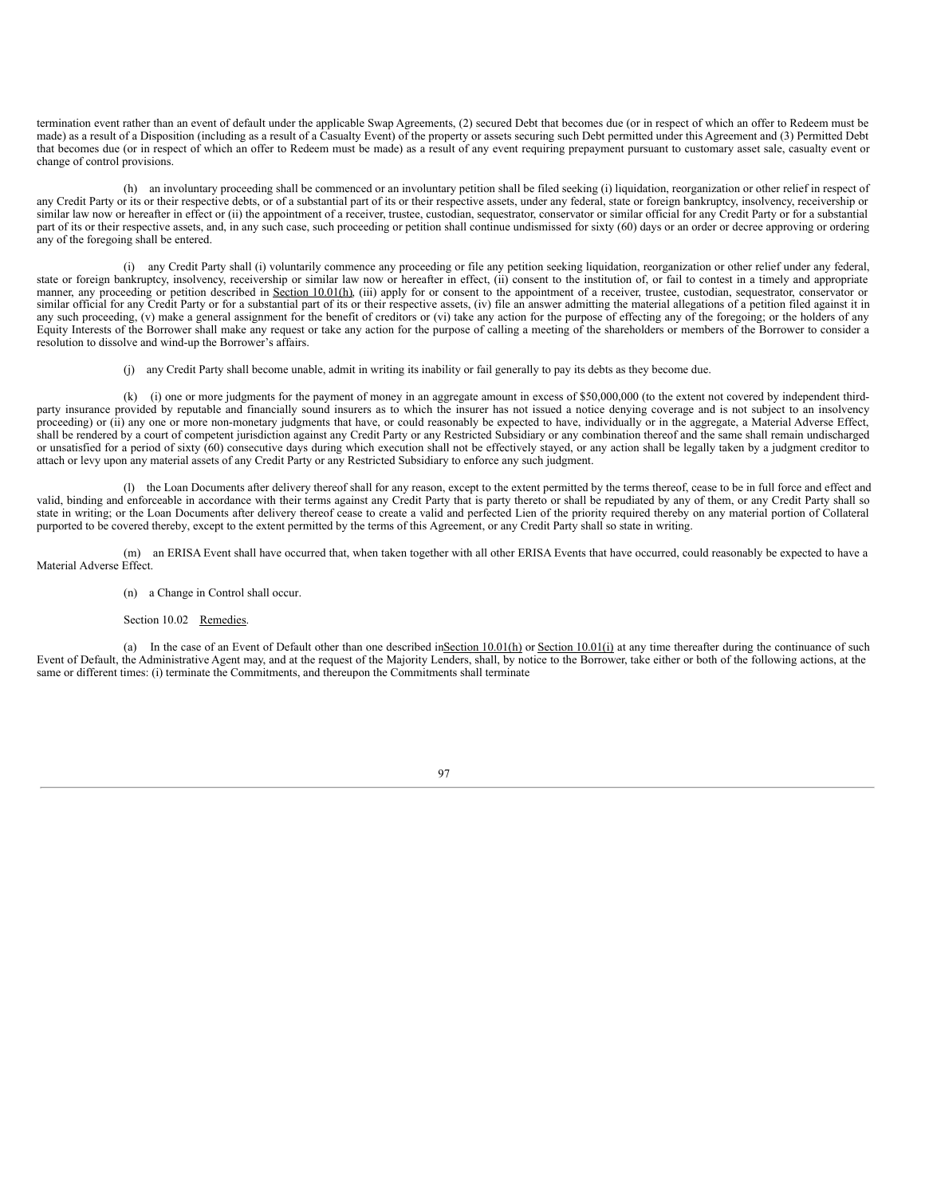termination event rather than an event of default under the applicable Swap Agreements, (2) secured Debt that becomes due (or in respect of which an offer to Redeem must be made) as a result of a Disposition (including as a result of a Casualty Event) of the property or assets securing such Debt permitted under this Agreement and (3) Permitted Debt that becomes due (or in respect of which an offer to Redeem must be made) as a result of any event requiring prepayment pursuant to customary asset sale, casualty event or change of control provisions.

(h) an involuntary proceeding shall be commenced or an involuntary petition shall be filed seeking (i) liquidation, reorganization or other relief in respect of any Credit Party or its or their respective debts, or of a substantial part of its or their respective assets, under any federal, state or foreign bankruptcy, insolvency, receivership or similar law now or hereafter in effect or (ii) the appointment of a receiver, trustee, custodian, sequestrator, conservator or similar official for any Credit Party or for a substantial part of its or their respective assets, and, in any such case, such proceeding or petition shall continue undismissed for sixty (60) days or an order or decree approving or ordering any of the foregoing shall be entered.

(i) any Credit Party shall (i) voluntarily commence any proceeding or file any petition seeking liquidation, reorganization or other relief under any federal, state or foreign bankruptcy, insolvency, receivership or similar law now or hereafter in effect, (ii) consent to the institution of, or fail to contest in a timely and appropriate manner, any proceeding or petition described in Section 10.01(h), (iii) apply for or consent to the appointment of a receiver, trustee, custodian, sequestrator, conservator or similar official for any Credit Party or for a substantial part of its or their respective assets, (iv) file an answer admitting the material allegations of a petition filed against it in any such proceeding, (v) make a general assignment for the benefit of creditors or (vi) take any action for the purpose of effecting any of the foregoing; or the holders of any Equity Interests of the Borrower shall make any request or take any action for the purpose of calling a meeting of the shareholders or members of the Borrower to consider a resolution to dissolve and wind-up the Borrower's affairs.

(j) any Credit Party shall become unable, admit in writing its inability or fail generally to pay its debts as they become due.

(k) (i) one or more judgments for the payment of money in an aggregate amount in excess of $50,000,000 (to the extent not covered by independent third-party insurance provided by reputable and financially sound insurers as to which the insurer has not issued a notice denying coverage and is not subject to an insolvency proceeding) or (ii) any one or more non-monetary judgments that have, or could reasonably be expected to have, individually or in the aggregate, a Material Adverse Effect, shall be rendered by a court of competent jurisdiction against any Credit Party or any Restricted Subsidiary or any combination thereof and the same shall remain undischarged or unsatisfied for a period of sixty (60) consecutive days during which execution shall not be effectively stayed, or any action shall be legally taken by a judgment creditor to attach or levy upon any material assets of any Credit Party or any Restricted Subsidiary to enforce any such judgment.

(l) the Loan Documents after delivery thereof shall for any reason, except to the extent permitted by the terms thereof, cease to be in full force and effect and valid, binding and enforceable in accordance with their terms against any Credit Party that is party thereto or shall be repudiated by any of them, or any Credit Party shall so state in writing; or the Loan Documents after delivery thereof cease to create a valid and perfected Lien of the priority required thereby on any material portion of Collateral purported to be covered thereby, except to the extent permitted by the terms of this Agreement, or any Credit Party shall so state in writing.

(m) an ERISA Event shall have occurred that, when taken together with all other ERISA Events that have occurred, could reasonably be expected to have a Material Adverse Effect.

(n) a Change in Control shall occur.

Section 10.02 Remedies.

(a) In the case of an Event of Default other than one described in Section 10.01(h) or Section 10.01(i) at any time thereafter during the continuance of such Event of Default, the Administrative Agent may, and at the request of the Majority Lenders, shall, by notice to the Borrower, take either or both of the following actions, at the same or different times: (i) terminate the Commitments, and thereupon the Commitments shall terminate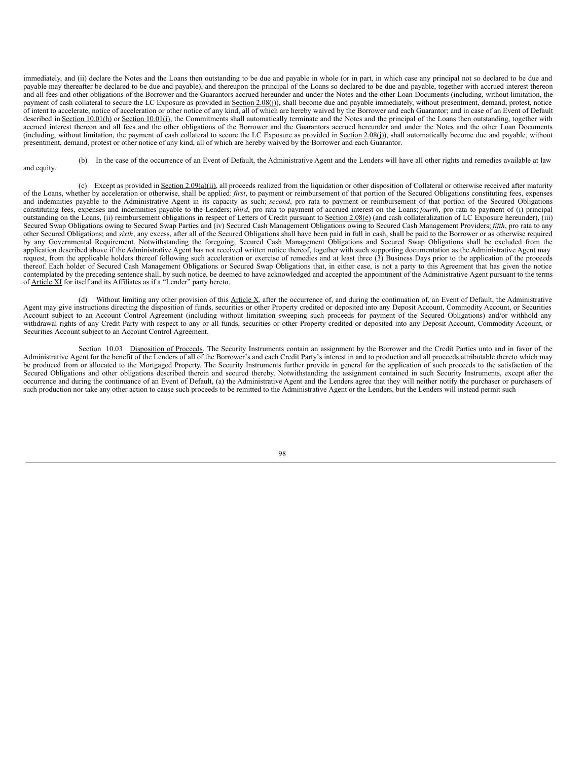immediately, and (ii) declare the Notes and the Loans then outstanding to be due and payable in whole (or in part, in which case any principal not so declared to be due and payable may thereafter be declared to be due and payable), and thereupon the principal of the Loans so declared to be due and payable, together with accrued interest thereon and all fees and other obligations of the Borrower and the Guarantors accrued hereunder and under the Notes and the other Loan Documents (including, without limitation, the payment of cash collateral to secure the LC Exposure as provided in Section 2.08(j)), shall become due and payable immediately, without presentment, demand, protest, notice of intent to accelerate, notice of acceleration or other notice of any kind, all of which are hereby waived by the Borrower and each Guarantor; and in case of an Event of Default described in Section 10.01(h) or Section 10.01(i), the Commitments shall automatically terminate and the Notes and the principal of the Loans then outstanding, together with accrued interest thereon and all fees and the other obligations of the Borrower and the Guarantors accrued hereunder and under the Notes and the other Loan Documents (including, without limitation, the payment of cash collateral to secure the LC Exposure as provided in Section 2.08(j)), shall automatically become due and payable, without presentment, demand, protest or other notice of any kind, all of which are hereby waived by the Borrower and each Guarantor.

(b) In the case of the occurrence of an Event of Default, the Administrative Agent and the Lenders will have all other rights and remedies available at law and equity.

(c) Except as provided in Section 2.09(a)(ii), all proceeds realized from the liquidation or other disposition of Collateral or otherwise received after maturity of the Loans, whether by acceleration or otherwise, shall be applied: *first*, to payment or reimbursement of that portion of the Secured Obligations constituting fees, expenses and indemnities payable to the Administrative Agent in its capacity as such; *second*, pro rata to payment or reimbursement of that portion of the Secured Obligations constituting fees, expenses and indemnities payable to the Lenders; *third*, pro rata to payment of accrued interest on the Loans; *fourth*, pro rata to payment of (i) principal outstanding on the Loans, (ii) reimbursement obligations in respect of Letters of Credit pursuant to Section 2.08(e) (and cash collateralization of LC Exposure hereunder), (iii) Secured Swap Obligations owing to Secured Swap Parties and (iv) Secured Cash Management Obligations owing to Secured Cash Management Providers; *fifth*, pro rata to any other Secured Obligations; and *sixth*, any excess, after all of the Secured Obligations shall have been paid in full in cash, shall be paid to the Borrower or as otherwise required by any Governmental Requirement. Notwithstanding the foregoing, Secured Cash Management Obligations and Secured Swap Obligations shall be excluded from the application described above if the Administrative Agent has not received written notice thereof, together with such supporting documentation as the Administrative Agent may request, from the applicable holders thereof following such acceleration or exercise of remedies and at least three (3) Business Days prior to the application of the proceeds thereof. Each holder of Secured Cash Management Obligations or Secured Swap Obligations that, in either case, is not a party to this Agreement that has given the notice contemplated by the preceding sentence shall, by such notice, be deemed to have acknowledged and accepted the appointment of the Administrative Agent pursuant to the terms of Article XI for itself and its Affiliates as if a "Lender" party hereto.

(d) Without limiting any other provision of this Article X, after the occurrence of, and during the continuation of, an Event of Default, the Administrative Agent may give instructions directing the disposition of funds, securities or other Property credited or deposited into any Deposit Account, Commodity Account, or Securities Account subject to an Account Control Agreement (including without limitation sweeping such proceeds for payment of the Secured Obligations) and/or withhold any withdrawal rights of any Credit Party with respect to any or all funds, securities or other Property credited or deposited into any Deposit Account, Commodity Account, or Securities Account subject to an Account Control Agreement.

Section 10.03 Disposition of Proceeds. The Security Instruments contain an assignment by the Borrower and the Credit Parties unto and in favor of the Administrative Agent for the benefit of the Lenders of all of the Borrower's and each Credit Party's interest in and to production and all proceeds attributable thereto which may be produced from or allocated to the Mortgaged Property. The Security Instruments further provide in general for the application of such proceeds to the satisfaction of the Secured Obligations and other obligations described therein and secured thereby. Notwithstanding the assignment contained in such Security Instruments, except after the occurrence and during the continuance of an Event of Default, (a) the Administrative Agent and the Lenders agree that they will neither notify the purchaser or purchasers of such production nor take any other action to cause such proceeds to be remitted to the Administrative Agent or the Lenders, but the Lenders will instead permit such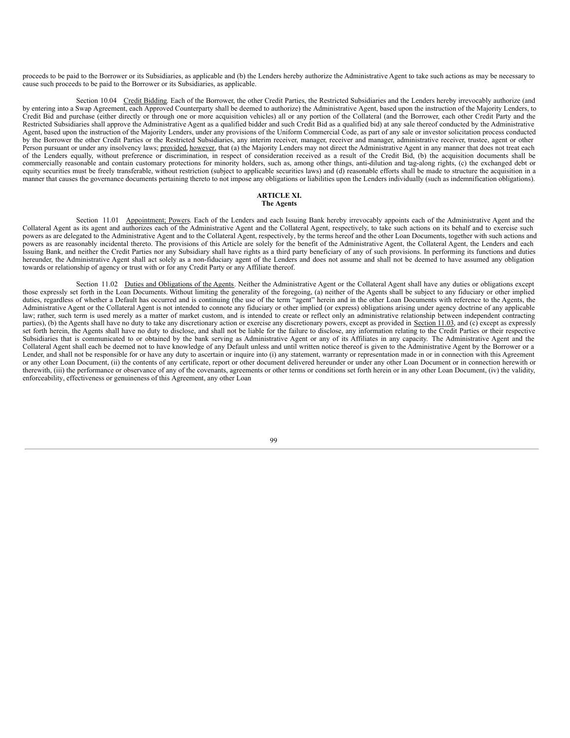proceeds to be paid to the Borrower or its Subsidiaries, as applicable and (b) the Lenders hereby authorize the Administrative Agent to take such actions as may be necessary to cause such proceeds to be paid to the Borrower or its Subsidiaries, as applicable.

Section 10.04 Credit Bidding. Each of the Borrower, the other Credit Parties, the Restricted Subsidiaries and the Lenders hereby irrevocably authorize (and by entering into a Swap Agreement, each Approved Counterparty shall be deemed to authorize) the Administrative Agent, based upon the instruction of the Majority Lenders, to Credit Bid and purchase (either directly or through one or more acquisition vehicles) all or any portion of the Collateral (and the Borrower, each other Credit Party and the Restricted Subsidiaries shall approve the Administrative Agent as a qualified bidder and such Credit Bid as a qualified bid) at any sale thereof conducted by the Administrative Agent, based upon the instruction of the Majority Lenders, under any provisions of the Uniform Commercial Code, as part of any sale or investor solicitation process conducted by the Borrower the other Credit Parties or the Restricted Subsidiaries, any interim receiver, manager, receiver and manager, administrative receiver, trustee, agent or other Person pursuant or under any insolvency laws; provided, however, that (a) the Majority Lenders may not direct the Administrative Agent in any manner that does not treat each of the Lenders equally, without preference or discrimination, in respect of consideration received as a result of the Credit Bid, (b) the acquisition documents shall be commercially reasonable and contain customary protections for minority holders, such as, among other things, anti-dilution and tag-along rights, (c) the exchanged debt or equity securities must be freely transferable, without restriction (subject to applicable securities laws) and (d) reasonable efforts shall be made to structure the acquisition in a manner that causes the governance documents pertaining thereto to not impose any obligations or liabilities upon the Lenders individually (such as indemnification obligations).

## ARTICLE XI.
## The Agents

Section 11.01 Appointment; Powers. Each of the Lenders and each Issuing Bank hereby irrevocably appoints each of the Administrative Agent and the Collateral Agent as its agent and authorizes each of the Administrative Agent and the Collateral Agent, respectively, to take such actions on its behalf and to exercise such powers as are delegated to the Administrative Agent and to the Collateral Agent, respectively, by the terms hereof and the other Loan Documents, together with such actions and powers as are reasonably incidental thereto. The provisions of this Article are solely for the benefit of the Administrative Agent, the Collateral Agent, the Lenders and each Issuing Bank, and neither the Credit Parties nor any Subsidiary shall have rights as a third party beneficiary of any of such provisions. In performing its functions and duties hereunder, the Administrative Agent shall act solely as a non-fiduciary agent of the Lenders and does not assume and shall not be deemed to have assumed any obligation towards or relationship of agency or trust with or for any Credit Party or any Affiliate thereof.

Section 11.02 Duties and Obligations of the Agents. Neither the Administrative Agent or the Collateral Agent shall have any duties or obligations except those expressly set forth in the Loan Documents. Without limiting the generality of the foregoing, (a) neither of the Agents shall be subject to any fiduciary or other implied duties, regardless of whether a Default has occurred and is continuing (the use of the term "agent" herein and in the other Loan Documents with reference to the Agents, the Administrative Agent or the Collateral Agent is not intended to connote any fiduciary or other implied (or express) obligations arising under agency doctrine of any applicable law; rather, such term is used merely as a matter of market custom, and is intended to create or reflect only an administrative relationship between independent contracting parties), (b) the Agents shall have no duty to take any discretionary action or exercise any discretionary powers, except as provided in Section 11.03, and (c) except as expressly set forth herein, the Agents shall have no duty to disclose, and shall not be liable for the failure to disclose, any information relating to the Credit Parties or their respective Subsidiaries that is communicated to or obtained by the bank serving as Administrative Agent or any of its Affiliates in any capacity. The Administrative Agent and the Collateral Agent shall each be deemed not to have knowledge of any Default unless and until written notice thereof is given to the Administrative Agent by the Borrower or a Lender, and shall not be responsible for or have any duty to ascertain or inquire into (i) any statement, warranty or representation made in or in connection with this Agreement or any other Loan Document, (ii) the contents of any certificate, report or other document delivered hereunder or under any other Loan Document or in connection herewith or therewith, (iii) the performance or observance of any of the covenants, agreements or other terms or conditions set forth herein or in any other Loan Document, (iv) the validity, enforceability, effectiveness or genuineness of this Agreement, any other Loan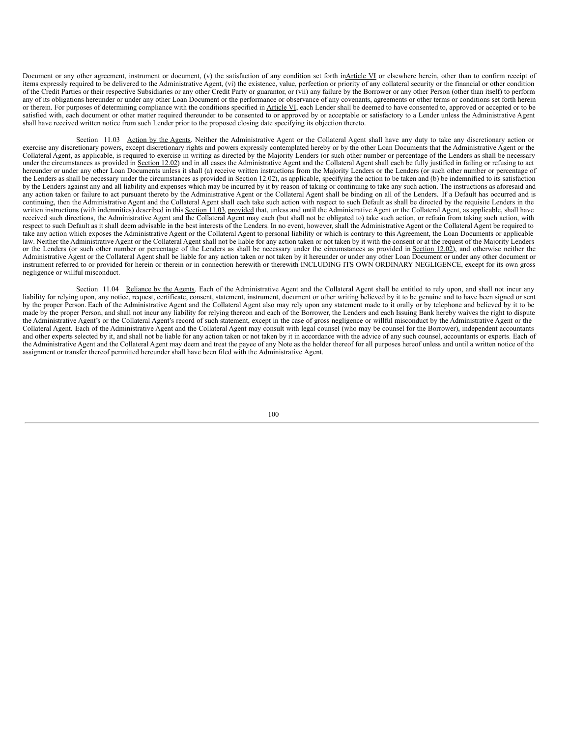Document or any other agreement, instrument or document, (v) the satisfaction of any condition set forth in Article VI or elsewhere herein, other than to confirm receipt of items expressly required to be delivered to the Administrative Agent, (vi) the existence, value, perfection or priority of any collateral security or the financial or other condition of the Credit Parties or their respective Subsidiaries or any other Credit Party or guarantor, or (vii) any failure by the Borrower or any other Person (other than itself) to perform any of its obligations hereunder or under any other Loan Document or the performance or observance of any covenants, agreements or other terms or conditions set forth herein or therein. For purposes of determining compliance with the conditions specified in Article VI, each Lender shall be deemed to have consented to, approved or accepted or to be satisfied with, each document or other matter required thereunder to be consented to or approved by or acceptable or satisfactory to a Lender unless the Administrative Agent shall have received written notice from such Lender prior to the proposed closing date specifying its objection thereto.

Section 11.03 Action by the Agents. Neither the Administrative Agent or the Collateral Agent shall have any duty to take any discretionary action or exercise any discretionary powers, except discretionary rights and powers expressly contemplated hereby or by the other Loan Documents that the Administrative Agent or the Collateral Agent, as applicable, is required to exercise in writing as directed by the Majority Lenders (or such other number or percentage of the Lenders as shall be necessary under the circumstances as provided in Section 12.02) and in all cases the Administrative Agent and the Collateral Agent shall each be fully justified in failing or refusing to act hereunder or under any other Loan Documents unless it shall (a) receive written instructions from the Majority Lenders or the Lenders (or such other number or percentage of the Lenders as shall be necessary under the circumstances as provided in Section 12.02), as applicable, specifying the action to be taken and (b) be indemnified to its satisfaction by the Lenders against any and all liability and expenses which may be incurred by it by reason of taking or continuing to take any such action. The instructions as aforesaid and any action taken or failure to act pursuant thereto by the Administrative Agent or the Collateral Agent shall be binding on all of the Lenders. If a Default has occurred and is continuing, then the Administrative Agent and the Collateral Agent shall each take such action with respect to such Default as shall be directed by the requisite Lenders in the written instructions (with indemnities) described in this Section 11.03, provided that, unless and until the Administrative Agent or the Collateral Agent, as applicable, shall have received such directions, the Administrative Agent and the Collateral Agent may each (but shall not be obligated to) take such action, or refrain from taking such action, with respect to such Default as it shall deem advisable in the best interests of the Lenders. In no event, however, shall the Administrative Agent or the Collateral Agent be required to take any action which exposes the Administrative Agent or the Collateral Agent to personal liability or which is contrary to this Agreement, the Loan Documents or applicable law. Neither the Administrative Agent or the Collateral Agent shall not be liable for any action taken or not taken by it with the consent or at the request of the Majority Lenders or the Lenders (or such other number or percentage of the Lenders as shall be necessary under the circumstances as provided in Section 12.02), and otherwise neither the Administrative Agent or the Collateral Agent shall be liable for any action taken or not taken by it hereunder or under any other Loan Document or under any other document or instrument referred to or provided for herein or therein or in connection herewith or therewith INCLUDING ITS OWN ORDINARY NEGLIGENCE, except for its own gross negligence or willful misconduct.

Section 11.04 Reliance by the Agents. Each of the Administrative Agent and the Collateral Agent shall be entitled to rely upon, and shall not incur any liability for relying upon, any notice, request, certificate, consent, statement, instrument, document or other writing believed by it to be genuine and to have been signed or sent by the proper Person. Each of the Administrative Agent and the Collateral Agent also may rely upon any statement made to it orally or by telephone and believed by it to be made by the proper Person, and shall not incur any liability for relying thereon and each of the Borrower, the Lenders and each Issuing Bank hereby waives the right to dispute the Administrative Agent's or the Collateral Agent's record of such statement, except in the case of gross negligence or willful misconduct by the Administrative Agent or the Collateral Agent. Each of the Administrative Agent and the Collateral Agent may consult with legal counsel (who may be counsel for the Borrower), independent accountants and other experts selected by it, and shall not be liable for any action taken or not taken by it in accordance with the advice of any such counsel, accountants or experts. Each of the Administrative Agent and the Collateral Agent may deem and treat the payee of any Note as the holder thereof for all purposes hereof unless and until a written notice of the assignment or transfer thereof permitted hereunder shall have been filed with the Administrative Agent.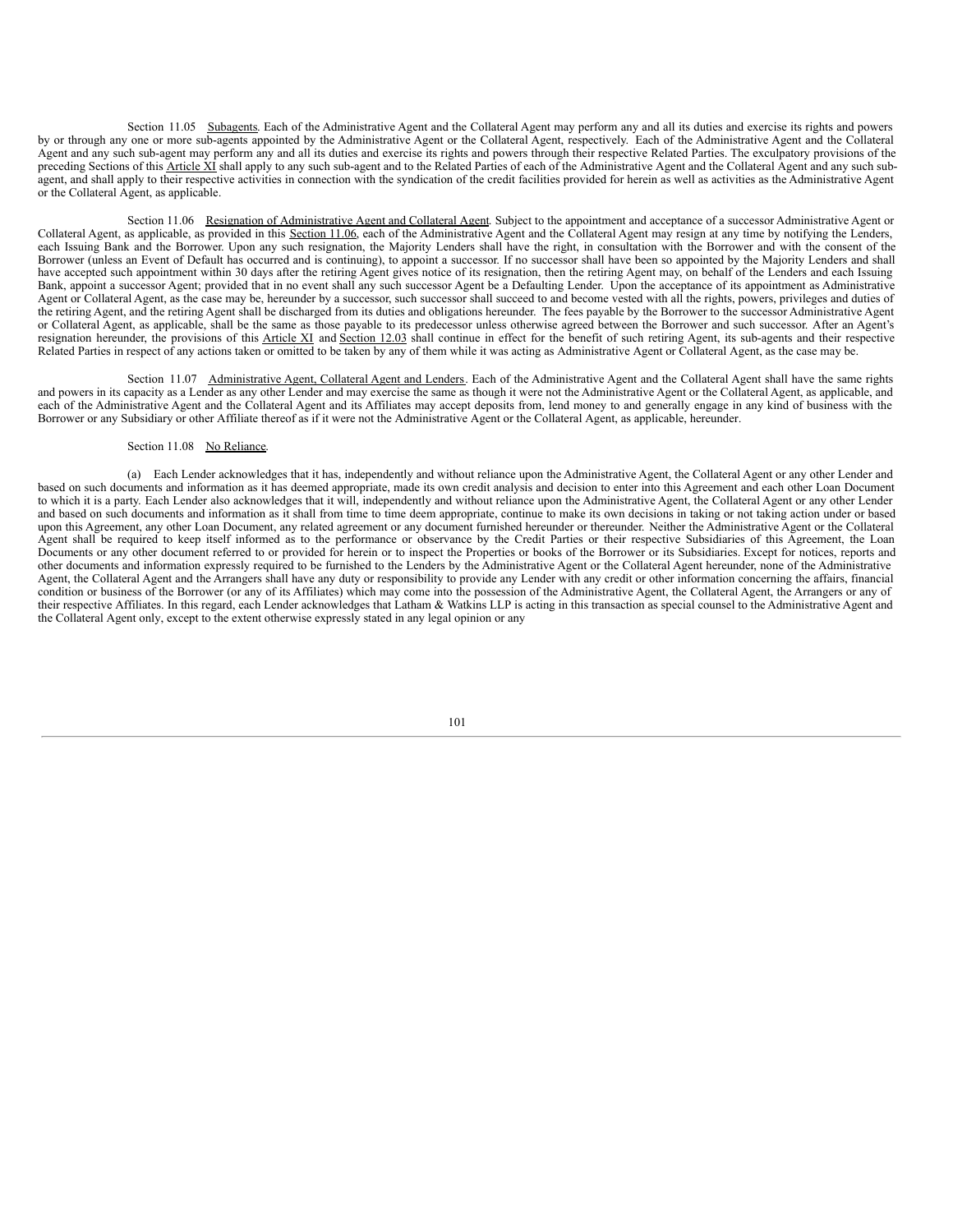Section 11.05 Subagents. Each of the Administrative Agent and the Collateral Agent may perform any and all its duties and exercise its rights and powers by or through any one or more sub-agents appointed by the Administrative Agent or the Collateral Agent, respectively. Each of the Administrative Agent and the Collateral Agent and any such sub-agent may perform any and all its duties and exercise its rights and powers through their respective Related Parties. The exculpatory provisions of the preceding Sections of this Article XI shall apply to any such sub-agent and to the Related Parties of each of the Administrative Agent and the Collateral Agent and any such sub-agent, and shall apply to their respective activities in connection with the syndication of the credit facilities provided for herein as well as activities as the Administrative Agent or the Collateral Agent, as applicable.

Section 11.06 Resignation of Administrative Agent and Collateral Agent. Subject to the appointment and acceptance of a successor Administrative Agent or Collateral Agent, as applicable, as provided in this Section 11.06, each of the Administrative Agent and the Collateral Agent may resign at any time by notifying the Lenders, each Issuing Bank and the Borrower. Upon any such resignation, the Majority Lenders shall have the right, in consultation with the Borrower and with the consent of the Borrower (unless an Event of Default has occurred and is continuing), to appoint a successor. If no successor shall have been so appointed by the Majority Lenders and shall have accepted such appointment within 30 days after the retiring Agent gives notice of its resignation, then the retiring Agent may, on behalf of the Lenders and each Issuing Bank, appoint a successor Agent; provided that in no event shall any such successor Agent be a Defaulting Lender. Upon the acceptance of its appointment as Administrative Agent or Collateral Agent, as the case may be, hereunder by a successor, such successor shall succeed to and become vested with all the rights, powers, privileges and duties of the retiring Agent, and the retiring Agent shall be discharged from its duties and obligations hereunder. The fees payable by the Borrower to the successor Administrative Agent or Collateral Agent, as applicable, shall be the same as those payable to its predecessor unless otherwise agreed between the Borrower and such successor. After an Agent's resignation hereunder, the provisions of this Article XI and Section 12.03 shall continue in effect for the benefit of such retiring Agent, its sub-agents and their respective Related Parties in respect of any actions taken or omitted to be taken by any of them while it was acting as Administrative Agent or Collateral Agent, as the case may be.

Section 11.07 Administrative Agent, Collateral Agent and Lenders. Each of the Administrative Agent and the Collateral Agent shall have the same rights and powers in its capacity as a Lender as any other Lender and may exercise the same as though it were not the Administrative Agent or the Collateral Agent, as applicable, and each of the Administrative Agent and the Collateral Agent and its Affiliates may accept deposits from, lend money to and generally engage in any kind of business with the Borrower or any Subsidiary or other Affiliate thereof as if it were not the Administrative Agent or the Collateral Agent, as applicable, hereunder.

Section 11.08 No Reliance.

(a) Each Lender acknowledges that it has, independently and without reliance upon the Administrative Agent, the Collateral Agent or any other Lender and based on such documents and information as it has deemed appropriate, made its own credit analysis and decision to enter into this Agreement and each other Loan Document to which it is a party. Each Lender also acknowledges that it will, independently and without reliance upon the Administrative Agent, the Collateral Agent or any other Lender and based on such documents and information as it shall from time to time deem appropriate, continue to make its own decisions in taking or not taking action under or based upon this Agreement, any other Loan Document, any related agreement or any document furnished hereunder or thereunder. Neither the Administrative Agent or the Collateral Agent shall be required to keep itself informed as to the performance or observance by the Credit Parties or their respective Subsidiaries of this Agreement, the Loan Documents or any other document referred to or provided for herein or to inspect the Properties or books of the Borrower or its Subsidiaries. Except for notices, reports and other documents and information expressly required to be furnished to the Lenders by the Administrative Agent or the Collateral Agent hereunder, none of the Administrative Agent, the Collateral Agent and the Arrangers shall have any duty or responsibility to provide any Lender with any credit or other information concerning the affairs, financial condition or business of the Borrower (or any of its Affiliates) which may come into the possession of the Administrative Agent, the Collateral Agent, the Arrangers or any of their respective Affiliates. In this regard, each Lender acknowledges that Latham & Watkins LLP is acting in this transaction as special counsel to the Administrative Agent and the Collateral Agent only, except to the extent otherwise expressly stated in any legal opinion or any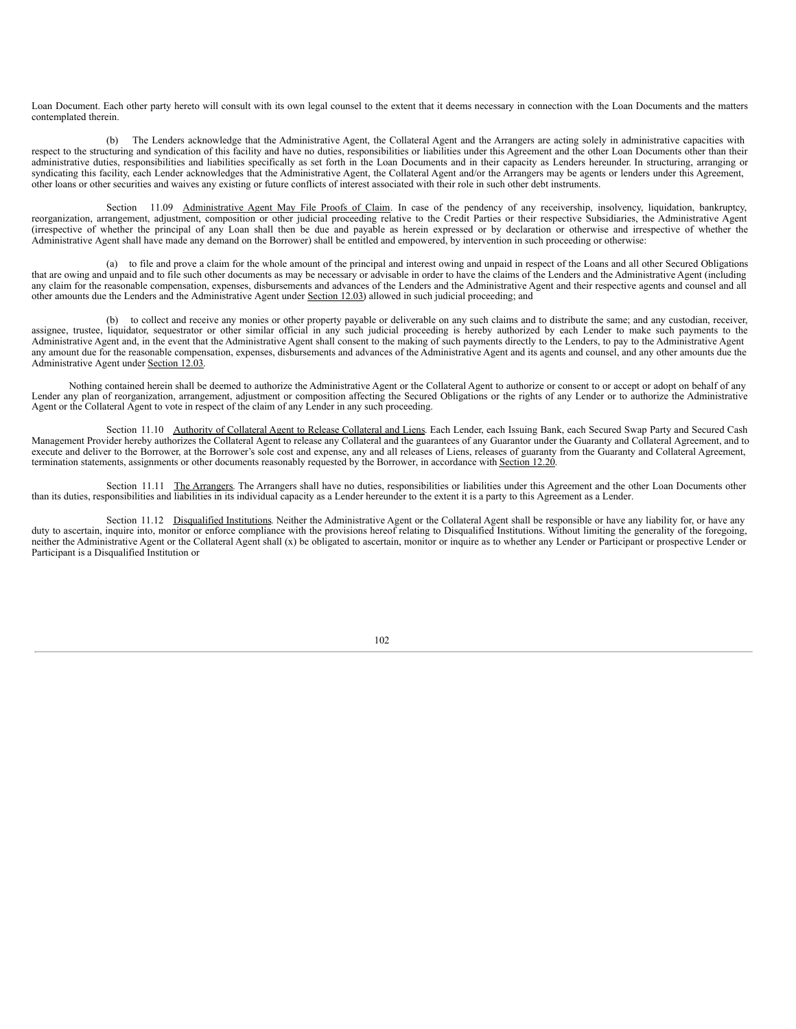Loan Document. Each other party hereto will consult with its own legal counsel to the extent that it deems necessary in connection with the Loan Documents and the matters contemplated therein.

(b) The Lenders acknowledge that the Administrative Agent, the Collateral Agent and the Arrangers are acting solely in administrative capacities with respect to the structuring and syndication of this facility and have no duties, responsibilities or liabilities under this Agreement and the other Loan Documents other than their administrative duties, responsibilities and liabilities specifically as set forth in the Loan Documents and in their capacity as Lenders hereunder. In structuring, arranging or syndicating this facility, each Lender acknowledges that the Administrative Agent, the Collateral Agent and/or the Arrangers may be agents or lenders under this Agreement, other loans or other securities and waives any existing or future conflicts of interest associated with their role in such other debt instruments.

Section 11.09 Administrative Agent May File Proofs of Claim. In case of the pendency of any receivership, insolvency, liquidation, bankruptcy, reorganization, arrangement, adjustment, composition or other judicial proceeding relative to the Credit Parties or their respective Subsidiaries, the Administrative Agent (irrespective of whether the principal of any Loan shall then be due and payable as herein expressed or by declaration or otherwise and irrespective of whether the Administrative Agent shall have made any demand on the Borrower) shall be entitled and empowered, by intervention in such proceeding or otherwise:

(a) to file and prove a claim for the whole amount of the principal and interest owing and unpaid in respect of the Loans and all other Secured Obligations that are owing and unpaid and to file such other documents as may be necessary or advisable in order to have the claims of the Lenders and the Administrative Agent (including any claim for the reasonable compensation, expenses, disbursements and advances of the Lenders and the Administrative Agent and their respective agents and counsel and all other amounts due the Lenders and the Administrative Agent under Section 12.03) allowed in such judicial proceeding; and

(b) to collect and receive any monies or other property payable or deliverable on any such claims and to distribute the same; and any custodian, receiver, assignee, trustee, liquidator, sequestrator or other similar official in any such judicial proceeding is hereby authorized by each Lender to make such payments to the Administrative Agent and, in the event that the Administrative Agent shall consent to the making of such payments directly to the Lenders, to pay to the Administrative Agent any amount due for the reasonable compensation, expenses, disbursements and advances of the Administrative Agent and its agents and counsel, and any other amounts due the Administrative Agent under Section 12.03.

Nothing contained herein shall be deemed to authorize the Administrative Agent or the Collateral Agent to authorize or consent to or accept or adopt on behalf of any Lender any plan of reorganization, arrangement, adjustment or composition affecting the Secured Obligations or the rights of any Lender or to authorize the Administrative Agent or the Collateral Agent to vote in respect of the claim of any Lender in any such proceeding.

Section 11.10 Authority of Collateral Agent to Release Collateral and Liens. Each Lender, each Issuing Bank, each Secured Swap Party and Secured Cash Management Provider hereby authorizes the Collateral Agent to release any Collateral and the guarantees of any Guarantor under the Guaranty and Collateral Agreement, and to execute and deliver to the Borrower, at the Borrower's sole cost and expense, any and all releases of Liens, releases of guaranty from the Guaranty and Collateral Agreement, termination statements, assignments or other documents reasonably requested by the Borrower, in accordance with Section 12.20.

Section 11.11 The Arrangers. The Arrangers shall have no duties, responsibilities or liabilities under this Agreement and the other Loan Documents other than its duties, responsibilities and liabilities in its individual capacity as a Lender hereunder to the extent it is a party to this Agreement as a Lender.

Section 11.12 Disqualified Institutions. Neither the Administrative Agent or the Collateral Agent shall be responsible or have any liability for, or have any duty to ascertain, inquire into, monitor or enforce compliance with the provisions hereof relating to Disqualified Institutions. Without limiting the generality of the foregoing, neither the Administrative Agent or the Collateral Agent shall (x) be obligated to ascertain, monitor or inquire as to whether any Lender or Participant or prospective Lender or Participant is a Disqualified Institution or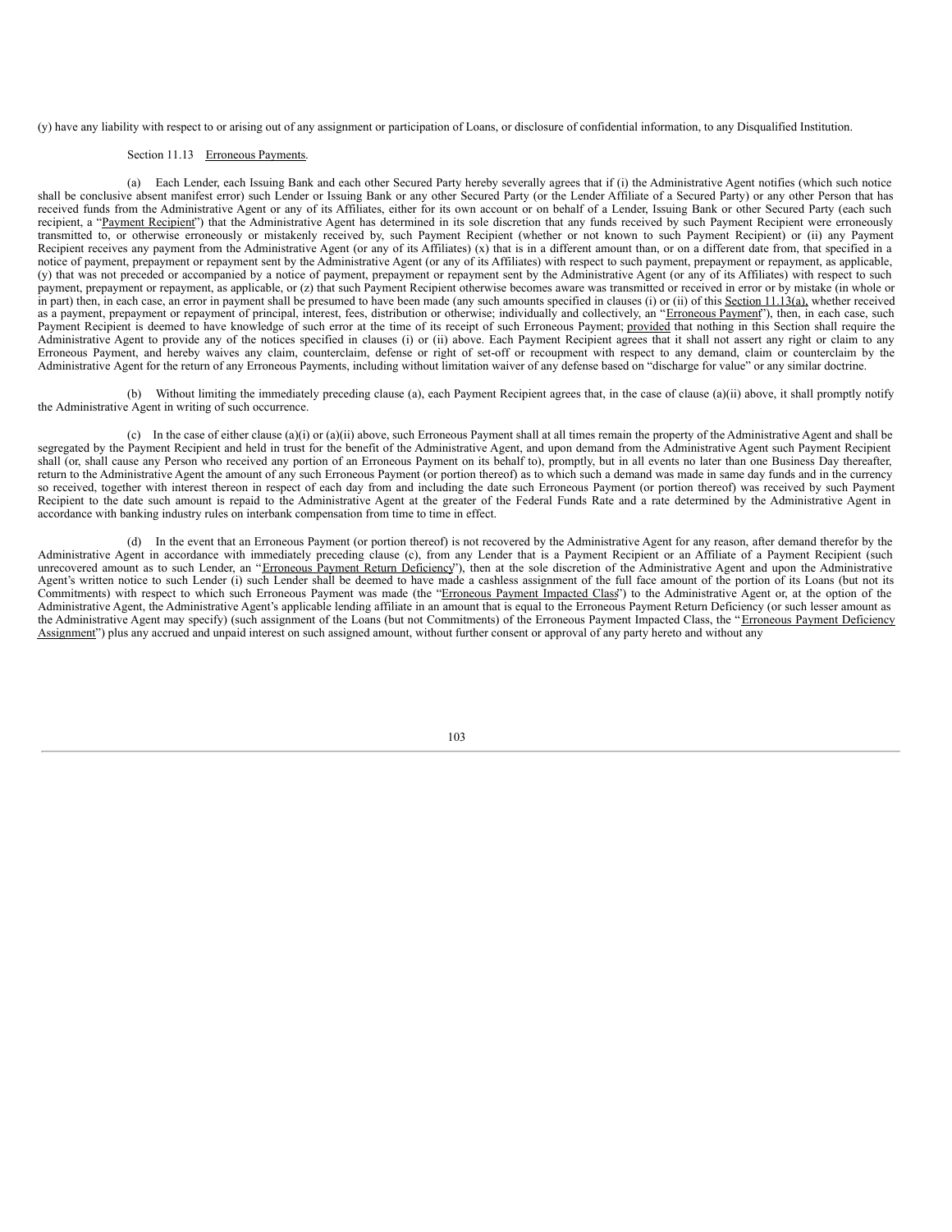(y) have any liability with respect to or arising out of any assignment or participation of Loans, or disclosure of confidential information, to any Disqualified Institution.

Section 11.13 Erroneous Payments.

(a) Each Lender, each Issuing Bank and each other Secured Party hereby severally agrees that if (i) the Administrative Agent notifies (which such notice shall be conclusive absent manifest error) such Lender or Issuing Bank or any other Secured Party (or the Lender Affiliate of a Secured Party) or any other Person that has received funds from the Administrative Agent or any of its Affiliates, either for its own account or on behalf of a Lender, Issuing Bank or other Secured Party (each such recipient, a "Payment Recipient") that the Administrative Agent has determined in its sole discretion that any funds received by such Payment Recipient were erroneously transmitted to, or otherwise erroneously or mistakenly received by, such Payment Recipient (whether or not known to such Payment Recipient) or (ii) any Payment Recipient receives any payment from the Administrative Agent (or any of its Affiliates) (x) that is in a different amount than, or on a different date from, that specified in a notice of payment, prepayment or repayment sent by the Administrative Agent (or any of its Affiliates) with respect to such payment, prepayment or repayment, as applicable, (y) that was not preceded or accompanied by a notice of payment, prepayment or repayment sent by the Administrative Agent (or any of its Affiliates) with respect to such payment, prepayment or repayment, as applicable, or (z) that such Payment Recipient otherwise becomes aware was transmitted or received in error or by mistake (in whole or in part) then, in each case, an error in payment shall be presumed to have been made (any such amounts specified in clauses (i) or (ii) of this Section 11.13(a), whether received as a payment, prepayment or repayment of principal, interest, fees, distribution or otherwise; individually and collectively, an "Erroneous Payment"), then, in each case, such Payment Recipient is deemed to have knowledge of such error at the time of its receipt of such Erroneous Payment; provided that nothing in this Section shall require the Administrative Agent to provide any of the notices specified in clauses (i) or (ii) above. Each Payment Recipient agrees that it shall not assert any right or claim to any Erroneous Payment, and hereby waives any claim, counterclaim, defense or right of set-off or recoupment with respect to any demand, claim or counterclaim by the Administrative Agent for the return of any Erroneous Payments, including without limitation waiver of any defense based on "discharge for value" or any similar doctrine.

(b) Without limiting the immediately preceding clause (a), each Payment Recipient agrees that, in the case of clause (a)(ii) above, it shall promptly notify the Administrative Agent in writing of such occurrence.

(c) In the case of either clause (a)(i) or (a)(ii) above, such Erroneous Payment shall at all times remain the property of the Administrative Agent and shall be segregated by the Payment Recipient and held in trust for the benefit of the Administrative Agent, and upon demand from the Administrative Agent such Payment Recipient shall (or, shall cause any Person who received any portion of an Erroneous Payment on its behalf to), promptly, but in all events no later than one Business Day thereafter, return to the Administrative Agent the amount of any such Erroneous Payment (or portion thereof) as to which such a demand was made in same day funds and in the currency so received, together with interest thereon in respect of each day from and including the date such Erroneous Payment (or portion thereof) was received by such Payment Recipient to the date such amount is repaid to the Administrative Agent at the greater of the Federal Funds Rate and a rate determined by the Administrative Agent in accordance with banking industry rules on interbank compensation from time to time in effect.

(d) In the event that an Erroneous Payment (or portion thereof) is not recovered by the Administrative Agent for any reason, after demand therefor by the Administrative Agent in accordance with immediately preceding clause (c), from any Lender that is a Payment Recipient or an Affiliate of a Payment Recipient (such unrecovered amount as to such Lender, an "Erroneous Payment Return Deficiency"), then at the sole discretion of the Administrative Agent and upon the Administrative Agent's written notice to such Lender (i) such Lender shall be deemed to have made a cashless assignment of the full face amount of the portion of its Loans (but not its Commitments) with respect to which such Erroneous Payment was made (the "Erroneous Payment Impacted Class") to the Administrative Agent or, at the option of the Administrative Agent, the Administrative Agent's applicable lending affiliate in an amount that is equal to the Erroneous Payment Return Deficiency (or such lesser amount as the Administrative Agent may specify) (such assignment of the Loans (but not Commitments) of the Erroneous Payment Impacted Class, the "Erroneous Payment Deficiency Assignment") plus any accrued and unpaid interest on such assigned amount, without further consent or approval of any party hereto and without any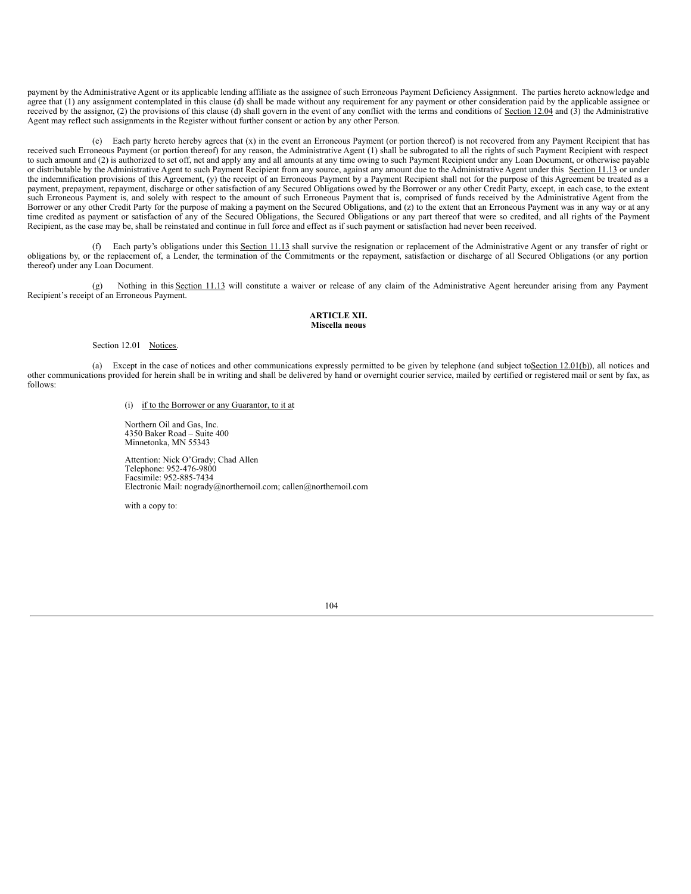payment by the Administrative Agent or its applicable lending affiliate as the assignee of such Erroneous Payment Deficiency Assignment. The parties hereto acknowledge and agree that (1) any assignment contemplated in this clause (d) shall be made without any requirement for any payment or other consideration paid by the applicable assignee or received by the assignor, (2) the provisions of this clause (d) shall govern in the event of any conflict with the terms and conditions of Section 12.04 and (3) the Administrative Agent may reflect such assignments in the Register without further consent or action by any other Person.

(e) Each party hereto hereby agrees that (x) in the event an Erroneous Payment (or portion thereof) is not recovered from any Payment Recipient that has received such Erroneous Payment (or portion thereof) for any reason, the Administrative Agent (1) shall be subrogated to all the rights of such Payment Recipient with respect to such amount and (2) is authorized to set off, net and apply any and all amounts at any time owing to such Payment Recipient under any Loan Document, or otherwise payable or distributable by the Administrative Agent to such Payment Recipient from any source, against any amount due to the Administrative Agent under this Section 11.13 or under the indemnification provisions of this Agreement, (y) the receipt of an Erroneous Payment by a Payment Recipient shall not for the purpose of this Agreement be treated as a payment, prepayment, repayment, discharge or other satisfaction of any Secured Obligations owed by the Borrower or any other Credit Party, except, in each case, to the extent such Erroneous Payment is, and solely with respect to the amount of such Erroneous Payment that is, comprised of funds received by the Administrative Agent from the Borrower or any other Credit Party for the purpose of making a payment on the Secured Obligations, and (z) to the extent that an Erroneous Payment was in any way or at any time credited as payment or satisfaction of any of the Secured Obligations, the Secured Obligations or any part thereof that were so credited, and all rights of the Payment Recipient, as the case may be, shall be reinstated and continue in full force and effect as if such payment or satisfaction had never been received.

(f) Each party's obligations under this Section 11.13 shall survive the resignation or replacement of the Administrative Agent or any transfer of right or obligations by, or the replacement of, a Lender, the termination of the Commitments or the repayment, satisfaction or discharge of all Secured Obligations (or any portion thereof) under any Loan Document.

(g) Nothing in this Section 11.13 will constitute a waiver or release of any claim of the Administrative Agent hereunder arising from any Payment Recipient's receipt of an Erroneous Payment.

## ARTICLE XII.
## Miscellaneous

Section 12.01 Notices.

(a) Except in the case of notices and other communications expressly permitted to be given by telephone (and subject to Section 12.01(b)), all notices and other communications provided for herein shall be in writing and shall be delivered by hand or overnight courier service, mailed by certified or registered mail or sent by fax, as follows:

(i) if to the Borrower or any Guarantor, to it at

Northern Oil and Gas, Inc.
4350 Baker Road – Suite 400
Minnetonka, MN 55343

Attention: Nick O'Grady; Chad Allen
Telephone: 952-476-9800
Facsimile: 952-885-7434
Electronic Mail: nogrady@northernoil.com; callen@northernoil.com

with a copy to: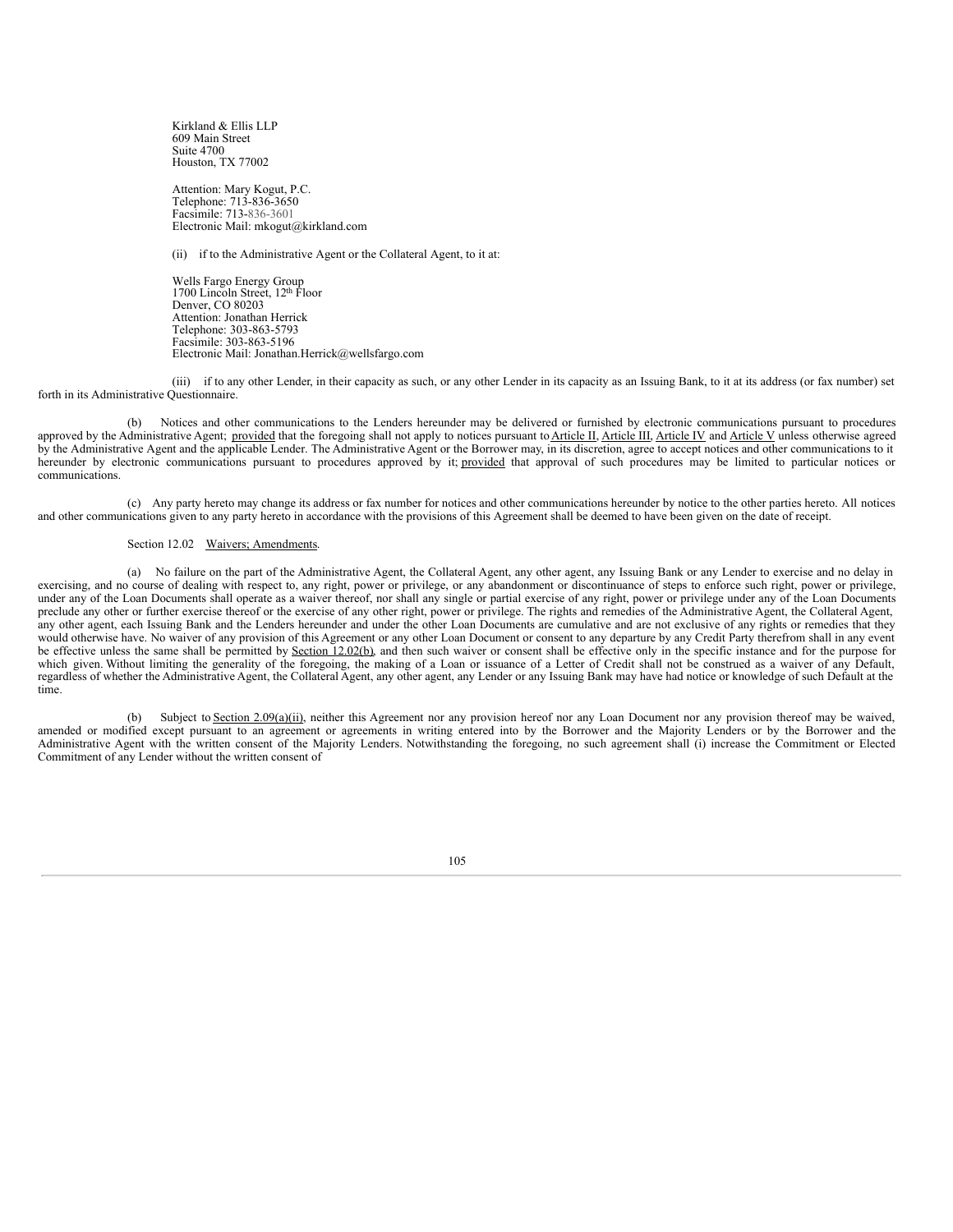Kirkland & Ellis LLP
609 Main Street
Suite 4700
Houston, TX 77002

Attention: Mary Kogut, P.C.
Telephone: 713-836-3650
Facsimile: 713-836-3601
Electronic Mail: mkogut@kirkland.com

(ii) if to the Administrative Agent or the Collateral Agent, to it at:

Wells Fargo Energy Group
1700 Lincoln Street, 12th Floor
Denver, CO 80203
Attention: Jonathan Herrick
Telephone: 303-863-5793
Facsimile: 303-863-5196
Electronic Mail: Jonathan.Herrick@wellsfargo.com

(iii) if to any other Lender, in their capacity as such, or any other Lender in its capacity as an Issuing Bank, to it at its address (or fax number) set forth in its Administrative Questionnaire.

(b) Notices and other communications to the Lenders hereunder may be delivered or furnished by electronic communications pursuant to procedures approved by the Administrative Agent; provided that the foregoing shall not apply to notices pursuant to Article II, Article III, Article IV and Article V unless otherwise agreed by the Administrative Agent and the applicable Lender. The Administrative Agent or the Borrower may, in its discretion, agree to accept notices and other communications to it hereunder by electronic communications pursuant to procedures approved by it; provided that approval of such procedures may be limited to particular notices or communications.

(c) Any party hereto may change its address or fax number for notices and other communications hereunder by notice to the other parties hereto. All notices and other communications given to any party hereto in accordance with the provisions of this Agreement shall be deemed to have been given on the date of receipt.

Section 12.02 Waivers; Amendments.

(a) No failure on the part of the Administrative Agent, the Collateral Agent, any other agent, any Issuing Bank or any Lender to exercise and no delay in exercising, and no course of dealing with respect to, any right, power or privilege, or any abandonment or discontinuance of steps to enforce such right, power or privilege, under any of the Loan Documents shall operate as a waiver thereof, nor shall any single or partial exercise of any right, power or privilege under any of the Loan Documents preclude any other or further exercise thereof or the exercise of any other right, power or privilege. The rights and remedies of the Administrative Agent, the Collateral Agent, any other agent, each Issuing Bank and the Lenders hereunder and under the other Loan Documents are cumulative and are not exclusive of any rights or remedies that they would otherwise have. No waiver of any provision of this Agreement or any other Loan Document or consent to any departure by any Credit Party therefrom shall in any event be effective unless the same shall be permitted by Section 12.02(b), and then such waiver or consent shall be effective only in the specific instance and for the purpose for which given. Without limiting the generality of the foregoing, the making of a Loan or issuance of a Letter of Credit shall not be construed as a waiver of any Default, regardless of whether the Administrative Agent, the Collateral Agent, any other agent, any Lender or any Issuing Bank may have had notice or knowledge of such Default at the time.

(b) Subject to Section 2.09(a)(ii), neither this Agreement nor any provision hereof nor any Loan Document nor any provision thereof may be waived, amended or modified except pursuant to an agreement or agreements in writing entered into by the Borrower and the Majority Lenders or by the Borrower and the Administrative Agent with the written consent of the Majority Lenders. Notwithstanding the foregoing, no such agreement shall (i) increase the Commitment or Elected Commitment of any Lender without the written consent of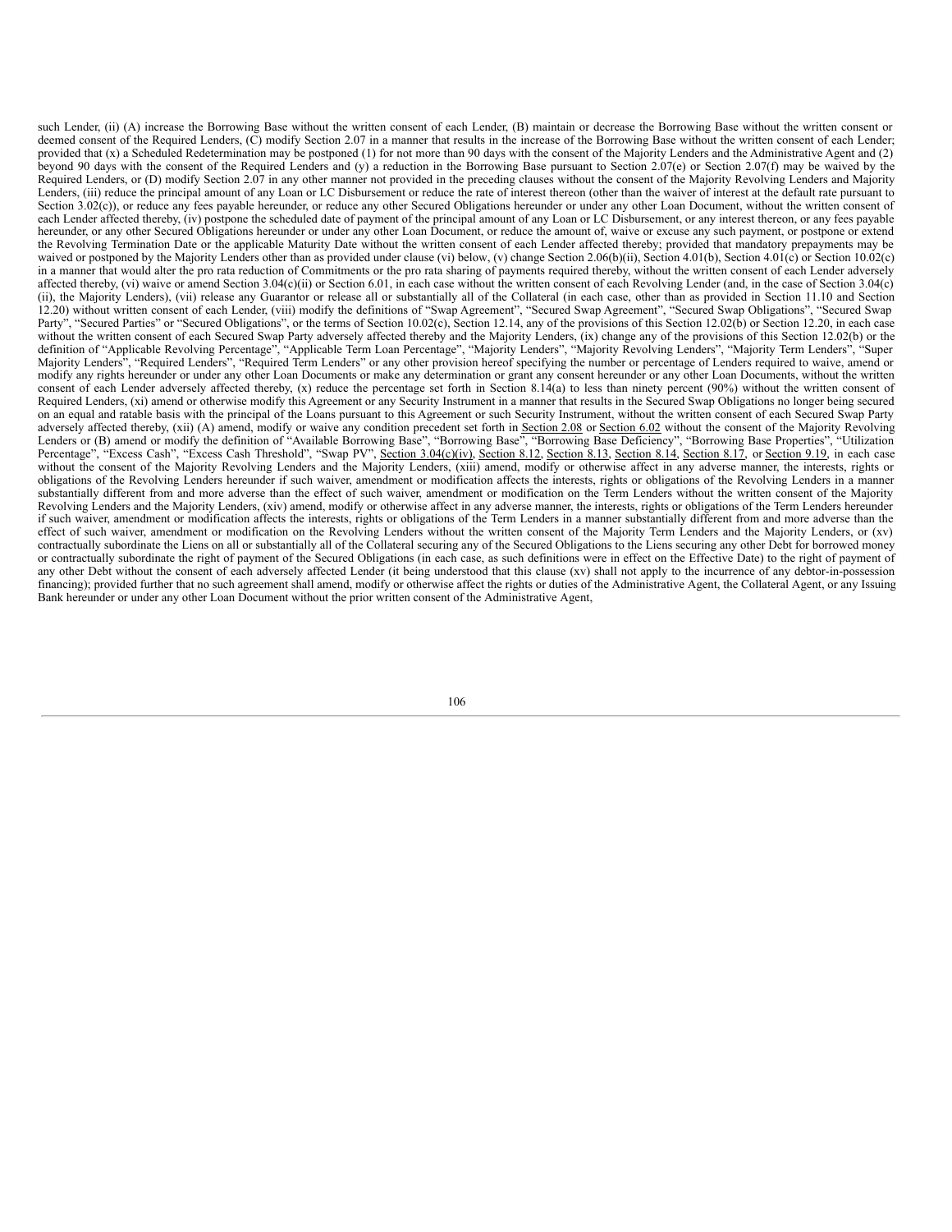such Lender, (ii) (A) increase the Borrowing Base without the written consent of each Lender, (B) maintain or decrease the Borrowing Base without the written consent or deemed consent of the Required Lenders, (C) modify Section 2.07 in a manner that results in the increase of the Borrowing Base without the written consent of each Lender; provided that (x) a Scheduled Redetermination may be postponed (1) for not more than 90 days with the consent of the Majority Lenders and the Administrative Agent and (2) beyond 90 days with the consent of the Required Lenders and (y) a reduction in the Borrowing Base pursuant to Section 2.07(e) or Section 2.07(f) may be waived by the Required Lenders, or (D) modify Section 2.07 in any other manner not provided in the preceding clauses without the consent of the Majority Revolving Lenders and Majority Lenders, (iii) reduce the principal amount of any Loan or LC Disbursement or reduce the rate of interest thereon (other than the waiver of interest at the default rate pursuant to Section 3.02(c)), or reduce any fees payable hereunder, or reduce any other Secured Obligations hereunder or under any other Loan Document, without the written consent of each Lender affected thereby, (iv) postpone the scheduled date of payment of the principal amount of any Loan or LC Disbursement, or any interest thereon, or any fees payable hereunder, or any other Secured Obligations hereunder or under any other Loan Document, or reduce the amount of, waive or excuse any such payment, or postpone or extend the Revolving Termination Date or the applicable Maturity Date without the written consent of each Lender affected thereby; provided that mandatory prepayments may be waived or postponed by the Majority Lenders other than as provided under clause (vi) below, (v) change Section 2.06(b)(ii), Section 4.01(b), Section 4.01(c) or Section 10.02(c) in a manner that would alter the pro rata reduction of Commitments or the pro rata sharing of payments required thereby, without the written consent of each Lender adversely affected thereby, (vi) waive or amend Section 3.04(c)(ii) or Section 6.01, in each case without the written consent of each Revolving Lender (and, in the case of Section 3.04(c)(ii), the Majority Lenders), (vii) release any Guarantor or release all or substantially all of the Collateral (in each case, other than as provided in Section 11.10 and Section 12.20) without written consent of each Lender, (viii) modify the definitions of "Swap Agreement", "Secured Swap Agreement", "Secured Swap Obligations", "Secured Swap Party", "Secured Parties" or "Secured Obligations", or the terms of Section 10.02(c), Section 12.14, any of the provisions of this Section 12.02(b) or Section 12.20, in each case without the written consent of each Secured Swap Party adversely affected thereby and the Majority Lenders, (ix) change any of the provisions of this Section 12.02(b) or the definition of "Applicable Revolving Percentage", "Applicable Term Loan Percentage", "Majority Lenders", "Majority Revolving Lenders", "Majority Term Lenders", "Super Majority Lenders", "Required Lenders", "Required Term Lenders" or any other provision hereof specifying the number or percentage of Lenders required to waive, amend or modify any rights hereunder or under any other Loan Documents or make any determination or grant any consent hereunder or any other Loan Documents, without the written consent of each Lender adversely affected thereby, (x) reduce the percentage set forth in Section 8.14(a) to less than ninety percent (90%) without the written consent of Required Lenders, (xi) amend or otherwise modify this Agreement or any Security Instrument in a manner that results in the Secured Swap Obligations no longer being secured on an equal and ratable basis with the principal of the Loans pursuant to this Agreement or such Security Instrument, without the written consent of each Secured Swap Party adversely affected thereby, (xii) (A) amend, modify or waive any condition precedent set forth in Section 2.08 or Section 6.02 without the consent of the Majority Revolving Lenders or (B) amend or modify the definition of "Available Borrowing Base", "Borrowing Base", "Borrowing Base Deficiency", "Borrowing Base Properties", "Utilization Percentage", "Excess Cash", "Excess Cash Threshold", "Swap PV", Section 3.04(c)(iv), Section 8.12, Section 8.13, Section 8.14, Section 8.17, or Section 9.19, in each case without the consent of the Majority Revolving Lenders and the Majority Lenders, (xiii) amend, modify or otherwise affect in any adverse manner, the interests, rights or obligations of the Revolving Lenders hereunder if such waiver, amendment or modification affects the interests, rights or obligations of the Revolving Lenders in a manner substantially different from and more adverse than the effect of such waiver, amendment or modification on the Term Lenders without the written consent of the Majority Revolving Lenders and the Majority Lenders, (xiv) amend, modify or otherwise affect in any adverse manner, the interests, rights or obligations of the Term Lenders hereunder if such waiver, amendment or modification affects the interests, rights or obligations of the Term Lenders in a manner substantially different from and more adverse than the effect of such waiver, amendment or modification on the Revolving Lenders without the written consent of the Majority Term Lenders and the Majority Lenders, or (xv) contractually subordinate the Liens on all or substantially all of the Collateral securing any of the Secured Obligations to the Liens securing any other Debt for borrowed money or contractually subordinate the right of payment of the Secured Obligations (in each case, as such definitions were in effect on the Effective Date) to the right of payment of any other Debt without the consent of each adversely affected Lender (it being understood that this clause (xv) shall not apply to the incurrence of any debtor-in-possession financing); provided further that no such agreement shall amend, modify or otherwise affect the rights or duties of the Administrative Agent, the Collateral Agent, or any Issuing Bank hereunder or under any other Loan Document without the prior written consent of the Administrative Agent,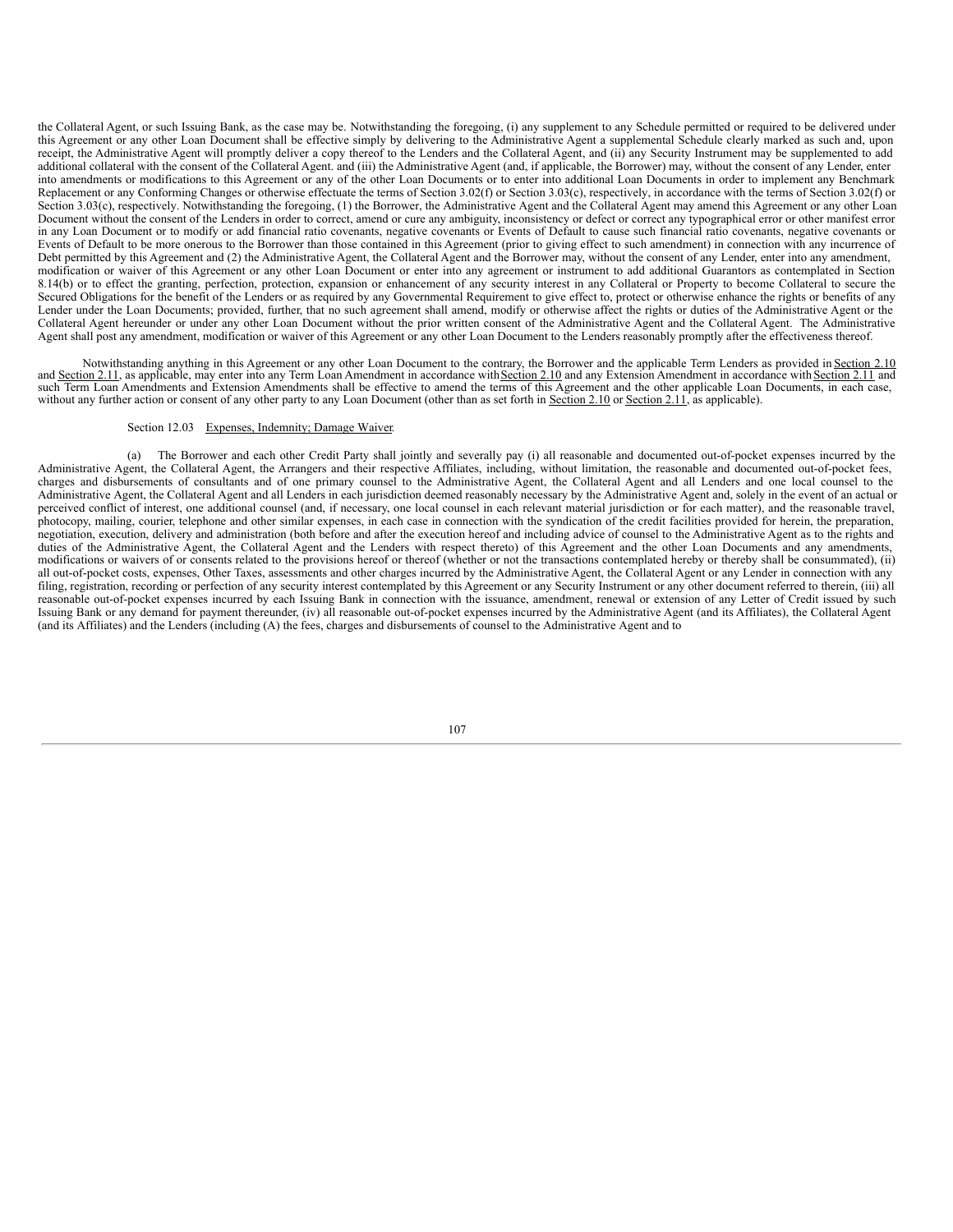the Collateral Agent, or such Issuing Bank, as the case may be. Notwithstanding the foregoing, (i) any supplement to any Schedule permitted or required to be delivered under this Agreement or any other Loan Document shall be effective simply by delivering to the Administrative Agent a supplemental Schedule clearly marked as such and, upon receipt, the Administrative Agent will promptly deliver a copy thereof to the Lenders and the Collateral Agent, and (ii) any Security Instrument may be supplemented to add additional collateral with the consent of the Collateral Agent. and (iii) the Administrative Agent (and, if applicable, the Borrower) may, without the consent of any Lender, enter into amendments or modifications to this Agreement or any of the other Loan Documents or to enter into additional Loan Documents in order to implement any Benchmark Replacement or any Conforming Changes or otherwise effectuate the terms of Section 3.02(f) or Section 3.03(c), respectively, in accordance with the terms of Section 3.02(f) or Section 3.03(c), respectively. Notwithstanding the foregoing, (1) the Borrower, the Administrative Agent and the Collateral Agent may amend this Agreement or any other Loan Document without the consent of the Lenders in order to correct, amend or cure any ambiguity, inconsistency or defect or correct any typographical error or other manifest error in any Loan Document or to modify or add financial ratio covenants, negative covenants or Events of Default to cause such financial ratio covenants, negative covenants or Events of Default to be more onerous to the Borrower than those contained in this Agreement (prior to giving effect to such amendment) in connection with any incurrence of Debt permitted by this Agreement and (2) the Administrative Agent, the Collateral Agent and the Borrower may, without the consent of any Lender, enter into any amendment, modification or waiver of this Agreement or any other Loan Document or enter into any agreement or instrument to add additional Guarantors as contemplated in Section 8.14(b) or to effect the granting, perfection, protection, expansion or enhancement of any security interest in any Collateral or Property to become Collateral to secure the Secured Obligations for the benefit of the Lenders or as required by any Governmental Requirement to give effect to, protect or otherwise enhance the rights or benefits of any Lender under the Loan Documents; provided, further, that no such agreement shall amend, modify or otherwise affect the rights or duties of the Administrative Agent or the Collateral Agent hereunder or under any other Loan Document without the prior written consent of the Administrative Agent and the Collateral Agent. The Administrative Agent shall post any amendment, modification or waiver of this Agreement or any other Loan Document to the Lenders reasonably promptly after the effectiveness thereof.

Notwithstanding anything in this Agreement or any other Loan Document to the contrary, the Borrower and the applicable Term Lenders as provided in Section 2.10 and Section 2.11, as applicable, may enter into any Term Loan Amendment in accordance with Section 2.10 and any Extension Amendment in accordance with Section 2.11 and such Term Loan Amendments and Extension Amendments shall be effective to amend the terms of this Agreement and the other applicable Loan Documents, in each case, without any further action or consent of any other party to any Loan Document (other than as set forth in Section 2.10 or Section 2.11, as applicable).

Section 12.03 Expenses, Indemnity; Damage Waiver.

(a) The Borrower and each other Credit Party shall jointly and severally pay (i) all reasonable and documented out-of-pocket expenses incurred by the Administrative Agent, the Collateral Agent, the Arrangers and their respective Affiliates, including, without limitation, the reasonable and documented out-of-pocket fees, charges and disbursements of consultants and of one primary counsel to the Administrative Agent, the Collateral Agent and all Lenders and one local counsel to the Administrative Agent, the Collateral Agent and all Lenders in each jurisdiction deemed reasonably necessary by the Administrative Agent and, solely in the event of an actual or perceived conflict of interest, one additional counsel (and, if necessary, one local counsel in each relevant material jurisdiction or for each matter), and the reasonable travel, photocopy, mailing, courier, telephone and other similar expenses, in each case in connection with the syndication of the credit facilities provided for herein, the preparation, negotiation, execution, delivery and administration (both before and after the execution hereof and including advice of counsel to the Administrative Agent as to the rights and duties of the Administrative Agent, the Collateral Agent and the Lenders with respect thereto) of this Agreement and the other Loan Documents and any amendments, modifications or waivers of or consents related to the provisions hereof or thereof (whether or not the transactions contemplated hereby or thereby shall be consummated), (ii) all out-of-pocket costs, expenses, Other Taxes, assessments and other charges incurred by the Administrative Agent, the Collateral Agent or any Lender in connection with any filing, registration, recording or perfection of any security interest contemplated by this Agreement or any Security Instrument or any other document referred to therein, (iii) all reasonable out-of-pocket expenses incurred by each Issuing Bank in connection with the issuance, amendment, renewal or extension of any Letter of Credit issued by such Issuing Bank or any demand for payment thereunder, (iv) all reasonable out-of-pocket expenses incurred by the Administrative Agent (and its Affiliates), the Collateral Agent (and its Affiliates) and the Lenders (including (A) the fees, charges and disbursements of counsel to the Administrative Agent and to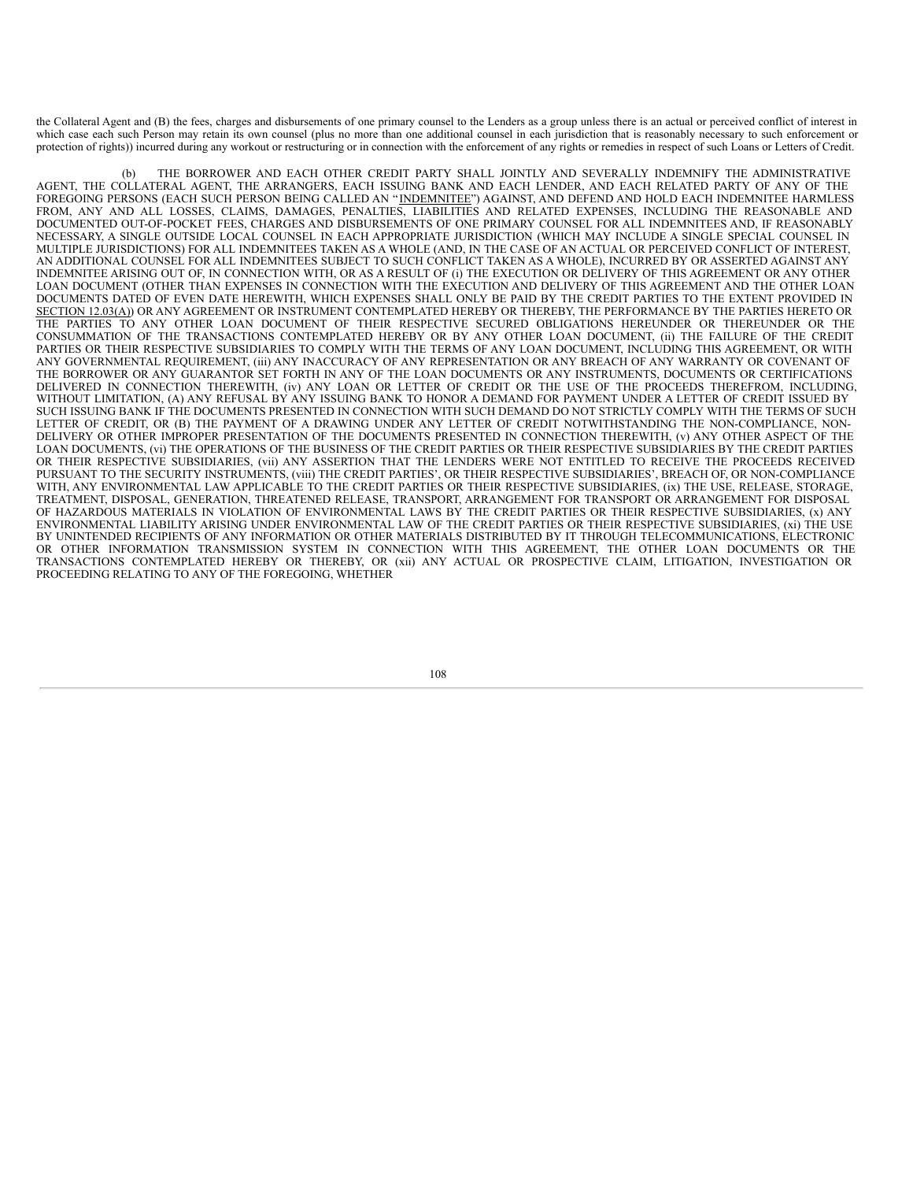the Collateral Agent and (B) the fees, charges and disbursements of one primary counsel to the Lenders as a group unless there is an actual or perceived conflict of interest in which case each such Person may retain its own counsel (plus no more than one additional counsel in each jurisdiction that is reasonably necessary to such enforcement or protection of rights)) incurred during any workout or restructuring or in connection with the enforcement of any rights or remedies in respect of such Loans or Letters of Credit.

(b) THE BORROWER AND EACH OTHER CREDIT PARTY SHALL JOINTLY AND SEVERALLY INDEMNIFY THE ADMINISTRATIVE AGENT, THE COLLATERAL AGENT, THE ARRANGERS, EACH ISSUING BANK AND EACH LENDER, AND EACH RELATED PARTY OF ANY OF THE FOREGOING PERSONS (EACH SUCH PERSON BEING CALLED AN "INDEMNITEE") AGAINST, AND DEFEND AND HOLD EACH INDEMNITEE HARMLESS FROM, ANY AND ALL LOSSES, CLAIMS, DAMAGES, PENALTIES, LIABILITIES AND RELATED EXPENSES, INCLUDING THE REASONABLE AND DOCUMENTED OUT-OF-POCKET FEES, CHARGES AND DISBURSEMENTS OF ONE PRIMARY COUNSEL FOR ALL INDEMNITEES AND, IF REASONABLY NECESSARY, A SINGLE OUTSIDE LOCAL COUNSEL IN EACH APPROPRIATE JURISDICTION (WHICH MAY INCLUDE A SINGLE SPECIAL COUNSEL IN MULTIPLE JURISDICTIONS) FOR ALL INDEMNITEES TAKEN AS A WHOLE (AND, IN THE CASE OF AN ACTUAL OR PERCEIVED CONFLICT OF INTEREST, AN ADDITIONAL COUNSEL FOR ALL INDEMNITEES SUBJECT TO SUCH CONFLICT TAKEN AS A WHOLE), INCURRED BY OR ASSERTED AGAINST ANY INDEMNITEE ARISING OUT OF, IN CONNECTION WITH, OR AS A RESULT OF (i) THE EXECUTION OR DELIVERY OF THIS AGREEMENT OR ANY OTHER LOAN DOCUMENT (OTHER THAN EXPENSES IN CONNECTION WITH THE EXECUTION AND DELIVERY OF THIS AGREEMENT AND THE OTHER LOAN DOCUMENTS DATED OF EVEN DATE HEREWITH, WHICH EXPENSES SHALL ONLY BE PAID BY THE CREDIT PARTIES TO THE EXTENT PROVIDED IN SECTION 12.03(A)) OR ANY AGREEMENT OR INSTRUMENT CONTEMPLATED HEREBY OR THEREBY, THE PERFORMANCE BY THE PARTIES HERETO OR THE PARTIES TO ANY OTHER LOAN DOCUMENT OF THEIR RESPECTIVE SECURED OBLIGATIONS HEREUNDER OR THEREUNDER OR THE CONSUMMATION OF THE TRANSACTIONS CONTEMPLATED HEREBY OR BY ANY OTHER LOAN DOCUMENT, (ii) THE FAILURE OF THE CREDIT PARTIES OR THEIR RESPECTIVE SUBSIDIARIES TO COMPLY WITH THE TERMS OF ANY LOAN DOCUMENT, INCLUDING THIS AGREEMENT, OR WITH ANY GOVERNMENTAL REQUIREMENT, (iii) ANY INACCURACY OF ANY REPRESENTATION OR ANY BREACH OF ANY WARRANTY OR COVENANT OF THE BORROWER OR ANY GUARANTOR SET FORTH IN ANY OF THE LOAN DOCUMENTS OR ANY INSTRUMENTS, DOCUMENTS OR CERTIFICATIONS DELIVERED IN CONNECTION THEREWITH, (iv) ANY LOAN OR LETTER OF CREDIT OR THE USE OF THE PROCEEDS THEREFROM, INCLUDING, WITHOUT LIMITATION, (A) ANY REFUSAL BY ANY ISSUING BANK TO HONOR A DEMAND FOR PAYMENT UNDER A LETTER OF CREDIT ISSUED BY SUCH ISSUING BANK IF THE DOCUMENTS PRESENTED IN CONNECTION WITH SUCH DEMAND DO NOT STRICTLY COMPLY WITH THE TERMS OF SUCH LETTER OF CREDIT, OR (B) THE PAYMENT OF A DRAWING UNDER ANY LETTER OF CREDIT NOTWITHSTANDING THE NON-COMPLIANCE, NON-DELIVERY OR OTHER IMPROPER PRESENTATION OF THE DOCUMENTS PRESENTED IN CONNECTION THEREWITH, (v) ANY OTHER ASPECT OF THE LOAN DOCUMENTS, (vi) THE OPERATIONS OF THE BUSINESS OF THE CREDIT PARTIES OR THEIR RESPECTIVE SUBSIDIARIES BY THE CREDIT PARTIES OR THEIR RESPECTIVE SUBSIDIARIES, (vii) ANY ASSERTION THAT THE LENDERS WERE NOT ENTITLED TO RECEIVE THE PROCEEDS RECEIVED PURSUANT TO THE SECURITY INSTRUMENTS, (viii) THE CREDIT PARTIES', OR THEIR RESPECTIVE SUBSIDIARIES', BREACH OF, OR NON-COMPLIANCE WITH, ANY ENVIRONMENTAL LAW APPLICABLE TO THE CREDIT PARTIES OR THEIR RESPECTIVE SUBSIDIARIES, (ix) THE USE, RELEASE, STORAGE, TREATMENT, DISPOSAL, GENERATION, THREATENED RELEASE, TRANSPORT, ARRANGEMENT FOR TRANSPORT OR ARRANGEMENT FOR DISPOSAL OF HAZARDOUS MATERIALS IN VIOLATION OF ENVIRONMENTAL LAWS BY THE CREDIT PARTIES OR THEIR RESPECTIVE SUBSIDIARIES, (x) ANY ENVIRONMENTAL LIABILITY ARISING UNDER ENVIRONMENTAL LAW OF THE CREDIT PARTIES OR THEIR RESPECTIVE SUBSIDIARIES, (xi) THE USE BY UNINTENDED RECIPIENTS OF ANY INFORMATION OR OTHER MATERIALS DISTRIBUTED BY IT THROUGH TELECOMMUNICATIONS, ELECTRONIC OR OTHER INFORMATION TRANSMISSION SYSTEM IN CONNECTION WITH THIS AGREEMENT, THE OTHER LOAN DOCUMENTS OR THE TRANSACTIONS CONTEMPLATED HEREBY OR THEREBY, OR (xii) ANY ACTUAL OR PROSPECTIVE CLAIM, LITIGATION, INVESTIGATION OR PROCEEDING RELATING TO ANY OF THE FOREGOING, WHETHER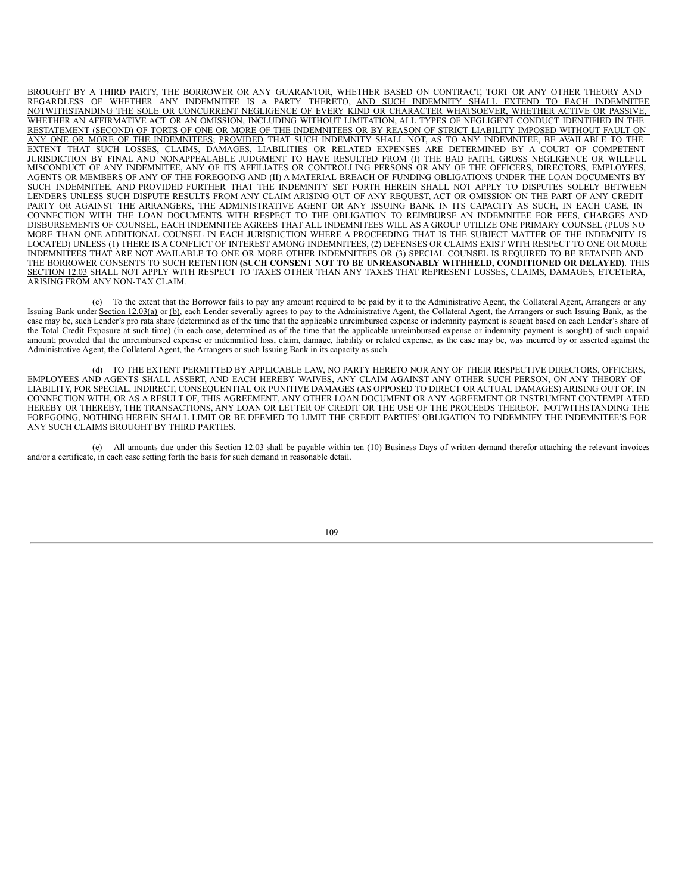BROUGHT BY A THIRD PARTY, THE BORROWER OR ANY GUARANTOR, WHETHER BASED ON CONTRACT, TORT OR ANY OTHER THEORY AND REGARDLESS OF WHETHER ANY INDEMNITEE IS A PARTY THERETO, AND SUCH INDEMNITY SHALL EXTEND TO EACH INDEMNITEE NOTWITHSTANDING THE SOLE OR CONCURRENT NEGLIGENCE OF EVERY KIND OR CHARACTER WHATSOEVER, WHETHER ACTIVE OR PASSIVE, WHETHER AN AFFIRMATIVE ACT OR AN OMISSION, INCLUDING WITHOUT LIMITATION, ALL TYPES OF NEGLIGENT CONDUCT IDENTIFIED IN THE RESTATEMENT (SECOND) OF TORTS OF ONE OR MORE OF THE INDEMNITEES OR BY REASON OF STRICT LIABILITY IMPOSED WITHOUT FAULT ON ANY ONE OR MORE OF THE INDEMNITEES; PROVIDED THAT SUCH INDEMNITY SHALL NOT, AS TO ANY INDEMNITEE, BE AVAILABLE TO THE EXTENT THAT SUCH LOSSES, CLAIMS, DAMAGES, LIABILITIES OR RELATED EXPENSES ARE DETERMINED BY A COURT OF COMPETENT JURISDICTION BY FINAL AND NONAPPEALABLE JUDGMENT TO HAVE RESULTED FROM (I) THE BAD FAITH, GROSS NEGLIGENCE OR WILLFUL MISCONDUCT OF ANY INDEMNITEE, ANY OF ITS AFFILIATES OR CONTROLLING PERSONS OR ANY OF THE OFFICERS, DIRECTORS, EMPLOYEES, AGENTS OR MEMBERS OF ANY OF THE FOREGOING AND (II) A MATERIAL BREACH OF FUNDING OBLIGATIONS UNDER THE LOAN DOCUMENTS BY SUCH INDEMNITEE, AND PROVIDED FURTHER THAT THE INDEMNITY SET FORTH HEREIN SHALL NOT APPLY TO DISPUTES SOLELY BETWEEN LENDERS UNLESS SUCH DISPUTE RESULTS FROM ANY CLAIM ARISING OUT OF ANY REQUEST, ACT OR OMISSION ON THE PART OF ANY CREDIT PARTY OR AGAINST THE ARRANGERS, THE ADMINISTRATIVE AGENT OR ANY ISSUING BANK IN ITS CAPACITY AS SUCH, IN EACH CASE, IN CONNECTION WITH THE LOAN DOCUMENTS. WITH RESPECT TO THE OBLIGATION TO REIMBURSE AN INDEMNITEE FOR FEES, CHARGES AND DISBURSEMENTS OF COUNSEL, EACH INDEMNITEE AGREES THAT ALL INDEMNITEES WILL AS A GROUP UTILIZE ONE PRIMARY COUNSEL (PLUS NO MORE THAN ONE ADDITIONAL COUNSEL IN EACH JURISDICTION WHERE A PROCEEDING THAT IS THE SUBJECT MATTER OF THE INDEMNITY IS LOCATED) UNLESS (1) THERE IS A CONFLICT OF INTEREST AMONG INDEMNITEES, (2) DEFENSES OR CLAIMS EXIST WITH RESPECT TO ONE OR MORE INDEMNITEES THAT ARE NOT AVAILABLE TO ONE OR MORE OTHER INDEMNITEES OR (3) SPECIAL COUNSEL IS REQUIRED TO BE RETAINED AND THE BORROWER CONSENTS TO SUCH RETENTION **(SUCH CONSENT NOT TO BE UNREASONABLY WITHHELD, CONDITIONED OR DELAYED)**. THIS SECTION 12.03 SHALL NOT APPLY WITH RESPECT TO TAXES OTHER THAN ANY TAXES THAT REPRESENT LOSSES, CLAIMS, DAMAGES, ETCETERA, ARISING FROM ANY NON-TAX CLAIM.

(c) To the extent that the Borrower fails to pay any amount required to be paid by it to the Administrative Agent, the Collateral Agent, Arrangers or any Issuing Bank under Section 12.03(a) or (b), each Lender severally agrees to pay to the Administrative Agent, the Collateral Agent, the Arrangers or such Issuing Bank, as the case may be, such Lender's pro rata share (determined as of the time that the applicable unreimbursed expense or indemnity payment is sought based on each Lender's share of the Total Credit Exposure at such time) (in each case, determined as of the time that the applicable unreimbursed expense or indemnity payment is sought) of such unpaid amount; provided that the unreimbursed expense or indemnified loss, claim, damage, liability or related expense, as the case may be, was incurred by or asserted against the Administrative Agent, the Collateral Agent, the Arrangers or such Issuing Bank in its capacity as such.

(d) TO THE EXTENT PERMITTED BY APPLICABLE LAW, NO PARTY HERETO NOR ANY OF THEIR RESPECTIVE DIRECTORS, OFFICERS, EMPLOYEES AND AGENTS SHALL ASSERT, AND EACH HEREBY WAIVES, ANY CLAIM AGAINST ANY OTHER SUCH PERSON, ON ANY THEORY OF LIABILITY, FOR SPECIAL, INDIRECT, CONSEQUENTIAL OR PUNITIVE DAMAGES (AS OPPOSED TO DIRECT OR ACTUAL DAMAGES) ARISING OUT OF, IN CONNECTION WITH, OR AS A RESULT OF, THIS AGREEMENT, ANY OTHER LOAN DOCUMENT OR ANY AGREEMENT OR INSTRUMENT CONTEMPLATED HEREBY OR THEREBY, THE TRANSACTIONS, ANY LOAN OR LETTER OF CREDIT OR THE USE OF THE PROCEEDS THEREOF. NOTWITHSTANDING THE FOREGOING, NOTHING HEREIN SHALL LIMIT OR BE DEEMED TO LIMIT THE CREDIT PARTIES' OBLIGATION TO INDEMNIFY THE INDEMNITEE'S FOR ANY SUCH CLAIMS BROUGHT BY THIRD PARTIES.

(e) All amounts due under this Section 12.03 shall be payable within ten (10) Business Days of written demand therefor attaching the relevant invoices and/or a certificate, in each case setting forth the basis for such demand in reasonable detail.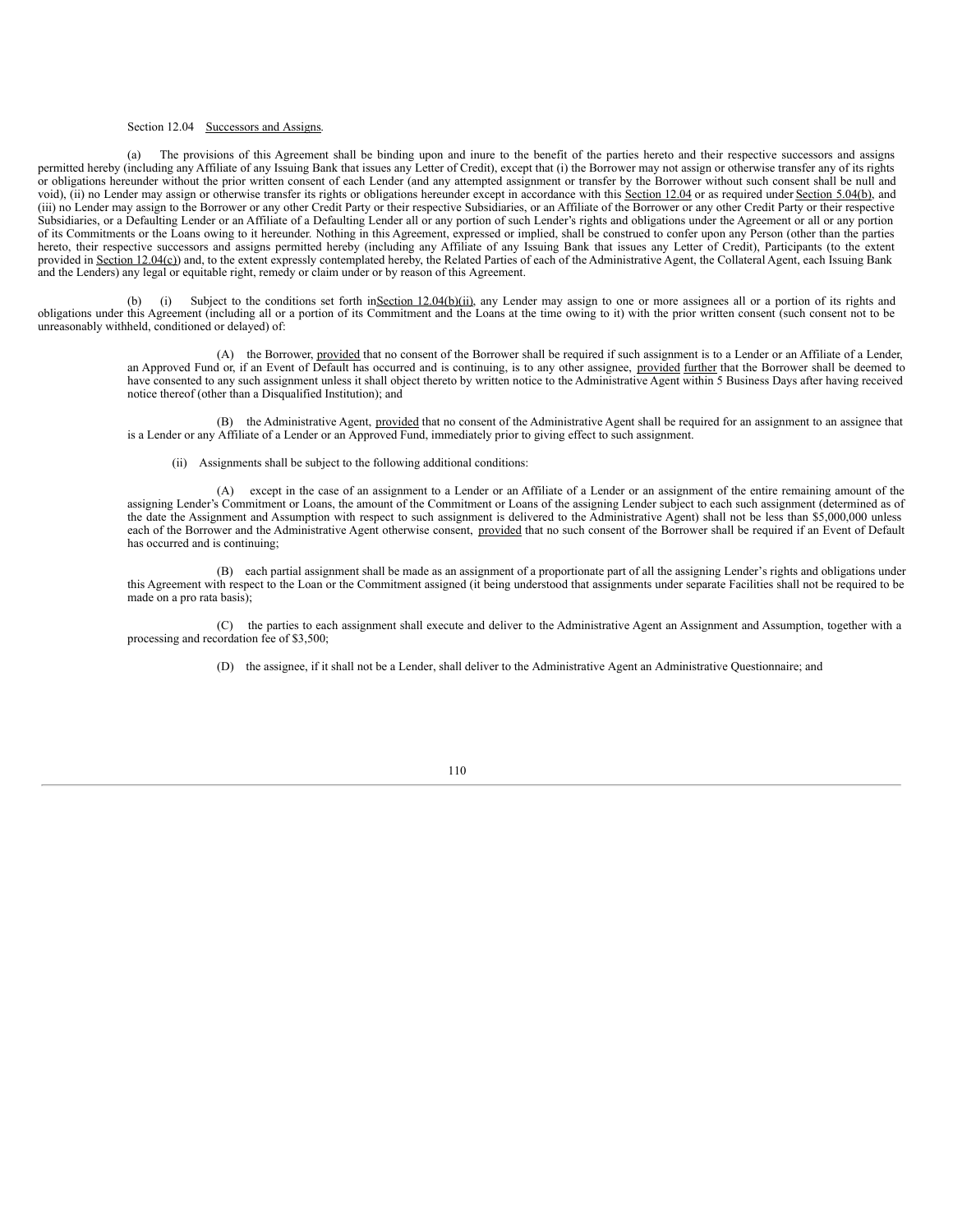Section 12.04 Successors and Assigns.

(a) The provisions of this Agreement shall be binding upon and inure to the benefit of the parties hereto and their respective successors and assigns permitted hereby (including any Affiliate of any Issuing Bank that issues any Letter of Credit), except that (i) the Borrower may not assign or otherwise transfer any of its rights or obligations hereunder without the prior written consent of each Lender (and any attempted assignment or transfer by the Borrower without such consent shall be null and void), (ii) no Lender may assign or otherwise transfer its rights or obligations hereunder except in accordance with this Section 12.04 or as required under Section 5.04(b), and (iii) no Lender may assign to the Borrower or any other Credit Party or their respective Subsidiaries, or an Affiliate of the Borrower or any other Credit Party or their respective Subsidiaries, or a Defaulting Lender or an Affiliate of a Defaulting Lender all or any portion of such Lender's rights and obligations under the Agreement or all or any portion of its Commitments or the Loans owing to it hereunder. Nothing in this Agreement, expressed or implied, shall be construed to confer upon any Person (other than the parties hereto, their respective successors and assigns permitted hereby (including any Affiliate of any Issuing Bank that issues any Letter of Credit), Participants (to the extent provided in Section 12.04(c)) and, to the extent expressly contemplated hereby, the Related Parties of each of the Administrative Agent, the Collateral Agent, each Issuing Bank and the Lenders) any legal or equitable right, remedy or claim under or by reason of this Agreement.

(b) (i) Subject to the conditions set forth in Section 12.04(b)(ii), any Lender may assign to one or more assignees all or a portion of its rights and obligations under this Agreement (including all or a portion of its Commitment and the Loans at the time owing to it) with the prior written consent (such consent not to be unreasonably withheld, conditioned or delayed) of:

(A) the Borrower, provided that no consent of the Borrower shall be required if such assignment is to a Lender or an Affiliate of a Lender, an Approved Fund or, if an Event of Default has occurred and is continuing, is to any other assignee, provided further that the Borrower shall be deemed to have consented to any such assignment unless it shall object thereto by written notice to the Administrative Agent within 5 Business Days after having received notice thereof (other than a Disqualified Institution); and

(B) the Administrative Agent, provided that no consent of the Administrative Agent shall be required for an assignment to an assignee that is a Lender or any Affiliate of a Lender or an Approved Fund, immediately prior to giving effect to such assignment.

(ii) Assignments shall be subject to the following additional conditions:

(A) except in the case of an assignment to a Lender or an Affiliate of a Lender or an assignment of the entire remaining amount of the assigning Lender's Commitment or Loans, the amount of the Commitment or Loans of the assigning Lender subject to each such assignment (determined as of the date the Assignment and Assumption with respect to such assignment is delivered to the Administrative Agent) shall not be less than $5,000,000 unless each of the Borrower and the Administrative Agent otherwise consent, provided that no such consent of the Borrower shall be required if an Event of Default has occurred and is continuing;

(B) each partial assignment shall be made as an assignment of a proportionate part of all the assigning Lender's rights and obligations under this Agreement with respect to the Loan or the Commitment assigned (it being understood that assignments under separate Facilities shall not be required to be made on a pro rata basis);

(C) the parties to each assignment shall execute and deliver to the Administrative Agent an Assignment and Assumption, together with a processing and recordation fee of $3,500;

(D) the assignee, if it shall not be a Lender, shall deliver to the Administrative Agent an Administrative Questionnaire; and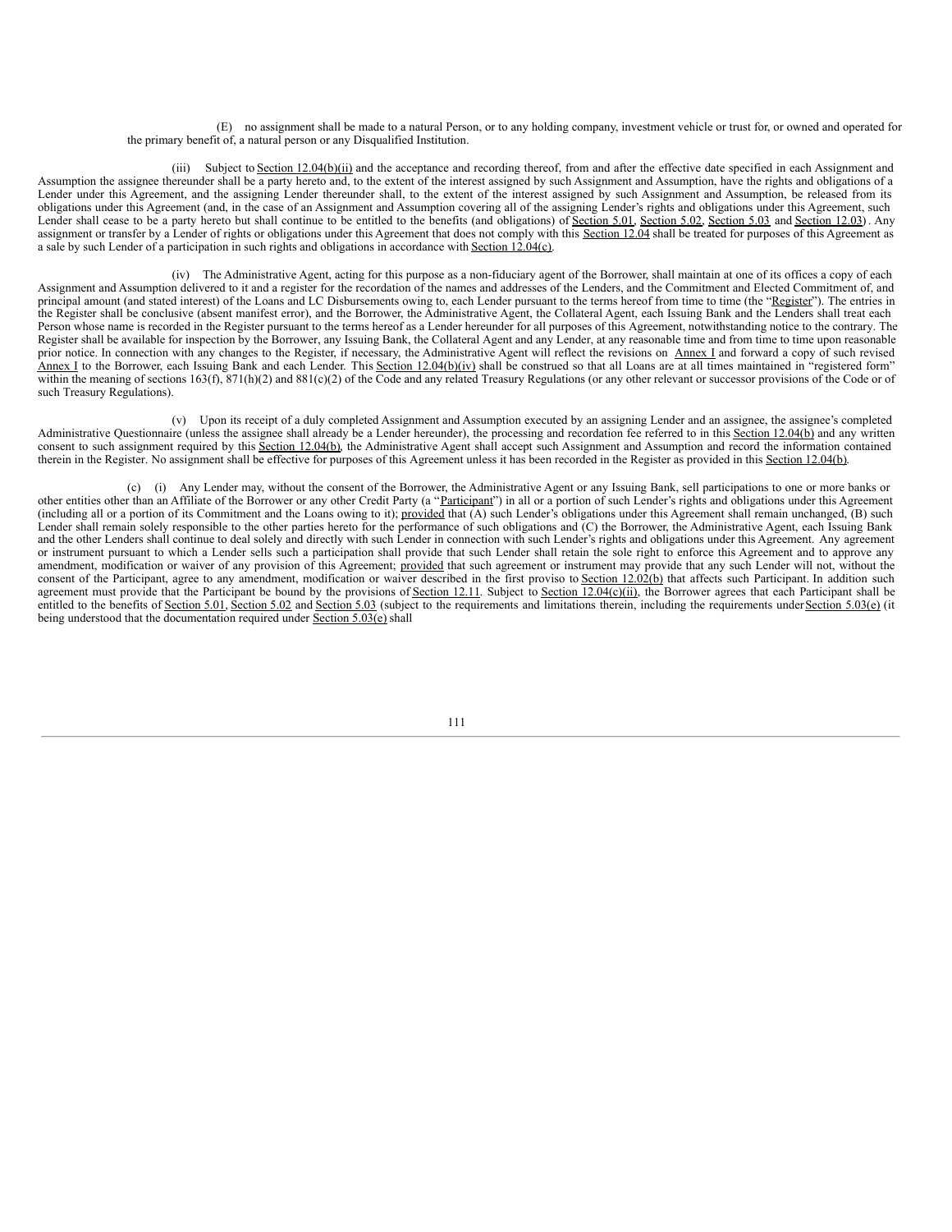(E) no assignment shall be made to a natural Person, or to any holding company, investment vehicle or trust for, or owned and operated for the primary benefit of, a natural person or any Disqualified Institution.

(iii) Subject to Section 12.04(b)(ii) and the acceptance and recording thereof, from and after the effective date specified in each Assignment and Assumption the assignee thereunder shall be a party hereto and, to the extent of the interest assigned by such Assignment and Assumption, have the rights and obligations of a Lender under this Agreement, and the assigning Lender thereunder shall, to the extent of the interest assigned by such Assignment and Assumption, be released from its obligations under this Agreement (and, in the case of an Assignment and Assumption covering all of the assigning Lender's rights and obligations under this Agreement, such Lender shall cease to be a party hereto but shall continue to be entitled to the benefits (and obligations) of Section 5.01, Section 5.02, Section 5.03 and Section 12.03). Any assignment or transfer by a Lender of rights or obligations under this Agreement that does not comply with this Section 12.04 shall be treated for purposes of this Agreement as a sale by such Lender of a participation in such rights and obligations in accordance with Section 12.04(c).

(iv) The Administrative Agent, acting for this purpose as a non-fiduciary agent of the Borrower, shall maintain at one of its offices a copy of each Assignment and Assumption delivered to it and a register for the recordation of the names and addresses of the Lenders, and the Commitment and Elected Commitment of, and principal amount (and stated interest) of the Loans and LC Disbursements owing to, each Lender pursuant to the terms hereof from time to time (the "Register"). The entries in the Register shall be conclusive (absent manifest error), and the Borrower, the Administrative Agent, the Collateral Agent, each Issuing Bank and the Lenders shall treat each Person whose name is recorded in the Register pursuant to the terms hereof as a Lender hereunder for all purposes of this Agreement, notwithstanding notice to the contrary. The Register shall be available for inspection by the Borrower, any Issuing Bank, the Collateral Agent and any Lender, at any reasonable time and from time to time upon reasonable prior notice. In connection with any changes to the Register, if necessary, the Administrative Agent will reflect the revisions on Annex I and forward a copy of such revised Annex I to the Borrower, each Issuing Bank and each Lender. This Section 12.04(b)(iv) shall be construed so that all Loans are at all times maintained in "registered form" within the meaning of sections 163(f), 871(h)(2) and 881(c)(2) of the Code and any related Treasury Regulations (or any other relevant or successor provisions of the Code or of such Treasury Regulations).

(v) Upon its receipt of a duly completed Assignment and Assumption executed by an assigning Lender and an assignee, the assignee's completed Administrative Questionnaire (unless the assignee shall already be a Lender hereunder), the processing and recordation fee referred to in this Section 12.04(b) and any written consent to such assignment required by this Section 12.04(b), the Administrative Agent shall accept such Assignment and Assumption and record the information contained therein in the Register. No assignment shall be effective for purposes of this Agreement unless it has been recorded in the Register as provided in this Section 12.04(b).

(c) (i) Any Lender may, without the consent of the Borrower, the Administrative Agent or any Issuing Bank, sell participations to one or more banks or other entities other than an Affiliate of the Borrower or any other Credit Party (a "Participant") in all or a portion of such Lender's rights and obligations under this Agreement (including all or a portion of its Commitment and the Loans owing to it); provided that (A) such Lender's obligations under this Agreement shall remain unchanged, (B) such Lender shall remain solely responsible to the other parties hereto for the performance of such obligations and (C) the Borrower, the Administrative Agent, each Issuing Bank and the other Lenders shall continue to deal solely and directly with such Lender in connection with such Lender's rights and obligations under this Agreement. Any agreement or instrument pursuant to which a Lender sells such a participation shall provide that such Lender shall retain the sole right to enforce this Agreement and to approve any amendment, modification or waiver of any provision of this Agreement; provided that such agreement or instrument may provide that any such Lender will not, without the consent of the Participant, agree to any amendment, modification or waiver described in the first proviso to Section 12.02(b) that affects such Participant. In addition such agreement must provide that the Participant be bound by the provisions of Section 12.11. Subject to Section 12.04(c)(ii), the Borrower agrees that each Participant shall be entitled to the benefits of Section 5.01, Section 5.02 and Section 5.03 (subject to the requirements and limitations therein, including the requirements under Section 5.03(e) (it being understood that the documentation required under Section 5.03(e) shall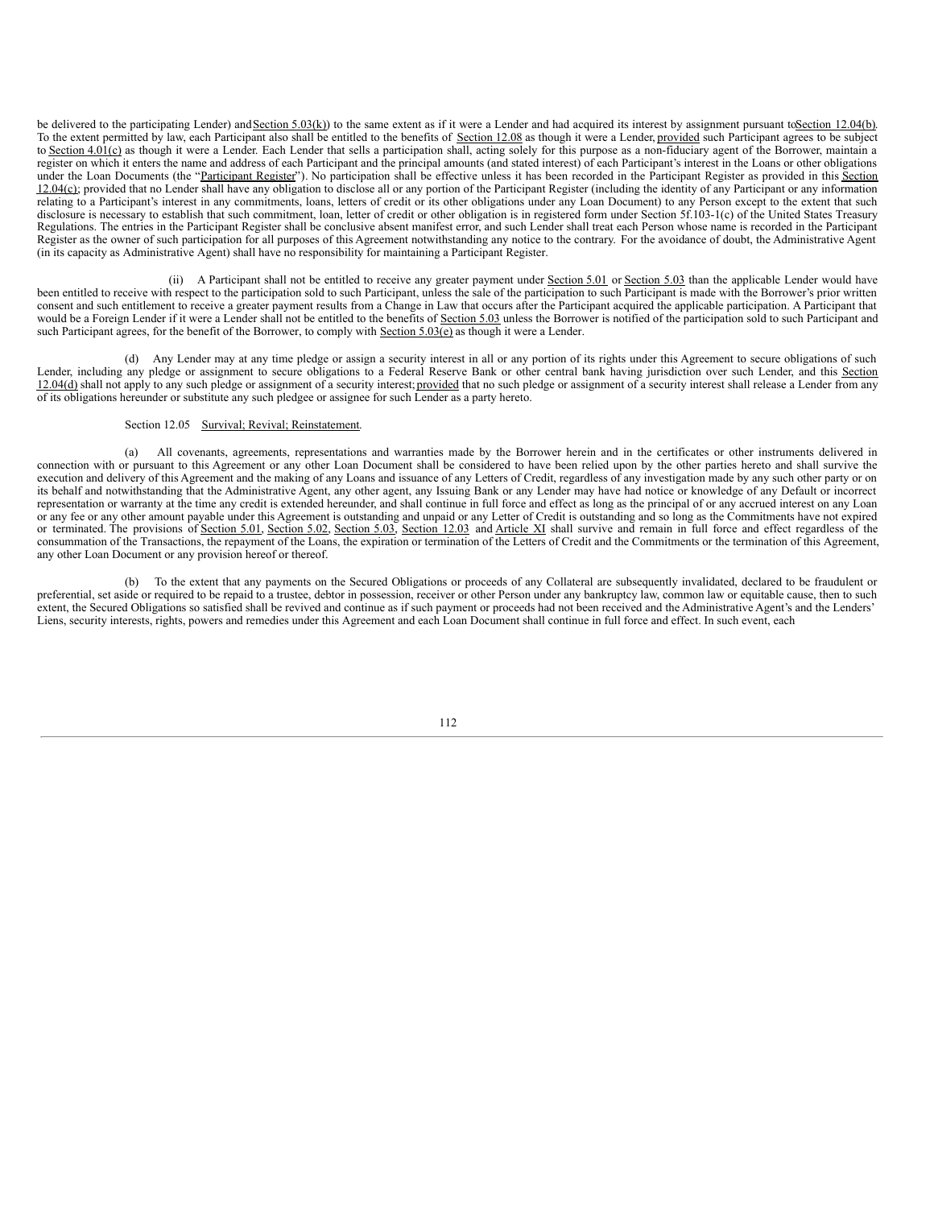be delivered to the participating Lender) and Section 5.03(k)) to the same extent as if it were a Lender and had acquired its interest by assignment pursuant to Section 12.04(b). To the extent permitted by law, each Participant also shall be entitled to the benefits of Section 12.08 as though it were a Lender, provided such Participant agrees to be subject to Section 4.01(c) as though it were a Lender. Each Lender that sells a participation shall, acting solely for this purpose as a non-fiduciary agent of the Borrower, maintain a register on which it enters the name and address of each Participant and the principal amounts (and stated interest) of each Participant's interest in the Loans or other obligations under the Loan Documents (the "Participant Register"). No participation shall be effective unless it has been recorded in the Participant Register as provided in this Section 12.04(c); provided that no Lender shall have any obligation to disclose all or any portion of the Participant Register (including the identity of any Participant or any information relating to a Participant's interest in any commitments, loans, letters of credit or its other obligations under any Loan Document) to any Person except to the extent that such disclosure is necessary to establish that such commitment, loan, letter of credit or other obligation is in registered form under Section 5f.103-1(c) of the United States Treasury Regulations. The entries in the Participant Register shall be conclusive absent manifest error, and such Lender shall treat each Person whose name is recorded in the Participant Register as the owner of such participation for all purposes of this Agreement notwithstanding any notice to the contrary. For the avoidance of doubt, the Administrative Agent (in its capacity as Administrative Agent) shall have no responsibility for maintaining a Participant Register.

(ii) A Participant shall not be entitled to receive any greater payment under Section 5.01 or Section 5.03 than the applicable Lender would have been entitled to receive with respect to the participation sold to such Participant, unless the sale of the participation to such Participant is made with the Borrower's prior written consent and such entitlement to receive a greater payment results from a Change in Law that occurs after the Participant acquired the applicable participation. A Participant that would be a Foreign Lender if it were a Lender shall not be entitled to the benefits of Section 5.03 unless the Borrower is notified of the participation sold to such Participant and such Participant agrees, for the benefit of the Borrower, to comply with Section 5.03(e) as though it were a Lender.

(d) Any Lender may at any time pledge or assign a security interest in all or any portion of its rights under this Agreement to secure obligations of such Lender, including any pledge or assignment to secure obligations to a Federal Reserve Bank or other central bank having jurisdiction over such Lender, and this Section 12.04(d) shall not apply to any such pledge or assignment of a security interest; provided that no such pledge or assignment of a security interest shall release a Lender from any of its obligations hereunder or substitute any such pledgee or assignee for such Lender as a party hereto.

Section 12.05 Survival; Revival; Reinstatement.

(a) All covenants, agreements, representations and warranties made by the Borrower herein and in the certificates or other instruments delivered in connection with or pursuant to this Agreement or any other Loan Document shall be considered to have been relied upon by the other parties hereto and shall survive the execution and delivery of this Agreement and the making of any Loans and issuance of any Letters of Credit, regardless of any investigation made by any such other party or on its behalf and notwithstanding that the Administrative Agent, any other agent, any Issuing Bank or any Lender may have had notice or knowledge of any Default or incorrect representation or warranty at the time any credit is extended hereunder, and shall continue in full force and effect as long as the principal of or any accrued interest on any Loan or any fee or any other amount payable under this Agreement is outstanding and unpaid or any Letter of Credit is outstanding and so long as the Commitments have not expired or terminated. The provisions of Section 5.01, Section 5.02, Section 5.03, Section 12.03 and Article XI shall survive and remain in full force and effect regardless of the consummation of the Transactions, the repayment of the Loans, the expiration or termination of the Letters of Credit and the Commitments or the termination of this Agreement, any other Loan Document or any provision hereof or thereof.

(b) To the extent that any payments on the Secured Obligations or proceeds of any Collateral are subsequently invalidated, declared to be fraudulent or preferential, set aside or required to be repaid to a trustee, debtor in possession, receiver or other Person under any bankruptcy law, common law or equitable cause, then to such extent, the Secured Obligations so satisfied shall be revived and continue as if such payment or proceeds had not been received and the Administrative Agent's and the Lenders' Liens, security interests, rights, powers and remedies under this Agreement and each Loan Document shall continue in full force and effect. In such event, each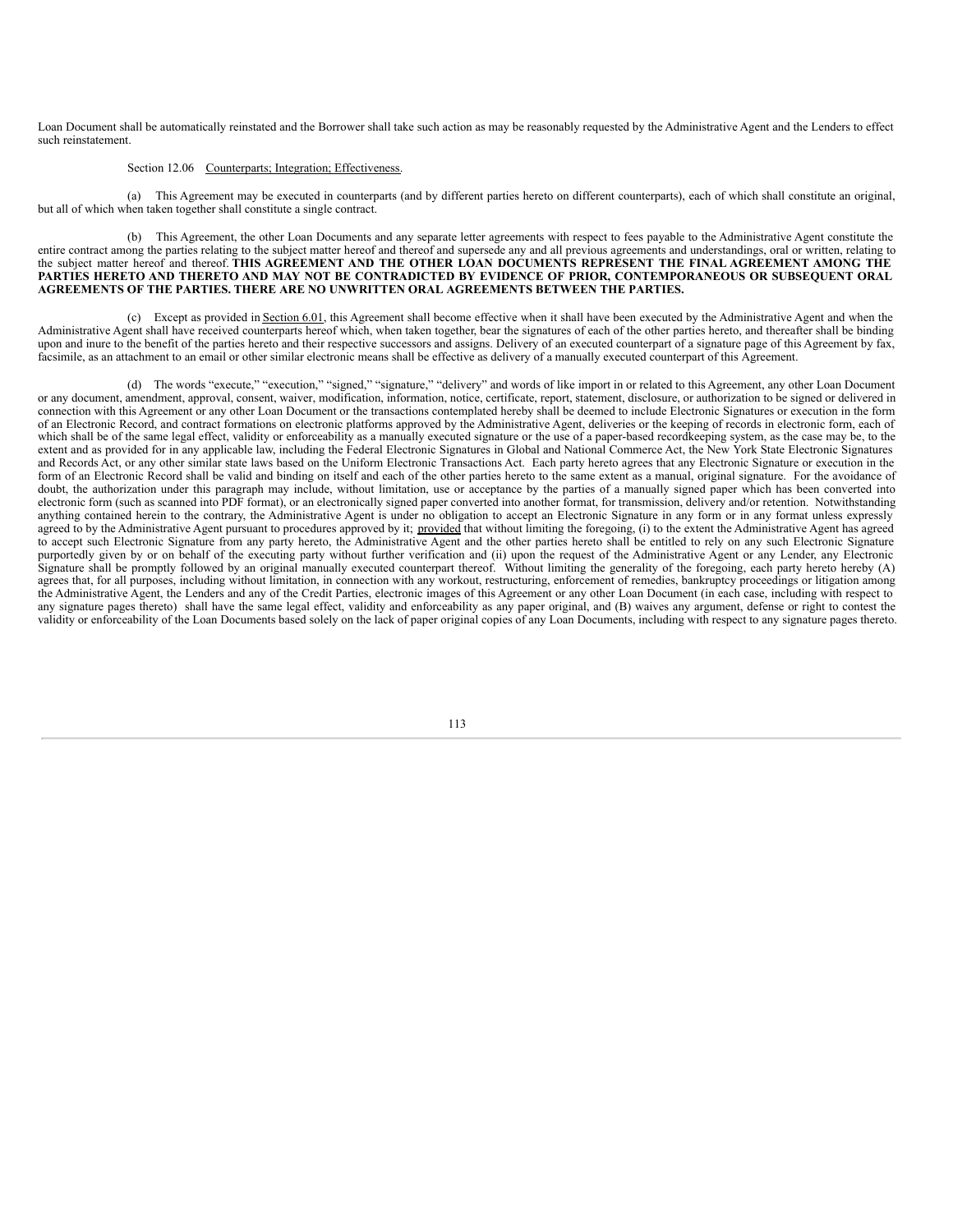Loan Document shall be automatically reinstated and the Borrower shall take such action as may be reasonably requested by the Administrative Agent and the Lenders to effect such reinstatement.

Section 12.06 Counterparts; Integration; Effectiveness.

(a) This Agreement may be executed in counterparts (and by different parties hereto on different counterparts), each of which shall constitute an original, but all of which when taken together shall constitute a single contract.

(b) This Agreement, the other Loan Documents and any separate letter agreements with respect to fees payable to the Administrative Agent constitute the entire contract among the parties relating to the subject matter hereof and thereof and supersede any and all previous agreements and understandings, oral or written, relating to the subject matter hereof and thereof. **THIS AGREEMENT AND THE OTHER LOAN DOCUMENTS REPRESENT THE FINAL AGREEMENT AMONG THE PARTIES HERETO AND THERETO AND MAY NOT BE CONTRADICTED BY EVIDENCE OF PRIOR, CONTEMPORANEOUS OR SUBSEQUENT ORAL AGREEMENTS OF THE PARTIES. THERE ARE NO UNWRITTEN ORAL AGREEMENTS BETWEEN THE PARTIES.**

(c) Except as provided in Section 6.01, this Agreement shall become effective when it shall have been executed by the Administrative Agent and when the Administrative Agent shall have received counterparts hereof which, when taken together, bear the signatures of each of the other parties hereto, and thereafter shall be binding upon and inure to the benefit of the parties hereto and their respective successors and assigns. Delivery of an executed counterpart of a signature page of this Agreement by fax, facsimile, as an attachment to an email or other similar electronic means shall be effective as delivery of a manually executed counterpart of this Agreement.

(d) The words "execute," "execution," "signed," "signature," "delivery" and words of like import in or related to this Agreement, any other Loan Document or any document, amendment, approval, consent, waiver, modification, information, notice, certificate, report, statement, disclosure, or authorization to be signed or delivered in connection with this Agreement or any other Loan Document or the transactions contemplated hereby shall be deemed to include Electronic Signatures or execution in the form of an Electronic Record, and contract formations on electronic platforms approved by the Administrative Agent, deliveries or the keeping of records in electronic form, each of which shall be of the same legal effect, validity or enforceability as a manually executed signature or the use of a paper-based recordkeeping system, as the case may be, to the extent and as provided for in any applicable law, including the Federal Electronic Signatures in Global and National Commerce Act, the New York State Electronic Signatures and Records Act, or any other similar state laws based on the Uniform Electronic Transactions Act. Each party hereto agrees that any Electronic Signature or execution in the form of an Electronic Record shall be valid and binding on itself and each of the other parties hereto to the same extent as a manual, original signature. For the avoidance of doubt, the authorization under this paragraph may include, without limitation, use or acceptance by the parties of a manually signed paper which has been converted into electronic form (such as scanned into PDF format), or an electronically signed paper converted into another format, for transmission, delivery and/or retention. Notwithstanding anything contained herein to the contrary, the Administrative Agent is under no obligation to accept an Electronic Signature in any form or in any format unless expressly agreed to by the Administrative Agent pursuant to procedures approved by it; provided that without limiting the foregoing, (i) to the extent the Administrative Agent has agreed to accept such Electronic Signature from any party hereto, the Administrative Agent and the other parties hereto shall be entitled to rely on any such Electronic Signature purportedly given by or on behalf of the executing party without further verification and (ii) upon the request of the Administrative Agent or any Lender, any Electronic Signature shall be promptly followed by an original manually executed counterpart thereof. Without limiting the generality of the foregoing, each party hereto hereby (A) agrees that, for all purposes, including without limitation, in connection with any workout, restructuring, enforcement of remedies, bankruptcy proceedings or litigation among the Administrative Agent, the Lenders and any of the Credit Parties, electronic images of this Agreement or any other Loan Document (in each case, including with respect to any signature pages thereto) shall have the same legal effect, validity and enforceability as any paper original, and (B) waives any argument, defense or right to contest the validity or enforceability of the Loan Documents based solely on the lack of paper original copies of any Loan Documents, including with respect to any signature pages thereto.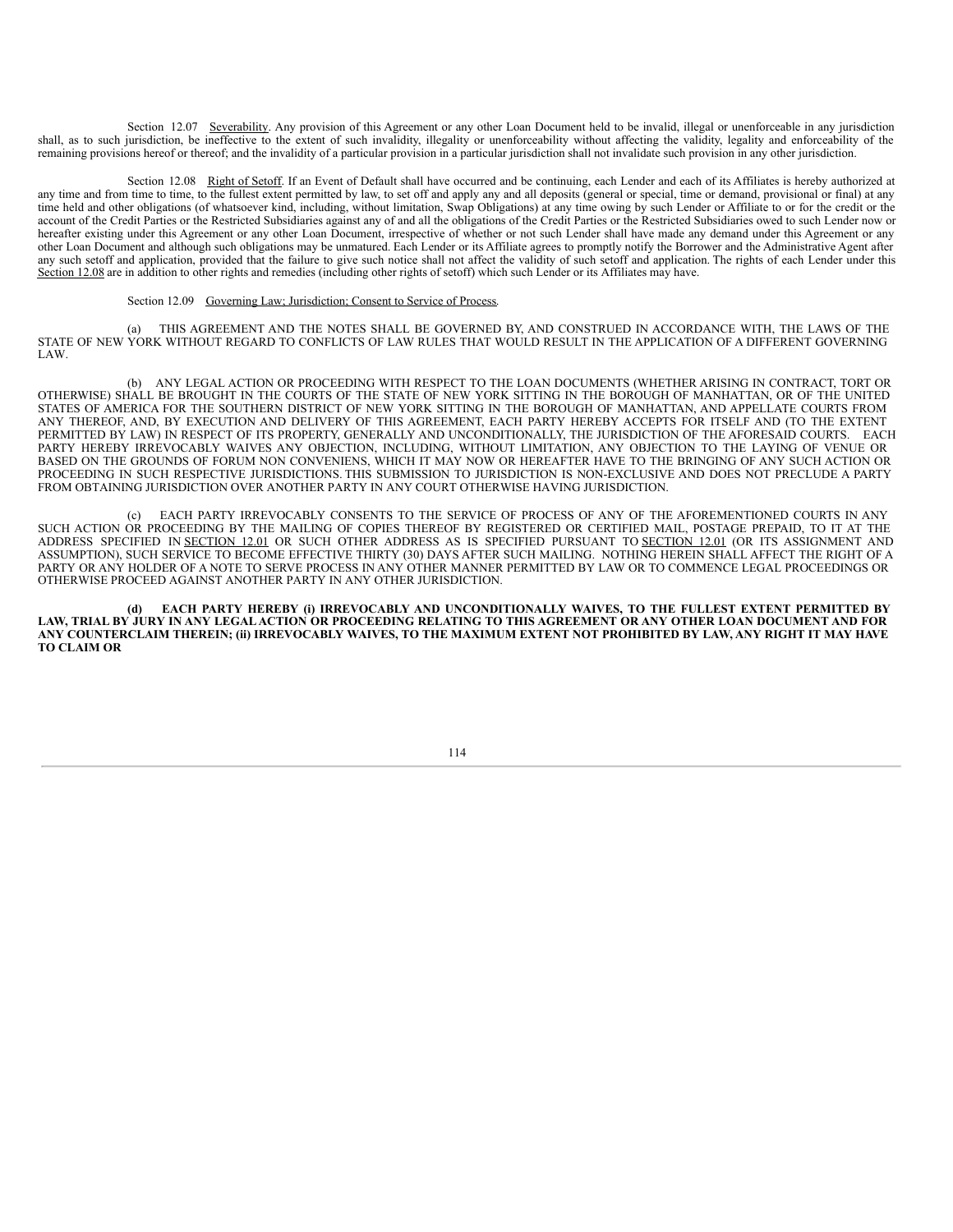Section 12.07 Severability. Any provision of this Agreement or any other Loan Document held to be invalid, illegal or unenforceable in any jurisdiction shall, as to such jurisdiction, be ineffective to the extent of such invalidity, illegality or unenforceability without affecting the validity, legality and enforceability of the remaining provisions hereof or thereof; and the invalidity of a particular provision in a particular jurisdiction shall not invalidate such provision in any other jurisdiction.

Section 12.08 Right of Setoff. If an Event of Default shall have occurred and be continuing, each Lender and each of its Affiliates is hereby authorized at any time and from time to time, to the fullest extent permitted by law, to set off and apply any and all deposits (general or special, time or demand, provisional or final) at any time held and other obligations (of whatsoever kind, including, without limitation, Swap Obligations) at any time owing by such Lender or Affiliate to or for the credit or the account of the Credit Parties or the Restricted Subsidiaries against any of and all the obligations of the Credit Parties or the Restricted Subsidiaries owed to such Lender now or hereafter existing under this Agreement or any other Loan Document, irrespective of whether or not such Lender shall have made any demand under this Agreement or any other Loan Document and although such obligations may be unmatured. Each Lender or its Affiliate agrees to promptly notify the Borrower and the Administrative Agent after any such setoff and application, provided that the failure to give such notice shall not affect the validity of such setoff and application. The rights of each Lender under this Section 12.08 are in addition to other rights and remedies (including other rights of setoff) which such Lender or its Affiliates may have.

Section 12.09 Governing Law; Jurisdiction; Consent to Service of Process.

(a) THIS AGREEMENT AND THE NOTES SHALL BE GOVERNED BY, AND CONSTRUED IN ACCORDANCE WITH, THE LAWS OF THE STATE OF NEW YORK WITHOUT REGARD TO CONFLICTS OF LAW RULES THAT WOULD RESULT IN THE APPLICATION OF A DIFFERENT GOVERNING LAW.

(b) ANY LEGAL ACTION OR PROCEEDING WITH RESPECT TO THE LOAN DOCUMENTS (WHETHER ARISING IN CONTRACT, TORT OR OTHERWISE) SHALL BE BROUGHT IN THE COURTS OF THE STATE OF NEW YORK SITTING IN THE BOROUGH OF MANHATTAN, OR OF THE UNITED STATES OF AMERICA FOR THE SOUTHERN DISTRICT OF NEW YORK SITTING IN THE BOROUGH OF MANHATTAN, AND APPELLATE COURTS FROM ANY THEREOF, AND, BY EXECUTION AND DELIVERY OF THIS AGREEMENT, EACH PARTY HEREBY ACCEPTS FOR ITSELF AND (TO THE EXTENT PERMITTED BY LAW) IN RESPECT OF ITS PROPERTY, GENERALLY AND UNCONDITIONALLY, THE JURISDICTION OF THE AFORESAID COURTS. EACH PARTY HEREBY IRREVOCABLY WAIVES ANY OBJECTION, INCLUDING, WITHOUT LIMITATION, ANY OBJECTION TO THE LAYING OF VENUE OR BASED ON THE GROUNDS OF FORUM NON CONVENIENS, WHICH IT MAY NOW OR HEREAFTER HAVE TO THE BRINGING OF ANY SUCH ACTION OR PROCEEDING IN SUCH RESPECTIVE JURISDICTIONS. THIS SUBMISSION TO JURISDICTION IS NON-EXCLUSIVE AND DOES NOT PRECLUDE A PARTY FROM OBTAINING JURISDICTION OVER ANOTHER PARTY IN ANY COURT OTHERWISE HAVING JURISDICTION.

(c) EACH PARTY IRREVOCABLY CONSENTS TO THE SERVICE OF PROCESS OF ANY OF THE AFOREMENTIONED COURTS IN ANY SUCH ACTION OR PROCEEDING BY THE MAILING OF COPIES THEREOF BY REGISTERED OR CERTIFIED MAIL, POSTAGE PREPAID, TO IT AT THE ADDRESS SPECIFIED IN SECTION 12.01 OR SUCH OTHER ADDRESS AS IS SPECIFIED PURSUANT TO SECTION 12.01 (OR ITS ASSIGNMENT AND ASSUMPTION), SUCH SERVICE TO BECOME EFFECTIVE THIRTY (30) DAYS AFTER SUCH MAILING. NOTHING HEREIN SHALL AFFECT THE RIGHT OF A PARTY OR ANY HOLDER OF A NOTE TO SERVE PROCESS IN ANY OTHER MANNER PERMITTED BY LAW OR TO COMMENCE LEGAL PROCEEDINGS OR OTHERWISE PROCEED AGAINST ANOTHER PARTY IN ANY OTHER JURISDICTION.

**(d) EACH PARTY HEREBY (i) IRREVOCABLY AND UNCONDITIONALLY WAIVES, TO THE FULLEST EXTENT PERMITTED BY LAW, TRIAL BY JURY IN ANY LEGAL ACTION OR PROCEEDING RELATING TO THIS AGREEMENT OR ANY OTHER LOAN DOCUMENT AND FOR ANY COUNTERCLAIM THEREIN; (ii) IRREVOCABLY WAIVES, TO THE MAXIMUM EXTENT NOT PROHIBITED BY LAW, ANY RIGHT IT MAY HAVE TO CLAIM OR**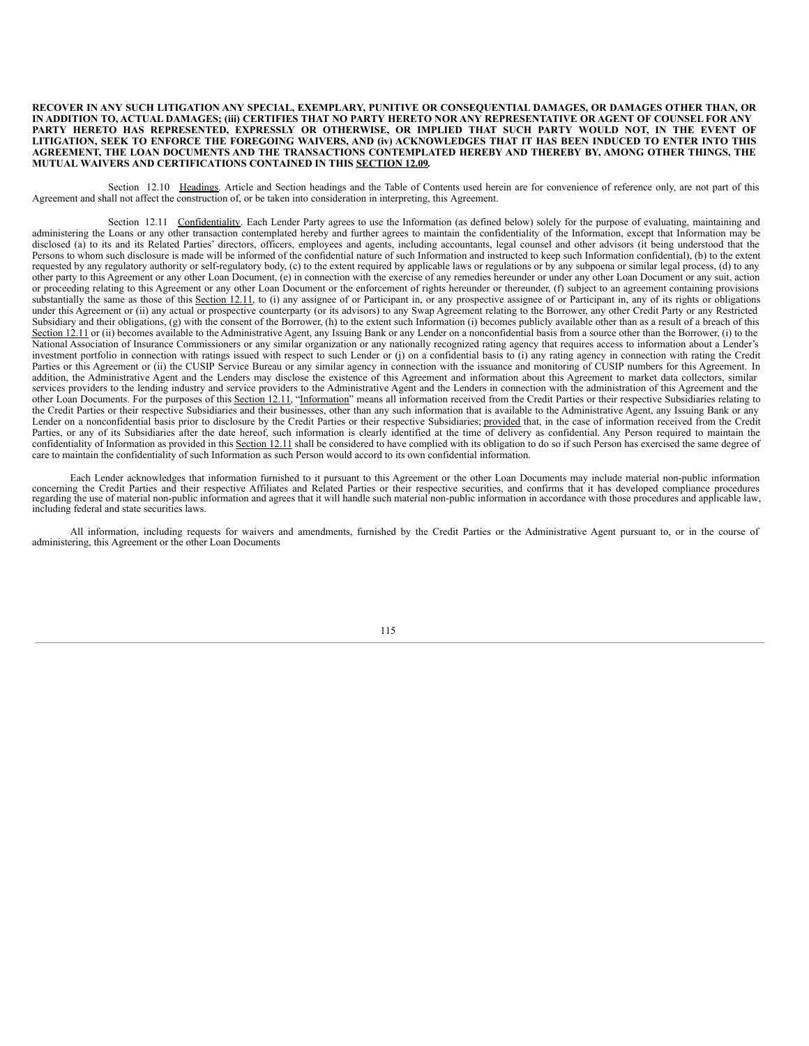**RECOVER IN ANY SUCH LITIGATION ANY SPECIAL, EXEMPLARY, PUNITIVE OR CONSEQUENTIAL DAMAGES, OR DAMAGES OTHER THAN, OR IN ADDITION TO, ACTUAL DAMAGES; (iii) CERTIFIES THAT NO PARTY HERETO NOR ANY REPRESENTATIVE OR AGENT OF COUNSEL FOR ANY PARTY HERETO HAS REPRESENTED, EXPRESSLY OR OTHERWISE, OR IMPLIED THAT SUCH PARTY WOULD NOT, IN THE EVENT OF LITIGATION, SEEK TO ENFORCE THE FOREGOING WAIVERS, AND (iv) ACKNOWLEDGES THAT IT HAS BEEN INDUCED TO ENTER INTO THIS AGREEMENT, THE LOAN DOCUMENTS AND THE TRANSACTIONS CONTEMPLATED HEREBY AND THEREBY BY, AMONG OTHER THINGS, THE MUTUAL WAIVERS AND CERTIFICATIONS CONTAINED IN THIS SECTION 12.09.**

Section 12.10 Headings. Article and Section headings and the Table of Contents used herein are for convenience of reference only, are not part of this Agreement and shall not affect the construction of, or be taken into consideration in interpreting, this Agreement.

Section 12.11 Confidentiality. Each Lender Party agrees to use the Information (as defined below) solely for the purpose of evaluating, maintaining and administering the Loans or any other transaction contemplated hereby and further agrees to maintain the confidentiality of the Information, except that Information may be disclosed (a) to its and its Related Parties' directors, officers, employees and agents, including accountants, legal counsel and other advisors (it being understood that the Persons to whom such disclosure is made will be informed of the confidential nature of such Information and instructed to keep such Information confidential), (b) to the extent requested by any regulatory authority or self-regulatory body, (c) to the extent required by applicable laws or regulations or by any subpoena or similar legal process, (d) to any other party to this Agreement or any other Loan Document, (e) in connection with the exercise of any remedies hereunder or under any other Loan Document or any suit, action or proceeding relating to this Agreement or any other Loan Document or the enforcement of rights hereunder or thereunder, (f) subject to an agreement containing provisions substantially the same as those of this Section 12.11, to (i) any assignee of or Participant in, or any prospective assignee of or Participant in, any of its rights or obligations under this Agreement or (ii) any actual or prospective counterparty (or its advisors) to any Swap Agreement relating to the Borrower, any other Credit Party or any Restricted Subsidiary and their obligations, (g) with the consent of the Borrower, (h) to the extent such Information (i) becomes publicly available other than as a result of a breach of this Section 12.11 or (ii) becomes available to the Administrative Agent, any Issuing Bank or any Lender on a nonconfidential basis from a source other than the Borrower, (i) to the National Association of Insurance Commissioners or any similar organization or any nationally recognized rating agency that requires access to information about a Lender's investment portfolio in connection with ratings issued with respect to such Lender or (j) on a confidential basis to (i) any rating agency in connection with rating the Credit Parties or this Agreement or (ii) the CUSIP Service Bureau or any similar agency in connection with the issuance and monitoring of CUSIP numbers for this Agreement. In addition, the Administrative Agent and the Lenders may disclose the existence of this Agreement and information about this Agreement to market data collectors, similar services providers to the lending industry and service providers to the Administrative Agent and the Lenders in connection with the administration of this Agreement and the other Loan Documents. For the purposes of this Section 12.11, "Information" means all information received from the Credit Parties or their respective Subsidiaries relating to the Credit Parties or their respective Subsidiaries and their businesses, other than any such information that is available to the Administrative Agent, any Issuing Bank or any Lender on a nonconfidential basis prior to disclosure by the Credit Parties or their respective Subsidiaries; provided that, in the case of information received from the Credit Parties, or any of its Subsidiaries after the date hereof, such information is clearly identified at the time of delivery as confidential. Any Person required to maintain the confidentiality of Information as provided in this Section 12.11 shall be considered to have complied with its obligation to do so if such Person has exercised the same degree of care to maintain the confidentiality of such Information as such Person would accord to its own confidential information.

Each Lender acknowledges that information furnished to it pursuant to this Agreement or the other Loan Documents may include material non-public information concerning the Credit Parties and their respective Affiliates and Related Parties or their respective securities, and confirms that it has developed compliance procedures regarding the use of material non-public information and agrees that it will handle such material non-public information in accordance with those procedures and applicable law, including federal and state securities laws.

All information, including requests for waivers and amendments, furnished by the Credit Parties or the Administrative Agent pursuant to, or in the course of administering, this Agreement or the other Loan Documents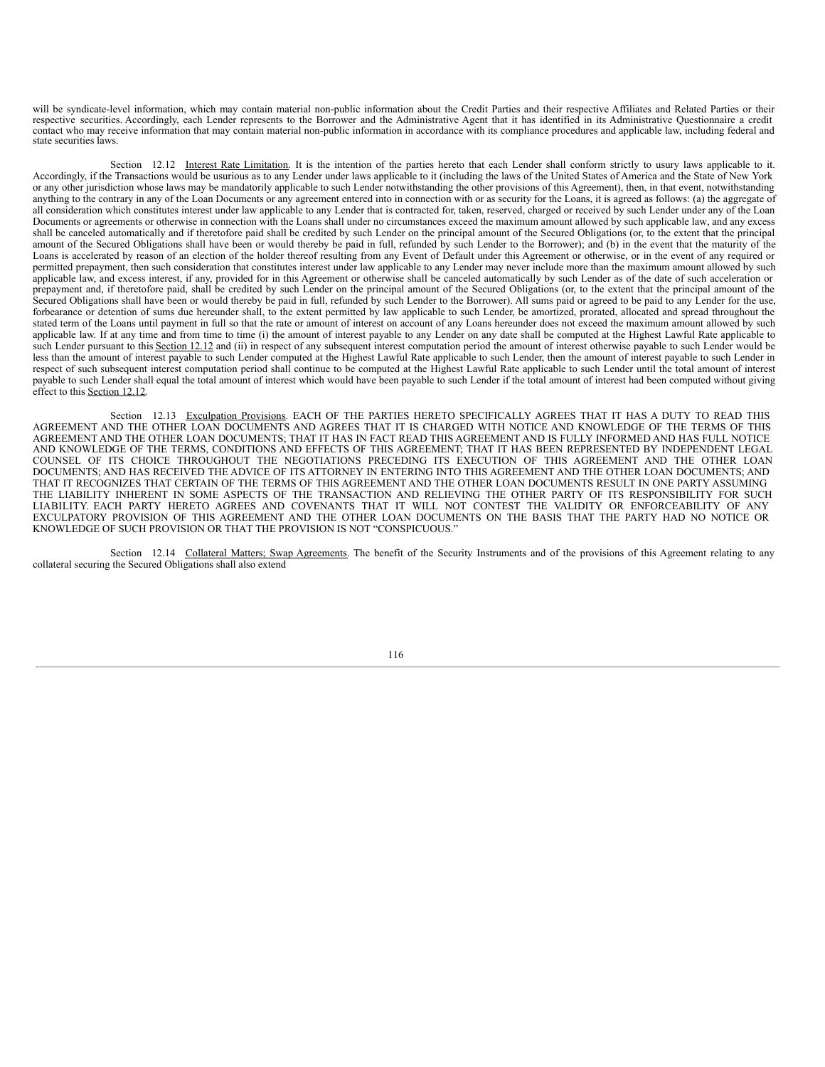will be syndicate-level information, which may contain material non-public information about the Credit Parties and their respective Affiliates and Related Parties or their respective securities. Accordingly, each Lender represents to the Borrower and the Administrative Agent that it has identified in its Administrative Questionnaire a credit contact who may receive information that may contain material non-public information in accordance with its compliance procedures and applicable law, including federal and state securities laws.

Section 12.12 Interest Rate Limitation. It is the intention of the parties hereto that each Lender shall conform strictly to usury laws applicable to it. Accordingly, if the Transactions would be usurious as to any Lender under laws applicable to it (including the laws of the United States of America and the State of New York or any other jurisdiction whose laws may be mandatorily applicable to such Lender notwithstanding the other provisions of this Agreement), then, in that event, notwithstanding anything to the contrary in any of the Loan Documents or any agreement entered into in connection with or as security for the Loans, it is agreed as follows: (a) the aggregate of all consideration which constitutes interest under law applicable to any Lender that is contracted for, taken, reserved, charged or received by such Lender under any of the Loan Documents or agreements or otherwise in connection with the Loans shall under no circumstances exceed the maximum amount allowed by such applicable law, and any excess shall be canceled automatically and if theretofore paid shall be credited by such Lender on the principal amount of the Secured Obligations (or, to the extent that the principal amount of the Secured Obligations shall have been or would thereby be paid in full, refunded by such Lender to the Borrower); and (b) in the event that the maturity of the Loans is accelerated by reason of an election of the holder thereof resulting from any Event of Default under this Agreement or otherwise, or in the event of any required or permitted prepayment, then such consideration that constitutes interest under law applicable to any Lender may never include more than the maximum amount allowed by such applicable law, and excess interest, if any, provided for in this Agreement or otherwise shall be canceled automatically by such Lender as of the date of such acceleration or prepayment and, if theretofore paid, shall be credited by such Lender on the principal amount of the Secured Obligations (or, to the extent that the principal amount of the Secured Obligations shall have been or would thereby be paid in full, refunded by such Lender to the Borrower). All sums paid or agreed to be paid to any Lender for the use, forbearance or detention of sums due hereunder shall, to the extent permitted by law applicable to such Lender, be amortized, prorated, allocated and spread throughout the stated term of the Loans until payment in full so that the rate or amount of interest on account of any Loans hereunder does not exceed the maximum amount allowed by such applicable law. If at any time and from time to time (i) the amount of interest payable to any Lender on any date shall be computed at the Highest Lawful Rate applicable to such Lender pursuant to this Section 12.12 and (ii) in respect of any subsequent interest computation period the amount of interest otherwise payable to such Lender would be less than the amount of interest payable to such Lender computed at the Highest Lawful Rate applicable to such Lender, then the amount of interest payable to such Lender in respect of such subsequent interest computation period shall continue to be computed at the Highest Lawful Rate applicable to such Lender until the total amount of interest payable to such Lender shall equal the total amount of interest which would have been payable to such Lender if the total amount of interest had been computed without giving effect to this Section 12.12.

Section 12.13 Exculpation Provisions. EACH OF THE PARTIES HERETO SPECIFICALLY AGREES THAT IT HAS A DUTY TO READ THIS AGREEMENT AND THE OTHER LOAN DOCUMENTS AND AGREES THAT IT IS CHARGED WITH NOTICE AND KNOWLEDGE OF THE TERMS OF THIS AGREEMENT AND THE OTHER LOAN DOCUMENTS; THAT IT HAS IN FACT READ THIS AGREEMENT AND IS FULLY INFORMED AND HAS FULL NOTICE AND KNOWLEDGE OF THE TERMS, CONDITIONS AND EFFECTS OF THIS AGREEMENT; THAT IT HAS BEEN REPRESENTED BY INDEPENDENT LEGAL COUNSEL OF ITS CHOICE THROUGHOUT THE NEGOTIATIONS PRECEDING ITS EXECUTION OF THIS AGREEMENT AND THE OTHER LOAN DOCUMENTS; AND HAS RECEIVED THE ADVICE OF ITS ATTORNEY IN ENTERING INTO THIS AGREEMENT AND THE OTHER LOAN DOCUMENTS; AND THAT IT RECOGNIZES THAT CERTAIN OF THE TERMS OF THIS AGREEMENT AND THE OTHER LOAN DOCUMENTS RESULT IN ONE PARTY ASSUMING THE LIABILITY INHERENT IN SOME ASPECTS OF THE TRANSACTION AND RELIEVING THE OTHER PARTY OF ITS RESPONSIBILITY FOR SUCH LIABILITY. EACH PARTY HERETO AGREES AND COVENANTS THAT IT WILL NOT CONTEST THE VALIDITY OR ENFORCEABILITY OF ANY EXCULPATORY PROVISION OF THIS AGREEMENT AND THE OTHER LOAN DOCUMENTS ON THE BASIS THAT THE PARTY HAD NO NOTICE OR KNOWLEDGE OF SUCH PROVISION OR THAT THE PROVISION IS NOT "CONSPICUOUS."

Section 12.14 Collateral Matters; Swap Agreements. The benefit of the Security Instruments and of the provisions of this Agreement relating to any collateral securing the Secured Obligations shall also extend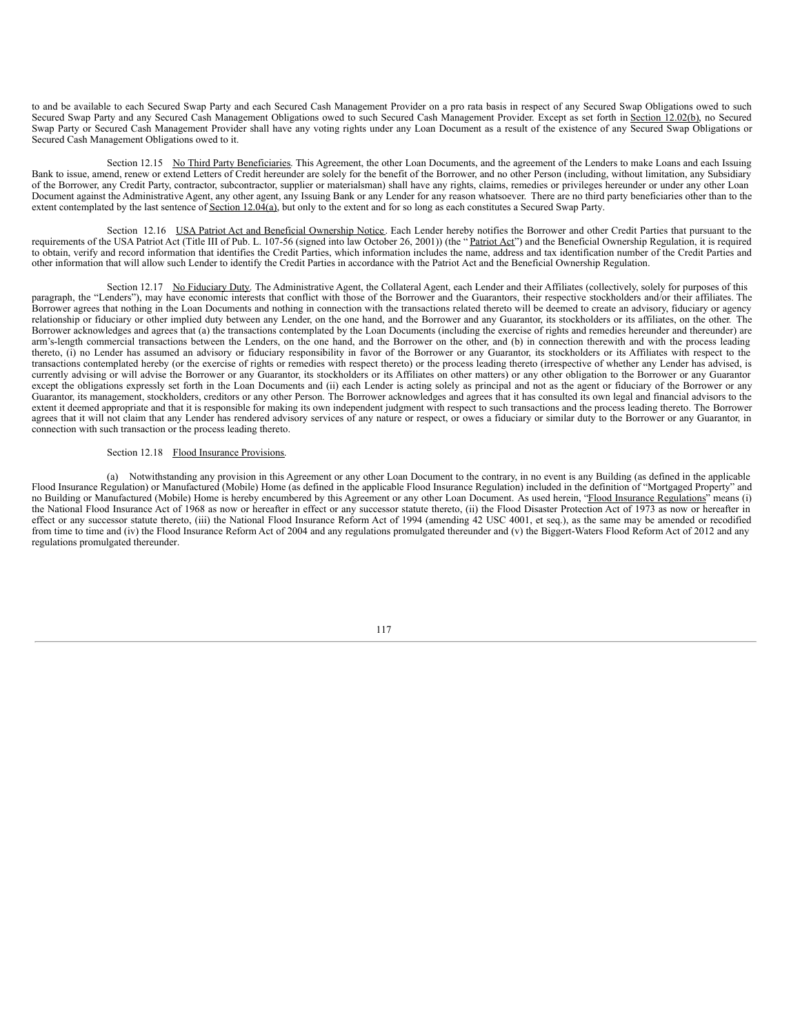to and be available to each Secured Swap Party and each Secured Cash Management Provider on a pro rata basis in respect of any Secured Swap Obligations owed to such Secured Swap Party and any Secured Cash Management Obligations owed to such Secured Cash Management Provider. Except as set forth in Section 12.02(b), no Secured Swap Party or Secured Cash Management Provider shall have any voting rights under any Loan Document as a result of the existence of any Secured Swap Obligations or Secured Cash Management Obligations owed to it.

Section 12.15 No Third Party Beneficiaries. This Agreement, the other Loan Documents, and the agreement of the Lenders to make Loans and each Issuing Bank to issue, amend, renew or extend Letters of Credit hereunder are solely for the benefit of the Borrower, and no other Person (including, without limitation, any Subsidiary of the Borrower, any Credit Party, contractor, subcontractor, supplier or materialsman) shall have any rights, claims, remedies or privileges hereunder or under any other Loan Document against the Administrative Agent, any other agent, any Issuing Bank or any Lender for any reason whatsoever. There are no third party beneficiaries other than to the extent contemplated by the last sentence of Section 12.04(a), but only to the extent and for so long as each constitutes a Secured Swap Party.

Section 12.16 USA Patriot Act and Beneficial Ownership Notice. Each Lender hereby notifies the Borrower and other Credit Parties that pursuant to the requirements of the USA Patriot Act (Title III of Pub. L. 107-56 (signed into law October 26, 2001)) (the "Patriot Act") and the Beneficial Ownership Regulation, it is required to obtain, verify and record information that identifies the Credit Parties, which information includes the name, address and tax identification number of the Credit Parties and other information that will allow such Lender to identify the Credit Parties in accordance with the Patriot Act and the Beneficial Ownership Regulation.

Section 12.17 No Fiduciary Duty. The Administrative Agent, the Collateral Agent, each Lender and their Affiliates (collectively, solely for purposes of this paragraph, the "Lenders"), may have economic interests that conflict with those of the Borrower and the Guarantors, their respective stockholders and/or their affiliates. The Borrower agrees that nothing in the Loan Documents and nothing in connection with the transactions related thereto will be deemed to create an advisory, fiduciary or agency relationship or fiduciary or other implied duty between any Lender, on the one hand, and the Borrower and any Guarantor, its stockholders or its affiliates, on the other. The Borrower acknowledges and agrees that (a) the transactions contemplated by the Loan Documents (including the exercise of rights and remedies hereunder and thereunder) are arm's-length commercial transactions between the Lenders, on the one hand, and the Borrower on the other, and (b) in connection therewith and with the process leading thereto, (i) no Lender has assumed an advisory or fiduciary responsibility in favor of the Borrower or any Guarantor, its stockholders or its Affiliates with respect to the transactions contemplated hereby (or the exercise of rights or remedies with respect thereto) or the process leading thereto (irrespective of whether any Lender has advised, is currently advising or will advise the Borrower or any Guarantor, its stockholders or its Affiliates on other matters) or any other obligation to the Borrower or any Guarantor except the obligations expressly set forth in the Loan Documents and (ii) each Lender is acting solely as principal and not as the agent or fiduciary of the Borrower or any Guarantor, its management, stockholders, creditors or any other Person. The Borrower acknowledges and agrees that it has consulted its own legal and financial advisors to the extent it deemed appropriate and that it is responsible for making its own independent judgment with respect to such transactions and the process leading thereto. The Borrower agrees that it will not claim that any Lender has rendered advisory services of any nature or respect, or owes a fiduciary or similar duty to the Borrower or any Guarantor, in connection with such transaction or the process leading thereto.

Section 12.18 Flood Insurance Provisions.

(a) Notwithstanding any provision in this Agreement or any other Loan Document to the contrary, in no event is any Building (as defined in the applicable Flood Insurance Regulation) or Manufactured (Mobile) Home (as defined in the applicable Flood Insurance Regulation) included in the definition of "Mortgaged Property" and no Building or Manufactured (Mobile) Home is hereby encumbered by this Agreement or any other Loan Document. As used herein, "Flood Insurance Regulations" means (i) the National Flood Insurance Act of 1968 as now or hereafter in effect or any successor statute thereto, (ii) the Flood Disaster Protection Act of 1973 as now or hereafter in effect or any successor statute thereto, (iii) the National Flood Insurance Reform Act of 1994 (amending 42 USC 4001, et seq.), as the same may be amended or recodified from time to time and (iv) the Flood Insurance Reform Act of 2004 and any regulations promulgated thereunder and (v) the Biggert-Waters Flood Reform Act of 2012 and any regulations promulgated thereunder.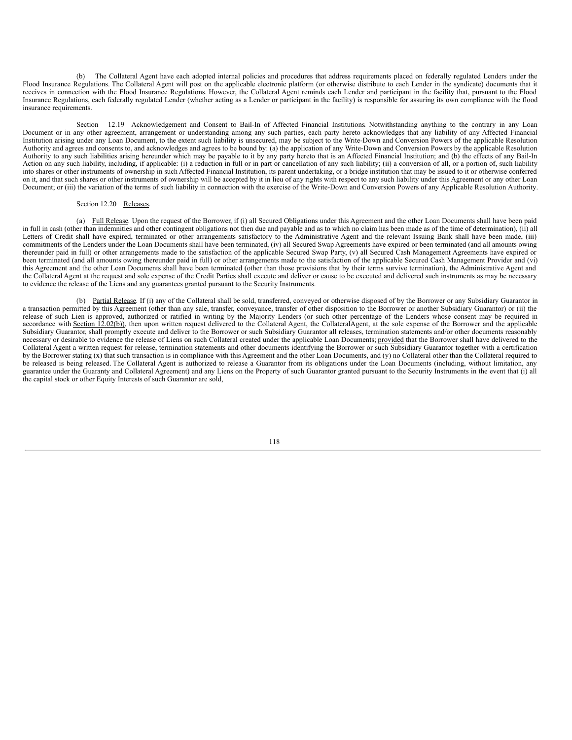(b) The Collateral Agent have each adopted internal policies and procedures that address requirements placed on federally regulated Lenders under the Flood Insurance Regulations. The Collateral Agent will post on the applicable electronic platform (or otherwise distribute to each Lender in the syndicate) documents that it receives in connection with the Flood Insurance Regulations. However, the Collateral Agent reminds each Lender and participant in the facility that, pursuant to the Flood Insurance Regulations, each federally regulated Lender (whether acting as a Lender or participant in the facility) is responsible for assuring its own compliance with the flood insurance requirements.

Section 12.19 Acknowledgement and Consent to Bail-In of Affected Financial Institutions. Notwithstanding anything to the contrary in any Loan Document or in any other agreement, arrangement or understanding among any such parties, each party hereto acknowledges that any liability of any Affected Financial Institution arising under any Loan Document, to the extent such liability is unsecured, may be subject to the Write-Down and Conversion Powers of the applicable Resolution Authority and agrees and consents to, and acknowledges and agrees to be bound by: (a) the application of any Write-Down and Conversion Powers by the applicable Resolution Authority to any such liabilities arising hereunder which may be payable to it by any party hereto that is an Affected Financial Institution; and (b) the effects of any Bail-In Action on any such liability, including, if applicable: (i) a reduction in full or in part or cancellation of any such liability; (ii) a conversion of all, or a portion of, such liability into shares or other instruments of ownership in such Affected Financial Institution, its parent undertaking, or a bridge institution that may be issued to it or otherwise conferred on it, and that such shares or other instruments of ownership will be accepted by it in lieu of any rights with respect to any such liability under this Agreement or any other Loan Document; or (iii) the variation of the terms of such liability in connection with the exercise of the Write-Down and Conversion Powers of any Applicable Resolution Authority.

Section 12.20 Releases.

(a) Full Release. Upon the request of the Borrower, if (i) all Secured Obligations under this Agreement and the other Loan Documents shall have been paid in full in cash (other than indemnities and other contingent obligations not then due and payable and as to which no claim has been made as of the time of determination), (ii) all Letters of Credit shall have expired, terminated or other arrangements satisfactory to the Administrative Agent and the relevant Issuing Bank shall have been made, (iii) commitments of the Lenders under the Loan Documents shall have been terminated, (iv) all Secured Swap Agreements have expired or been terminated (and all amounts owing thereunder paid in full) or other arrangements made to the satisfaction of the applicable Secured Swap Party, (v) all Secured Cash Management Agreements have expired or been terminated (and all amounts owing thereunder paid in full) or other arrangements made to the satisfaction of the applicable Secured Cash Management Provider and (vi) this Agreement and the other Loan Documents shall have been terminated (other than those provisions that by their terms survive termination), the Administrative Agent and the Collateral Agent at the request and sole expense of the Credit Parties shall execute and deliver or cause to be executed and delivered such instruments as may be necessary to evidence the release of the Liens and any guarantees granted pursuant to the Security Instruments.

(b) Partial Release. If (i) any of the Collateral shall be sold, transferred, conveyed or otherwise disposed of by the Borrower or any Subsidiary Guarantor in a transaction permitted by this Agreement (other than any sale, transfer, conveyance, transfer of other disposition to the Borrower or another Subsidiary Guarantor) or (ii) the release of such Lien is approved, authorized or ratified in writing by the Majority Lenders (or such other percentage of the Lenders whose consent may be required in accordance with Section 12.02(b)), then upon written request delivered to the Collateral Agent, the CollateralAgent, at the sole expense of the Borrower and the applicable Subsidiary Guarantor, shall promptly execute and deliver to the Borrower or such Subsidiary Guarantor all releases, termination statements and/or other documents reasonably necessary or desirable to evidence the release of Liens on such Collateral created under the applicable Loan Documents; provided that the Borrower shall have delivered to the Collateral Agent a written request for release, termination statements and other documents identifying the Borrower or such Subsidiary Guarantor together with a certification by the Borrower stating (x) that such transaction is in compliance with this Agreement and the other Loan Documents, and (y) no Collateral other than the Collateral required to be released is being released. The Collateral Agent is authorized to release a Guarantor from its obligations under the Loan Documents (including, without limitation, any guarantee under the Guaranty and Collateral Agreement) and any Liens on the Property of such Guarantor granted pursuant to the Security Instruments in the event that (i) all the capital stock or other Equity Interests of such Guarantor are sold,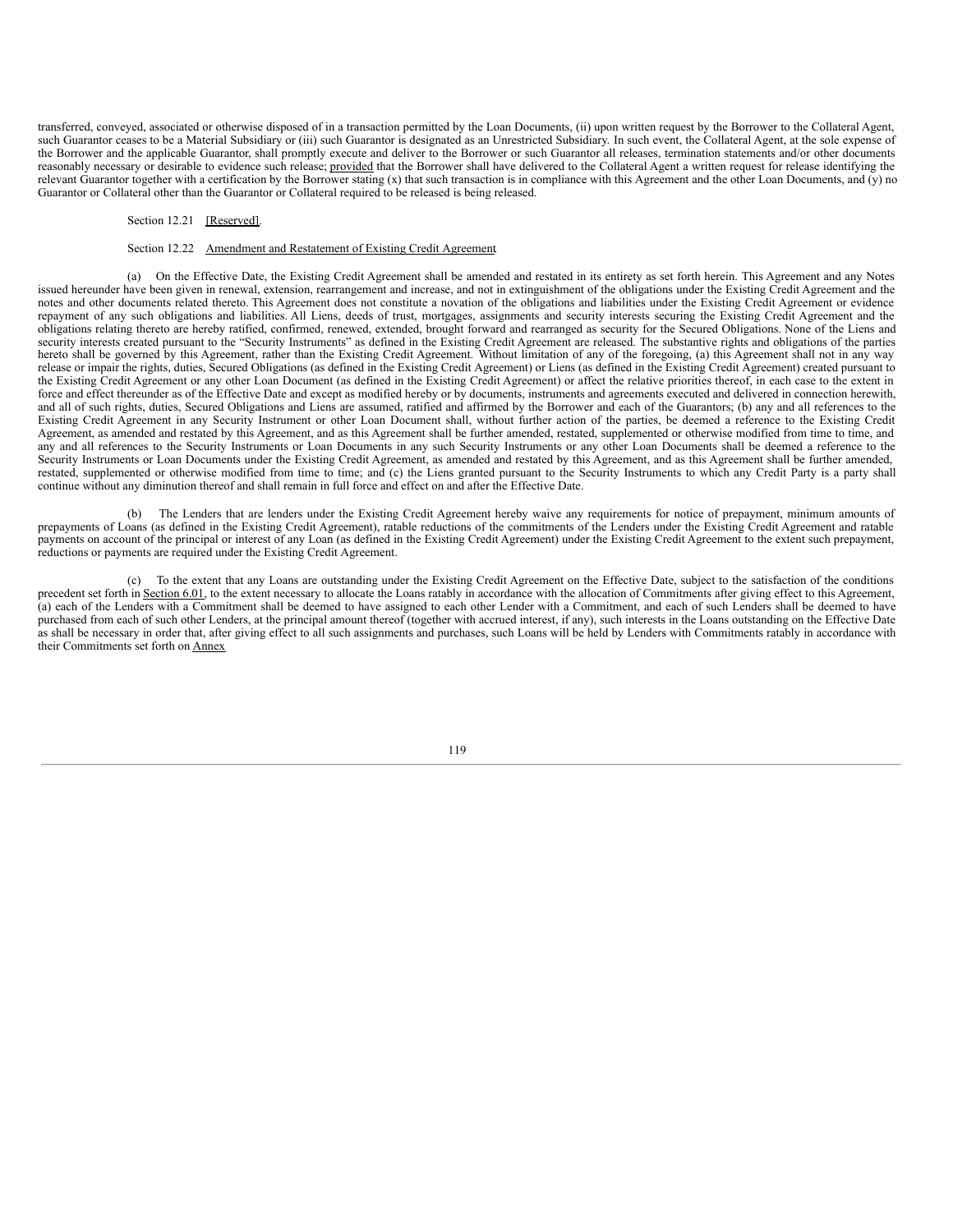transferred, conveyed, associated or otherwise disposed of in a transaction permitted by the Loan Documents, (ii) upon written request by the Borrower to the Collateral Agent, such Guarantor ceases to be a Material Subsidiary or (iii) such Guarantor is designated as an Unrestricted Subsidiary. In such event, the Collateral Agent, at the sole expense of the Borrower and the applicable Guarantor, shall promptly execute and deliver to the Borrower or such Guarantor all releases, termination statements and/or other documents reasonably necessary or desirable to evidence such release; provided that the Borrower shall have delivered to the Collateral Agent a written request for release identifying the relevant Guarantor together with a certification by the Borrower stating (x) that such transaction is in compliance with this Agreement and the other Loan Documents, and (y) no Guarantor or Collateral other than the Guarantor or Collateral required to be released is being released.

Section 12.21 [Reserved].

Section 12.22 Amendment and Restatement of Existing Credit Agreement

(a) On the Effective Date, the Existing Credit Agreement shall be amended and restated in its entirety as set forth herein. This Agreement and any Notes issued hereunder have been given in renewal, extension, rearrangement and increase, and not in extinguishment of the obligations under the Existing Credit Agreement and the notes and other documents related thereto. This Agreement does not constitute a novation of the obligations and liabilities under the Existing Credit Agreement or evidence repayment of any such obligations and liabilities. All Liens, deeds of trust, mortgages, assignments and security interests securing the Existing Credit Agreement and the obligations relating thereto are hereby ratified, confirmed, renewed, extended, brought forward and rearranged as security for the Secured Obligations. None of the Liens and security interests created pursuant to the "Security Instruments" as defined in the Existing Credit Agreement are released. The substantive rights and obligations of the parties hereto shall be governed by this Agreement, rather than the Existing Credit Agreement. Without limitation of any of the foregoing, (a) this Agreement shall not in any way release or impair the rights, duties, Secured Obligations (as defined in the Existing Credit Agreement) or Liens (as defined in the Existing Credit Agreement) created pursuant to the Existing Credit Agreement or any other Loan Document (as defined in the Existing Credit Agreement) or affect the relative priorities thereof, in each case to the extent in force and effect thereunder as of the Effective Date and except as modified hereby or by documents, instruments and agreements executed and delivered in connection herewith, and all of such rights, duties, Secured Obligations and Liens are assumed, ratified and affirmed by the Borrower and each of the Guarantors; (b) any and all references to the Existing Credit Agreement in any Security Instrument or other Loan Document shall, without further action of the parties, be deemed a reference to the Existing Credit Agreement, as amended and restated by this Agreement, and as this Agreement shall be further amended, restated, supplemented or otherwise modified from time to time, and any and all references to the Security Instruments or Loan Documents in any such Security Instruments or any other Loan Documents shall be deemed a reference to the Security Instruments or Loan Documents under the Existing Credit Agreement, as amended and restated by this Agreement, and as this Agreement shall be further amended, restated, supplemented or otherwise modified from time to time; and (c) the Liens granted pursuant to the Security Instruments to which any Credit Party is a party shall continue without any diminution thereof and shall remain in full force and effect on and after the Effective Date.

(b) The Lenders that are lenders under the Existing Credit Agreement hereby waive any requirements for notice of prepayment, minimum amounts of prepayments of Loans (as defined in the Existing Credit Agreement), ratable reductions of the commitments of the Lenders under the Existing Credit Agreement and ratable payments on account of the principal or interest of any Loan (as defined in the Existing Credit Agreement) under the Existing Credit Agreement to the extent such prepayment, reductions or payments are required under the Existing Credit Agreement.

(c) To the extent that any Loans are outstanding under the Existing Credit Agreement on the Effective Date, subject to the satisfaction of the conditions precedent set forth in Section 6.01, to the extent necessary to allocate the Loans ratably in accordance with the allocation of Commitments after giving effect to this Agreement, (a) each of the Lenders with a Commitment shall be deemed to have assigned to each other Lender with a Commitment, and each of such Lenders shall be deemed to have purchased from each of such other Lenders, at the principal amount thereof (together with accrued interest, if any), such interests in the Loans outstanding on the Effective Date as shall be necessary in order that, after giving effect to all such assignments and purchases, such Loans will be held by Lenders with Commitments ratably in accordance with their Commitments set forth on Annex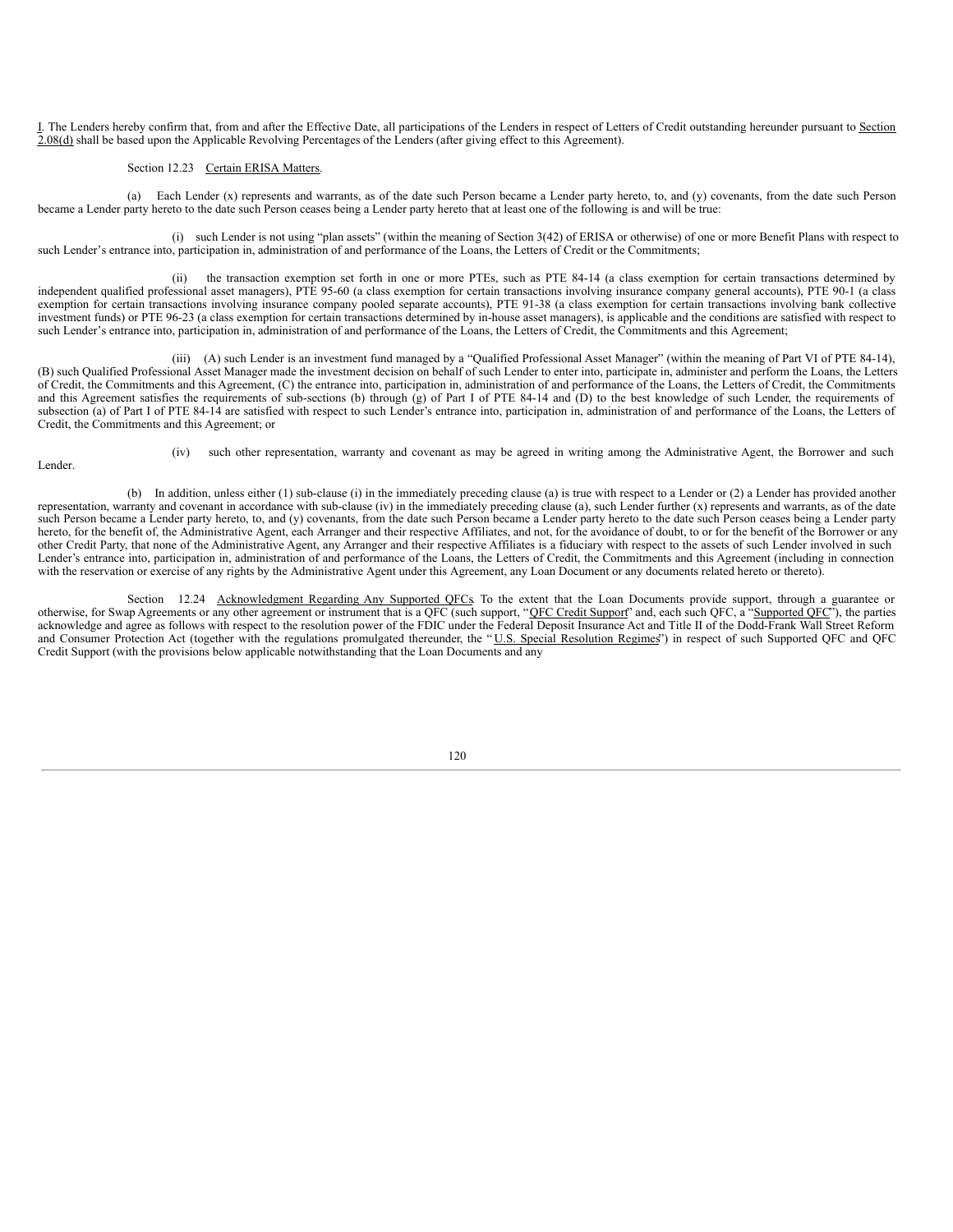I. The Lenders hereby confirm that, from and after the Effective Date, all participations of the Lenders in respect of Letters of Credit outstanding hereunder pursuant to Section 2.08(d) shall be based upon the Applicable Revolving Percentages of the Lenders (after giving effect to this Agreement).

Section 12.23 Certain ERISA Matters.

(a) Each Lender (x) represents and warrants, as of the date such Person became a Lender party hereto, to, and (y) covenants, from the date such Person became a Lender party hereto to the date such Person ceases being a Lender party hereto that at least one of the following is and will be true:

(i) such Lender is not using "plan assets" (within the meaning of Section 3(42) of ERISA or otherwise) of one or more Benefit Plans with respect to such Lender's entrance into, participation in, administration of and performance of the Loans, the Letters of Credit or the Commitments;

(ii) the transaction exemption set forth in one or more PTEs, such as PTE 84-14 (a class exemption for certain transactions determined by independent qualified professional asset managers), PTE 95-60 (a class exemption for certain transactions involving insurance company general accounts), PTE 90-1 (a class exemption for certain transactions involving insurance company pooled separate accounts), PTE 91-38 (a class exemption for certain transactions involving bank collective investment funds) or PTE 96-23 (a class exemption for certain transactions determined by in-house asset managers), is applicable and the conditions are satisfied with respect to such Lender's entrance into, participation in, administration of and performance of the Loans, the Letters of Credit, the Commitments and this Agreement;

(iii) (A) such Lender is an investment fund managed by a "Qualified Professional Asset Manager" (within the meaning of Part VI of PTE 84-14), (B) such Qualified Professional Asset Manager made the investment decision on behalf of such Lender to enter into, participate in, administer and perform the Loans, the Letters of Credit, the Commitments and this Agreement, (C) the entrance into, participation in, administration of and performance of the Loans, the Letters of Credit, the Commitments and this Agreement satisfies the requirements of sub-sections (b) through (g) of Part I of PTE 84-14 and (D) to the best knowledge of such Lender, the requirements of subsection (a) of Part I of PTE 84-14 are satisfied with respect to such Lender's entrance into, participation in, administration of and performance of the Loans, the Letters of Credit, the Commitments and this Agreement; or

(iv) such other representation, warranty and covenant as may be agreed in writing among the Administrative Agent, the Borrower and such Lender.

(b) In addition, unless either (1) sub-clause (i) in the immediately preceding clause (a) is true with respect to a Lender or (2) a Lender has provided another representation, warranty and covenant in accordance with sub-clause (iv) in the immediately preceding clause (a), such Lender further (x) represents and warrants, as of the date such Person became a Lender party hereto, to, and (y) covenants, from the date such Person became a Lender party hereto to the date such Person ceases being a Lender party hereto, for the benefit of, the Administrative Agent, each Arranger and their respective Affiliates, and not, for the avoidance of doubt, to or for the benefit of the Borrower or any other Credit Party, that none of the Administrative Agent, any Arranger and their respective Affiliates is a fiduciary with respect to the assets of such Lender involved in such Lender's entrance into, participation in, administration of and performance of the Loans, the Letters of Credit, the Commitments and this Agreement (including in connection with the reservation or exercise of any rights by the Administrative Agent under this Agreement, any Loan Document or any documents related hereto or thereto).

Section 12.24 Acknowledgment Regarding Any Supported QFCs. To the extent that the Loan Documents provide support, through a guarantee or otherwise, for Swap Agreements or any other agreement or instrument that is a QFC (such support, "QFC Credit Support" and, each such QFC, a "Supported QFC"), the parties acknowledge and agree as follows with respect to the resolution power of the FDIC under the Federal Deposit Insurance Act and Title II of the Dodd-Frank Wall Street Reform and Consumer Protection Act (together with the regulations promulgated thereunder, the "U.S. Special Resolution Regimes") in respect of such Supported QFC and QFC Credit Support (with the provisions below applicable notwithstanding that the Loan Documents and any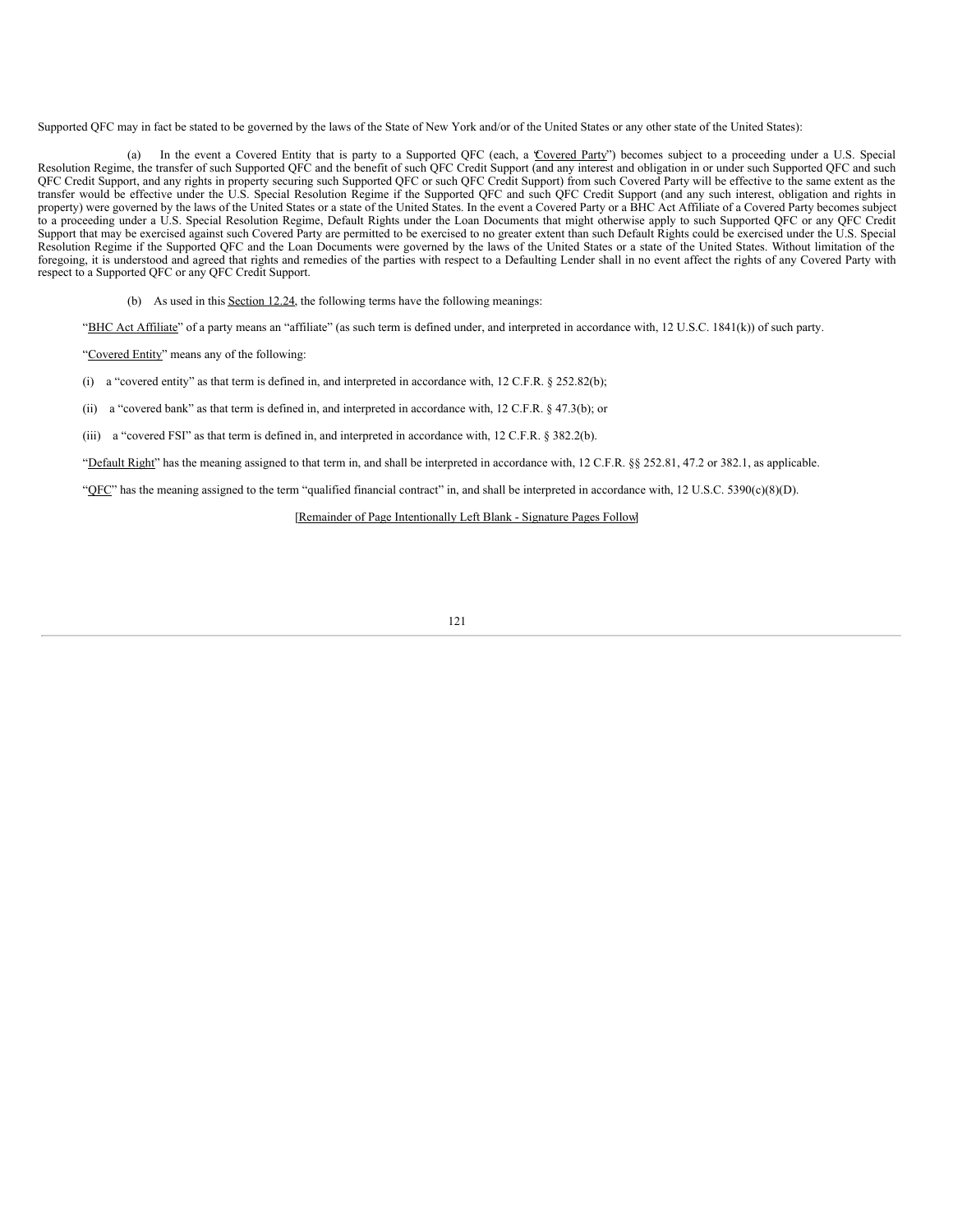Supported QFC may in fact be stated to be governed by the laws of the State of New York and/or of the United States or any other state of the United States):

(a) In the event a Covered Entity that is party to a Supported QFC (each, a "Covered Party") becomes subject to a proceeding under a U.S. Special Resolution Regime, the transfer of such Supported QFC and the benefit of such QFC Credit Support (and any interest and obligation in or under such Supported QFC and such QFC Credit Support, and any rights in property securing such Supported QFC or such QFC Credit Support) from such Covered Party will be effective to the same extent as the transfer would be effective under the U.S. Special Resolution Regime if the Supported QFC and such QFC Credit Support (and any such interest, obligation and rights in property) were governed by the laws of the United States or a state of the United States. In the event a Covered Party or a BHC Act Affiliate of a Covered Party becomes subject to a proceeding under a U.S. Special Resolution Regime, Default Rights under the Loan Documents that might otherwise apply to such Supported QFC or any QFC Credit Support that may be exercised against such Covered Party are permitted to be exercised to no greater extent than such Default Rights could be exercised under the U.S. Special Resolution Regime if the Supported QFC and the Loan Documents were governed by the laws of the United States or a state of the United States. Without limitation of the foregoing, it is understood and agreed that rights and remedies of the parties with respect to a Defaulting Lender shall in no event affect the rights of any Covered Party with respect to a Supported QFC or any QFC Credit Support.

(b) As used in this Section 12.24, the following terms have the following meanings:

"BHC Act Affiliate" of a party means an "affiliate" (as such term is defined under, and interpreted in accordance with, 12 U.S.C. 1841(k)) of such party.

"Covered Entity" means any of the following:

(i) a "covered entity" as that term is defined in, and interpreted in accordance with, 12 C.F.R. § 252.82(b);

(ii) a "covered bank" as that term is defined in, and interpreted in accordance with, 12 C.F.R. § 47.3(b); or

(iii) a "covered FSI" as that term is defined in, and interpreted in accordance with, 12 C.F.R. § 382.2(b).

"Default Right" has the meaning assigned to that term in, and shall be interpreted in accordance with, 12 C.F.R. §§ 252.81, 47.2 or 382.1, as applicable.

"QFC" has the meaning assigned to the term "qualified financial contract" in, and shall be interpreted in accordance with, 12 U.S.C. 5390(c)(8)(D).

[Remainder of Page Intentionally Left Blank - Signature Pages Follow]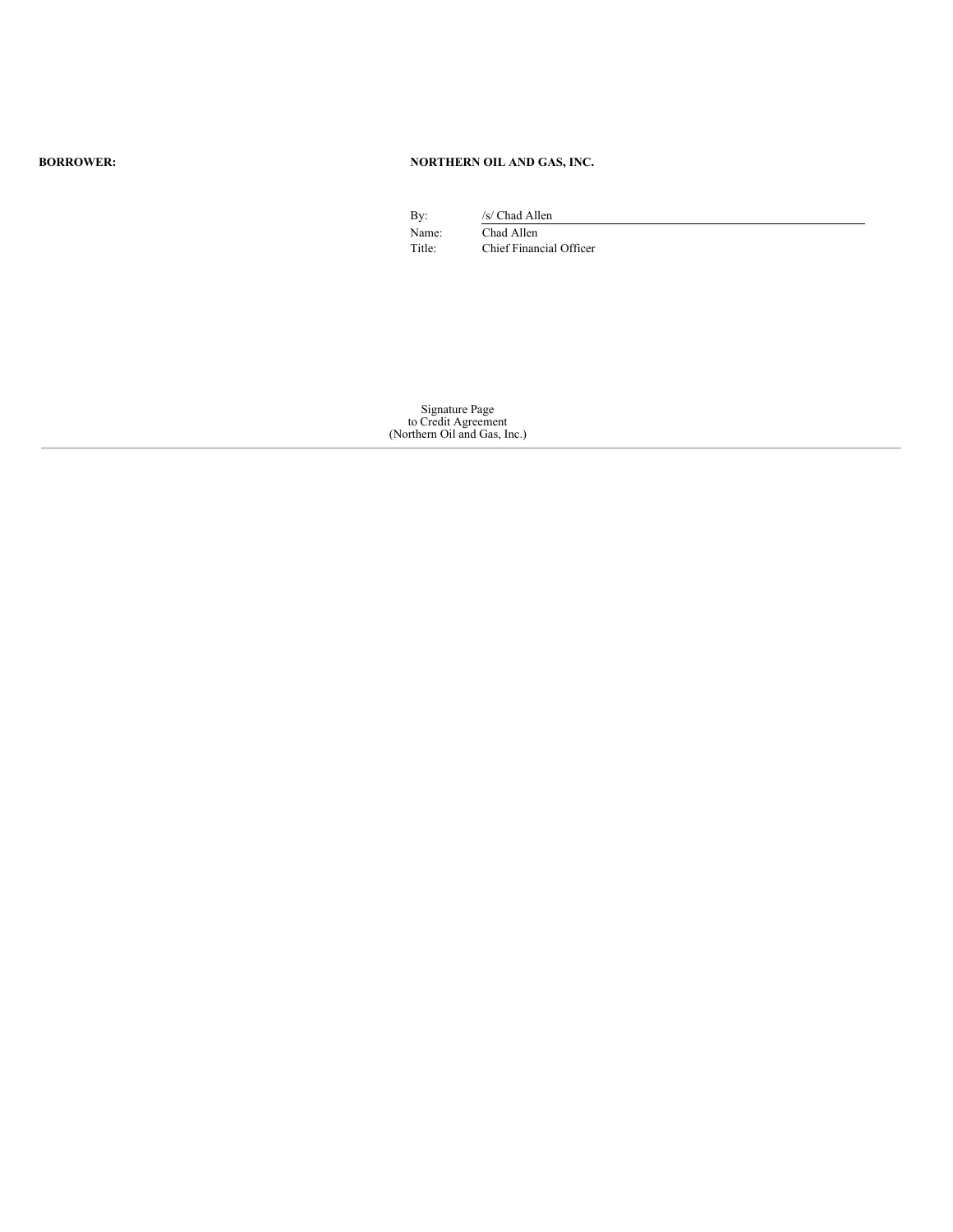**BORROWER:** **NORTHERN OIL AND GAS, INC.**

By: /s/ Chad Allen

Name: Chad Allen

Title: Chief Financial Officer

Signature Page
to Credit Agreement
(Northern Oil and Gas, Inc.)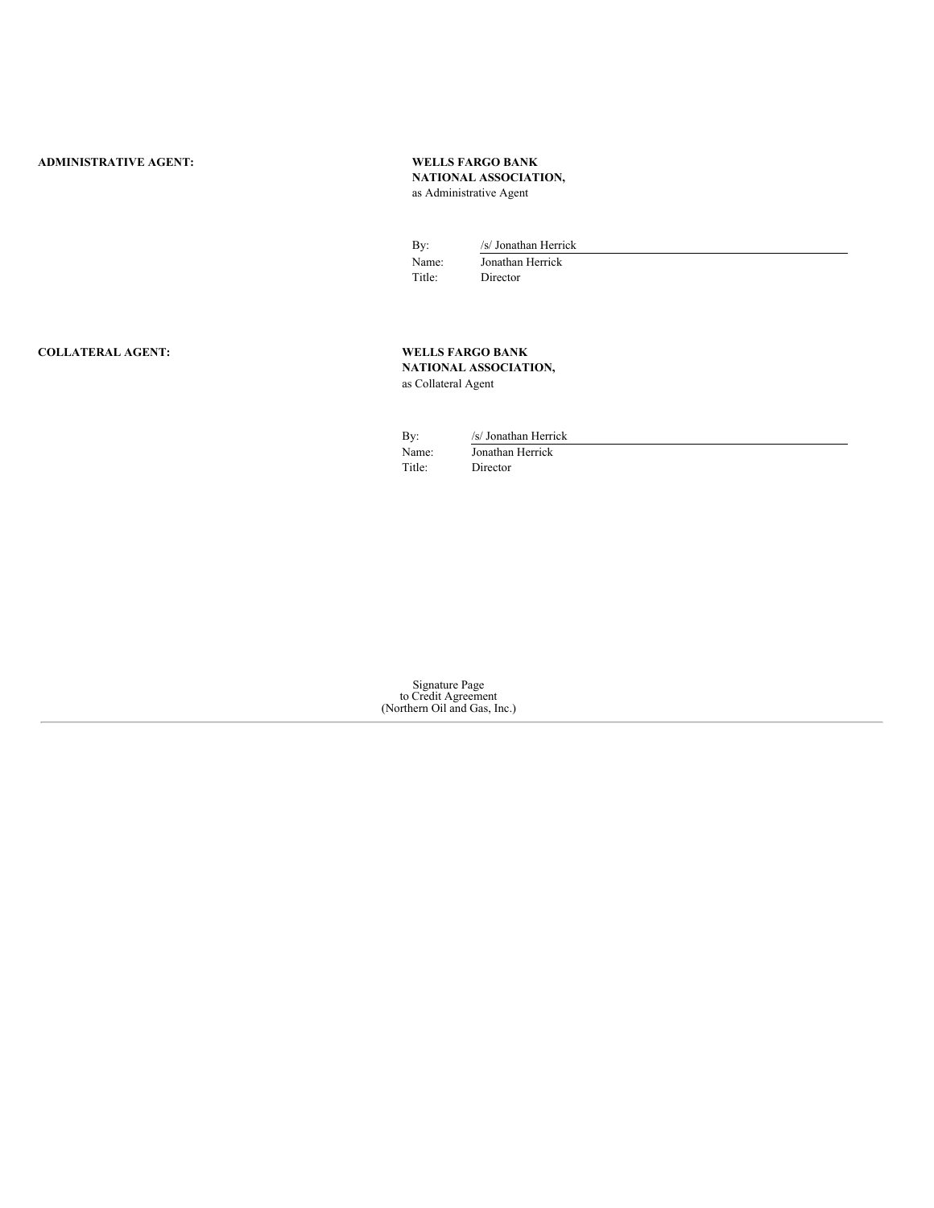**ADMINISTRATIVE AGENT:**

**WELLS FARGO BANK NATIONAL ASSOCIATION,**
as Administrative Agent

By: /s/ Jonathan Herrick
Name: Jonathan Herrick
Title: Director

**COLLATERAL AGENT:**

**WELLS FARGO BANK NATIONAL ASSOCIATION,**
as Collateral Agent

By: /s/ Jonathan Herrick
Name: Jonathan Herrick
Title: Director

Signature Page
to Credit Agreement
(Northern Oil and Gas, Inc.)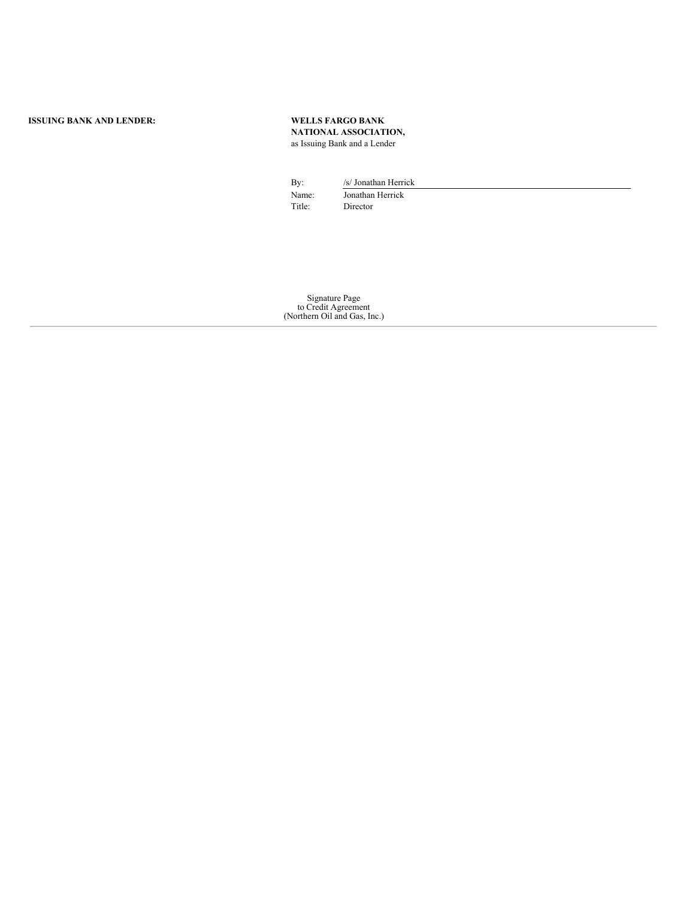**ISSUING BANK AND LENDER:**

**WELLS FARGO BANK NATIONAL ASSOCIATION,**
as Issuing Bank and a Lender

By: /s/ Jonathan Herrick
Name: Jonathan Herrick
Title: Director

Signature Page
to Credit Agreement
(Northern Oil and Gas, Inc.)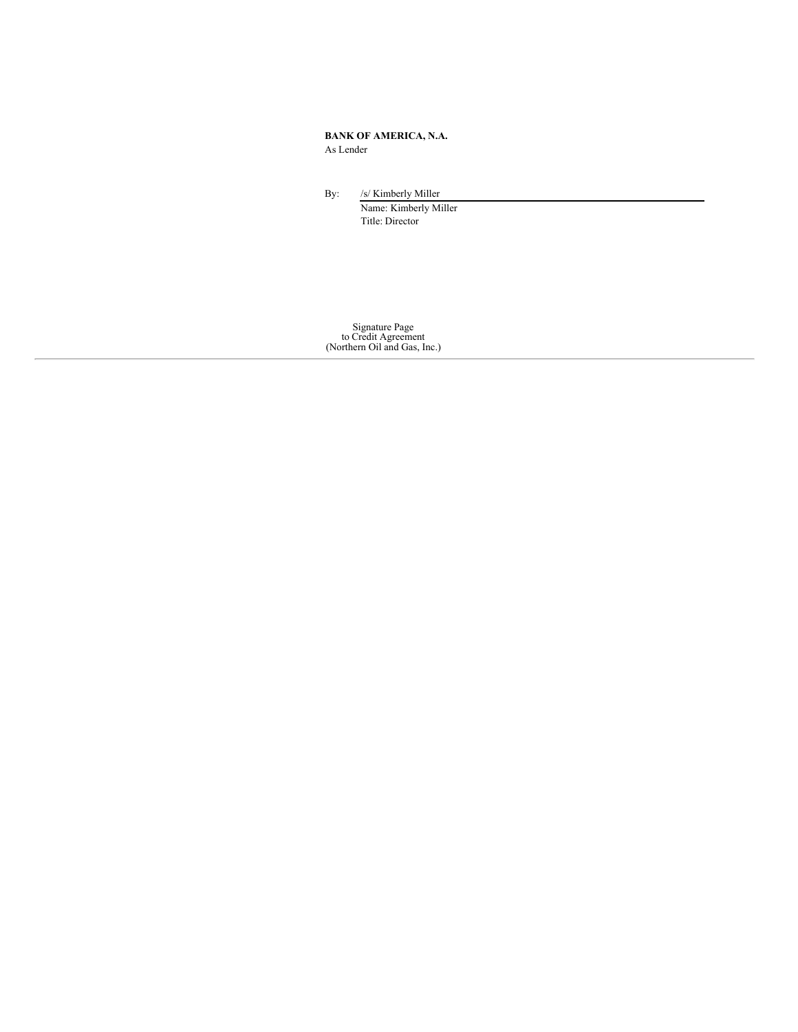**BANK OF AMERICA, N.A.**
As Lender

By: /s/ Kimberly Miller
Name: Kimberly Miller
Title: Director

Signature Page
to Credit Agreement
(Northern Oil and Gas, Inc.)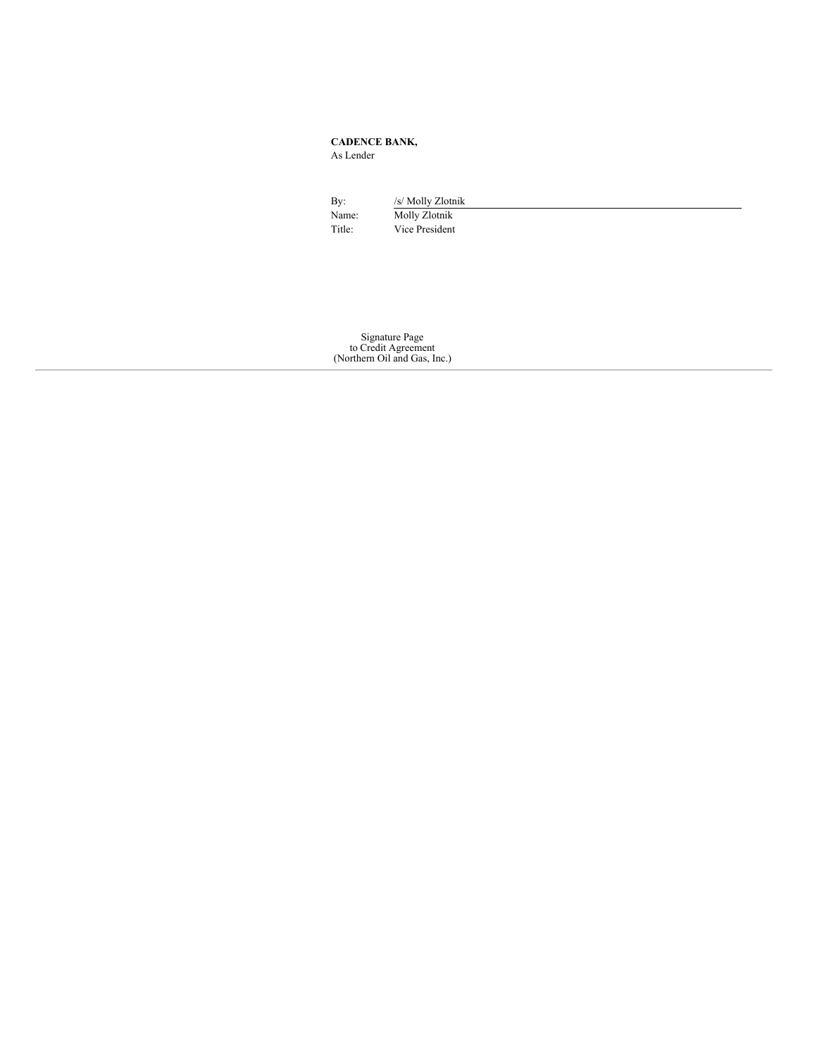**CADENCE BANK,**
As Lender

| | |
|---|---|
| By: | /s/ Molly Zlotnik |
| Name: | Molly Zlotnik |
| Title: | Vice President |

Signature Page
to Credit Agreement
(Northern Oil and Gas, Inc.)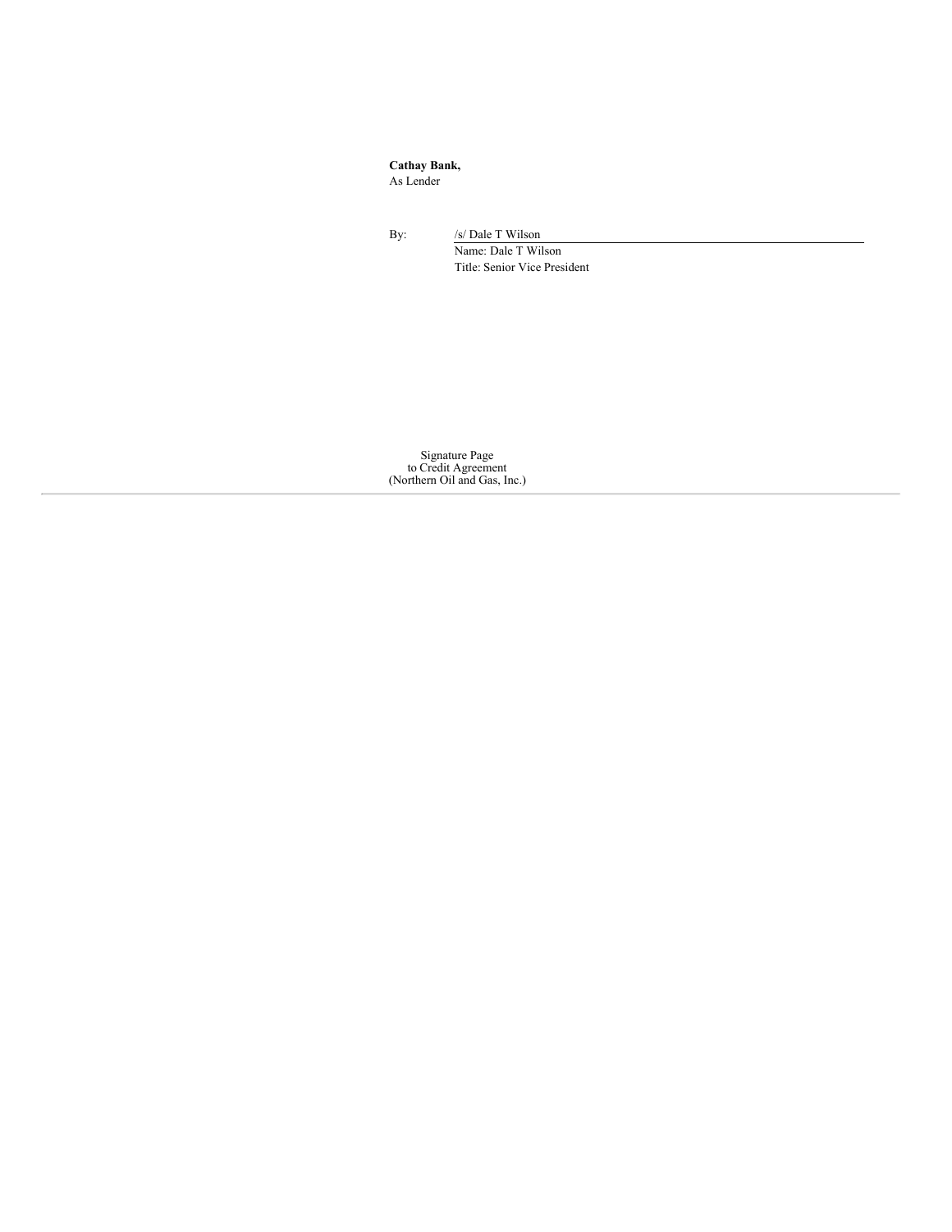**Cathay Bank,**
As Lender

By: /s/ Dale T Wilson
Name: Dale T Wilson
Title: Senior Vice President

Signature Page
to Credit Agreement
(Northern Oil and Gas, Inc.)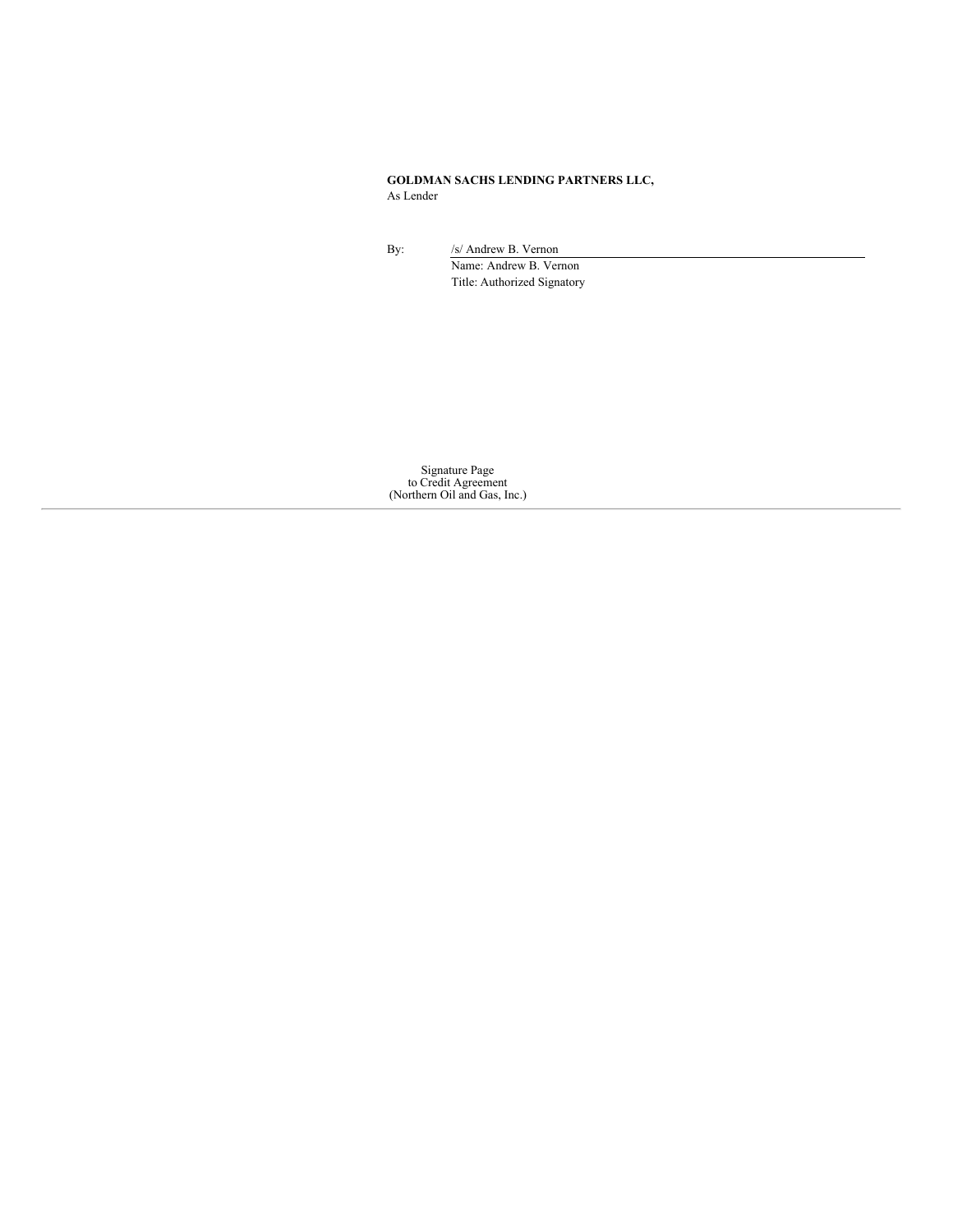**GOLDMAN SACHS LENDING PARTNERS LLC,**
As Lender

By: /s/ Andrew B. Vernon
Name: Andrew B. Vernon
Title: Authorized Signatory

Signature Page
to Credit Agreement
(Northern Oil and Gas, Inc.)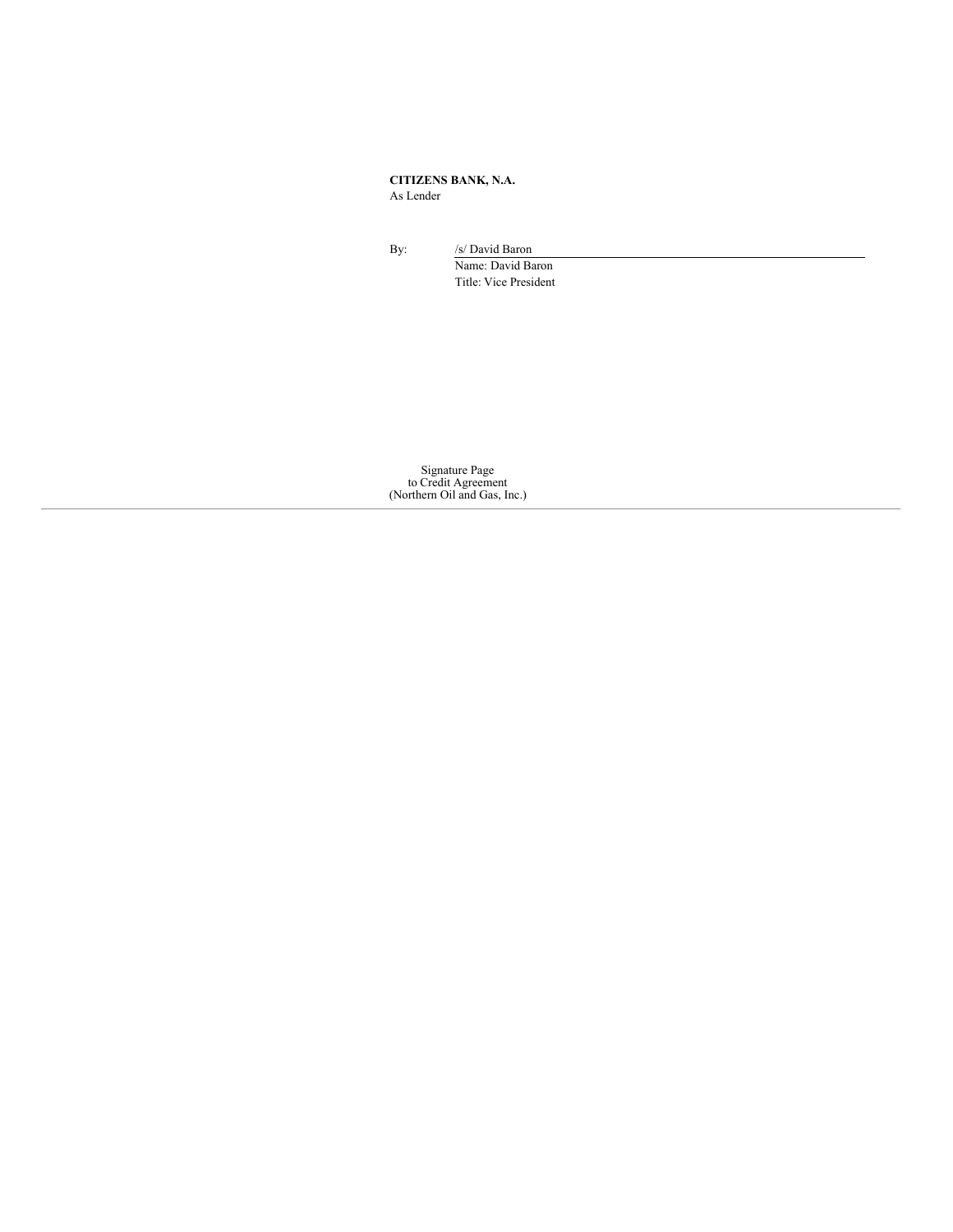**CITIZENS BANK, N.A.**
As Lender

By: /s/ David Baron
Name: David Baron
Title: Vice President

Signature Page
to Credit Agreement
(Northern Oil and Gas, Inc.)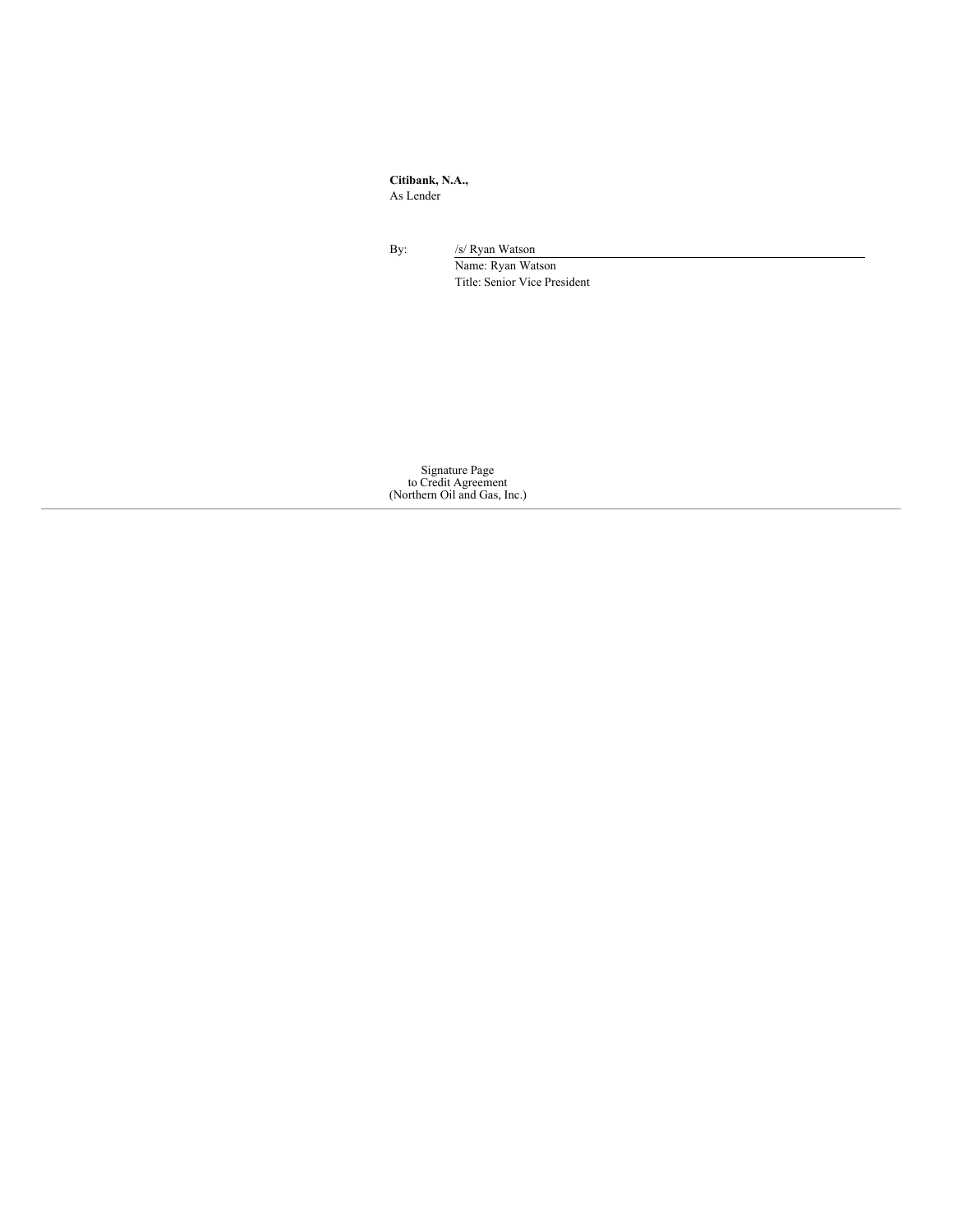**Citibank, N.A.,**
As Lender

By: /s/ Ryan Watson
Name: Ryan Watson
Title: Senior Vice President

Signature Page
to Credit Agreement
(Northern Oil and Gas, Inc.)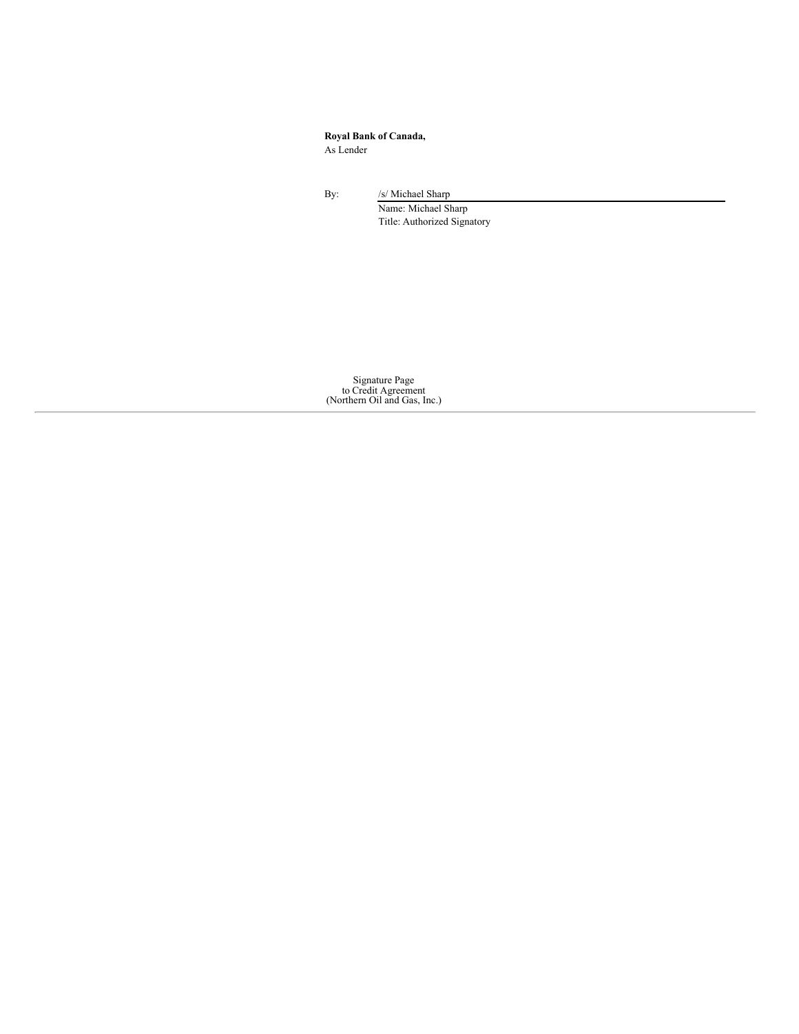**Royal Bank of Canada,**
As Lender

By: /s/ Michael Sharp
Name: Michael Sharp
Title: Authorized Signatory

Signature Page
to Credit Agreement
(Northern Oil and Gas, Inc.)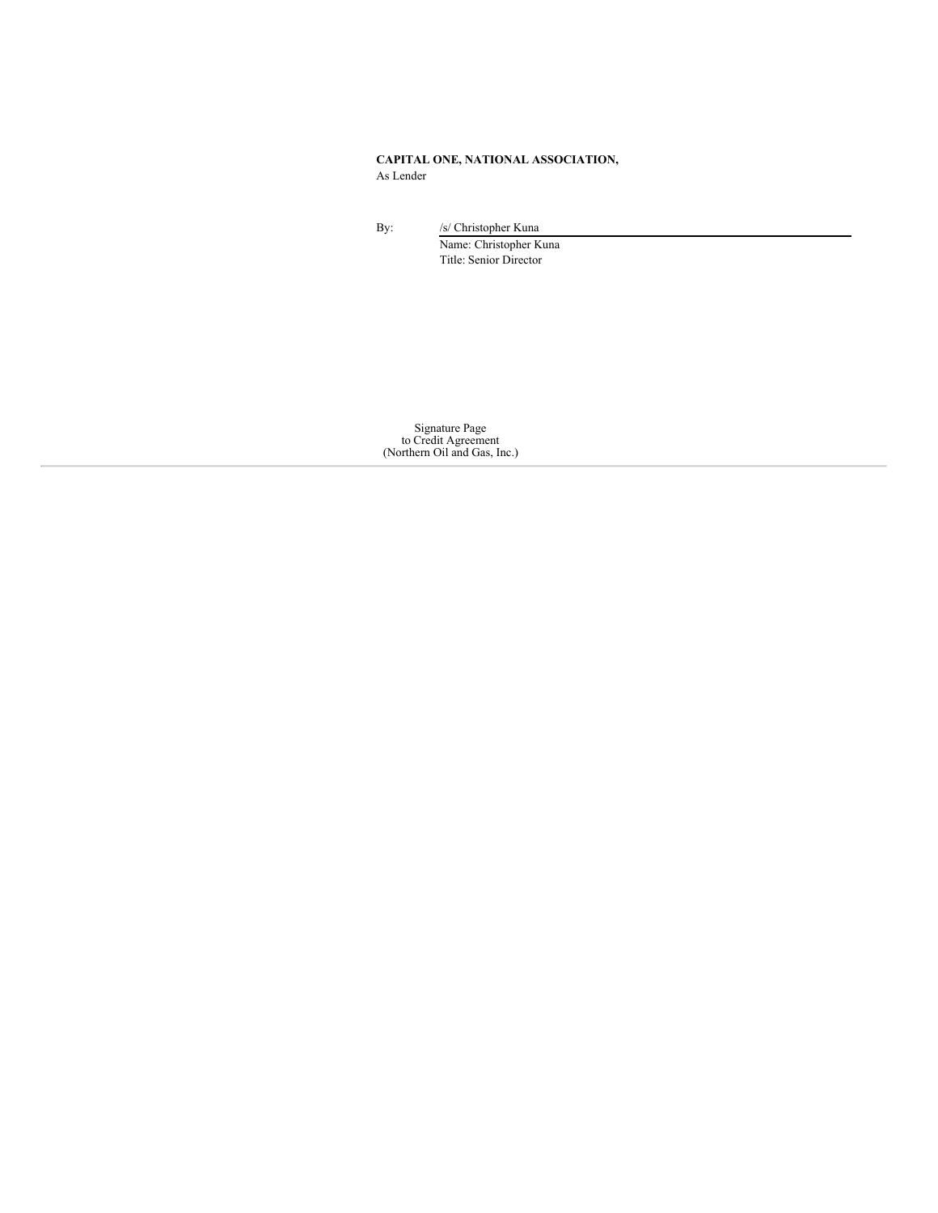**CAPITAL ONE, NATIONAL ASSOCIATION,**
As Lender

By: /s/ Christopher Kuna
Name: Christopher Kuna
Title: Senior Director

Signature Page
to Credit Agreement
(Northern Oil and Gas, Inc.)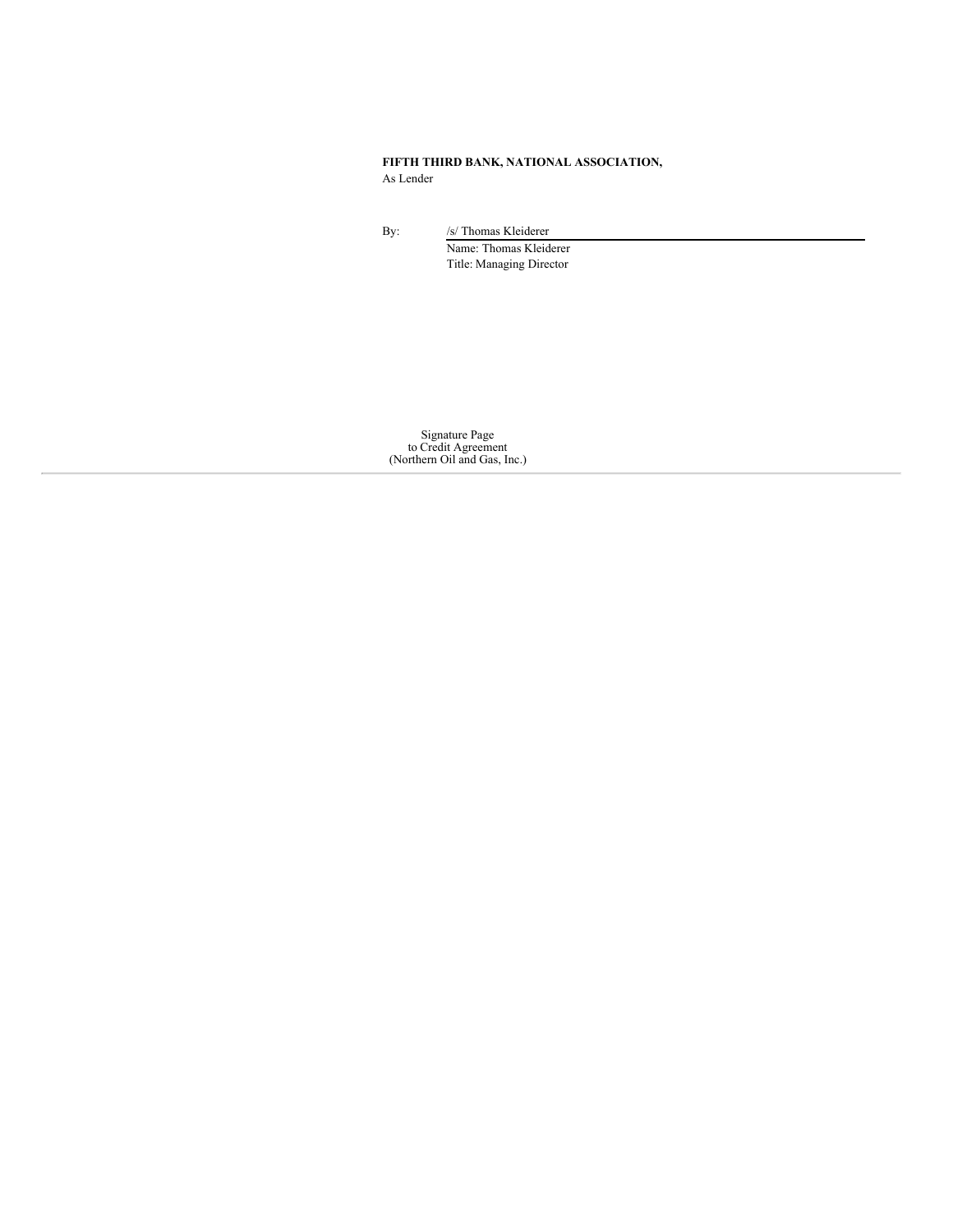**FIFTH THIRD BANK, NATIONAL ASSOCIATION,**
As Lender

By: /s/ Thomas Kleiderer
Name: Thomas Kleiderer
Title: Managing Director

Signature Page
to Credit Agreement
(Northern Oil and Gas, Inc.)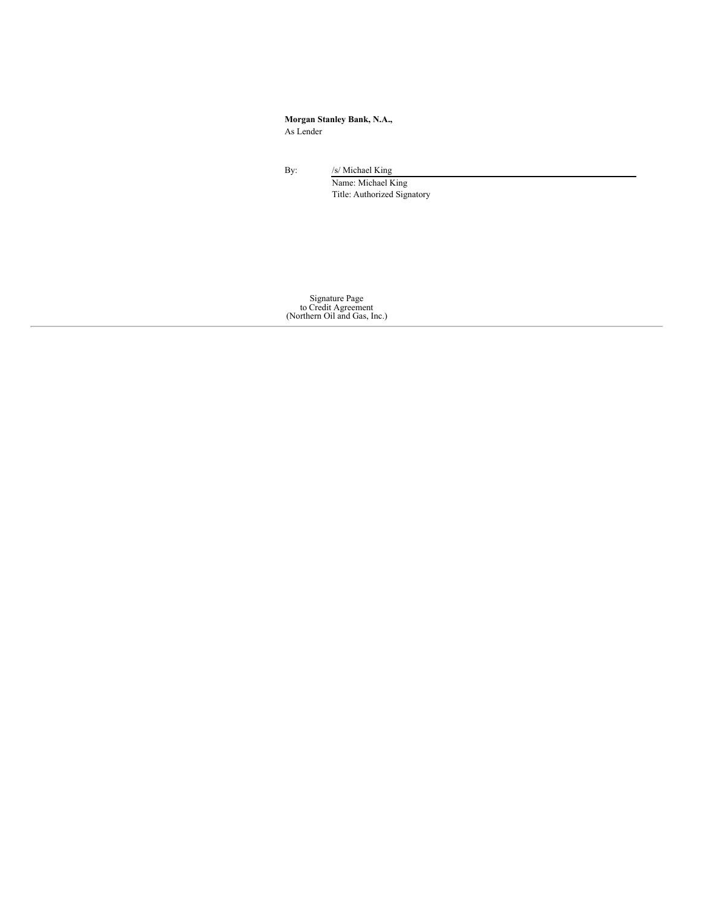**Morgan Stanley Bank, N.A.,**
As Lender

By: /s/ Michael King
Name: Michael King
Title: Authorized Signatory

Signature Page
to Credit Agreement
(Northern Oil and Gas, Inc.)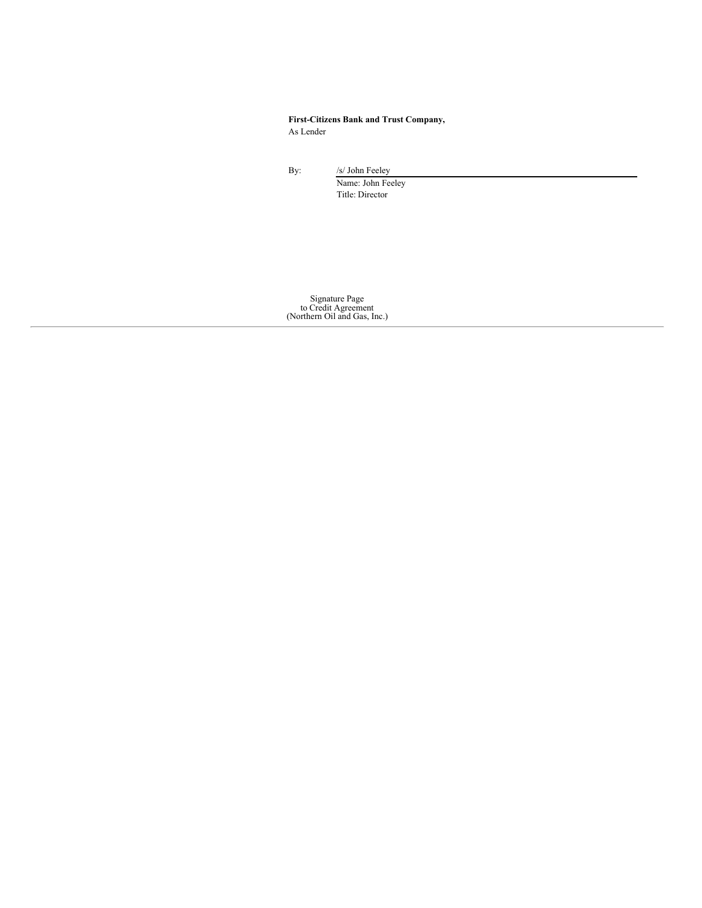**First-Citizens Bank and Trust Company,**
As Lender

By: /s/ John Feeley
Name: John Feeley
Title: Director

Signature Page
to Credit Agreement
(Northern Oil and Gas, Inc.)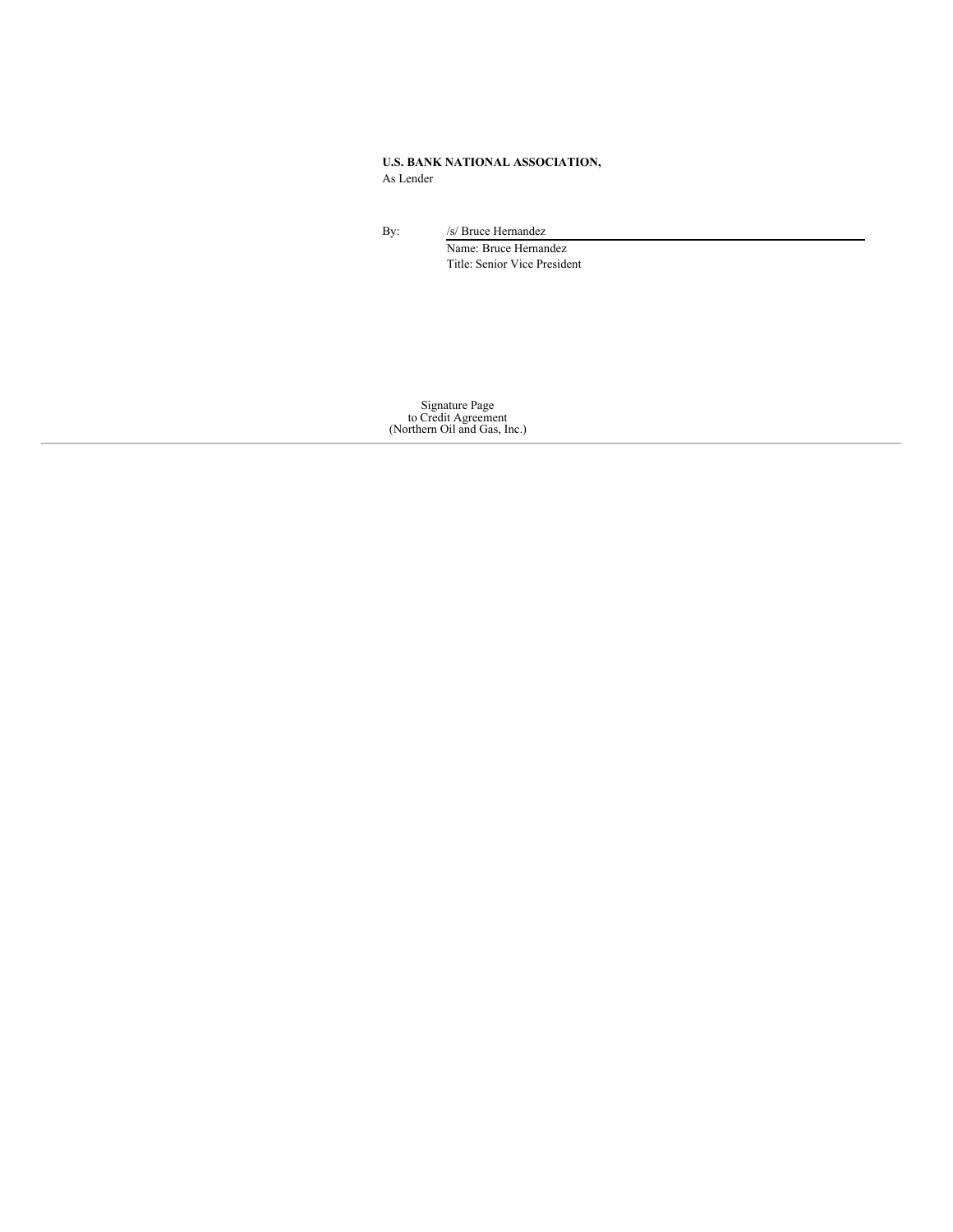**U.S. BANK NATIONAL ASSOCIATION,**
As Lender

By: /s/ Bruce Hernandez
Name: Bruce Hernandez
Title: Senior Vice President

Signature Page
to Credit Agreement
(Northern Oil and Gas, Inc.)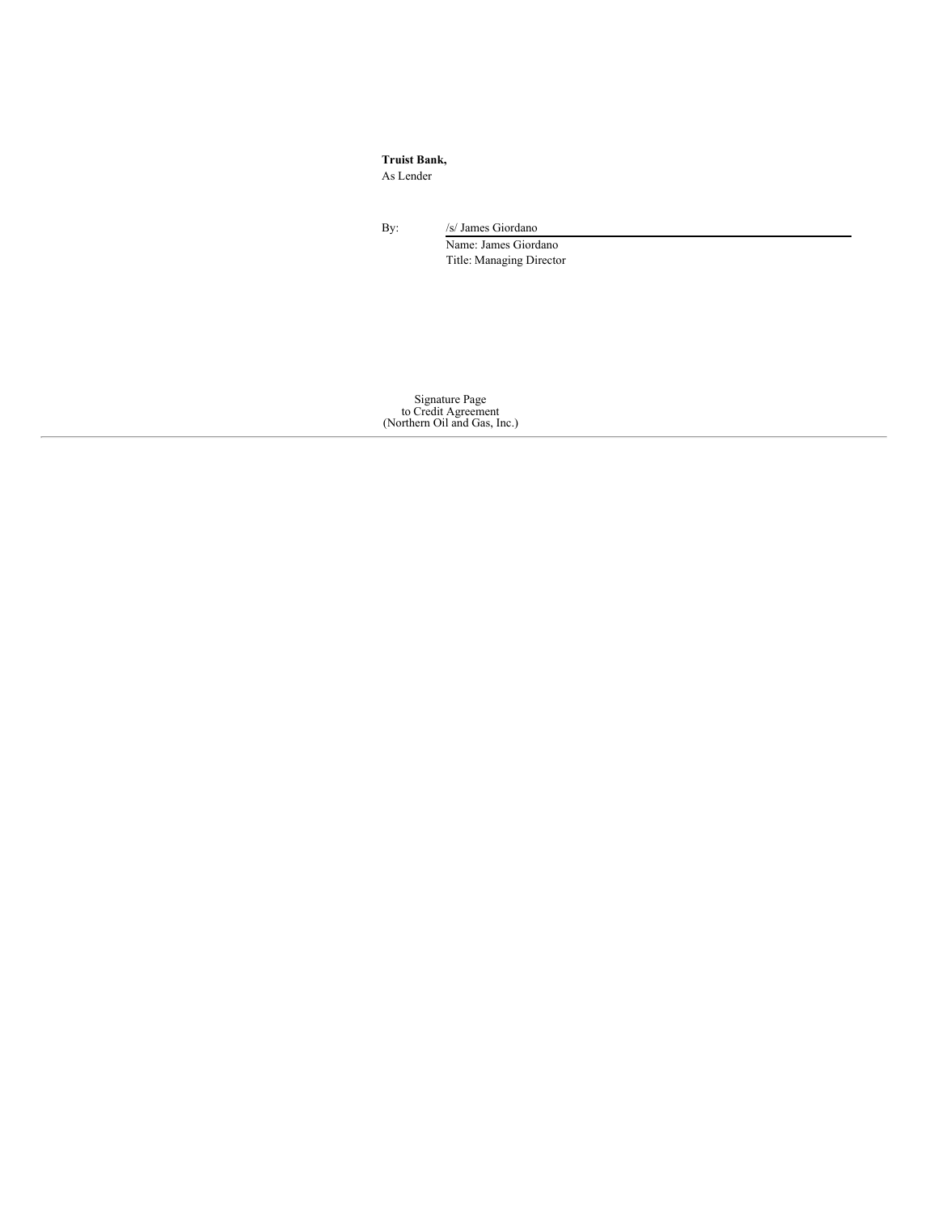**Truist Bank,**
As Lender

By: /s/ James Giordano
Name: James Giordano
Title: Managing Director

Signature Page
to Credit Agreement
(Northern Oil and Gas, Inc.)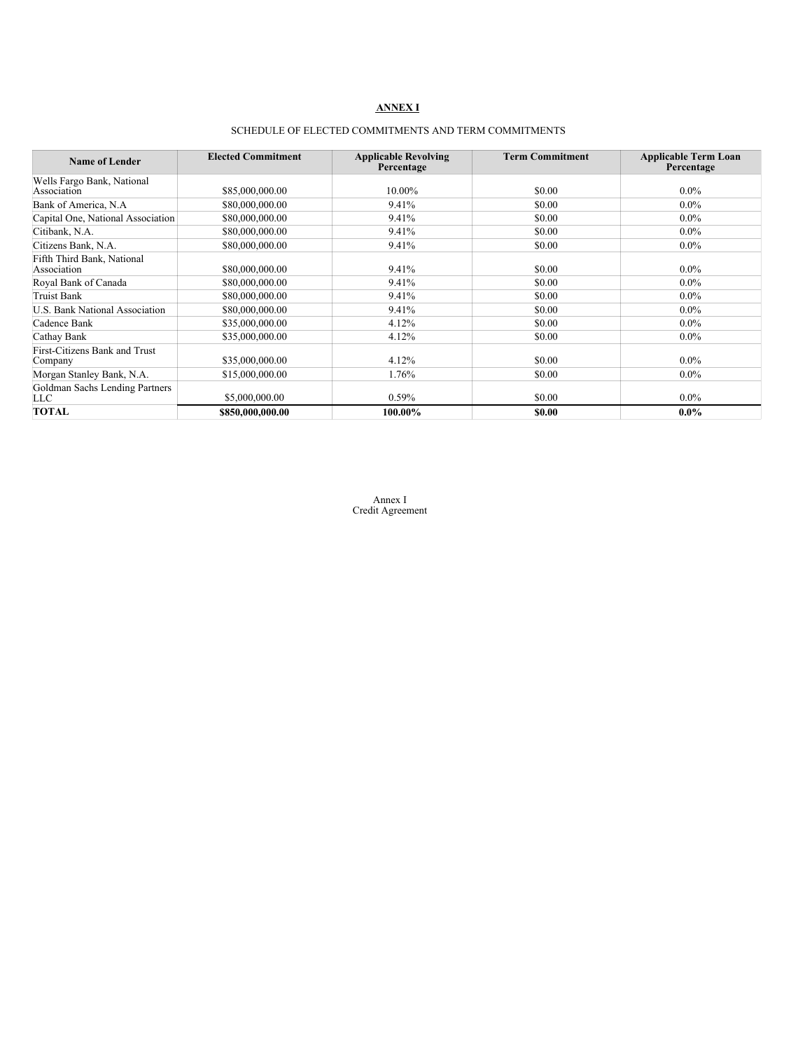**ANNEX I**

SCHEDULE OF ELECTED COMMITMENTS AND TERM COMMITMENTS

| Name of Lender | Elected Commitment | Applicable Revolving Percentage | Term Commitment | Applicable Term Loan Percentage |
|---|---|---|---|---|
| Wells Fargo Bank, National Association | $85,000,000.00 | 10.00% | $0.00 | 0.0% |
| Bank of America, N.A | $80,000,000.00 | 9.41% | $0.00 | 0.0% |
| Capital One, National Association | $80,000,000.00 | 9.41% | $0.00 | 0.0% |
| Citibank, N.A. | $80,000,000.00 | 9.41% | $0.00 | 0.0% |
| Citizens Bank, N.A. | $80,000,000.00 | 9.41% | $0.00 | 0.0% |
| Fifth Third Bank, National Association | $80,000,000.00 | 9.41% | $0.00 | 0.0% |
| Royal Bank of Canada | $80,000,000.00 | 9.41% | $0.00 | 0.0% |
| Truist Bank | $80,000,000.00 | 9.41% | $0.00 | 0.0% |
| U.S. Bank National Association | $80,000,000.00 | 9.41% | $0.00 | 0.0% |
| Cadence Bank | $35,000,000.00 | 4.12% | $0.00 | 0.0% |
| Cathay Bank | $35,000,000.00 | 4.12% | $0.00 | 0.0% |
| First-Citizens Bank and Trust Company | $35,000,000.00 | 4.12% | $0.00 | 0.0% |
| Morgan Stanley Bank, N.A. | $15,000,000.00 | 1.76% | $0.00 | 0.0% |
| Goldman Sachs Lending Partners LLC | $5,000,000.00 | 0.59% | $0.00 | 0.0% |
| **TOTAL** | **$850,000,000.00** | **100.00%** | **$0.00** | **0.0%** |

Annex I
Credit Agreement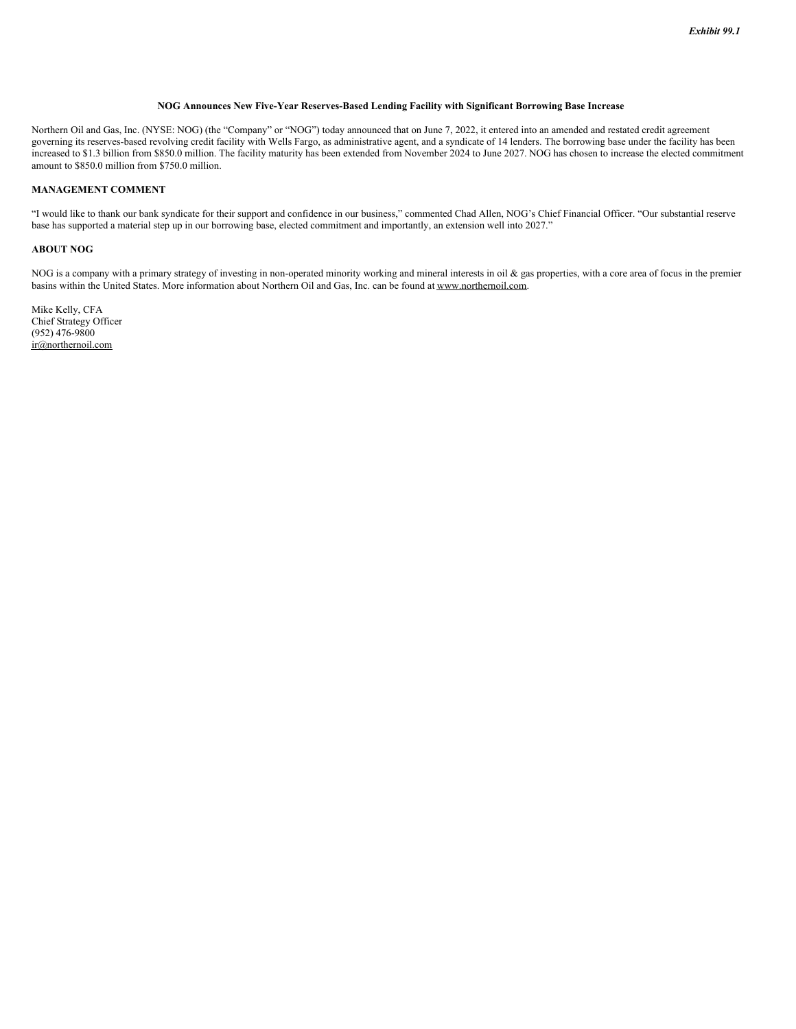*Exhibit 99.1*

**NOG Announces New Five-Year Reserves-Based Lending Facility with Significant Borrowing Base Increase**

Northern Oil and Gas, Inc. (NYSE: NOG) (the "Company" or "NOG") today announced that on June 7, 2022, it entered into an amended and restated credit agreement governing its reserves-based revolving credit facility with Wells Fargo, as administrative agent, and a syndicate of 14 lenders. The borrowing base under the facility has been increased to $1.3 billion from $850.0 million. The facility maturity has been extended from November 2024 to June 2027. NOG has chosen to increase the elected commitment amount to $850.0 million from $750.0 million.

**MANAGEMENT COMMENT**

"I would like to thank our bank syndicate for their support and confidence in our business," commented Chad Allen, NOG's Chief Financial Officer. "Our substantial reserve base has supported a material step up in our borrowing base, elected commitment and importantly, an extension well into 2027."

**ABOUT NOG**

NOG is a company with a primary strategy of investing in non-operated minority working and mineral interests in oil & gas properties, with a core area of focus in the premier basins within the United States. More information about Northern Oil and Gas, Inc. can be found at www.northernoil.com.

Mike Kelly, CFA
Chief Strategy Officer
(952) 476-9800
ir@northernoil.com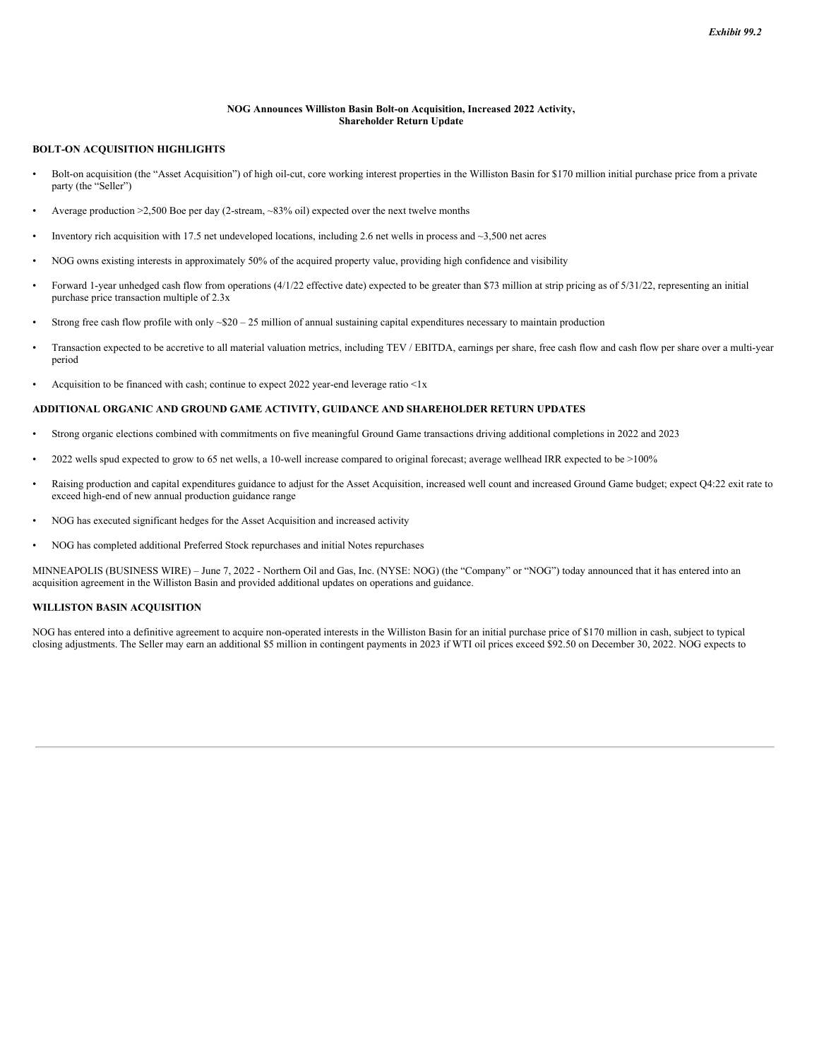*Exhibit 99.2*

**NOG Announces Williston Basin Bolt-on Acquisition, Increased 2022 Activity, Shareholder Return Update**

## BOLT-ON ACQUISITION HIGHLIGHTS

- Bolt-on acquisition (the "Asset Acquisition") of high oil-cut, core working interest properties in the Williston Basin for $170 million initial purchase price from a private party (the "Seller")
- Average production >2,500 Boe per day (2-stream, ~83% oil) expected over the next twelve months
- Inventory rich acquisition with 17.5 net undeveloped locations, including 2.6 net wells in process and ~3,500 net acres
- NOG owns existing interests in approximately 50% of the acquired property value, providing high confidence and visibility
- Forward 1-year unhedged cash flow from operations (4/1/22 effective date) expected to be greater than $73 million at strip pricing as of 5/31/22, representing an initial purchase price transaction multiple of 2.3x
- Strong free cash flow profile with only ~$20 – 25 million of annual sustaining capital expenditures necessary to maintain production
- Transaction expected to be accretive to all material valuation metrics, including TEV / EBITDA, earnings per share, free cash flow and cash flow per share over a multi-year period
- Acquisition to be financed with cash; continue to expect 2022 year-end leverage ratio <1x

## ADDITIONAL ORGANIC AND GROUND GAME ACTIVITY, GUIDANCE AND SHAREHOLDER RETURN UPDATES

- Strong organic elections combined with commitments on five meaningful Ground Game transactions driving additional completions in 2022 and 2023
- 2022 wells spud expected to grow to 65 net wells, a 10-well increase compared to original forecast; average wellhead IRR expected to be >100%
- Raising production and capital expenditures guidance to adjust for the Asset Acquisition, increased well count and increased Ground Game budget; expect Q4:22 exit rate to exceed high-end of new annual production guidance range
- NOG has executed significant hedges for the Asset Acquisition and increased activity
- NOG has completed additional Preferred Stock repurchases and initial Notes repurchases

MINNEAPOLIS (BUSINESS WIRE) – June 7, 2022 - Northern Oil and Gas, Inc. (NYSE: NOG) (the "Company" or "NOG") today announced that it has entered into an acquisition agreement in the Williston Basin and provided additional updates on operations and guidance.

## WILLISTON BASIN ACQUISITION

NOG has entered into a definitive agreement to acquire non-operated interests in the Williston Basin for an initial purchase price of $170 million in cash, subject to typical closing adjustments. The Seller may earn an additional $5 million in contingent payments in 2023 if WTI oil prices exceed $92.50 on December 30, 2022. NOG expects to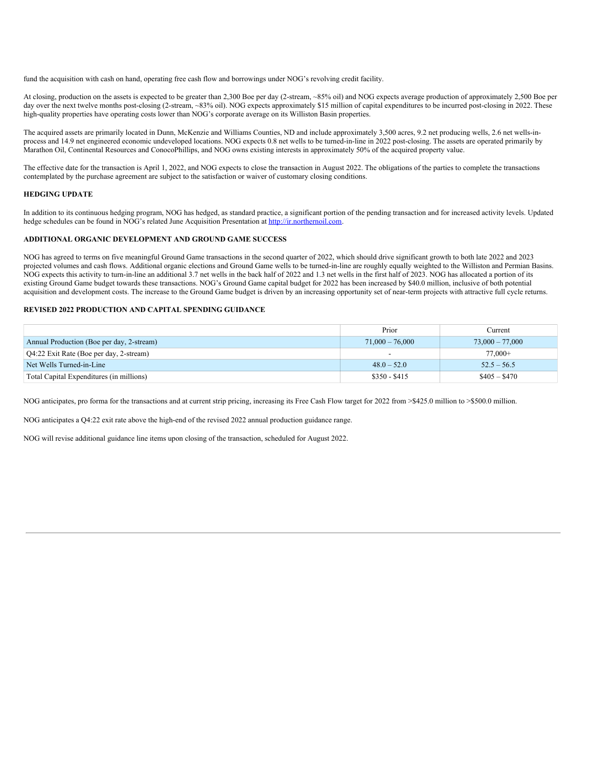fund the acquisition with cash on hand, operating free cash flow and borrowings under NOG's revolving credit facility.

At closing, production on the assets is expected to be greater than 2,300 Boe per day (2-stream, ~85% oil) and NOG expects average production of approximately 2,500 Boe per day over the next twelve months post-closing (2-stream, ~83% oil). NOG expects approximately $15 million of capital expenditures to be incurred post-closing in 2022. These high-quality properties have operating costs lower than NOG's corporate average on its Williston Basin properties.

The acquired assets are primarily located in Dunn, McKenzie and Williams Counties, ND and include approximately 3,500 acres, 9.2 net producing wells, 2.6 net wells-in-process and 14.9 net engineered economic undeveloped locations. NOG expects 0.8 net wells to be turned-in-line in 2022 post-closing. The assets are operated primarily by Marathon Oil, Continental Resources and ConocoPhillips, and NOG owns existing interests in approximately 50% of the acquired property value.

The effective date for the transaction is April 1, 2022, and NOG expects to close the transaction in August 2022. The obligations of the parties to complete the transactions contemplated by the purchase agreement are subject to the satisfaction or waiver of customary closing conditions.

**HEDGING UPDATE**

In addition to its continuous hedging program, NOG has hedged, as standard practice, a significant portion of the pending transaction and for increased activity levels. Updated hedge schedules can be found in NOG's related June Acquisition Presentation at http://ir.northernoil.com.

**ADDITIONAL ORGANIC DEVELOPMENT AND GROUND GAME SUCCESS**

NOG has agreed to terms on five meaningful Ground Game transactions in the second quarter of 2022, which should drive significant growth to both late 2022 and 2023 projected volumes and cash flows. Additional organic elections and Ground Game wells to be turned-in-line are roughly equally weighted to the Williston and Permian Basins. NOG expects this activity to turn-in-line an additional 3.7 net wells in the back half of 2022 and 1.3 net wells in the first half of 2023. NOG has allocated a portion of its existing Ground Game budget towards these transactions. NOG's Ground Game capital budget for 2022 has been increased by $40.0 million, inclusive of both potential acquisition and development costs. The increase to the Ground Game budget is driven by an increasing opportunity set of near-term projects with attractive full cycle returns.

**REVISED 2022 PRODUCTION AND CAPITAL SPENDING GUIDANCE**

| | Prior | Current |
|---|---|---|
| Annual Production (Boe per day, 2-stream) | 71,000 – 76,000 | 73,000 – 77,000 |
| Q4:22 Exit Rate (Boe per day, 2-stream) | - | 77,000+ |
| Net Wells Turned-in-Line | 48.0 – 52.0 | 52.5 – 56.5 |
| Total Capital Expenditures (in millions) | $350 - $415 | $405 – $470 |

NOG anticipates, pro forma for the transactions and at current strip pricing, increasing its Free Cash Flow target for 2022 from >$425.0 million to >$500.0 million.

NOG anticipates a Q4:22 exit rate above the high-end of the revised 2022 annual production guidance range.

NOG will revise additional guidance line items upon closing of the transaction, scheduled for August 2022.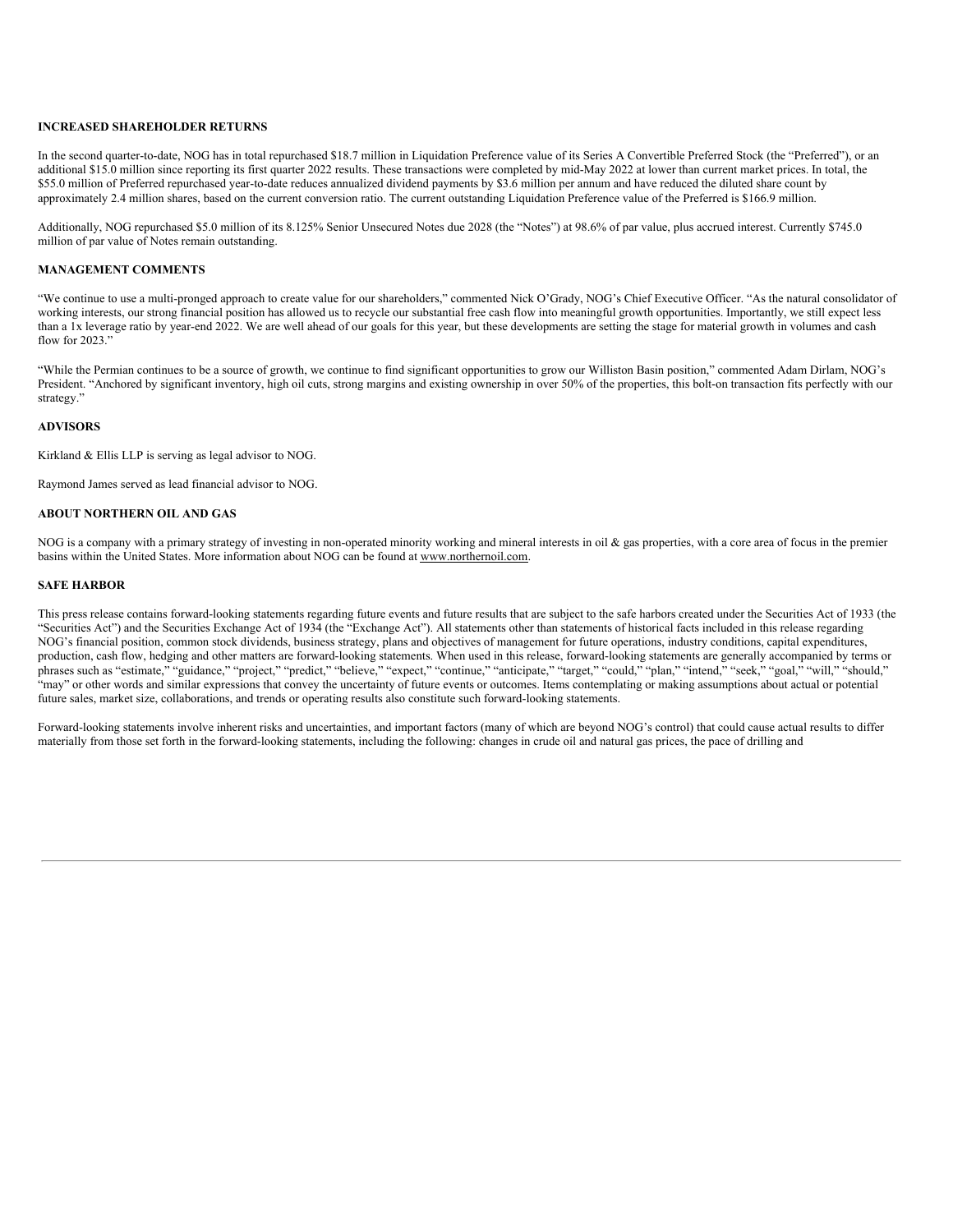**INCREASED SHAREHOLDER RETURNS**

In the second quarter-to-date, NOG has in total repurchased $18.7 million in Liquidation Preference value of its Series A Convertible Preferred Stock (the "Preferred"), or an additional $15.0 million since reporting its first quarter 2022 results. These transactions were completed by mid-May 2022 at lower than current market prices. In total, the $55.0 million of Preferred repurchased year-to-date reduces annualized dividend payments by $3.6 million per annum and have reduced the diluted share count by approximately 2.4 million shares, based on the current conversion ratio. The current outstanding Liquidation Preference value of the Preferred is $166.9 million.

Additionally, NOG repurchased $5.0 million of its 8.125% Senior Unsecured Notes due 2028 (the "Notes") at 98.6% of par value, plus accrued interest. Currently $745.0 million of par value of Notes remain outstanding.

**MANAGEMENT COMMENTS**

"We continue to use a multi-pronged approach to create value for our shareholders," commented Nick O'Grady, NOG's Chief Executive Officer. "As the natural consolidator of working interests, our strong financial position has allowed us to recycle our substantial free cash flow into meaningful growth opportunities. Importantly, we still expect less than a 1x leverage ratio by year-end 2022. We are well ahead of our goals for this year, but these developments are setting the stage for material growth in volumes and cash flow for 2023."

"While the Permian continues to be a source of growth, we continue to find significant opportunities to grow our Williston Basin position," commented Adam Dirlam, NOG's President. "Anchored by significant inventory, high oil cuts, strong margins and existing ownership in over 50% of the properties, this bolt-on transaction fits perfectly with our strategy."

**ADVISORS**

Kirkland & Ellis LLP is serving as legal advisor to NOG.

Raymond James served as lead financial advisor to NOG.

**ABOUT NORTHERN OIL AND GAS**

NOG is a company with a primary strategy of investing in non-operated minority working and mineral interests in oil & gas properties, with a core area of focus in the premier basins within the United States. More information about NOG can be found at www.northernoil.com.

**SAFE HARBOR**

This press release contains forward-looking statements regarding future events and future results that are subject to the safe harbors created under the Securities Act of 1933 (the "Securities Act") and the Securities Exchange Act of 1934 (the "Exchange Act"). All statements other than statements of historical facts included in this release regarding NOG's financial position, common stock dividends, business strategy, plans and objectives of management for future operations, industry conditions, capital expenditures, production, cash flow, hedging and other matters are forward-looking statements. When used in this release, forward-looking statements are generally accompanied by terms or phrases such as "estimate," "guidance," "project," "predict," "believe," "expect," "continue," "anticipate," "target," "could," "plan," "intend," "seek," "goal," "will," "should," "may" or other words and similar expressions that convey the uncertainty of future events or outcomes. Items contemplating or making assumptions about actual or potential future sales, market size, collaborations, and trends or operating results also constitute such forward-looking statements.

Forward-looking statements involve inherent risks and uncertainties, and important factors (many of which are beyond NOG's control) that could cause actual results to differ materially from those set forth in the forward-looking statements, including the following: changes in crude oil and natural gas prices, the pace of drilling and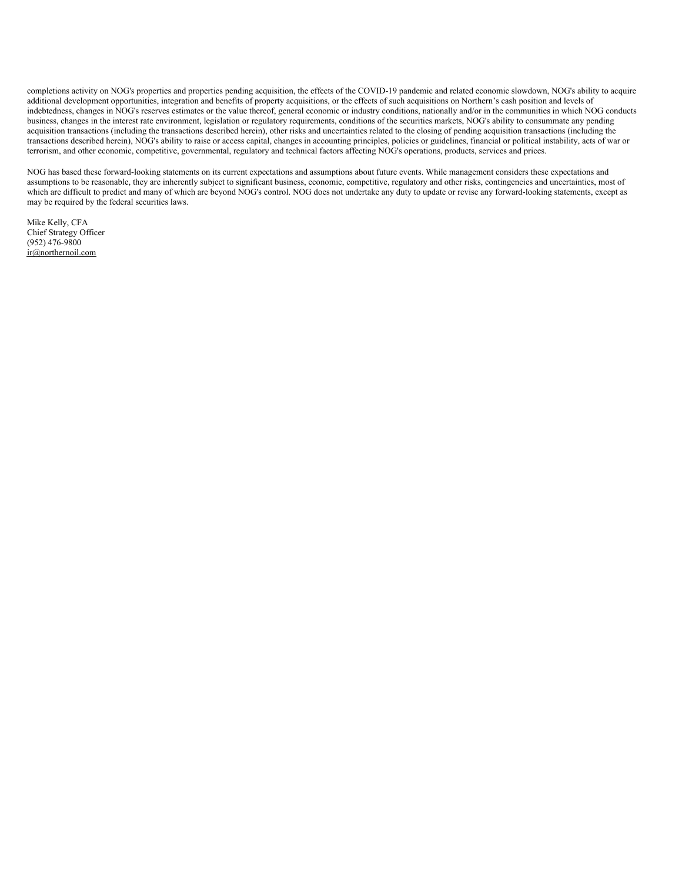completions activity on NOG's properties and properties pending acquisition, the effects of the COVID-19 pandemic and related economic slowdown, NOG's ability to acquire additional development opportunities, integration and benefits of property acquisitions, or the effects of such acquisitions on Northern's cash position and levels of indebtedness, changes in NOG's reserves estimates or the value thereof, general economic or industry conditions, nationally and/or in the communities in which NOG conducts business, changes in the interest rate environment, legislation or regulatory requirements, conditions of the securities markets, NOG's ability to consummate any pending acquisition transactions (including the transactions described herein), other risks and uncertainties related to the closing of pending acquisition transactions (including the transactions described herein), NOG's ability to raise or access capital, changes in accounting principles, policies or guidelines, financial or political instability, acts of war or terrorism, and other economic, competitive, governmental, regulatory and technical factors affecting NOG's operations, products, services and prices.

NOG has based these forward-looking statements on its current expectations and assumptions about future events. While management considers these expectations and assumptions to be reasonable, they are inherently subject to significant business, economic, competitive, regulatory and other risks, contingencies and uncertainties, most of which are difficult to predict and many of which are beyond NOG's control. NOG does not undertake any duty to update or revise any forward-looking statements, except as may be required by the federal securities laws.

Mike Kelly, CFA
Chief Strategy Officer
(952) 476-9800
ir@northernoil.com